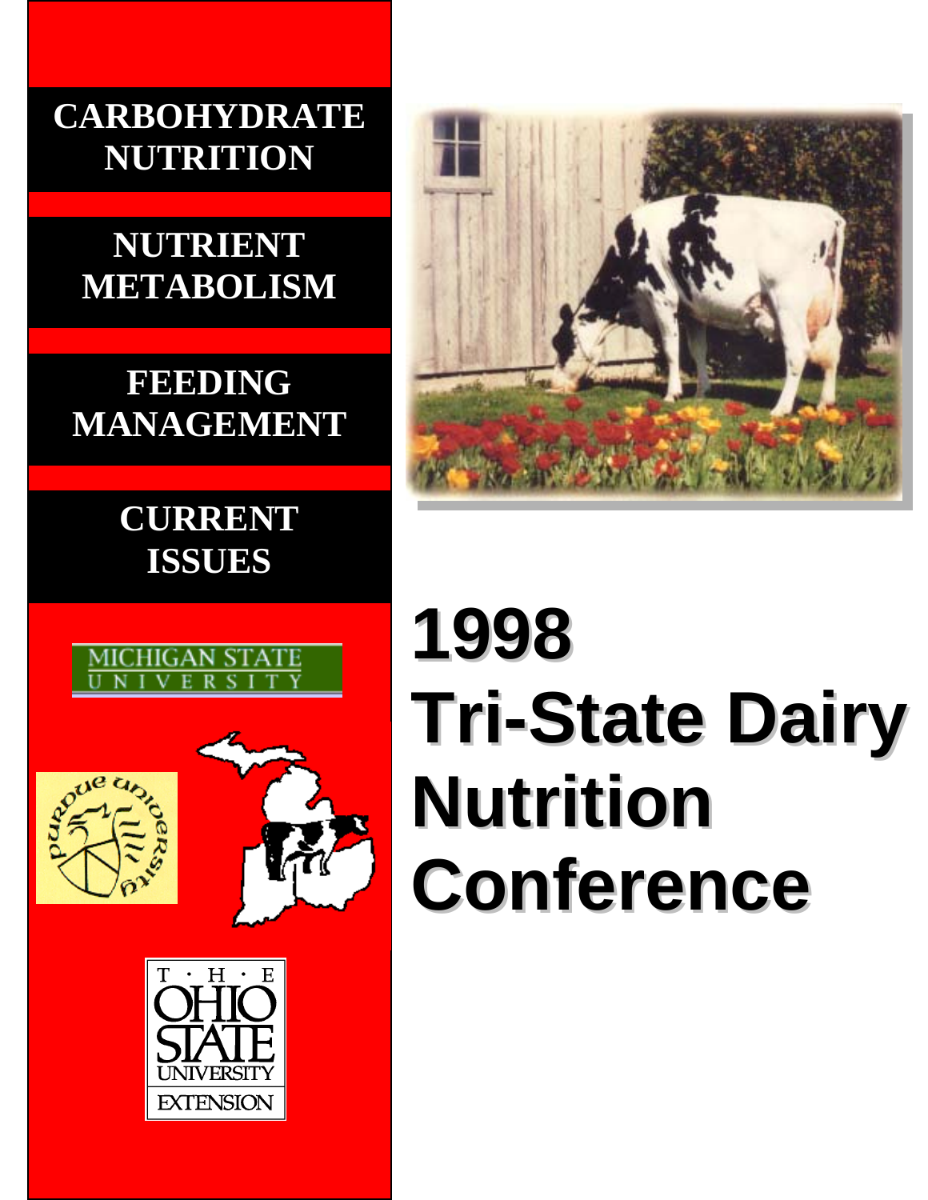# 1998 Tri-State Dairy Nutrition Conference

**CARBOHYDRATE NUTRITION**

**NUTRIENT METABOLISM**

**FEEDING MANAGEMENT**

**CURRENT ISSUES**

MICHIGAN STATE UNIVERSITY

PURDUE UNIVERSITY

THE OHIO STATE UNIVERSITY EXTENSION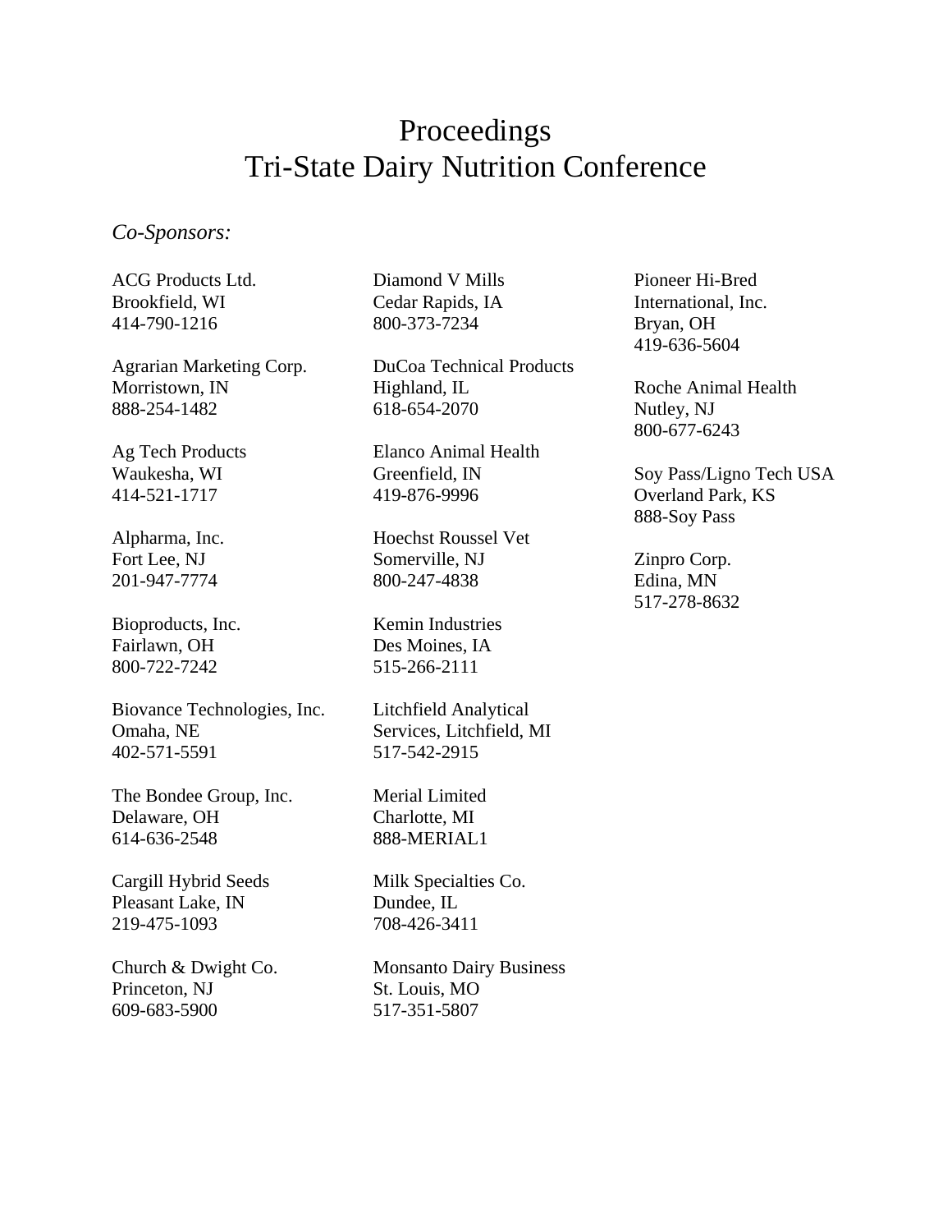# Proceedings
# Tri-State Dairy Nutrition Conference

*Co-Sponsors:*

ACG Products Ltd.
Brookfield, WI
414-790-1216

Agrarian Marketing Corp.
Morristown, IN
888-254-1482

Ag Tech Products
Waukesha, WI
414-521-1717

Alpharma, Inc.
Fort Lee, NJ
201-947-7774

Bioproducts, Inc.
Fairlawn, OH
800-722-7242

Biovance Technologies, Inc.
Omaha, NE
402-571-5591

The Bondee Group, Inc.
Delaware, OH
614-636-2548

Cargill Hybrid Seeds
Pleasant Lake, IN
219-475-1093

Church & Dwight Co.
Princeton, NJ
609-683-5900

Diamond V Mills
Cedar Rapids, IA
800-373-7234

DuCoa Technical Products
Highland, IL
618-654-2070

Elanco Animal Health
Greenfield, IN
419-876-9996

Hoechst Roussel Vet
Somerville, NJ
800-247-4838

Kemin Industries
Des Moines, IA
515-266-2111

Litchfield Analytical
Services, Litchfield, MI
517-542-2915

Merial Limited
Charlotte, MI
888-MERIAL1

Milk Specialties Co.
Dundee, IL
708-426-3411

Monsanto Dairy Business
St. Louis, MO
517-351-5807

Pioneer Hi-Bred
International, Inc.
Bryan, OH
419-636-5604

Roche Animal Health
Nutley, NJ
800-677-6243

Soy Pass/Ligno Tech USA
Overland Park, KS
888-Soy Pass

Zinpro Corp.
Edina, MN
517-278-8632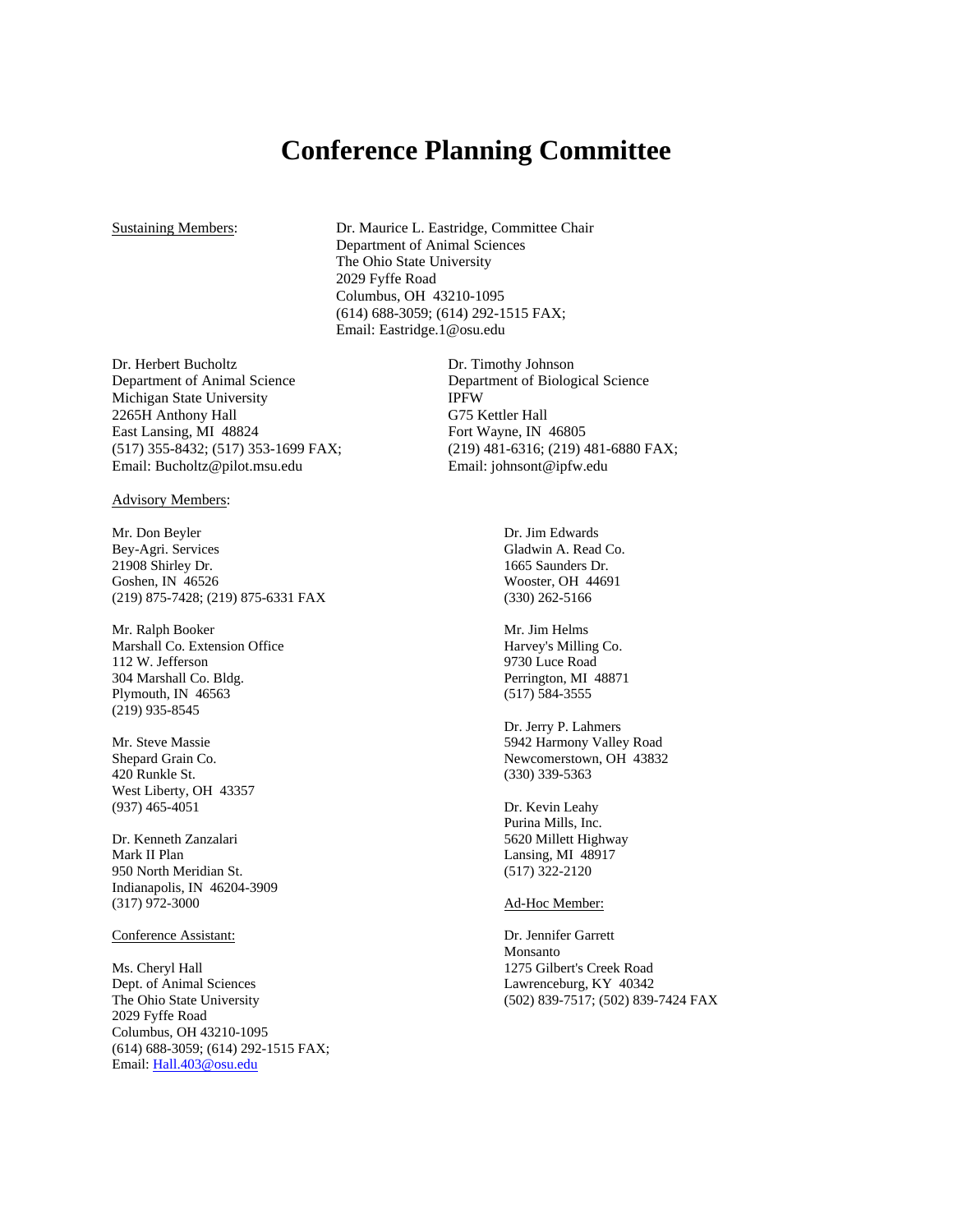# Conference Planning Committee

Sustaining Members:

Dr. Maurice L. Eastridge, Committee Chair
Department of Animal Sciences
The Ohio State University
2029 Fyffe Road
Columbus, OH 43210-1095
(614) 688-3059; (614) 292-1515 FAX;
Email: Eastridge.1@osu.edu

Dr. Herbert Bucholtz
Department of Animal Science
Michigan State University
2265H Anthony Hall
East Lansing, MI 48824
(517) 355-8432; (517) 353-1699 FAX;
Email: Bucholtz@pilot.msu.edu

Dr. Timothy Johnson
Department of Biological Science
IPFW
G75 Kettler Hall
Fort Wayne, IN 46805
(219) 481-6316; (219) 481-6880 FAX;
Email: johnsont@ipfw.edu

Advisory Members:

Mr. Don Beyler
Bey-Agri. Services
21908 Shirley Dr.
Goshen, IN 46526
(219) 875-7428; (219) 875-6331 FAX

Mr. Ralph Booker
Marshall Co. Extension Office
112 W. Jefferson
304 Marshall Co. Bldg.
Plymouth, IN 46563
(219) 935-8545

Mr. Steve Massie
Shepard Grain Co.
420 Runkle St.
West Liberty, OH 43357
(937) 465-4051

Dr. Kenneth Zanzalari
Mark II Plan
950 North Meridian St.
Indianapolis, IN 46204-3909
(317) 972-3000

Dr. Jim Edwards
Gladwin A. Read Co.
1665 Saunders Dr.
Wooster, OH 44691
(330) 262-5166

Mr. Jim Helms
Harvey's Milling Co.
9730 Luce Road
Perrington, MI 48871
(517) 584-3555

Dr. Jerry P. Lahmers
5942 Harmony Valley Road
Newcomerstown, OH 43832
(330) 339-5363

Dr. Kevin Leahy
Purina Mills, Inc.
5620 Millett Highway
Lansing, MI 48917
(517) 322-2120

Ad-Hoc Member:

Dr. Jennifer Garrett
Monsanto
1275 Gilbert's Creek Road
Lawrenceburg, KY 40342
(502) 839-7517; (502) 839-7424 FAX

Conference Assistant:

Ms. Cheryl Hall
Dept. of Animal Sciences
The Ohio State University
2029 Fyffe Road
Columbus, OH 43210-1095
(614) 688-3059; (614) 292-1515 FAX;
Email: Hall.403@osu.edu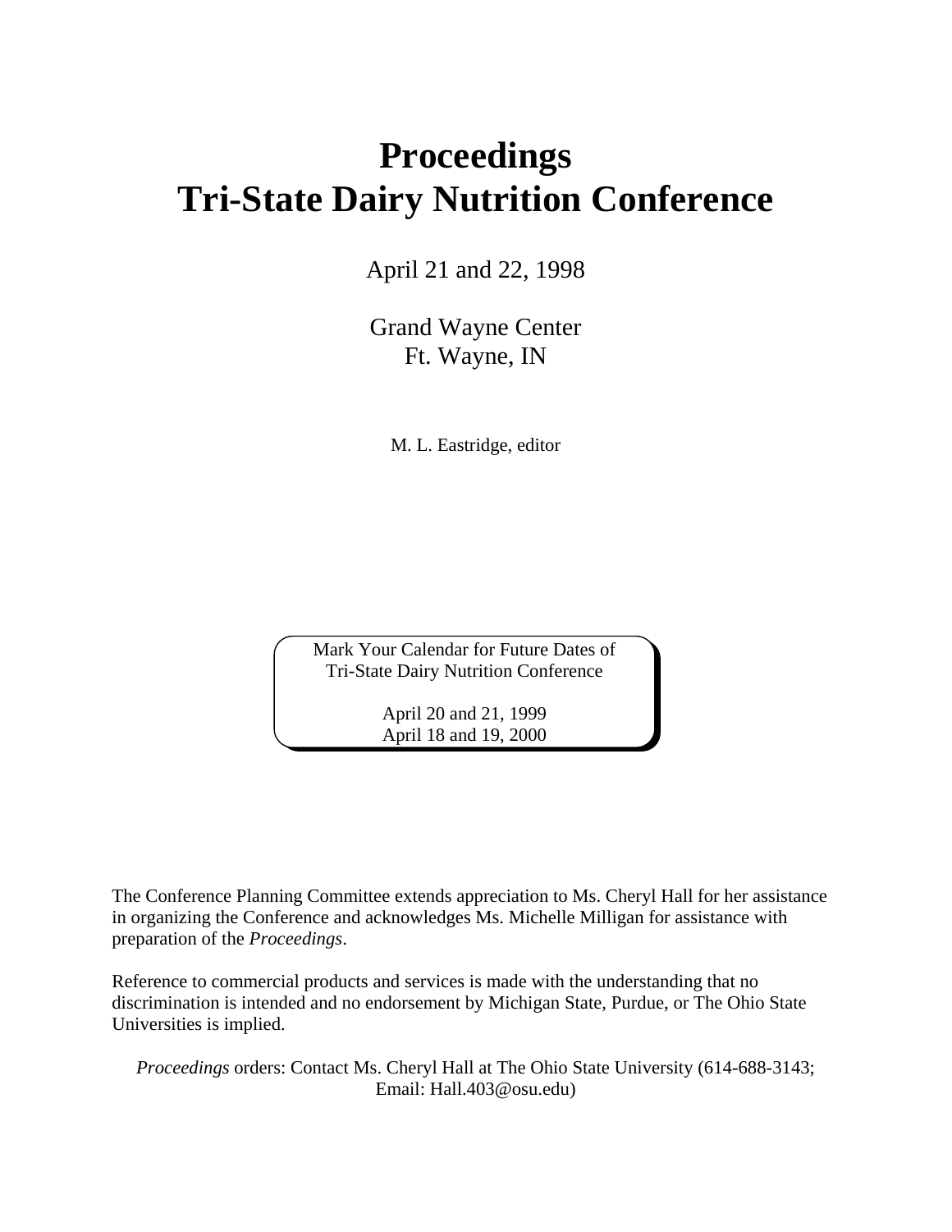# Proceedings
# Tri-State Dairy Nutrition Conference

April 21 and 22, 1998

Grand Wayne Center
Ft. Wayne, IN

M. L. Eastridge, editor

Mark Your Calendar for Future Dates of
Tri-State Dairy Nutrition Conference

April 20 and 21, 1999
April 18 and 19, 2000

The Conference Planning Committee extends appreciation to Ms. Cheryl Hall for her assistance in organizing the Conference and acknowledges Ms. Michelle Milligan for assistance with preparation of the *Proceedings*.

Reference to commercial products and services is made with the understanding that no discrimination is intended and no endorsement by Michigan State, Purdue, or The Ohio State Universities is implied.

*Proceedings* orders: Contact Ms. Cheryl Hall at The Ohio State University (614-688-3143; Email: Hall.403@osu.edu)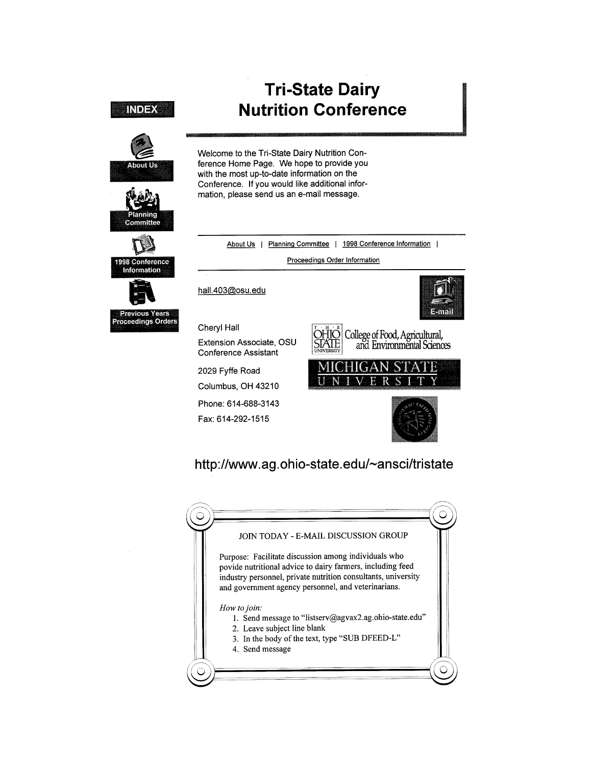# Tri-State Dairy Nutrition Conference

INDEX

About Us

Planning Committee

1998 Conference Information

Previous Years Proceedings Orders

Welcome to the Tri-State Dairy Nutrition Conference Home Page. We hope to provide you with the most up-to-date information on the Conference. If you would like additional information, please send us an e-mail message.

About Us | Planning Committee | 1998 Conference Information | Proceedings Order Information

hall.403@osu.edu

E-mail

Cheryl Hall

Extension Associate, OSU
Conference Assistant

2029 Fyffe Road

Columbus, OH 43210

Phone: 614-688-3143

Fax: 614-292-1515

The Ohio State University College of Food, Agricultural, and Environmental Sciences

Michigan State University

http://www.ag.ohio-state.edu/~ansci/tristate

JOIN TODAY - E-MAIL DISCUSSION GROUP

Purpose: Facilitate discussion among individuals who povide nutritional advice to dairy farmers, including feed industry personnel, private nutrition consultants, university and government agency personnel, and veterinarians.

*How to join:*

1. Send message to "listserv@agvax2.ag.ohio-state.edu"
2. Leave subject line blank
3. In the body of the text, type "SUB DFEED-L"
4. Send message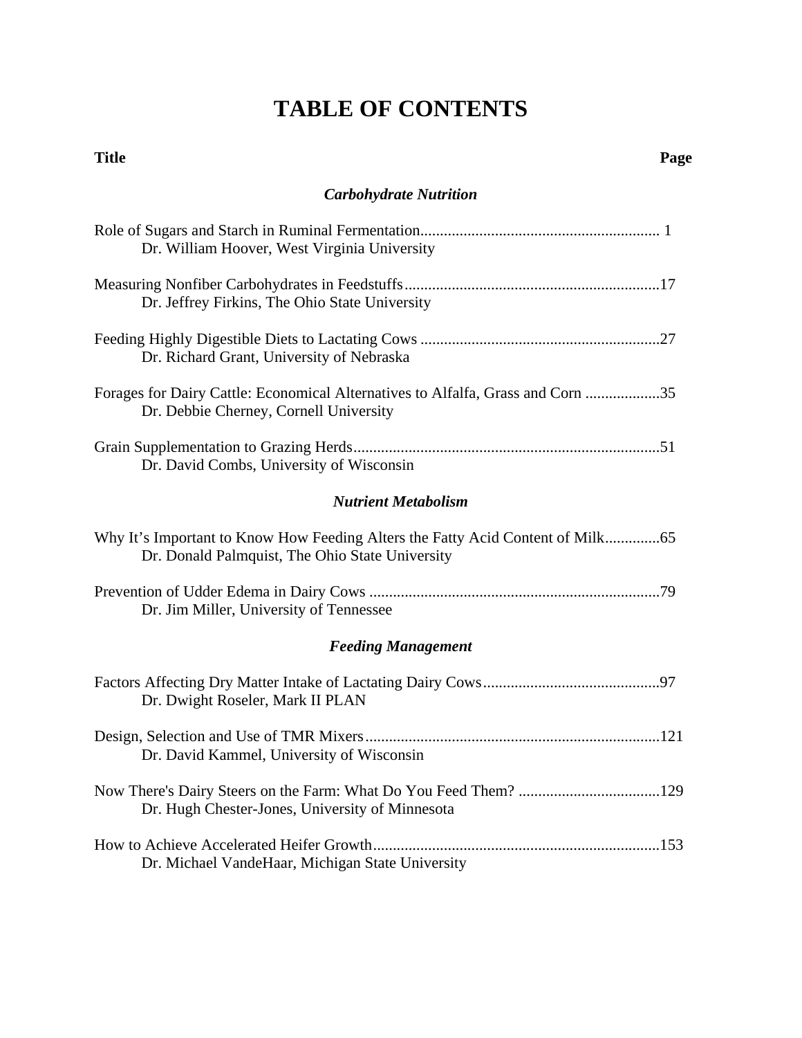# TABLE OF CONTENTS

**Title** **Page**

### *Carbohydrate Nutrition*

Role of Sugars and Starch in Ruminal Fermentation............................................................ 1
Dr. William Hoover, West Virginia University

Measuring Nonfiber Carbohydrates in Feedstuffs.................................................................17
Dr. Jeffrey Firkins, The Ohio State University

Feeding Highly Digestible Diets to Lactating Cows .............................................................27
Dr. Richard Grant, University of Nebraska

Forages for Dairy Cattle: Economical Alternatives to Alfalfa, Grass and Corn ...................35
Dr. Debbie Cherney, Cornell University

Grain Supplementation to Grazing Herds.............................................................................51
Dr. David Combs, University of Wisconsin

### *Nutrient Metabolism*

Why It's Important to Know How Feeding Alters the Fatty Acid Content of Milk..............65
Dr. Donald Palmquist, The Ohio State University

Prevention of Udder Edema in Dairy Cows ..........................................................................79
Dr. Jim Miller, University of Tennessee

### *Feeding Management*

Factors Affecting Dry Matter Intake of Lactating Dairy Cows.............................................97
Dr. Dwight Roseler, Mark II PLAN

Design, Selection and Use of TMR Mixers...........................................................................121
Dr. David Kammel, University of Wisconsin

Now There's Dairy Steers on the Farm: What Do You Feed Them? ....................................129
Dr. Hugh Chester-Jones, University of Minnesota

How to Achieve Accelerated Heifer Growth.........................................................................153
Dr. Michael VandeHaar, Michigan State University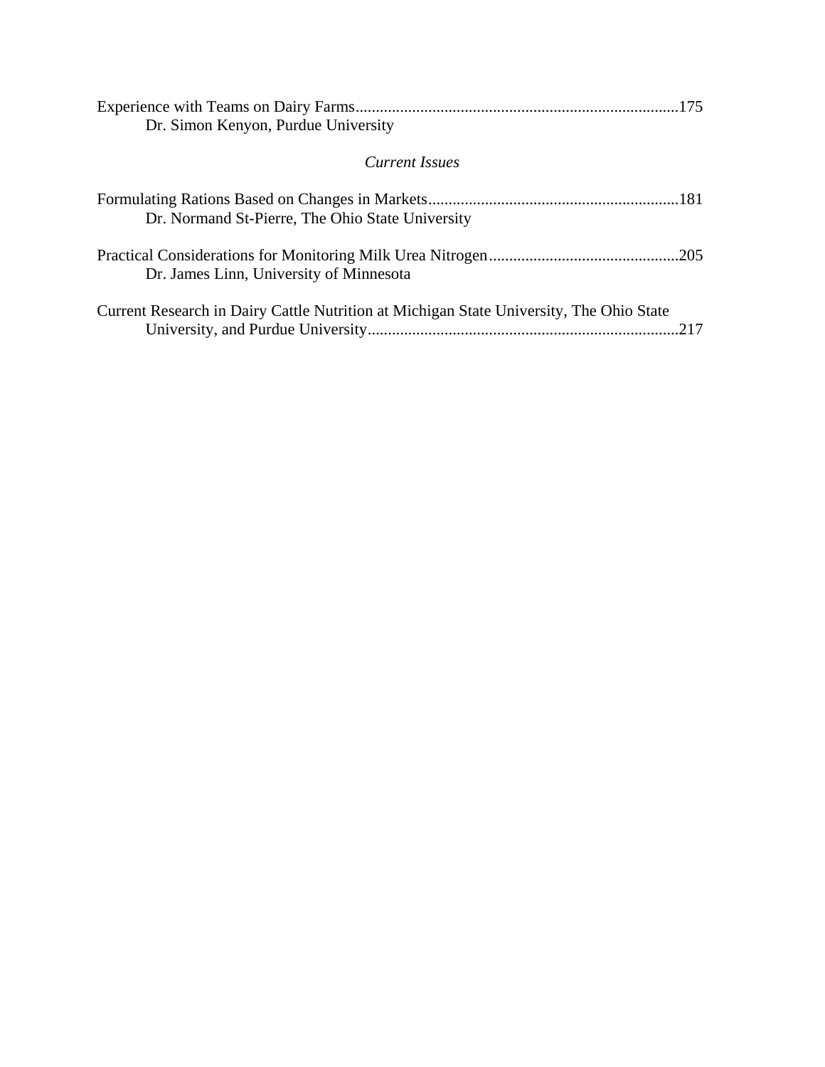Experience with Teams on Dairy Farms...............................................................................175
    Dr. Simon Kenyon, Purdue University

*Current Issues*

Formulating Rations Based on Changes in Markets.............................................................181
    Dr. Normand St-Pierre, The Ohio State University

Practical Considerations for Monitoring Milk Urea Nitrogen...............................................205
    Dr. James Linn, University of Minnesota

Current Research in Dairy Cattle Nutrition at Michigan State University, The Ohio State
    University, and Purdue University.............................................................................217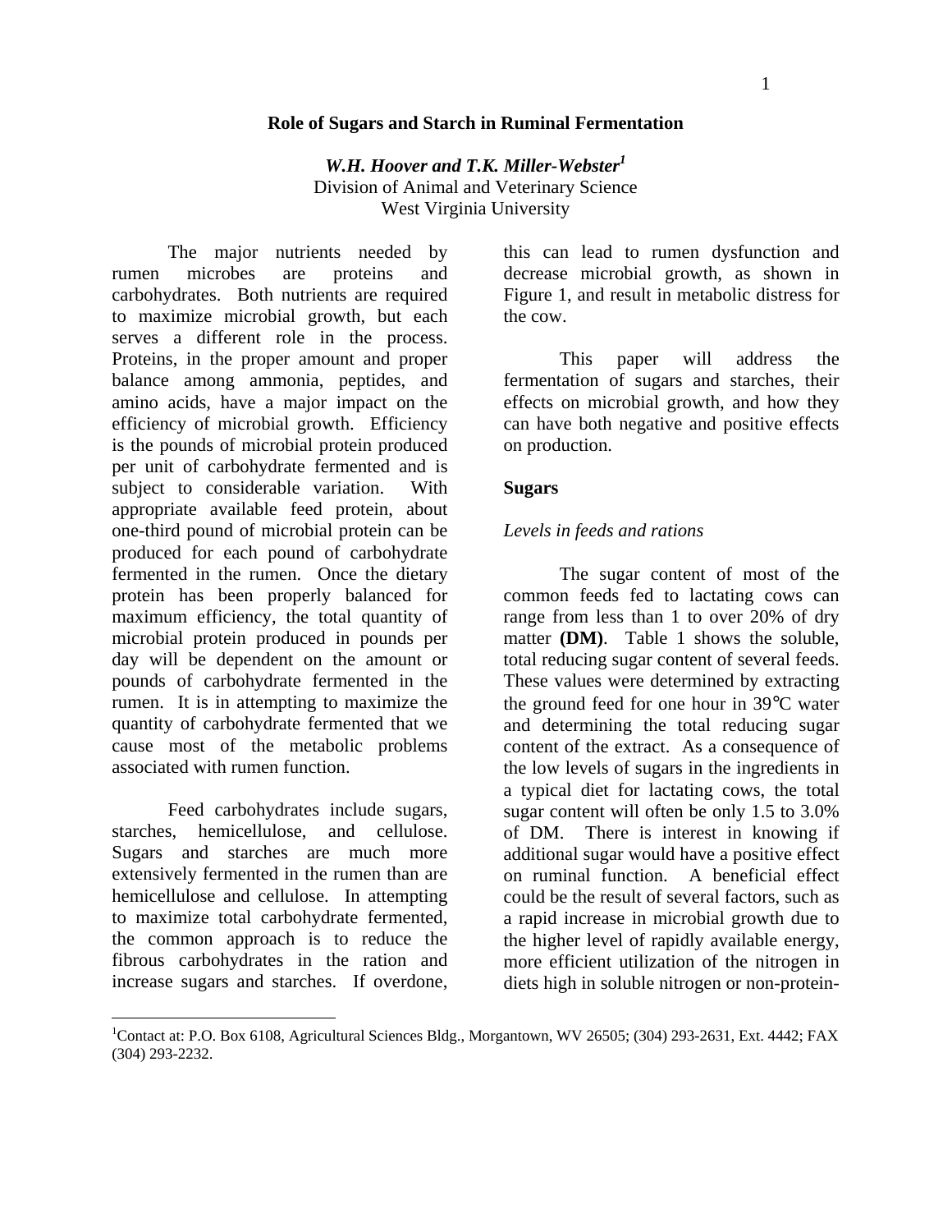# Role of Sugars and Starch in Ruminal Fermentation

***W.H. Hoover and T.K. Miller-Webster***[1]
Division of Animal and Veterinary Science
West Virginia University

The major nutrients needed by rumen microbes are proteins and carbohydrates. Both nutrients are required to maximize microbial growth, but each serves a different role in the process. Proteins, in the proper amount and proper balance among ammonia, peptides, and amino acids, have a major impact on the efficiency of microbial growth. Efficiency is the pounds of microbial protein produced per unit of carbohydrate fermented and is subject to considerable variation. With appropriate available feed protein, about one-third pound of microbial protein can be produced for each pound of carbohydrate fermented in the rumen. Once the dietary protein has been properly balanced for maximum efficiency, the total quantity of microbial protein produced in pounds per day will be dependent on the amount or pounds of carbohydrate fermented in the rumen. It is in attempting to maximize the quantity of carbohydrate fermented that we cause most of the metabolic problems associated with rumen function.

Feed carbohydrates include sugars, starches, hemicellulose, and cellulose. Sugars and starches are much more extensively fermented in the rumen than are hemicellulose and cellulose. In attempting to maximize total carbohydrate fermented, the common approach is to reduce the fibrous carbohydrates in the ration and increase sugars and starches. If overdone, this can lead to rumen dysfunction and decrease microbial growth, as shown in Figure 1, and result in metabolic distress for the cow.

This paper will address the fermentation of sugars and starches, their effects on microbial growth, and how they can have both negative and positive effects on production.

## Sugars

### *Levels in feeds and rations*

The sugar content of most of the common feeds fed to lactating cows can range from less than 1 to over 20% of dry matter **(DM)**. Table 1 shows the soluble, total reducing sugar content of several feeds. These values were determined by extracting the ground feed for one hour in 39°C water and determining the total reducing sugar content of the extract. As a consequence of the low levels of sugars in the ingredients in a typical diet for lactating cows, the total sugar content will often be only 1.5 to 3.0% of DM. There is interest in knowing if additional sugar would have a positive effect on ruminal function. A beneficial effect could be the result of several factors, such as a rapid increase in microbial growth due to the higher level of rapidly available energy, more efficient utilization of the nitrogen in diets high in soluble nitrogen or non-protein-

[1]Contact at: P.O. Box 6108, Agricultural Sciences Bldg., Morgantown, WV 26505; (304) 293-2631, Ext. 4442; FAX (304) 293-2232.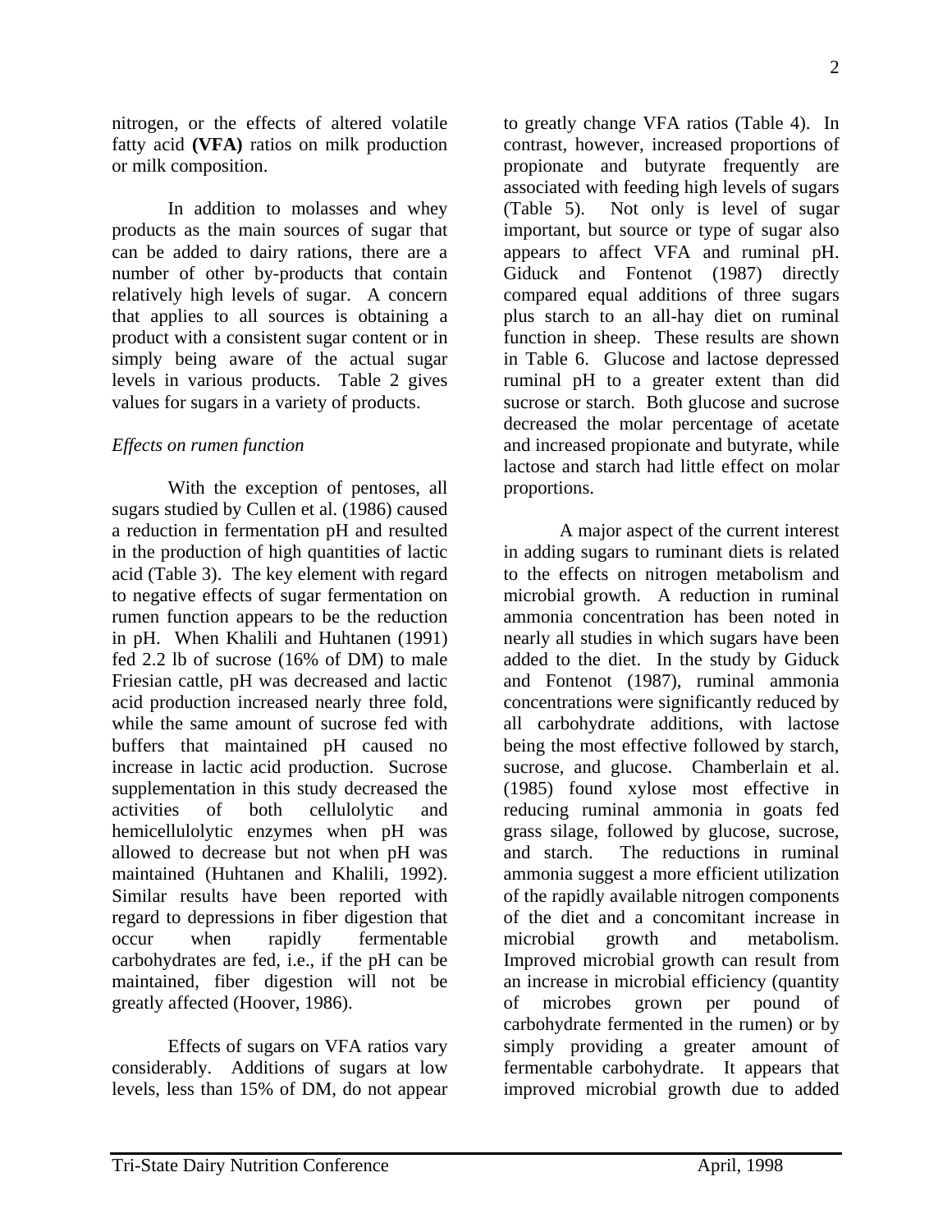nitrogen, or the effects of altered volatile fatty acid **(VFA)** ratios on milk production or milk composition.

In addition to molasses and whey products as the main sources of sugar that can be added to dairy rations, there are a number of other by-products that contain relatively high levels of sugar. A concern that applies to all sources is obtaining a product with a consistent sugar content or in simply being aware of the actual sugar levels in various products. Table 2 gives values for sugars in a variety of products.

*Effects on rumen function*

With the exception of pentoses, all sugars studied by Cullen et al. (1986) caused a reduction in fermentation pH and resulted in the production of high quantities of lactic acid (Table 3). The key element with regard to negative effects of sugar fermentation on rumen function appears to be the reduction in pH. When Khalili and Huhtanen (1991) fed 2.2 lb of sucrose (16% of DM) to male Friesian cattle, pH was decreased and lactic acid production increased nearly three fold, while the same amount of sucrose fed with buffers that maintained pH caused no increase in lactic acid production. Sucrose supplementation in this study decreased the activities of both cellulolytic and hemicellulolytic enzymes when pH was allowed to decrease but not when pH was maintained (Huhtanen and Khalili, 1992). Similar results have been reported with regard to depressions in fiber digestion that occur when rapidly fermentable carbohydrates are fed, i.e., if the pH can be maintained, fiber digestion will not be greatly affected (Hoover, 1986).

Effects of sugars on VFA ratios vary considerably. Additions of sugars at low levels, less than 15% of DM, do not appear to greatly change VFA ratios (Table 4). In contrast, however, increased proportions of propionate and butyrate frequently are associated with feeding high levels of sugars (Table 5). Not only is level of sugar important, but source or type of sugar also appears to affect VFA and ruminal pH. Giduck and Fontenot (1987) directly compared equal additions of three sugars plus starch to an all-hay diet on ruminal function in sheep. These results are shown in Table 6. Glucose and lactose depressed ruminal pH to a greater extent than did sucrose or starch. Both glucose and sucrose decreased the molar percentage of acetate and increased propionate and butyrate, while lactose and starch had little effect on molar proportions.

A major aspect of the current interest in adding sugars to ruminant diets is related to the effects on nitrogen metabolism and microbial growth. A reduction in ruminal ammonia concentration has been noted in nearly all studies in which sugars have been added to the diet. In the study by Giduck and Fontenot (1987), ruminal ammonia concentrations were significantly reduced by all carbohydrate additions, with lactose being the most effective followed by starch, sucrose, and glucose. Chamberlain et al. (1985) found xylose most effective in reducing ruminal ammonia in goats fed grass silage, followed by glucose, sucrose, and starch. The reductions in ruminal ammonia suggest a more efficient utilization of the rapidly available nitrogen components of the diet and a concomitant increase in microbial growth and metabolism. Improved microbial growth can result from an increase in microbial efficiency (quantity of microbes grown per pound of carbohydrate fermented in the rumen) or by simply providing a greater amount of fermentable carbohydrate. It appears that improved microbial growth due to added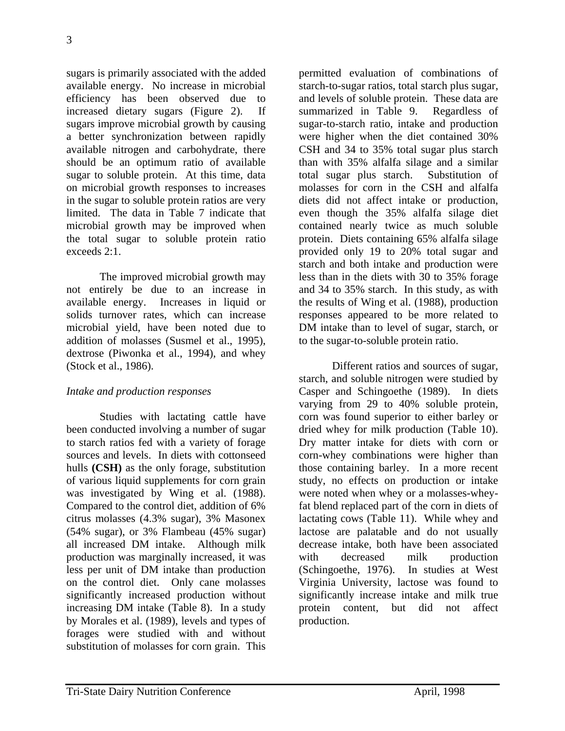sugars is primarily associated with the added available energy. No increase in microbial efficiency has been observed due to increased dietary sugars (Figure 2). If sugars improve microbial growth by causing a better synchronization between rapidly available nitrogen and carbohydrate, there should be an optimum ratio of available sugar to soluble protein. At this time, data on microbial growth responses to increases in the sugar to soluble protein ratios are very limited. The data in Table 7 indicate that microbial growth may be improved when the total sugar to soluble protein ratio exceeds 2:1.

The improved microbial growth may not entirely be due to an increase in available energy. Increases in liquid or solids turnover rates, which can increase microbial yield, have been noted due to addition of molasses (Susmel et al., 1995), dextrose (Piwonka et al., 1994), and whey (Stock et al., 1986).

*Intake and production responses*

Studies with lactating cattle have been conducted involving a number of sugar to starch ratios fed with a variety of forage sources and levels. In diets with cottonseed hulls **(CSH)** as the only forage, substitution of various liquid supplements for corn grain was investigated by Wing et al. (1988). Compared to the control diet, addition of 6% citrus molasses (4.3% sugar), 3% Masonex (54% sugar), or 3% Flambeau (45% sugar) all increased DM intake. Although milk production was marginally increased, it was less per unit of DM intake than production on the control diet. Only cane molasses significantly increased production without increasing DM intake (Table 8). In a study by Morales et al. (1989), levels and types of forages were studied with and without substitution of molasses for corn grain. This permitted evaluation of combinations of starch-to-sugar ratios, total starch plus sugar, and levels of soluble protein. These data are summarized in Table 9. Regardless of sugar-to-starch ratio, intake and production were higher when the diet contained 30% CSH and 34 to 35% total sugar plus starch than with 35% alfalfa silage and a similar total sugar plus starch. Substitution of molasses for corn in the CSH and alfalfa diets did not affect intake or production, even though the 35% alfalfa silage diet contained nearly twice as much soluble protein. Diets containing 65% alfalfa silage provided only 19 to 20% total sugar and starch and both intake and production were less than in the diets with 30 to 35% forage and 34 to 35% starch. In this study, as with the results of Wing et al. (1988), production responses appeared to be more related to DM intake than to level of sugar, starch, or to the sugar-to-soluble protein ratio.

Different ratios and sources of sugar, starch, and soluble nitrogen were studied by Casper and Schingoethe (1989). In diets varying from 29 to 40% soluble protein, corn was found superior to either barley or dried whey for milk production (Table 10). Dry matter intake for diets with corn or corn-whey combinations were higher than those containing barley. In a more recent study, no effects on production or intake were noted when whey or a molasses-whey-fat blend replaced part of the corn in diets of lactating cows (Table 11). While whey and lactose are palatable and do not usually decrease intake, both have been associated with decreased milk production (Schingoethe, 1976). In studies at West Virginia University, lactose was found to significantly increase intake and milk true protein content, but did not affect production.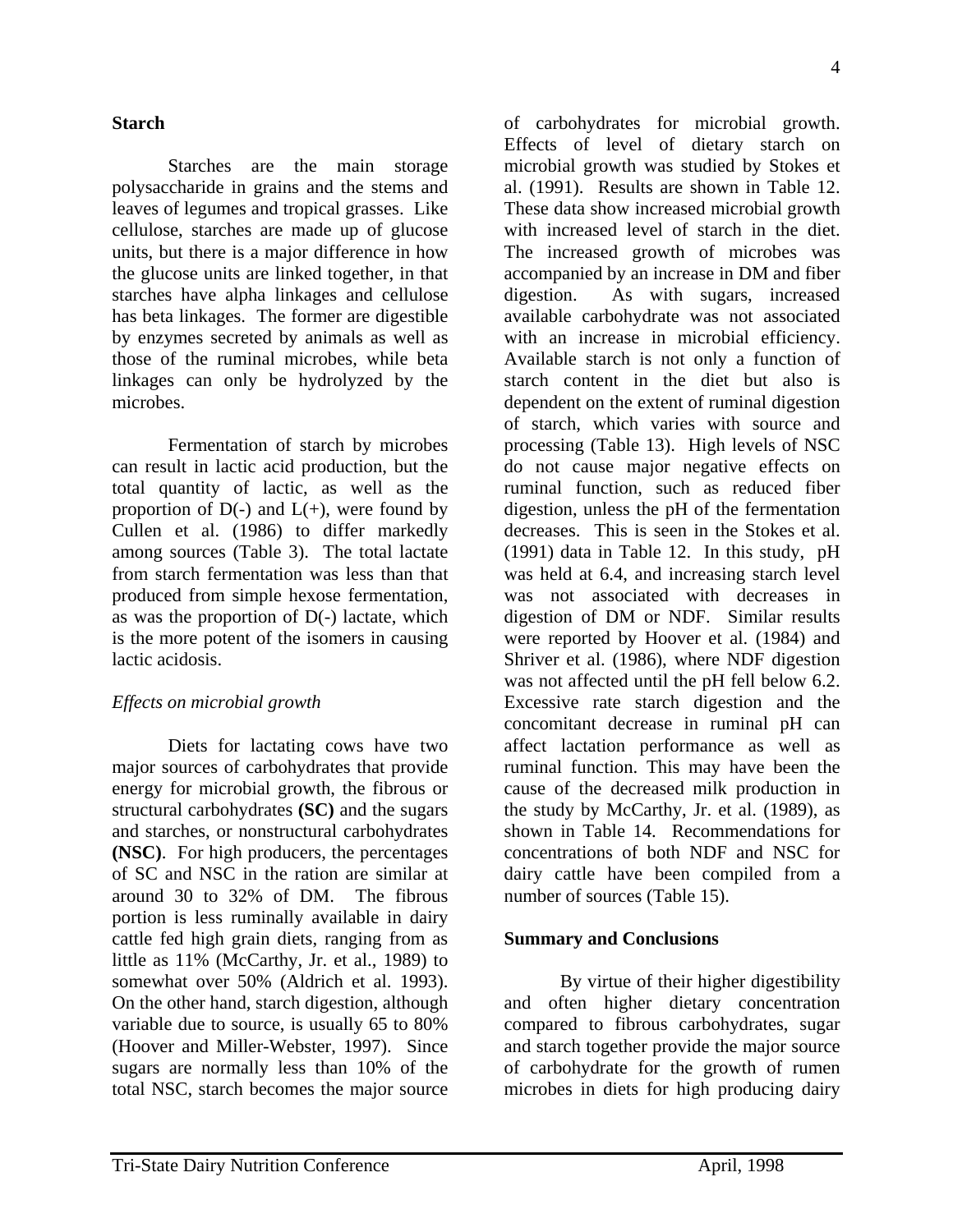## Starch

Starches are the main storage polysaccharide in grains and the stems and leaves of legumes and tropical grasses. Like cellulose, starches are made up of glucose units, but there is a major difference in how the glucose units are linked together, in that starches have alpha linkages and cellulose has beta linkages. The former are digestible by enzymes secreted by animals as well as those of the ruminal microbes, while beta linkages can only be hydrolyzed by the microbes.

Fermentation of starch by microbes can result in lactic acid production, but the total quantity of lactic, as well as the proportion of D(-) and L(+), were found by Cullen et al. (1986) to differ markedly among sources (Table 3). The total lactate from starch fermentation was less than that produced from simple hexose fermentation, as was the proportion of D(-) lactate, which is the more potent of the isomers in causing lactic acidosis.

### *Effects on microbial growth*

Diets for lactating cows have two major sources of carbohydrates that provide energy for microbial growth, the fibrous or structural carbohydrates **(SC)** and the sugars and starches, or nonstructural carbohydrates **(NSC)**. For high producers, the percentages of SC and NSC in the ration are similar at around 30 to 32% of DM. The fibrous portion is less ruminally available in dairy cattle fed high grain diets, ranging from as little as 11% (McCarthy, Jr. et al., 1989) to somewhat over 50% (Aldrich et al. 1993). On the other hand, starch digestion, although variable due to source, is usually 65 to 80% (Hoover and Miller-Webster, 1997). Since sugars are normally less than 10% of the total NSC, starch becomes the major source of carbohydrates for microbial growth. Effects of level of dietary starch on microbial growth was studied by Stokes et al. (1991). Results are shown in Table 12. These data show increased microbial growth with increased level of starch in the diet. The increased growth of microbes was accompanied by an increase in DM and fiber digestion. As with sugars, increased available carbohydrate was not associated with an increase in microbial efficiency. Available starch is not only a function of starch content in the diet but also is dependent on the extent of ruminal digestion of starch, which varies with source and processing (Table 13). High levels of NSC do not cause major negative effects on ruminal function, such as reduced fiber digestion, unless the pH of the fermentation decreases. This is seen in the Stokes et al. (1991) data in Table 12. In this study, pH was held at 6.4, and increasing starch level was not associated with decreases in digestion of DM or NDF. Similar results were reported by Hoover et al. (1984) and Shriver et al. (1986), where NDF digestion was not affected until the pH fell below 6.2. Excessive rate starch digestion and the concomitant decrease in ruminal pH can affect lactation performance as well as ruminal function. This may have been the cause of the decreased milk production in the study by McCarthy, Jr. et al. (1989), as shown in Table 14. Recommendations for concentrations of both NDF and NSC for dairy cattle have been compiled from a number of sources (Table 15).

## Summary and Conclusions

By virtue of their higher digestibility and often higher dietary concentration compared to fibrous carbohydrates, sugar and starch together provide the major source of carbohydrate for the growth of rumen microbes in diets for high producing dairy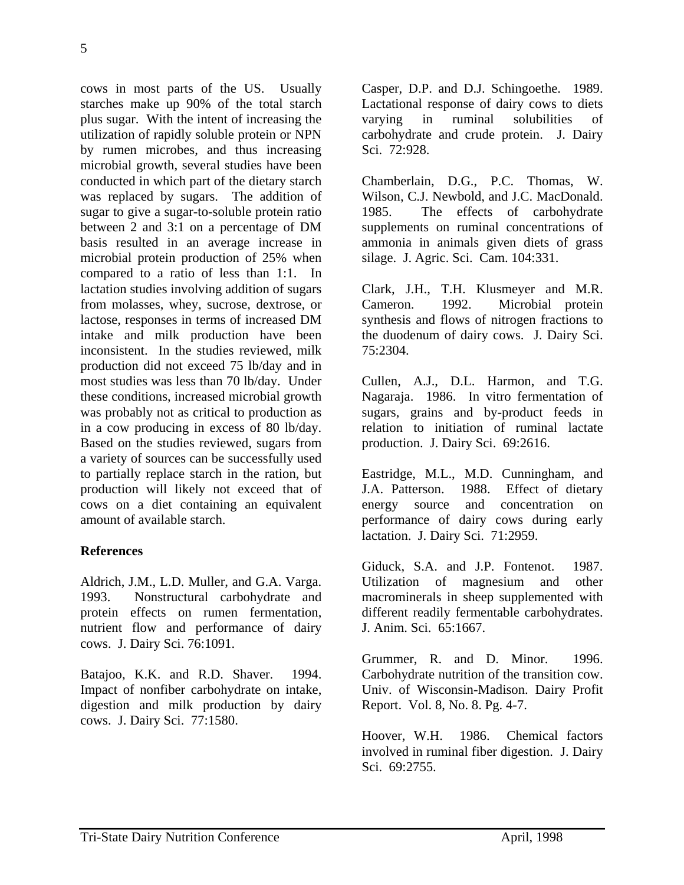cows in most parts of the US. Usually starches make up 90% of the total starch plus sugar. With the intent of increasing the utilization of rapidly soluble protein or NPN by rumen microbes, and thus increasing microbial growth, several studies have been conducted in which part of the dietary starch was replaced by sugars. The addition of sugar to give a sugar-to-soluble protein ratio between 2 and 3:1 on a percentage of DM basis resulted in an average increase in microbial protein production of 25% when compared to a ratio of less than 1:1. In lactation studies involving addition of sugars from molasses, whey, sucrose, dextrose, or lactose, responses in terms of increased DM intake and milk production have been inconsistent. In the studies reviewed, milk production did not exceed 75 lb/day and in most studies was less than 70 lb/day. Under these conditions, increased microbial growth was probably not as critical to production as in a cow producing in excess of 80 lb/day. Based on the studies reviewed, sugars from a variety of sources can be successfully used to partially replace starch in the ration, but production will likely not exceed that of cows on a diet containing an equivalent amount of available starch.

**References**

Aldrich, J.M., L.D. Muller, and G.A. Varga. 1993. Nonstructural carbohydrate and protein effects on rumen fermentation, nutrient flow and performance of dairy cows. J. Dairy Sci. 76:1091.

Batajoo, K.K. and R.D. Shaver. 1994. Impact of nonfiber carbohydrate on intake, digestion and milk production by dairy cows. J. Dairy Sci. 77:1580.

Casper, D.P. and D.J. Schingoethe. 1989. Lactational response of dairy cows to diets varying in ruminal solubilities of carbohydrate and crude protein. J. Dairy Sci. 72:928.

Chamberlain, D.G., P.C. Thomas, W. Wilson, C.J. Newbold, and J.C. MacDonald. 1985. The effects of carbohydrate supplements on ruminal concentrations of ammonia in animals given diets of grass silage. J. Agric. Sci. Cam. 104:331.

Clark, J.H., T.H. Klusmeyer and M.R. Cameron. 1992. Microbial protein synthesis and flows of nitrogen fractions to the duodenum of dairy cows. J. Dairy Sci. 75:2304.

Cullen, A.J., D.L. Harmon, and T.G. Nagaraja. 1986. In vitro fermentation of sugars, grains and by-product feeds in relation to initiation of ruminal lactate production. J. Dairy Sci. 69:2616.

Eastridge, M.L., M.D. Cunningham, and J.A. Patterson. 1988. Effect of dietary energy source and concentration on performance of dairy cows during early lactation. J. Dairy Sci. 71:2959.

Giduck, S.A. and J.P. Fontenot. 1987. Utilization of magnesium and other macrominerals in sheep supplemented with different readily fermentable carbohydrates. J. Anim. Sci. 65:1667.

Grummer, R. and D. Minor. 1996. Carbohydrate nutrition of the transition cow. Univ. of Wisconsin-Madison. Dairy Profit Report. Vol. 8, No. 8. Pg. 4-7.

Hoover, W.H. 1986. Chemical factors involved in ruminal fiber digestion. J. Dairy Sci. 69:2755.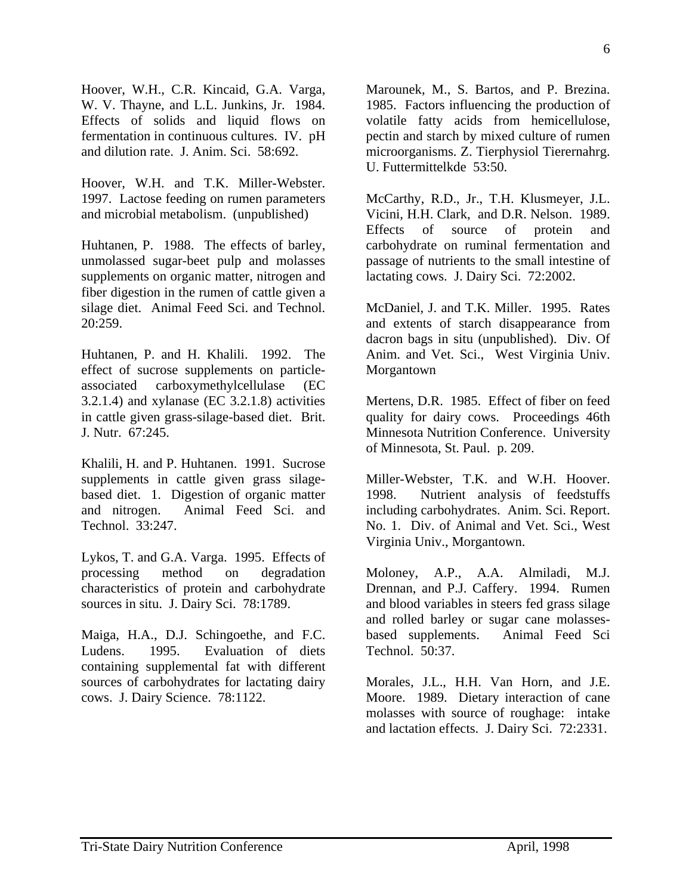Hoover, W.H., C.R. Kincaid, G.A. Varga, W. V. Thayne, and L.L. Junkins, Jr. 1984. Effects of solids and liquid flows on fermentation in continuous cultures. IV. pH and dilution rate. J. Anim. Sci. 58:692.

Hoover, W.H. and T.K. Miller-Webster. 1997. Lactose feeding on rumen parameters and microbial metabolism. (unpublished)

Huhtanen, P. 1988. The effects of barley, unmolassed sugar-beet pulp and molasses supplements on organic matter, nitrogen and fiber digestion in the rumen of cattle given a silage diet. Animal Feed Sci. and Technol. 20:259.

Huhtanen, P. and H. Khalili. 1992. The effect of sucrose supplements on particle-associated carboxymethylcellulase (EC 3.2.1.4) and xylanase (EC 3.2.1.8) activities in cattle given grass-silage-based diet. Brit. J. Nutr. 67:245.

Khalili, H. and P. Huhtanen. 1991. Sucrose supplements in cattle given grass silage-based diet. 1. Digestion of organic matter and nitrogen. Animal Feed Sci. and Technol. 33:247.

Lykos, T. and G.A. Varga. 1995. Effects of processing method on degradation characteristics of protein and carbohydrate sources in situ. J. Dairy Sci. 78:1789.

Maiga, H.A., D.J. Schingoethe, and F.C. Ludens. 1995. Evaluation of diets containing supplemental fat with different sources of carbohydrates for lactating dairy cows. J. Dairy Science. 78:1122.

Marounek, M., S. Bartos, and P. Brezina. 1985. Factors influencing the production of volatile fatty acids from hemicellulose, pectin and starch by mixed culture of rumen microorganisms. Z. Tierphysiol Tierernahrg. U. Futtermittelkde 53:50.

McCarthy, R.D., Jr., T.H. Klusmeyer, J.L. Vicini, H.H. Clark, and D.R. Nelson. 1989. Effects of source of protein and carbohydrate on ruminal fermentation and passage of nutrients to the small intestine of lactating cows. J. Dairy Sci. 72:2002.

McDaniel, J. and T.K. Miller. 1995. Rates and extents of starch disappearance from dacron bags in situ (unpublished). Div. Of Anim. and Vet. Sci., West Virginia Univ. Morgantown

Mertens, D.R. 1985. Effect of fiber on feed quality for dairy cows. Proceedings 46th Minnesota Nutrition Conference. University of Minnesota, St. Paul. p. 209.

Miller-Webster, T.K. and W.H. Hoover. 1998. Nutrient analysis of feedstuffs including carbohydrates. Anim. Sci. Report. No. 1. Div. of Animal and Vet. Sci., West Virginia Univ., Morgantown.

Moloney, A.P., A.A. Almiladi, M.J. Drennan, and P.J. Caffery. 1994. Rumen and blood variables in steers fed grass silage and rolled barley or sugar cane molasses-based supplements. Animal Feed Sci Technol. 50:37.

Morales, J.L., H.H. Van Horn, and J.E. Moore. 1989. Dietary interaction of cane molasses with source of roughage: intake and lactation effects. J. Dairy Sci. 72:2331.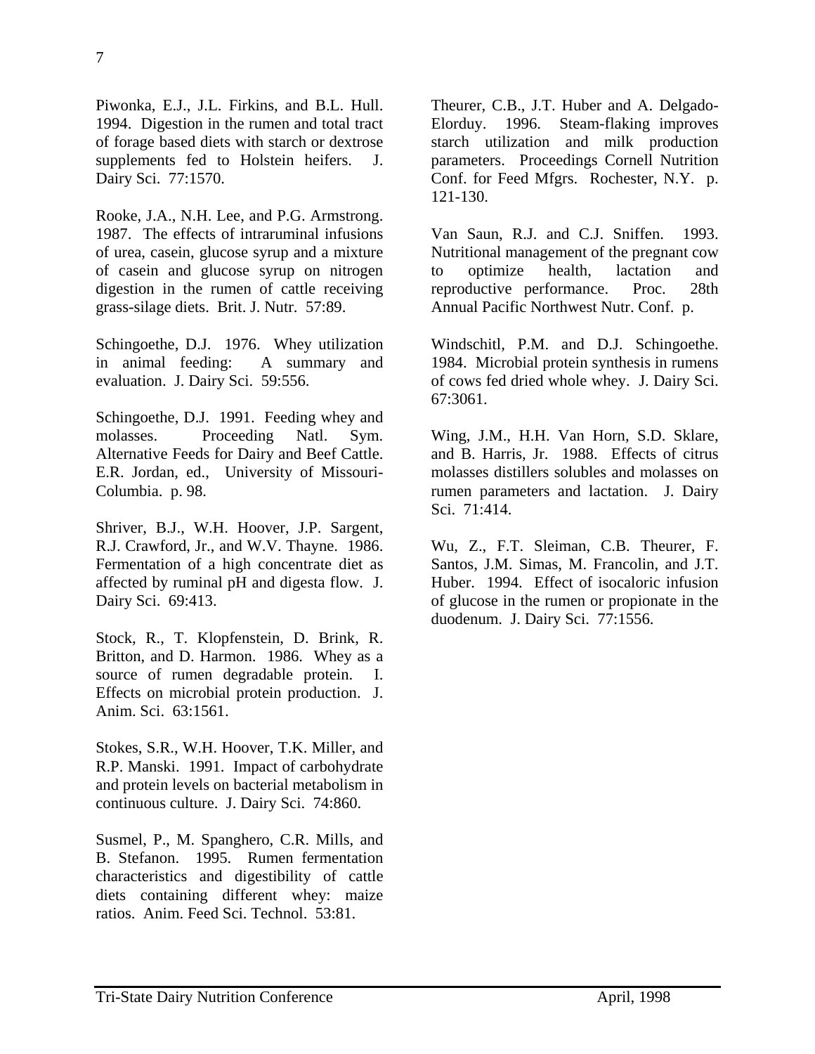Piwonka, E.J., J.L. Firkins, and B.L. Hull. 1994. Digestion in the rumen and total tract of forage based diets with starch or dextrose supplements fed to Holstein heifers. J. Dairy Sci. 77:1570.

Rooke, J.A., N.H. Lee, and P.G. Armstrong. 1987. The effects of intraruminal infusions of urea, casein, glucose syrup and a mixture of casein and glucose syrup on nitrogen digestion in the rumen of cattle receiving grass-silage diets. Brit. J. Nutr. 57:89.

Schingoethe, D.J. 1976. Whey utilization in animal feeding: A summary and evaluation. J. Dairy Sci. 59:556.

Schingoethe, D.J. 1991. Feeding whey and molasses. Proceeding Natl. Sym. Alternative Feeds for Dairy and Beef Cattle. E.R. Jordan, ed., University of Missouri-Columbia. p. 98.

Shriver, B.J., W.H. Hoover, J.P. Sargent, R.J. Crawford, Jr., and W.V. Thayne. 1986. Fermentation of a high concentrate diet as affected by ruminal pH and digesta flow. J. Dairy Sci. 69:413.

Stock, R., T. Klopfenstein, D. Brink, R. Britton, and D. Harmon. 1986. Whey as a source of rumen degradable protein. I. Effects on microbial protein production. J. Anim. Sci. 63:1561.

Stokes, S.R., W.H. Hoover, T.K. Miller, and R.P. Manski. 1991. Impact of carbohydrate and protein levels on bacterial metabolism in continuous culture. J. Dairy Sci. 74:860.

Susmel, P., M. Spanghero, C.R. Mills, and B. Stefanon. 1995. Rumen fermentation characteristics and digestibility of cattle diets containing different whey: maize ratios. Anim. Feed Sci. Technol. 53:81.

Theurer, C.B., J.T. Huber and A. Delgado-Elorduy. 1996. Steam-flaking improves starch utilization and milk production parameters. Proceedings Cornell Nutrition Conf. for Feed Mfgrs. Rochester, N.Y. p. 121-130.

Van Saun, R.J. and C.J. Sniffen. 1993. Nutritional management of the pregnant cow to optimize health, lactation and reproductive performance. Proc. 28th Annual Pacific Northwest Nutr. Conf. p.

Windschitl, P.M. and D.J. Schingoethe. 1984. Microbial protein synthesis in rumens of cows fed dried whole whey. J. Dairy Sci. 67:3061.

Wing, J.M., H.H. Van Horn, S.D. Sklare, and B. Harris, Jr. 1988. Effects of citrus molasses distillers solubles and molasses on rumen parameters and lactation. J. Dairy Sci. 71:414.

Wu, Z., F.T. Sleiman, C.B. Theurer, F. Santos, J.M. Simas, M. Francolin, and J.T. Huber. 1994. Effect of isocaloric infusion of glucose in the rumen or propionate in the duodenum. J. Dairy Sci. 77:1556.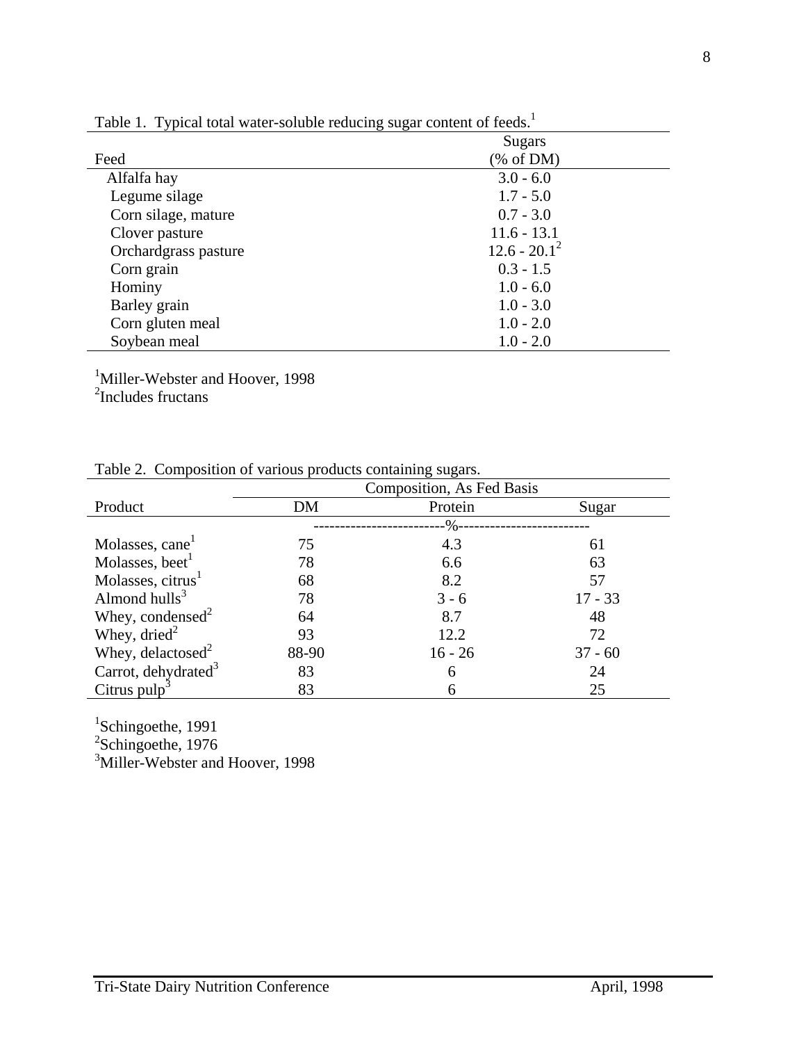Table 1. Typical total water-soluble reducing sugar content of feeds.[1]

| Feed | Sugars (% of DM) |
|---|---|
| Alfalfa hay | 3.0 - 6.0 |
| Legume silage | 1.7 - 5.0 |
| Corn silage, mature | 0.7 - 3.0 |
| Clover pasture | 11.6 - 13.1 |
| Orchardgrass pasture | 12.6 - 20.1[2] |
| Corn grain | 0.3 - 1.5 |
| Hominy | 1.0 - 6.0 |
| Barley grain | 1.0 - 3.0 |
| Corn gluten meal | 1.0 - 2.0 |
| Soybean meal | 1.0 - 2.0 |

[1]Miller-Webster and Hoover, 1998
[2]Includes fructans

Table 2. Composition of various products containing sugars.

| Product | Composition, As Fed Basis | | |
|---|---|---|---|
| | DM | Protein | Sugar |
| | ------------------------%------------------------ | | |
| Molasses, cane[1] | 75 | 4.3 | 61 |
| Molasses, beet[1] | 78 | 6.6 | 63 |
| Molasses, citrus[1] | 68 | 8.2 | 57 |
| Almond hulls[3] | 78 | 3 - 6 | 17 - 33 |
| Whey, condensed[2] | 64 | 8.7 | 48 |
| Whey, dried[2] | 93 | 12.2 | 72 |
| Whey, delactosed[2] | 88-90 | 16 - 26 | 37 - 60 |
| Carrot, dehydrated[3] | 83 | 6 | 24 |
| Citrus pulp[3] | 83 | 6 | 25 |

[1]Schingoethe, 1991
[2]Schingoethe, 1976
[3]Miller-Webster and Hoover, 1998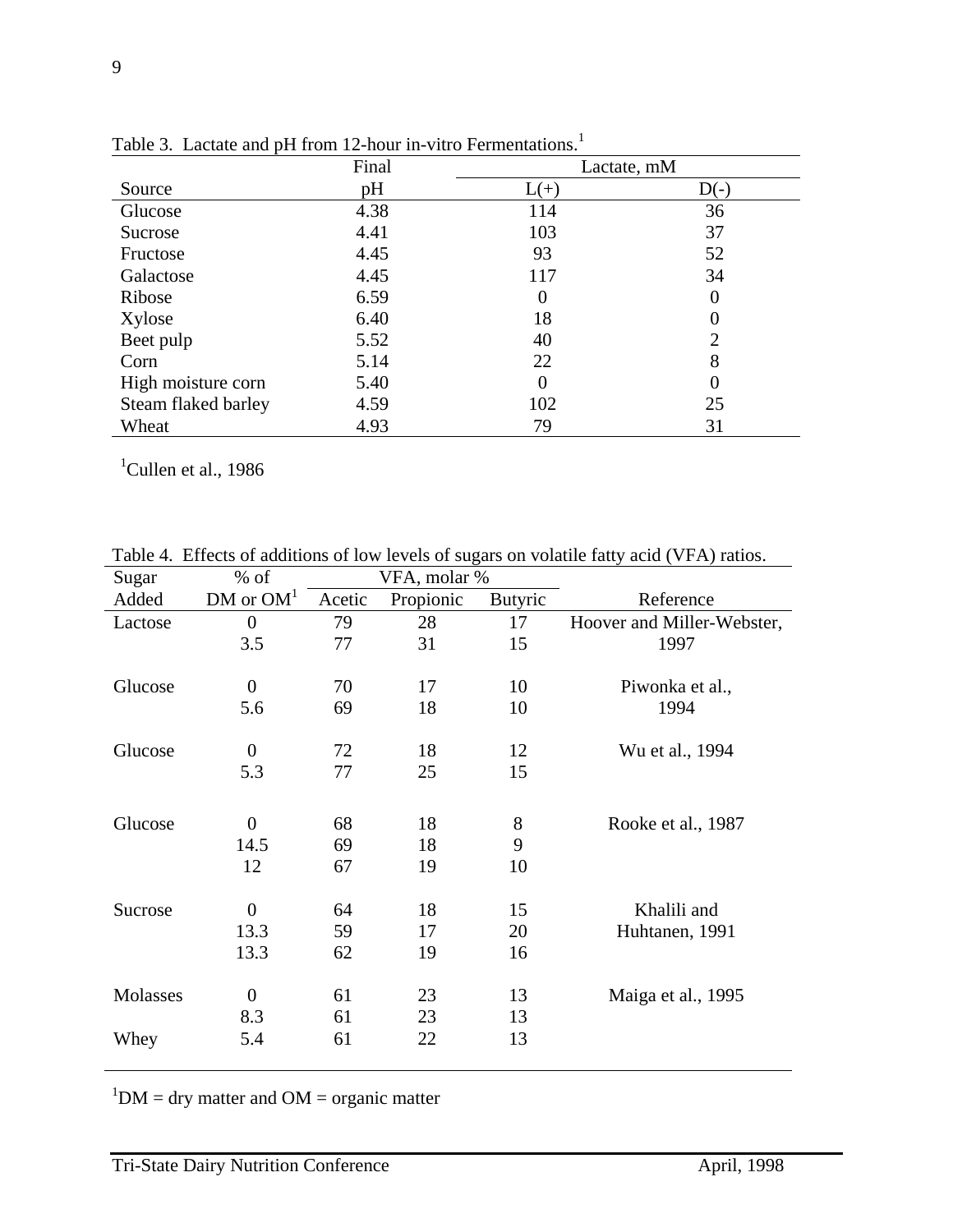Table 3. Lactate and pH from 12-hour in-vitro Fermentations.[1]

| Source | Final pH | Lactate, mM L(+) | Lactate, mM D(-) |
|---|---|---|---|
| Glucose | 4.38 | 114 | 36 |
| Sucrose | 4.41 | 103 | 37 |
| Fructose | 4.45 | 93 | 52 |
| Galactose | 4.45 | 117 | 34 |
| Ribose | 6.59 | 0 | 0 |
| Xylose | 6.40 | 18 | 0 |
| Beet pulp | 5.52 | 40 | 2 |
| Corn | 5.14 | 22 | 8 |
| High moisture corn | 5.40 | 0 | 0 |
| Steam flaked barley | 4.59 | 102 | 25 |
| Wheat | 4.93 | 79 | 31 |

[1]Cullen et al., 1986

Table 4. Effects of additions of low levels of sugars on volatile fatty acid (VFA) ratios.

| Sugar Added | % of DM or OM[1] | VFA, molar % Acetic | Propionic | Butyric | Reference |
|---|---|---|---|---|---|
| Lactose | 0 | 79 | 28 | 17 | Hoover and Miller-Webster, |
| | 3.5 | 77 | 31 | 15 | 1997 |
| Glucose | 0 | 70 | 17 | 10 | Piwonka et al., |
| | 5.6 | 69 | 18 | 10 | 1994 |
| Glucose | 0 | 72 | 18 | 12 | Wu et al., 1994 |
| | 5.3 | 77 | 25 | 15 | |
| Glucose | 0 | 68 | 18 | 8 | Rooke et al., 1987 |
| | 14.5 | 69 | 18 | 9 | |
| | 12 | 67 | 19 | 10 | |
| Sucrose | 0 | 64 | 18 | 15 | Khalili and |
| | 13.3 | 59 | 17 | 20 | Huhtanen, 1991 |
| | 13.3 | 62 | 19 | 16 | |
| Molasses | 0 | 61 | 23 | 13 | Maiga et al., 1995 |
| | 8.3 | 61 | 23 | 13 | |
| Whey | 5.4 | 61 | 22 | 13 | |

[1]DM = dry matter and OM = organic matter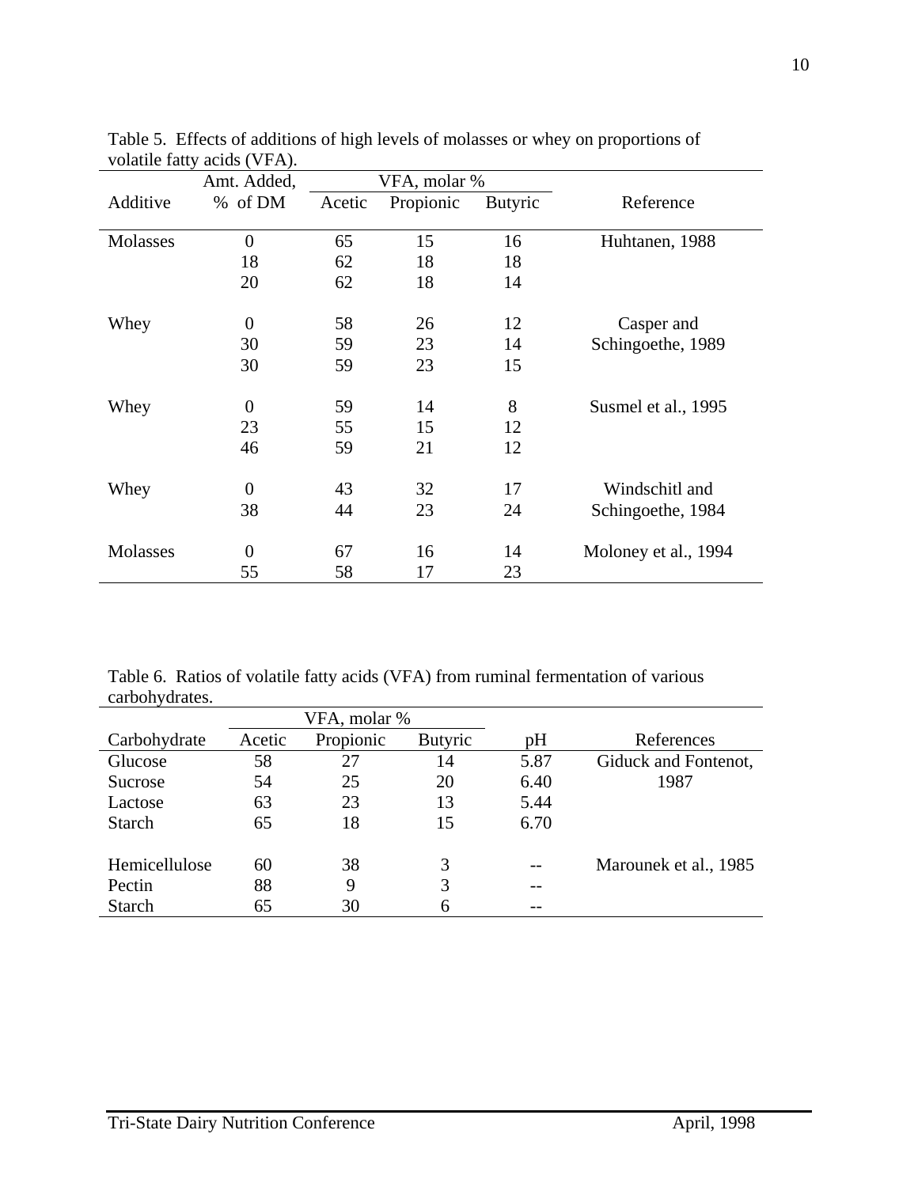Table 5. Effects of additions of high levels of molasses or whey on proportions of volatile fatty acids (VFA).

| Additive | Amt. Added, % of DM | VFA, molar % | | | Reference |
|---|---|---|---|---|---|
| | | Acetic | Propionic | Butyric | |
| Molasses | 0 | 65 | 15 | 16 | Huhtanen, 1988 |
| | 18 | 62 | 18 | 18 | |
| | 20 | 62 | 18 | 14 | |
| Whey | 0 | 58 | 26 | 12 | Casper and Schingoethe, 1989 |
| | 30 | 59 | 23 | 14 | |
| | 30 | 59 | 23 | 15 | |
| Whey | 0 | 59 | 14 | 8 | Susmel et al., 1995 |
| | 23 | 55 | 15 | 12 | |
| | 46 | 59 | 21 | 12 | |
| Whey | 0 | 43 | 32 | 17 | Windschitl and Schingoethe, 1984 |
| | 38 | 44 | 23 | 24 | |
| Molasses | 0 | 67 | 16 | 14 | Moloney et al., 1994 |
| | 55 | 58 | 17 | 23 | |

Table 6. Ratios of volatile fatty acids (VFA) from ruminal fermentation of various carbohydrates.

| Carbohydrate | VFA, molar % | | | pH | References |
|---|---|---|---|---|---|
| | Acetic | Propionic | Butyric | | |
| Glucose | 58 | 27 | 14 | 5.87 | Giduck and Fontenot, 1987 |
| Sucrose | 54 | 25 | 20 | 6.40 | |
| Lactose | 63 | 23 | 13 | 5.44 | |
| Starch | 65 | 18 | 15 | 6.70 | |
| Hemicellulose | 60 | 38 | 3 | -- | Marounek et al., 1985 |
| Pectin | 88 | 9 | 3 | -- | |
| Starch | 65 | 30 | 6 | -- | |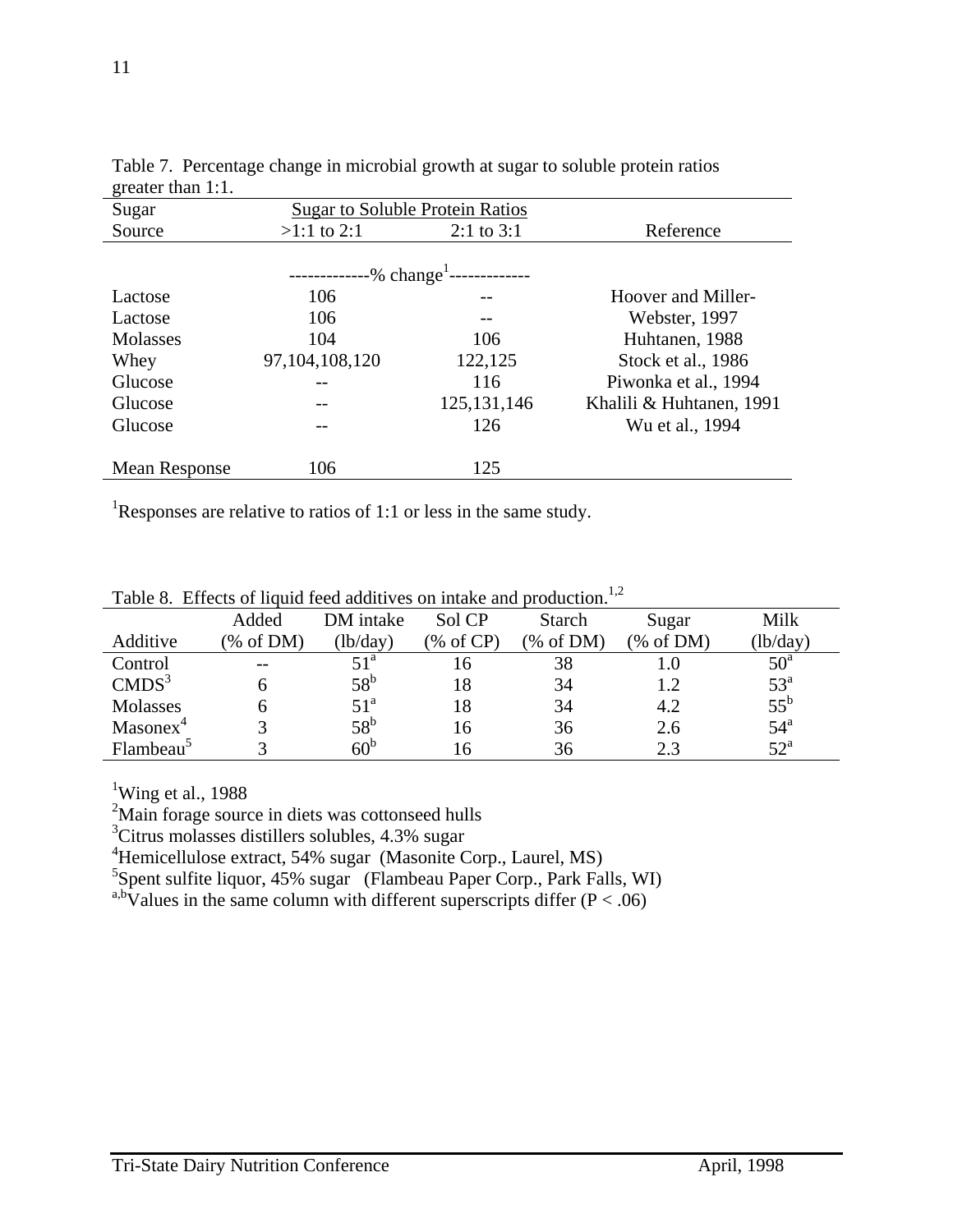Table 7. Percentage change in microbial growth at sugar to soluble protein ratios greater than 1:1.

| Sugar Source | Sugar to Soluble Protein Ratios >1:1 to 2:1 | 2:1 to 3:1 | Reference |
|---|---|---|---|
| | -------------% change[1]------------- | | |
| Lactose | 106 | -- | Hoover and Miller- |
| Lactose | 106 | -- | Webster, 1997 |
| Molasses | 104 | 106 | Huhtanen, 1988 |
| Whey | 97,104,108,120 | 122,125 | Stock et al., 1986 |
| Glucose | -- | 116 | Piwonka et al., 1994 |
| Glucose | -- | 125,131,146 | Khalili & Huhtanen, 1991 |
| Glucose | -- | 126 | Wu et al., 1994 |
| Mean Response | 106 | 125 | |

[1]Responses are relative to ratios of 1:1 or less in the same study.

Table 8. Effects of liquid feed additives on intake and production.[1,2]

| Additive | Added (% of DM) | DM intake (lb/day) | Sol CP (% of CP) | Starch (% of DM) | Sugar (% of DM) | Milk (lb/day) |
|---|---|---|---|---|---|---|
| Control | -- | 51[a] | 16 | 38 | 1.0 | 50[a] |
| CMDS[3] | 6 | 58[b] | 18 | 34 | 1.2 | 53[a] |
| Molasses | 6 | 51[a] | 18 | 34 | 4.2 | 55[b] |
| Masonex[4] | 3 | 58[b] | 16 | 36 | 2.6 | 54[a] |
| Flambeau[5] | 3 | 60[b] | 16 | 36 | 2.3 | 52[a] |

[1]Wing et al., 1988

[2]Main forage source in diets was cottonseed hulls

[3]Citrus molasses distillers solubles, 4.3% sugar

[4]Hemicellulose extract, 54% sugar (Masonite Corp., Laurel, MS)

[5]Spent sulfite liquor, 45% sugar (Flambeau Paper Corp., Park Falls, WI)

[a,b]Values in the same column with different superscripts differ ($P < .06$)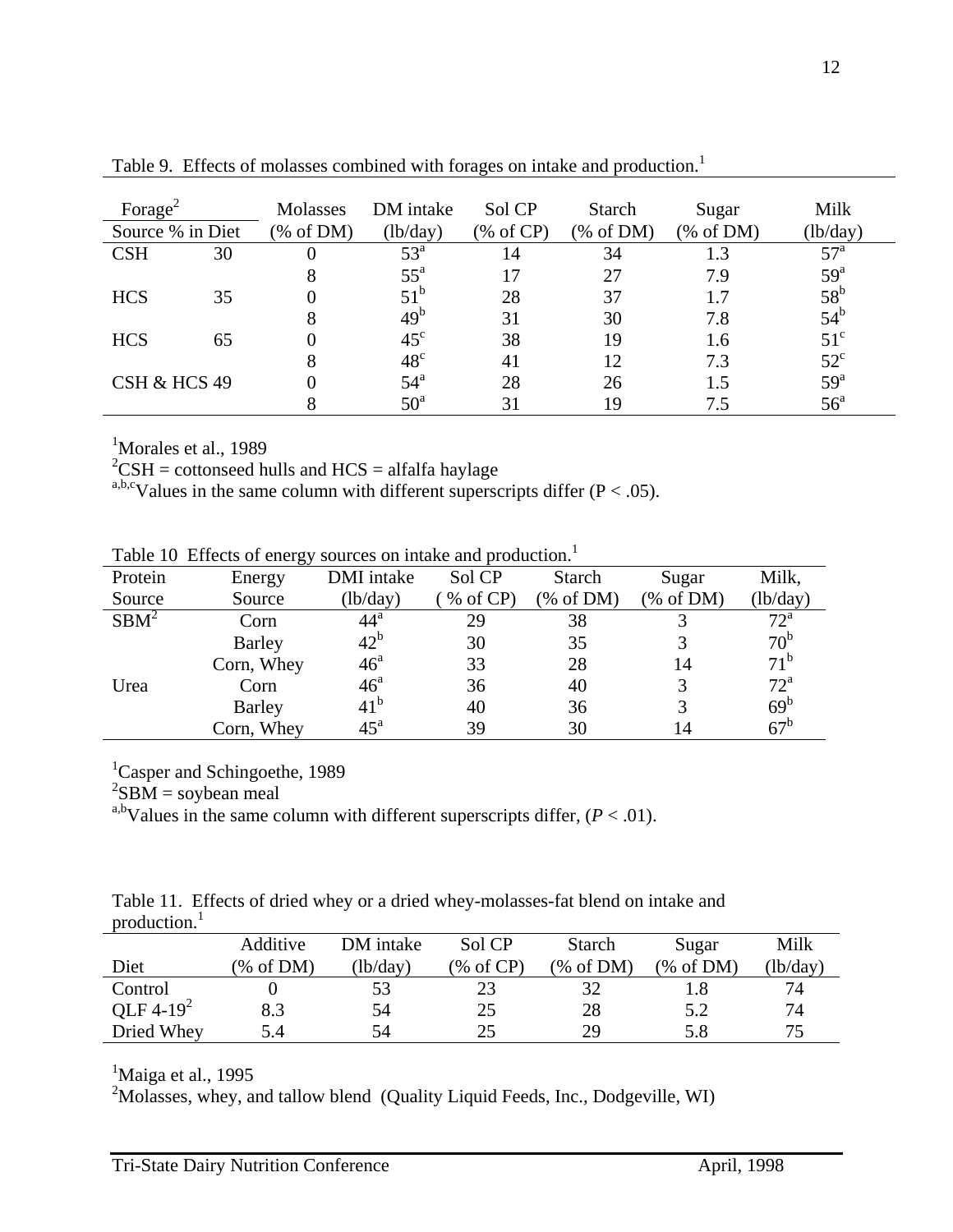Table 9. Effects of molasses combined with forages on intake and production.[1]

| Forage[2] Source | % in Diet | Molasses (% of DM) | DM intake (lb/day) | Sol CP (% of CP) | Starch (% of DM) | Sugar (% of DM) | Milk (lb/day) |
|---|---|---|---|---|---|---|---|
| CSH | 30 | 0 | 53[a] | 14 | 34 | 1.3 | 57[a] |
| | | 8 | 55[a] | 17 | 27 | 7.9 | 59[a] |
| HCS | 35 | 0 | 51[b] | 28 | 37 | 1.7 | 58[b] |
| | | 8 | 49[b] | 31 | 30 | 7.8 | 54[b] |
| HCS | 65 | 0 | 45[c] | 38 | 19 | 1.6 | 51[c] |
| | | 8 | 48[c] | 41 | 12 | 7.3 | 52[c] |
| CSH & HCS | 49 | 0 | 54[a] | 28 | 26 | 1.5 | 59[a] |
| | | 8 | 50[a] | 31 | 19 | 7.5 | 56[a] |

[1]Morales et al., 1989
[2]CSH = cottonseed hulls and HCS = alfalfa haylage
[a,b,c]Values in the same column with different superscripts differ ($P < .05$).

Table 10 Effects of energy sources on intake and production.[1]

| Protein Source | Energy Source | DMI intake (lb/day) | Sol CP ( % of CP) | Starch (% of DM) | Sugar (% of DM) | Milk, (lb/day) |
|---|---|---|---|---|---|---|
| SBM[2] | Corn | 44[a] | 29 | 38 | 3 | 72[a] |
| | Barley | 42[b] | 30 | 35 | 3 | 70[b] |
| | Corn, Whey | 46[a] | 33 | 28 | 14 | 71[b] |
| Urea | Corn | 46[a] | 36 | 40 | 3 | 72[a] |
| | Barley | 41[b] | 40 | 36 | 3 | 69[b] |
| | Corn, Whey | 45[a] | 39 | 30 | 14 | 67[b] |

[1]Casper and Schingoethe, 1989
[2]SBM = soybean meal
[a,b]Values in the same column with different superscripts differ, ($P < .01$).

Table 11. Effects of dried whey or a dried whey-molasses-fat blend on intake and production.[1]

| Diet | Additive (% of DM) | DM intake (lb/day) | Sol CP (% of CP) | Starch (% of DM) | Sugar (% of DM) | Milk (lb/day) |
|---|---|---|---|---|---|---|
| Control | 0 | 53 | 23 | 32 | 1.8 | 74 |
| QLF 4-19[2] | 8.3 | 54 | 25 | 28 | 5.2 | 74 |
| Dried Whey | 5.4 | 54 | 25 | 29 | 5.8 | 75 |

[1]Maiga et al., 1995
[2]Molasses, whey, and tallow blend (Quality Liquid Feeds, Inc., Dodgeville, WI)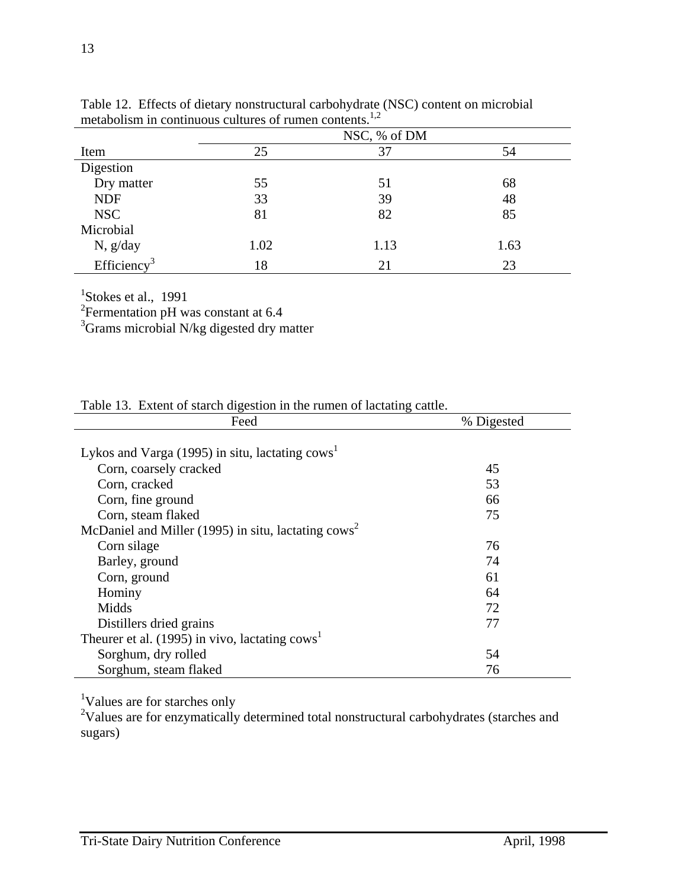Table 12. Effects of dietary nonstructural carbohydrate (NSC) content on microbial metabolism in continuous cultures of rumen contents.[1,2]

| | NSC, % of DM | | |
|---|---|---|---|
| Item | 25 | 37 | 54 |
| Digestion | | | |
| Dry matter | 55 | 51 | 68 |
| NDF | 33 | 39 | 48 |
| NSC | 81 | 82 | 85 |
| Microbial | | | |
| N, g/day | 1.02 | 1.13 | 1.63 |
| Efficiency[3] | 18 | 21 | 23 |

[1]Stokes et al., 1991
[2]Fermentation pH was constant at 6.4
[3]Grams microbial N/kg digested dry matter

Table 13. Extent of starch digestion in the rumen of lactating cattle.

| Feed | % Digested |
|---|---|
| Lykos and Varga (1995) in situ, lactating cows[1] | |
| Corn, coarsely cracked | 45 |
| Corn, cracked | 53 |
| Corn, fine ground | 66 |
| Corn, steam flaked | 75 |
| McDaniel and Miller (1995) in situ, lactating cows[2] | |
| Corn silage | 76 |
| Barley, ground | 74 |
| Corn, ground | 61 |
| Hominy | 64 |
| Midds | 72 |
| Distillers dried grains | 77 |
| Theurer et al. (1995) in vivo, lactating cows[1] | |
| Sorghum, dry rolled | 54 |
| Sorghum, steam flaked | 76 |

[1]Values are for starches only
[2]Values are for enzymatically determined total nonstructural carbohydrates (starches and sugars)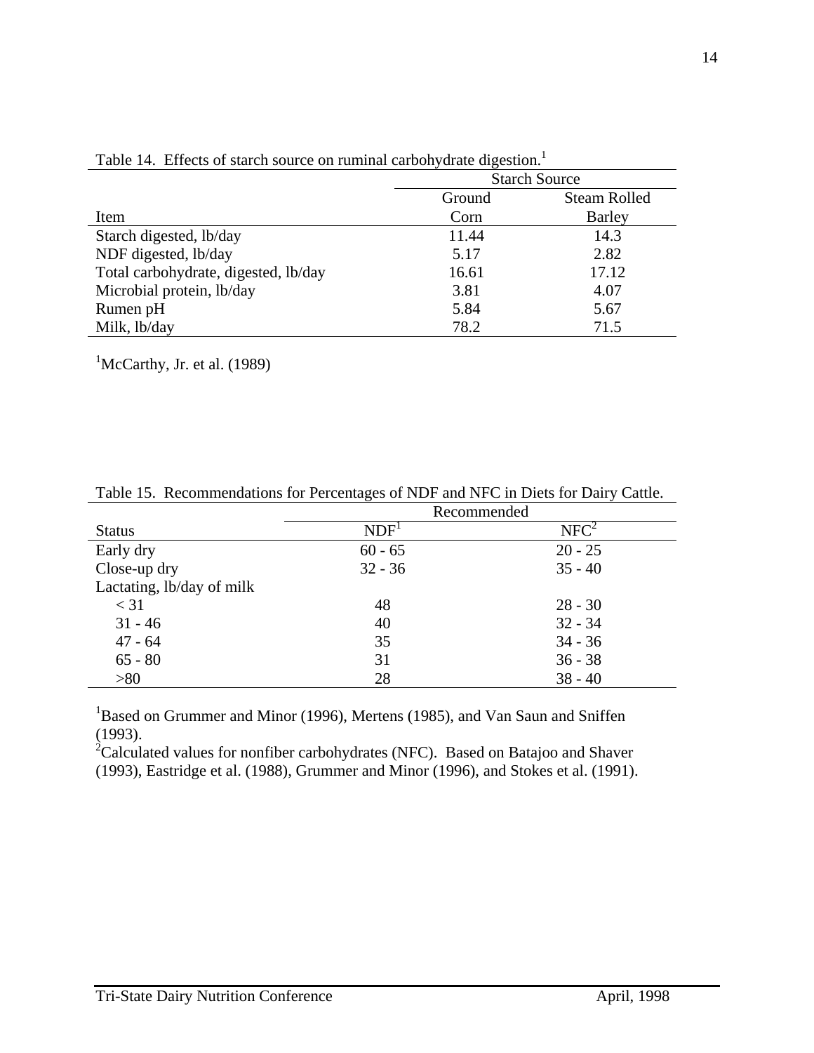Table 14. Effects of starch source on ruminal carbohydrate digestion.[1]

| | Starch Source | |
|---|---|---|
| Item | Ground Corn | Steam Rolled Barley |
| Starch digested, lb/day | 11.44 | 14.3 |
| NDF digested, lb/day | 5.17 | 2.82 |
| Total carbohydrate, digested, lb/day | 16.61 | 17.12 |
| Microbial protein, lb/day | 3.81 | 4.07 |
| Rumen pH | 5.84 | 5.67 |
| Milk, lb/day | 78.2 | 71.5 |

[1]McCarthy, Jr. et al. (1989)

Table 15. Recommendations for Percentages of NDF and NFC in Diets for Dairy Cattle.

| | Recommended | |
|---|---|---|
| Status | NDF[1] | NFC[2] |
| Early dry | 60 - 65 | 20 - 25 |
| Close-up dry | 32 - 36 | 35 - 40 |
| Lactating, lb/day of milk | | |
| < 31 | 48 | 28 - 30 |
| 31 - 46 | 40 | 32 - 34 |
| 47 - 64 | 35 | 34 - 36 |
| 65 - 80 | 31 | 36 - 38 |
| >80 | 28 | 38 - 40 |

[1]Based on Grummer and Minor (1996), Mertens (1985), and Van Saun and Sniffen (1993).
[2]Calculated values for nonfiber carbohydrates (NFC). Based on Batajoo and Shaver (1993), Eastridge et al. (1988), Grummer and Minor (1996), and Stokes et al. (1991).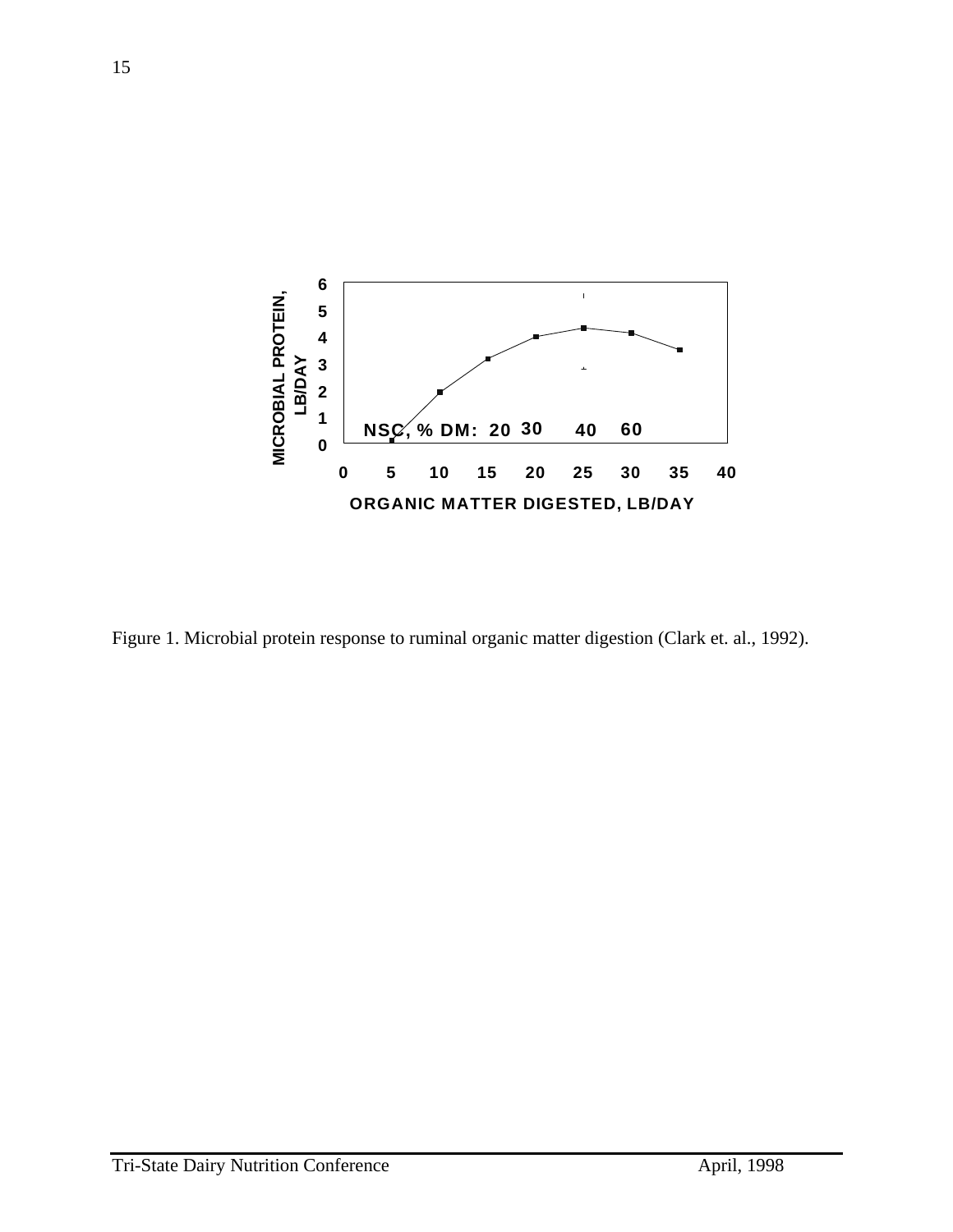MICROBIAL PROTEIN, LB/DAY

ORGANIC MATTER DIGESTED, LB/DAY

NSC, % DM: 20 30 40 60

Figure 1. Microbial protein response to ruminal organic matter digestion (Clark et. al., 1992).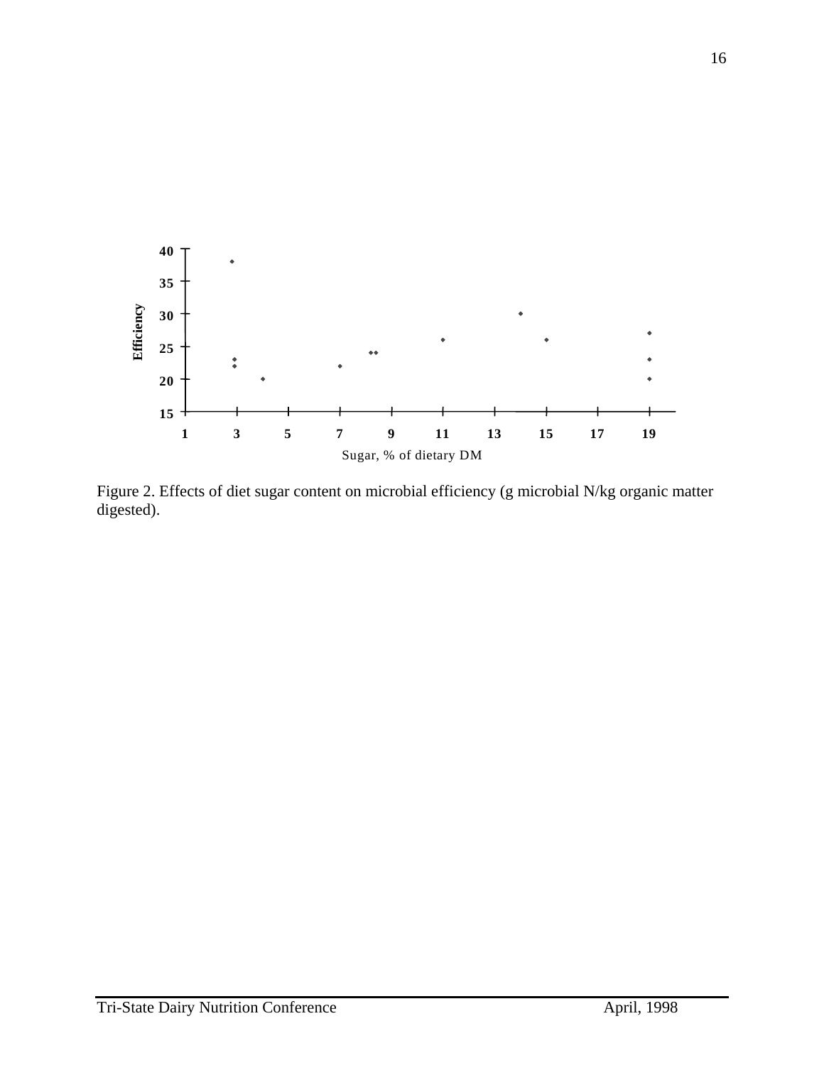Figure 2. Effects of diet sugar content on microbial efficiency (g microbial N/kg organic matter digested).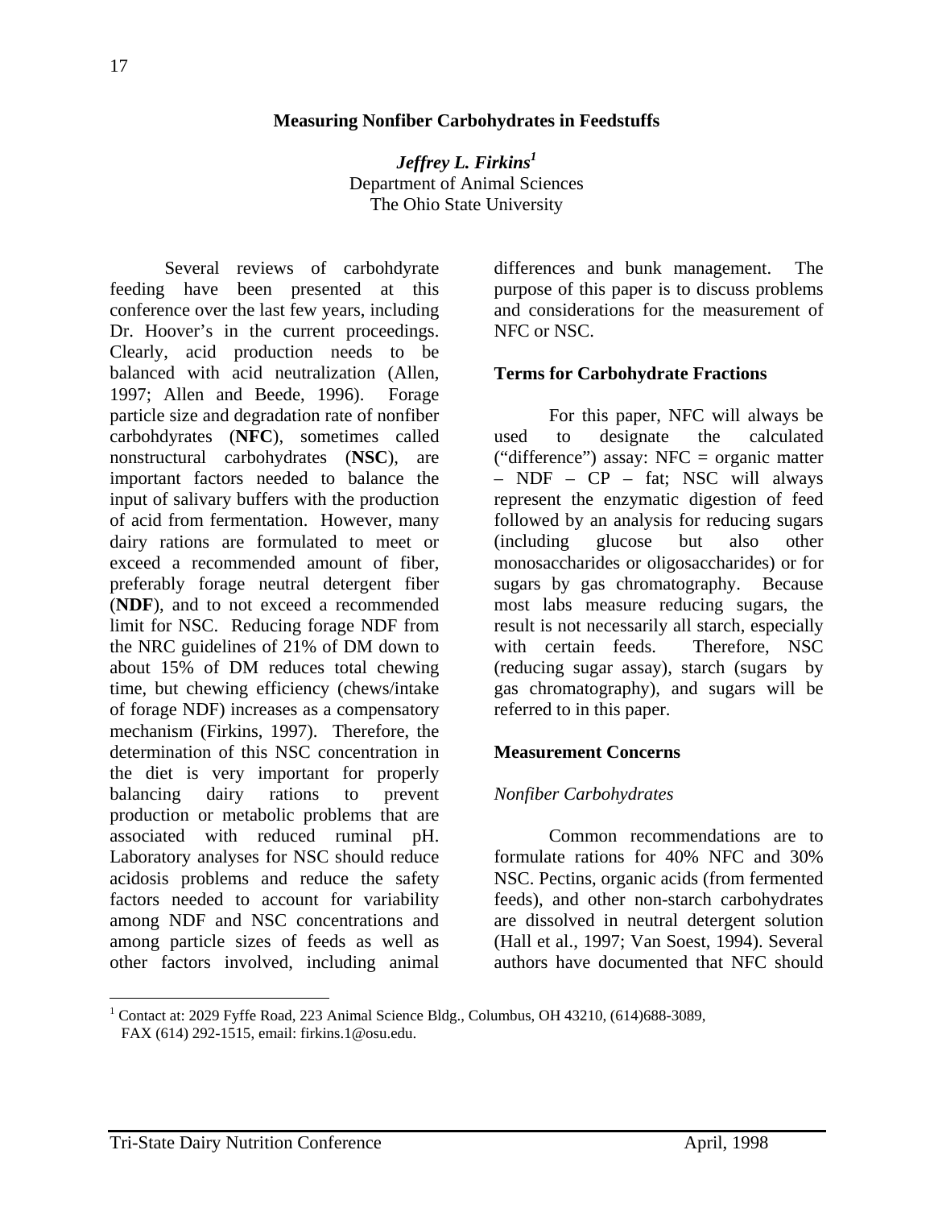# Measuring Nonfiber Carbohydrates in Feedstuffs

***Jeffrey L. Firkins***[1]
Department of Animal Sciences
The Ohio State University

Several reviews of carbohdyrate feeding have been presented at this conference over the last few years, including Dr. Hoover's in the current proceedings. Clearly, acid production needs to be balanced with acid neutralization (Allen, 1997; Allen and Beede, 1996). Forage particle size and degradation rate of nonfiber carbohdyrates (**NFC**), sometimes called nonstructural carbohydrates (**NSC**), are important factors needed to balance the input of salivary buffers with the production of acid from fermentation. However, many dairy rations are formulated to meet or exceed a recommended amount of fiber, preferably forage neutral detergent fiber (**NDF**), and to not exceed a recommended limit for NSC. Reducing forage NDF from the NRC guidelines of 21% of DM down to about 15% of DM reduces total chewing time, but chewing efficiency (chews/intake of forage NDF) increases as a compensatory mechanism (Firkins, 1997). Therefore, the determination of this NSC concentration in the diet is very important for properly balancing dairy rations to prevent production or metabolic problems that are associated with reduced ruminal pH. Laboratory analyses for NSC should reduce acidosis problems and reduce the safety factors needed to account for variability among NDF and NSC concentrations and among particle sizes of feeds as well as other factors involved, including animal differences and bunk management. The purpose of this paper is to discuss problems and considerations for the measurement of NFC or NSC.

## Terms for Carbohydrate Fractions

For this paper, NFC will always be used to designate the calculated ("difference") assay: NFC = organic matter – NDF – CP – fat; NSC will always represent the enzymatic digestion of feed followed by an analysis for reducing sugars (including glucose but also other monosaccharides or oligosaccharides) or for sugars by gas chromatography. Because most labs measure reducing sugars, the result is not necessarily all starch, especially with certain feeds. Therefore, NSC (reducing sugar assay), starch (sugars by gas chromatography), and sugars will be referred to in this paper.

## Measurement Concerns

### *Nonfiber Carbohydrates*

Common recommendations are to formulate rations for 40% NFC and 30% NSC. Pectins, organic acids (from fermented feeds), and other non-starch carbohydrates are dissolved in neutral detergent solution (Hall et al., 1997; Van Soest, 1994). Several authors have documented that NFC should

[1] Contact at: 2029 Fyffe Road, 223 Animal Science Bldg., Columbus, OH 43210, (614)688-3089, FAX (614) 292-1515, email: firkins.1@osu.edu.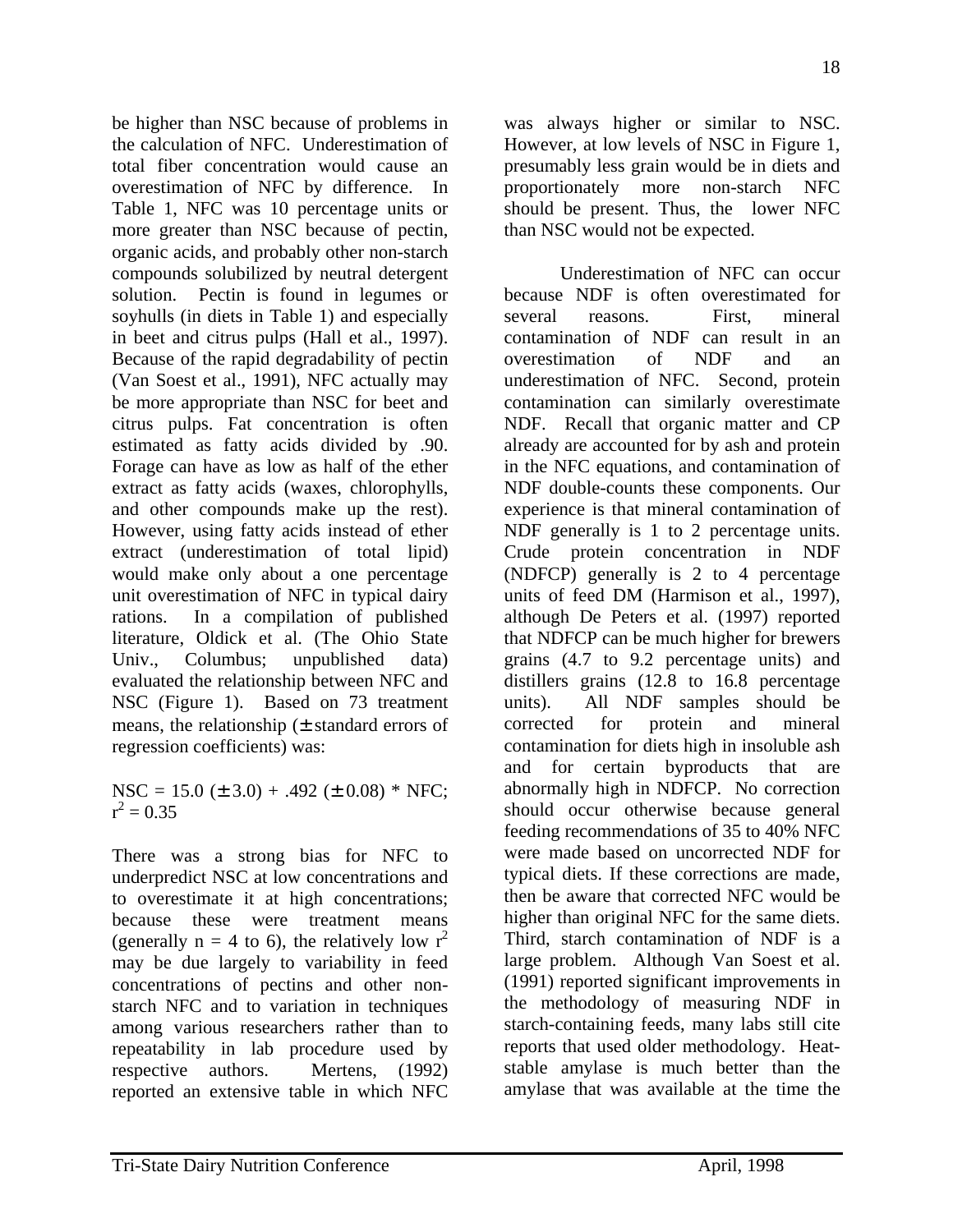be higher than NSC because of problems in the calculation of NFC. Underestimation of total fiber concentration would cause an overestimation of NFC by difference. In Table 1, NFC was 10 percentage units or more greater than NSC because of pectin, organic acids, and probably other non-starch compounds solubilized by neutral detergent solution. Pectin is found in legumes or soyhulls (in diets in Table 1) and especially in beet and citrus pulps (Hall et al., 1997). Because of the rapid degradability of pectin (Van Soest et al., 1991), NFC actually may be more appropriate than NSC for beet and citrus pulps. Fat concentration is often estimated as fatty acids divided by .90. Forage can have as low as half of the ether extract as fatty acids (waxes, chlorophylls, and other compounds make up the rest). However, using fatty acids instead of ether extract (underestimation of total lipid) would make only about a one percentage unit overestimation of NFC in typical dairy rations. In a compilation of published literature, Oldick et al. (The Ohio State Univ., Columbus; unpublished data) evaluated the relationship between NFC and NSC (Figure 1). Based on 73 treatment means, the relationship (± standard errors of regression coefficients) was:

$$\text{NSC} = 15.0\ (\pm 3.0) + .492\ (\pm 0.08) * \text{NFC};\quad r^2 = 0.35$$

There was a strong bias for NFC to underpredict NSC at low concentrations and to overestimate it at high concentrations; because these were treatment means (generally n = 4 to 6), the relatively low $r^2$ may be due largely to variability in feed concentrations of pectins and other non-starch NFC and to variation in techniques among various researchers rather than to repeatability in lab procedure used by respective authors. Mertens, (1992) reported an extensive table in which NFC was always higher or similar to NSC. However, at low levels of NSC in Figure 1, presumably less grain would be in diets and proportionately more non-starch NFC should be present. Thus, the lower NFC than NSC would not be expected.

Underestimation of NFC can occur because NDF is often overestimated for several reasons. First, mineral contamination of NDF can result in an overestimation of NDF and an underestimation of NFC. Second, protein contamination can similarly overestimate NDF. Recall that organic matter and CP already are accounted for by ash and protein in the NFC equations, and contamination of NDF double-counts these components. Our experience is that mineral contamination of NDF generally is 1 to 2 percentage units. Crude protein concentration in NDF (NDFCP) generally is 2 to 4 percentage units of feed DM (Harmison et al., 1997), although De Peters et al. (1997) reported that NDFCP can be much higher for brewers grains (4.7 to 9.2 percentage units) and distillers grains (12.8 to 16.8 percentage units). All NDF samples should be corrected for protein and mineral contamination for diets high in insoluble ash and for certain byproducts that are abnormally high in NDFCP. No correction should occur otherwise because general feeding recommendations of 35 to 40% NFC were made based on uncorrected NDF for typical diets. If these corrections are made, then be aware that corrected NFC would be higher than original NFC for the same diets. Third, starch contamination of NDF is a large problem. Although Van Soest et al. (1991) reported significant improvements in the methodology of measuring NDF in starch-containing feeds, many labs still cite reports that used older methodology. Heat-stable amylase is much better than the amylase that was available at the time the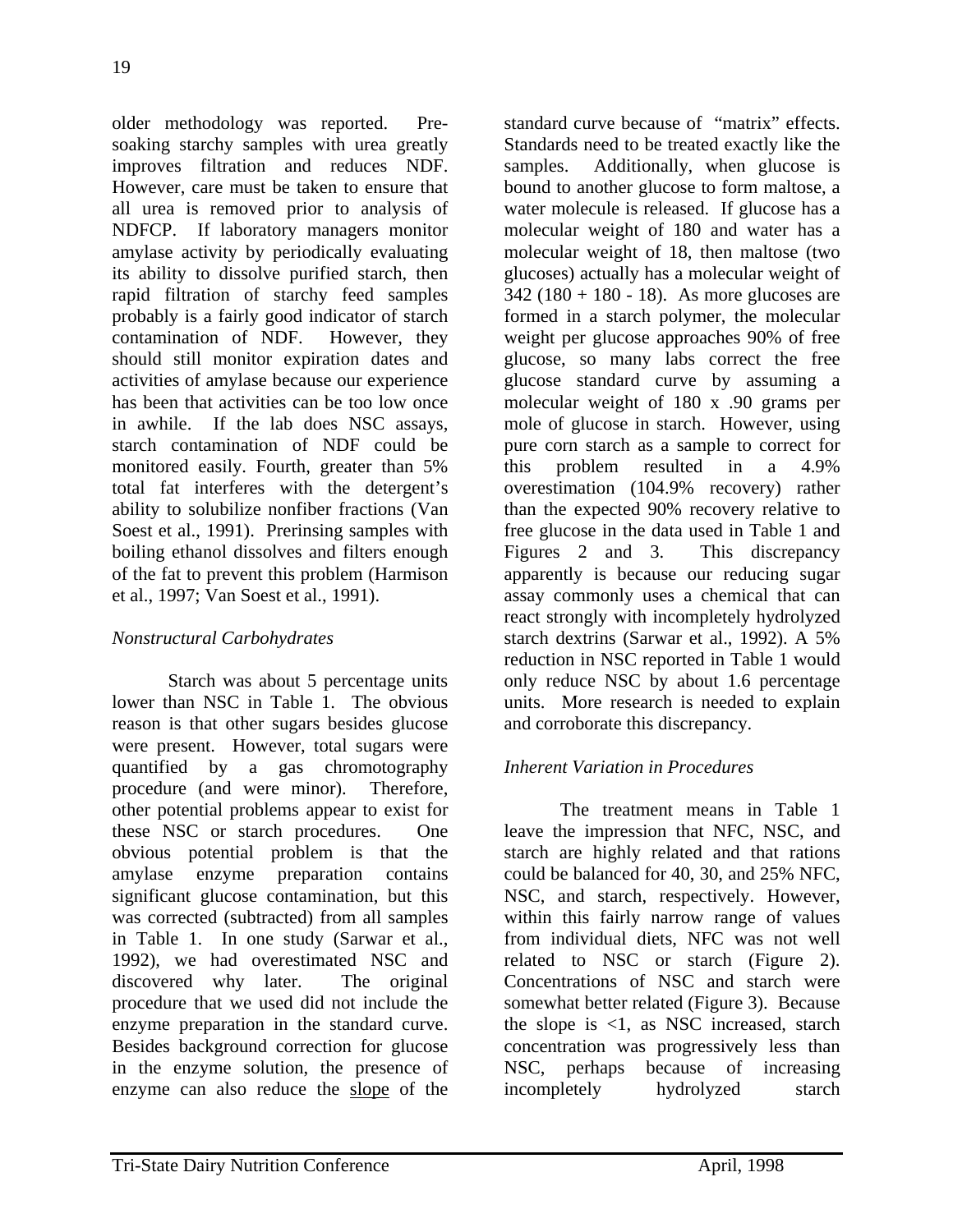older methodology was reported. Presoaking starchy samples with urea greatly improves filtration and reduces NDF. However, care must be taken to ensure that all urea is removed prior to analysis of NDFCP. If laboratory managers monitor amylase activity by periodically evaluating its ability to dissolve purified starch, then rapid filtration of starchy feed samples probably is a fairly good indicator of starch contamination of NDF. However, they should still monitor expiration dates and activities of amylase because our experience has been that activities can be too low once in awhile. If the lab does NSC assays, starch contamination of NDF could be monitored easily. Fourth, greater than 5% total fat interferes with the detergent's ability to solubilize nonfiber fractions (Van Soest et al., 1991). Prerinsing samples with boiling ethanol dissolves and filters enough of the fat to prevent this problem (Harmison et al., 1997; Van Soest et al., 1991).

### *Nonstructural Carbohydrates*

Starch was about 5 percentage units lower than NSC in Table 1. The obvious reason is that other sugars besides glucose were present. However, total sugars were quantified by a gas chromotography procedure (and were minor). Therefore, other potential problems appear to exist for these NSC or starch procedures. One obvious potential problem is that the amylase enzyme preparation contains significant glucose contamination, but this was corrected (subtracted) from all samples in Table 1. In one study (Sarwar et al., 1992), we had overestimated NSC and discovered why later. The original procedure that we used did not include the enzyme preparation in the standard curve. Besides background correction for glucose in the enzyme solution, the presence of enzyme can also reduce the <u>slope</u> of the standard curve because of "matrix" effects. Standards need to be treated exactly like the samples. Additionally, when glucose is bound to another glucose to form maltose, a water molecule is released. If glucose has a molecular weight of 180 and water has a molecular weight of 18, then maltose (two glucoses) actually has a molecular weight of 342 (180 + 180 - 18). As more glucoses are formed in a starch polymer, the molecular weight per glucose approaches 90% of free glucose, so many labs correct the free glucose standard curve by assuming a molecular weight of 180 x .90 grams per mole of glucose in starch. However, using pure corn starch as a sample to correct for this problem resulted in a 4.9% overestimation (104.9% recovery) rather than the expected 90% recovery relative to free glucose in the data used in Table 1 and Figures 2 and 3. This discrepancy apparently is because our reducing sugar assay commonly uses a chemical that can react strongly with incompletely hydrolyzed starch dextrins (Sarwar et al., 1992). A 5% reduction in NSC reported in Table 1 would only reduce NSC by about 1.6 percentage units. More research is needed to explain and corroborate this discrepancy.

### *Inherent Variation in Procedures*

The treatment means in Table 1 leave the impression that NFC, NSC, and starch are highly related and that rations could be balanced for 40, 30, and 25% NFC, NSC, and starch, respectively. However, within this fairly narrow range of values from individual diets, NFC was not well related to NSC or starch (Figure 2). Concentrations of NSC and starch were somewhat better related (Figure 3). Because the slope is <1, as NSC increased, starch concentration was progressively less than NSC, perhaps because of increasing incompletely hydrolyzed starch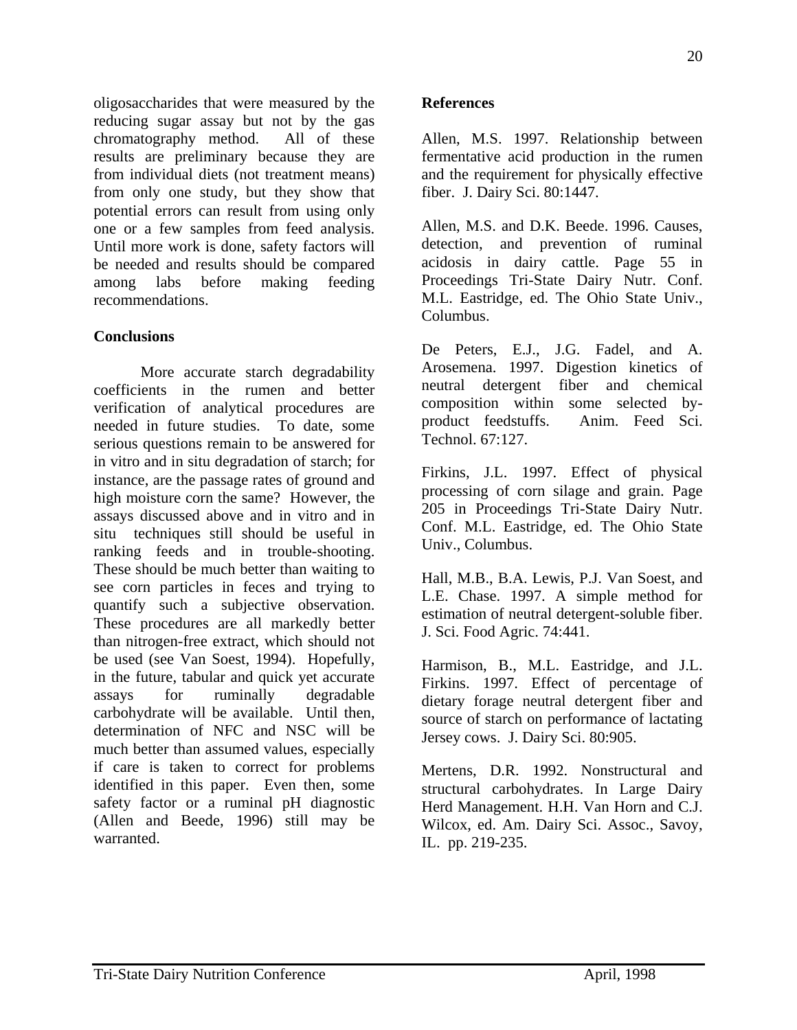oligosaccharides that were measured by the reducing sugar assay but not by the gas chromatography method. All of these results are preliminary because they are from individual diets (not treatment means) from only one study, but they show that potential errors can result from using only one or a few samples from feed analysis. Until more work is done, safety factors will be needed and results should be compared among labs before making feeding recommendations.

## Conclusions

More accurate starch degradability coefficients in the rumen and better verification of analytical procedures are needed in future studies. To date, some serious questions remain to be answered for in vitro and in situ degradation of starch; for instance, are the passage rates of ground and high moisture corn the same? However, the assays discussed above and in vitro and in situ techniques still should be useful in ranking feeds and in trouble-shooting. These should be much better than waiting to see corn particles in feces and trying to quantify such a subjective observation. These procedures are all markedly better than nitrogen-free extract, which should not be used (see Van Soest, 1994). Hopefully, in the future, tabular and quick yet accurate assays for ruminally degradable carbohydrate will be available. Until then, determination of NFC and NSC will be much better than assumed values, especially if care is taken to correct for problems identified in this paper. Even then, some safety factor or a ruminal pH diagnostic (Allen and Beede, 1996) still may be warranted.

## References

Allen, M.S. 1997. Relationship between fermentative acid production in the rumen and the requirement for physically effective fiber. J. Dairy Sci. 80:1447.

Allen, M.S. and D.K. Beede. 1996. Causes, detection, and prevention of ruminal acidosis in dairy cattle. Page 55 in Proceedings Tri-State Dairy Nutr. Conf. M.L. Eastridge, ed. The Ohio State Univ., Columbus.

De Peters, E.J., J.G. Fadel, and A. Arosemena. 1997. Digestion kinetics of neutral detergent fiber and chemical composition within some selected by-product feedstuffs. Anim. Feed Sci. Technol. 67:127.

Firkins, J.L. 1997. Effect of physical processing of corn silage and grain. Page 205 in Proceedings Tri-State Dairy Nutr. Conf. M.L. Eastridge, ed. The Ohio State Univ., Columbus.

Hall, M.B., B.A. Lewis, P.J. Van Soest, and L.E. Chase. 1997. A simple method for estimation of neutral detergent-soluble fiber. J. Sci. Food Agric. 74:441.

Harmison, B., M.L. Eastridge, and J.L. Firkins. 1997. Effect of percentage of dietary forage neutral detergent fiber and source of starch on performance of lactating Jersey cows. J. Dairy Sci. 80:905.

Mertens, D.R. 1992. Nonstructural and structural carbohydrates. In Large Dairy Herd Management. H.H. Van Horn and C.J. Wilcox, ed. Am. Dairy Sci. Assoc., Savoy, IL. pp. 219-235.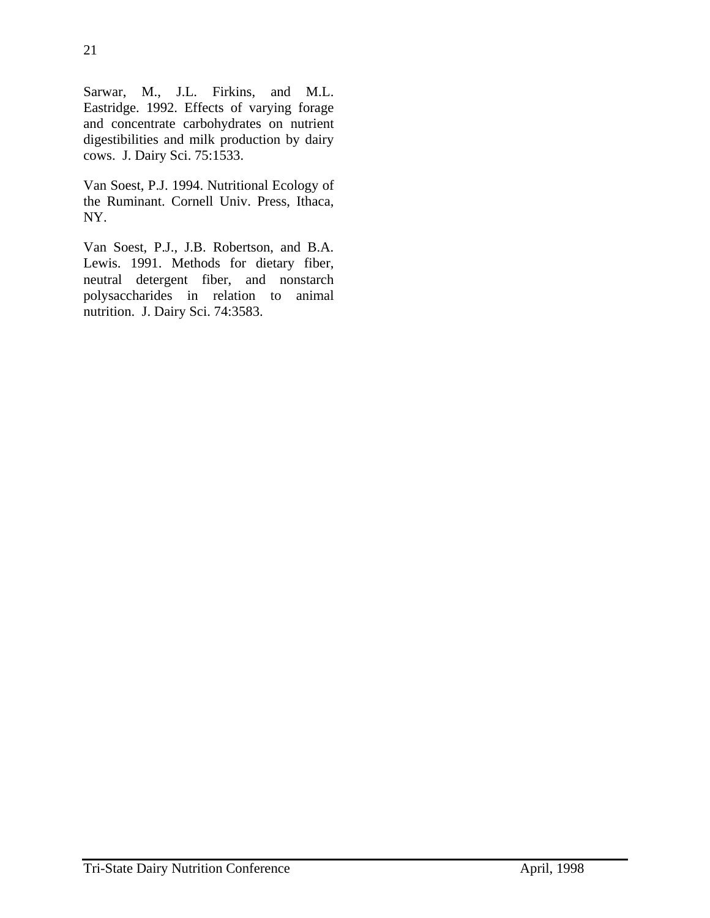Sarwar, M., J.L. Firkins, and M.L. Eastridge. 1992. Effects of varying forage and concentrate carbohydrates on nutrient digestibilities and milk production by dairy cows. J. Dairy Sci. 75:1533.

Van Soest, P.J. 1994. Nutritional Ecology of the Ruminant. Cornell Univ. Press, Ithaca, NY.

Van Soest, P.J., J.B. Robertson, and B.A. Lewis. 1991. Methods for dietary fiber, neutral detergent fiber, and nonstarch polysaccharides in relation to animal nutrition. J. Dairy Sci. 74:3583.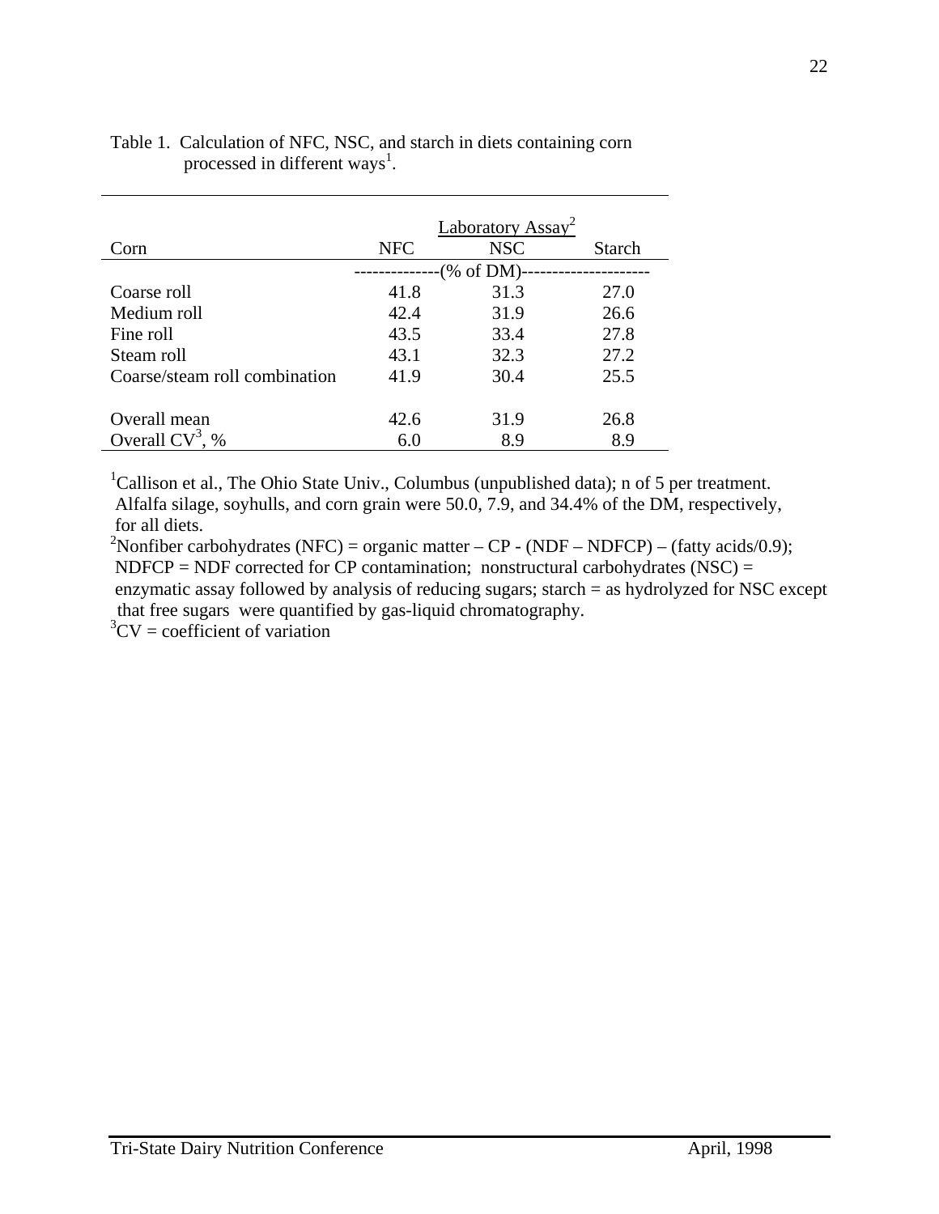Table 1. Calculation of NFC, NSC, and starch in diets containing corn processed in different ways[1].

| Corn | Laboratory Assay[2] | | |
|---|---|---|---|
| | NFC | NSC | Starch |
| | --------------(% of DM)--------------------- | | |
| Coarse roll | 41.8 | 31.3 | 27.0 |
| Medium roll | 42.4 | 31.9 | 26.6 |
| Fine roll | 43.5 | 33.4 | 27.8 |
| Steam roll | 43.1 | 32.3 | 27.2 |
| Coarse/steam roll combination | 41.9 | 30.4 | 25.5 |
| Overall mean | 42.6 | 31.9 | 26.8 |
| Overall CV[3], % | 6.0 | 8.9 | 8.9 |

[1]Callison et al., The Ohio State Univ., Columbus (unpublished data); n of 5 per treatment. Alfalfa silage, soyhulls, and corn grain were 50.0, 7.9, and 34.4% of the DM, respectively, for all diets.

[2]Nonfiber carbohydrates (NFC) = organic matter – CP - (NDF – NDFCP) – (fatty acids/0.9); NDFCP = NDF corrected for CP contamination; nonstructural carbohydrates (NSC) = enzymatic assay followed by analysis of reducing sugars; starch = as hydrolyzed for NSC except that free sugars were quantified by gas-liquid chromatography.

[3]CV = coefficient of variation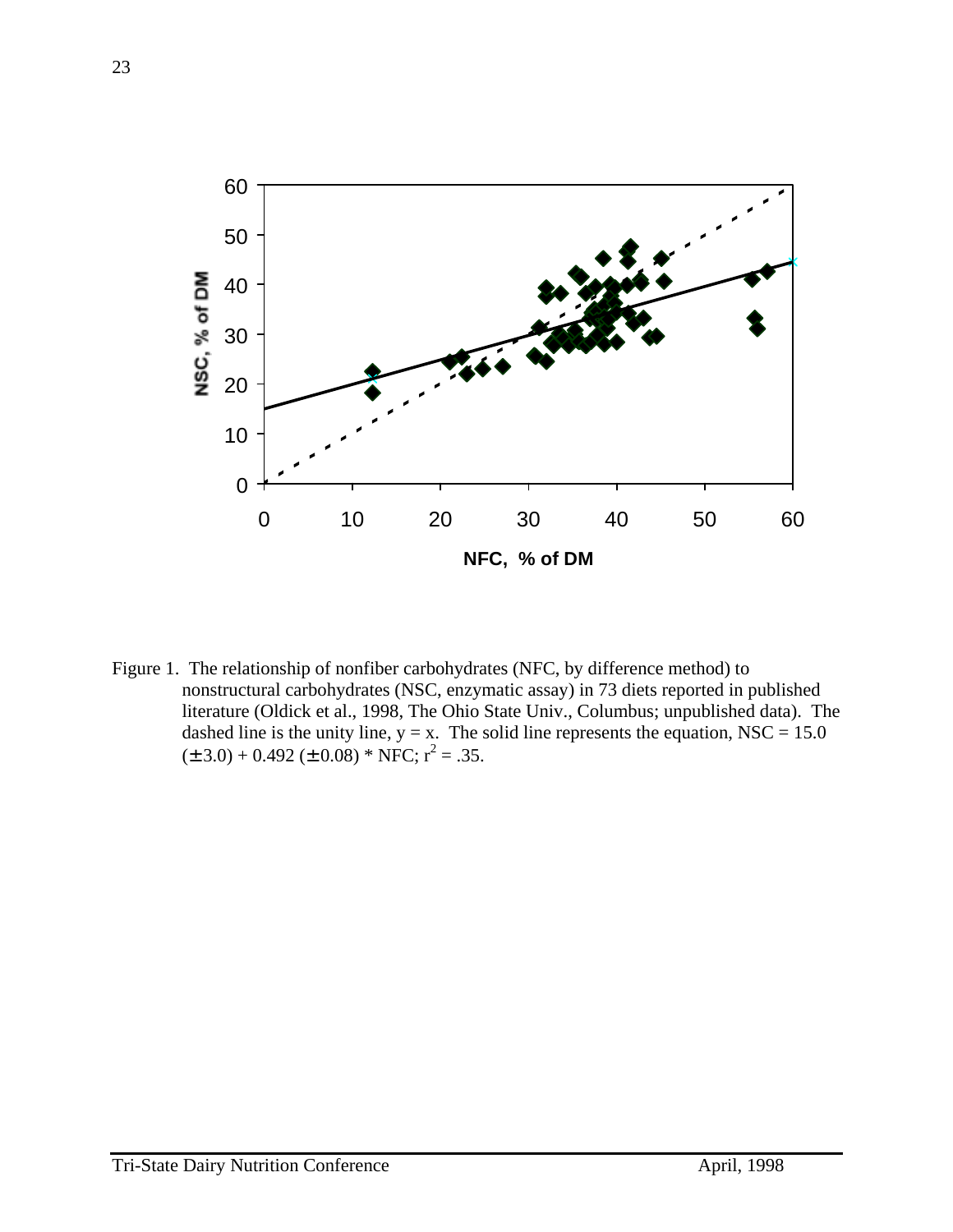Figure 1. The relationship of nonfiber carbohydrates (NFC, by difference method) to nonstructural carbohydrates (NSC, enzymatic assay) in 73 diets reported in published literature (Oldick et al., 1998, The Ohio State Univ., Columbus; unpublished data). The dashed line is the unity line, $y = x$. The solid line represents the equation, $NSC = 15.0 (\pm 3.0) + 0.492 (\pm 0.08) * NFC$; $r^2 = .35$.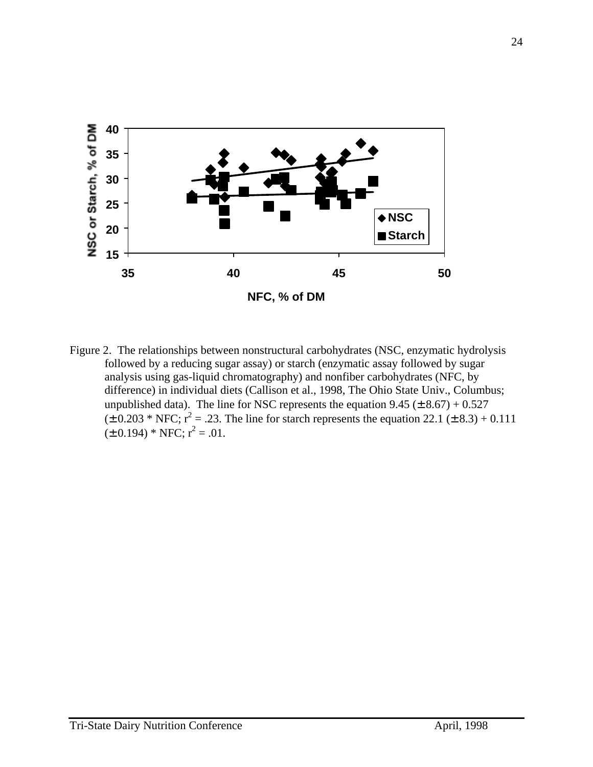Figure 2. The relationships between nonstructural carbohydrates (NSC, enzymatic hydrolysis followed by a reducing sugar assay) or starch (enzymatic assay followed by sugar analysis using gas-liquid chromatography) and nonfiber carbohydrates (NFC, by difference) in individual diets (Callison et al., 1998, The Ohio State Univ., Columbus; unpublished data). The line for NSC represents the equation 9.45 ($\pm$ 8.67) + 0.527 ($\pm$ 0.203 * NFC; $r^2$ = .23. The line for starch represents the equation 22.1 ($\pm$ 8.3) + 0.111 ($\pm$ 0.194) * NFC; $r^2$ = .01.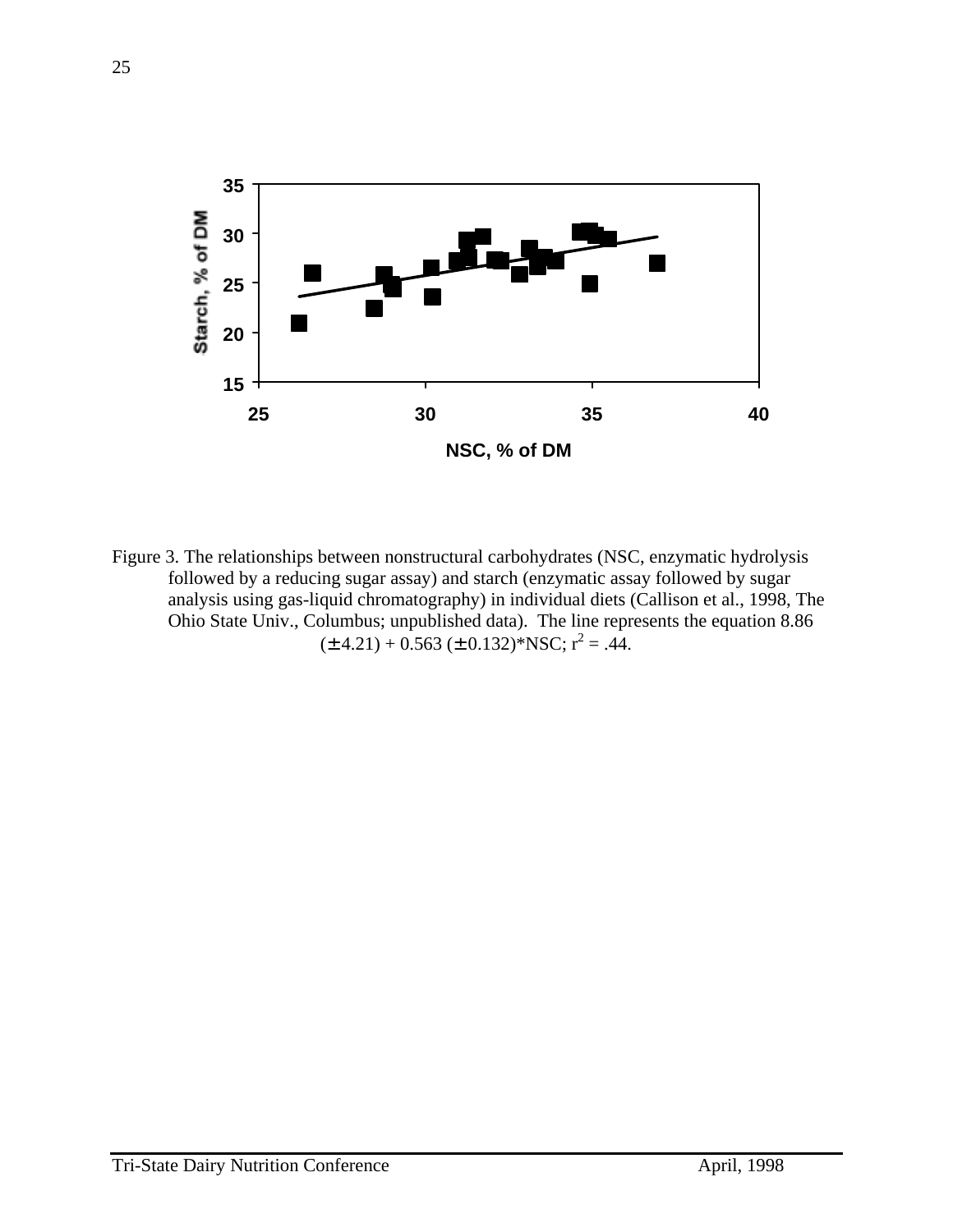Figure 3. The relationships between nonstructural carbohydrates (NSC, enzymatic hydrolysis followed by a reducing sugar assay) and starch (enzymatic assay followed by sugar analysis using gas-liquid chromatography) in individual diets (Callison et al., 1998, The Ohio State Univ., Columbus; unpublished data). The line represents the equation 8.86 ($\pm$ 4.21) + 0.563 ($\pm$ 0.132)*NSC; $r^2$ = .44.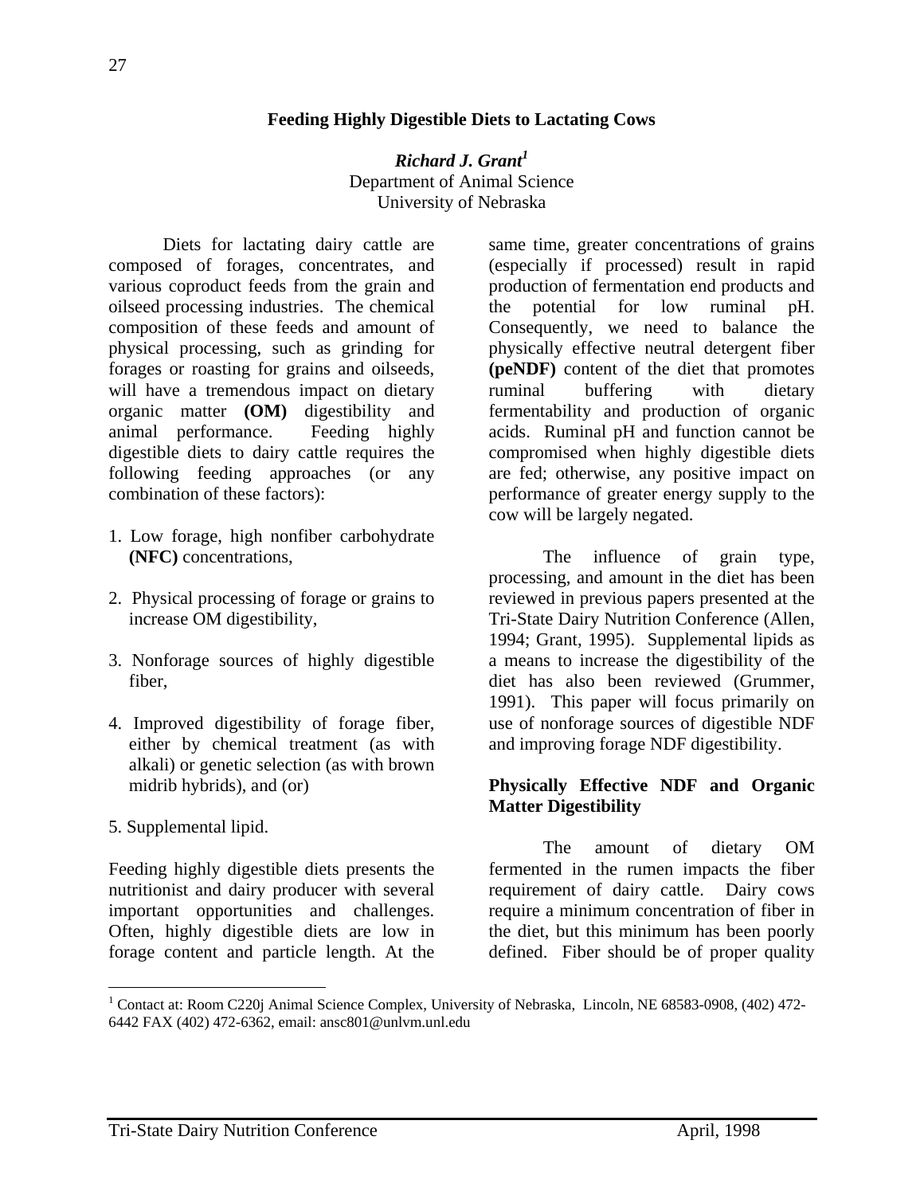# Feeding Highly Digestible Diets to Lactating Cows

***Richard J. Grant*[1]**
Department of Animal Science
University of Nebraska

Diets for lactating dairy cattle are composed of forages, concentrates, and various coproduct feeds from the grain and oilseed processing industries. The chemical composition of these feeds and amount of physical processing, such as grinding for forages or roasting for grains and oilseeds, will have a tremendous impact on dietary organic matter **(OM)** digestibility and animal performance. Feeding highly digestible diets to dairy cattle requires the following feeding approaches (or any combination of these factors):

1. Low forage, high nonfiber carbohydrate **(NFC)** concentrations,
2. Physical processing of forage or grains to increase OM digestibility,
3. Nonforage sources of highly digestible fiber,
4. Improved digestibility of forage fiber, either by chemical treatment (as with alkali) or genetic selection (as with brown midrib hybrids), and (or)
5. Supplemental lipid.

Feeding highly digestible diets presents the nutritionist and dairy producer with several important opportunities and challenges. Often, highly digestible diets are low in forage content and particle length. At the same time, greater concentrations of grains (especially if processed) result in rapid production of fermentation end products and the potential for low ruminal pH. Consequently, we need to balance the physically effective neutral detergent fiber **(peNDF)** content of the diet that promotes ruminal buffering with dietary fermentability and production of organic acids. Ruminal pH and function cannot be compromised when highly digestible diets are fed; otherwise, any positive impact on performance of greater energy supply to the cow will be largely negated.

The influence of grain type, processing, and amount in the diet has been reviewed in previous papers presented at the Tri-State Dairy Nutrition Conference (Allen, 1994; Grant, 1995). Supplemental lipids as a means to increase the digestibility of the diet has also been reviewed (Grummer, 1991). This paper will focus primarily on use of nonforage sources of digestible NDF and improving forage NDF digestibility.

## Physically Effective NDF and Organic Matter Digestibility

The amount of dietary OM fermented in the rumen impacts the fiber requirement of dairy cattle. Dairy cows require a minimum concentration of fiber in the diet, but this minimum has been poorly defined. Fiber should be of proper quality

---

[1] Contact at: Room C220j Animal Science Complex, University of Nebraska, Lincoln, NE 68583-0908, (402) 472-6442 FAX (402) 472-6362, email: ansc801@unlvm.unl.edu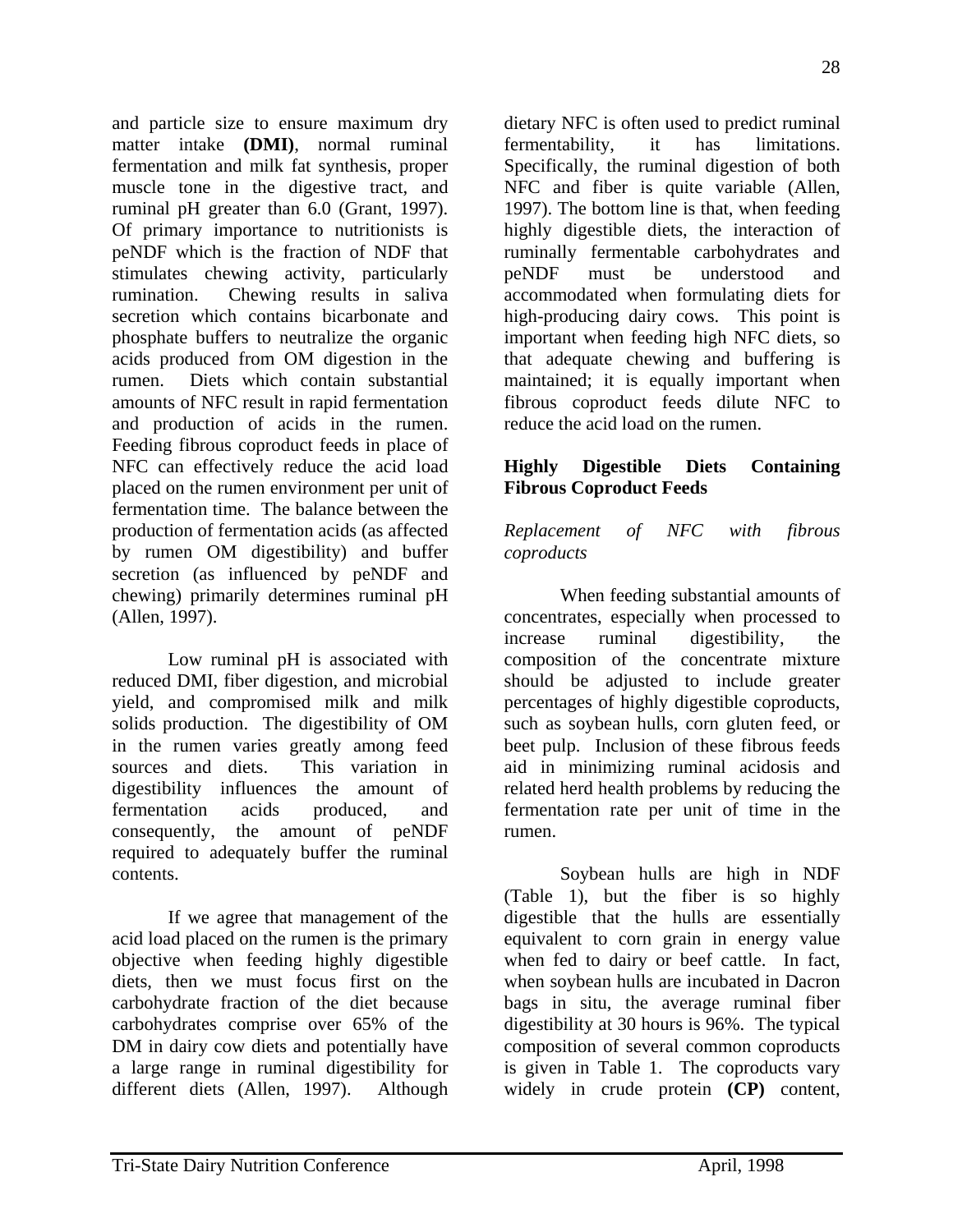and particle size to ensure maximum dry matter intake **(DMI)**, normal ruminal fermentation and milk fat synthesis, proper muscle tone in the digestive tract, and ruminal pH greater than 6.0 (Grant, 1997). Of primary importance to nutritionists is peNDF which is the fraction of NDF that stimulates chewing activity, particularly rumination. Chewing results in saliva secretion which contains bicarbonate and phosphate buffers to neutralize the organic acids produced from OM digestion in the rumen. Diets which contain substantial amounts of NFC result in rapid fermentation and production of acids in the rumen. Feeding fibrous coproduct feeds in place of NFC can effectively reduce the acid load placed on the rumen environment per unit of fermentation time. The balance between the production of fermentation acids (as affected by rumen OM digestibility) and buffer secretion (as influenced by peNDF and chewing) primarily determines ruminal pH (Allen, 1997).

Low ruminal pH is associated with reduced DMI, fiber digestion, and microbial yield, and compromised milk and milk solids production. The digestibility of OM in the rumen varies greatly among feed sources and diets. This variation in digestibility influences the amount of fermentation acids produced, and consequently, the amount of peNDF required to adequately buffer the ruminal contents.

If we agree that management of the acid load placed on the rumen is the primary objective when feeding highly digestible diets, then we must focus first on the carbohydrate fraction of the diet because carbohydrates comprise over 65% of the DM in dairy cow diets and potentially have a large range in ruminal digestibility for different diets (Allen, 1997). Although dietary NFC is often used to predict ruminal fermentability, it has limitations. Specifically, the ruminal digestion of both NFC and fiber is quite variable (Allen, 1997). The bottom line is that, when feeding highly digestible diets, the interaction of ruminally fermentable carbohydrates and peNDF must be understood and accommodated when formulating diets for high-producing dairy cows. This point is important when feeding high NFC diets, so that adequate chewing and buffering is maintained; it is equally important when fibrous coproduct feeds dilute NFC to reduce the acid load on the rumen.

## Highly Digestible Diets Containing Fibrous Coproduct Feeds

### *Replacement of NFC with fibrous coproducts*

When feeding substantial amounts of concentrates, especially when processed to increase ruminal digestibility, the composition of the concentrate mixture should be adjusted to include greater percentages of highly digestible coproducts, such as soybean hulls, corn gluten feed, or beet pulp. Inclusion of these fibrous feeds aid in minimizing ruminal acidosis and related herd health problems by reducing the fermentation rate per unit of time in the rumen.

Soybean hulls are high in NDF (Table 1), but the fiber is so highly digestible that the hulls are essentially equivalent to corn grain in energy value when fed to dairy or beef cattle. In fact, when soybean hulls are incubated in Dacron bags in situ, the average ruminal fiber digestibility at 30 hours is 96%. The typical composition of several common coproducts is given in Table 1. The coproducts vary widely in crude protein **(CP)** content,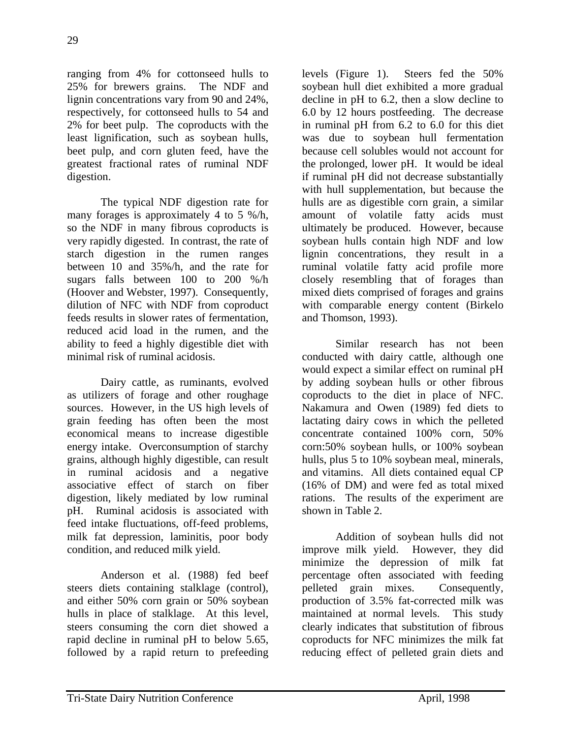ranging from 4% for cottonseed hulls to 25% for brewers grains. The NDF and lignin concentrations vary from 90 and 24%, respectively, for cottonseed hulls to 54 and 2% for beet pulp. The coproducts with the least lignification, such as soybean hulls, beet pulp, and corn gluten feed, have the greatest fractional rates of ruminal NDF digestion.

The typical NDF digestion rate for many forages is approximately 4 to 5 %/h, so the NDF in many fibrous coproducts is very rapidly digested. In contrast, the rate of starch digestion in the rumen ranges between 10 and 35%/h, and the rate for sugars falls between 100 to 200 %/h (Hoover and Webster, 1997). Consequently, dilution of NFC with NDF from coproduct feeds results in slower rates of fermentation, reduced acid load in the rumen, and the ability to feed a highly digestible diet with minimal risk of ruminal acidosis.

Dairy cattle, as ruminants, evolved as utilizers of forage and other roughage sources. However, in the US high levels of grain feeding has often been the most economical means to increase digestible energy intake. Overconsumption of starchy grains, although highly digestible, can result in ruminal acidosis and a negative associative effect of starch on fiber digestion, likely mediated by low ruminal pH. Ruminal acidosis is associated with feed intake fluctuations, off-feed problems, milk fat depression, laminitis, poor body condition, and reduced milk yield.

Anderson et al. (1988) fed beef steers diets containing stalklage (control), and either 50% corn grain or 50% soybean hulls in place of stalklage. At this level, steers consuming the corn diet showed a rapid decline in ruminal pH to below 5.65, followed by a rapid return to prefeeding levels (Figure 1). Steers fed the 50% soybean hull diet exhibited a more gradual decline in pH to 6.2, then a slow decline to 6.0 by 12 hours postfeeding. The decrease in ruminal pH from 6.2 to 6.0 for this diet was due to soybean hull fermentation because cell solubles would not account for the prolonged, lower pH. It would be ideal if ruminal pH did not decrease substantially with hull supplementation, but because the hulls are as digestible corn grain, a similar amount of volatile fatty acids must ultimately be produced. However, because soybean hulls contain high NDF and low lignin concentrations, they result in a ruminal volatile fatty acid profile more closely resembling that of forages than mixed diets comprised of forages and grains with comparable energy content (Birkelo and Thomson, 1993).

Similar research has not been conducted with dairy cattle, although one would expect a similar effect on ruminal pH by adding soybean hulls or other fibrous coproducts to the diet in place of NFC. Nakamura and Owen (1989) fed diets to lactating dairy cows in which the pelleted concentrate contained 100% corn, 50% corn:50% soybean hulls, or 100% soybean hulls, plus 5 to 10% soybean meal, minerals, and vitamins. All diets contained equal CP (16% of DM) and were fed as total mixed rations. The results of the experiment are shown in Table 2.

Addition of soybean hulls did not improve milk yield. However, they did minimize the depression of milk fat percentage often associated with feeding pelleted grain mixes. Consequently, production of 3.5% fat-corrected milk was maintained at normal levels. This study clearly indicates that substitution of fibrous coproducts for NFC minimizes the milk fat reducing effect of pelleted grain diets and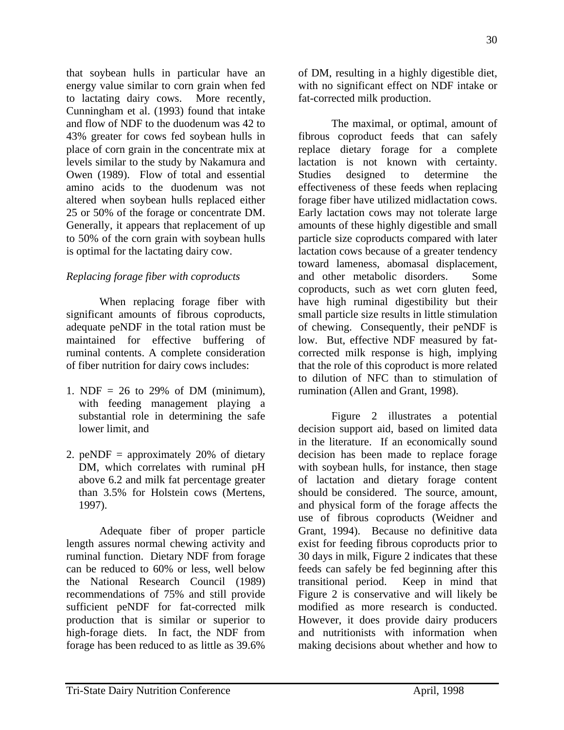that soybean hulls in particular have an energy value similar to corn grain when fed to lactating dairy cows. More recently, Cunningham et al. (1993) found that intake and flow of NDF to the duodenum was 42 to 43% greater for cows fed soybean hulls in place of corn grain in the concentrate mix at levels similar to the study by Nakamura and Owen (1989). Flow of total and essential amino acids to the duodenum was not altered when soybean hulls replaced either 25 or 50% of the forage or concentrate DM. Generally, it appears that replacement of up to 50% of the corn grain with soybean hulls is optimal for the lactating dairy cow.

*Replacing forage fiber with coproducts*

When replacing forage fiber with significant amounts of fibrous coproducts, adequate peNDF in the total ration must be maintained for effective buffering of ruminal contents. A complete consideration of fiber nutrition for dairy cows includes:

1. NDF = 26 to 29% of DM (minimum), with feeding management playing a substantial role in determining the safe lower limit, and

2. peNDF = approximately 20% of dietary DM, which correlates with ruminal pH above 6.2 and milk fat percentage greater than 3.5% for Holstein cows (Mertens, 1997).

Adequate fiber of proper particle length assures normal chewing activity and ruminal function. Dietary NDF from forage can be reduced to 60% or less, well below the National Research Council (1989) recommendations of 75% and still provide sufficient peNDF for fat-corrected milk production that is similar or superior to high-forage diets. In fact, the NDF from forage has been reduced to as little as 39.6% of DM, resulting in a highly digestible diet, with no significant effect on NDF intake or fat-corrected milk production.

The maximal, or optimal, amount of fibrous coproduct feeds that can safely replace dietary forage for a complete lactation is not known with certainty. Studies designed to determine the effectiveness of these feeds when replacing forage fiber have utilized midlactation cows. Early lactation cows may not tolerate large amounts of these highly digestible and small particle size coproducts compared with later lactation cows because of a greater tendency toward lameness, abomasal displacement, and other metabolic disorders. Some coproducts, such as wet corn gluten feed, have high ruminal digestibility but their small particle size results in little stimulation of chewing. Consequently, their peNDF is low. But, effective NDF measured by fat-corrected milk response is high, implying that the role of this coproduct is more related to dilution of NFC than to stimulation of rumination (Allen and Grant, 1998).

Figure 2 illustrates a potential decision support aid, based on limited data in the literature. If an economically sound decision has been made to replace forage with soybean hulls, for instance, then stage of lactation and dietary forage content should be considered. The source, amount, and physical form of the forage affects the use of fibrous coproducts (Weidner and Grant, 1994). Because no definitive data exist for feeding fibrous coproducts prior to 30 days in milk, Figure 2 indicates that these feeds can safely be fed beginning after this transitional period. Keep in mind that Figure 2 is conservative and will likely be modified as more research is conducted. However, it does provide dairy producers and nutritionists with information when making decisions about whether and how to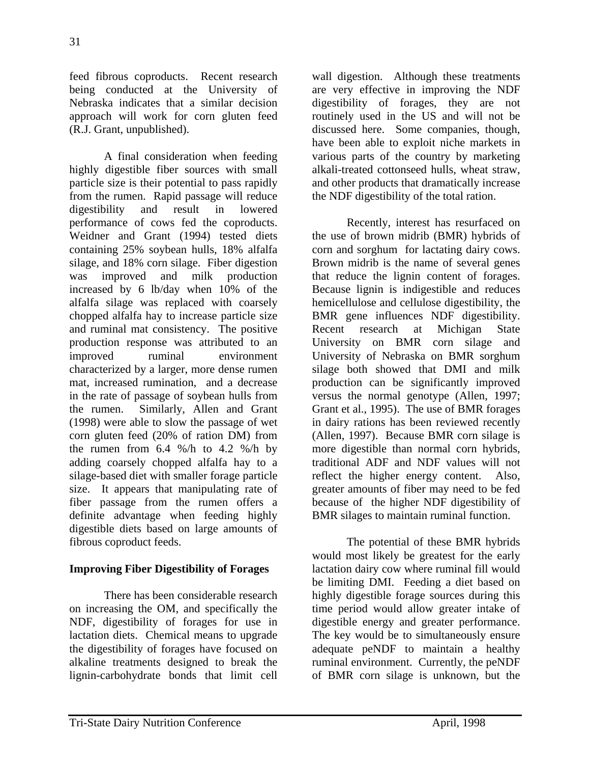feed fibrous coproducts. Recent research being conducted at the University of Nebraska indicates that a similar decision approach will work for corn gluten feed (R.J. Grant, unpublished).

A final consideration when feeding highly digestible fiber sources with small particle size is their potential to pass rapidly from the rumen. Rapid passage will reduce digestibility and result in lowered performance of cows fed the coproducts. Weidner and Grant (1994) tested diets containing 25% soybean hulls, 18% alfalfa silage, and 18% corn silage. Fiber digestion was improved and milk production increased by 6 lb/day when 10% of the alfalfa silage was replaced with coarsely chopped alfalfa hay to increase particle size and ruminal mat consistency. The positive production response was attributed to an improved ruminal environment characterized by a larger, more dense rumen mat, increased rumination, and a decrease in the rate of passage of soybean hulls from the rumen. Similarly, Allen and Grant (1998) were able to slow the passage of wet corn gluten feed (20% of ration DM) from the rumen from 6.4 %/h to 4.2 %/h by adding coarsely chopped alfalfa hay to a silage-based diet with smaller forage particle size. It appears that manipulating rate of fiber passage from the rumen offers a definite advantage when feeding highly digestible diets based on large amounts of fibrous coproduct feeds.

## Improving Fiber Digestibility of Forages

There has been considerable research on increasing the OM, and specifically the NDF, digestibility of forages for use in lactation diets. Chemical means to upgrade the digestibility of forages have focused on alkaline treatments designed to break the lignin-carbohydrate bonds that limit cell wall digestion. Although these treatments are very effective in improving the NDF digestibility of forages, they are not routinely used in the US and will not be discussed here. Some companies, though, have been able to exploit niche markets in various parts of the country by marketing alkali-treated cottonseed hulls, wheat straw, and other products that dramatically increase the NDF digestibility of the total ration.

Recently, interest has resurfaced on the use of brown midrib (BMR) hybrids of corn and sorghum for lactating dairy cows. Brown midrib is the name of several genes that reduce the lignin content of forages. Because lignin is indigestible and reduces hemicellulose and cellulose digestibility, the BMR gene influences NDF digestibility. Recent research at Michigan State University on BMR corn silage and University of Nebraska on BMR sorghum silage both showed that DMI and milk production can be significantly improved versus the normal genotype (Allen, 1997; Grant et al., 1995). The use of BMR forages in dairy rations has been reviewed recently (Allen, 1997). Because BMR corn silage is more digestible than normal corn hybrids, traditional ADF and NDF values will not reflect the higher energy content. Also, greater amounts of fiber may need to be fed because of the higher NDF digestibility of BMR silages to maintain ruminal function.

The potential of these BMR hybrids would most likely be greatest for the early lactation dairy cow where ruminal fill would be limiting DMI. Feeding a diet based on highly digestible forage sources during this time period would allow greater intake of digestible energy and greater performance. The key would be to simultaneously ensure adequate peNDF to maintain a healthy ruminal environment. Currently, the peNDF of BMR corn silage is unknown, but the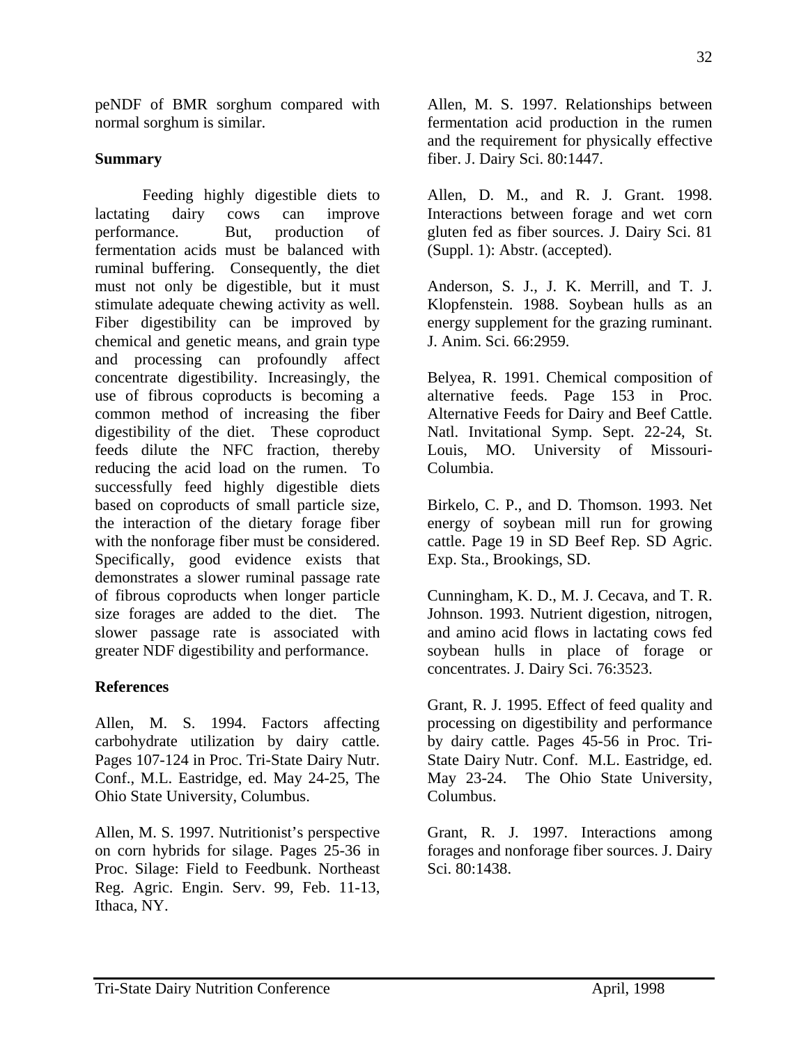peNDF of BMR sorghum compared with normal sorghum is similar.

## Summary

Feeding highly digestible diets to lactating dairy cows can improve performance. But, production of fermentation acids must be balanced with ruminal buffering. Consequently, the diet must not only be digestible, but it must stimulate adequate chewing activity as well. Fiber digestibility can be improved by chemical and genetic means, and grain type and processing can profoundly affect concentrate digestibility. Increasingly, the use of fibrous coproducts is becoming a common method of increasing the fiber digestibility of the diet. These coproduct feeds dilute the NFC fraction, thereby reducing the acid load on the rumen. To successfully feed highly digestible diets based on coproducts of small particle size, the interaction of the dietary forage fiber with the nonforage fiber must be considered. Specifically, good evidence exists that demonstrates a slower ruminal passage rate of fibrous coproducts when longer particle size forages are added to the diet. The slower passage rate is associated with greater NDF digestibility and performance.

## References

Allen, M. S. 1994. Factors affecting carbohydrate utilization by dairy cattle. Pages 107-124 in Proc. Tri-State Dairy Nutr. Conf., M.L. Eastridge, ed. May 24-25, The Ohio State University, Columbus.

Allen, M. S. 1997. Nutritionist's perspective on corn hybrids for silage. Pages 25-36 in Proc. Silage: Field to Feedbunk. Northeast Reg. Agric. Engin. Serv. 99, Feb. 11-13, Ithaca, NY.

Allen, M. S. 1997. Relationships between fermentation acid production in the rumen and the requirement for physically effective fiber. J. Dairy Sci. 80:1447.

Allen, D. M., and R. J. Grant. 1998. Interactions between forage and wet corn gluten fed as fiber sources. J. Dairy Sci. 81 (Suppl. 1): Abstr. (accepted).

Anderson, S. J., J. K. Merrill, and T. J. Klopfenstein. 1988. Soybean hulls as an energy supplement for the grazing ruminant. J. Anim. Sci. 66:2959.

Belyea, R. 1991. Chemical composition of alternative feeds. Page 153 in Proc. Alternative Feeds for Dairy and Beef Cattle. Natl. Invitational Symp. Sept. 22-24, St. Louis, MO. University of Missouri-Columbia.

Birkelo, C. P., and D. Thomson. 1993. Net energy of soybean mill run for growing cattle. Page 19 in SD Beef Rep. SD Agric. Exp. Sta., Brookings, SD.

Cunningham, K. D., M. J. Cecava, and T. R. Johnson. 1993. Nutrient digestion, nitrogen, and amino acid flows in lactating cows fed soybean hulls in place of forage or concentrates. J. Dairy Sci. 76:3523.

Grant, R. J. 1995. Effect of feed quality and processing on digestibility and performance by dairy cattle. Pages 45-56 in Proc. Tri-State Dairy Nutr. Conf. M.L. Eastridge, ed. May 23-24. The Ohio State University, Columbus.

Grant, R. J. 1997. Interactions among forages and nonforage fiber sources. J. Dairy Sci. 80:1438.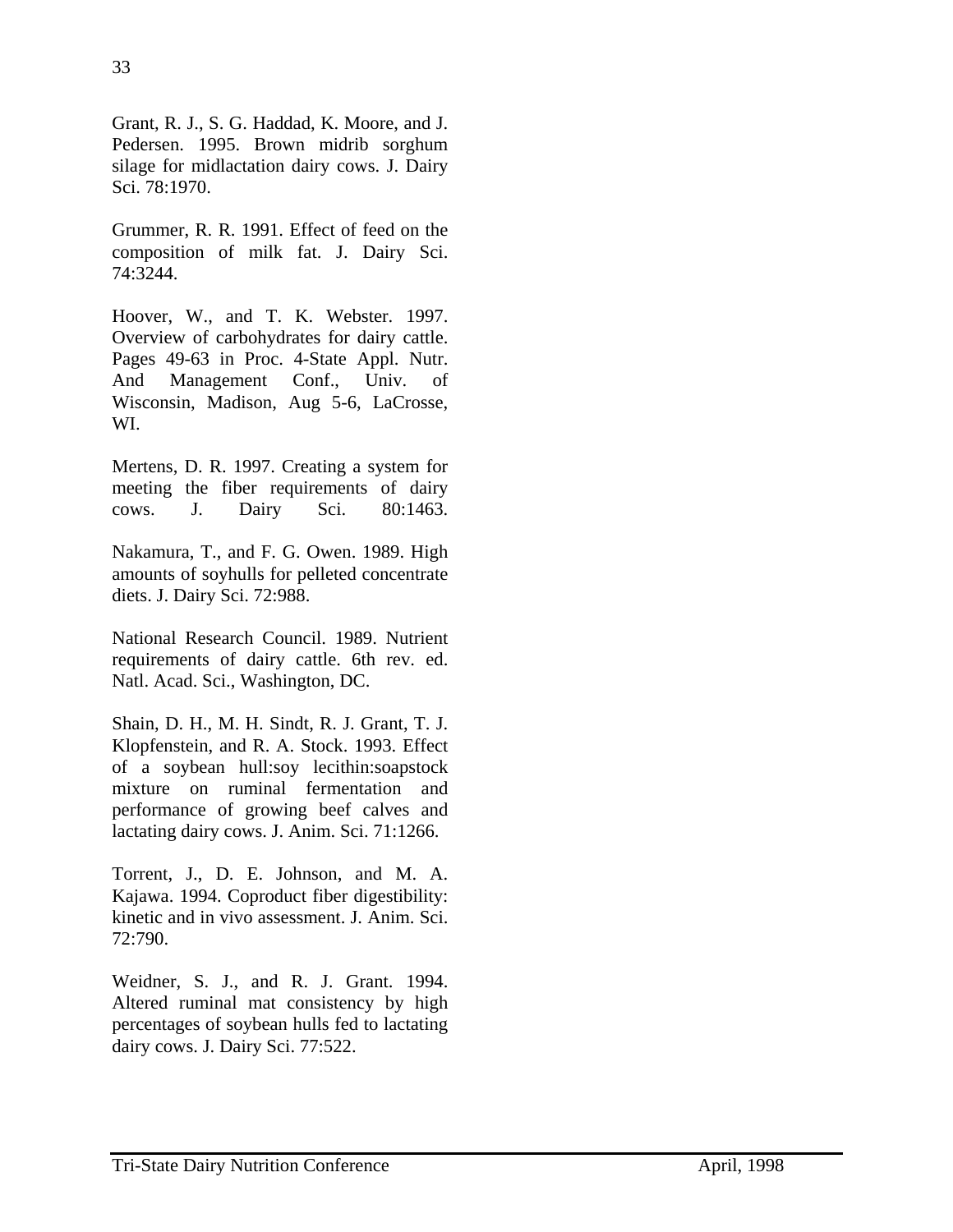Grant, R. J., S. G. Haddad, K. Moore, and J. Pedersen. 1995. Brown midrib sorghum silage for midlactation dairy cows. J. Dairy Sci. 78:1970.

Grummer, R. R. 1991. Effect of feed on the composition of milk fat. J. Dairy Sci. 74:3244.

Hoover, W., and T. K. Webster. 1997. Overview of carbohydrates for dairy cattle. Pages 49-63 in Proc. 4-State Appl. Nutr. And Management Conf., Univ. of Wisconsin, Madison, Aug 5-6, LaCrosse, WI.

Mertens, D. R. 1997. Creating a system for meeting the fiber requirements of dairy cows. J. Dairy Sci. 80:1463.

Nakamura, T., and F. G. Owen. 1989. High amounts of soyhulls for pelleted concentrate diets. J. Dairy Sci. 72:988.

National Research Council. 1989. Nutrient requirements of dairy cattle. 6th rev. ed. Natl. Acad. Sci., Washington, DC.

Shain, D. H., M. H. Sindt, R. J. Grant, T. J. Klopfenstein, and R. A. Stock. 1993. Effect of a soybean hull:soy lecithin:soapstock mixture on ruminal fermentation and performance of growing beef calves and lactating dairy cows. J. Anim. Sci. 71:1266.

Torrent, J., D. E. Johnson, and M. A. Kajawa. 1994. Coproduct fiber digestibility: kinetic and in vivo assessment. J. Anim. Sci. 72:790.

Weidner, S. J., and R. J. Grant. 1994. Altered ruminal mat consistency by high percentages of soybean hulls fed to lactating dairy cows. J. Dairy Sci. 77:522.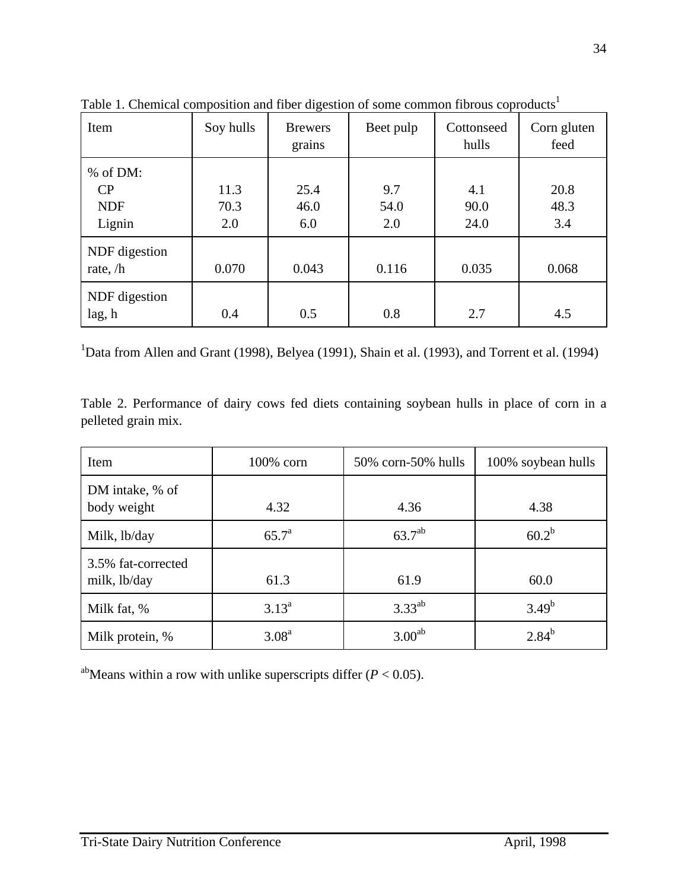Table 1. Chemical composition and fiber digestion of some common fibrous coproducts[1]

| Item | Soy hulls | Brewers grains | Beet pulp | Cottonseed hulls | Corn gluten feed |
|---|---|---|---|---|---|
| % of DM: | | | | | |
| CP | 11.3 | 25.4 | 9.7 | 4.1 | 20.8 |
| NDF | 70.3 | 46.0 | 54.0 | 90.0 | 48.3 |
| Lignin | 2.0 | 6.0 | 2.0 | 24.0 | 3.4 |
| NDF digestion rate, /h | 0.070 | 0.043 | 0.116 | 0.035 | 0.068 |
| NDF digestion lag, h | 0.4 | 0.5 | 0.8 | 2.7 | 4.5 |

[1]Data from Allen and Grant (1998), Belyea (1991), Shain et al. (1993), and Torrent et al. (1994)

Table 2. Performance of dairy cows fed diets containing soybean hulls in place of corn in a pelleted grain mix.

| Item | 100% corn | 50% corn-50% hulls | 100% soybean hulls |
|---|---|---|---|
| DM intake, % of body weight | 4.32 | 4.36 | 4.38 |
| Milk, lb/day | 65.7[a] | 63.7[ab] | 60.2[b] |
| 3.5% fat-corrected milk, lb/day | 61.3 | 61.9 | 60.0 |
| Milk fat, % | 3.13[a] | 3.33[ab] | 3.49[b] |
| Milk protein, % | 3.08[a] | 3.00[ab] | 2.84[b] |

[ab]Means within a row with unlike superscripts differ ($P < 0.05$).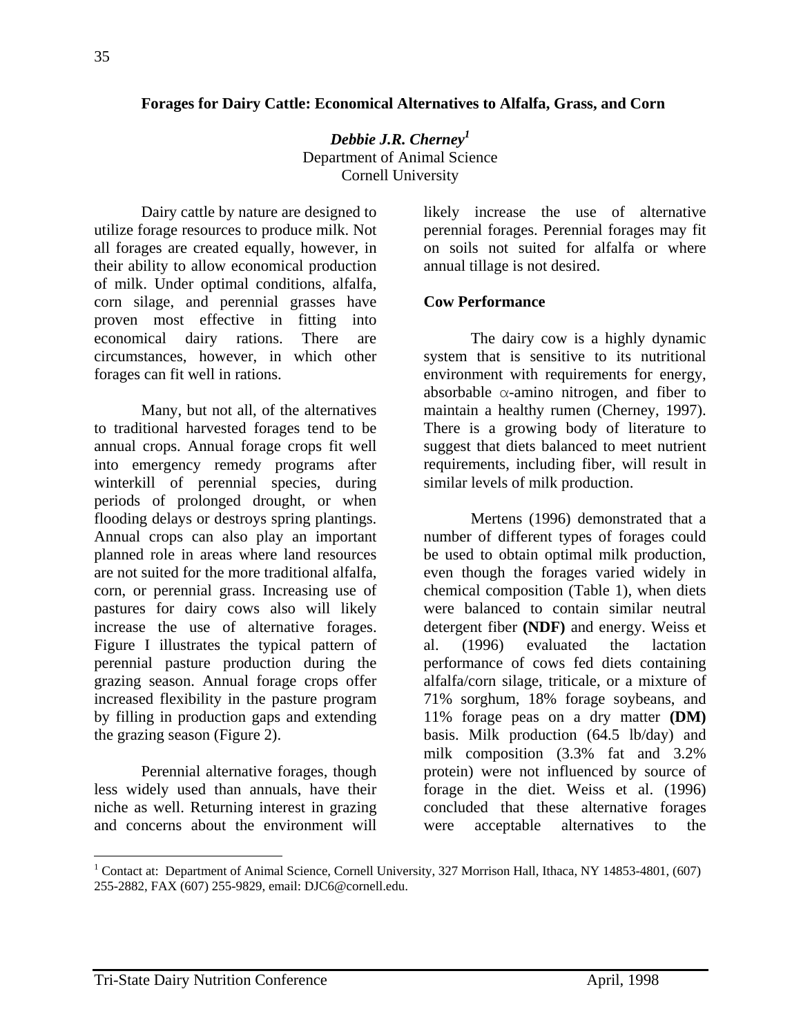# Forages for Dairy Cattle: Economical Alternatives to Alfalfa, Grass, and Corn

***Debbie J.R. Cherney***[1]
Department of Animal Science
Cornell University

Dairy cattle by nature are designed to utilize forage resources to produce milk. Not all forages are created equally, however, in their ability to allow economical production of milk. Under optimal conditions, alfalfa, corn silage, and perennial grasses have proven most effective in fitting into economical dairy rations. There are circumstances, however, in which other forages can fit well in rations.

Many, but not all, of the alternatives to traditional harvested forages tend to be annual crops. Annual forage crops fit well into emergency remedy programs after winterkill of perennial species, during periods of prolonged drought, or when flooding delays or destroys spring plantings. Annual crops can also play an important planned role in areas where land resources are not suited for the more traditional alfalfa, corn, or perennial grass. Increasing use of pastures for dairy cows also will likely increase the use of alternative forages. Figure I illustrates the typical pattern of perennial pasture production during the grazing season. Annual forage crops offer increased flexibility in the pasture program by filling in production gaps and extending the grazing season (Figure 2).

Perennial alternative forages, though less widely used than annuals, have their niche as well. Returning interest in grazing and concerns about the environment will likely increase the use of alternative perennial forages. Perennial forages may fit on soils not suited for alfalfa or where annual tillage is not desired.

## Cow Performance

The dairy cow is a highly dynamic system that is sensitive to its nutritional environment with requirements for energy, absorbable $\alpha$-amino nitrogen, and fiber to maintain a healthy rumen (Cherney, 1997). There is a growing body of literature to suggest that diets balanced to meet nutrient requirements, including fiber, will result in similar levels of milk production.

Mertens (1996) demonstrated that a number of different types of forages could be used to obtain optimal milk production, even though the forages varied widely in chemical composition (Table 1), when diets were balanced to contain similar neutral detergent fiber **(NDF)** and energy. Weiss et al. (1996) evaluated the lactation performance of cows fed diets containing alfalfa/corn silage, triticale, or a mixture of 71% sorghum, 18% forage soybeans, and 11% forage peas on a dry matter **(DM)** basis. Milk production (64.5 lb/day) and milk composition (3.3% fat and 3.2% protein) were not influenced by source of forage in the diet. Weiss et al. (1996) concluded that these alternative forages were acceptable alternatives to the

[1] Contact at: Department of Animal Science, Cornell University, 327 Morrison Hall, Ithaca, NY 14853-4801, (607) 255-2882, FAX (607) 255-9829, email: DJC6@cornell.edu.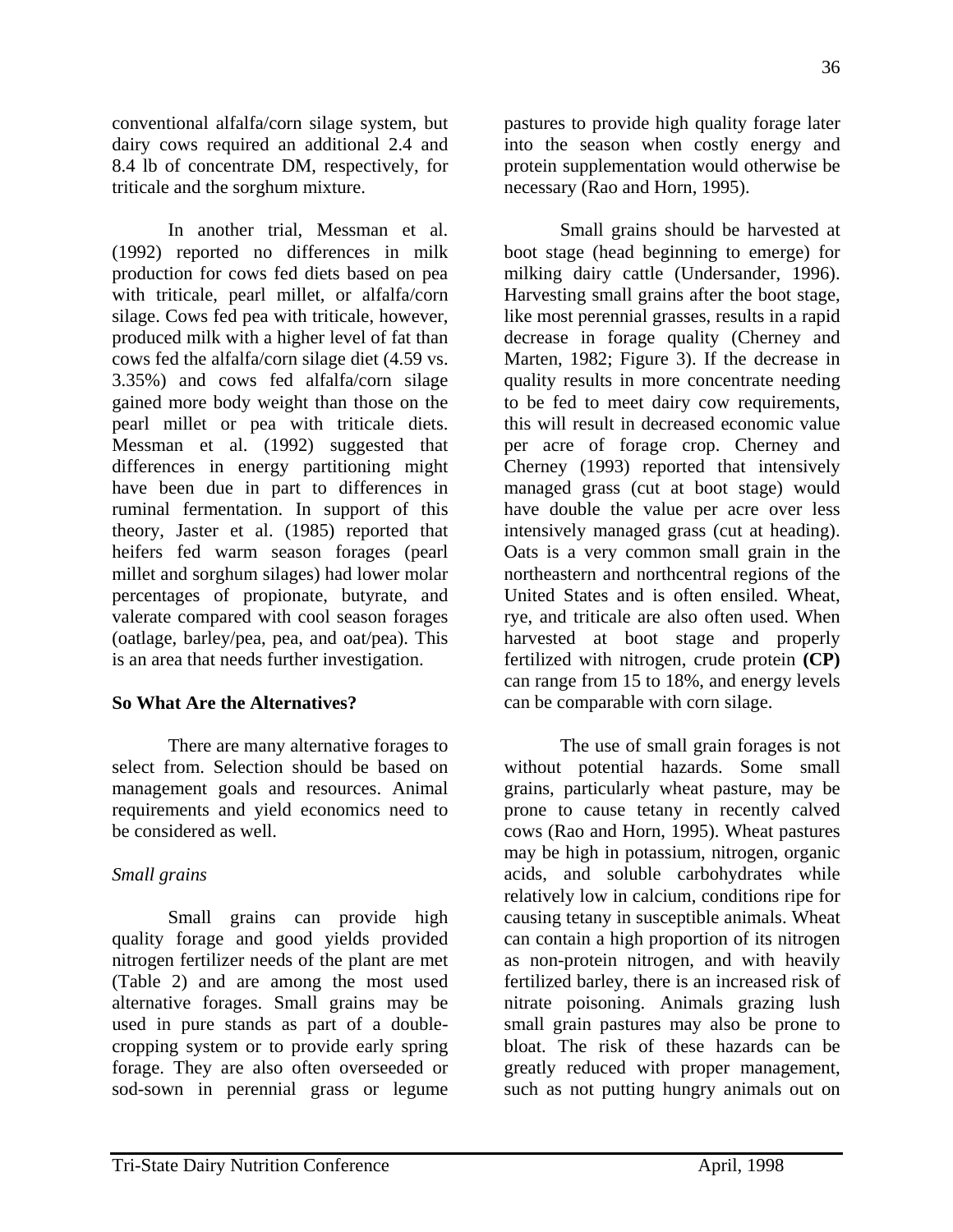conventional alfalfa/corn silage system, but dairy cows required an additional 2.4 and 8.4 lb of concentrate DM, respectively, for triticale and the sorghum mixture.

In another trial, Messman et al. (1992) reported no differences in milk production for cows fed diets based on pea with triticale, pearl millet, or alfalfa/corn silage. Cows fed pea with triticale, however, produced milk with a higher level of fat than cows fed the alfalfa/corn silage diet (4.59 vs. 3.35%) and cows fed alfalfa/corn silage gained more body weight than those on the pearl millet or pea with triticale diets. Messman et al. (1992) suggested that differences in energy partitioning might have been due in part to differences in ruminal fermentation. In support of this theory, Jaster et al. (1985) reported that heifers fed warm season forages (pearl millet and sorghum silages) had lower molar percentages of propionate, butyrate, and valerate compared with cool season forages (oatlage, barley/pea, pea, and oat/pea). This is an area that needs further investigation.

## So What Are the Alternatives?

There are many alternative forages to select from. Selection should be based on management goals and resources. Animal requirements and yield economics need to be considered as well.

### *Small grains*

Small grains can provide high quality forage and good yields provided nitrogen fertilizer needs of the plant are met (Table 2) and are among the most used alternative forages. Small grains may be used in pure stands as part of a double-cropping system or to provide early spring forage. They are also often overseeded or sod-sown in perennial grass or legume pastures to provide high quality forage later into the season when costly energy and protein supplementation would otherwise be necessary (Rao and Horn, 1995).

Small grains should be harvested at boot stage (head beginning to emerge) for milking dairy cattle (Undersander, 1996). Harvesting small grains after the boot stage, like most perennial grasses, results in a rapid decrease in forage quality (Cherney and Marten, 1982; Figure 3). If the decrease in quality results in more concentrate needing to be fed to meet dairy cow requirements, this will result in decreased economic value per acre of forage crop. Cherney and Cherney (1993) reported that intensively managed grass (cut at boot stage) would have double the value per acre over less intensively managed grass (cut at heading). Oats is a very common small grain in the northeastern and northcentral regions of the United States and is often ensiled. Wheat, rye, and triticale are also often used. When harvested at boot stage and properly fertilized with nitrogen, crude protein **(CP)** can range from 15 to 18%, and energy levels can be comparable with corn silage.

The use of small grain forages is not without potential hazards. Some small grains, particularly wheat pasture, may be prone to cause tetany in recently calved cows (Rao and Horn, 1995). Wheat pastures may be high in potassium, nitrogen, organic acids, and soluble carbohydrates while relatively low in calcium, conditions ripe for causing tetany in susceptible animals. Wheat can contain a high proportion of its nitrogen as non-protein nitrogen, and with heavily fertilized barley, there is an increased risk of nitrate poisoning. Animals grazing lush small grain pastures may also be prone to bloat. The risk of these hazards can be greatly reduced with proper management, such as not putting hungry animals out on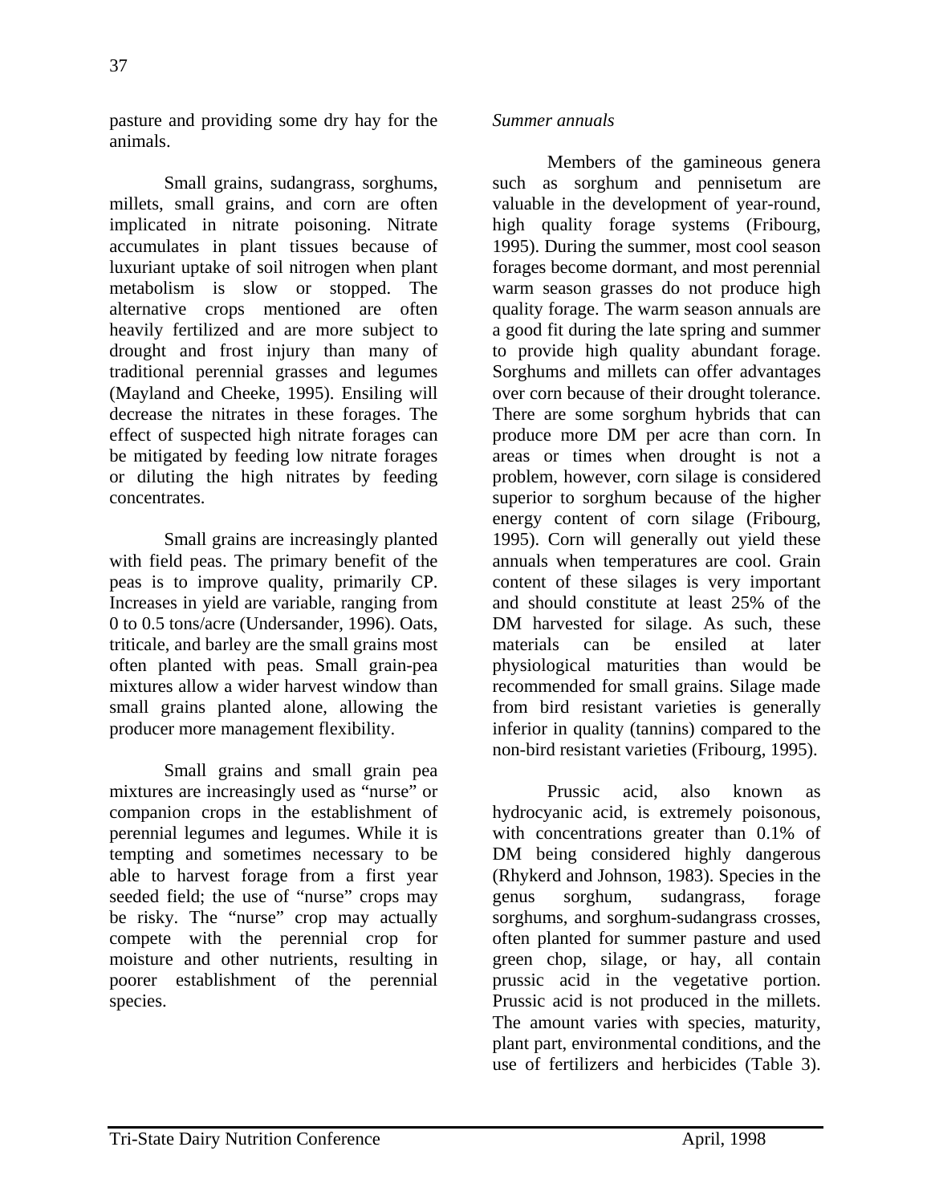pasture and providing some dry hay for the animals.

Small grains, sudangrass, sorghums, millets, small grains, and corn are often implicated in nitrate poisoning. Nitrate accumulates in plant tissues because of luxuriant uptake of soil nitrogen when plant metabolism is slow or stopped. The alternative crops mentioned are often heavily fertilized and are more subject to drought and frost injury than many of traditional perennial grasses and legumes (Mayland and Cheeke, 1995). Ensiling will decrease the nitrates in these forages. The effect of suspected high nitrate forages can be mitigated by feeding low nitrate forages or diluting the high nitrates by feeding concentrates.

Small grains are increasingly planted with field peas. The primary benefit of the peas is to improve quality, primarily CP. Increases in yield are variable, ranging from 0 to 0.5 tons/acre (Undersander, 1996). Oats, triticale, and barley are the small grains most often planted with peas. Small grain-pea mixtures allow a wider harvest window than small grains planted alone, allowing the producer more management flexibility.

Small grains and small grain pea mixtures are increasingly used as "nurse" or companion crops in the establishment of perennial legumes and legumes. While it is tempting and sometimes necessary to be able to harvest forage from a first year seeded field; the use of "nurse" crops may be risky. The "nurse" crop may actually compete with the perennial crop for moisture and other nutrients, resulting in poorer establishment of the perennial species.

*Summer annuals*

Members of the gamineous genera such as sorghum and pennisetum are valuable in the development of year-round, high quality forage systems (Fribourg, 1995). During the summer, most cool season forages become dormant, and most perennial warm season grasses do not produce high quality forage. The warm season annuals are a good fit during the late spring and summer to provide high quality abundant forage. Sorghums and millets can offer advantages over corn because of their drought tolerance. There are some sorghum hybrids that can produce more DM per acre than corn. In areas or times when drought is not a problem, however, corn silage is considered superior to sorghum because of the higher energy content of corn silage (Fribourg, 1995). Corn will generally out yield these annuals when temperatures are cool. Grain content of these silages is very important and should constitute at least 25% of the DM harvested for silage. As such, these materials can be ensiled at later physiological maturities than would be recommended for small grains. Silage made from bird resistant varieties is generally inferior in quality (tannins) compared to the non-bird resistant varieties (Fribourg, 1995).

Prussic acid, also known as hydrocyanic acid, is extremely poisonous, with concentrations greater than 0.1% of DM being considered highly dangerous (Rhykerd and Johnson, 1983). Species in the genus sorghum, sudangrass, forage sorghums, and sorghum-sudangrass crosses, often planted for summer pasture and used green chop, silage, or hay, all contain prussic acid in the vegetative portion. Prussic acid is not produced in the millets. The amount varies with species, maturity, plant part, environmental conditions, and the use of fertilizers and herbicides (Table 3).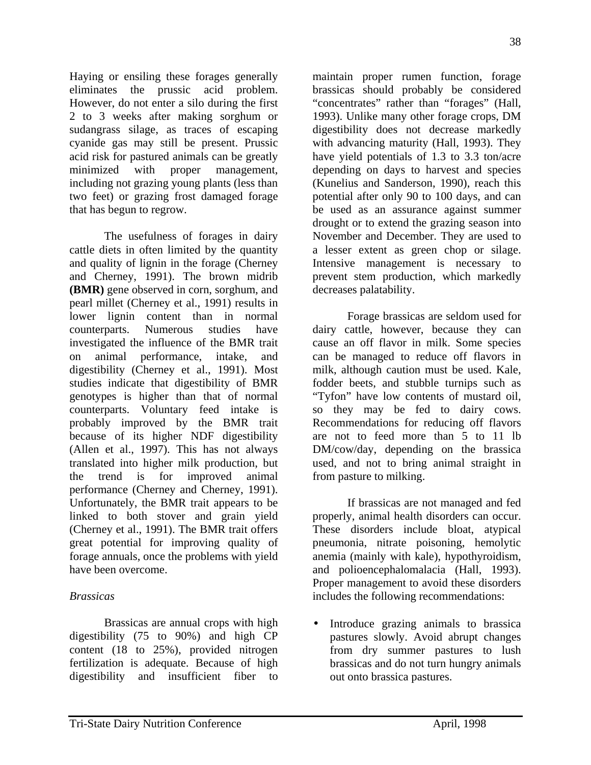Haying or ensiling these forages generally eliminates the prussic acid problem. However, do not enter a silo during the first 2 to 3 weeks after making sorghum or sudangrass silage, as traces of escaping cyanide gas may still be present. Prussic acid risk for pastured animals can be greatly minimized with proper management, including not grazing young plants (less than two feet) or grazing frost damaged forage that has begun to regrow.

The usefulness of forages in dairy cattle diets in often limited by the quantity and quality of lignin in the forage (Cherney and Cherney, 1991). The brown midrib **(BMR)** gene observed in corn, sorghum, and pearl millet (Cherney et al., 1991) results in lower lignin content than in normal counterparts. Numerous studies have investigated the influence of the BMR trait on animal performance, intake, and digestibility (Cherney et al., 1991). Most studies indicate that digestibility of BMR genotypes is higher than that of normal counterparts. Voluntary feed intake is probably improved by the BMR trait because of its higher NDF digestibility (Allen et al., 1997). This has not always translated into higher milk production, but the trend is for improved animal performance (Cherney and Cherney, 1991). Unfortunately, the BMR trait appears to be linked to both stover and grain yield (Cherney et al., 1991). The BMR trait offers great potential for improving quality of forage annuals, once the problems with yield have been overcome.

*Brassicas*

Brassicas are annual crops with high digestibility (75 to 90%) and high CP content (18 to 25%), provided nitrogen fertilization is adequate. Because of high digestibility and insufficient fiber to maintain proper rumen function, forage brassicas should probably be considered "concentrates" rather than "forages" (Hall, 1993). Unlike many other forage crops, DM digestibility does not decrease markedly with advancing maturity (Hall, 1993). They have yield potentials of 1.3 to 3.3 ton/acre depending on days to harvest and species (Kunelius and Sanderson, 1990), reach this potential after only 90 to 100 days, and can be used as an assurance against summer drought or to extend the grazing season into November and December. They are used to a lesser extent as green chop or silage. Intensive management is necessary to prevent stem production, which markedly decreases palatability.

Forage brassicas are seldom used for dairy cattle, however, because they can cause an off flavor in milk. Some species can be managed to reduce off flavors in milk, although caution must be used. Kale, fodder beets, and stubble turnips such as "Tyfon" have low contents of mustard oil, so they may be fed to dairy cows. Recommendations for reducing off flavors are not to feed more than 5 to 11 lb DM/cow/day, depending on the brassica used, and not to bring animal straight in from pasture to milking.

If brassicas are not managed and fed properly, animal health disorders can occur. These disorders include bloat, atypical pneumonia, nitrate poisoning, hemolytic anemia (mainly with kale), hypothyroidism, and polioencephalomalacia (Hall, 1993). Proper management to avoid these disorders includes the following recommendations:

- Introduce grazing animals to brassica pastures slowly. Avoid abrupt changes from dry summer pastures to lush brassicas and do not turn hungry animals out onto brassica pastures.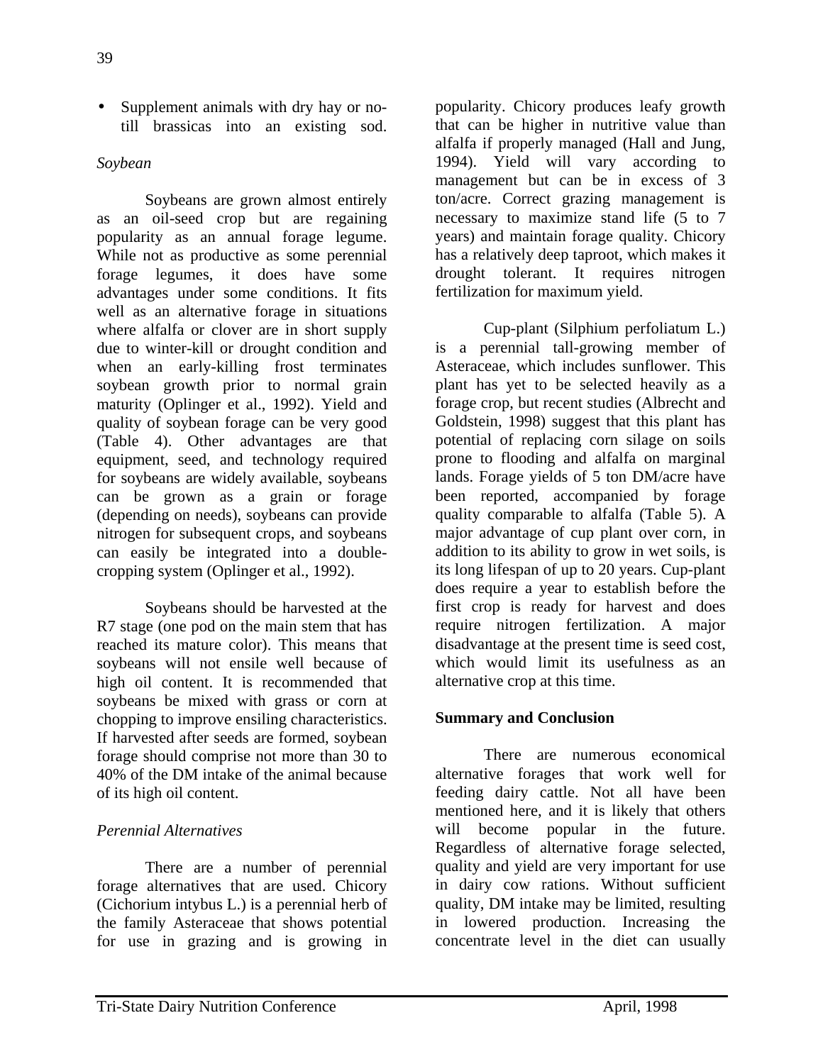- Supplement animals with dry hay or no-till brassicas into an existing sod.

*Soybean*

Soybeans are grown almost entirely as an oil-seed crop but are regaining popularity as an annual forage legume. While not as productive as some perennial forage legumes, it does have some advantages under some conditions. It fits well as an alternative forage in situations where alfalfa or clover are in short supply due to winter-kill or drought condition and when an early-killing frost terminates soybean growth prior to normal grain maturity (Oplinger et al., 1992). Yield and quality of soybean forage can be very good (Table 4). Other advantages are that equipment, seed, and technology required for soybeans are widely available, soybeans can be grown as a grain or forage (depending on needs), soybeans can provide nitrogen for subsequent crops, and soybeans can easily be integrated into a double-cropping system (Oplinger et al., 1992).

Soybeans should be harvested at the R7 stage (one pod on the main stem that has reached its mature color). This means that soybeans will not ensile well because of high oil content. It is recommended that soybeans be mixed with grass or corn at chopping to improve ensiling characteristics. If harvested after seeds are formed, soybean forage should comprise not more than 30 to 40% of the DM intake of the animal because of its high oil content.

*Perennial Alternatives*

There are a number of perennial forage alternatives that are used. Chicory (Cichorium intybus L.) is a perennial herb of the family Asteraceae that shows potential for use in grazing and is growing in popularity. Chicory produces leafy growth that can be higher in nutritive value than alfalfa if properly managed (Hall and Jung, 1994). Yield will vary according to management but can be in excess of 3 ton/acre. Correct grazing management is necessary to maximize stand life (5 to 7 years) and maintain forage quality. Chicory has a relatively deep taproot, which makes it drought tolerant. It requires nitrogen fertilization for maximum yield.

Cup-plant (Silphium perfoliatum L.) is a perennial tall-growing member of Asteraceae, which includes sunflower. This plant has yet to be selected heavily as a forage crop, but recent studies (Albrecht and Goldstein, 1998) suggest that this plant has potential of replacing corn silage on soils prone to flooding and alfalfa on marginal lands. Forage yields of 5 ton DM/acre have been reported, accompanied by forage quality comparable to alfalfa (Table 5). A major advantage of cup plant over corn, in addition to its ability to grow in wet soils, is its long lifespan of up to 20 years. Cup-plant does require a year to establish before the first crop is ready for harvest and does require nitrogen fertilization. A major disadvantage at the present time is seed cost, which would limit its usefulness as an alternative crop at this time.

**Summary and Conclusion**

There are numerous economical alternative forages that work well for feeding dairy cattle. Not all have been mentioned here, and it is likely that others will become popular in the future. Regardless of alternative forage selected, quality and yield are very important for use in dairy cow rations. Without sufficient quality, DM intake may be limited, resulting in lowered production. Increasing the concentrate level in the diet can usually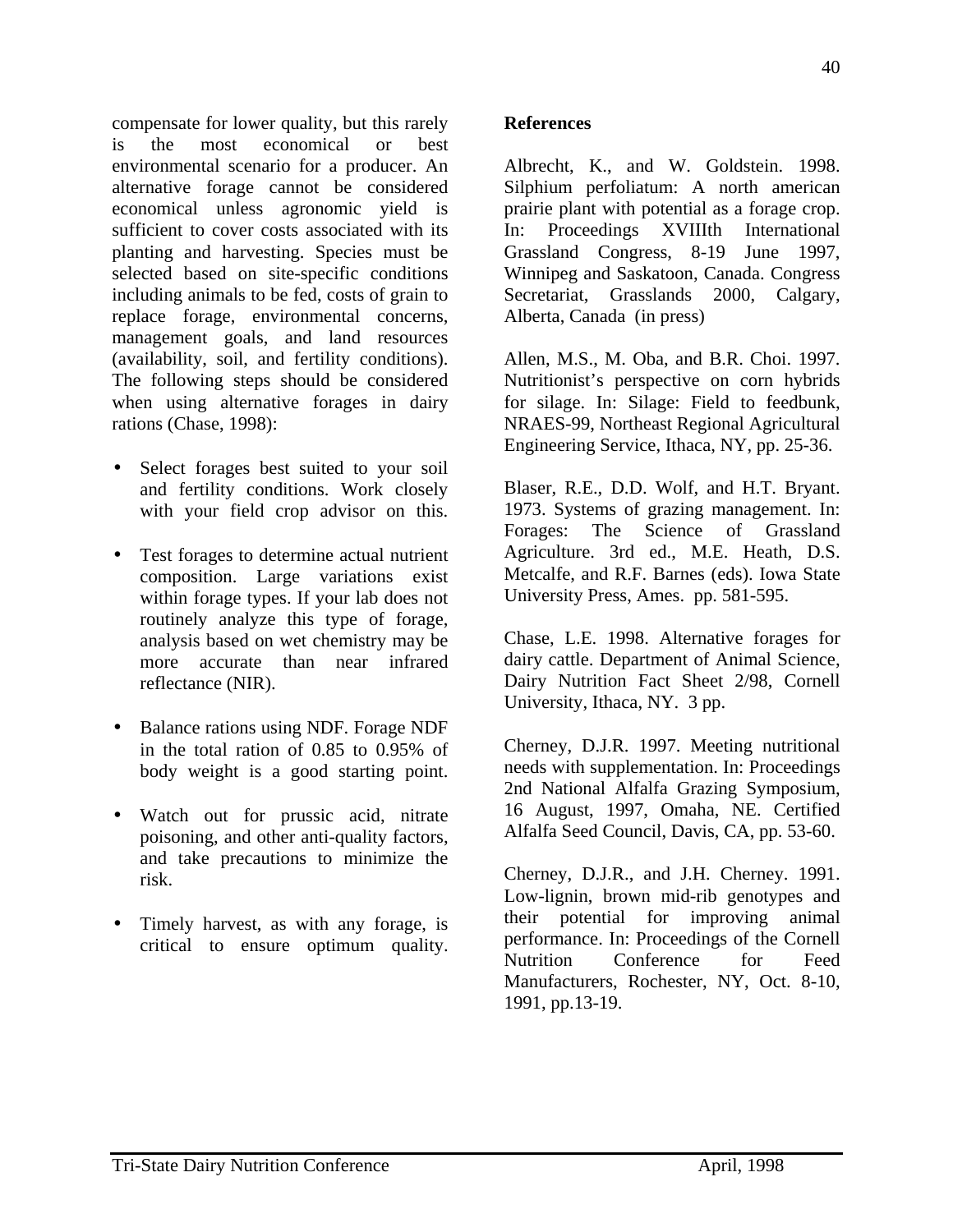compensate for lower quality, but this rarely is the most economical or best environmental scenario for a producer. An alternative forage cannot be considered economical unless agronomic yield is sufficient to cover costs associated with its planting and harvesting. Species must be selected based on site-specific conditions including animals to be fed, costs of grain to replace forage, environmental concerns, management goals, and land resources (availability, soil, and fertility conditions). The following steps should be considered when using alternative forages in dairy rations (Chase, 1998):

- Select forages best suited to your soil and fertility conditions. Work closely with your field crop advisor on this.
- Test forages to determine actual nutrient composition. Large variations exist within forage types. If your lab does not routinely analyze this type of forage, analysis based on wet chemistry may be more accurate than near infrared reflectance (NIR).
- Balance rations using NDF. Forage NDF in the total ration of 0.85 to 0.95% of body weight is a good starting point.
- Watch out for prussic acid, nitrate poisoning, and other anti-quality factors, and take precautions to minimize the risk.
- Timely harvest, as with any forage, is critical to ensure optimum quality.

**References**

Albrecht, K., and W. Goldstein. 1998. Silphium perfoliatum: A north american prairie plant with potential as a forage crop. In: Proceedings XVIIIth International Grassland Congress, 8-19 June 1997, Winnipeg and Saskatoon, Canada. Congress Secretariat, Grasslands 2000, Calgary, Alberta, Canada (in press)

Allen, M.S., M. Oba, and B.R. Choi. 1997. Nutritionist's perspective on corn hybrids for silage. In: Silage: Field to feedbunk, NRAES-99, Northeast Regional Agricultural Engineering Service, Ithaca, NY, pp. 25-36.

Blaser, R.E., D.D. Wolf, and H.T. Bryant. 1973. Systems of grazing management. In: Forages: The Science of Grassland Agriculture. 3rd ed., M.E. Heath, D.S. Metcalfe, and R.F. Barnes (eds). Iowa State University Press, Ames. pp. 581-595.

Chase, L.E. 1998. Alternative forages for dairy cattle. Department of Animal Science, Dairy Nutrition Fact Sheet 2/98, Cornell University, Ithaca, NY. 3 pp.

Cherney, D.J.R. 1997. Meeting nutritional needs with supplementation. In: Proceedings 2nd National Alfalfa Grazing Symposium, 16 August, 1997, Omaha, NE. Certified Alfalfa Seed Council, Davis, CA, pp. 53-60.

Cherney, D.J.R., and J.H. Cherney. 1991. Low-lignin, brown mid-rib genotypes and their potential for improving animal performance. In: Proceedings of the Cornell Nutrition Conference for Feed Manufacturers, Rochester, NY, Oct. 8-10, 1991, pp.13-19.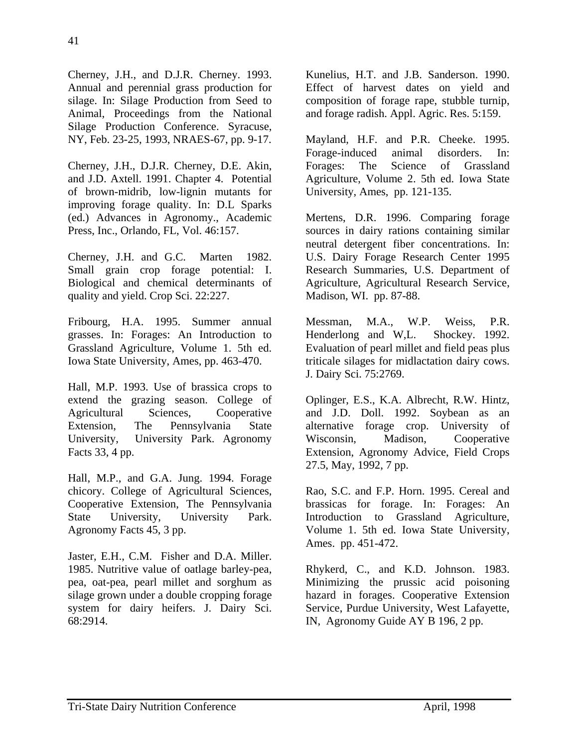Cherney, J.H., and D.J.R. Cherney. 1993. Annual and perennial grass production for silage. In: Silage Production from Seed to Animal, Proceedings from the National Silage Production Conference. Syracuse, NY, Feb. 23-25, 1993, NRAES-67, pp. 9-17.

Cherney, J.H., D.J.R. Cherney, D.E. Akin, and J.D. Axtell. 1991. Chapter 4. Potential of brown-midrib, low-lignin mutants for improving forage quality. In: D.L Sparks (ed.) Advances in Agronomy., Academic Press, Inc., Orlando, FL, Vol. 46:157.

Cherney, J.H. and G.C. Marten 1982. Small grain crop forage potential: I. Biological and chemical determinants of quality and yield. Crop Sci. 22:227.

Fribourg, H.A. 1995. Summer annual grasses. In: Forages: An Introduction to Grassland Agriculture, Volume 1. 5th ed. Iowa State University, Ames, pp. 463-470.

Hall, M.P. 1993. Use of brassica crops to extend the grazing season. College of Agricultural Sciences, Cooperative Extension, The Pennsylvania State University, University Park. Agronomy Facts 33, 4 pp.

Hall, M.P., and G.A. Jung. 1994. Forage chicory. College of Agricultural Sciences, Cooperative Extension, The Pennsylvania State University, University Park. Agronomy Facts 45, 3 pp.

Jaster, E.H., C.M. Fisher and D.A. Miller. 1985. Nutritive value of oatlage barley-pea, pea, oat-pea, pearl millet and sorghum as silage grown under a double cropping forage system for dairy heifers. J. Dairy Sci. 68:2914.

Kunelius, H.T. and J.B. Sanderson. 1990. Effect of harvest dates on yield and composition of forage rape, stubble turnip, and forage radish. Appl. Agric. Res. 5:159.

Mayland, H.F. and P.R. Cheeke. 1995. Forage-induced animal disorders. In: Forages: The Science of Grassland Agriculture, Volume 2. 5th ed. Iowa State University, Ames, pp. 121-135.

Mertens, D.R. 1996. Comparing forage sources in dairy rations containing similar neutral detergent fiber concentrations. In: U.S. Dairy Forage Research Center 1995 Research Summaries, U.S. Department of Agriculture, Agricultural Research Service, Madison, WI. pp. 87-88.

Messman, M.A., W.P. Weiss, P.R. Henderlong and W,L. Shockey. 1992. Evaluation of pearl millet and field peas plus triticale silages for midlactation dairy cows. J. Dairy Sci. 75:2769.

Oplinger, E.S., K.A. Albrecht, R.W. Hintz, and J.D. Doll. 1992. Soybean as an alternative forage crop. University of Wisconsin, Madison, Cooperative Extension, Agronomy Advice, Field Crops 27.5, May, 1992, 7 pp.

Rao, S.C. and F.P. Horn. 1995. Cereal and brassicas for forage. In: Forages: An Introduction to Grassland Agriculture, Volume 1. 5th ed. Iowa State University, Ames. pp. 451-472.

Rhykerd, C., and K.D. Johnson. 1983. Minimizing the prussic acid poisoning hazard in forages. Cooperative Extension Service, Purdue University, West Lafayette, IN, Agronomy Guide AY B 196, 2 pp.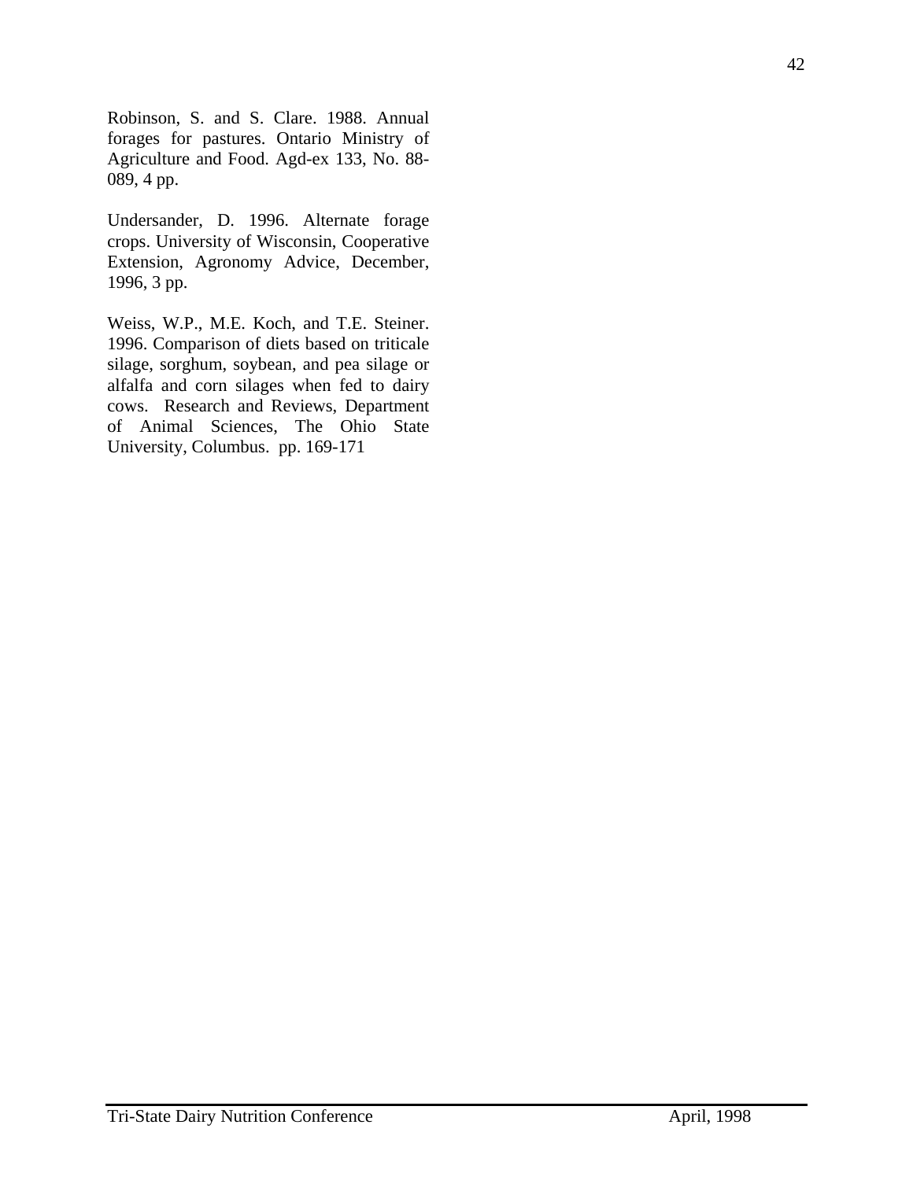Robinson, S. and S. Clare. 1988. Annual forages for pastures. Ontario Ministry of Agriculture and Food. Agd-ex 133, No. 88-089, 4 pp.

Undersander, D. 1996. Alternate forage crops. University of Wisconsin, Cooperative Extension, Agronomy Advice, December, 1996, 3 pp.

Weiss, W.P., M.E. Koch, and T.E. Steiner. 1996. Comparison of diets based on triticale silage, sorghum, soybean, and pea silage or alfalfa and corn silages when fed to dairy cows. Research and Reviews, Department of Animal Sciences, The Ohio State University, Columbus. pp. 169-171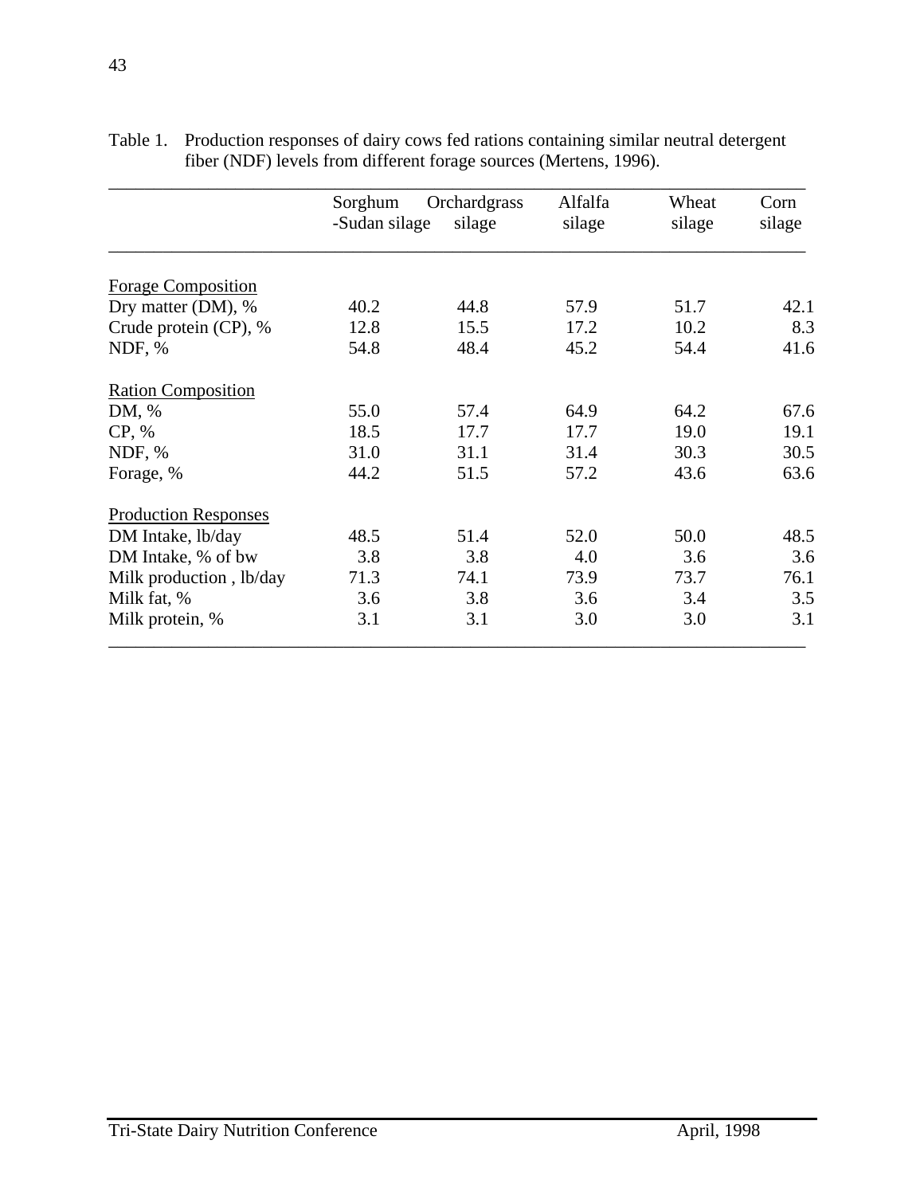Table 1. Production responses of dairy cows fed rations containing similar neutral detergent fiber (NDF) levels from different forage sources (Mertens, 1996).

| | Sorghum -Sudan silage | Orchardgrass silage | Alfalfa silage | Wheat silage | Corn silage |
|---|---|---|---|---|---|
| Forage Composition | | | | | |
| Dry matter (DM), % | 40.2 | 44.8 | 57.9 | 51.7 | 42.1 |
| Crude protein (CP), % | 12.8 | 15.5 | 17.2 | 10.2 | 8.3 |
| NDF, % | 54.8 | 48.4 | 45.2 | 54.4 | 41.6 |
| Ration Composition | | | | | |
| DM, % | 55.0 | 57.4 | 64.9 | 64.2 | 67.6 |
| CP, % | 18.5 | 17.7 | 17.7 | 19.0 | 19.1 |
| NDF, % | 31.0 | 31.1 | 31.4 | 30.3 | 30.5 |
| Forage, % | 44.2 | 51.5 | 57.2 | 43.6 | 63.6 |
| Production Responses | | | | | |
| DM Intake, lb/day | 48.5 | 51.4 | 52.0 | 50.0 | 48.5 |
| DM Intake, % of bw | 3.8 | 3.8 | 4.0 | 3.6 | 3.6 |
| Milk production , lb/day | 71.3 | 74.1 | 73.9 | 73.7 | 76.1 |
| Milk fat, % | 3.6 | 3.8 | 3.6 | 3.4 | 3.5 |
| Milk protein, % | 3.1 | 3.1 | 3.0 | 3.0 | 3.1 |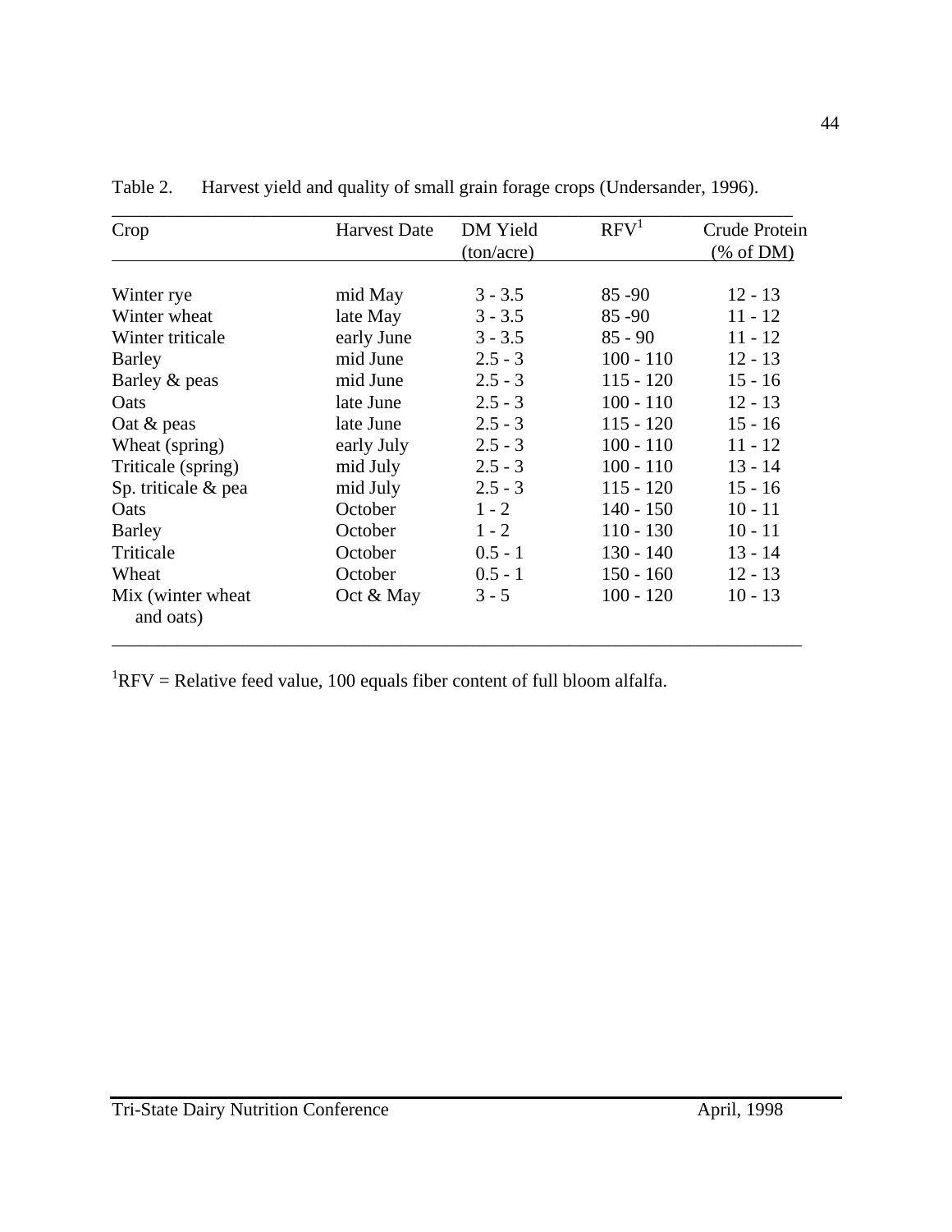Table 2. Harvest yield and quality of small grain forage crops (Undersander, 1996).

| Crop | Harvest Date | DM Yield (ton/acre) | RFV[1] | Crude Protein (% of DM) |
|---|---|---|---|---|
| Winter rye | mid May | 3 - 3.5 | 85 -90 | 12 - 13 |
| Winter wheat | late May | 3 - 3.5 | 85 -90 | 11 - 12 |
| Winter triticale | early June | 3 - 3.5 | 85 - 90 | 11 - 12 |
| Barley | mid June | 2.5 - 3 | 100 - 110 | 12 - 13 |
| Barley & peas | mid June | 2.5 - 3 | 115 - 120 | 15 - 16 |
| Oats | late June | 2.5 - 3 | 100 - 110 | 12 - 13 |
| Oat & peas | late June | 2.5 - 3 | 115 - 120 | 15 - 16 |
| Wheat (spring) | early July | 2.5 - 3 | 100 - 110 | 11 - 12 |
| Triticale (spring) | mid July | 2.5 - 3 | 100 - 110 | 13 - 14 |
| Sp. triticale & pea | mid July | 2.5 - 3 | 115 - 120 | 15 - 16 |
| Oats | October | 1 - 2 | 140 - 150 | 10 - 11 |
| Barley | October | 1 - 2 | 110 - 130 | 10 - 11 |
| Triticale | October | 0.5 - 1 | 130 - 140 | 13 - 14 |
| Wheat | October | 0.5 - 1 | 150 - 160 | 12 - 13 |
| Mix (winter wheat and oats) | Oct & May | 3 - 5 | 100 - 120 | 10 - 13 |

[1]RFV = Relative feed value, 100 equals fiber content of full bloom alfalfa.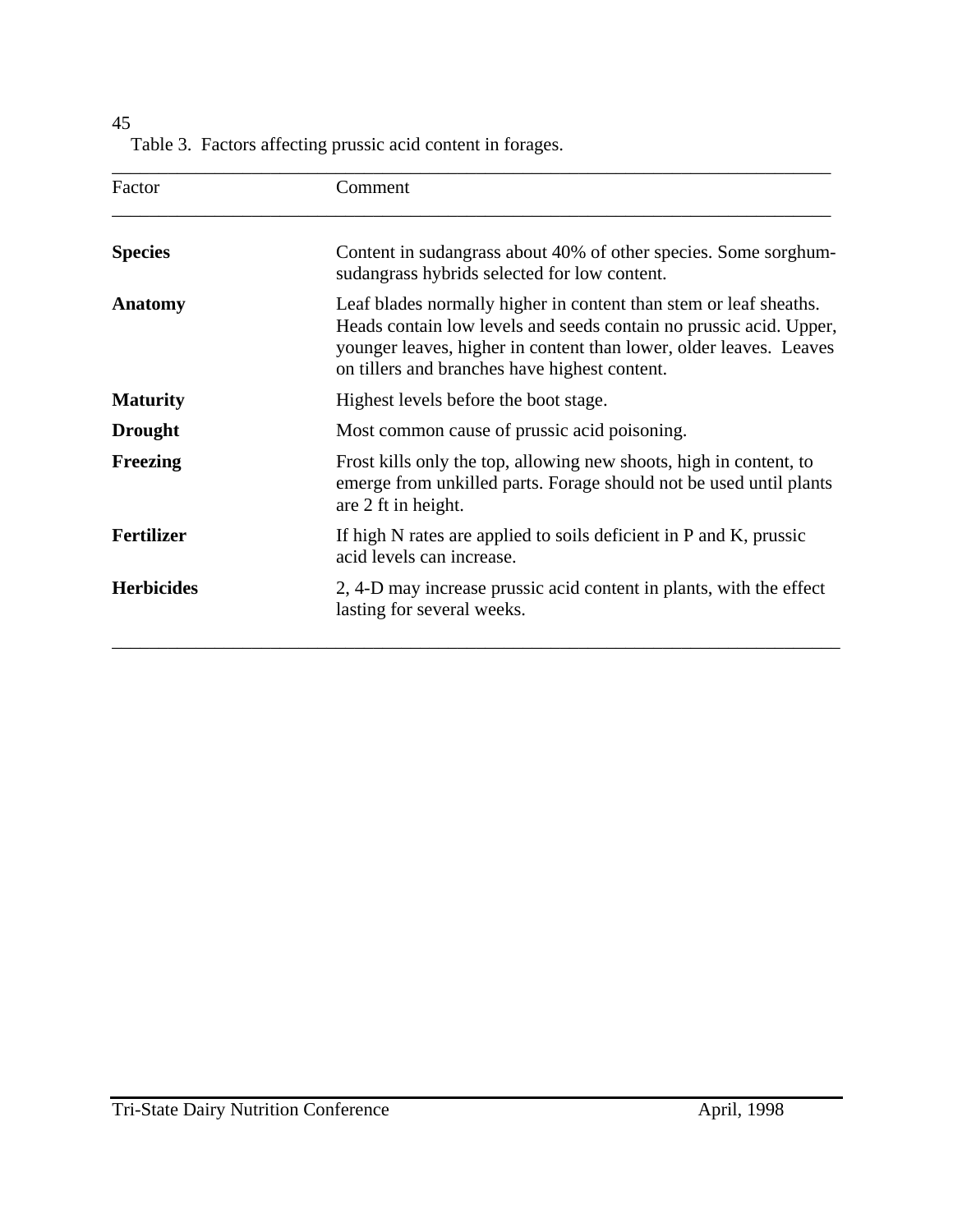Table 3. Factors affecting prussic acid content in forages.

| Factor | Comment |
|---|---|
| **Species** | Content in sudangrass about 40% of other species. Some sorghum-sudangrass hybrids selected for low content. |
| **Anatomy** | Leaf blades normally higher in content than stem or leaf sheaths. Heads contain low levels and seeds contain no prussic acid. Upper, younger leaves, higher in content than lower, older leaves. Leaves on tillers and branches have highest content. |
| **Maturity** | Highest levels before the boot stage. |
| **Drought** | Most common cause of prussic acid poisoning. |
| **Freezing** | Frost kills only the top, allowing new shoots, high in content, to emerge from unkilled parts. Forage should not be used until plants are 2 ft in height. |
| **Fertilizer** | If high N rates are applied to soils deficient in P and K, prussic acid levels can increase. |
| **Herbicides** | 2, 4-D may increase prussic acid content in plants, with the effect lasting for several weeks. |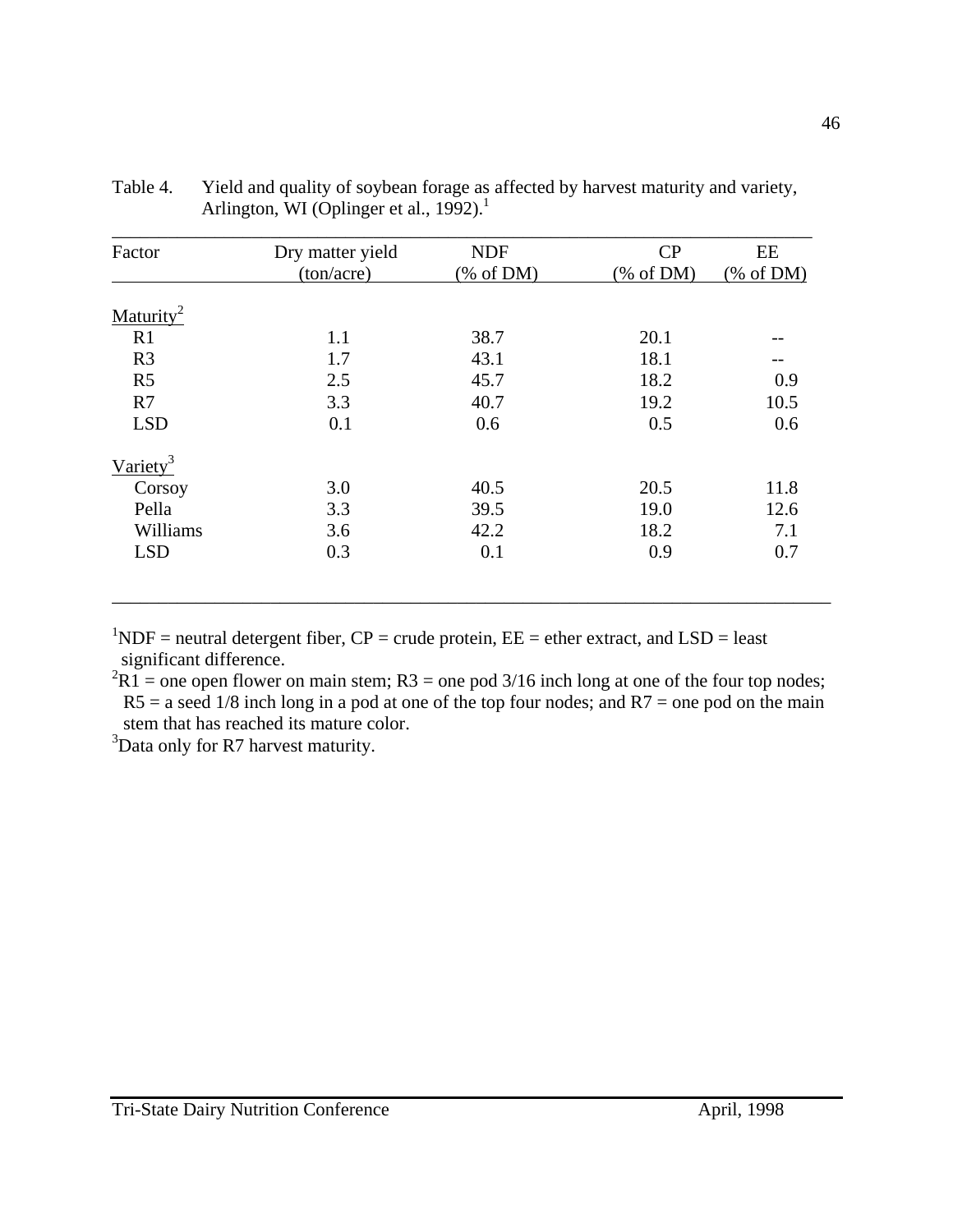Table 4. Yield and quality of soybean forage as affected by harvest maturity and variety, Arlington, WI (Oplinger et al., 1992).[1]

| Factor | Dry matter yield (ton/acre) | NDF (% of DM) | CP (% of DM) | EE (% of DM) |
|---|---|---|---|---|
| Maturity[2] | | | | |
| R1 | 1.1 | 38.7 | 20.1 | -- |
| R3 | 1.7 | 43.1 | 18.1 | -- |
| R5 | 2.5 | 45.7 | 18.2 | 0.9 |
| R7 | 3.3 | 40.7 | 19.2 | 10.5 |
| LSD | 0.1 | 0.6 | 0.5 | 0.6 |
| Variety[3] | | | | |
| Corsoy | 3.0 | 40.5 | 20.5 | 11.8 |
| Pella | 3.3 | 39.5 | 19.0 | 12.6 |
| Williams | 3.6 | 42.2 | 18.2 | 7.1 |
| LSD | 0.3 | 0.1 | 0.9 | 0.7 |

[1]NDF = neutral detergent fiber, CP = crude protein, EE = ether extract, and LSD = least significant difference.

[2]R1 = one open flower on main stem; R3 = one pod 3/16 inch long at one of the four top nodes; R5 = a seed 1/8 inch long in a pod at one of the top four nodes; and R7 = one pod on the main stem that has reached its mature color.

[3]Data only for R7 harvest maturity.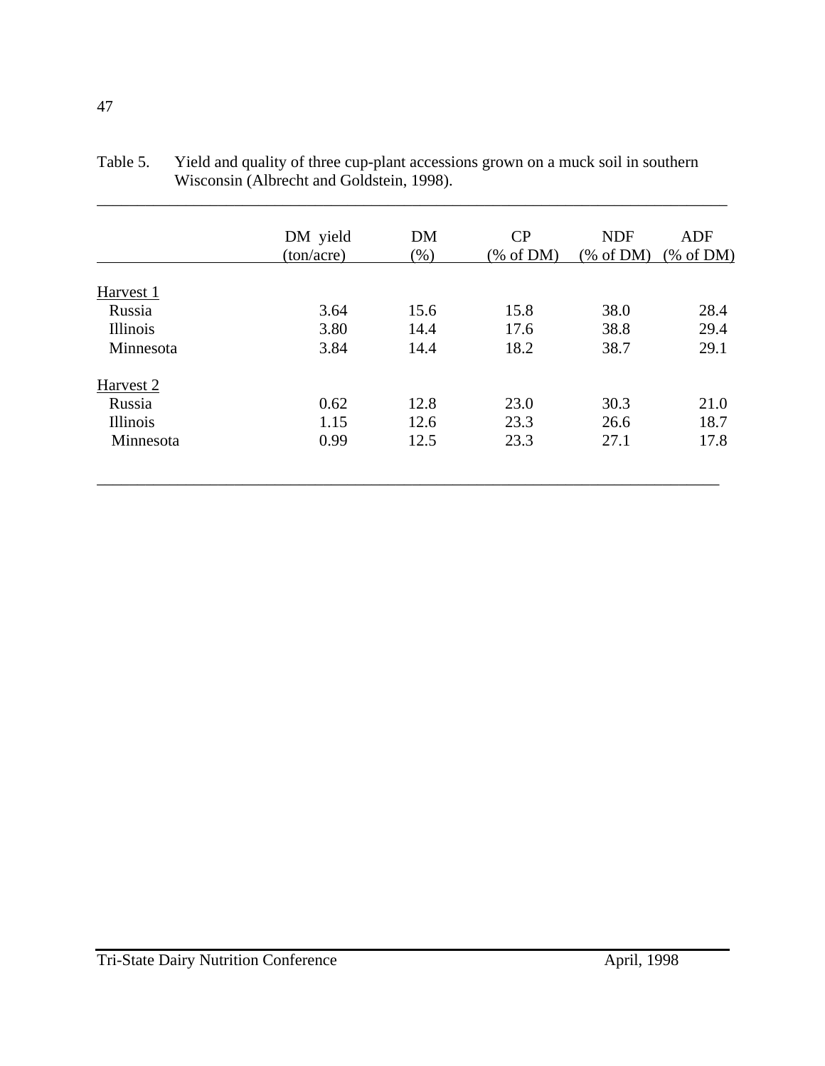Table 5. Yield and quality of three cup-plant accessions grown on a muck soil in southern Wisconsin (Albrecht and Goldstein, 1998).

| | DM yield (ton/acre) | DM (%) | CP (% of DM) | NDF (% of DM) | ADF (% of DM) |
|---|---|---|---|---|---|
| Harvest 1 | | | | | |
| Russia | 3.64 | 15.6 | 15.8 | 38.0 | 28.4 |
| Illinois | 3.80 | 14.4 | 17.6 | 38.8 | 29.4 |
| Minnesota | 3.84 | 14.4 | 18.2 | 38.7 | 29.1 |
| Harvest 2 | | | | | |
| Russia | 0.62 | 12.8 | 23.0 | 30.3 | 21.0 |
| Illinois | 1.15 | 12.6 | 23.3 | 26.6 | 18.7 |
| Minnesota | 0.99 | 12.5 | 23.3 | 27.1 | 17.8 |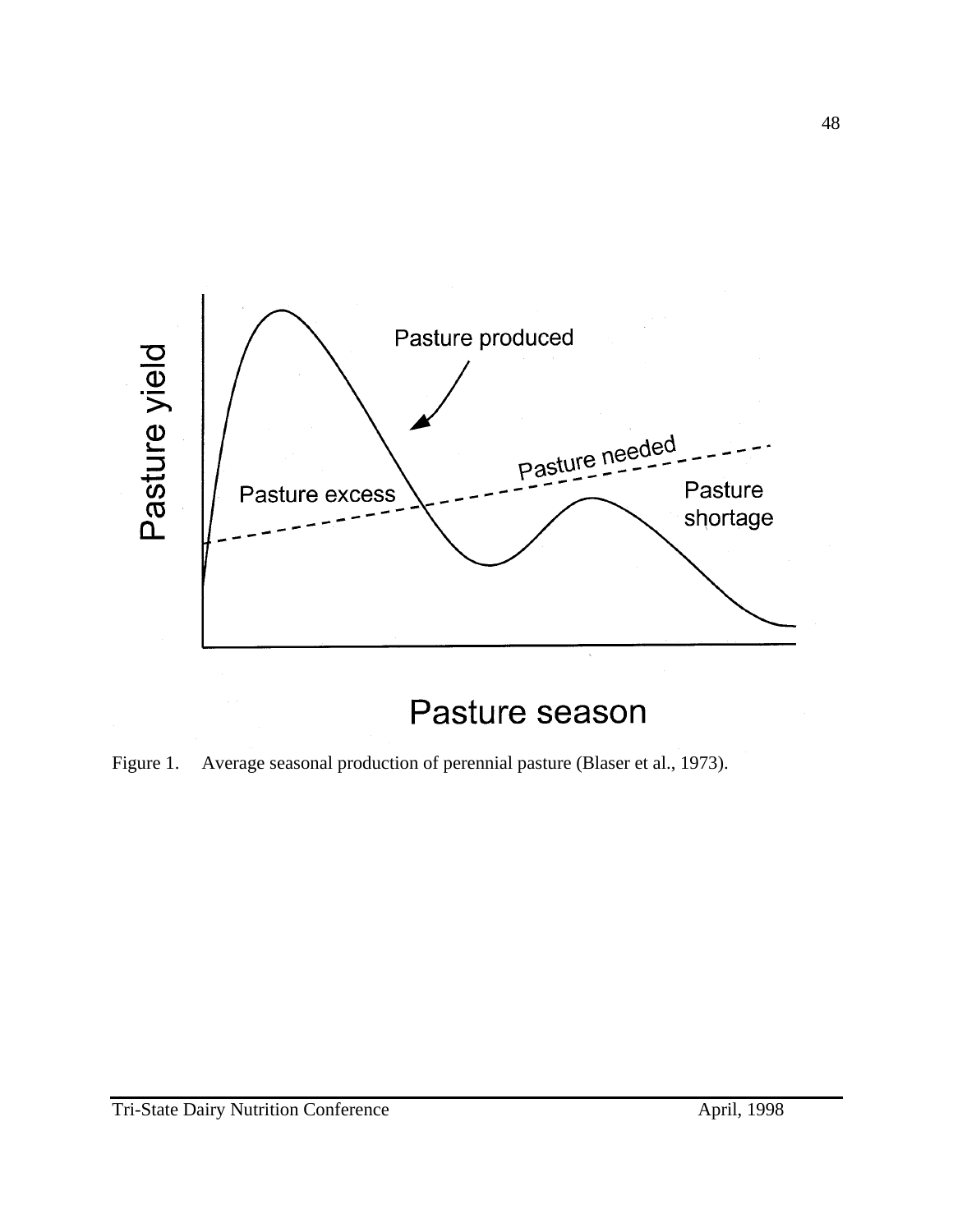Pasture yield

Pasture produced

Pasture needed

Pasture excess

Pasture shortage

Pasture season

Figure 1. Average seasonal production of perennial pasture (Blaser et al., 1973).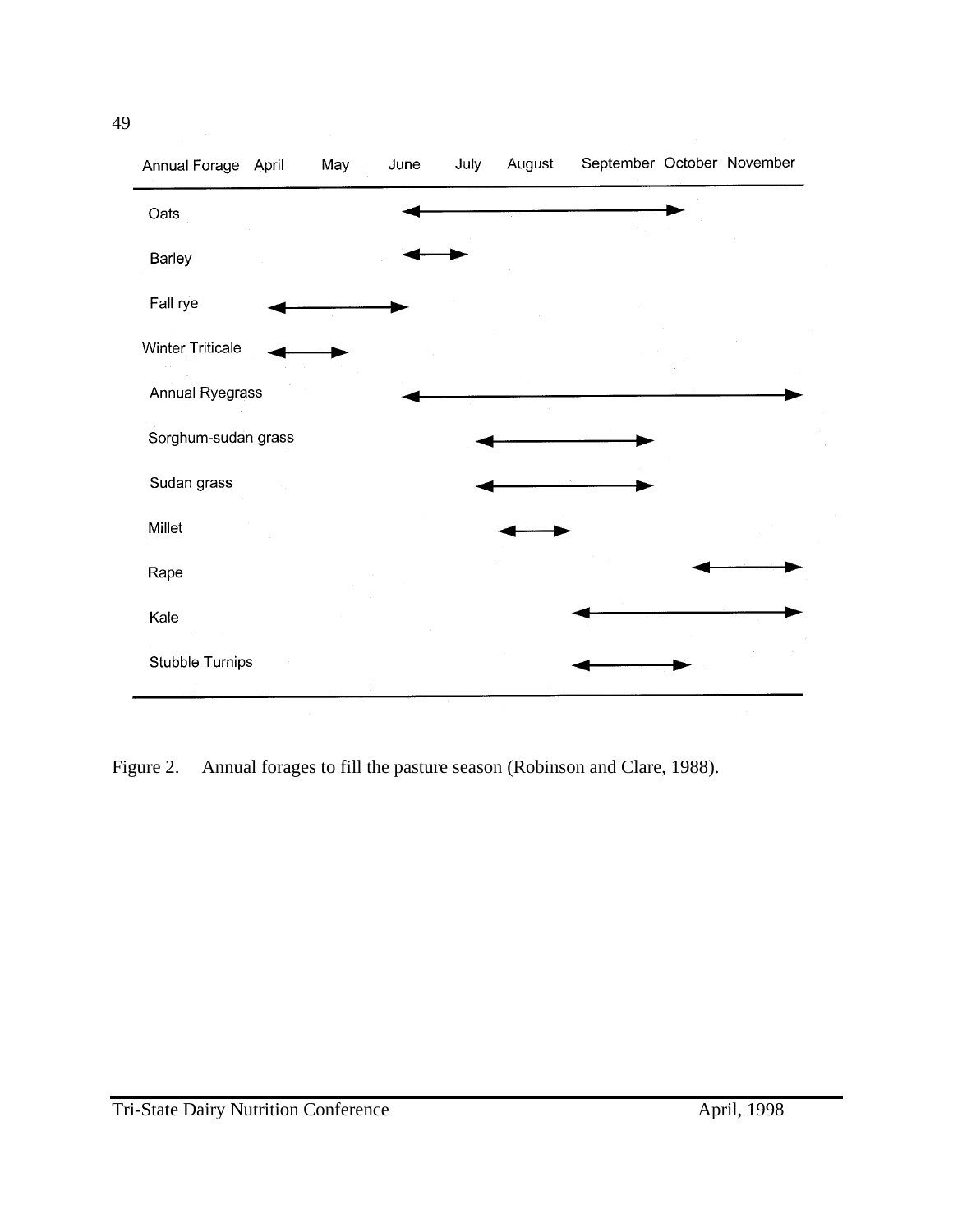| Annual Forage | April | May | June | July | August | September | October | November |
|---|---|---|---|---|---|---|---|---|
| Oats | | | ← | — | — | — | → | |
| Barley | | | ← | → | | | | |
| Fall rye | ← | — | → | | | | | |
| Winter Triticale | ← | → | | | | | | |
| Annual Ryegrass | | | ← | — | — | — | — | → |
| Sorghum-sudan grass | | | | ← | — | → | | |
| Sudan grass | | | | ← | — | → | | |
| Millet | | | | ← | → | | | |
| Rape | | | | | | | ← | → |
| Kale | | | | | ← | — | — | → |
| Stubble Turnips | | | | | ← | — | → | |

Figure 2. Annual forages to fill the pasture season (Robinson and Clare, 1988).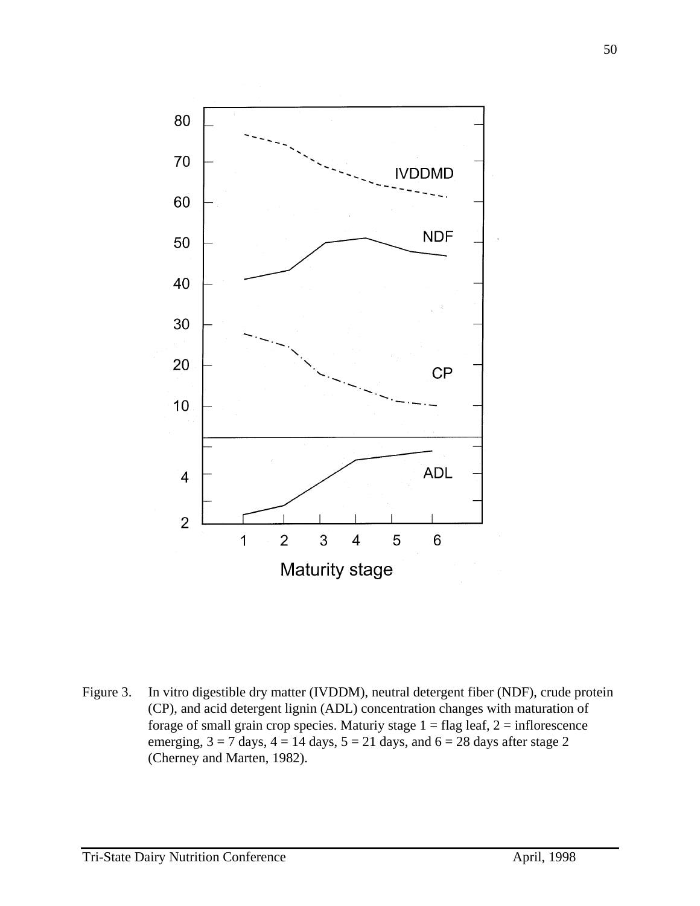Figure 3. In vitro digestible dry matter (IVDDM), neutral detergent fiber (NDF), crude protein (CP), and acid detergent lignin (ADL) concentration changes with maturation of forage of small grain crop species. Maturiy stage 1 = flag leaf, 2 = inflorescence emerging, 3 = 7 days, 4 = 14 days, 5 = 21 days, and 6 = 28 days after stage 2 (Cherney and Marten, 1982).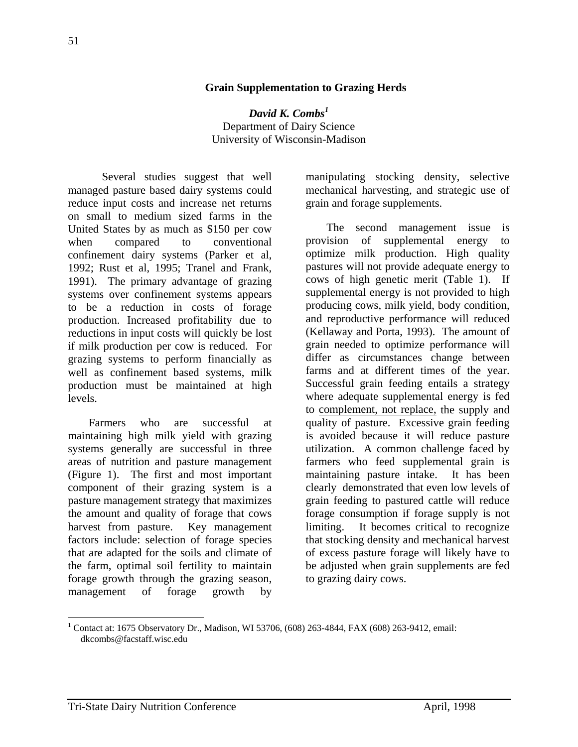# Grain Supplementation to Grazing Herds

***David K. Combs*[1]**
Department of Dairy Science
University of Wisconsin-Madison

Several studies suggest that well managed pasture based dairy systems could reduce input costs and increase net returns on small to medium sized farms in the United States by as much as $150 per cow when compared to conventional confinement dairy systems (Parker et al, 1992; Rust et al, 1995; Tranel and Frank, 1991). The primary advantage of grazing systems over confinement systems appears to be a reduction in costs of forage production. Increased profitability due to reductions in input costs will quickly be lost if milk production per cow is reduced. For grazing systems to perform financially as well as confinement based systems, milk production must be maintained at high levels.

Farmers who are successful at maintaining high milk yield with grazing systems generally are successful in three areas of nutrition and pasture management (Figure 1). The first and most important component of their grazing system is a pasture management strategy that maximizes the amount and quality of forage that cows harvest from pasture. Key management factors include: selection of forage species that are adapted for the soils and climate of the farm, optimal soil fertility to maintain forage growth through the grazing season, management of forage growth by manipulating stocking density, selective mechanical harvesting, and strategic use of grain and forage supplements.

The second management issue is provision of supplemental energy to optimize milk production. High quality pastures will not provide adequate energy to cows of high genetic merit (Table 1). If supplemental energy is not provided to high producing cows, milk yield, body condition, and reproductive performance will reduced (Kellaway and Porta, 1993). The amount of grain needed to optimize performance will differ as circumstances change between farms and at different times of the year. Successful grain feeding entails a strategy where adequate supplemental energy is fed to <u>complement, not replace,</u> the supply and quality of pasture. Excessive grain feeding is avoided because it will reduce pasture utilization. A common challenge faced by farmers who feed supplemental grain is maintaining pasture intake. It has been clearly demonstrated that even low levels of grain feeding to pastured cattle will reduce forage consumption if forage supply is not limiting. It becomes critical to recognize that stocking density and mechanical harvest of excess pasture forage will likely have to be adjusted when grain supplements are fed to grazing dairy cows.

---

[1] Contact at: 1675 Observatory Dr., Madison, WI 53706, (608) 263-4844, FAX (608) 263-9412, email: dkcombs@facstaff.wisc.edu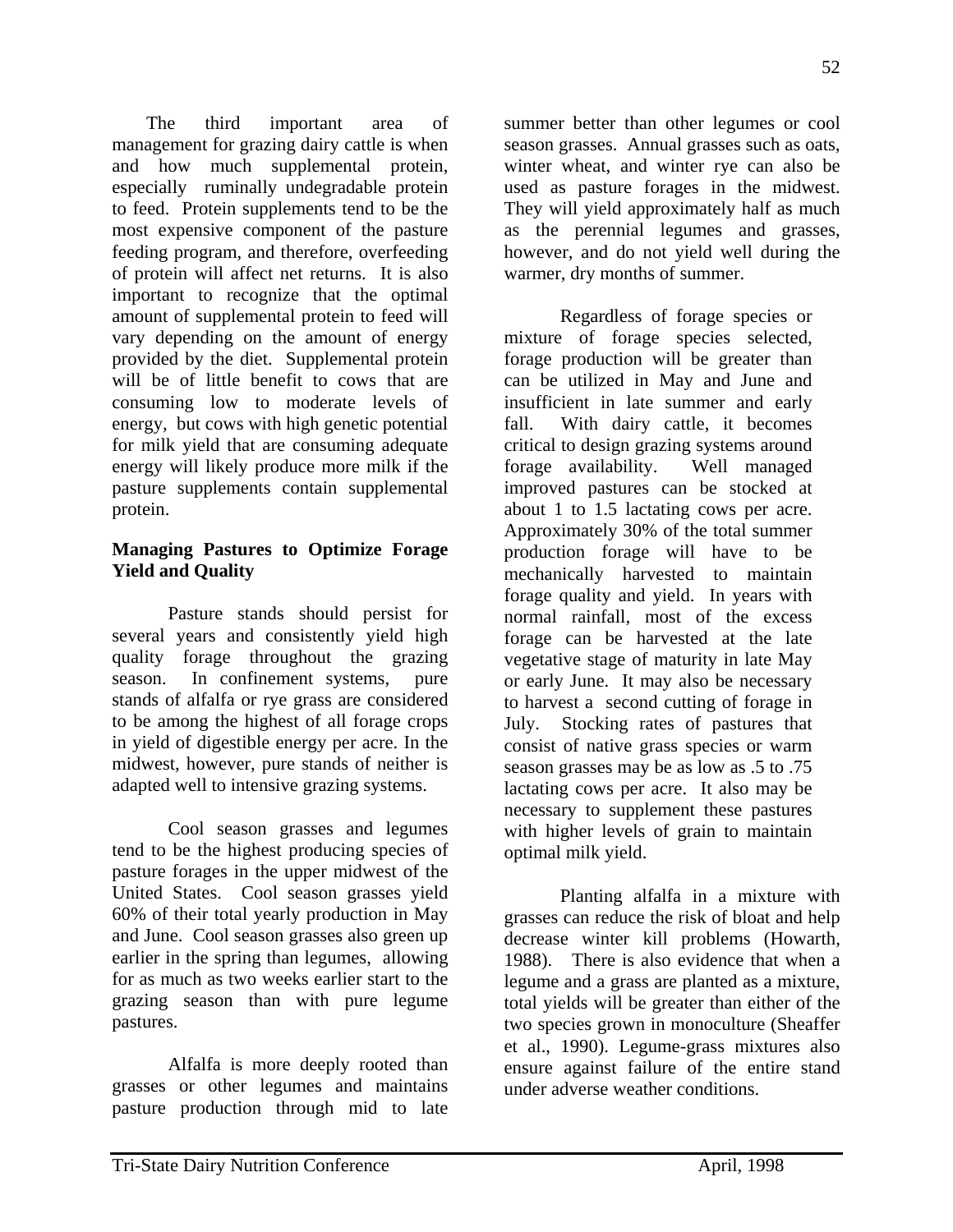The third important area of management for grazing dairy cattle is when and how much supplemental protein, especially ruminally undegradable protein to feed. Protein supplements tend to be the most expensive component of the pasture feeding program, and therefore, overfeeding of protein will affect net returns. It is also important to recognize that the optimal amount of supplemental protein to feed will vary depending on the amount of energy provided by the diet. Supplemental protein will be of little benefit to cows that are consuming low to moderate levels of energy, but cows with high genetic potential for milk yield that are consuming adequate energy will likely produce more milk if the pasture supplements contain supplemental protein.

**Managing Pastures to Optimize Forage Yield and Quality**

Pasture stands should persist for several years and consistently yield high quality forage throughout the grazing season. In confinement systems, pure stands of alfalfa or rye grass are considered to be among the highest of all forage crops in yield of digestible energy per acre. In the midwest, however, pure stands of neither is adapted well to intensive grazing systems.

Cool season grasses and legumes tend to be the highest producing species of pasture forages in the upper midwest of the United States. Cool season grasses yield 60% of their total yearly production in May and June. Cool season grasses also green up earlier in the spring than legumes, allowing for as much as two weeks earlier start to the grazing season than with pure legume pastures.

Alfalfa is more deeply rooted than grasses or other legumes and maintains pasture production through mid to late summer better than other legumes or cool season grasses. Annual grasses such as oats, winter wheat, and winter rye can also be used as pasture forages in the midwest. They will yield approximately half as much as the perennial legumes and grasses, however, and do not yield well during the warmer, dry months of summer.

Regardless of forage species or mixture of forage species selected, forage production will be greater than can be utilized in May and June and insufficient in late summer and early fall. With dairy cattle, it becomes critical to design grazing systems around forage availability. Well managed improved pastures can be stocked at about 1 to 1.5 lactating cows per acre. Approximately 30% of the total summer production forage will have to be mechanically harvested to maintain forage quality and yield. In years with normal rainfall, most of the excess forage can be harvested at the late vegetative stage of maturity in late May or early June. It may also be necessary to harvest a second cutting of forage in July. Stocking rates of pastures that consist of native grass species or warm season grasses may be as low as .5 to .75 lactating cows per acre. It also may be necessary to supplement these pastures with higher levels of grain to maintain optimal milk yield.

Planting alfalfa in a mixture with grasses can reduce the risk of bloat and help decrease winter kill problems (Howarth, 1988). There is also evidence that when a legume and a grass are planted as a mixture, total yields will be greater than either of the two species grown in monoculture (Sheaffer et al., 1990). Legume-grass mixtures also ensure against failure of the entire stand under adverse weather conditions.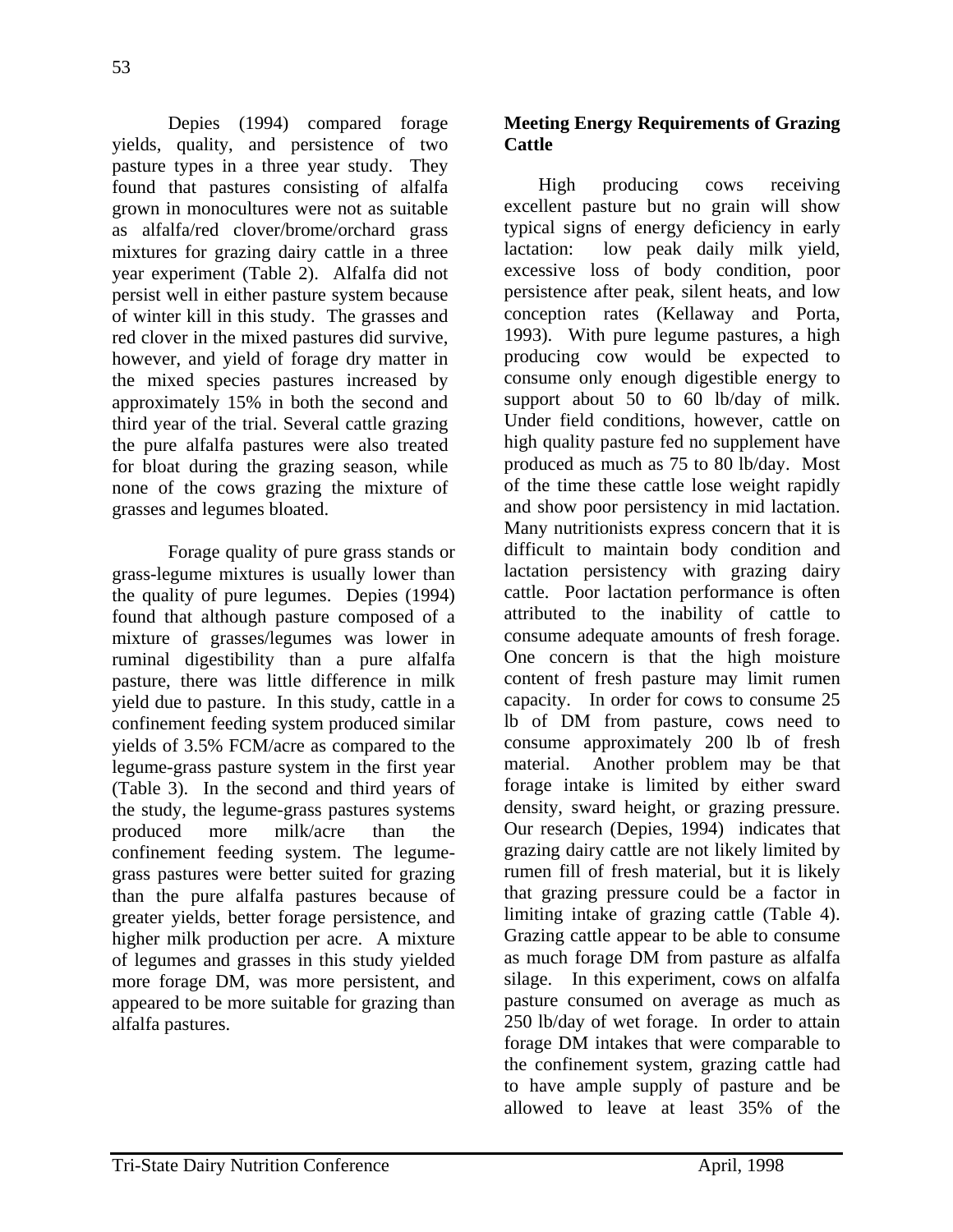Depies (1994) compared forage yields, quality, and persistence of two pasture types in a three year study. They found that pastures consisting of alfalfa grown in monocultures were not as suitable as alfalfa/red clover/brome/orchard grass mixtures for grazing dairy cattle in a three year experiment (Table 2). Alfalfa did not persist well in either pasture system because of winter kill in this study. The grasses and red clover in the mixed pastures did survive, however, and yield of forage dry matter in the mixed species pastures increased by approximately 15% in both the second and third year of the trial. Several cattle grazing the pure alfalfa pastures were also treated for bloat during the grazing season, while none of the cows grazing the mixture of grasses and legumes bloated.

Forage quality of pure grass stands or grass-legume mixtures is usually lower than the quality of pure legumes. Depies (1994) found that although pasture composed of a mixture of grasses/legumes was lower in ruminal digestibility than a pure alfalfa pasture, there was little difference in milk yield due to pasture. In this study, cattle in a confinement feeding system produced similar yields of 3.5% FCM/acre as compared to the legume-grass pasture system in the first year (Table 3). In the second and third years of the study, the legume-grass pastures systems produced more milk/acre than the confinement feeding system. The legume-grass pastures were better suited for grazing than the pure alfalfa pastures because of greater yields, better forage persistence, and higher milk production per acre. A mixture of legumes and grasses in this study yielded more forage DM, was more persistent, and appeared to be more suitable for grazing than alfalfa pastures.

## Meeting Energy Requirements of Grazing Cattle

High producing cows receiving excellent pasture but no grain will show typical signs of energy deficiency in early lactation: low peak daily milk yield, excessive loss of body condition, poor persistence after peak, silent heats, and low conception rates (Kellaway and Porta, 1993). With pure legume pastures, a high producing cow would be expected to consume only enough digestible energy to support about 50 to 60 lb/day of milk. Under field conditions, however, cattle on high quality pasture fed no supplement have produced as much as 75 to 80 lb/day. Most of the time these cattle lose weight rapidly and show poor persistency in mid lactation. Many nutritionists express concern that it is difficult to maintain body condition and lactation persistency with grazing dairy cattle. Poor lactation performance is often attributed to the inability of cattle to consume adequate amounts of fresh forage. One concern is that the high moisture content of fresh pasture may limit rumen capacity. In order for cows to consume 25 lb of DM from pasture, cows need to consume approximately 200 lb of fresh material. Another problem may be that forage intake is limited by either sward density, sward height, or grazing pressure. Our research (Depies, 1994) indicates that grazing dairy cattle are not likely limited by rumen fill of fresh material, but it is likely that grazing pressure could be a factor in limiting intake of grazing cattle (Table 4). Grazing cattle appear to be able to consume as much forage DM from pasture as alfalfa silage. In this experiment, cows on alfalfa pasture consumed on average as much as 250 lb/day of wet forage. In order to attain forage DM intakes that were comparable to the confinement system, grazing cattle had to have ample supply of pasture and be allowed to leave at least 35% of the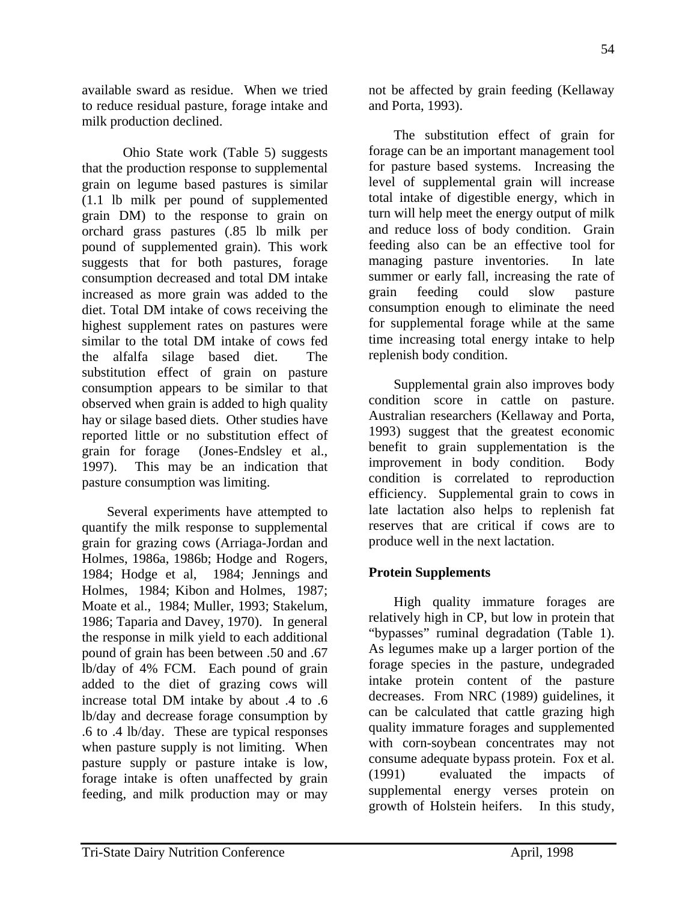available sward as residue. When we tried to reduce residual pasture, forage intake and milk production declined.

Ohio State work (Table 5) suggests that the production response to supplemental grain on legume based pastures is similar (1.1 lb milk per pound of supplemented grain DM) to the response to grain on orchard grass pastures (.85 lb milk per pound of supplemented grain). This work suggests that for both pastures, forage consumption decreased and total DM intake increased as more grain was added to the diet. Total DM intake of cows receiving the highest supplement rates on pastures were similar to the total DM intake of cows fed the alfalfa silage based diet. The substitution effect of grain on pasture consumption appears to be similar to that observed when grain is added to high quality hay or silage based diets. Other studies have reported little or no substitution effect of grain for forage (Jones-Endsley et al., 1997). This may be an indication that pasture consumption was limiting.

Several experiments have attempted to quantify the milk response to supplemental grain for grazing cows (Arriaga-Jordan and Holmes, 1986a, 1986b; Hodge and Rogers, 1984; Hodge et al, 1984; Jennings and Holmes, 1984; Kibon and Holmes, 1987; Moate et al., 1984; Muller, 1993; Stakelum, 1986; Taparia and Davey, 1970). In general the response in milk yield to each additional pound of grain has been between .50 and .67 lb/day of 4% FCM. Each pound of grain added to the diet of grazing cows will increase total DM intake by about .4 to .6 lb/day and decrease forage consumption by .6 to .4 lb/day. These are typical responses when pasture supply is not limiting. When pasture supply or pasture intake is low, forage intake is often unaffected by grain feeding, and milk production may or may not be affected by grain feeding (Kellaway and Porta, 1993).

The substitution effect of grain for forage can be an important management tool for pasture based systems. Increasing the level of supplemental grain will increase total intake of digestible energy, which in turn will help meet the energy output of milk and reduce loss of body condition. Grain feeding also can be an effective tool for managing pasture inventories. In late summer or early fall, increasing the rate of grain feeding could slow pasture consumption enough to eliminate the need for supplemental forage while at the same time increasing total energy intake to help replenish body condition.

Supplemental grain also improves body condition score in cattle on pasture. Australian researchers (Kellaway and Porta, 1993) suggest that the greatest economic benefit to grain supplementation is the improvement in body condition. Body condition is correlated to reproduction efficiency. Supplemental grain to cows in late lactation also helps to replenish fat reserves that are critical if cows are to produce well in the next lactation.

**Protein Supplements**

High quality immature forages are relatively high in CP, but low in protein that "bypasses" ruminal degradation (Table 1). As legumes make up a larger portion of the forage species in the pasture, undegraded intake protein content of the pasture decreases. From NRC (1989) guidelines, it can be calculated that cattle grazing high quality immature forages and supplemented with corn-soybean concentrates may not consume adequate bypass protein. Fox et al. (1991) evaluated the impacts of supplemental energy verses protein on growth of Holstein heifers. In this study,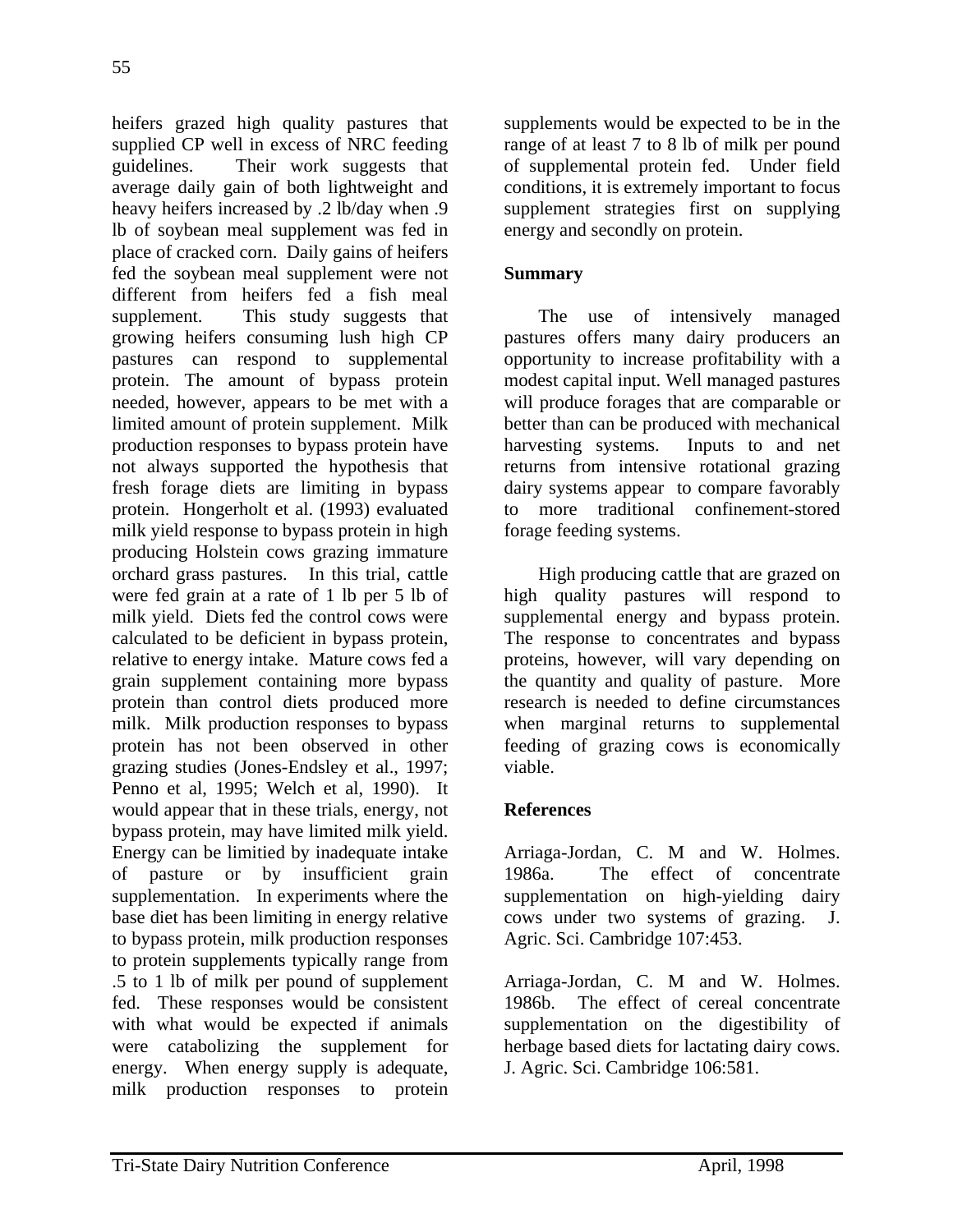heifers grazed high quality pastures that supplied CP well in excess of NRC feeding guidelines. Their work suggests that average daily gain of both lightweight and heavy heifers increased by .2 lb/day when .9 lb of soybean meal supplement was fed in place of cracked corn. Daily gains of heifers fed the soybean meal supplement were not different from heifers fed a fish meal supplement. This study suggests that growing heifers consuming lush high CP pastures can respond to supplemental protein. The amount of bypass protein needed, however, appears to be met with a limited amount of protein supplement. Milk production responses to bypass protein have not always supported the hypothesis that fresh forage diets are limiting in bypass protein. Hongerholt et al. (1993) evaluated milk yield response to bypass protein in high producing Holstein cows grazing immature orchard grass pastures. In this trial, cattle were fed grain at a rate of 1 lb per 5 lb of milk yield. Diets fed the control cows were calculated to be deficient in bypass protein, relative to energy intake. Mature cows fed a grain supplement containing more bypass protein than control diets produced more milk. Milk production responses to bypass protein has not been observed in other grazing studies (Jones-Endsley et al., 1997; Penno et al, 1995; Welch et al, 1990). It would appear that in these trials, energy, not bypass protein, may have limited milk yield. Energy can be limitied by inadequate intake of pasture or by insufficient grain supplementation. In experiments where the base diet has been limiting in energy relative to bypass protein, milk production responses to protein supplements typically range from .5 to 1 lb of milk per pound of supplement fed. These responses would be consistent with what would be expected if animals were catabolizing the supplement for energy. When energy supply is adequate, milk production responses to protein supplements would be expected to be in the range of at least 7 to 8 lb of milk per pound of supplemental protein fed. Under field conditions, it is extremely important to focus supplement strategies first on supplying energy and secondly on protein.

## Summary

The use of intensively managed pastures offers many dairy producers an opportunity to increase profitability with a modest capital input. Well managed pastures will produce forages that are comparable or better than can be produced with mechanical harvesting systems. Inputs to and net returns from intensive rotational grazing dairy systems appear to compare favorably to more traditional confinement-stored forage feeding systems.

High producing cattle that are grazed on high quality pastures will respond to supplemental energy and bypass protein. The response to concentrates and bypass proteins, however, will vary depending on the quantity and quality of pasture. More research is needed to define circumstances when marginal returns to supplemental feeding of grazing cows is economically viable.

## References

Arriaga-Jordan, C. M and W. Holmes. 1986a. The effect of concentrate supplementation on high-yielding dairy cows under two systems of grazing. J. Agric. Sci. Cambridge 107:453.

Arriaga-Jordan, C. M and W. Holmes. 1986b. The effect of cereal concentrate supplementation on the digestibility of herbage based diets for lactating dairy cows. J. Agric. Sci. Cambridge 106:581.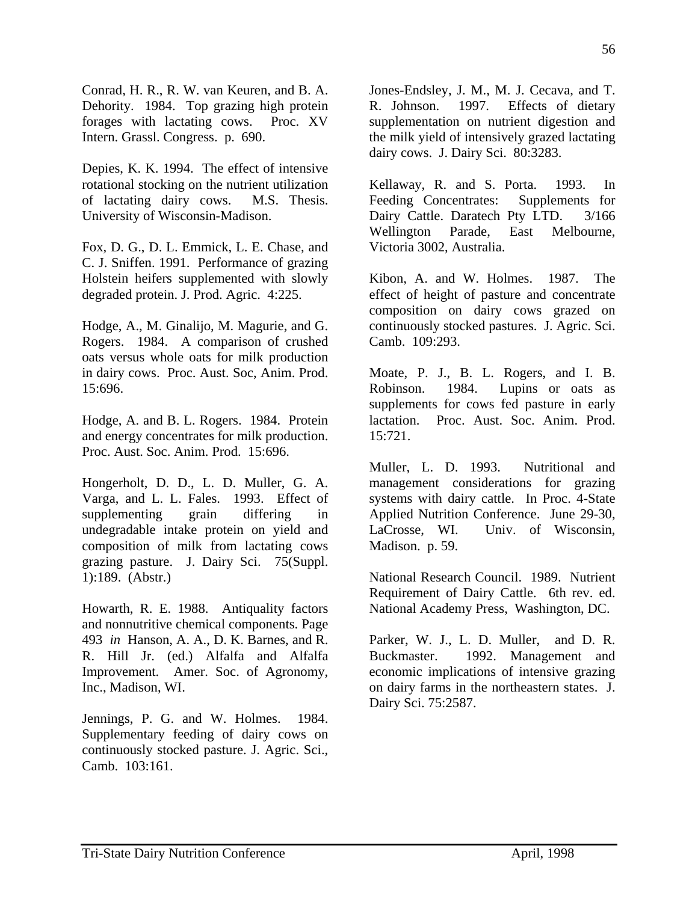Conrad, H. R., R. W. van Keuren, and B. A. Dehority. 1984. Top grazing high protein forages with lactating cows. Proc. XV Intern. Grassl. Congress. p. 690.

Depies, K. K. 1994. The effect of intensive rotational stocking on the nutrient utilization of lactating dairy cows. M.S. Thesis. University of Wisconsin-Madison.

Fox, D. G., D. L. Emmick, L. E. Chase, and C. J. Sniffen. 1991. Performance of grazing Holstein heifers supplemented with slowly degraded protein. J. Prod. Agric. 4:225.

Hodge, A., M. Ginalijo, M. Magurie, and G. Rogers. 1984. A comparison of crushed oats versus whole oats for milk production in dairy cows. Proc. Aust. Soc, Anim. Prod. 15:696.

Hodge, A. and B. L. Rogers. 1984. Protein and energy concentrates for milk production. Proc. Aust. Soc. Anim. Prod. 15:696.

Hongerholt, D. D., L. D. Muller, G. A. Varga, and L. L. Fales. 1993. Effect of supplementing grain differing in undegradable intake protein on yield and composition of milk from lactating cows grazing pasture. J. Dairy Sci. 75(Suppl. 1):189. (Abstr.)

Howarth, R. E. 1988. Antiquality factors and nonnutritive chemical components. Page 493 *in* Hanson, A. A., D. K. Barnes, and R. R. Hill Jr. (ed.) Alfalfa and Alfalfa Improvement. Amer. Soc. of Agronomy, Inc., Madison, WI.

Jennings, P. G. and W. Holmes. 1984. Supplementary feeding of dairy cows on continuously stocked pasture. J. Agric. Sci., Camb. 103:161.

Jones-Endsley, J. M., M. J. Cecava, and T. R. Johnson. 1997. Effects of dietary supplementation on nutrient digestion and the milk yield of intensively grazed lactating dairy cows. J. Dairy Sci. 80:3283.

Kellaway, R. and S. Porta. 1993. In Feeding Concentrates: Supplements for Dairy Cattle. Daratech Pty LTD. 3/166 Wellington Parade, East Melbourne, Victoria 3002, Australia.

Kibon, A. and W. Holmes. 1987. The effect of height of pasture and concentrate composition on dairy cows grazed on continuously stocked pastures. J. Agric. Sci. Camb. 109:293.

Moate, P. J., B. L. Rogers, and I. B. Robinson. 1984. Lupins or oats as supplements for cows fed pasture in early lactation. Proc. Aust. Soc. Anim. Prod. 15:721.

Muller, L. D. 1993. Nutritional and management considerations for grazing systems with dairy cattle. In Proc. 4-State Applied Nutrition Conference. June 29-30, LaCrosse, WI. Univ. of Wisconsin, Madison. p. 59.

National Research Council. 1989. Nutrient Requirement of Dairy Cattle. 6th rev. ed. National Academy Press, Washington, DC.

Parker, W. J., L. D. Muller, and D. R. Buckmaster. 1992. Management and economic implications of intensive grazing on dairy farms in the northeastern states. J. Dairy Sci. 75:2587.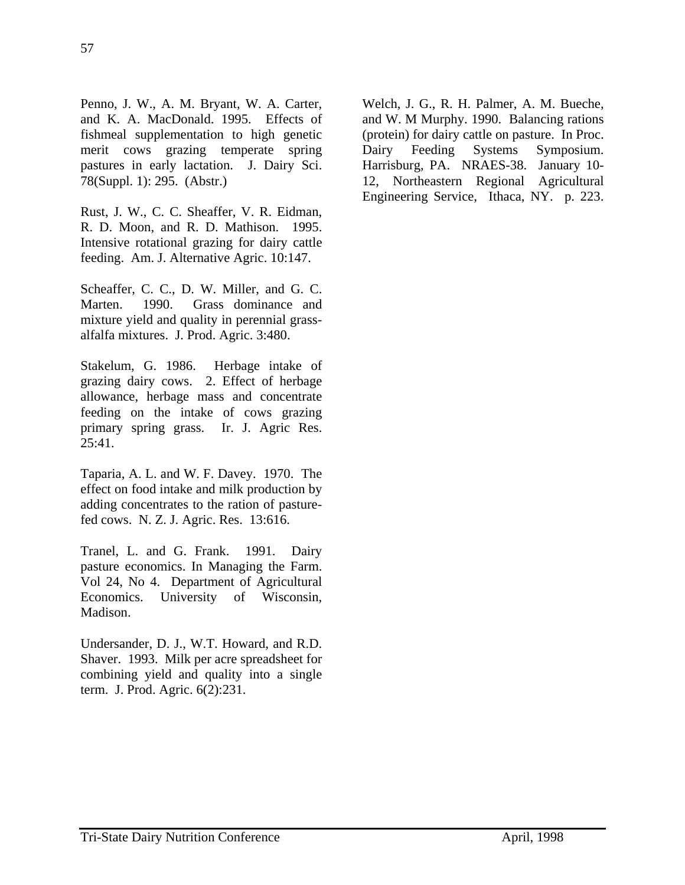Penno, J. W., A. M. Bryant, W. A. Carter, and K. A. MacDonald. 1995. Effects of fishmeal supplementation to high genetic merit cows grazing temperate spring pastures in early lactation. J. Dairy Sci. 78(Suppl. 1): 295. (Abstr.)

Rust, J. W., C. C. Sheaffer, V. R. Eidman, R. D. Moon, and R. D. Mathison. 1995. Intensive rotational grazing for dairy cattle feeding. Am. J. Alternative Agric. 10:147.

Scheaffer, C. C., D. W. Miller, and G. C. Marten. 1990. Grass dominance and mixture yield and quality in perennial grass-alfalfa mixtures. J. Prod. Agric. 3:480.

Stakelum, G. 1986. Herbage intake of grazing dairy cows. 2. Effect of herbage allowance, herbage mass and concentrate feeding on the intake of cows grazing primary spring grass. Ir. J. Agric Res. 25:41.

Taparia, A. L. and W. F. Davey. 1970. The effect on food intake and milk production by adding concentrates to the ration of pasture-fed cows. N. Z. J. Agric. Res. 13:616.

Tranel, L. and G. Frank. 1991. Dairy pasture economics. In Managing the Farm. Vol 24, No 4. Department of Agricultural Economics. University of Wisconsin, Madison.

Undersander, D. J., W.T. Howard, and R.D. Shaver. 1993. Milk per acre spreadsheet for combining yield and quality into a single term. J. Prod. Agric. 6(2):231.

Welch, J. G., R. H. Palmer, A. M. Bueche, and W. M Murphy. 1990. Balancing rations (protein) for dairy cattle on pasture. In Proc. Dairy Feeding Systems Symposium. Harrisburg, PA. NRAES-38. January 10-12, Northeastern Regional Agricultural Engineering Service, Ithaca, NY. p. 223.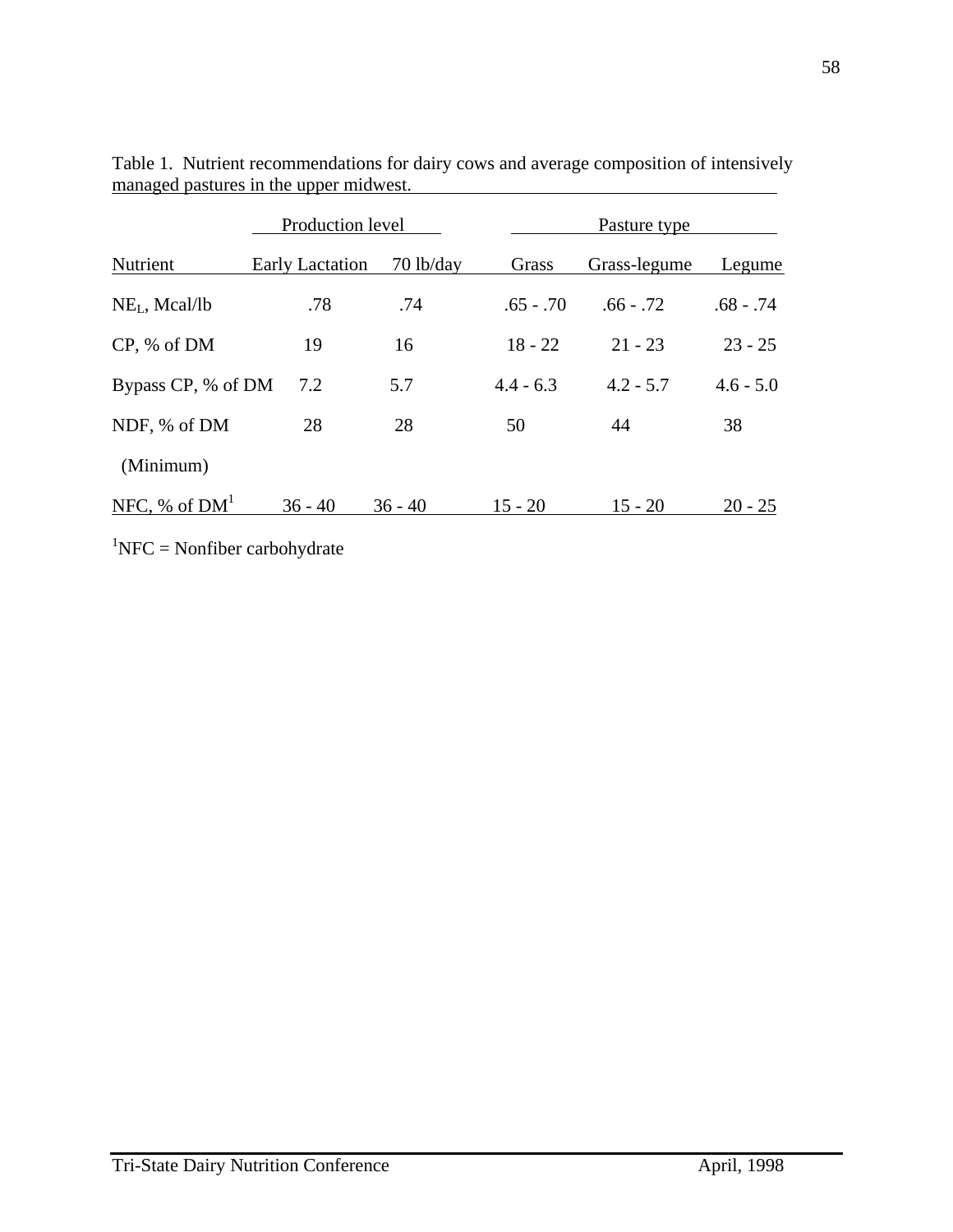Table 1. Nutrient recommendations for dairy cows and average composition of intensively managed pastures in the upper midwest.

| | Production level | | Pasture type | | |
|---|---|---|---|---|---|
| Nutrient | Early Lactation | 70 lb/day | Grass | Grass-legume | Legume |
| $NE_L$, Mcal/lb | .78 | .74 | .65 - .70 | .66 - .72 | .68 - .74 |
| CP, % of DM | 19 | 16 | 18 - 22 | 21 - 23 | 23 - 25 |
| Bypass CP, % of DM | 7.2 | 5.7 | 4.4 - 6.3 | 4.2 - 5.7 | 4.6 - 5.0 |
| NDF, % of DM (Minimum) | 28 | 28 | 50 | 44 | 38 |
| NFC, % of DM[1] | 36 - 40 | 36 - 40 | 15 - 20 | 15 - 20 | 20 - 25 |

[1]NFC = Nonfiber carbohydrate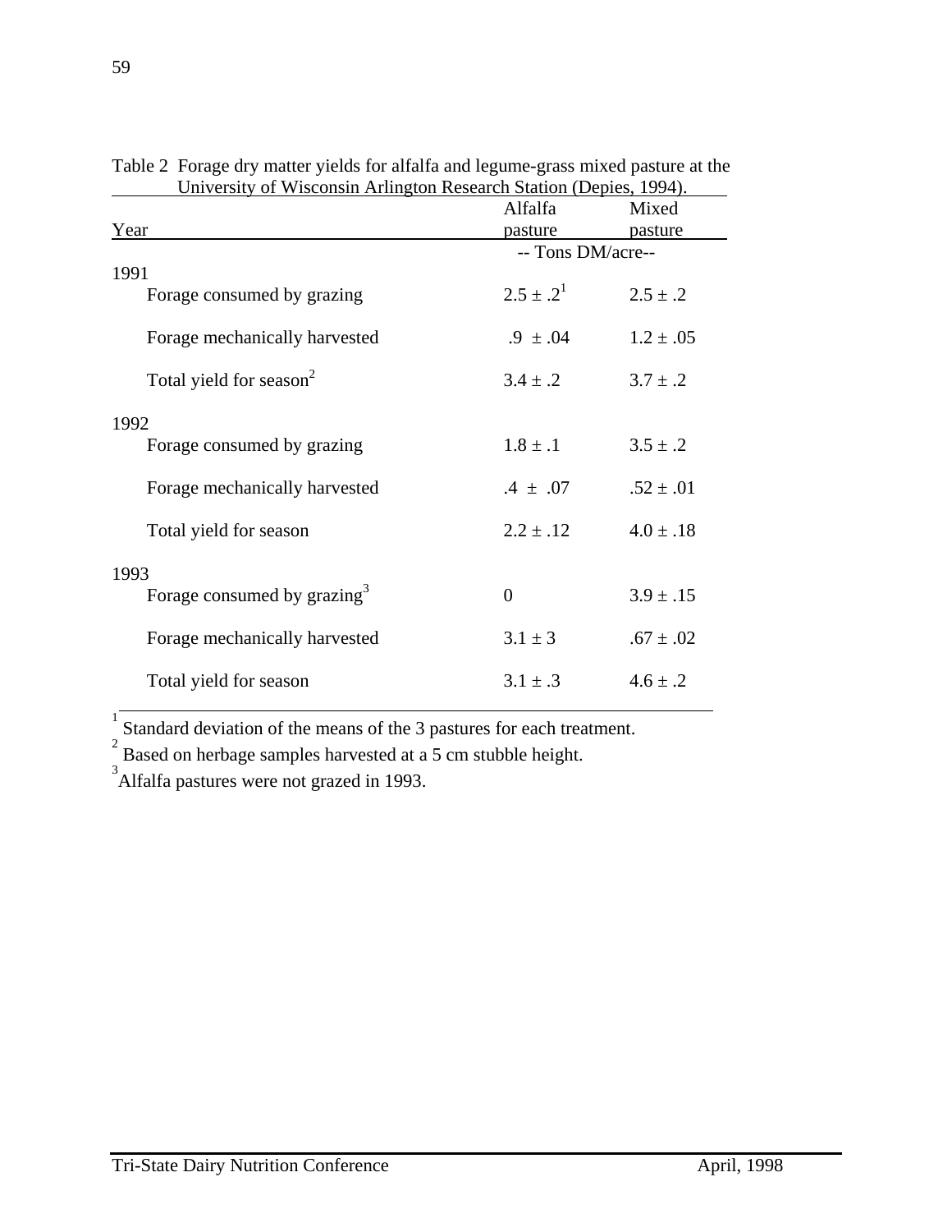Table 2 Forage dry matter yields for alfalfa and legume-grass mixed pasture at the University of Wisconsin Arlington Research Station (Depies, 1994).

| Year | Alfalfa pasture | Mixed pasture |
|---|---|---|
| | -- Tons DM/acre-- | |
| 1991 | | |
| Forage consumed by grazing | 2.5 ± .2[1] | 2.5 ± .2 |
| Forage mechanically harvested | .9 ± .04 | 1.2 ± .05 |
| Total yield for season[2] | 3.4 ± .2 | 3.7 ± .2 |
| 1992 | | |
| Forage consumed by grazing | 1.8 ± .1 | 3.5 ± .2 |
| Forage mechanically harvested | .4 ± .07 | .52 ± .01 |
| Total yield for season | 2.2 ± .12 | 4.0 ± .18 |
| 1993 | | |
| Forage consumed by grazing[3] | 0 | 3.9 ± .15 |
| Forage mechanically harvested | 3.1 ± 3 | .67 ± .02 |
| Total yield for season | 3.1 ± .3 | 4.6 ± .2 |

[1] Standard deviation of the means of the 3 pastures for each treatment.

[2] Based on herbage samples harvested at a 5 cm stubble height.

[3] Alfalfa pastures were not grazed in 1993.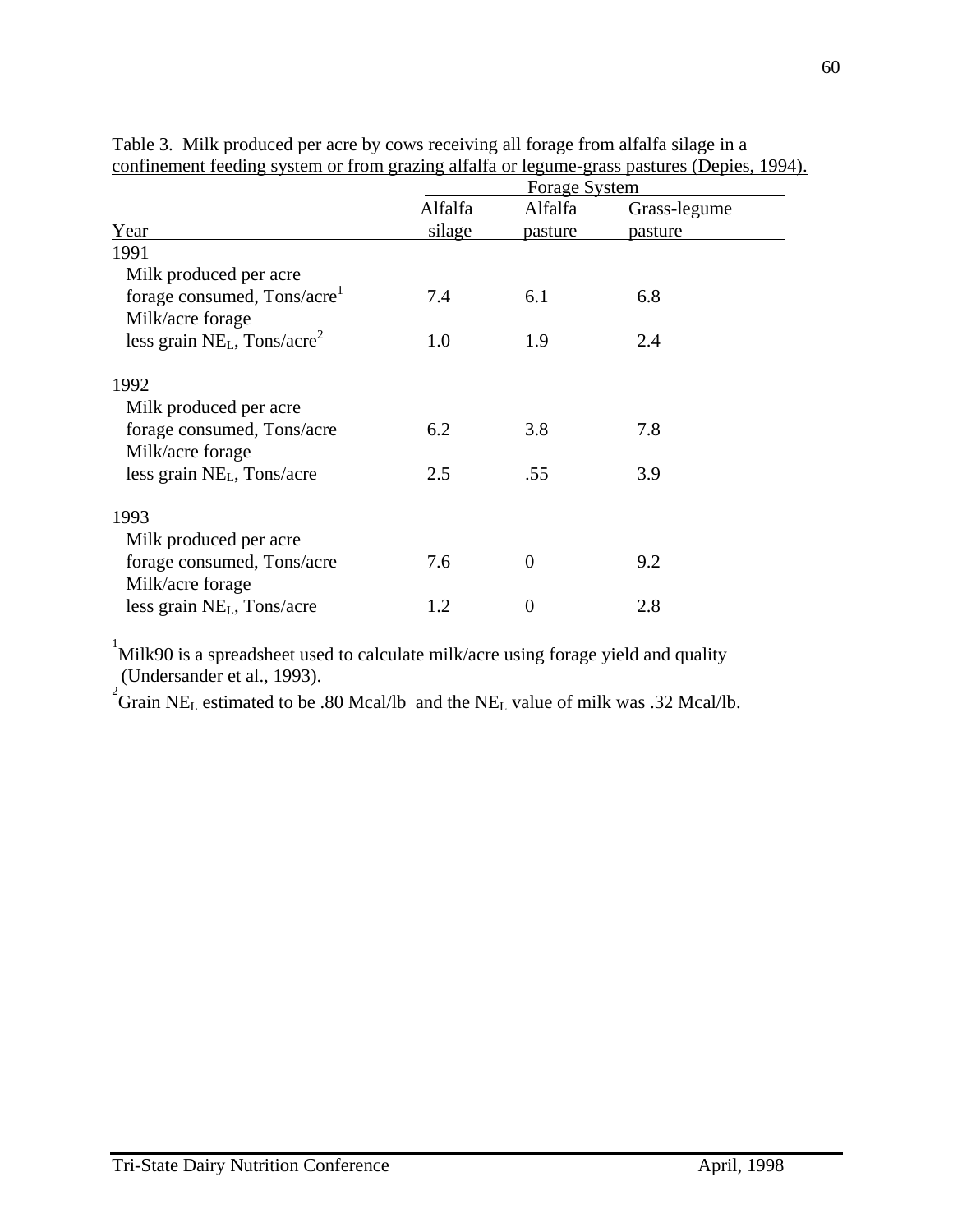Table 3. Milk produced per acre by cows receiving all forage from alfalfa silage in a confinement feeding system or from grazing alfalfa or legume-grass pastures (Depies, 1994).

| | Forage System | | |
|---|---|---|---|
| Year | Alfalfa silage | Alfalfa pasture | Grass-legume pasture |
| **1991** | | | |
| Milk produced per acre forage consumed, Tons/acre[1] | 7.4 | 6.1 | 6.8 |
| Milk/acre forage less grain $NE_L$, Tons/acre[2] | 1.0 | 1.9 | 2.4 |
| **1992** | | | |
| Milk produced per acre forage consumed, Tons/acre | 6.2 | 3.8 | 7.8 |
| Milk/acre forage less grain $NE_L$, Tons/acre | 2.5 | .55 | 3.9 |
| **1993** | | | |
| Milk produced per acre forage consumed, Tons/acre | 7.6 | 0 | 9.2 |
| Milk/acre forage less grain $NE_L$, Tons/acre | 1.2 | 0 | 2.8 |

[1] Milk90 is a spreadsheet used to calculate milk/acre using forage yield and quality (Undersander et al., 1993).

[2] Grain $NE_L$ estimated to be .80 Mcal/lb and the $NE_L$ value of milk was .32 Mcal/lb.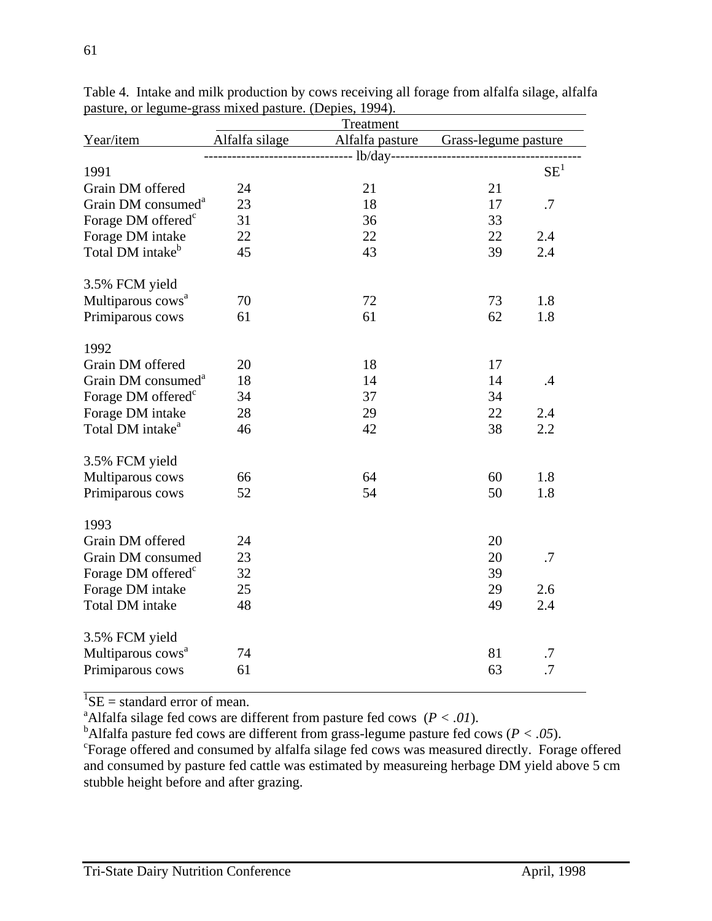Table 4. Intake and milk production by cows receiving all forage from alfalfa silage, alfalfa pasture, or legume-grass mixed pasture. (Depies, 1994).

| Year/item | Alfalfa silage | Alfalfa pasture | Grass-legume pasture | |
|---|---|---|---|---|
| | Treatment | | | |
| | ------------------------------ lb/day ------------------------------ | | | |
| 1991 | | | | SE[1] |
| Grain DM offered | 24 | 21 | 21 | |
| Grain DM consumed[a] | 23 | 18 | 17 | .7 |
| Forage DM offered[c] | 31 | 36 | 33 | |
| Forage DM intake | 22 | 22 | 22 | 2.4 |
| Total DM intake[b] | 45 | 43 | 39 | 2.4 |
| 3.5% FCM yield | | | | |
| Multiparous cows[a] | 70 | 72 | 73 | 1.8 |
| Primiparous cows | 61 | 61 | 62 | 1.8 |
| 1992 | | | | |
| Grain DM offered | 20 | 18 | 17 | |
| Grain DM consumed[a] | 18 | 14 | 14 | .4 |
| Forage DM offered[c] | 34 | 37 | 34 | |
| Forage DM intake | 28 | 29 | 22 | 2.4 |
| Total DM intake[a] | 46 | 42 | 38 | 2.2 |
| 3.5% FCM yield | | | | |
| Multiparous cows | 66 | 64 | 60 | 1.8 |
| Primiparous cows | 52 | 54 | 50 | 1.8 |
| 1993 | | | | |
| Grain DM offered | 24 | | 20 | |
| Grain DM consumed | 23 | | 20 | .7 |
| Forage DM offered[c] | 32 | | 39 | |
| Forage DM intake | 25 | | 29 | 2.6 |
| Total DM intake | 48 | | 49 | 2.4 |
| 3.5% FCM yield | | | | |
| Multiparous cows[a] | 74 | | 81 | .7 |
| Primiparous cows | 61 | | 63 | .7 |

[1]SE = standard error of mean.

[a]Alfalfa silage fed cows are different from pasture fed cows ($P < .01$).

[b]Alfalfa pasture fed cows are different from grass-legume pasture fed cows ($P < .05$).

[c]Forage offered and consumed by alfalfa silage fed cows was measured directly. Forage offered and consumed by pasture fed cattle was estimated by measureing herbage DM yield above 5 cm stubble height before and after grazing.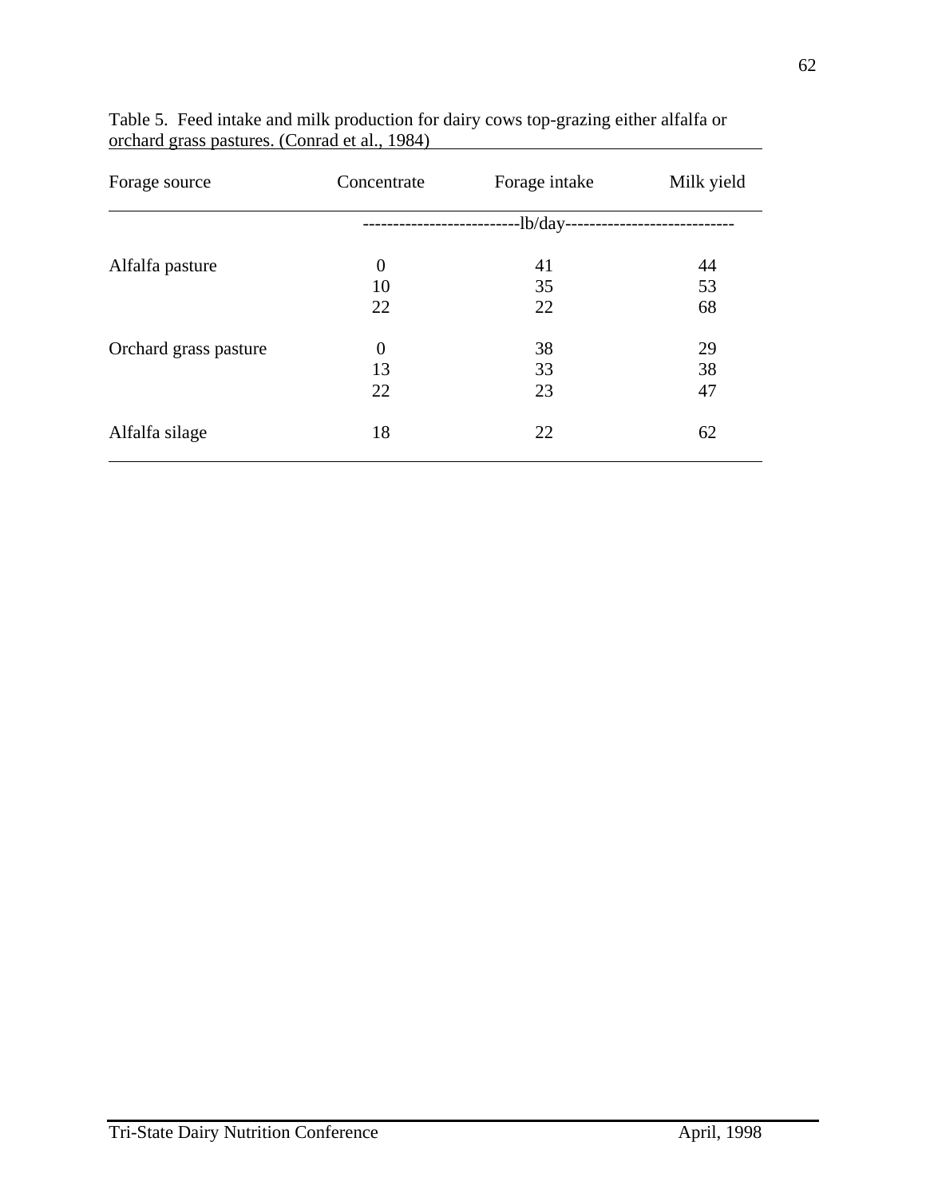Table 5. Feed intake and milk production for dairy cows top-grazing either alfalfa or orchard grass pastures. (Conrad et al., 1984)

| Forage source | Concentrate | Forage intake | Milk yield |
|---|---|---|---|
| | ---------------------- | lb/day | ---------------------- |
| Alfalfa pasture | 0 | 41 | 44 |
| | 10 | 35 | 53 |
| | 22 | 22 | 68 |
| Orchard grass pasture | 0 | 38 | 29 |
| | 13 | 33 | 38 |
| | 22 | 23 | 47 |
| Alfalfa silage | 18 | 22 | 62 |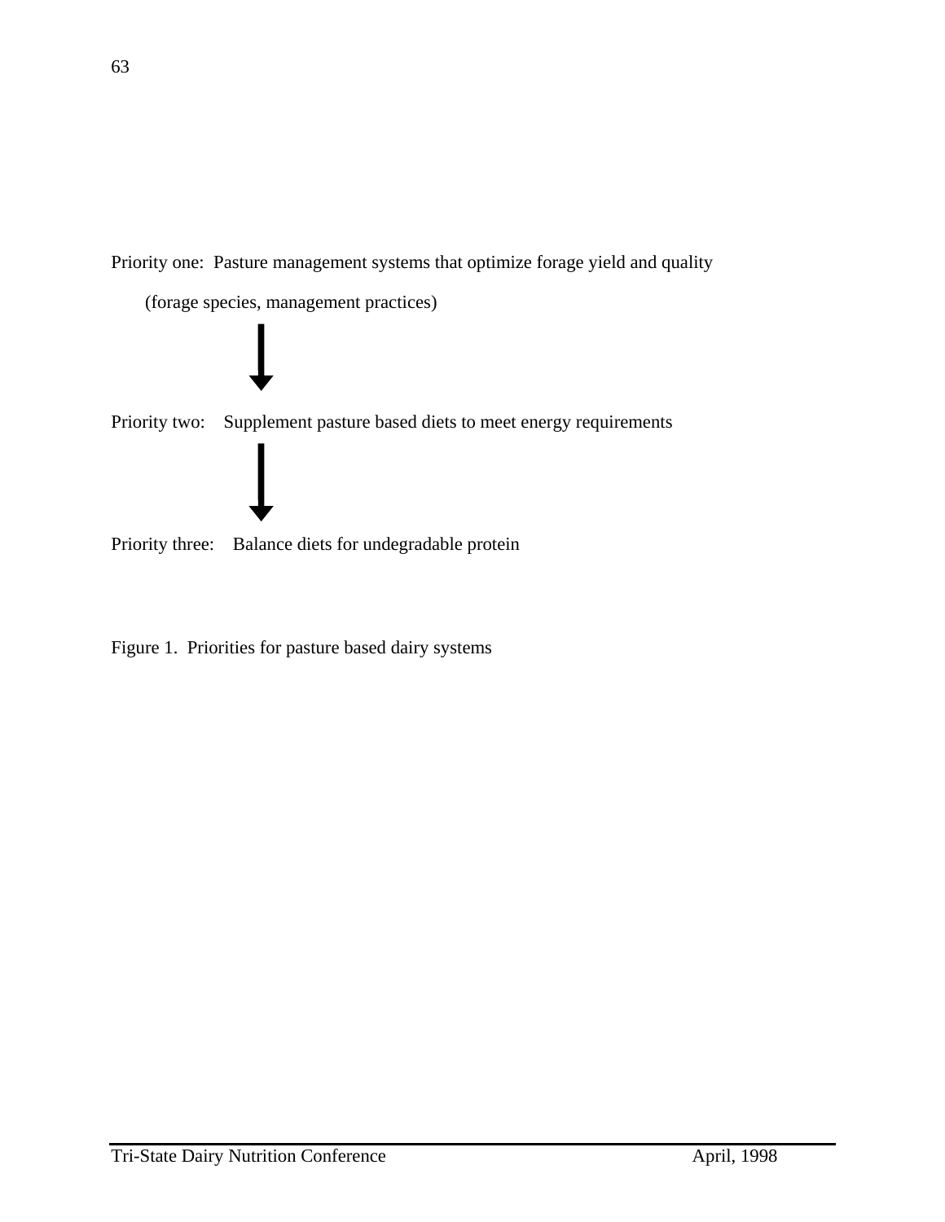Priority one: Pasture management systems that optimize forage yield and quality

(forage species, management practices)

↓

Priority two: Supplement pasture based diets to meet energy requirements

↓

Priority three: Balance diets for undegradable protein

Figure 1. Priorities for pasture based dairy systems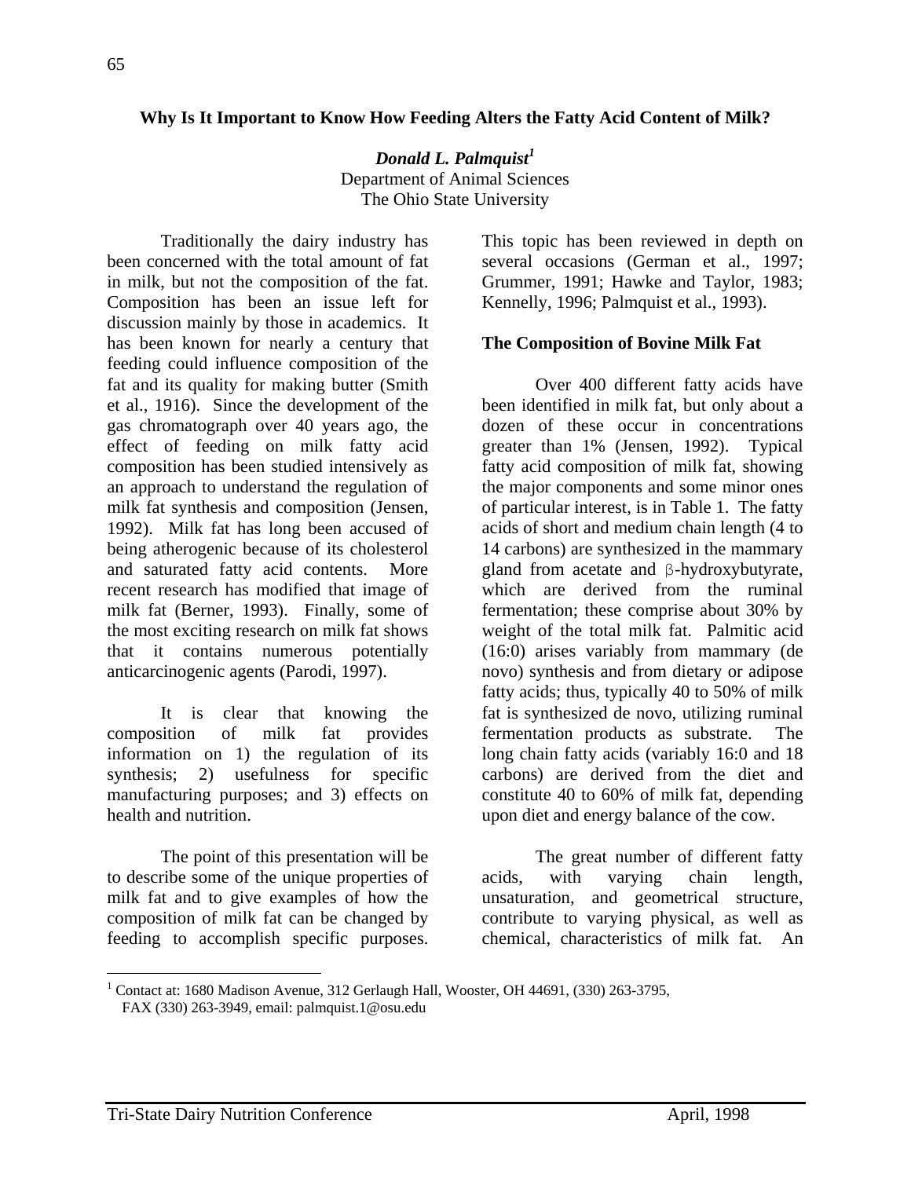## Why Is It Important to Know How Feeding Alters the Fatty Acid Content of Milk?

***Donald L. Palmquist***[1]
Department of Animal Sciences
The Ohio State University

Traditionally the dairy industry has been concerned with the total amount of fat in milk, but not the composition of the fat. Composition has been an issue left for discussion mainly by those in academics. It has been known for nearly a century that feeding could influence composition of the fat and its quality for making butter (Smith et al., 1916). Since the development of the gas chromatograph over 40 years ago, the effect of feeding on milk fatty acid composition has been studied intensively as an approach to understand the regulation of milk fat synthesis and composition (Jensen, 1992). Milk fat has long been accused of being atherogenic because of its cholesterol and saturated fatty acid contents. More recent research has modified that image of milk fat (Berner, 1993). Finally, some of the most exciting research on milk fat shows that it contains numerous potentially anticarcinogenic agents (Parodi, 1997).

It is clear that knowing the composition of milk fat provides information on 1) the regulation of its synthesis; 2) usefulness for specific manufacturing purposes; and 3) effects on health and nutrition.

The point of this presentation will be to describe some of the unique properties of milk fat and to give examples of how the composition of milk fat can be changed by feeding to accomplish specific purposes. This topic has been reviewed in depth on several occasions (German et al., 1997; Grummer, 1991; Hawke and Taylor, 1983; Kennelly, 1996; Palmquist et al., 1993).

### The Composition of Bovine Milk Fat

Over 400 different fatty acids have been identified in milk fat, but only about a dozen of these occur in concentrations greater than 1% (Jensen, 1992). Typical fatty acid composition of milk fat, showing the major components and some minor ones of particular interest, is in Table 1. The fatty acids of short and medium chain length (4 to 14 carbons) are synthesized in the mammary gland from acetate and β-hydroxybutyrate, which are derived from the ruminal fermentation; these comprise about 30% by weight of the total milk fat. Palmitic acid (16:0) arises variably from mammary (de novo) synthesis and from dietary or adipose fatty acids; thus, typically 40 to 50% of milk fat is synthesized de novo, utilizing ruminal fermentation products as substrate. The long chain fatty acids (variably 16:0 and 18 carbons) are derived from the diet and constitute 40 to 60% of milk fat, depending upon diet and energy balance of the cow.

The great number of different fatty acids, with varying chain length, unsaturation, and geometrical structure, contribute to varying physical, as well as chemical, characteristics of milk fat. An

[1] Contact at: 1680 Madison Avenue, 312 Gerlaugh Hall, Wooster, OH 44691, (330) 263-3795, FAX (330) 263-3949, email: palmquist.1@osu.edu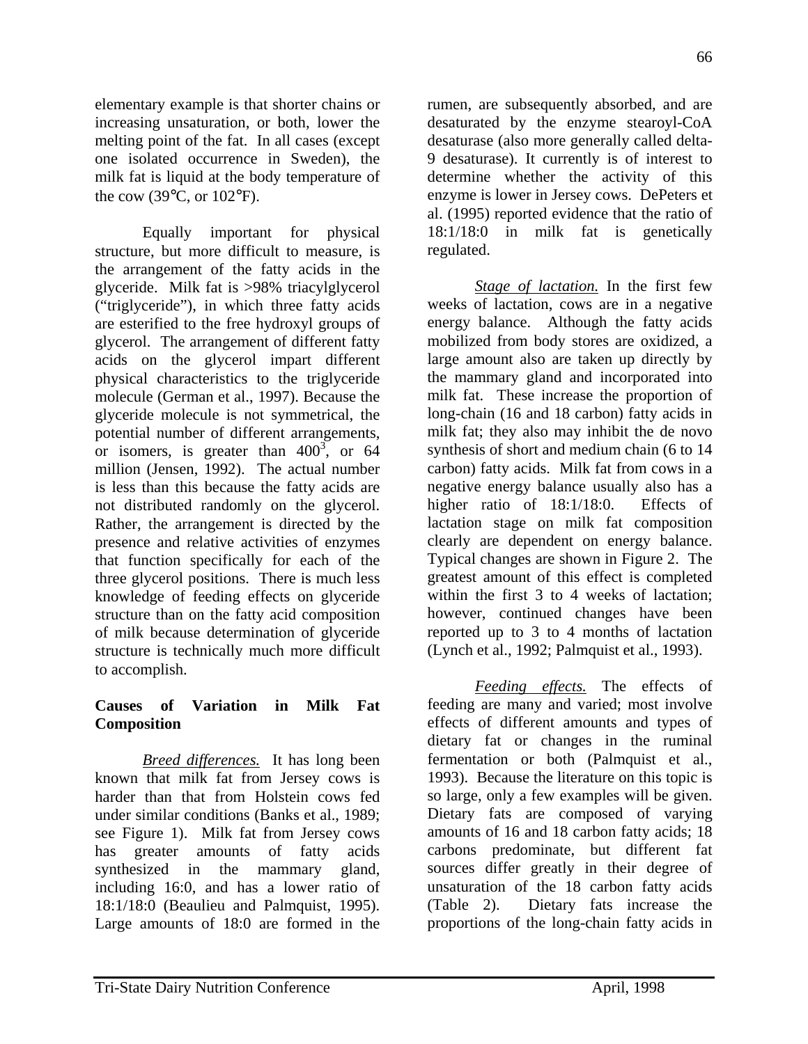elementary example is that shorter chains or increasing unsaturation, or both, lower the melting point of the fat. In all cases (except one isolated occurrence in Sweden), the milk fat is liquid at the body temperature of the cow (39°C, or 102°F).

Equally important for physical structure, but more difficult to measure, is the arrangement of the fatty acids in the glyceride. Milk fat is >98% triacylglycerol ("triglyceride"), in which three fatty acids are esterified to the free hydroxyl groups of glycerol. The arrangement of different fatty acids on the glycerol impart different physical characteristics to the triglyceride molecule (German et al., 1997). Because the glyceride molecule is not symmetrical, the potential number of different arrangements, or isomers, is greater than $400^3$, or 64 million (Jensen, 1992). The actual number is less than this because the fatty acids are not distributed randomly on the glycerol. Rather, the arrangement is directed by the presence and relative activities of enzymes that function specifically for each of the three glycerol positions. There is much less knowledge of feeding effects on glyceride structure than on the fatty acid composition of milk because determination of glyceride structure is technically much more difficult to accomplish.

## Causes of Variation in Milk Fat Composition

*Breed differences.* It has long been known that milk fat from Jersey cows is harder than that from Holstein cows fed under similar conditions (Banks et al., 1989; see Figure 1). Milk fat from Jersey cows has greater amounts of fatty acids synthesized in the mammary gland, including 16:0, and has a lower ratio of 18:1/18:0 (Beaulieu and Palmquist, 1995). Large amounts of 18:0 are formed in the rumen, are subsequently absorbed, and are desaturated by the enzyme stearoyl-CoA desaturase (also more generally called delta-9 desaturase). It currently is of interest to determine whether the activity of this enzyme is lower in Jersey cows. DePeters et al. (1995) reported evidence that the ratio of 18:1/18:0 in milk fat is genetically regulated.

*Stage of lactation.* In the first few weeks of lactation, cows are in a negative energy balance. Although the fatty acids mobilized from body stores are oxidized, a large amount also are taken up directly by the mammary gland and incorporated into milk fat. These increase the proportion of long-chain (16 and 18 carbon) fatty acids in milk fat; they also may inhibit the de novo synthesis of short and medium chain (6 to 14 carbon) fatty acids. Milk fat from cows in a negative energy balance usually also has a higher ratio of 18:1/18:0. Effects of lactation stage on milk fat composition clearly are dependent on energy balance. Typical changes are shown in Figure 2. The greatest amount of this effect is completed within the first 3 to 4 weeks of lactation; however, continued changes have been reported up to 3 to 4 months of lactation (Lynch et al., 1992; Palmquist et al., 1993).

*Feeding effects.* The effects of feeding are many and varied; most involve effects of different amounts and types of dietary fat or changes in the ruminal fermentation or both (Palmquist et al., 1993). Because the literature on this topic is so large, only a few examples will be given. Dietary fats are composed of varying amounts of 16 and 18 carbon fatty acids; 18 carbons predominate, but different fat sources differ greatly in their degree of unsaturation of the 18 carbon fatty acids (Table 2). Dietary fats increase the proportions of the long-chain fatty acids in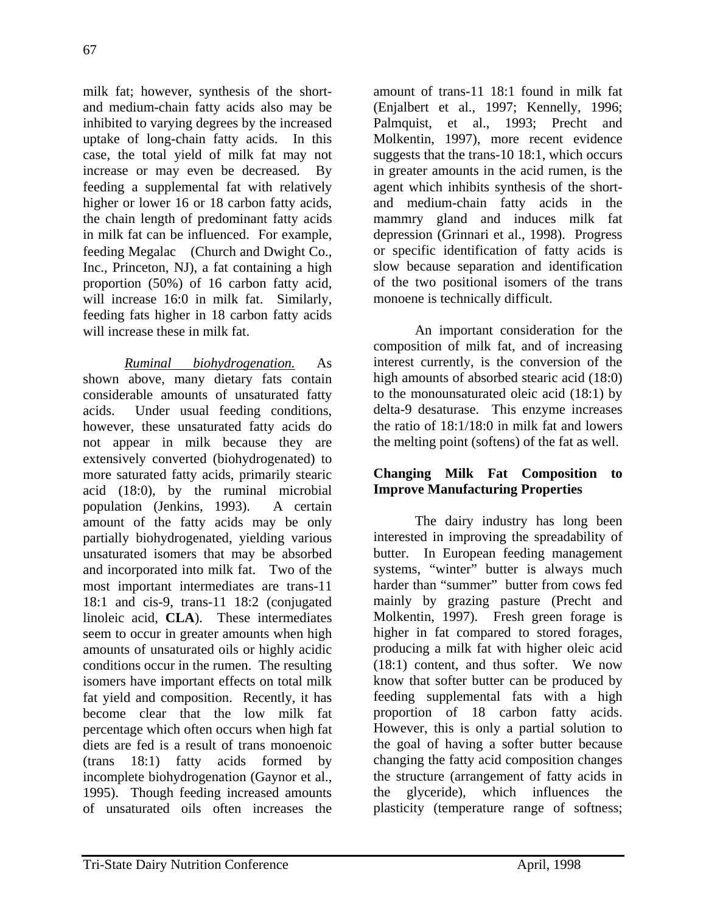milk fat; however, synthesis of the short- and medium-chain fatty acids also may be inhibited to varying degrees by the increased uptake of long-chain fatty acids. In this case, the total yield of milk fat may not increase or may even be decreased. By feeding a supplemental fat with relatively higher or lower 16 or 18 carbon fatty acids, the chain length of predominant fatty acids in milk fat can be influenced. For example, feeding Megalac (Church and Dwight Co., Inc., Princeton, NJ), a fat containing a high proportion (50%) of 16 carbon fatty acid, will increase 16:0 in milk fat. Similarly, feeding fats higher in 18 carbon fatty acids will increase these in milk fat.

*Ruminal biohydrogenation.* As shown above, many dietary fats contain considerable amounts of unsaturated fatty acids. Under usual feeding conditions, however, these unsaturated fatty acids do not appear in milk because they are extensively converted (biohydrogenated) to more saturated fatty acids, primarily stearic acid (18:0), by the ruminal microbial population (Jenkins, 1993). A certain amount of the fatty acids may be only partially biohydrogenated, yielding various unsaturated isomers that may be absorbed and incorporated into milk fat. Two of the most important intermediates are trans-11 18:1 and cis-9, trans-11 18:2 (conjugated linoleic acid, **CLA**). These intermediates seem to occur in greater amounts when high amounts of unsaturated oils or highly acidic conditions occur in the rumen. The resulting isomers have important effects on total milk fat yield and composition. Recently, it has become clear that the low milk fat percentage which often occurs when high fat diets are fed is a result of trans monoenoic (trans 18:1) fatty acids formed by incomplete biohydrogenation (Gaynor et al., 1995). Though feeding increased amounts of unsaturated oils often increases the amount of trans-11 18:1 found in milk fat (Enjalbert et al., 1997; Kennelly, 1996; Palmquist, et al., 1993; Precht and Molkentin, 1997), more recent evidence suggests that the trans-10 18:1, which occurs in greater amounts in the acid rumen, is the agent which inhibits synthesis of the short- and medium-chain fatty acids in the mammry gland and induces milk fat depression (Grinnari et al., 1998). Progress or specific identification of fatty acids is slow because separation and identification of the two positional isomers of the trans monoene is technically difficult.

An important consideration for the composition of milk fat, and of increasing interest currently, is the conversion of the high amounts of absorbed stearic acid (18:0) to the monounsaturated oleic acid (18:1) by delta-9 desaturase. This enzyme increases the ratio of 18:1/18:0 in milk fat and lowers the melting point (softens) of the fat as well.

## Changing Milk Fat Composition to Improve Manufacturing Properties

The dairy industry has long been interested in improving the spreadability of butter. In European feeding management systems, "winter" butter is always much harder than "summer" butter from cows fed mainly by grazing pasture (Precht and Molkentin, 1997). Fresh green forage is higher in fat compared to stored forages, producing a milk fat with higher oleic acid (18:1) content, and thus softer. We now know that softer butter can be produced by feeding supplemental fats with a high proportion of 18 carbon fatty acids. However, this is only a partial solution to the goal of having a softer butter because changing the fatty acid composition changes the structure (arrangement of fatty acids in the glyceride), which influences the plasticity (temperature range of softness;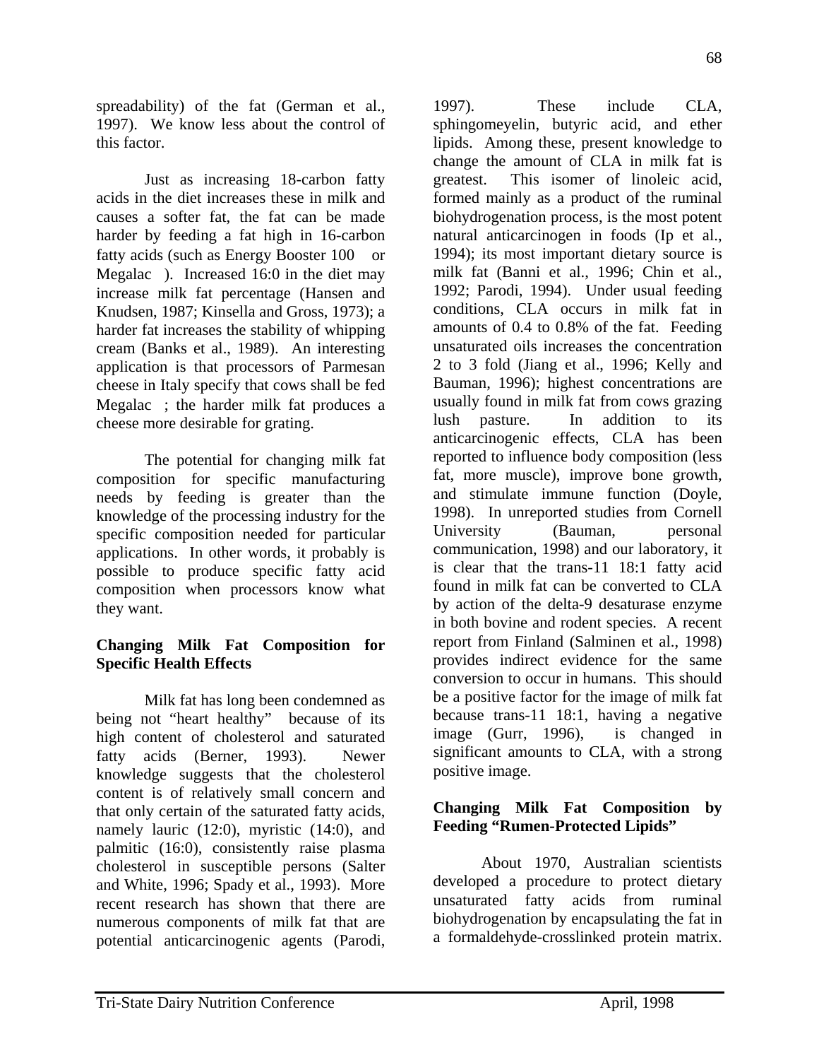spreadability) of the fat (German et al., 1997). We know less about the control of this factor.

Just as increasing 18-carbon fatty acids in the diet increases these in milk and causes a softer fat, the fat can be made harder by feeding a fat high in 16-carbon fatty acids (such as Energy Booster 100 or Megalac ). Increased 16:0 in the diet may increase milk fat percentage (Hansen and Knudsen, 1987; Kinsella and Gross, 1973); a harder fat increases the stability of whipping cream (Banks et al., 1989). An interesting application is that processors of Parmesan cheese in Italy specify that cows shall be fed Megalac ; the harder milk fat produces a cheese more desirable for grating.

The potential for changing milk fat composition for specific manufacturing needs by feeding is greater than the knowledge of the processing industry for the specific composition needed for particular applications. In other words, it probably is possible to produce specific fatty acid composition when processors know what they want.

**Changing Milk Fat Composition for Specific Health Effects**

Milk fat has long been condemned as being not "heart healthy" because of its high content of cholesterol and saturated fatty acids (Berner, 1993). Newer knowledge suggests that the cholesterol content is of relatively small concern and that only certain of the saturated fatty acids, namely lauric (12:0), myristic (14:0), and palmitic (16:0), consistently raise plasma cholesterol in susceptible persons (Salter and White, 1996; Spady et al., 1993). More recent research has shown that there are numerous components of milk fat that are potential anticarcinogenic agents (Parodi, 1997). These include CLA, sphingomeyelin, butyric acid, and ether lipids. Among these, present knowledge to change the amount of CLA in milk fat is greatest. This isomer of linoleic acid, formed mainly as a product of the ruminal biohydrogenation process, is the most potent natural anticarcinogen in foods (Ip et al., 1994); its most important dietary source is milk fat (Banni et al., 1996; Chin et al., 1992; Parodi, 1994). Under usual feeding conditions, CLA occurs in milk fat in amounts of 0.4 to 0.8% of the fat. Feeding unsaturated oils increases the concentration 2 to 3 fold (Jiang et al., 1996; Kelly and Bauman, 1996); highest concentrations are usually found in milk fat from cows grazing lush pasture. In addition to its anticarcinogenic effects, CLA has been reported to influence body composition (less fat, more muscle), improve bone growth, and stimulate immune function (Doyle, 1998). In unreported studies from Cornell University (Bauman, personal communication, 1998) and our laboratory, it is clear that the trans-11 18:1 fatty acid found in milk fat can be converted to CLA by action of the delta-9 desaturase enzyme in both bovine and rodent species. A recent report from Finland (Salminen et al., 1998) provides indirect evidence for the same conversion to occur in humans. This should be a positive factor for the image of milk fat because trans-11 18:1, having a negative image (Gurr, 1996), is changed in significant amounts to CLA, with a strong positive image.

**Changing Milk Fat Composition by Feeding "Rumen-Protected Lipids"**

About 1970, Australian scientists developed a procedure to protect dietary unsaturated fatty acids from ruminal biohydrogenation by encapsulating the fat in a formaldehyde-crosslinked protein matrix.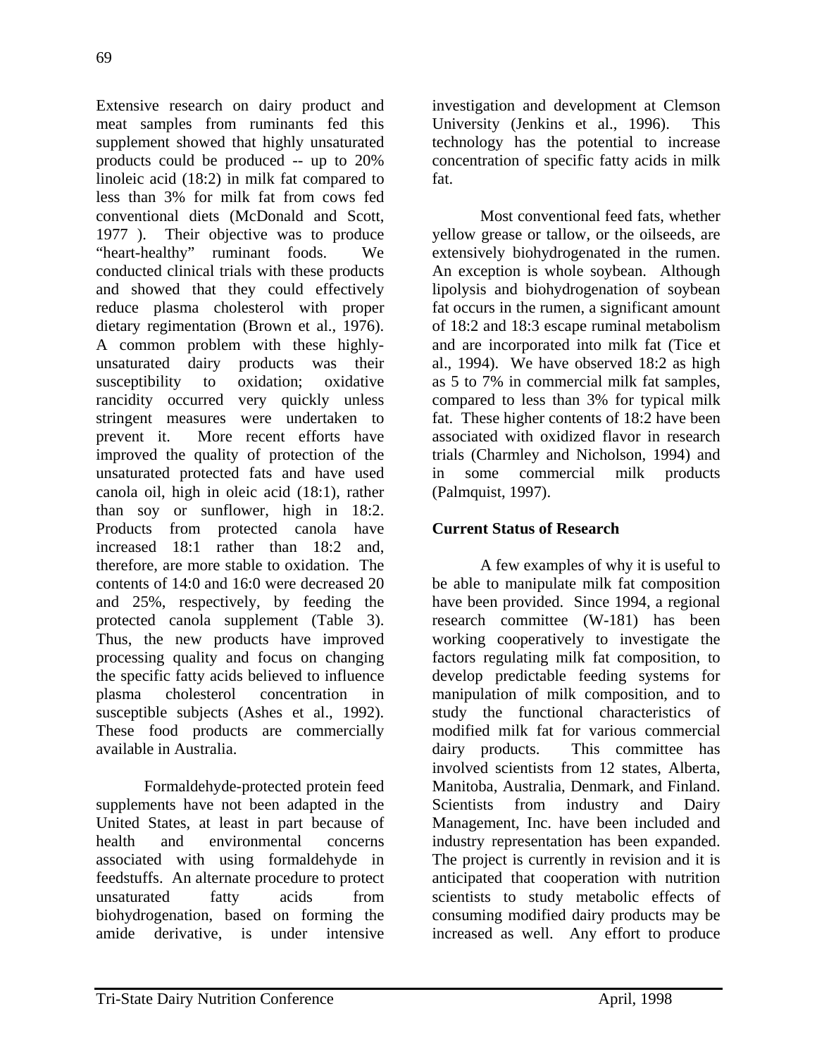Extensive research on dairy product and meat samples from ruminants fed this supplement showed that highly unsaturated products could be produced -- up to 20% linoleic acid (18:2) in milk fat compared to less than 3% for milk fat from cows fed conventional diets (McDonald and Scott, 1977 ). Their objective was to produce "heart-healthy" ruminant foods. We conducted clinical trials with these products and showed that they could effectively reduce plasma cholesterol with proper dietary regimentation (Brown et al., 1976). A common problem with these highly-unsaturated dairy products was their susceptibility to oxidation; oxidative rancidity occurred very quickly unless stringent measures were undertaken to prevent it. More recent efforts have improved the quality of protection of the unsaturated protected fats and have used canola oil, high in oleic acid (18:1), rather than soy or sunflower, high in 18:2. Products from protected canola have increased 18:1 rather than 18:2 and, therefore, are more stable to oxidation. The contents of 14:0 and 16:0 were decreased 20 and 25%, respectively, by feeding the protected canola supplement (Table 3). Thus, the new products have improved processing quality and focus on changing the specific fatty acids believed to influence plasma cholesterol concentration in susceptible subjects (Ashes et al., 1992). These food products are commercially available in Australia.

Formaldehyde-protected protein feed supplements have not been adapted in the United States, at least in part because of health and environmental concerns associated with using formaldehyde in feedstuffs. An alternate procedure to protect unsaturated fatty acids from biohydrogenation, based on forming the amide derivative, is under intensive investigation and development at Clemson University (Jenkins et al., 1996). This technology has the potential to increase concentration of specific fatty acids in milk fat.

Most conventional feed fats, whether yellow grease or tallow, or the oilseeds, are extensively biohydrogenated in the rumen. An exception is whole soybean. Although lipolysis and biohydrogenation of soybean fat occurs in the rumen, a significant amount of 18:2 and 18:3 escape ruminal metabolism and are incorporated into milk fat (Tice et al., 1994). We have observed 18:2 as high as 5 to 7% in commercial milk fat samples, compared to less than 3% for typical milk fat. These higher contents of 18:2 have been associated with oxidized flavor in research trials (Charmley and Nicholson, 1994) and in some commercial milk products (Palmquist, 1997).

## Current Status of Research

A few examples of why it is useful to be able to manipulate milk fat composition have been provided. Since 1994, a regional research committee (W-181) has been working cooperatively to investigate the factors regulating milk fat composition, to develop predictable feeding systems for manipulation of milk composition, and to study the functional characteristics of modified milk fat for various commercial dairy products. This committee has involved scientists from 12 states, Alberta, Manitoba, Australia, Denmark, and Finland. Scientists from industry and Dairy Management, Inc. have been included and industry representation has been expanded. The project is currently in revision and it is anticipated that cooperation with nutrition scientists to study metabolic effects of consuming modified dairy products may be increased as well. Any effort to produce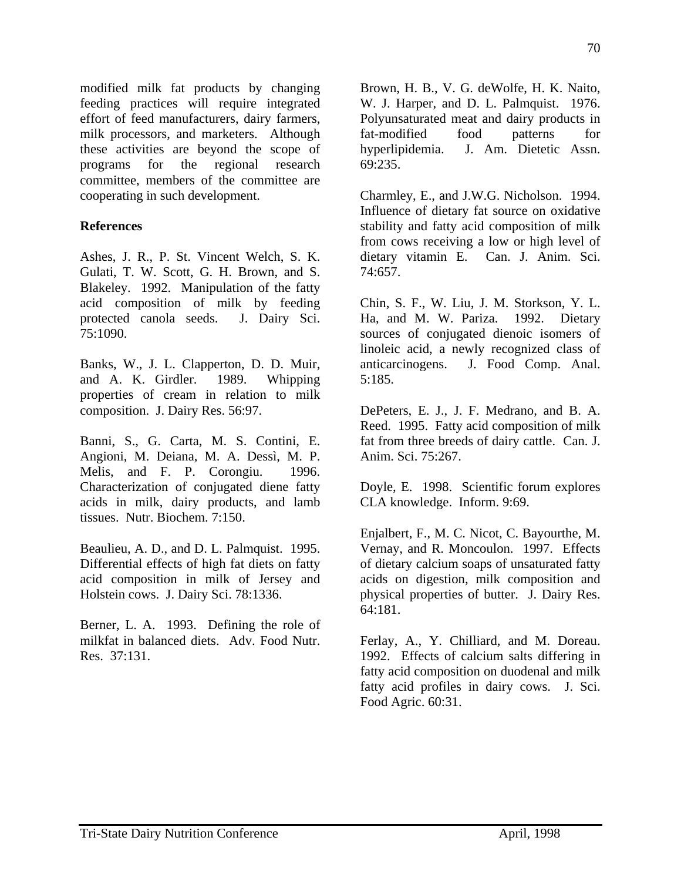modified milk fat products by changing feeding practices will require integrated effort of feed manufacturers, dairy farmers, milk processors, and marketers. Although these activities are beyond the scope of programs for the regional research committee, members of the committee are cooperating in such development.

**References**

Ashes, J. R., P. St. Vincent Welch, S. K. Gulati, T. W. Scott, G. H. Brown, and S. Blakeley. 1992. Manipulation of the fatty acid composition of milk by feeding protected canola seeds. J. Dairy Sci. 75:1090.

Banks, W., J. L. Clapperton, D. D. Muir, and A. K. Girdler. 1989. Whipping properties of cream in relation to milk composition. J. Dairy Res. 56:97.

Banni, S., G. Carta, M. S. Contini, E. Angioni, M. Deiana, M. A. Dessì, M. P. Melis, and F. P. Corongiu. 1996. Characterization of conjugated diene fatty acids in milk, dairy products, and lamb tissues. Nutr. Biochem. 7:150.

Beaulieu, A. D., and D. L. Palmquist. 1995. Differential effects of high fat diets on fatty acid composition in milk of Jersey and Holstein cows. J. Dairy Sci. 78:1336.

Berner, L. A. 1993. Defining the role of milkfat in balanced diets. Adv. Food Nutr. Res. 37:131.

Brown, H. B., V. G. deWolfe, H. K. Naito, W. J. Harper, and D. L. Palmquist. 1976. Polyunsaturated meat and dairy products in fat-modified food patterns for hyperlipidemia. J. Am. Dietetic Assn. 69:235.

Charmley, E., and J.W.G. Nicholson. 1994. Influence of dietary fat source on oxidative stability and fatty acid composition of milk from cows receiving a low or high level of dietary vitamin E. Can. J. Anim. Sci. 74:657.

Chin, S. F., W. Liu, J. M. Storkson, Y. L. Ha, and M. W. Pariza. 1992. Dietary sources of conjugated dienoic isomers of linoleic acid, a newly recognized class of anticarcinogens. J. Food Comp. Anal. 5:185.

DePeters, E. J., J. F. Medrano, and B. A. Reed. 1995. Fatty acid composition of milk fat from three breeds of dairy cattle. Can. J. Anim. Sci. 75:267.

Doyle, E. 1998. Scientific forum explores CLA knowledge. Inform. 9:69.

Enjalbert, F., M. C. Nicot, C. Bayourthe, M. Vernay, and R. Moncoulon. 1997. Effects of dietary calcium soaps of unsaturated fatty acids on digestion, milk composition and physical properties of butter. J. Dairy Res. 64:181.

Ferlay, A., Y. Chilliard, and M. Doreau. 1992. Effects of calcium salts differing in fatty acid composition on duodenal and milk fatty acid profiles in dairy cows. J. Sci. Food Agric. 60:31.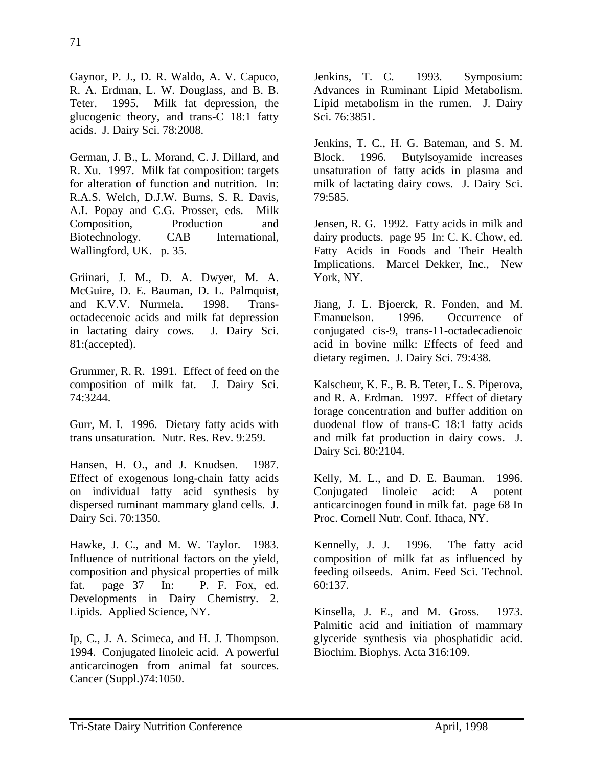Gaynor, P. J., D. R. Waldo, A. V. Capuco, R. A. Erdman, L. W. Douglass, and B. B. Teter. 1995. Milk fat depression, the glucogenic theory, and trans-C 18:1 fatty acids. J. Dairy Sci. 78:2008.

German, J. B., L. Morand, C. J. Dillard, and R. Xu. 1997. Milk fat composition: targets for alteration of function and nutrition. In: R.A.S. Welch, D.J.W. Burns, S. R. Davis, A.I. Popay and C.G. Prosser, eds. Milk Composition, Production and Biotechnology. CAB International, Wallingford, UK. p. 35.

Griinari, J. M., D. A. Dwyer, M. A. McGuire, D. E. Bauman, D. L. Palmquist, and K.V.V. Nurmela. 1998. Trans-octadecenoic acids and milk fat depression in lactating dairy cows. J. Dairy Sci. 81:(accepted).

Grummer, R. R. 1991. Effect of feed on the composition of milk fat. J. Dairy Sci. 74:3244.

Gurr, M. I. 1996. Dietary fatty acids with trans unsaturation. Nutr. Res. Rev. 9:259.

Hansen, H. O., and J. Knudsen. 1987. Effect of exogenous long-chain fatty acids on individual fatty acid synthesis by dispersed ruminant mammary gland cells. J. Dairy Sci. 70:1350.

Hawke, J. C., and M. W. Taylor. 1983. Influence of nutritional factors on the yield, composition and physical properties of milk fat. page 37 In: P. F. Fox, ed. Developments in Dairy Chemistry. 2. Lipids. Applied Science, NY.

Ip, C., J. A. Scimeca, and H. J. Thompson. 1994. Conjugated linoleic acid. A powerful anticarcinogen from animal fat sources. Cancer (Suppl.)74:1050.

Jenkins, T. C. 1993. Symposium: Advances in Ruminant Lipid Metabolism. Lipid metabolism in the rumen. J. Dairy Sci. 76:3851.

Jenkins, T. C., H. G. Bateman, and S. M. Block. 1996. Butylsoyamide increases unsaturation of fatty acids in plasma and milk of lactating dairy cows. J. Dairy Sci. 79:585.

Jensen, R. G. 1992. Fatty acids in milk and dairy products. page 95 In: C. K. Chow, ed. Fatty Acids in Foods and Their Health Implications. Marcel Dekker, Inc., New York, NY.

Jiang, J. L. Bjoerck, R. Fonden, and M. Emanuelson. 1996. Occurrence of conjugated cis-9, trans-11-octadecadienoic acid in bovine milk: Effects of feed and dietary regimen. J. Dairy Sci. 79:438.

Kalscheur, K. F., B. B. Teter, L. S. Piperova, and R. A. Erdman. 1997. Effect of dietary forage concentration and buffer addition on duodenal flow of trans-C 18:1 fatty acids and milk fat production in dairy cows. J. Dairy Sci. 80:2104.

Kelly, M. L., and D. E. Bauman. 1996. Conjugated linoleic acid: A potent anticarcinogen found in milk fat. page 68 In Proc. Cornell Nutr. Conf. Ithaca, NY.

Kennelly, J. J. 1996. The fatty acid composition of milk fat as influenced by feeding oilseeds. Anim. Feed Sci. Technol. 60:137.

Kinsella, J. E., and M. Gross. 1973. Palmitic acid and initiation of mammary glyceride synthesis via phosphatidic acid. Biochim. Biophys. Acta 316:109.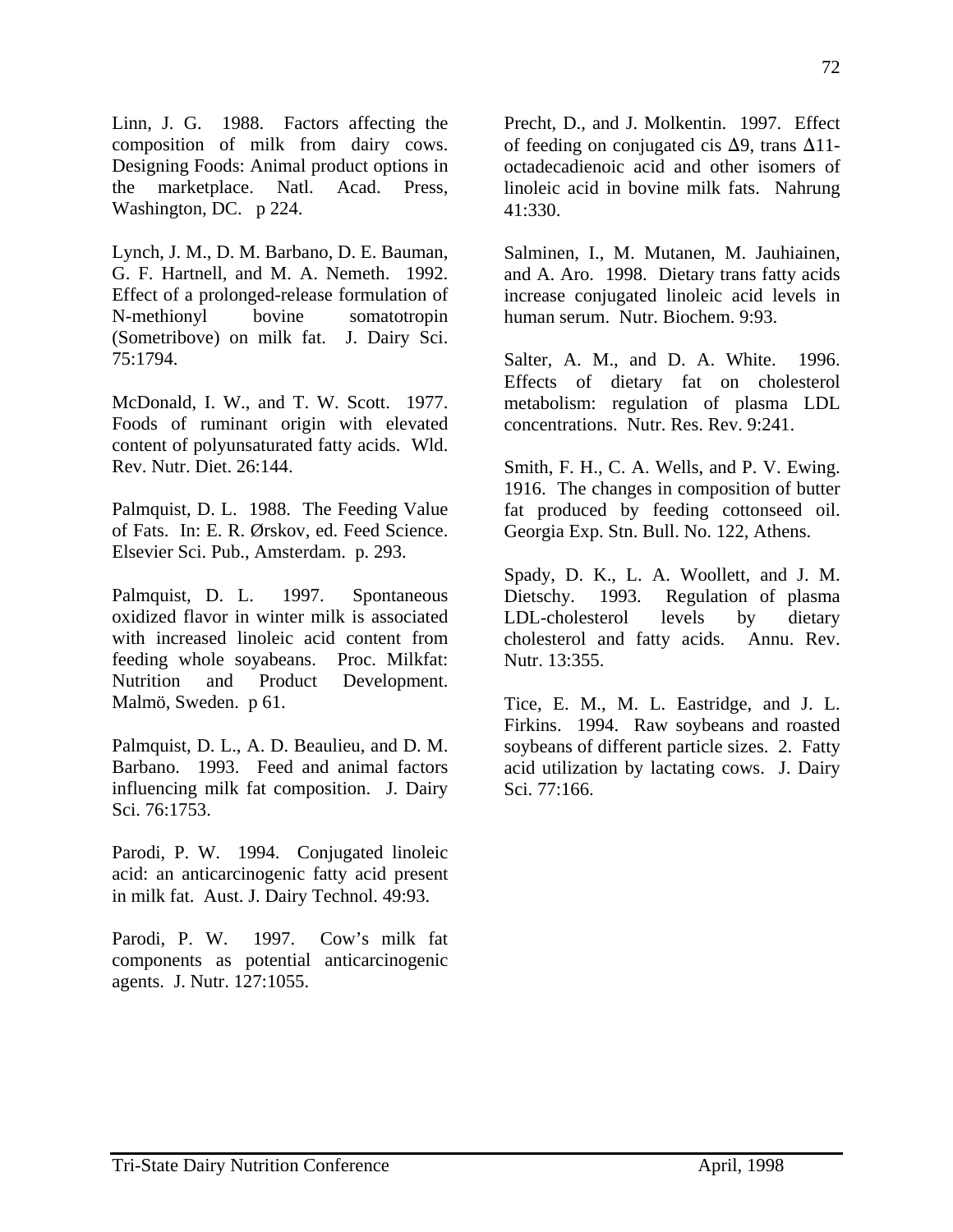Linn, J. G. 1988. Factors affecting the composition of milk from dairy cows. Designing Foods: Animal product options in the marketplace. Natl. Acad. Press, Washington, DC. p 224.

Lynch, J. M., D. M. Barbano, D. E. Bauman, G. F. Hartnell, and M. A. Nemeth. 1992. Effect of a prolonged-release formulation of N-methionyl bovine somatotropin (Sometribove) on milk fat. J. Dairy Sci. 75:1794.

McDonald, I. W., and T. W. Scott. 1977. Foods of ruminant origin with elevated content of polyunsaturated fatty acids. Wld. Rev. Nutr. Diet. 26:144.

Palmquist, D. L. 1988. The Feeding Value of Fats. In: E. R. Ørskov, ed. Feed Science. Elsevier Sci. Pub., Amsterdam. p. 293.

Palmquist, D. L. 1997. Spontaneous oxidized flavor in winter milk is associated with increased linoleic acid content from feeding whole soyabeans. Proc. Milkfat: Nutrition and Product Development. Malmö, Sweden. p 61.

Palmquist, D. L., A. D. Beaulieu, and D. M. Barbano. 1993. Feed and animal factors influencing milk fat composition. J. Dairy Sci. 76:1753.

Parodi, P. W. 1994. Conjugated linoleic acid: an anticarcinogenic fatty acid present in milk fat. Aust. J. Dairy Technol. 49:93.

Parodi, P. W. 1997. Cow's milk fat components as potential anticarcinogenic agents. J. Nutr. 127:1055.

Precht, D., and J. Molkentin. 1997. Effect of feeding on conjugated cis $\Delta 9$, trans $\Delta 11$-octadecadienoic acid and other isomers of linoleic acid in bovine milk fats. Nahrung 41:330.

Salminen, I., M. Mutanen, M. Jauhiainen, and A. Aro. 1998. Dietary trans fatty acids increase conjugated linoleic acid levels in human serum. Nutr. Biochem. 9:93.

Salter, A. M., and D. A. White. 1996. Effects of dietary fat on cholesterol metabolism: regulation of plasma LDL concentrations. Nutr. Res. Rev. 9:241.

Smith, F. H., C. A. Wells, and P. V. Ewing. 1916. The changes in composition of butter fat produced by feeding cottonseed oil. Georgia Exp. Stn. Bull. No. 122, Athens.

Spady, D. K., L. A. Woollett, and J. M. Dietschy. 1993. Regulation of plasma LDL-cholesterol levels by dietary cholesterol and fatty acids. Annu. Rev. Nutr. 13:355.

Tice, E. M., M. L. Eastridge, and J. L. Firkins. 1994. Raw soybeans and roasted soybeans of different particle sizes. 2. Fatty acid utilization by lactating cows. J. Dairy Sci. 77:166.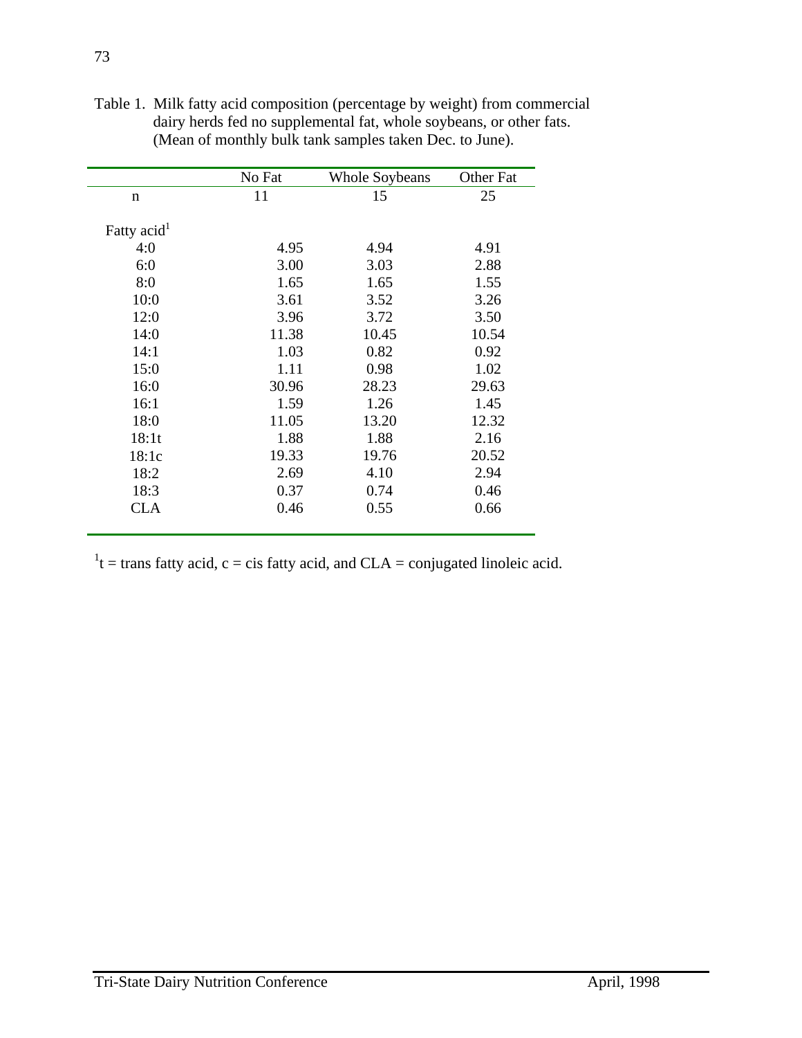Table 1. Milk fatty acid composition (percentage by weight) from commercial dairy herds fed no supplemental fat, whole soybeans, or other fats. (Mean of monthly bulk tank samples taken Dec. to June).

| | No Fat | Whole Soybeans | Other Fat |
|---|---|---|---|
| n | 11 | 15 | 25 |
| Fatty acid[1] | | | |
| 4:0 | 4.95 | 4.94 | 4.91 |
| 6:0 | 3.00 | 3.03 | 2.88 |
| 8:0 | 1.65 | 1.65 | 1.55 |
| 10:0 | 3.61 | 3.52 | 3.26 |
| 12:0 | 3.96 | 3.72 | 3.50 |
| 14:0 | 11.38 | 10.45 | 10.54 |
| 14:1 | 1.03 | 0.82 | 0.92 |
| 15:0 | 1.11 | 0.98 | 1.02 |
| 16:0 | 30.96 | 28.23 | 29.63 |
| 16:1 | 1.59 | 1.26 | 1.45 |
| 18:0 | 11.05 | 13.20 | 12.32 |
| 18:1t | 1.88 | 1.88 | 2.16 |
| 18:1c | 19.33 | 19.76 | 20.52 |
| 18:2 | 2.69 | 4.10 | 2.94 |
| 18:3 | 0.37 | 0.74 | 0.46 |
| CLA | 0.46 | 0.55 | 0.66 |

[1]t = trans fatty acid, c = cis fatty acid, and CLA = conjugated linoleic acid.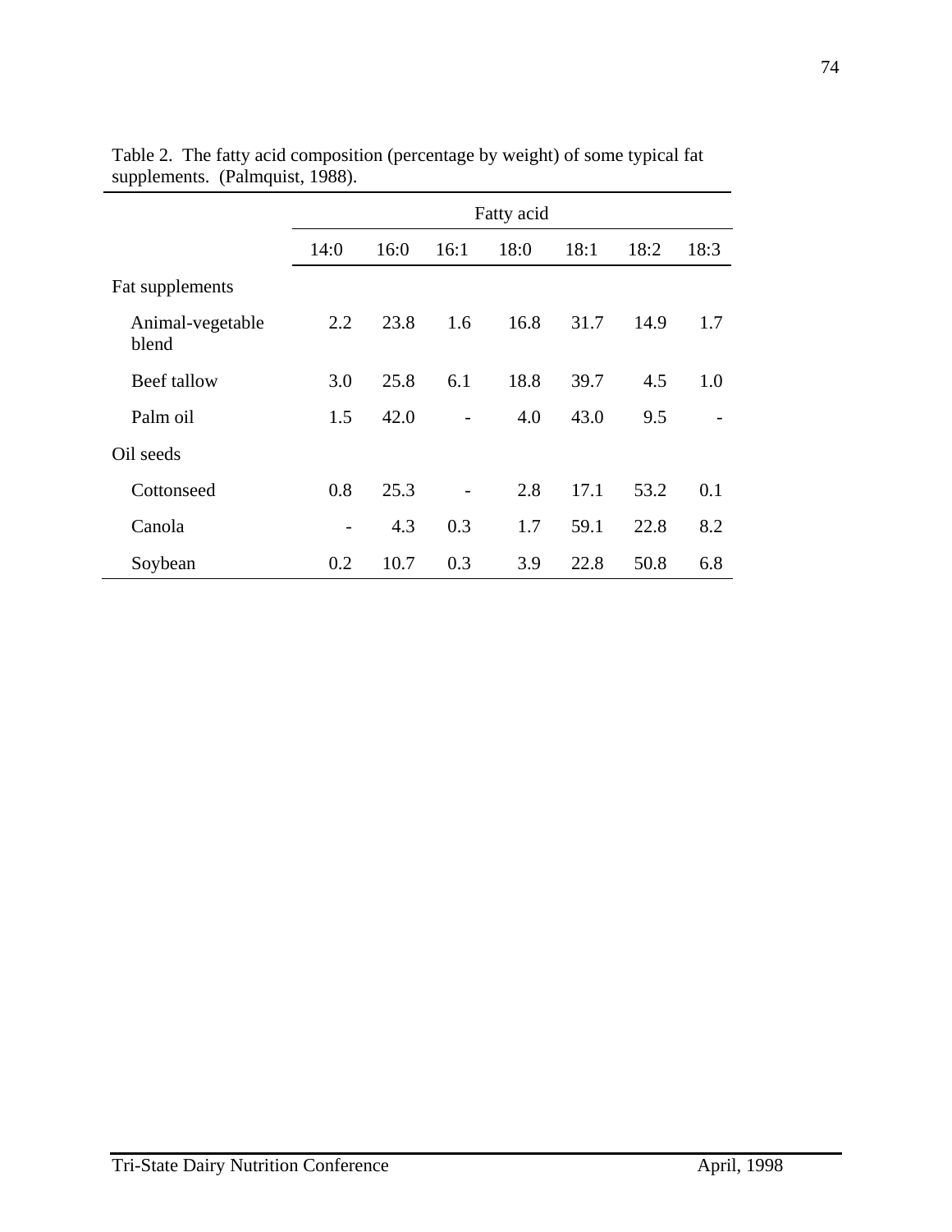Table 2. The fatty acid composition (percentage by weight) of some typical fat supplements. (Palmquist, 1988).

| | Fatty acid | | | | | | |
|---|---|---|---|---|---|---|---|
| | 14:0 | 16:0 | 16:1 | 18:0 | 18:1 | 18:2 | 18:3 |
| Fat supplements | | | | | | | |
| Animal-vegetable blend | 2.2 | 23.8 | 1.6 | 16.8 | 31.7 | 14.9 | 1.7 |
| Beef tallow | 3.0 | 25.8 | 6.1 | 18.8 | 39.7 | 4.5 | 1.0 |
| Palm oil | 1.5 | 42.0 | - | 4.0 | 43.0 | 9.5 | - |
| Oil seeds | | | | | | | |
| Cottonseed | 0.8 | 25.3 | - | 2.8 | 17.1 | 53.2 | 0.1 |
| Canola | - | 4.3 | 0.3 | 1.7 | 59.1 | 22.8 | 8.2 |
| Soybean | 0.2 | 10.7 | 0.3 | 3.9 | 22.8 | 50.8 | 6.8 |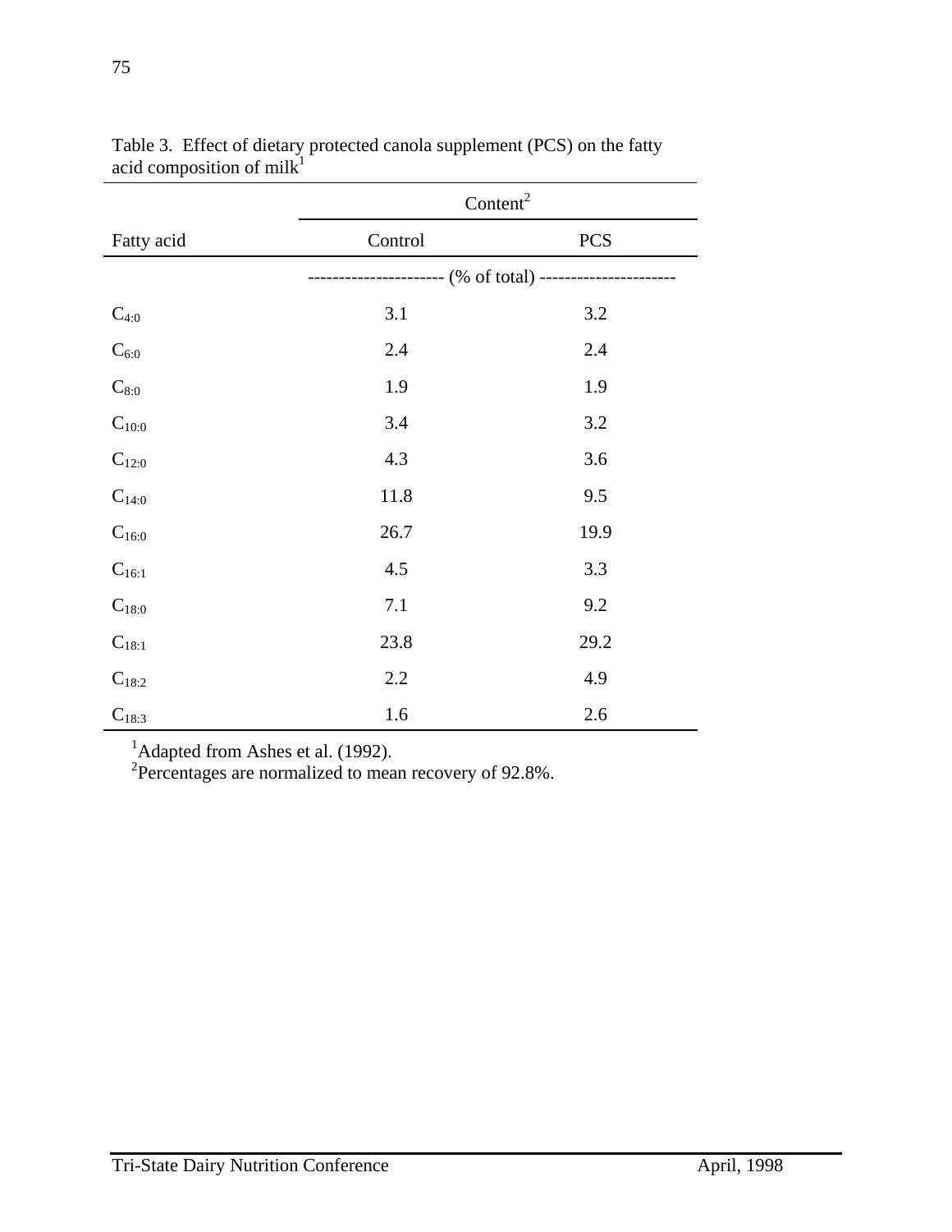Table 3. Effect of dietary protected canola supplement (PCS) on the fatty acid composition of milk[1]

| Fatty acid | Content[2] | |
|---|---|---|
| | Control | PCS |
| | (% of total) | |
| $C_{4:0}$ | 3.1 | 3.2 |
| $C_{6:0}$ | 2.4 | 2.4 |
| $C_{8:0}$ | 1.9 | 1.9 |
| $C_{10:0}$ | 3.4 | 3.2 |
| $C_{12:0}$ | 4.3 | 3.6 |
| $C_{14:0}$ | 11.8 | 9.5 |
| $C_{16:0}$ | 26.7 | 19.9 |
| $C_{16:1}$ | 4.5 | 3.3 |
| $C_{18:0}$ | 7.1 | 9.2 |
| $C_{18:1}$ | 23.8 | 29.2 |
| $C_{18:2}$ | 2.2 | 4.9 |
| $C_{18:3}$ | 1.6 | 2.6 |

[1]Adapted from Ashes et al. (1992).
[2]Percentages are normalized to mean recovery of 92.8%.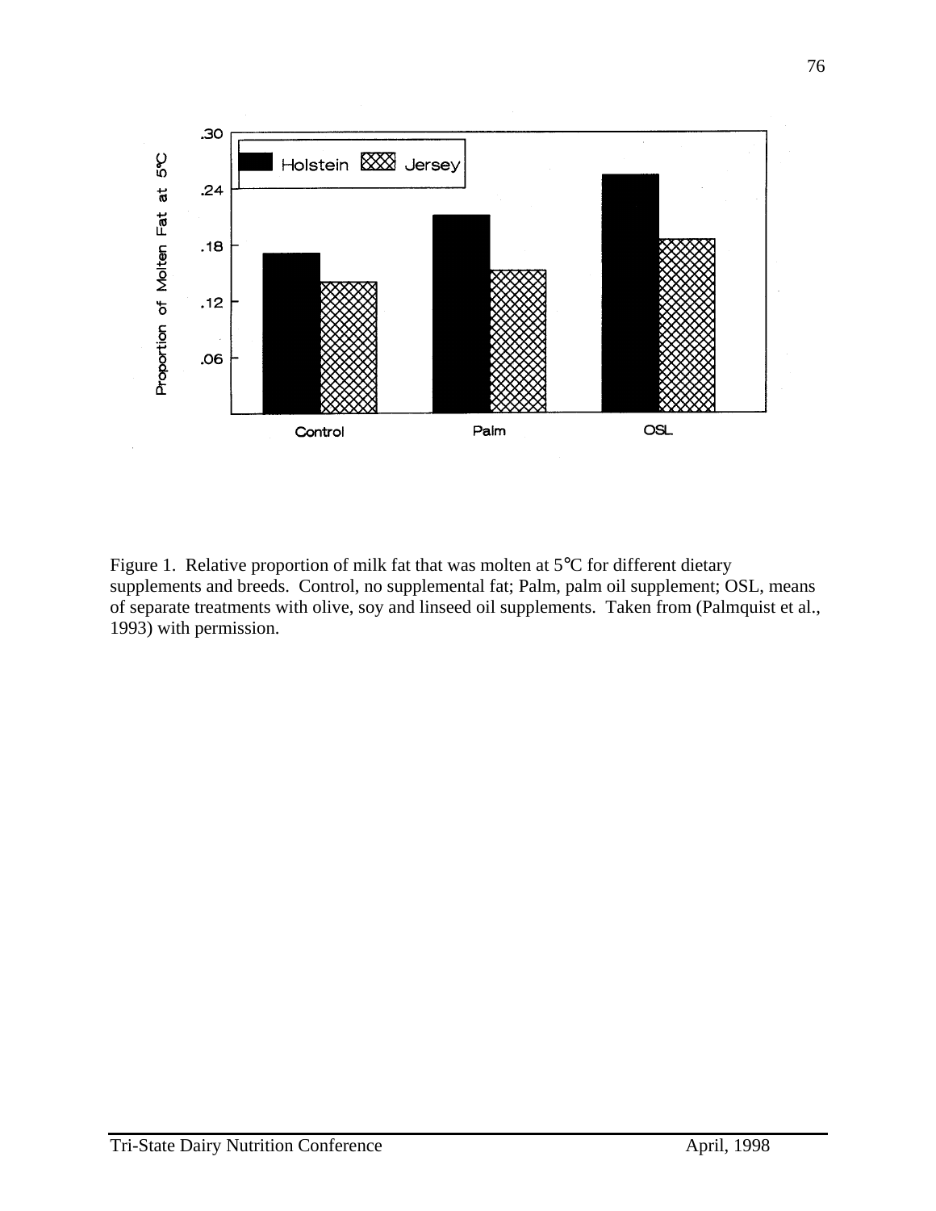Figure 1. Relative proportion of milk fat that was molten at 5°C for different dietary supplements and breeds. Control, no supplemental fat; Palm, palm oil supplement; OSL, means of separate treatments with olive, soy and linseed oil supplements. Taken from (Palmquist et al., 1993) with permission.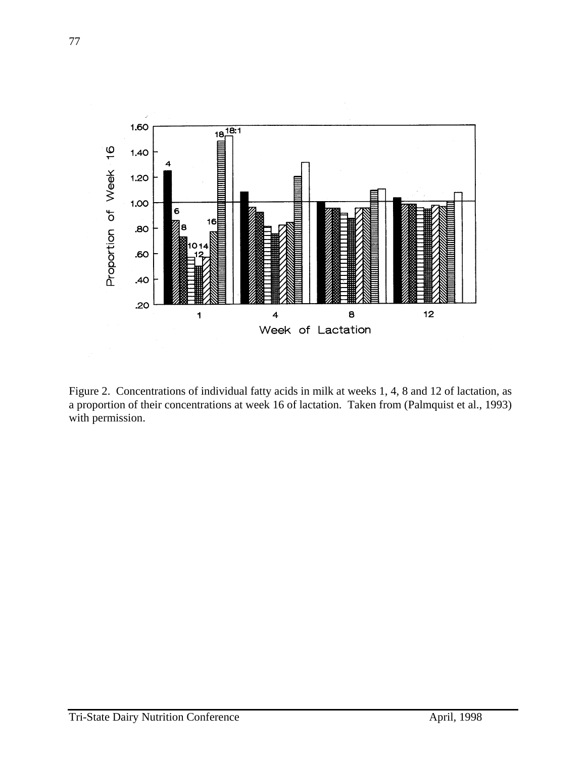Figure 2. Concentrations of individual fatty acids in milk at weeks 1, 4, 8 and 12 of lactation, as a proportion of their concentrations at week 16 of lactation. Taken from (Palmquist et al., 1993) with permission.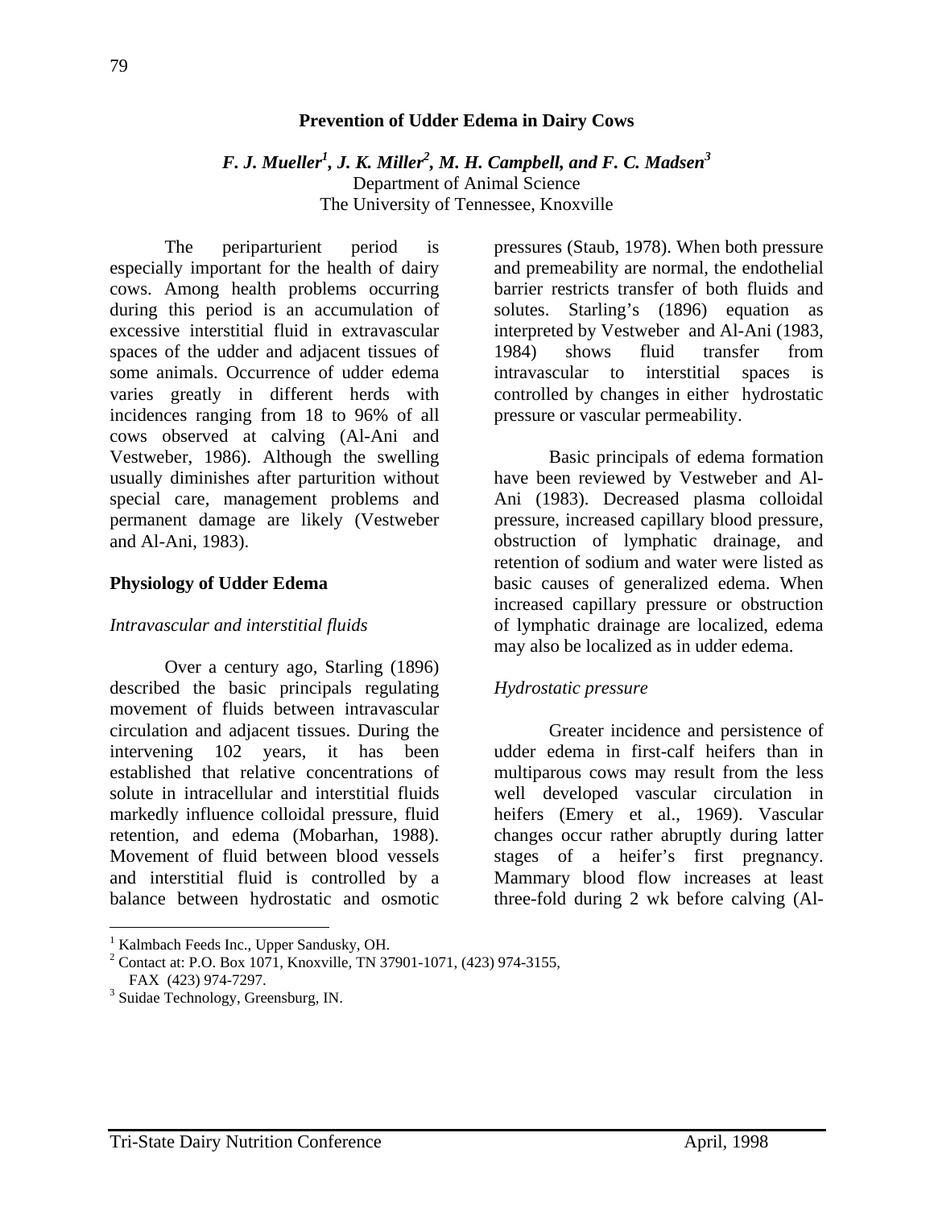# Prevention of Udder Edema in Dairy Cows

***F. J. Mueller[1], J. K. Miller[2], M. H. Campbell, and F. C. Madsen[3]***
Department of Animal Science
The University of Tennessee, Knoxville

The periparturient period is especially important for the health of dairy cows. Among health problems occurring during this period is an accumulation of excessive interstitial fluid in extravascular spaces of the udder and adjacent tissues of some animals. Occurrence of udder edema varies greatly in different herds with incidences ranging from 18 to 96% of all cows observed at calving (Al-Ani and Vestweber, 1986). Although the swelling usually diminishes after parturition without special care, management problems and permanent damage are likely (Vestweber and Al-Ani, 1983).

## Physiology of Udder Edema

### *Intravascular and interstitial fluids*

Over a century ago, Starling (1896) described the basic principals regulating movement of fluids between intravascular circulation and adjacent tissues. During the intervening 102 years, it has been established that relative concentrations of solute in intracellular and interstitial fluids markedly influence colloidal pressure, fluid retention, and edema (Mobarhan, 1988). Movement of fluid between blood vessels and interstitial fluid is controlled by a balance between hydrostatic and osmotic pressures (Staub, 1978). When both pressure and premeability are normal, the endothelial barrier restricts transfer of both fluids and solutes. Starling's (1896) equation as interpreted by Vestweber and Al-Ani (1983, 1984) shows fluid transfer from intravascular to interstitial spaces is controlled by changes in either hydrostatic pressure or vascular permeability.

Basic principals of edema formation have been reviewed by Vestweber and Al-Ani (1983). Decreased plasma colloidal pressure, increased capillary blood pressure, obstruction of lymphatic drainage, and retention of sodium and water were listed as basic causes of generalized edema. When increased capillary pressure or obstruction of lymphatic drainage are localized, edema may also be localized as in udder edema.

### *Hydrostatic pressure*

Greater incidence and persistence of udder edema in first-calf heifers than in multiparous cows may result from the less well developed vascular circulation in heifers (Emery et al., 1969). Vascular changes occur rather abruptly during latter stages of a heifer's first pregnancy. Mammary blood flow increases at least three-fold during 2 wk before calving (Al-

---

[1] Kalmbach Feeds Inc., Upper Sandusky, OH.
[2] Contact at: P.O. Box 1071, Knoxville, TN 37901-1071, (423) 974-3155, FAX (423) 974-7297.
[3] Suidae Technology, Greensburg, IN.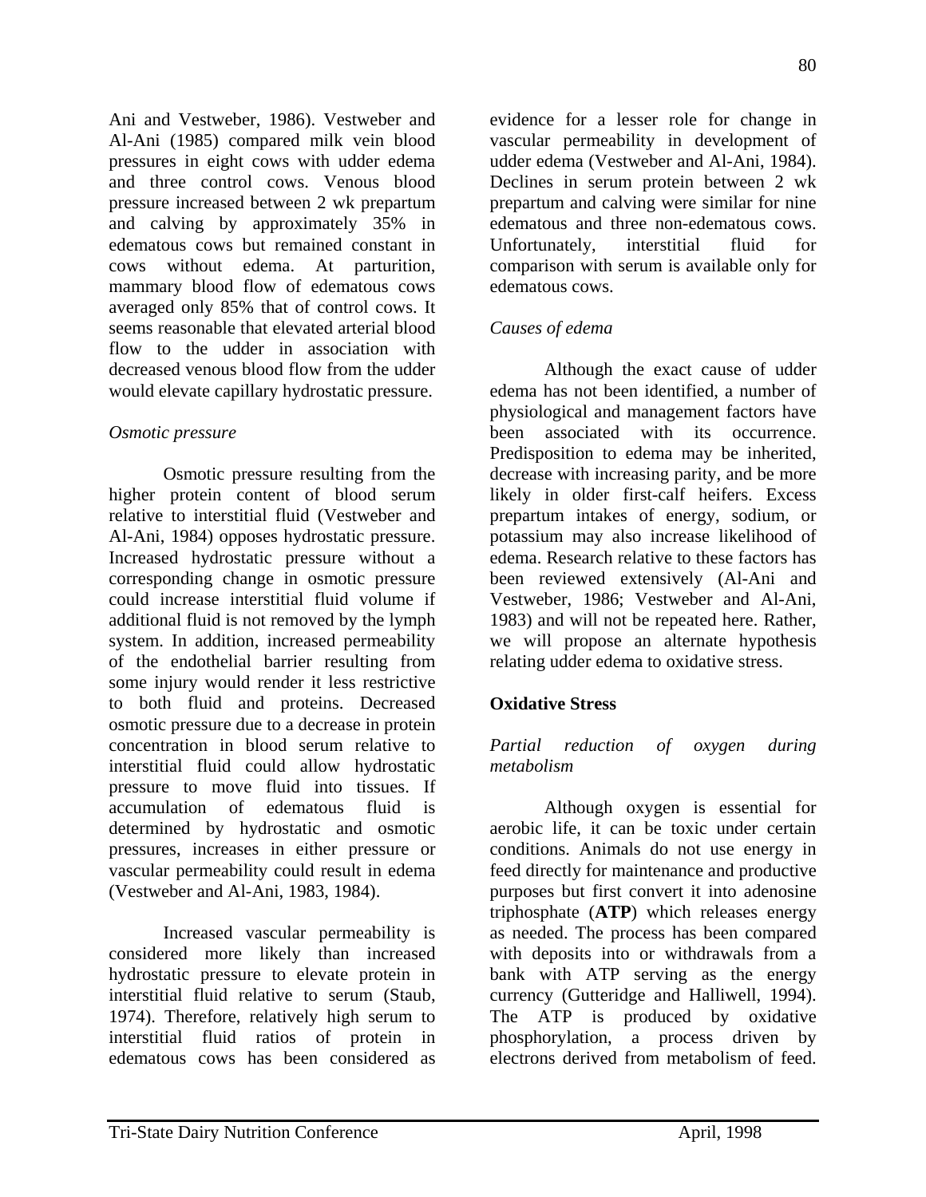Ani and Vestweber, 1986). Vestweber and Al-Ani (1985) compared milk vein blood pressures in eight cows with udder edema and three control cows. Venous blood pressure increased between 2 wk prepartum and calving by approximately 35% in edematous cows but remained constant in cows without edema. At parturition, mammary blood flow of edematous cows averaged only 85% that of control cows. It seems reasonable that elevated arterial blood flow to the udder in association with decreased venous blood flow from the udder would elevate capillary hydrostatic pressure.

*Osmotic pressure*

Osmotic pressure resulting from the higher protein content of blood serum relative to interstitial fluid (Vestweber and Al-Ani, 1984) opposes hydrostatic pressure. Increased hydrostatic pressure without a corresponding change in osmotic pressure could increase interstitial fluid volume if additional fluid is not removed by the lymph system. In addition, increased permeability of the endothelial barrier resulting from some injury would render it less restrictive to both fluid and proteins. Decreased osmotic pressure due to a decrease in protein concentration in blood serum relative to interstitial fluid could allow hydrostatic pressure to move fluid into tissues. If accumulation of edematous fluid is determined by hydrostatic and osmotic pressures, increases in either pressure or vascular permeability could result in edema (Vestweber and Al-Ani, 1983, 1984).

Increased vascular permeability is considered more likely than increased hydrostatic pressure to elevate protein in interstitial fluid relative to serum (Staub, 1974). Therefore, relatively high serum to interstitial fluid ratios of protein in edematous cows has been considered as evidence for a lesser role for change in vascular permeability in development of udder edema (Vestweber and Al-Ani, 1984). Declines in serum protein between 2 wk prepartum and calving were similar for nine edematous and three non-edematous cows. Unfortunately, interstitial fluid for comparison with serum is available only for edematous cows.

*Causes of edema*

Although the exact cause of udder edema has not been identified, a number of physiological and management factors have been associated with its occurrence. Predisposition to edema may be inherited, decrease with increasing parity, and be more likely in older first-calf heifers. Excess prepartum intakes of energy, sodium, or potassium may also increase likelihood of edema. Research relative to these factors has been reviewed extensively (Al-Ani and Vestweber, 1986; Vestweber and Al-Ani, 1983) and will not be repeated here. Rather, we will propose an alternate hypothesis relating udder edema to oxidative stress.

## Oxidative Stress

*Partial reduction of oxygen during metabolism*

Although oxygen is essential for aerobic life, it can be toxic under certain conditions. Animals do not use energy in feed directly for maintenance and productive purposes but first convert it into adenosine triphosphate (**ATP**) which releases energy as needed. The process has been compared with deposits into or withdrawals from a bank with ATP serving as the energy currency (Gutteridge and Halliwell, 1994). The ATP is produced by oxidative phosphorylation, a process driven by electrons derived from metabolism of feed.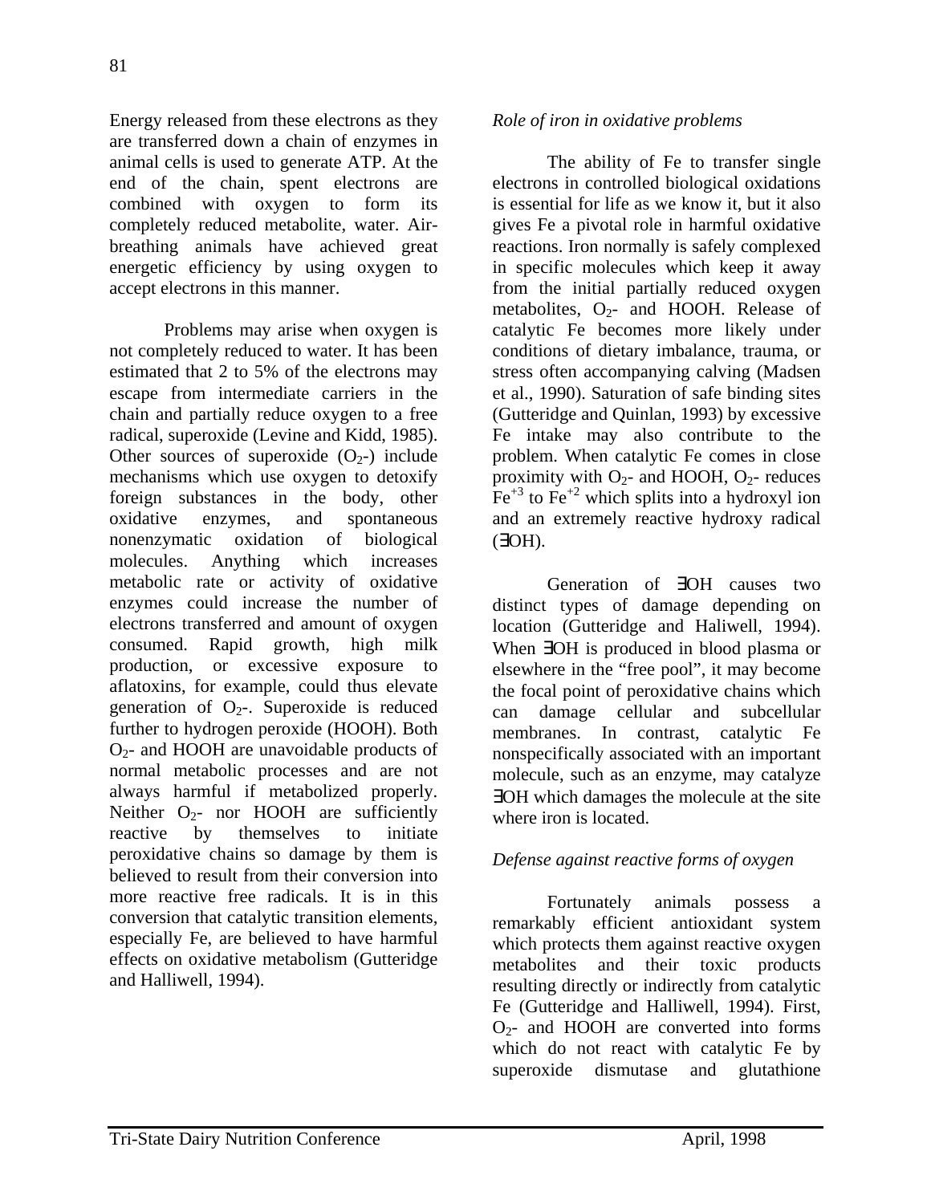Energy released from these electrons as they are transferred down a chain of enzymes in animal cells is used to generate ATP. At the end of the chain, spent electrons are combined with oxygen to form its completely reduced metabolite, water. Air-breathing animals have achieved great energetic efficiency by using oxygen to accept electrons in this manner.

Problems may arise when oxygen is not completely reduced to water. It has been estimated that 2 to 5% of the electrons may escape from intermediate carriers in the chain and partially reduce oxygen to a free radical, superoxide (Levine and Kidd, 1985). Other sources of superoxide ($O_2$-) include mechanisms which use oxygen to detoxify foreign substances in the body, other oxidative enzymes, and spontaneous nonenzymatic oxidation of biological molecules. Anything which increases metabolic rate or activity of oxidative enzymes could increase the number of electrons transferred and amount of oxygen consumed. Rapid growth, high milk production, or excessive exposure to aflatoxins, for example, could thus elevate generation of $O_2$-. Superoxide is reduced further to hydrogen peroxide (HOOH). Both $O_2$- and HOOH are unavoidable products of normal metabolic processes and are not always harmful if metabolized properly. Neither $O_2$- nor HOOH are sufficiently reactive by themselves to initiate peroxidative chains so damage by them is believed to result from their conversion into more reactive free radicals. It is in this conversion that catalytic transition elements, especially Fe, are believed to have harmful effects on oxidative metabolism (Gutteridge and Halliwell, 1994).

*Role of iron in oxidative problems*

The ability of Fe to transfer single electrons in controlled biological oxidations is essential for life as we know it, but it also gives Fe a pivotal role in harmful oxidative reactions. Iron normally is safely complexed in specific molecules which keep it away from the initial partially reduced oxygen metabolites, $O_2$- and HOOH. Release of catalytic Fe becomes more likely under conditions of dietary imbalance, trauma, or stress often accompanying calving (Madsen et al., 1990). Saturation of safe binding sites (Gutteridge and Quinlan, 1993) by excessive Fe intake may also contribute to the problem. When catalytic Fe comes in close proximity with $O_2$- and HOOH, $O_2$- reduces $Fe^{+3}$ to $Fe^{+2}$ which splits into a hydroxyl ion and an extremely reactive hydroxy radical (∃OH).

Generation of ∃OH causes two distinct types of damage depending on location (Gutteridge and Haliwell, 1994). When ∃OH is produced in blood plasma or elsewhere in the "free pool", it may become the focal point of peroxidative chains which can damage cellular and subcellular membranes. In contrast, catalytic Fe nonspecifically associated with an important molecule, such as an enzyme, may catalyze ∃OH which damages the molecule at the site where iron is located.

*Defense against reactive forms of oxygen*

Fortunately animals possess a remarkably efficient antioxidant system which protects them against reactive oxygen metabolites and their toxic products resulting directly or indirectly from catalytic Fe (Gutteridge and Halliwell, 1994). First, $O_2$- and HOOH are converted into forms which do not react with catalytic Fe by superoxide dismutase and glutathione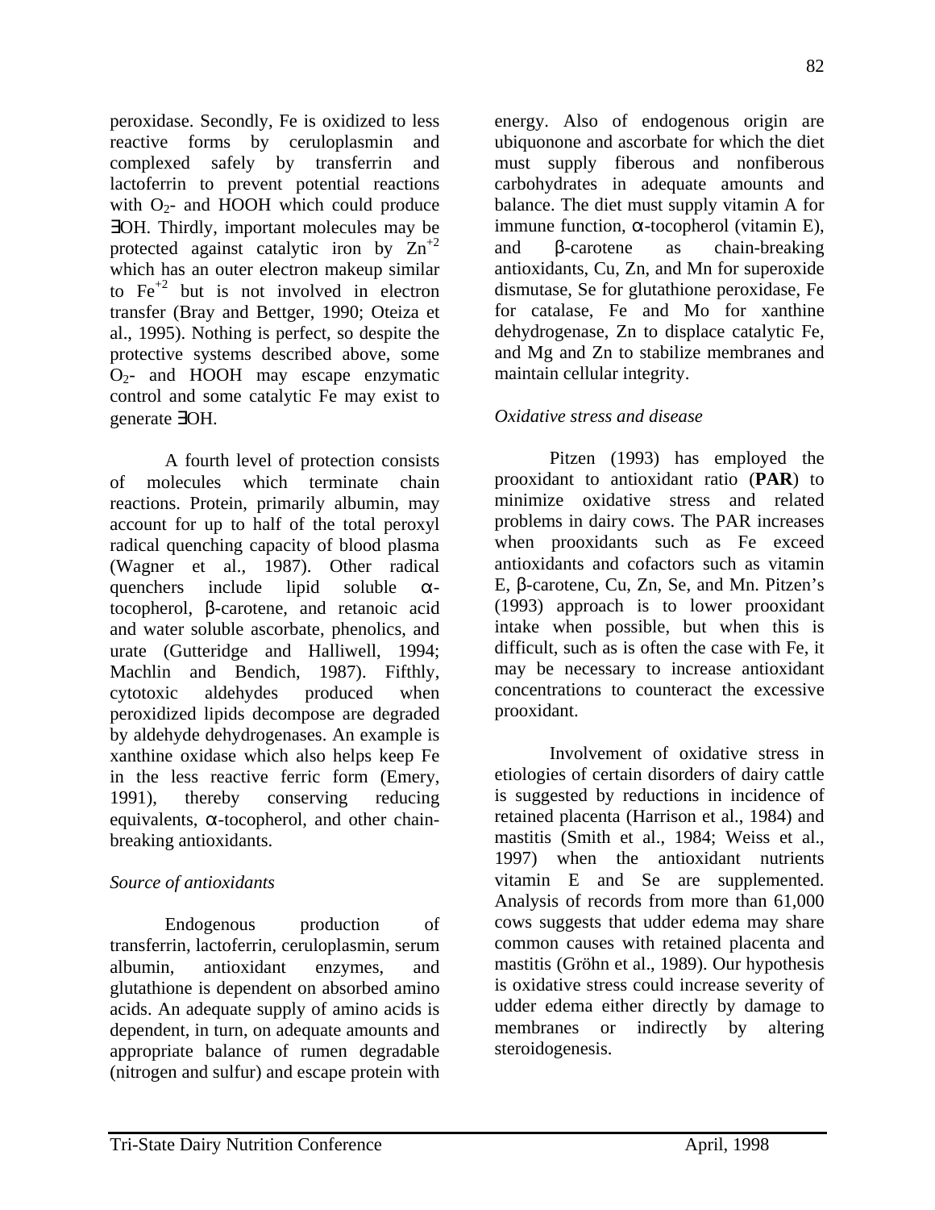peroxidase. Secondly, Fe is oxidized to less reactive forms by ceruloplasmin and complexed safely by transferrin and lactoferrin to prevent potential reactions with $O_2$- and HOOH which could produce ∃OH. Thirdly, important molecules may be protected against catalytic iron by $Zn^{+2}$ which has an outer electron makeup similar to $Fe^{+2}$ but is not involved in electron transfer (Bray and Bettger, 1990; Oteiza et al., 1995). Nothing is perfect, so despite the protective systems described above, some $O_2$- and HOOH may escape enzymatic control and some catalytic Fe may exist to generate ∃OH.

A fourth level of protection consists of molecules which terminate chain reactions. Protein, primarily albumin, may account for up to half of the total peroxyl radical quenching capacity of blood plasma (Wagner et al., 1987). Other radical quenchers include lipid soluble α-tocopherol, β-carotene, and retanoic acid and water soluble ascorbate, phenolics, and urate (Gutteridge and Halliwell, 1994; Machlin and Bendich, 1987). Fifthly, cytotoxic aldehydes produced when peroxidized lipids decompose are degraded by aldehyde dehydrogenases. An example is xanthine oxidase which also helps keep Fe in the less reactive ferric form (Emery, 1991), thereby conserving reducing equivalents, α-tocopherol, and other chain-breaking antioxidants.

*Source of antioxidants*

Endogenous production of transferrin, lactoferrin, ceruloplasmin, serum albumin, antioxidant enzymes, and glutathione is dependent on absorbed amino acids. An adequate supply of amino acids is dependent, in turn, on adequate amounts and appropriate balance of rumen degradable (nitrogen and sulfur) and escape protein with energy. Also of endogenous origin are ubiquonone and ascorbate for which the diet must supply fiberous and nonfiberous carbohydrates in adequate amounts and balance. The diet must supply vitamin A for immune function, α-tocopherol (vitamin E), and β-carotene as chain-breaking antioxidants, Cu, Zn, and Mn for superoxide dismutase, Se for glutathione peroxidase, Fe for catalase, Fe and Mo for xanthine dehydrogenase, Zn to displace catalytic Fe, and Mg and Zn to stabilize membranes and maintain cellular integrity.

*Oxidative stress and disease*

Pitzen (1993) has employed the prooxidant to antioxidant ratio (**PAR**) to minimize oxidative stress and related problems in dairy cows. The PAR increases when prooxidants such as Fe exceed antioxidants and cofactors such as vitamin E, β-carotene, Cu, Zn, Se, and Mn. Pitzen's (1993) approach is to lower prooxidant intake when possible, but when this is difficult, such as is often the case with Fe, it may be necessary to increase antioxidant concentrations to counteract the excessive prooxidant.

Involvement of oxidative stress in etiologies of certain disorders of dairy cattle is suggested by reductions in incidence of retained placenta (Harrison et al., 1984) and mastitis (Smith et al., 1984; Weiss et al., 1997) when the antioxidant nutrients vitamin E and Se are supplemented. Analysis of records from more than 61,000 cows suggests that udder edema may share common causes with retained placenta and mastitis (Gröhn et al., 1989). Our hypothesis is oxidative stress could increase severity of udder edema either directly by damage to membranes or indirectly by altering steroidogenesis.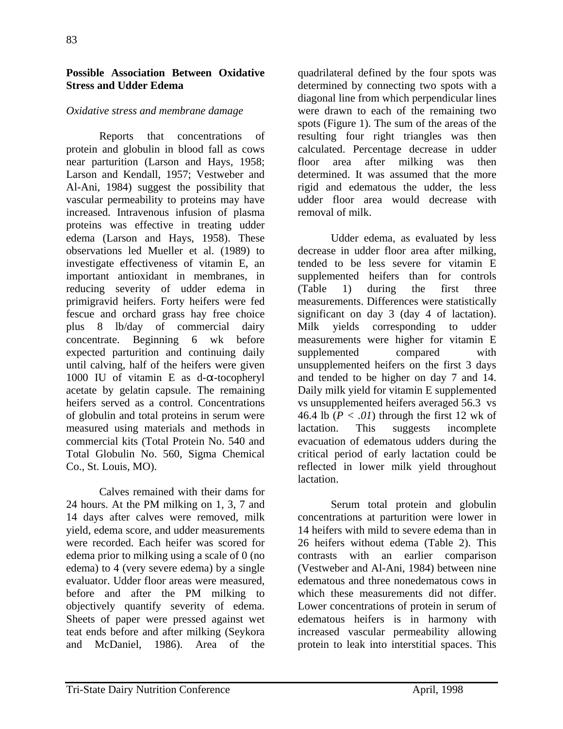## Possible Association Between Oxidative Stress and Udder Edema

### *Oxidative stress and membrane damage*

Reports that concentrations of protein and globulin in blood fall as cows near parturition (Larson and Hays, 1958; Larson and Kendall, 1957; Vestweber and Al-Ani, 1984) suggest the possibility that vascular permeability to proteins may have increased. Intravenous infusion of plasma proteins was effective in treating udder edema (Larson and Hays, 1958). These observations led Mueller et al. (1989) to investigate effectiveness of vitamin E, an important antioxidant in membranes, in reducing severity of udder edema in primigravid heifers. Forty heifers were fed fescue and orchard grass hay free choice plus 8 lb/day of commercial dairy concentrate. Beginning 6 wk before expected parturition and continuing daily until calving, half of the heifers were given 1000 IU of vitamin E as d-α-tocopheryl acetate by gelatin capsule. The remaining heifers served as a control. Concentrations of globulin and total proteins in serum were measured using materials and methods in commercial kits (Total Protein No. 540 and Total Globulin No. 560, Sigma Chemical Co., St. Louis, MO).

Calves remained with their dams for 24 hours. At the PM milking on 1, 3, 7 and 14 days after calves were removed, milk yield, edema score, and udder measurements were recorded. Each heifer was scored for edema prior to milking using a scale of 0 (no edema) to 4 (very severe edema) by a single evaluator. Udder floor areas were measured, before and after the PM milking to objectively quantify severity of edema. Sheets of paper were pressed against wet teat ends before and after milking (Seykora and McDaniel, 1986). Area of the quadrilateral defined by the four spots was determined by connecting two spots with a diagonal line from which perpendicular lines were drawn to each of the remaining two spots (Figure 1). The sum of the areas of the resulting four right triangles was then calculated. Percentage decrease in udder floor area after milking was then determined. It was assumed that the more rigid and edematous the udder, the less udder floor area would decrease with removal of milk.

Udder edema, as evaluated by less decrease in udder floor area after milking, tended to be less severe for vitamin E supplemented heifers than for controls (Table 1) during the first three measurements. Differences were statistically significant on day 3 (day 4 of lactation). Milk yields corresponding to udder measurements were higher for vitamin E supplemented compared with unsupplemented heifers on the first 3 days and tended to be higher on day 7 and 14. Daily milk yield for vitamin E supplemented vs unsupplemented heifers averaged 56.3 vs 46.4 lb ($P < .01$) through the first 12 wk of lactation. This suggests incomplete evacuation of edematous udders during the critical period of early lactation could be reflected in lower milk yield throughout lactation.

Serum total protein and globulin concentrations at parturition were lower in 14 heifers with mild to severe edema than in 26 heifers without edema (Table 2). This contrasts with an earlier comparison (Vestweber and Al-Ani, 1984) between nine edematous and three nonedematous cows in which these measurements did not differ. Lower concentrations of protein in serum of edematous heifers is in harmony with increased vascular permeability allowing protein to leak into interstitial spaces. This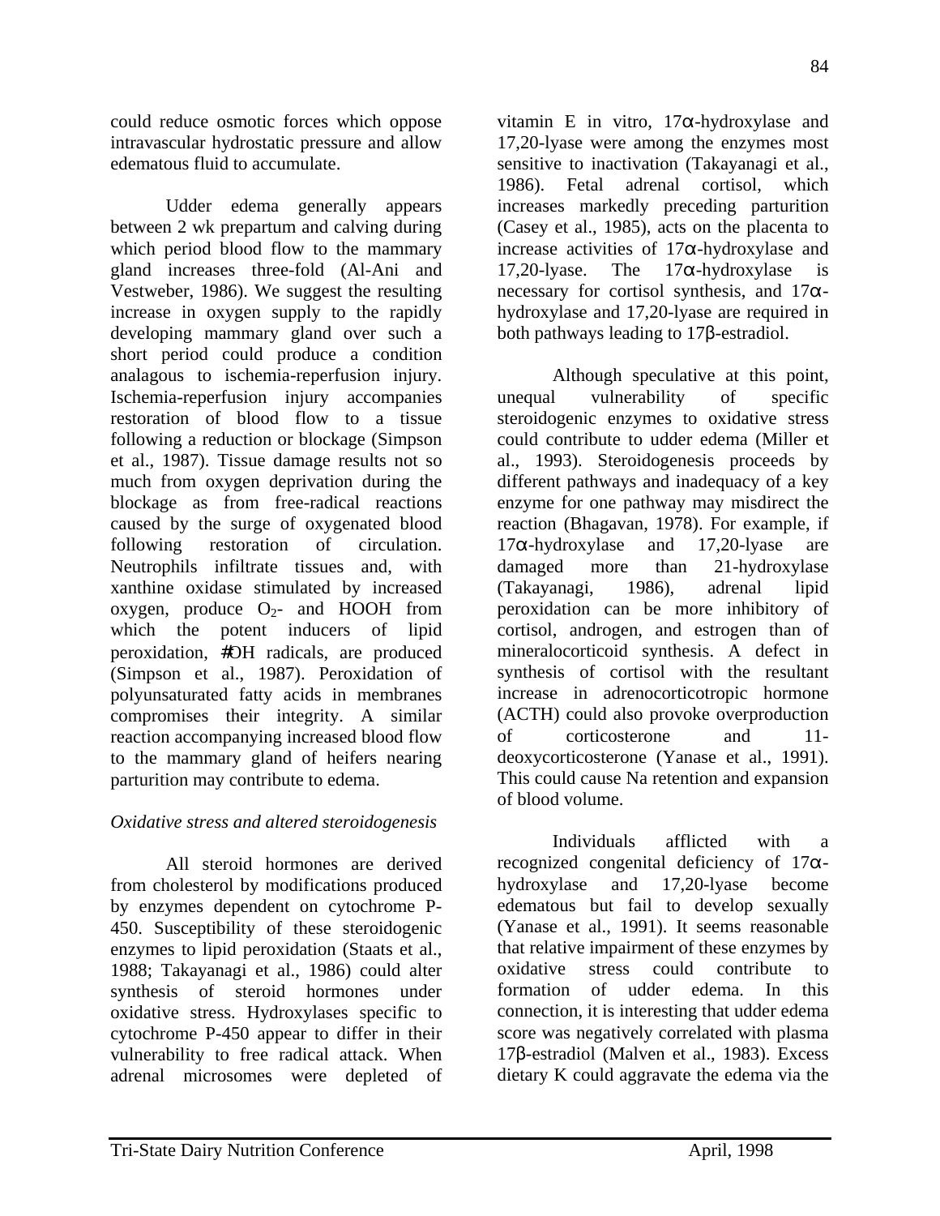could reduce osmotic forces which oppose intravascular hydrostatic pressure and allow edematous fluid to accumulate.

Udder edema generally appears between 2 wk prepartum and calving during which period blood flow to the mammary gland increases three-fold (Al-Ani and Vestweber, 1986). We suggest the resulting increase in oxygen supply to the rapidly developing mammary gland over such a short period could produce a condition analagous to ischemia-reperfusion injury. Ischemia-reperfusion injury accompanies restoration of blood flow to a tissue following a reduction or blockage (Simpson et al., 1987). Tissue damage results not so much from oxygen deprivation during the blockage as from free-radical reactions caused by the surge of oxygenated blood following restoration of circulation. Neutrophils infiltrate tissues and, with xanthine oxidase stimulated by increased oxygen, produce $O_2$- and HOOH from which the potent inducers of lipid peroxidation, #OH radicals, are produced (Simpson et al., 1987). Peroxidation of polyunsaturated fatty acids in membranes compromises their integrity. A similar reaction accompanying increased blood flow to the mammary gland of heifers nearing parturition may contribute to edema.

*Oxidative stress and altered steroidogenesis*

All steroid hormones are derived from cholesterol by modifications produced by enzymes dependent on cytochrome P-450. Susceptibility of these steroidogenic enzymes to lipid peroxidation (Staats et al., 1988; Takayanagi et al., 1986) could alter synthesis of steroid hormones under oxidative stress. Hydroxylases specific to cytochrome P-450 appear to differ in their vulnerability to free radical attack. When adrenal microsomes were depleted of vitamin E in vitro, 17α-hydroxylase and 17,20-lyase were among the enzymes most sensitive to inactivation (Takayanagi et al., 1986). Fetal adrenal cortisol, which increases markedly preceding parturition (Casey et al., 1985), acts on the placenta to increase activities of 17α-hydroxylase and 17,20-lyase. The 17α-hydroxylase is necessary for cortisol synthesis, and 17α-hydroxylase and 17,20-lyase are required in both pathways leading to 17β-estradiol.

Although speculative at this point, unequal vulnerability of specific steroidogenic enzymes to oxidative stress could contribute to udder edema (Miller et al., 1993). Steroidogenesis proceeds by different pathways and inadequacy of a key enzyme for one pathway may misdirect the reaction (Bhagavan, 1978). For example, if 17α-hydroxylase and 17,20-lyase are damaged more than 21-hydroxylase (Takayanagi, 1986), adrenal lipid peroxidation can be more inhibitory of cortisol, androgen, and estrogen than of mineralocorticoid synthesis. A defect in synthesis of cortisol with the resultant increase in adrenocorticotropic hormone (ACTH) could also provoke overproduction of corticosterone and 11-deoxycorticosterone (Yanase et al., 1991). This could cause Na retention and expansion of blood volume.

Individuals afflicted with a recognized congenital deficiency of 17α-hydroxylase and 17,20-lyase become edematous but fail to develop sexually (Yanase et al., 1991). It seems reasonable that relative impairment of these enzymes by oxidative stress could contribute to formation of udder edema. In this connection, it is interesting that udder edema score was negatively correlated with plasma 17β-estradiol (Malven et al., 1983). Excess dietary K could aggravate the edema via the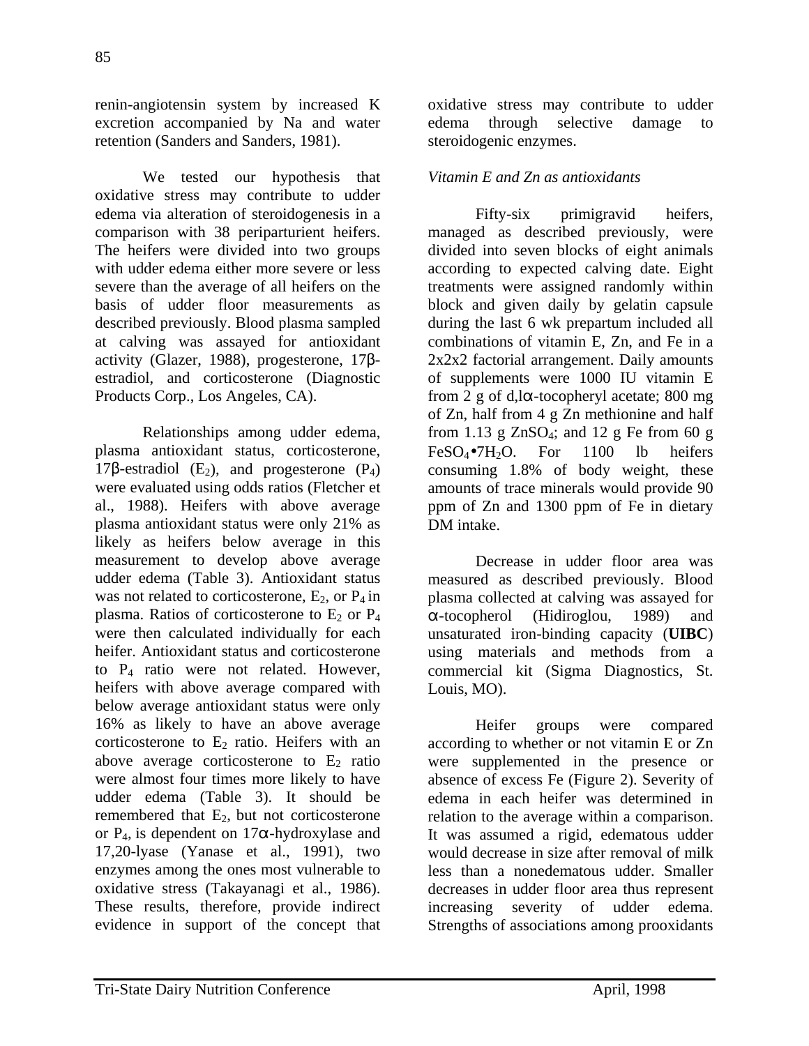renin-angiotensin system by increased K excretion accompanied by Na and water retention (Sanders and Sanders, 1981).

We tested our hypothesis that oxidative stress may contribute to udder edema via alteration of steroidogenesis in a comparison with 38 periparturient heifers. The heifers were divided into two groups with udder edema either more severe or less severe than the average of all heifers on the basis of udder floor measurements as described previously. Blood plasma sampled at calving was assayed for antioxidant activity (Glazer, 1988), progesterone, 17β-estradiol, and corticosterone (Diagnostic Products Corp., Los Angeles, CA).

Relationships among udder edema, plasma antioxidant status, corticosterone, 17β-estradiol ($E_2$), and progesterone ($P_4$) were evaluated using odds ratios (Fletcher et al., 1988). Heifers with above average plasma antioxidant status were only 21% as likely as heifers below average in this measurement to develop above average udder edema (Table 3). Antioxidant status was not related to corticosterone, $E_2$, or $P_4$ in plasma. Ratios of corticosterone to $E_2$ or $P_4$ were then calculated individually for each heifer. Antioxidant status and corticosterone to $P_4$ ratio were not related. However, heifers with above average compared with below average antioxidant status were only 16% as likely to have an above average corticosterone to $E_2$ ratio. Heifers with an above average corticosterone to $E_2$ ratio were almost four times more likely to have udder edema (Table 3). It should be remembered that $E_2$, but not corticosterone or $P_4$, is dependent on 17α-hydroxylase and 17,20-lyase (Yanase et al., 1991), two enzymes among the ones most vulnerable to oxidative stress (Takayanagi et al., 1986). These results, therefore, provide indirect evidence in support of the concept that oxidative stress may contribute to udder edema through selective damage to steroidogenic enzymes.

*Vitamin E and Zn as antioxidants*

Fifty-six primigravid heifers, managed as described previously, were divided into seven blocks of eight animals according to expected calving date. Eight treatments were assigned randomly within block and given daily by gelatin capsule during the last 6 wk prepartum included all combinations of vitamin E, Zn, and Fe in a 2x2x2 factorial arrangement. Daily amounts of supplements were 1000 IU vitamin E from 2 g of d,lα-tocopheryl acetate; 800 mg of Zn, half from 4 g Zn methionine and half from 1.13 g $ZnSO_4$; and 12 g Fe from 60 g $FeSO_4 \bullet 7H_2O$. For 1100 lb heifers consuming 1.8% of body weight, these amounts of trace minerals would provide 90 ppm of Zn and 1300 ppm of Fe in dietary DM intake.

Decrease in udder floor area was measured as described previously. Blood plasma collected at calving was assayed for α-tocopherol (Hidiroglou, 1989) and unsaturated iron-binding capacity (**UIBC**) using materials and methods from a commercial kit (Sigma Diagnostics, St. Louis, MO).

Heifer groups were compared according to whether or not vitamin E or Zn were supplemented in the presence or absence of excess Fe (Figure 2). Severity of edema in each heifer was determined in relation to the average within a comparison. It was assumed a rigid, edematous udder would decrease in size after removal of milk less than a nonedematous udder. Smaller decreases in udder floor area thus represent increasing severity of udder edema. Strengths of associations among prooxidants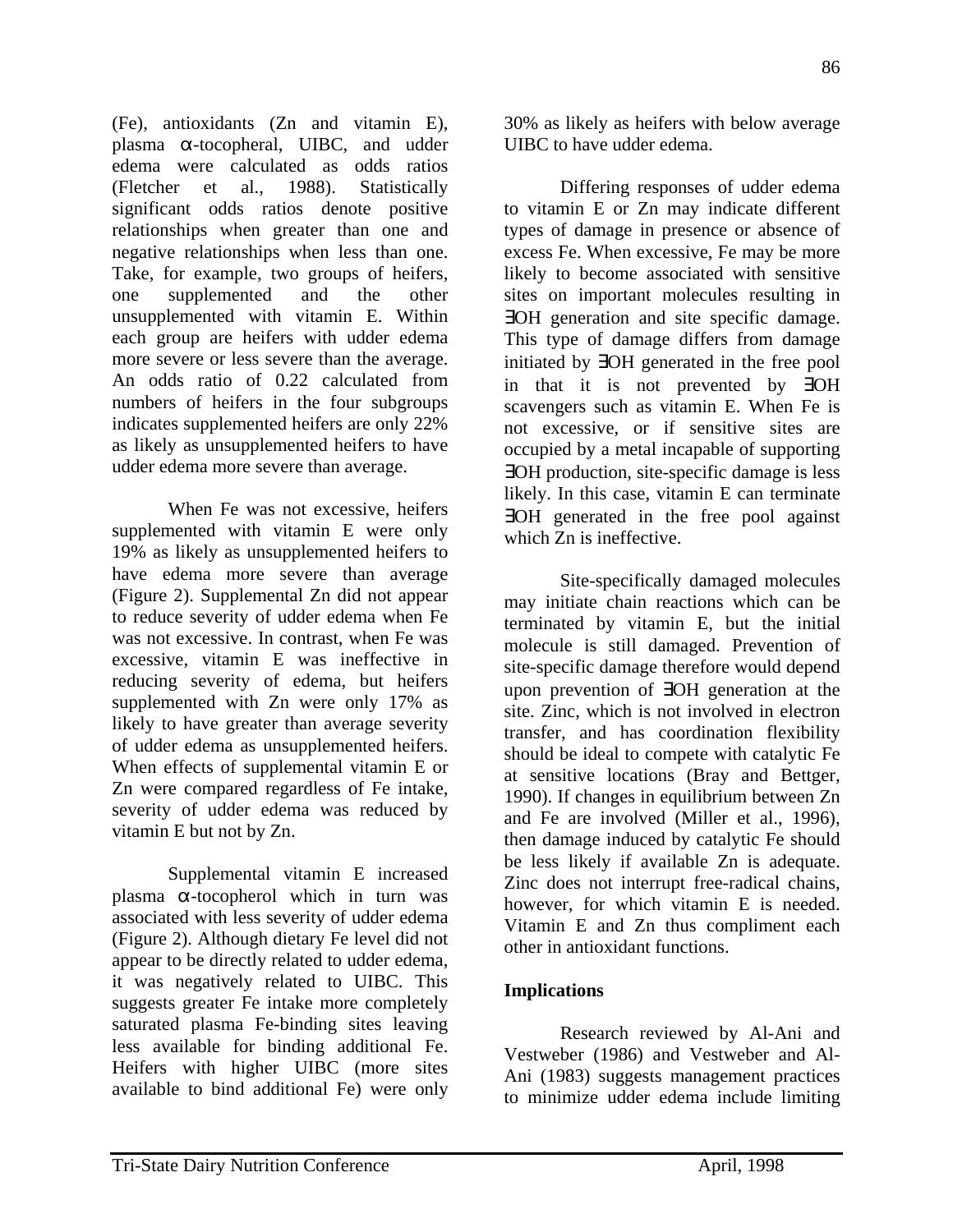(Fe), antioxidants (Zn and vitamin E), plasma α-tocopheral, UIBC, and udder edema were calculated as odds ratios (Fletcher et al., 1988). Statistically significant odds ratios denote positive relationships when greater than one and negative relationships when less than one. Take, for example, two groups of heifers, one supplemented and the other unsupplemented with vitamin E. Within each group are heifers with udder edema more severe or less severe than the average. An odds ratio of 0.22 calculated from numbers of heifers in the four subgroups indicates supplemented heifers are only 22% as likely as unsupplemented heifers to have udder edema more severe than average.

When Fe was not excessive, heifers supplemented with vitamin E were only 19% as likely as unsupplemented heifers to have edema more severe than average (Figure 2). Supplemental Zn did not appear to reduce severity of udder edema when Fe was not excessive. In contrast, when Fe was excessive, vitamin E was ineffective in reducing severity of edema, but heifers supplemented with Zn were only 17% as likely to have greater than average severity of udder edema as unsupplemented heifers. When effects of supplemental vitamin E or Zn were compared regardless of Fe intake, severity of udder edema was reduced by vitamin E but not by Zn.

Supplemental vitamin E increased plasma α-tocopherol which in turn was associated with less severity of udder edema (Figure 2). Although dietary Fe level did not appear to be directly related to udder edema, it was negatively related to UIBC. This suggests greater Fe intake more completely saturated plasma Fe-binding sites leaving less available for binding additional Fe. Heifers with higher UIBC (more sites available to bind additional Fe) were only 30% as likely as heifers with below average UIBC to have udder edema.

Differing responses of udder edema to vitamin E or Zn may indicate different types of damage in presence or absence of excess Fe. When excessive, Fe may be more likely to become associated with sensitive sites on important molecules resulting in ∃OH generation and site specific damage. This type of damage differs from damage initiated by ∃OH generated in the free pool in that it is not prevented by ∃OH scavengers such as vitamin E. When Fe is not excessive, or if sensitive sites are occupied by a metal incapable of supporting ∃OH production, site-specific damage is less likely. In this case, vitamin E can terminate ∃OH generated in the free pool against which Zn is ineffective.

Site-specifically damaged molecules may initiate chain reactions which can be terminated by vitamin E, but the initial molecule is still damaged. Prevention of site-specific damage therefore would depend upon prevention of ∃OH generation at the site. Zinc, which is not involved in electron transfer, and has coordination flexibility should be ideal to compete with catalytic Fe at sensitive locations (Bray and Bettger, 1990). If changes in equilibrium between Zn and Fe are involved (Miller et al., 1996), then damage induced by catalytic Fe should be less likely if available Zn is adequate. Zinc does not interrupt free-radical chains, however, for which vitamin E is needed. Vitamin E and Zn thus compliment each other in antioxidant functions.

**Implications**

Research reviewed by Al-Ani and Vestweber (1986) and Vestweber and Al-Ani (1983) suggests management practices to minimize udder edema include limiting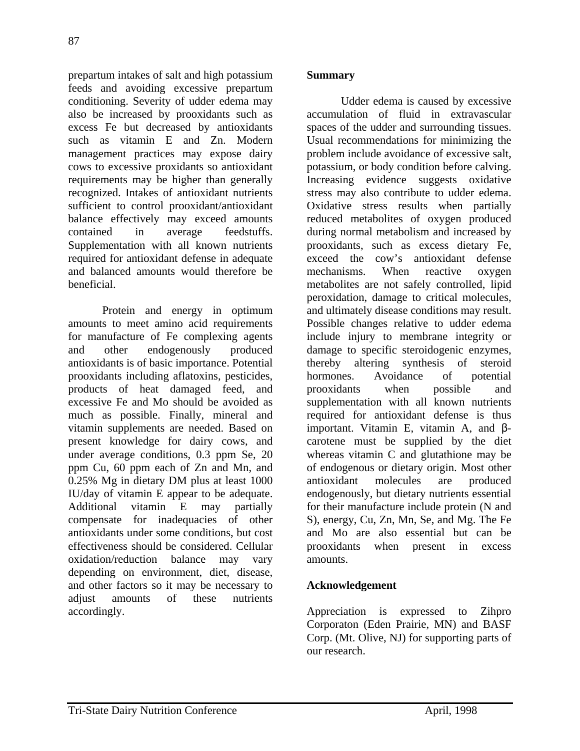prepartum intakes of salt and high potassium feeds and avoiding excessive prepartum conditioning. Severity of udder edema may also be increased by prooxidants such as excess Fe but decreased by antioxidants such as vitamin E and Zn. Modern management practices may expose dairy cows to excessive proxidants so antioxidant requirements may be higher than generally recognized. Intakes of antioxidant nutrients sufficient to control prooxidant/antioxidant balance effectively may exceed amounts contained in average feedstuffs. Supplementation with all known nutrients required for antioxidant defense in adequate and balanced amounts would therefore be beneficial.

Protein and energy in optimum amounts to meet amino acid requirements for manufacture of Fe complexing agents and other endogenously produced antioxidants is of basic importance. Potential prooxidants including aflatoxins, pesticides, products of heat damaged feed, and excessive Fe and Mo should be avoided as much as possible. Finally, mineral and vitamin supplements are needed. Based on present knowledge for dairy cows, and under average conditions, 0.3 ppm Se, 20 ppm Cu, 60 ppm each of Zn and Mn, and 0.25% Mg in dietary DM plus at least 1000 IU/day of vitamin E appear to be adequate. Additional vitamin E may partially compensate for inadequacies of other antioxidants under some conditions, but cost effectiveness should be considered. Cellular oxidation/reduction balance may vary depending on environment, diet, disease, and other factors so it may be necessary to adjust amounts of these nutrients accordingly.

## Summary

Udder edema is caused by excessive accumulation of fluid in extravascular spaces of the udder and surrounding tissues. Usual recommendations for minimizing the problem include avoidance of excessive salt, potassium, or body condition before calving. Increasing evidence suggests oxidative stress may also contribute to udder edema. Oxidative stress results when partially reduced metabolites of oxygen produced during normal metabolism and increased by prooxidants, such as excess dietary Fe, exceed the cow's antioxidant defense mechanisms. When reactive oxygen metabolites are not safely controlled, lipid peroxidation, damage to critical molecules, and ultimately disease conditions may result. Possible changes relative to udder edema include injury to membrane integrity or damage to specific steroidogenic enzymes, thereby altering synthesis of steroid hormones. Avoidance of potential prooxidants when possible and supplementation with all known nutrients required for antioxidant defense is thus important. Vitamin E, vitamin A, and β-carotene must be supplied by the diet whereas vitamin C and glutathione may be of endogenous or dietary origin. Most other antioxidant molecules are produced endogenously, but dietary nutrients essential for their manufacture include protein (N and S), energy, Cu, Zn, Mn, Se, and Mg. The Fe and Mo are also essential but can be prooxidants when present in excess amounts.

## Acknowledgement

Appreciation is expressed to Zihpro Corporaton (Eden Prairie, MN) and BASF Corp. (Mt. Olive, NJ) for supporting parts of our research.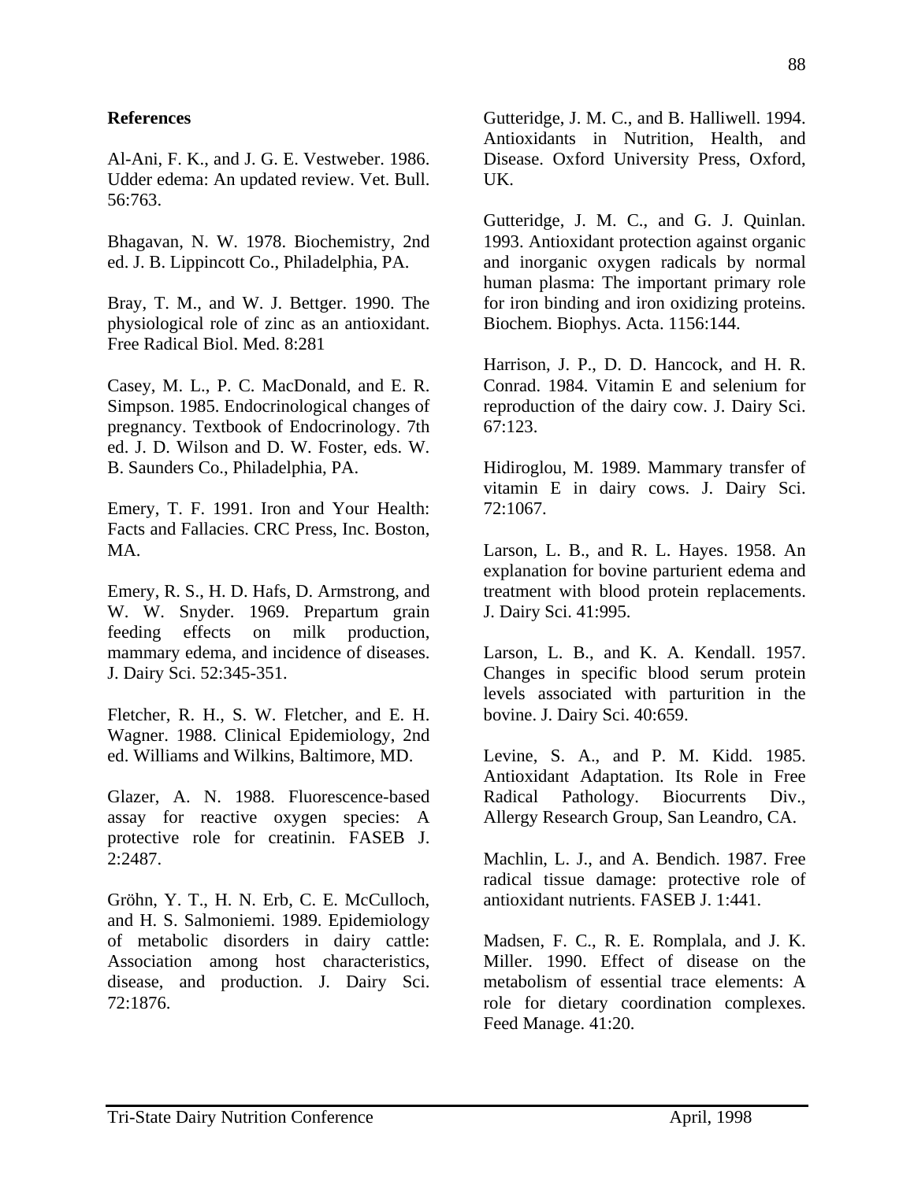## References

Al-Ani, F. K., and J. G. E. Vestweber. 1986. Udder edema: An updated review. Vet. Bull. 56:763.

Bhagavan, N. W. 1978. Biochemistry, 2nd ed. J. B. Lippincott Co., Philadelphia, PA.

Bray, T. M., and W. J. Bettger. 1990. The physiological role of zinc as an antioxidant. Free Radical Biol. Med. 8:281

Casey, M. L., P. C. MacDonald, and E. R. Simpson. 1985. Endocrinological changes of pregnancy. Textbook of Endocrinology. 7th ed. J. D. Wilson and D. W. Foster, eds. W. B. Saunders Co., Philadelphia, PA.

Emery, T. F. 1991. Iron and Your Health: Facts and Fallacies. CRC Press, Inc. Boston, MA.

Emery, R. S., H. D. Hafs, D. Armstrong, and W. W. Snyder. 1969. Prepartum grain feeding effects on milk production, mammary edema, and incidence of diseases. J. Dairy Sci. 52:345-351.

Fletcher, R. H., S. W. Fletcher, and E. H. Wagner. 1988. Clinical Epidemiology, 2nd ed. Williams and Wilkins, Baltimore, MD.

Glazer, A. N. 1988. Fluorescence-based assay for reactive oxygen species: A protective role for creatinin. FASEB J. 2:2487.

Gröhn, Y. T., H. N. Erb, C. E. McCulloch, and H. S. Salmoniemi. 1989. Epidemiology of metabolic disorders in dairy cattle: Association among host characteristics, disease, and production. J. Dairy Sci. 72:1876.

Gutteridge, J. M. C., and B. Halliwell. 1994. Antioxidants in Nutrition, Health, and Disease. Oxford University Press, Oxford, UK.

Gutteridge, J. M. C., and G. J. Quinlan. 1993. Antioxidant protection against organic and inorganic oxygen radicals by normal human plasma: The important primary role for iron binding and iron oxidizing proteins. Biochem. Biophys. Acta. 1156:144.

Harrison, J. P., D. D. Hancock, and H. R. Conrad. 1984. Vitamin E and selenium for reproduction of the dairy cow. J. Dairy Sci. 67:123.

Hidiroglou, M. 1989. Mammary transfer of vitamin E in dairy cows. J. Dairy Sci. 72:1067.

Larson, L. B., and R. L. Hayes. 1958. An explanation for bovine parturient edema and treatment with blood protein replacements. J. Dairy Sci. 41:995.

Larson, L. B., and K. A. Kendall. 1957. Changes in specific blood serum protein levels associated with parturition in the bovine. J. Dairy Sci. 40:659.

Levine, S. A., and P. M. Kidd. 1985. Antioxidant Adaptation. Its Role in Free Radical Pathology. Biocurrents Div., Allergy Research Group, San Leandro, CA.

Machlin, L. J., and A. Bendich. 1987. Free radical tissue damage: protective role of antioxidant nutrients. FASEB J. 1:441.

Madsen, F. C., R. E. Romplala, and J. K. Miller. 1990. Effect of disease on the metabolism of essential trace elements: A role for dietary coordination complexes. Feed Manage. 41:20.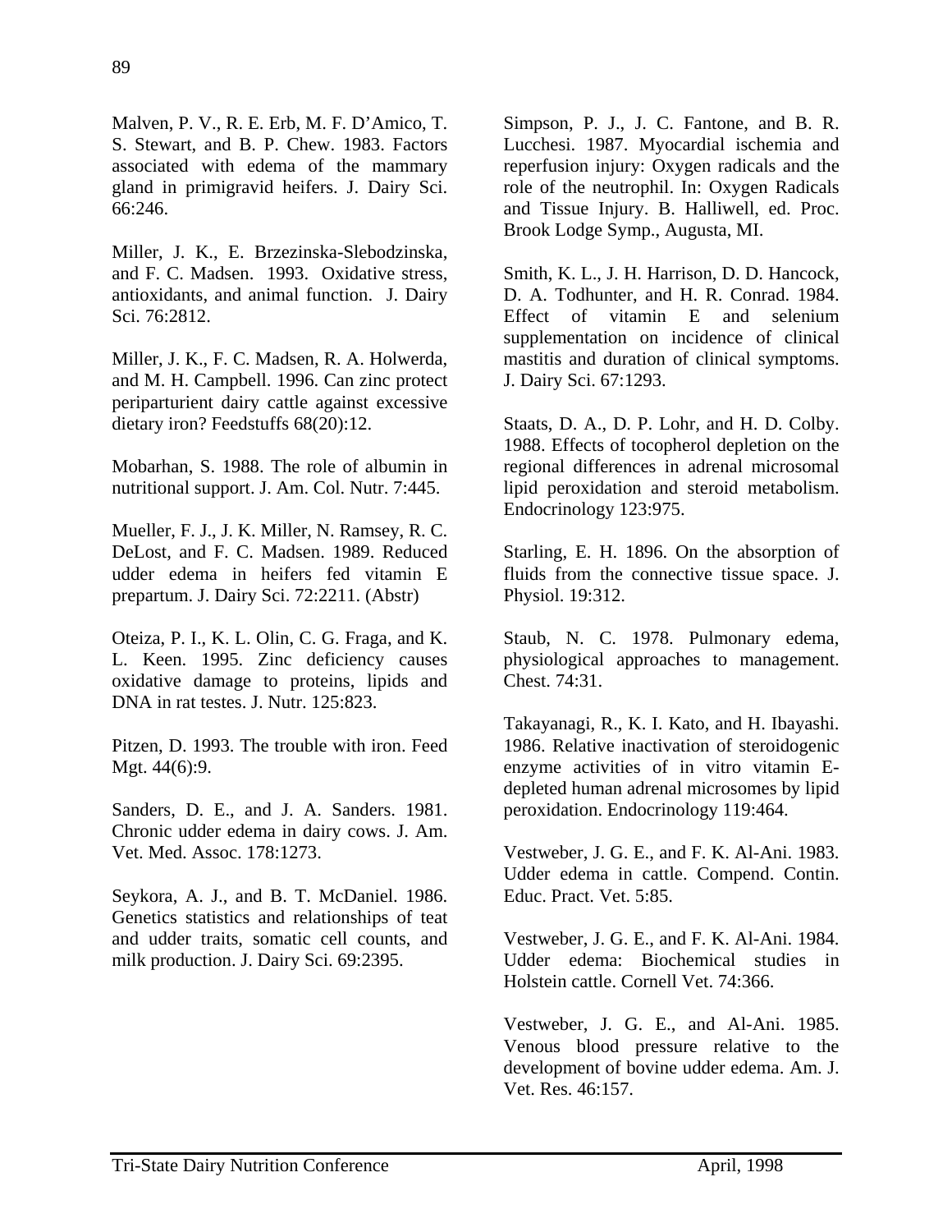Malven, P. V., R. E. Erb, M. F. D'Amico, T. S. Stewart, and B. P. Chew. 1983. Factors associated with edema of the mammary gland in primigravid heifers. J. Dairy Sci. 66:246.

Miller, J. K., E. Brzezinska-Slebodzinska, and F. C. Madsen. 1993. Oxidative stress, antioxidants, and animal function. J. Dairy Sci. 76:2812.

Miller, J. K., F. C. Madsen, R. A. Holwerda, and M. H. Campbell. 1996. Can zinc protect periparturient dairy cattle against excessive dietary iron? Feedstuffs 68(20):12.

Mobarhan, S. 1988. The role of albumin in nutritional support. J. Am. Col. Nutr. 7:445.

Mueller, F. J., J. K. Miller, N. Ramsey, R. C. DeLost, and F. C. Madsen. 1989. Reduced udder edema in heifers fed vitamin E prepartum. J. Dairy Sci. 72:2211. (Abstr)

Oteiza, P. I., K. L. Olin, C. G. Fraga, and K. L. Keen. 1995. Zinc deficiency causes oxidative damage to proteins, lipids and DNA in rat testes. J. Nutr. 125:823.

Pitzen, D. 1993. The trouble with iron. Feed Mgt. 44(6):9.

Sanders, D. E., and J. A. Sanders. 1981. Chronic udder edema in dairy cows. J. Am. Vet. Med. Assoc. 178:1273.

Seykora, A. J., and B. T. McDaniel. 1986. Genetics statistics and relationships of teat and udder traits, somatic cell counts, and milk production. J. Dairy Sci. 69:2395.

Simpson, P. J., J. C. Fantone, and B. R. Lucchesi. 1987. Myocardial ischemia and reperfusion injury: Oxygen radicals and the role of the neutrophil. In: Oxygen Radicals and Tissue Injury. B. Halliwell, ed. Proc. Brook Lodge Symp., Augusta, MI.

Smith, K. L., J. H. Harrison, D. D. Hancock, D. A. Todhunter, and H. R. Conrad. 1984. Effect of vitamin E and selenium supplementation on incidence of clinical mastitis and duration of clinical symptoms. J. Dairy Sci. 67:1293.

Staats, D. A., D. P. Lohr, and H. D. Colby. 1988. Effects of tocopherol depletion on the regional differences in adrenal microsomal lipid peroxidation and steroid metabolism. Endocrinology 123:975.

Starling, E. H. 1896. On the absorption of fluids from the connective tissue space. J. Physiol. 19:312.

Staub, N. C. 1978. Pulmonary edema, physiological approaches to management. Chest. 74:31.

Takayanagi, R., K. I. Kato, and H. Ibayashi. 1986. Relative inactivation of steroidogenic enzyme activities of in vitro vitamin E-depleted human adrenal microsomes by lipid peroxidation. Endocrinology 119:464.

Vestweber, J. G. E., and F. K. Al-Ani. 1983. Udder edema in cattle. Compend. Contin. Educ. Pract. Vet. 5:85.

Vestweber, J. G. E., and F. K. Al-Ani. 1984. Udder edema: Biochemical studies in Holstein cattle. Cornell Vet. 74:366.

Vestweber, J. G. E., and Al-Ani. 1985. Venous blood pressure relative to the development of bovine udder edema. Am. J. Vet. Res. 46:157.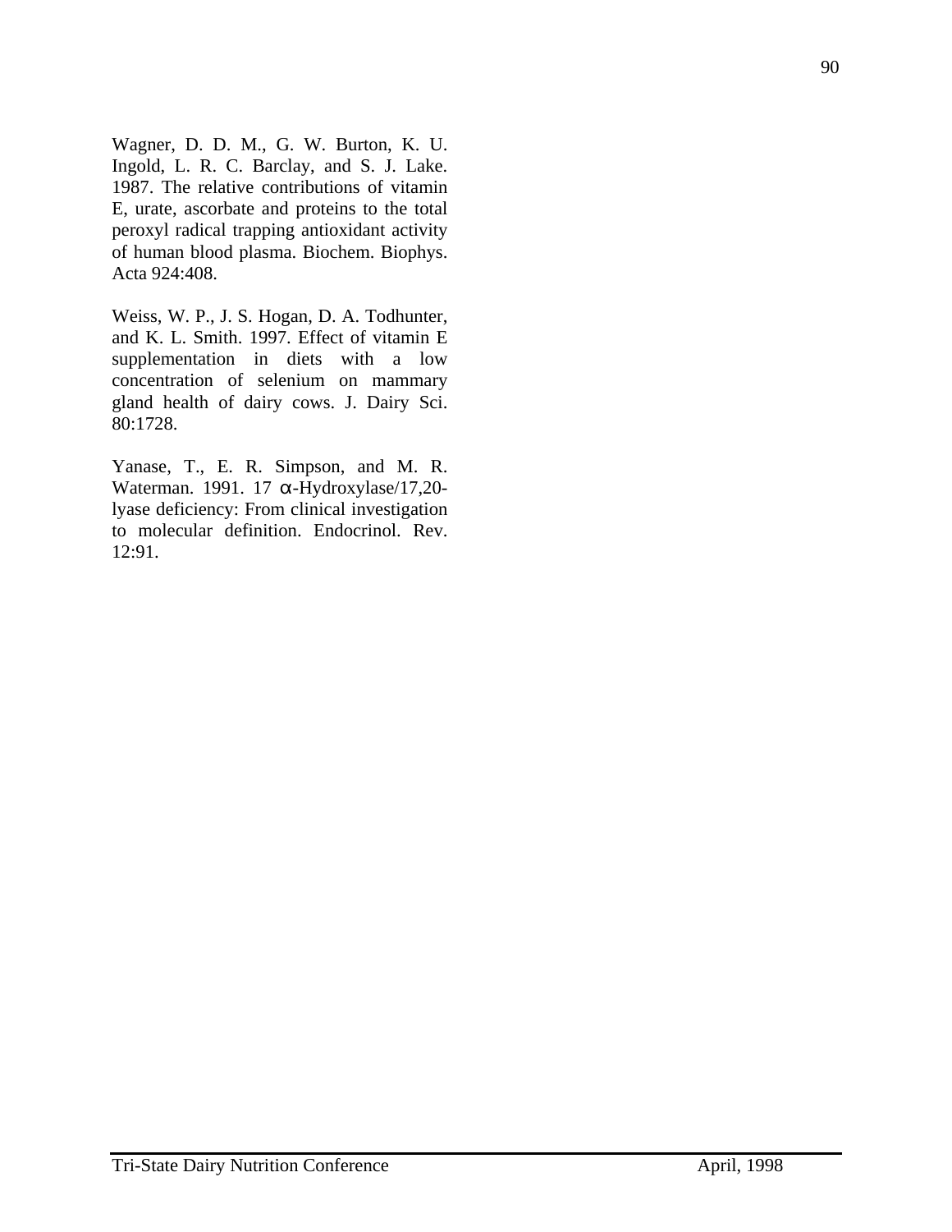Wagner, D. D. M., G. W. Burton, K. U. Ingold, L. R. C. Barclay, and S. J. Lake. 1987. The relative contributions of vitamin E, urate, ascorbate and proteins to the total peroxyl radical trapping antioxidant activity of human blood plasma. Biochem. Biophys. Acta 924:408.

Weiss, W. P., J. S. Hogan, D. A. Todhunter, and K. L. Smith. 1997. Effect of vitamin E supplementation in diets with a low concentration of selenium on mammary gland health of dairy cows. J. Dairy Sci. 80:1728.

Yanase, T., E. R. Simpson, and M. R. Waterman. 1991. 17 α-Hydroxylase/17,20-lyase deficiency: From clinical investigation to molecular definition. Endocrinol. Rev. 12:91.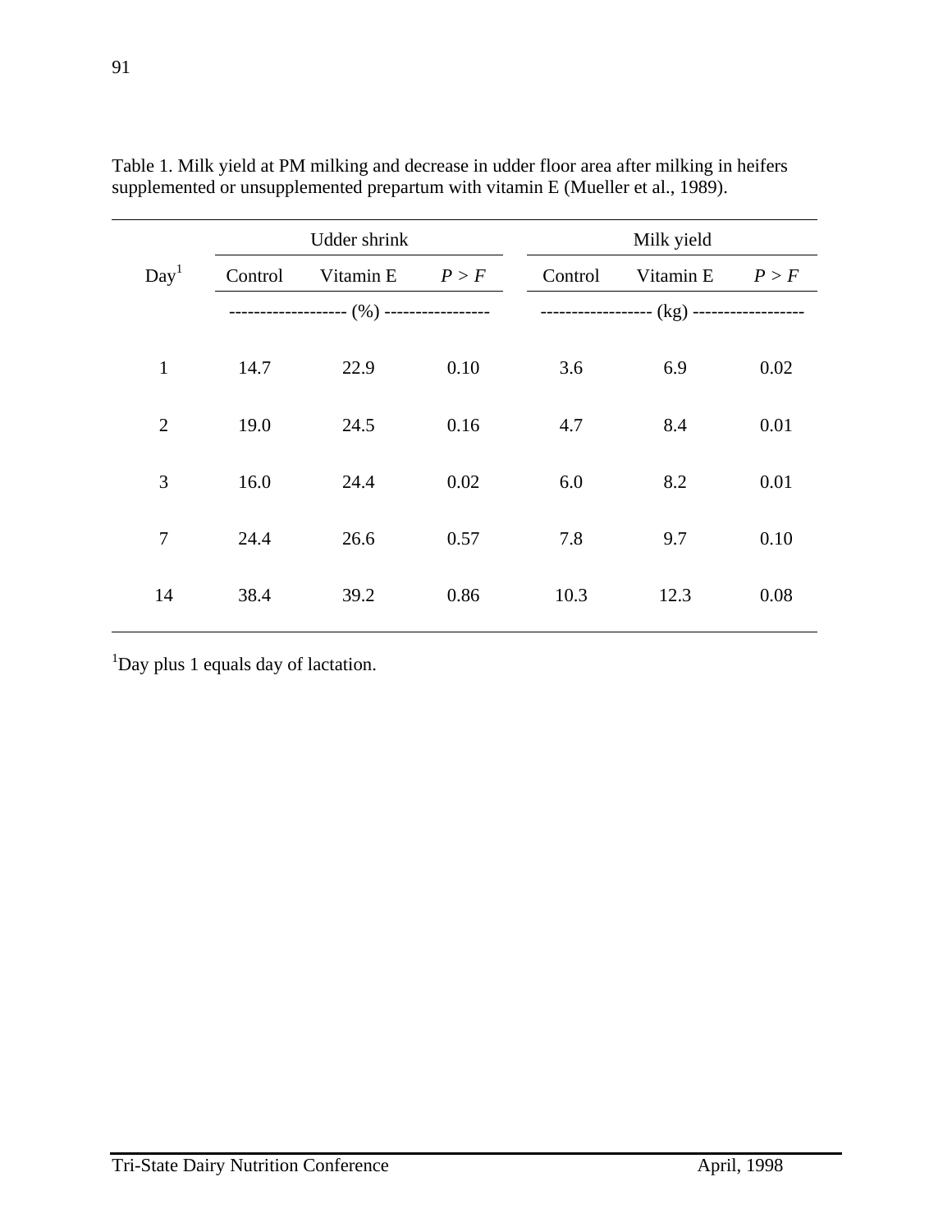Table 1. Milk yield at PM milking and decrease in udder floor area after milking in heifers supplemented or unsupplemented prepartum with vitamin E (Mueller et al., 1989).

| Day[1] | Udder shrink | | | Milk yield | | |
|---|---|---|---|---|---|---|
| | Control | Vitamin E | *P > F* | Control | Vitamin E | *P > F* |
| | (%) | | | (kg) | | |
| 1 | 14.7 | 22.9 | 0.10 | 3.6 | 6.9 | 0.02 |
| 2 | 19.0 | 24.5 | 0.16 | 4.7 | 8.4 | 0.01 |
| 3 | 16.0 | 24.4 | 0.02 | 6.0 | 8.2 | 0.01 |
| 7 | 24.4 | 26.6 | 0.57 | 7.8 | 9.7 | 0.10 |
| 14 | 38.4 | 39.2 | 0.86 | 10.3 | 12.3 | 0.08 |

[1]Day plus 1 equals day of lactation.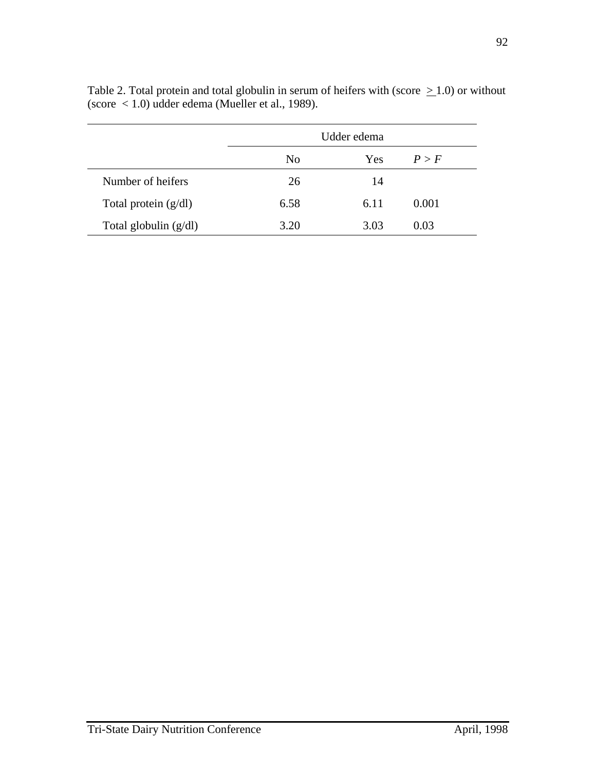Table 2. Total protein and total globulin in serum of heifers with (score $\geq$ 1.0) or without (score $<$ 1.0) udder edema (Mueller et al., 1989).

| | Udder edema | | |
|---|---|---|---|
| | No | Yes | $P > F$ |
| Number of heifers | 26 | 14 | |
| Total protein (g/dl) | 6.58 | 6.11 | 0.001 |
| Total globulin (g/dl) | 3.20 | 3.03 | 0.03 |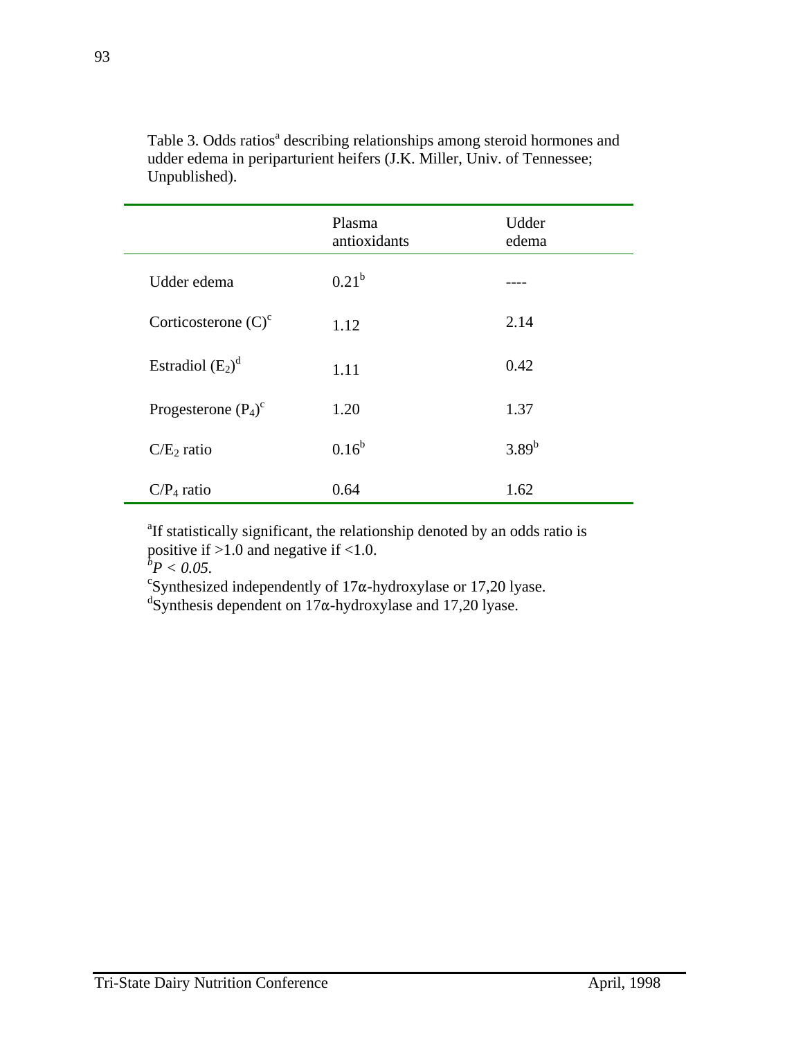Table 3. Odds ratios[a] describing relationships among steroid hormones and udder edema in periparturient heifers (J.K. Miller, Univ. of Tennessee; Unpublished).

| | Plasma antioxidants | Udder edema |
|---|---|---|
| Udder edema | 0.21[b] | ---- |
| Corticosterone (C)[c] | 1.12 | 2.14 |
| Estradiol ($E_2$)[d] | 1.11 | 0.42 |
| Progesterone ($P_4$)[c] | 1.20 | 1.37 |
| $C/E_2$ ratio | 0.16[b] | 3.89[b] |
| $C/P_4$ ratio | 0.64 | 1.62 |

[a]If statistically significant, the relationship denoted by an odds ratio is positive if >1.0 and negative if <1.0.
[b]*$P < 0.05$.*
[c]Synthesized independently of 17α-hydroxylase or 17,20 lyase.
[d]Synthesis dependent on 17α-hydroxylase and 17,20 lyase.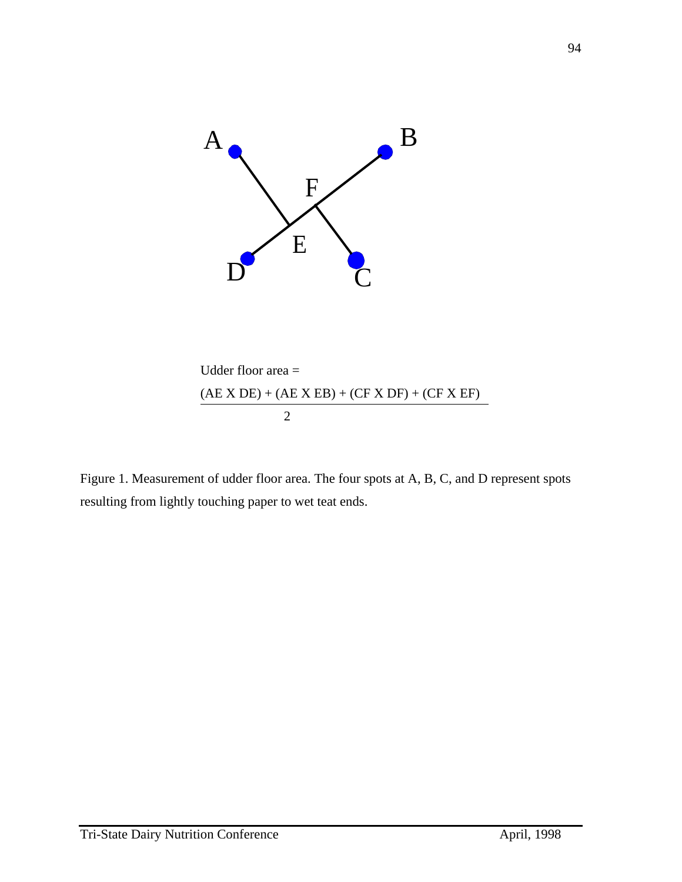A B F E D C

Udder floor area =

$$\frac{(AE \times DE) + (AE \times EB) + (CF \times DF) + (CF \times EF)}{2}$$

Figure 1. Measurement of udder floor area. The four spots at A, B, C, and D represent spots resulting from lightly touching paper to wet teat ends.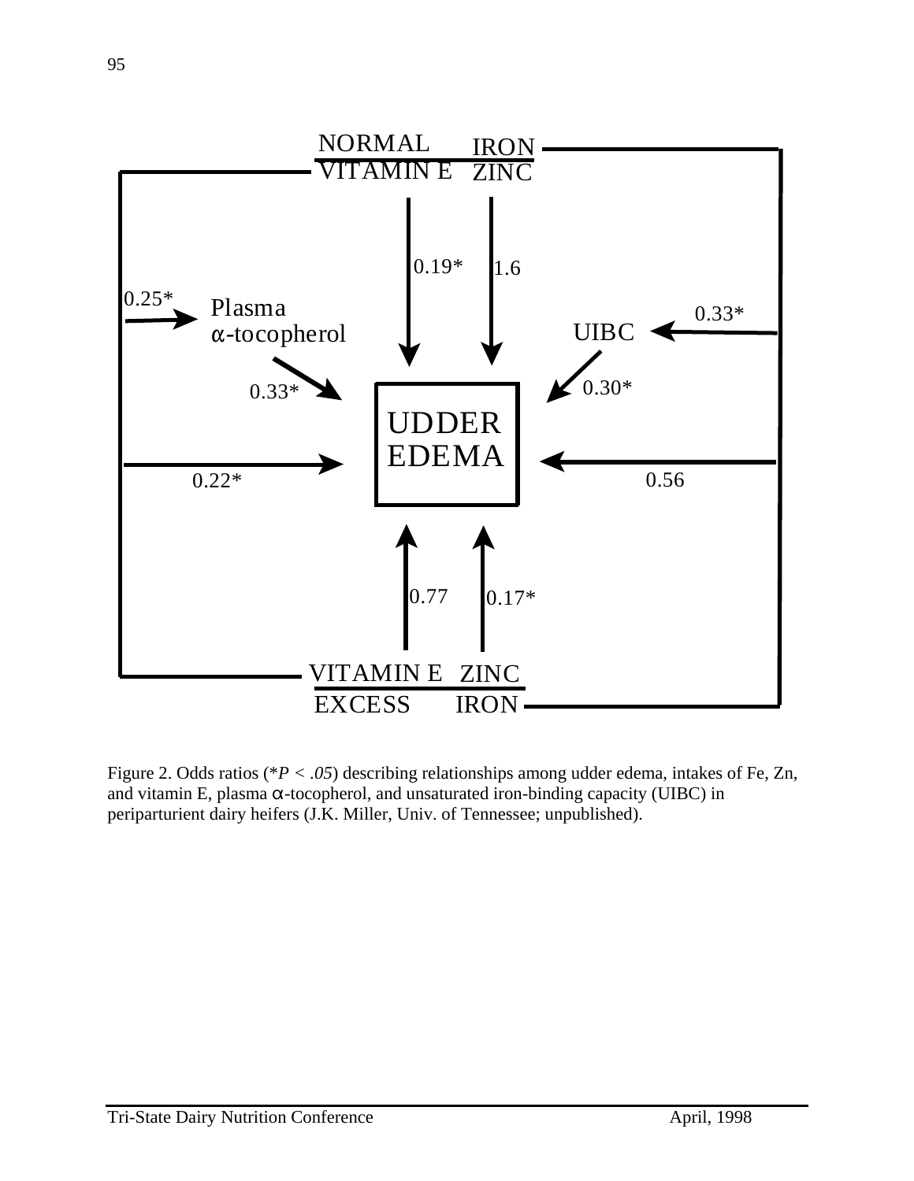Figure 2. Odds ratios (*$P < .05$) describing relationships among udder edema, intakes of Fe, Zn, and vitamin E, plasma α-tocopherol, and unsaturated iron-binding capacity (UIBC) in periparturient dairy heifers (J.K. Miller, Univ. of Tennessee; unpublished).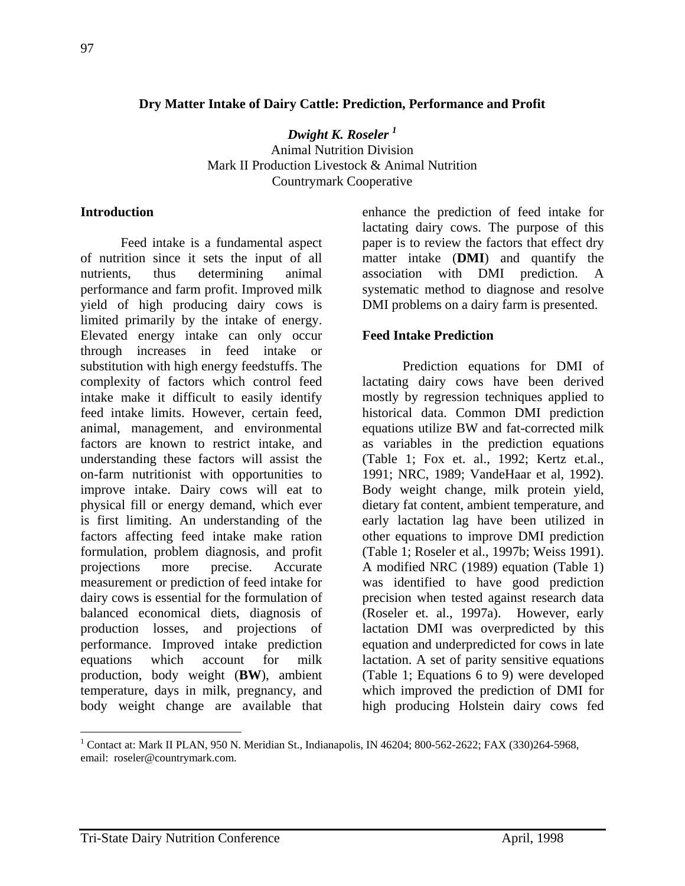## Dry Matter Intake of Dairy Cattle: Prediction, Performance and Profit

***Dwight K. Roseler*** [1]

Animal Nutrition Division
Mark II Production Livestock & Animal Nutrition
Countrymark Cooperative

### Introduction

Feed intake is a fundamental aspect of nutrition since it sets the input of all nutrients, thus determining animal performance and farm profit. Improved milk yield of high producing dairy cows is limited primarily by the intake of energy. Elevated energy intake can only occur through increases in feed intake or substitution with high energy feedstuffs. The complexity of factors which control feed intake make it difficult to easily identify feed intake limits. However, certain feed, animal, management, and environmental factors are known to restrict intake, and understanding these factors will assist the on-farm nutritionist with opportunities to improve intake. Dairy cows will eat to physical fill or energy demand, which ever is first limiting. An understanding of the factors affecting feed intake make ration formulation, problem diagnosis, and profit projections more precise. Accurate measurement or prediction of feed intake for dairy cows is essential for the formulation of balanced economical diets, diagnosis of production losses, and projections of performance. Improved intake prediction equations which account for milk production, body weight (**BW**), ambient temperature, days in milk, pregnancy, and body weight change are available that enhance the prediction of feed intake for lactating dairy cows. The purpose of this paper is to review the factors that effect dry matter intake (**DMI**) and quantify the association with DMI prediction. A systematic method to diagnose and resolve DMI problems on a dairy farm is presented.

### Feed Intake Prediction

Prediction equations for DMI of lactating dairy cows have been derived mostly by regression techniques applied to historical data. Common DMI prediction equations utilize BW and fat-corrected milk as variables in the prediction equations (Table 1; Fox et. al., 1992; Kertz et.al., 1991; NRC, 1989; VandeHaar et al, 1992). Body weight change, milk protein yield, dietary fat content, ambient temperature, and early lactation lag have been utilized in other equations to improve DMI prediction (Table 1; Roseler et al., 1997b; Weiss 1991). A modified NRC (1989) equation (Table 1) was identified to have good prediction precision when tested against research data (Roseler et. al., 1997a). However, early lactation DMI was overpredicted by this equation and underpredicted for cows in late lactation. A set of parity sensitive equations (Table 1; Equations 6 to 9) were developed which improved the prediction of DMI for high producing Holstein dairy cows fed

---

[1] Contact at: Mark II PLAN, 950 N. Meridian St., Indianapolis, IN 46204; 800-562-2622; FAX (330)264-5968, email: roseler@countrymark.com.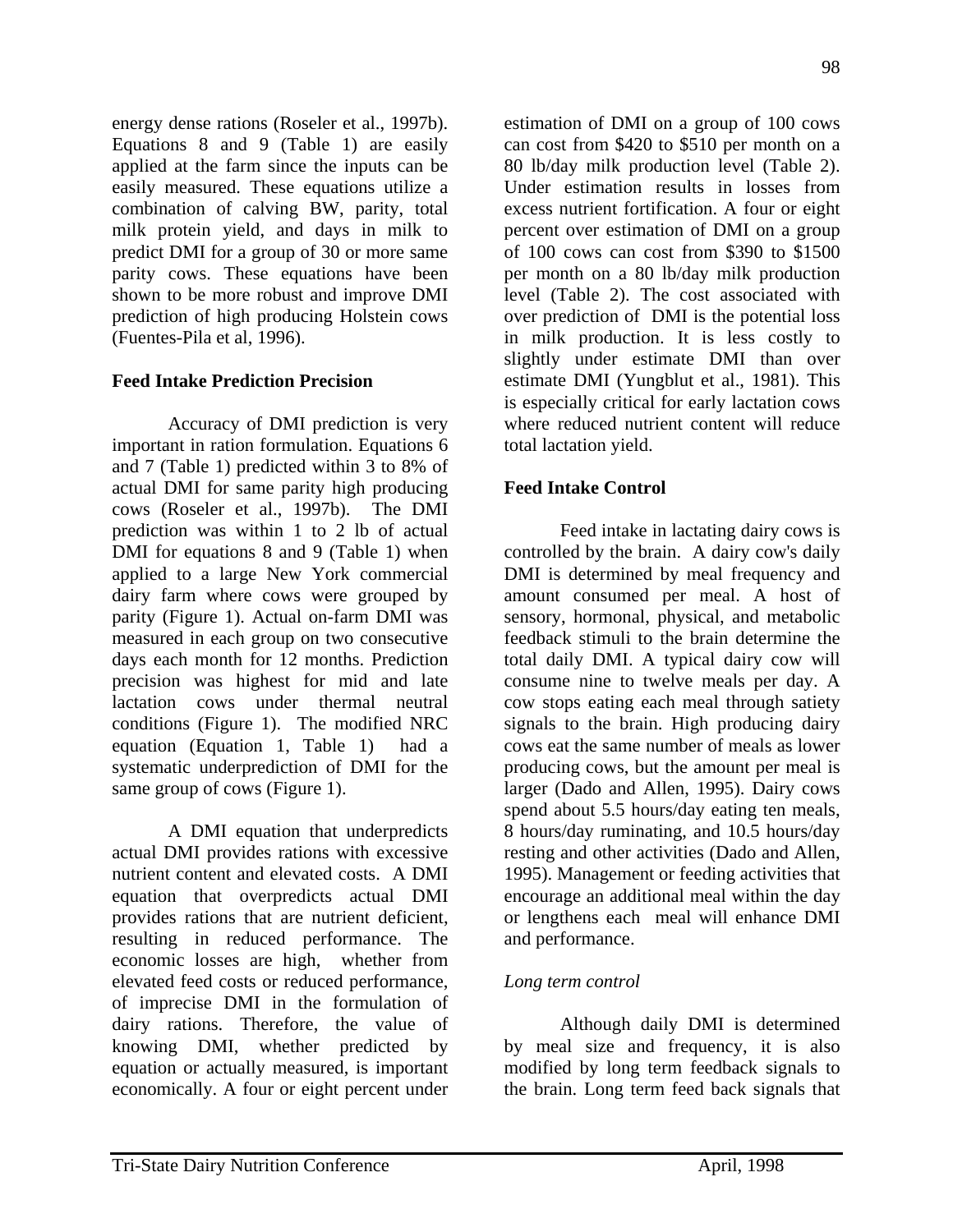energy dense rations (Roseler et al., 1997b). Equations 8 and 9 (Table 1) are easily applied at the farm since the inputs can be easily measured. These equations utilize a combination of calving BW, parity, total milk protein yield, and days in milk to predict DMI for a group of 30 or more same parity cows. These equations have been shown to be more robust and improve DMI prediction of high producing Holstein cows (Fuentes-Pila et al, 1996).

**Feed Intake Prediction Precision**

Accuracy of DMI prediction is very important in ration formulation. Equations 6 and 7 (Table 1) predicted within 3 to 8% of actual DMI for same parity high producing cows (Roseler et al., 1997b). The DMI prediction was within 1 to 2 lb of actual DMI for equations 8 and 9 (Table 1) when applied to a large New York commercial dairy farm where cows were grouped by parity (Figure 1). Actual on-farm DMI was measured in each group on two consecutive days each month for 12 months. Prediction precision was highest for mid and late lactation cows under thermal neutral conditions (Figure 1). The modified NRC equation (Equation 1, Table 1) had a systematic underprediction of DMI for the same group of cows (Figure 1).

A DMI equation that underpredicts actual DMI provides rations with excessive nutrient content and elevated costs. A DMI equation that overpredicts actual DMI provides rations that are nutrient deficient, resulting in reduced performance. The economic losses are high, whether from elevated feed costs or reduced performance, of imprecise DMI in the formulation of dairy rations. Therefore, the value of knowing DMI, whether predicted by equation or actually measured, is important economically. A four or eight percent under estimation of DMI on a group of 100 cows can cost from $420 to $510 per month on a 80 lb/day milk production level (Table 2). Under estimation results in losses from excess nutrient fortification. A four or eight percent over estimation of DMI on a group of 100 cows can cost from $390 to $1500 per month on a 80 lb/day milk production level (Table 2). The cost associated with over prediction of DMI is the potential loss in milk production. It is less costly to slightly under estimate DMI than over estimate DMI (Yungblut et al., 1981). This is especially critical for early lactation cows where reduced nutrient content will reduce total lactation yield.

**Feed Intake Control**

Feed intake in lactating dairy cows is controlled by the brain. A dairy cow's daily DMI is determined by meal frequency and amount consumed per meal. A host of sensory, hormonal, physical, and metabolic feedback stimuli to the brain determine the total daily DMI. A typical dairy cow will consume nine to twelve meals per day. A cow stops eating each meal through satiety signals to the brain. High producing dairy cows eat the same number of meals as lower producing cows, but the amount per meal is larger (Dado and Allen, 1995). Dairy cows spend about 5.5 hours/day eating ten meals, 8 hours/day ruminating, and 10.5 hours/day resting and other activities (Dado and Allen, 1995). Management or feeding activities that encourage an additional meal within the day or lengthens each meal will enhance DMI and performance.

*Long term control*

Although daily DMI is determined by meal size and frequency, it is also modified by long term feedback signals to the brain. Long term feed back signals that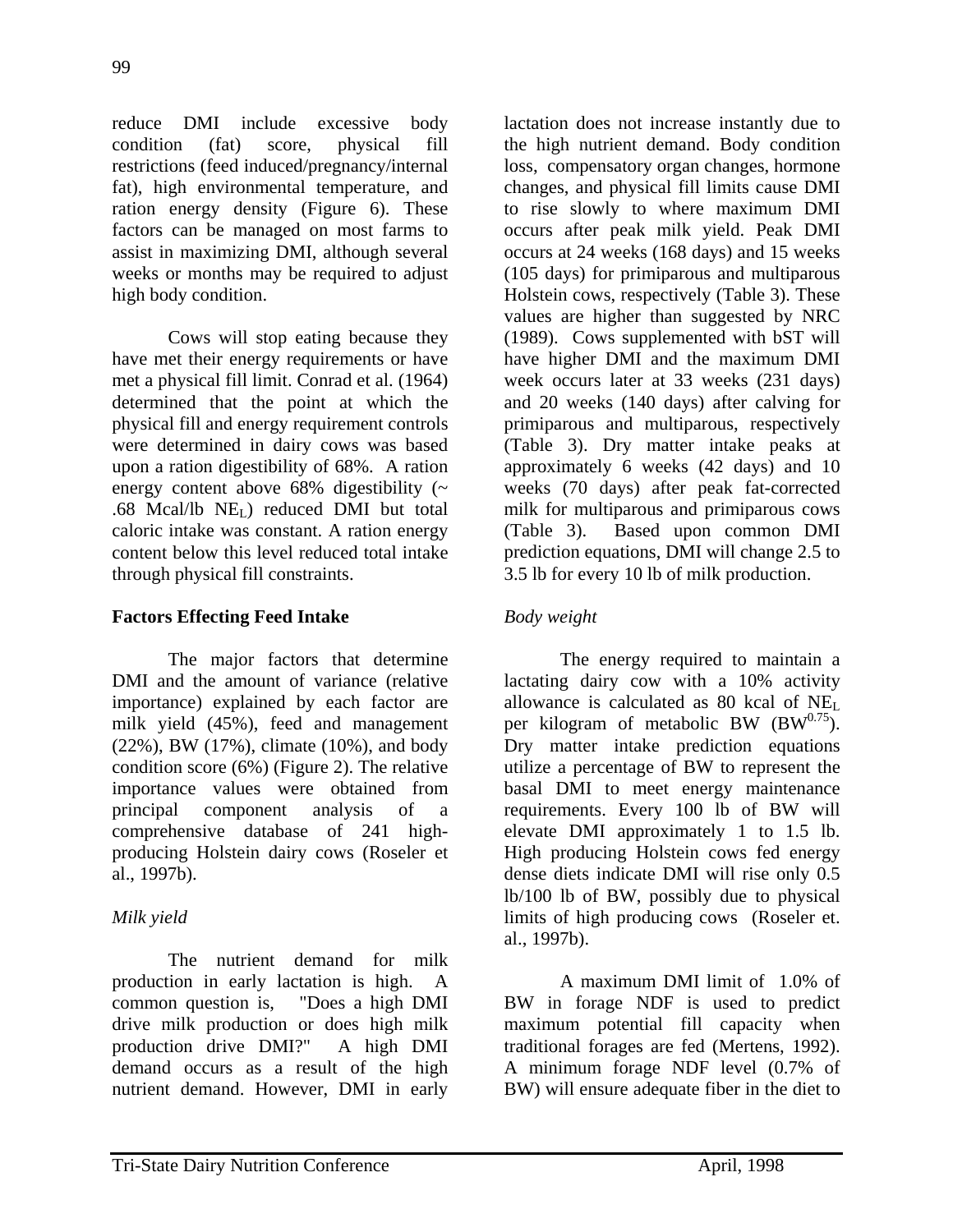reduce DMI include excessive body condition (fat) score, physical fill restrictions (feed induced/pregnancy/internal fat), high environmental temperature, and ration energy density (Figure 6). These factors can be managed on most farms to assist in maximizing DMI, although several weeks or months may be required to adjust high body condition.

Cows will stop eating because they have met their energy requirements or have met a physical fill limit. Conrad et al. (1964) determined that the point at which the physical fill and energy requirement controls were determined in dairy cows was based upon a ration digestibility of 68%. A ration energy content above 68% digestibility (~ .68 Mcal/lb $NE_L$) reduced DMI but total caloric intake was constant. A ration energy content below this level reduced total intake through physical fill constraints.

**Factors Effecting Feed Intake**

The major factors that determine DMI and the amount of variance (relative importance) explained by each factor are milk yield (45%), feed and management (22%), BW (17%), climate (10%), and body condition score (6%) (Figure 2). The relative importance values were obtained from principal component analysis of a comprehensive database of 241 high-producing Holstein dairy cows (Roseler et al., 1997b).

*Milk yield*

The nutrient demand for milk production in early lactation is high. A common question is, "Does a high DMI drive milk production or does high milk production drive DMI?" A high DMI demand occurs as a result of the high nutrient demand. However, DMI in early lactation does not increase instantly due to the high nutrient demand. Body condition loss, compensatory organ changes, hormone changes, and physical fill limits cause DMI to rise slowly to where maximum DMI occurs after peak milk yield. Peak DMI occurs at 24 weeks (168 days) and 15 weeks (105 days) for primiparous and multiparous Holstein cows, respectively (Table 3). These values are higher than suggested by NRC (1989). Cows supplemented with bST will have higher DMI and the maximum DMI week occurs later at 33 weeks (231 days) and 20 weeks (140 days) after calving for primiparous and multiparous, respectively (Table 3). Dry matter intake peaks at approximately 6 weeks (42 days) and 10 weeks (70 days) after peak fat-corrected milk for multiparous and primiparous cows (Table 3). Based upon common DMI prediction equations, DMI will change 2.5 to 3.5 lb for every 10 lb of milk production.

*Body weight*

The energy required to maintain a lactating dairy cow with a 10% activity allowance is calculated as 80 kcal of $NE_L$ per kilogram of metabolic BW ($BW^{0.75}$). Dry matter intake prediction equations utilize a percentage of BW to represent the basal DMI to meet energy maintenance requirements. Every 100 lb of BW will elevate DMI approximately 1 to 1.5 lb. High producing Holstein cows fed energy dense diets indicate DMI will rise only 0.5 lb/100 lb of BW, possibly due to physical limits of high producing cows (Roseler et. al., 1997b).

A maximum DMI limit of 1.0% of BW in forage NDF is used to predict maximum potential fill capacity when traditional forages are fed (Mertens, 1992). A minimum forage NDF level (0.7% of BW) will ensure adequate fiber in the diet to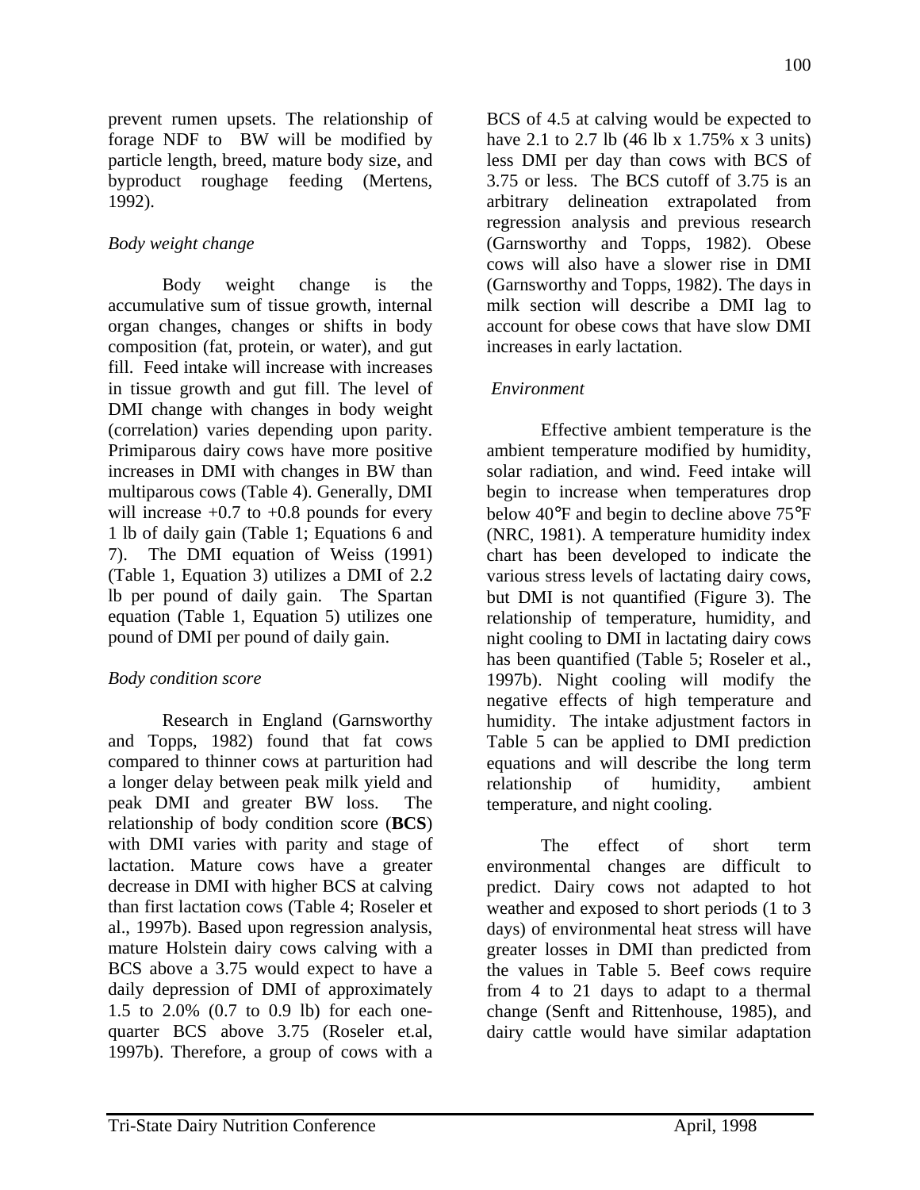prevent rumen upsets. The relationship of forage NDF to BW will be modified by particle length, breed, mature body size, and byproduct roughage feeding (Mertens, 1992).

### *Body weight change*

Body weight change is the accumulative sum of tissue growth, internal organ changes, changes or shifts in body composition (fat, protein, or water), and gut fill. Feed intake will increase with increases in tissue growth and gut fill. The level of DMI change with changes in body weight (correlation) varies depending upon parity. Primiparous dairy cows have more positive increases in DMI with changes in BW than multiparous cows (Table 4). Generally, DMI will increase +0.7 to +0.8 pounds for every 1 lb of daily gain (Table 1; Equations 6 and 7). The DMI equation of Weiss (1991) (Table 1, Equation 3) utilizes a DMI of 2.2 lb per pound of daily gain. The Spartan equation (Table 1, Equation 5) utilizes one pound of DMI per pound of daily gain.

### *Body condition score*

Research in England (Garnsworthy and Topps, 1982) found that fat cows compared to thinner cows at parturition had a longer delay between peak milk yield and peak DMI and greater BW loss. The relationship of body condition score (**BCS**) with DMI varies with parity and stage of lactation. Mature cows have a greater decrease in DMI with higher BCS at calving than first lactation cows (Table 4; Roseler et al., 1997b). Based upon regression analysis, mature Holstein dairy cows calving with a BCS above a 3.75 would expect to have a daily depression of DMI of approximately 1.5 to 2.0% (0.7 to 0.9 lb) for each one-quarter BCS above 3.75 (Roseler et.al, 1997b). Therefore, a group of cows with a BCS of 4.5 at calving would be expected to have 2.1 to 2.7 lb (46 lb x 1.75% x 3 units) less DMI per day than cows with BCS of 3.75 or less. The BCS cutoff of 3.75 is an arbitrary delineation extrapolated from regression analysis and previous research (Garnsworthy and Topps, 1982). Obese cows will also have a slower rise in DMI (Garnsworthy and Topps, 1982). The days in milk section will describe a DMI lag to account for obese cows that have slow DMI increases in early lactation.

### *Environment*

Effective ambient temperature is the ambient temperature modified by humidity, solar radiation, and wind. Feed intake will begin to increase when temperatures drop below 40°F and begin to decline above 75°F (NRC, 1981). A temperature humidity index chart has been developed to indicate the various stress levels of lactating dairy cows, but DMI is not quantified (Figure 3). The relationship of temperature, humidity, and night cooling to DMI in lactating dairy cows has been quantified (Table 5; Roseler et al., 1997b). Night cooling will modify the negative effects of high temperature and humidity. The intake adjustment factors in Table 5 can be applied to DMI prediction equations and will describe the long term relationship of humidity, ambient temperature, and night cooling.

The effect of short term environmental changes are difficult to predict. Dairy cows not adapted to hot weather and exposed to short periods (1 to 3 days) of environmental heat stress will have greater losses in DMI than predicted from the values in Table 5. Beef cows require from 4 to 21 days to adapt to a thermal change (Senft and Rittenhouse, 1985), and dairy cattle would have similar adaptation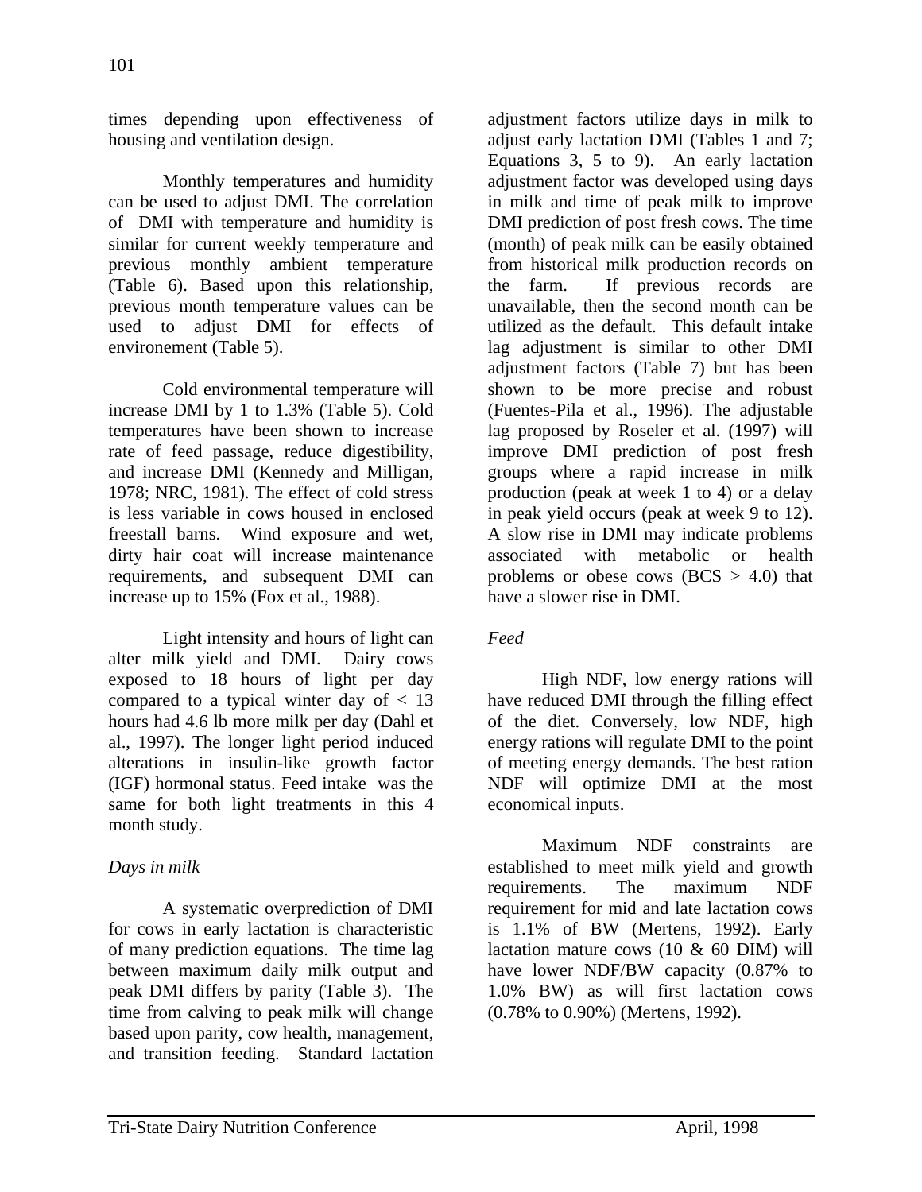times depending upon effectiveness of housing and ventilation design.

Monthly temperatures and humidity can be used to adjust DMI. The correlation of DMI with temperature and humidity is similar for current weekly temperature and previous monthly ambient temperature (Table 6). Based upon this relationship, previous month temperature values can be used to adjust DMI for effects of environement (Table 5).

Cold environmental temperature will increase DMI by 1 to 1.3% (Table 5). Cold temperatures have been shown to increase rate of feed passage, reduce digestibility, and increase DMI (Kennedy and Milligan, 1978; NRC, 1981). The effect of cold stress is less variable in cows housed in enclosed freestall barns. Wind exposure and wet, dirty hair coat will increase maintenance requirements, and subsequent DMI can increase up to 15% (Fox et al., 1988).

Light intensity and hours of light can alter milk yield and DMI. Dairy cows exposed to 18 hours of light per day compared to a typical winter day of < 13 hours had 4.6 lb more milk per day (Dahl et al., 1997). The longer light period induced alterations in insulin-like growth factor (IGF) hormonal status. Feed intake was the same for both light treatments in this 4 month study.

*Days in milk*

A systematic overprediction of DMI for cows in early lactation is characteristic of many prediction equations. The time lag between maximum daily milk output and peak DMI differs by parity (Table 3). The time from calving to peak milk will change based upon parity, cow health, management, and transition feeding. Standard lactation adjustment factors utilize days in milk to adjust early lactation DMI (Tables 1 and 7; Equations 3, 5 to 9). An early lactation adjustment factor was developed using days in milk and time of peak milk to improve DMI prediction of post fresh cows. The time (month) of peak milk can be easily obtained from historical milk production records on the farm. If previous records are unavailable, then the second month can be utilized as the default. This default intake lag adjustment is similar to other DMI adjustment factors (Table 7) but has been shown to be more precise and robust (Fuentes-Pila et al., 1996). The adjustable lag proposed by Roseler et al. (1997) will improve DMI prediction of post fresh groups where a rapid increase in milk production (peak at week 1 to 4) or a delay in peak yield occurs (peak at week 9 to 12). A slow rise in DMI may indicate problems associated with metabolic or health problems or obese cows (BCS > 4.0) that have a slower rise in DMI.

*Feed*

High NDF, low energy rations will have reduced DMI through the filling effect of the diet. Conversely, low NDF, high energy rations will regulate DMI to the point of meeting energy demands. The best ration NDF will optimize DMI at the most economical inputs.

Maximum NDF constraints are established to meet milk yield and growth requirements. The maximum NDF requirement for mid and late lactation cows is 1.1% of BW (Mertens, 1992). Early lactation mature cows (10 & 60 DIM) will have lower NDF/BW capacity (0.87% to 1.0% BW) as will first lactation cows (0.78% to 0.90%) (Mertens, 1992).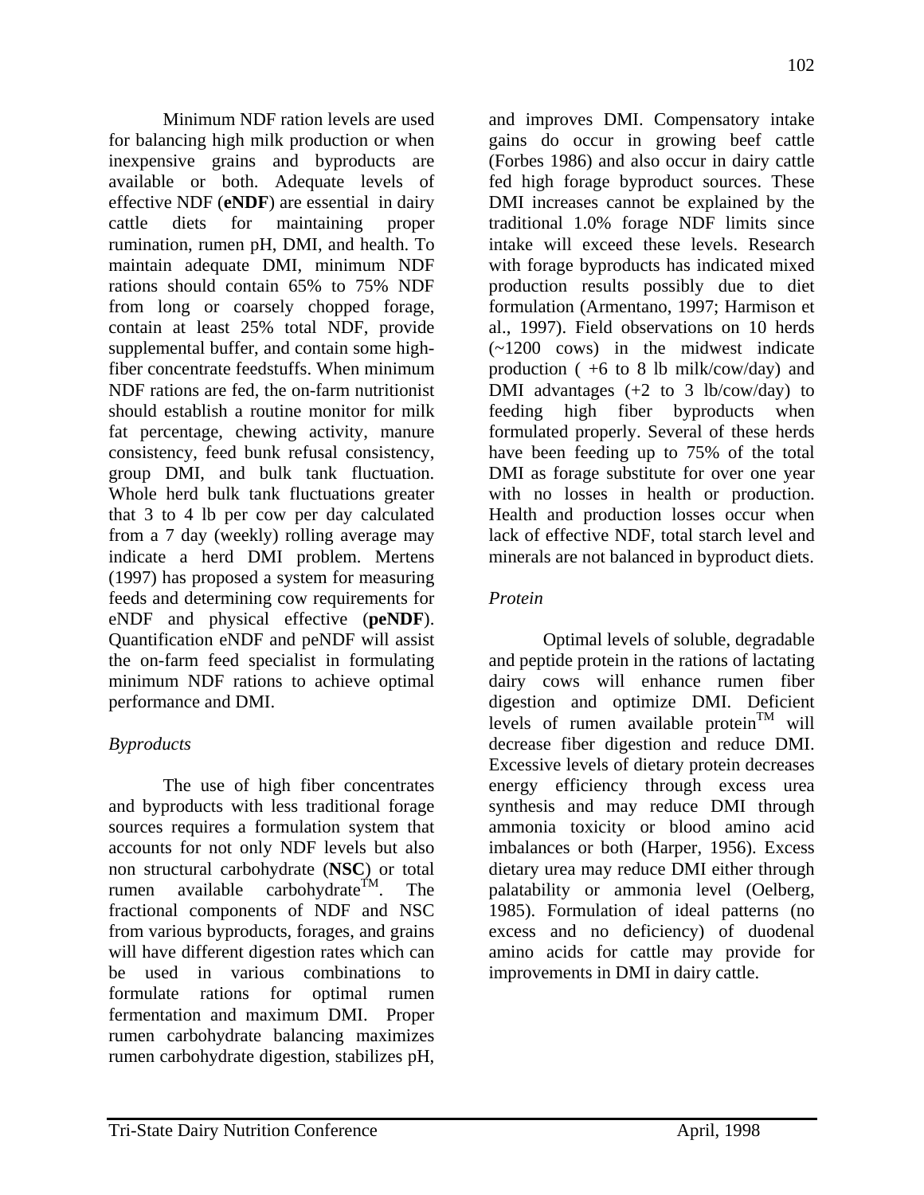Minimum NDF ration levels are used for balancing high milk production or when inexpensive grains and byproducts are available or both. Adequate levels of effective NDF (**eNDF**) are essential in dairy cattle diets for maintaining proper rumination, rumen pH, DMI, and health. To maintain adequate DMI, minimum NDF rations should contain 65% to 75% NDF from long or coarsely chopped forage, contain at least 25% total NDF, provide supplemental buffer, and contain some high-fiber concentrate feedstuffs. When minimum NDF rations are fed, the on-farm nutritionist should establish a routine monitor for milk fat percentage, chewing activity, manure consistency, feed bunk refusal consistency, group DMI, and bulk tank fluctuation. Whole herd bulk tank fluctuations greater that 3 to 4 lb per cow per day calculated from a 7 day (weekly) rolling average may indicate a herd DMI problem. Mertens (1997) has proposed a system for measuring feeds and determining cow requirements for eNDF and physical effective (**peNDF**). Quantification eNDF and peNDF will assist the on-farm feed specialist in formulating minimum NDF rations to achieve optimal performance and DMI.

*Byproducts*

The use of high fiber concentrates and byproducts with less traditional forage sources requires a formulation system that accounts for not only NDF levels but also non structural carbohydrate (**NSC**) or total rumen available carbohydrate™. The fractional components of NDF and NSC from various byproducts, forages, and grains will have different digestion rates which can be used in various combinations to formulate rations for optimal rumen fermentation and maximum DMI. Proper rumen carbohydrate balancing maximizes rumen carbohydrate digestion, stabilizes pH, and improves DMI. Compensatory intake gains do occur in growing beef cattle (Forbes 1986) and also occur in dairy cattle fed high forage byproduct sources. These DMI increases cannot be explained by the traditional 1.0% forage NDF limits since intake will exceed these levels. Research with forage byproducts has indicated mixed production results possibly due to diet formulation (Armentano, 1997; Harmison et al., 1997). Field observations on 10 herds (~1200 cows) in the midwest indicate production ( +6 to 8 lb milk/cow/day) and DMI advantages (+2 to 3 lb/cow/day) to feeding high fiber byproducts when formulated properly. Several of these herds have been feeding up to 75% of the total DMI as forage substitute for over one year with no losses in health or production. Health and production losses occur when lack of effective NDF, total starch level and minerals are not balanced in byproduct diets.

*Protein*

Optimal levels of soluble, degradable and peptide protein in the rations of lactating dairy cows will enhance rumen fiber digestion and optimize DMI. Deficient levels of rumen available protein™ will decrease fiber digestion and reduce DMI. Excessive levels of dietary protein decreases energy efficiency through excess urea synthesis and may reduce DMI through ammonia toxicity or blood amino acid imbalances or both (Harper, 1956). Excess dietary urea may reduce DMI either through palatability or ammonia level (Oelberg, 1985). Formulation of ideal patterns (no excess and no deficiency) of duodenal amino acids for cattle may provide for improvements in DMI in dairy cattle.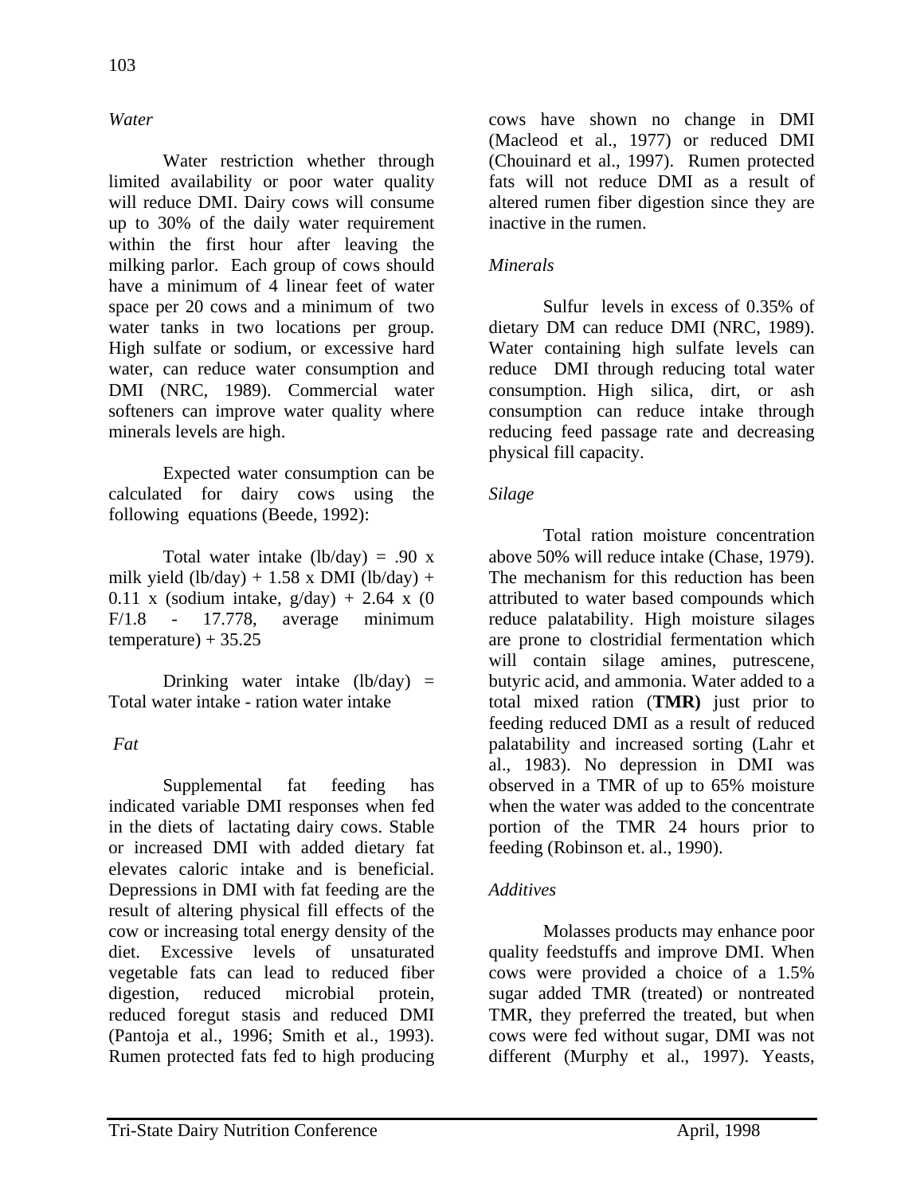*Water*

Water restriction whether through limited availability or poor water quality will reduce DMI. Dairy cows will consume up to 30% of the daily water requirement within the first hour after leaving the milking parlor. Each group of cows should have a minimum of 4 linear feet of water space per 20 cows and a minimum of two water tanks in two locations per group. High sulfate or sodium, or excessive hard water, can reduce water consumption and DMI (NRC, 1989). Commercial water softeners can improve water quality where minerals levels are high.

Expected water consumption can be calculated for dairy cows using the following equations (Beede, 1992):

Total water intake (lb/day) = .90 x milk yield (lb/day) + 1.58 x DMI (lb/day) + 0.11 x (sodium intake, g/day) + 2.64 x (0 F/1.8 - 17.778, average minimum temperature) + 35.25

Drinking water intake (lb/day) = Total water intake - ration water intake

*Fat*

Supplemental fat feeding has indicated variable DMI responses when fed in the diets of lactating dairy cows. Stable or increased DMI with added dietary fat elevates caloric intake and is beneficial. Depressions in DMI with fat feeding are the result of altering physical fill effects of the cow or increasing total energy density of the diet. Excessive levels of unsaturated vegetable fats can lead to reduced fiber digestion, reduced microbial protein, reduced foregut stasis and reduced DMI (Pantoja et al., 1996; Smith et al., 1993). Rumen protected fats fed to high producing cows have shown no change in DMI (Macleod et al., 1977) or reduced DMI (Chouinard et al., 1997). Rumen protected fats will not reduce DMI as a result of altered rumen fiber digestion since they are inactive in the rumen.

*Minerals*

Sulfur levels in excess of 0.35% of dietary DM can reduce DMI (NRC, 1989). Water containing high sulfate levels can reduce DMI through reducing total water consumption. High silica, dirt, or ash consumption can reduce intake through reducing feed passage rate and decreasing physical fill capacity.

*Silage*

Total ration moisture concentration above 50% will reduce intake (Chase, 1979). The mechanism for this reduction has been attributed to water based compounds which reduce palatability. High moisture silages are prone to clostridial fermentation which will contain silage amines, putrescene, butyric acid, and ammonia. Water added to a total mixed ration (**TMR)** just prior to feeding reduced DMI as a result of reduced palatability and increased sorting (Lahr et al., 1983). No depression in DMI was observed in a TMR of up to 65% moisture when the water was added to the concentrate portion of the TMR 24 hours prior to feeding (Robinson et. al., 1990).

*Additives*

Molasses products may enhance poor quality feedstuffs and improve DMI. When cows were provided a choice of a 1.5% sugar added TMR (treated) or nontreated TMR, they preferred the treated, but when cows were fed without sugar, DMI was not different (Murphy et al., 1997). Yeasts,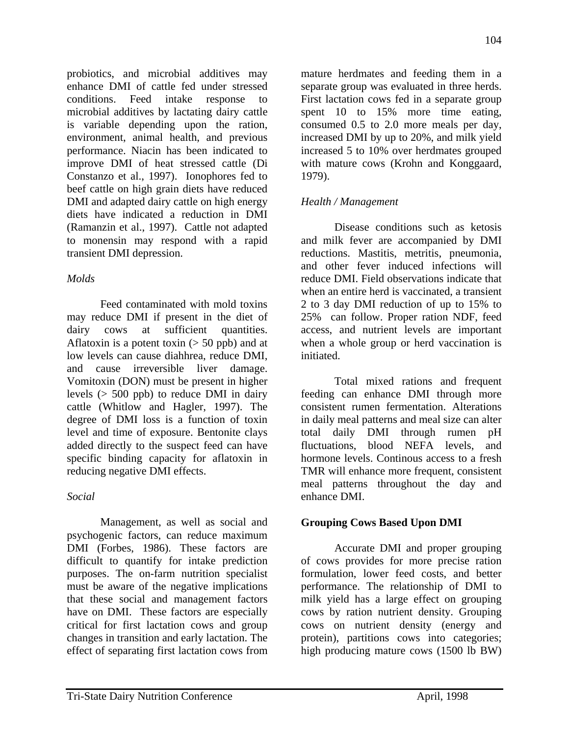probiotics, and microbial additives may enhance DMI of cattle fed under stressed conditions. Feed intake response to microbial additives by lactating dairy cattle is variable depending upon the ration, environment, animal health, and previous performance. Niacin has been indicated to improve DMI of heat stressed cattle (Di Constanzo et al., 1997). Ionophores fed to beef cattle on high grain diets have reduced DMI and adapted dairy cattle on high energy diets have indicated a reduction in DMI (Ramanzin et al., 1997). Cattle not adapted to monensin may respond with a rapid transient DMI depression.

*Molds*

Feed contaminated with mold toxins may reduce DMI if present in the diet of dairy cows at sufficient quantities. Aflatoxin is a potent toxin (> 50 ppb) and at low levels can cause diahhrea, reduce DMI, and cause irreversible liver damage. Vomitoxin (DON) must be present in higher levels (> 500 ppb) to reduce DMI in dairy cattle (Whitlow and Hagler, 1997). The degree of DMI loss is a function of toxin level and time of exposure. Bentonite clays added directly to the suspect feed can have specific binding capacity for aflatoxin in reducing negative DMI effects.

*Social*

Management, as well as social and psychogenic factors, can reduce maximum DMI (Forbes, 1986). These factors are difficult to quantify for intake prediction purposes. The on-farm nutrition specialist must be aware of the negative implications that these social and management factors have on DMI. These factors are especially critical for first lactation cows and group changes in transition and early lactation. The effect of separating first lactation cows from mature herdmates and feeding them in a separate group was evaluated in three herds. First lactation cows fed in a separate group spent 10 to 15% more time eating, consumed 0.5 to 2.0 more meals per day, increased DMI by up to 20%, and milk yield increased 5 to 10% over herdmates grouped with mature cows (Krohn and Konggaard, 1979).

*Health / Management*

Disease conditions such as ketosis and milk fever are accompanied by DMI reductions. Mastitis, metritis, pneumonia, and other fever induced infections will reduce DMI. Field observations indicate that when an entire herd is vaccinated, a transient 2 to 3 day DMI reduction of up to 15% to 25% can follow. Proper ration NDF, feed access, and nutrient levels are important when a whole group or herd vaccination is initiated.

Total mixed rations and frequent feeding can enhance DMI through more consistent rumen fermentation. Alterations in daily meal patterns and meal size can alter total daily DMI through rumen pH fluctuations, blood NEFA levels, and hormone levels. Continous access to a fresh TMR will enhance more frequent, consistent meal patterns throughout the day and enhance DMI.

## Grouping Cows Based Upon DMI

Accurate DMI and proper grouping of cows provides for more precise ration formulation, lower feed costs, and better performance. The relationship of DMI to milk yield has a large effect on grouping cows by ration nutrient density. Grouping cows on nutrient density (energy and protein), partitions cows into categories; high producing mature cows (1500 lb BW)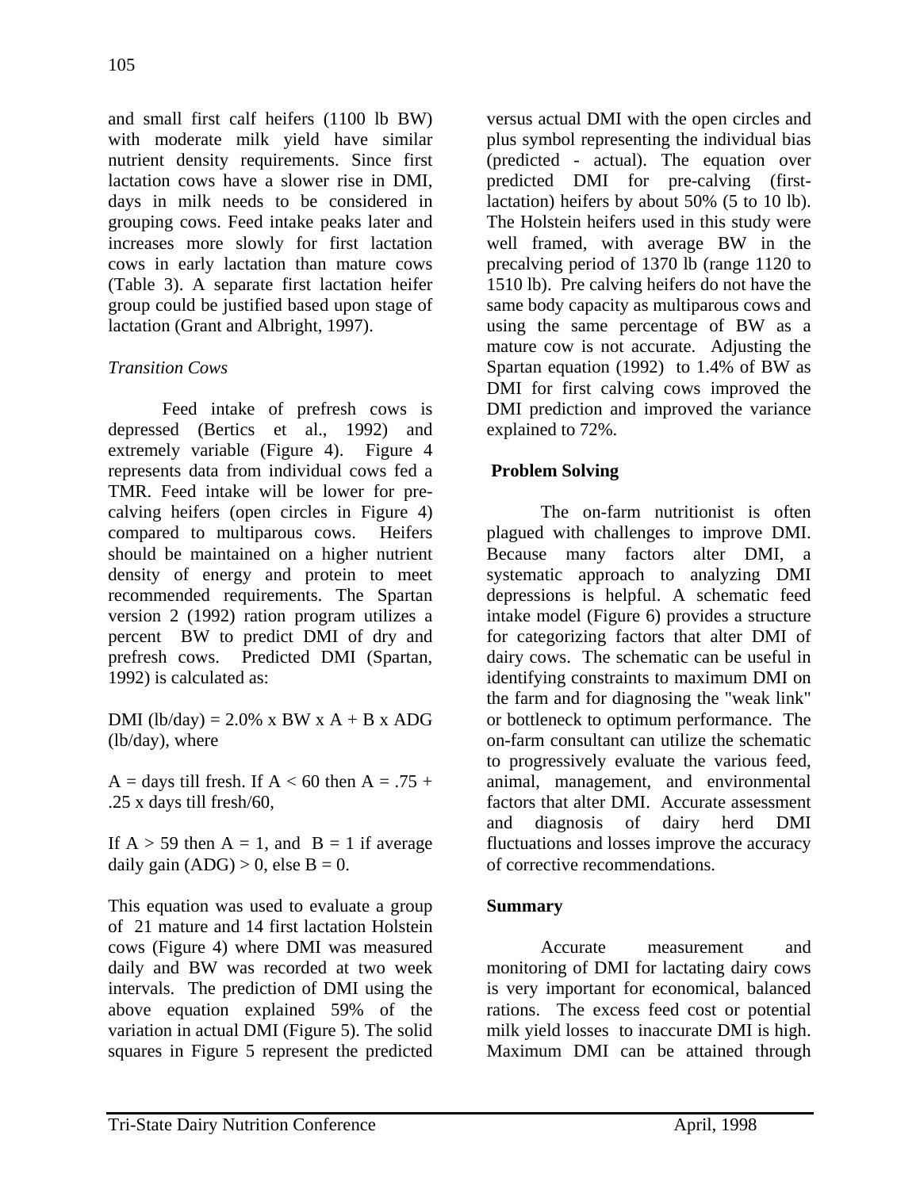and small first calf heifers (1100 lb BW) with moderate milk yield have similar nutrient density requirements. Since first lactation cows have a slower rise in DMI, days in milk needs to be considered in grouping cows. Feed intake peaks later and increases more slowly for first lactation cows in early lactation than mature cows (Table 3). A separate first lactation heifer group could be justified based upon stage of lactation (Grant and Albright, 1997).

### *Transition Cows*

Feed intake of prefresh cows is depressed (Bertics et al., 1992) and extremely variable (Figure 4). Figure 4 represents data from individual cows fed a TMR. Feed intake will be lower for pre-calving heifers (open circles in Figure 4) compared to multiparous cows. Heifers should be maintained on a higher nutrient density of energy and protein to meet recommended requirements. The Spartan version 2 (1992) ration program utilizes a percent BW to predict DMI of dry and prefresh cows. Predicted DMI (Spartan, 1992) is calculated as:

DMI (lb/day) = 2.0% x BW x A + B x ADG (lb/day), where

A = days till fresh. If A < 60 then A = .75 + .25 x days till fresh/60,

If A > 59 then A = 1, and B = 1 if average daily gain (ADG) > 0, else B = 0.

This equation was used to evaluate a group of 21 mature and 14 first lactation Holstein cows (Figure 4) where DMI was measured daily and BW was recorded at two week intervals. The prediction of DMI using the above equation explained 59% of the variation in actual DMI (Figure 5). The solid squares in Figure 5 represent the predicted versus actual DMI with the open circles and plus symbol representing the individual bias (predicted - actual). The equation over predicted DMI for pre-calving (first-lactation) heifers by about 50% (5 to 10 lb). The Holstein heifers used in this study were well framed, with average BW in the precalving period of 1370 lb (range 1120 to 1510 lb). Pre calving heifers do not have the same body capacity as multiparous cows and using the same percentage of BW as a mature cow is not accurate. Adjusting the Spartan equation (1992) to 1.4% of BW as DMI for first calving cows improved the DMI prediction and improved the variance explained to 72%.

## Problem Solving

The on-farm nutritionist is often plagued with challenges to improve DMI. Because many factors alter DMI, a systematic approach to analyzing DMI depressions is helpful. A schematic feed intake model (Figure 6) provides a structure for categorizing factors that alter DMI of dairy cows. The schematic can be useful in identifying constraints to maximum DMI on the farm and for diagnosing the "weak link" or bottleneck to optimum performance. The on-farm consultant can utilize the schematic to progressively evaluate the various feed, animal, management, and environmental factors that alter DMI. Accurate assessment and diagnosis of dairy herd DMI fluctuations and losses improve the accuracy of corrective recommendations.

## Summary

Accurate measurement and monitoring of DMI for lactating dairy cows is very important for economical, balanced rations. The excess feed cost or potential milk yield losses to inaccurate DMI is high. Maximum DMI can be attained through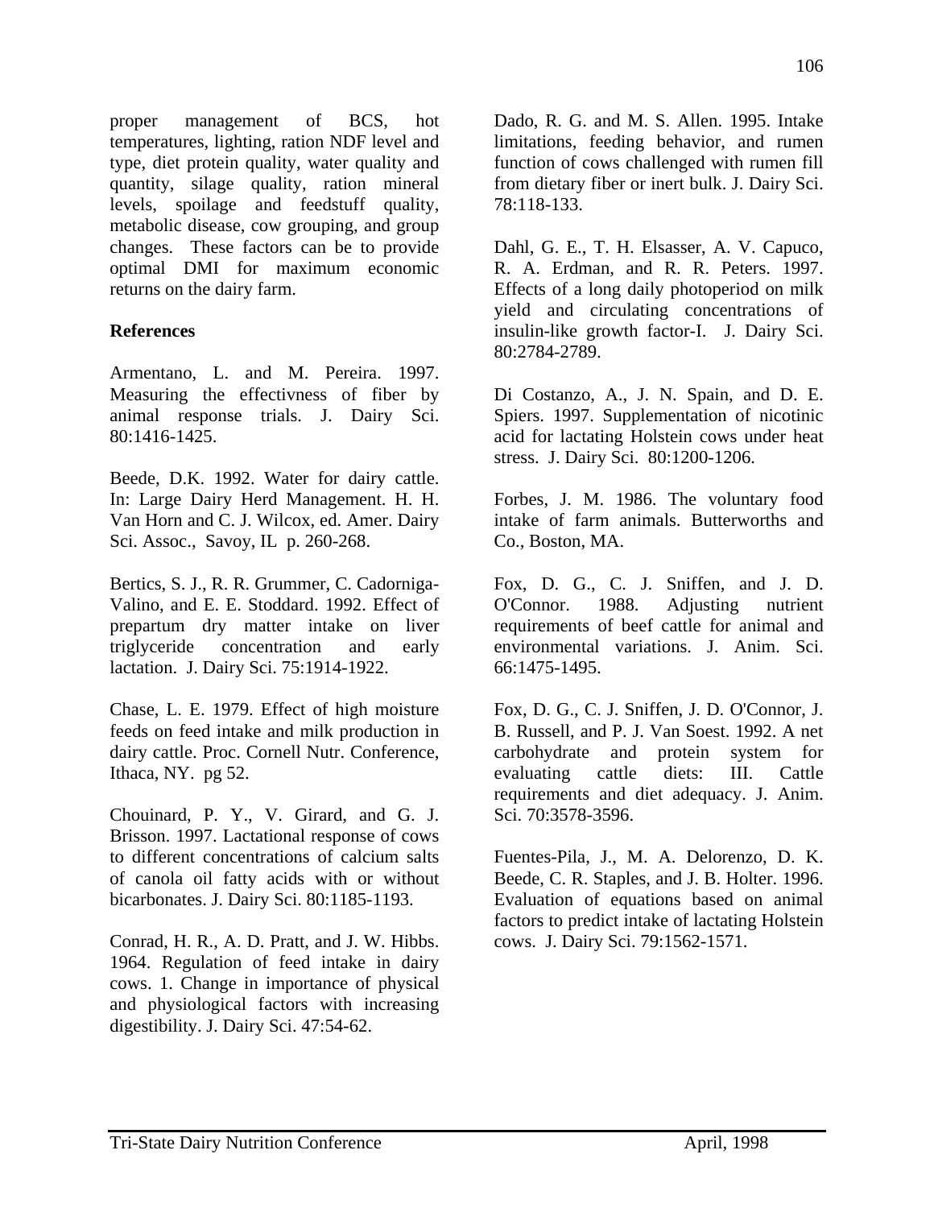proper management of BCS, hot temperatures, lighting, ration NDF level and type, diet protein quality, water quality and quantity, silage quality, ration mineral levels, spoilage and feedstuff quality, metabolic disease, cow grouping, and group changes. These factors can be to provide optimal DMI for maximum economic returns on the dairy farm.

## References

Armentano, L. and M. Pereira. 1997. Measuring the effectivness of fiber by animal response trials. J. Dairy Sci. 80:1416-1425.

Beede, D.K. 1992. Water for dairy cattle. In: Large Dairy Herd Management. H. H. Van Horn and C. J. Wilcox, ed. Amer. Dairy Sci. Assoc., Savoy, IL p. 260-268.

Bertics, S. J., R. R. Grummer, C. Cadorniga-Valino, and E. E. Stoddard. 1992. Effect of prepartum dry matter intake on liver triglyceride concentration and early lactation. J. Dairy Sci. 75:1914-1922.

Chase, L. E. 1979. Effect of high moisture feeds on feed intake and milk production in dairy cattle. Proc. Cornell Nutr. Conference, Ithaca, NY. pg 52.

Chouinard, P. Y., V. Girard, and G. J. Brisson. 1997. Lactational response of cows to different concentrations of calcium salts of canola oil fatty acids with or without bicarbonates. J. Dairy Sci. 80:1185-1193.

Conrad, H. R., A. D. Pratt, and J. W. Hibbs. 1964. Regulation of feed intake in dairy cows. 1. Change in importance of physical and physiological factors with increasing digestibility. J. Dairy Sci. 47:54-62.

Dado, R. G. and M. S. Allen. 1995. Intake limitations, feeding behavior, and rumen function of cows challenged with rumen fill from dietary fiber or inert bulk. J. Dairy Sci. 78:118-133.

Dahl, G. E., T. H. Elsasser, A. V. Capuco, R. A. Erdman, and R. R. Peters. 1997. Effects of a long daily photoperiod on milk yield and circulating concentrations of insulin-like growth factor-I. J. Dairy Sci. 80:2784-2789.

Di Costanzo, A., J. N. Spain, and D. E. Spiers. 1997. Supplementation of nicotinic acid for lactating Holstein cows under heat stress. J. Dairy Sci. 80:1200-1206.

Forbes, J. M. 1986. The voluntary food intake of farm animals. Butterworths and Co., Boston, MA.

Fox, D. G., C. J. Sniffen, and J. D. O'Connor. 1988. Adjusting nutrient requirements of beef cattle for animal and environmental variations. J. Anim. Sci. 66:1475-1495.

Fox, D. G., C. J. Sniffen, J. D. O'Connor, J. B. Russell, and P. J. Van Soest. 1992. A net carbohydrate and protein system for evaluating cattle diets: III. Cattle requirements and diet adequacy. J. Anim. Sci. 70:3578-3596.

Fuentes-Pila, J., M. A. Delorenzo, D. K. Beede, C. R. Staples, and J. B. Holter. 1996. Evaluation of equations based on animal factors to predict intake of lactating Holstein cows. J. Dairy Sci. 79:1562-1571.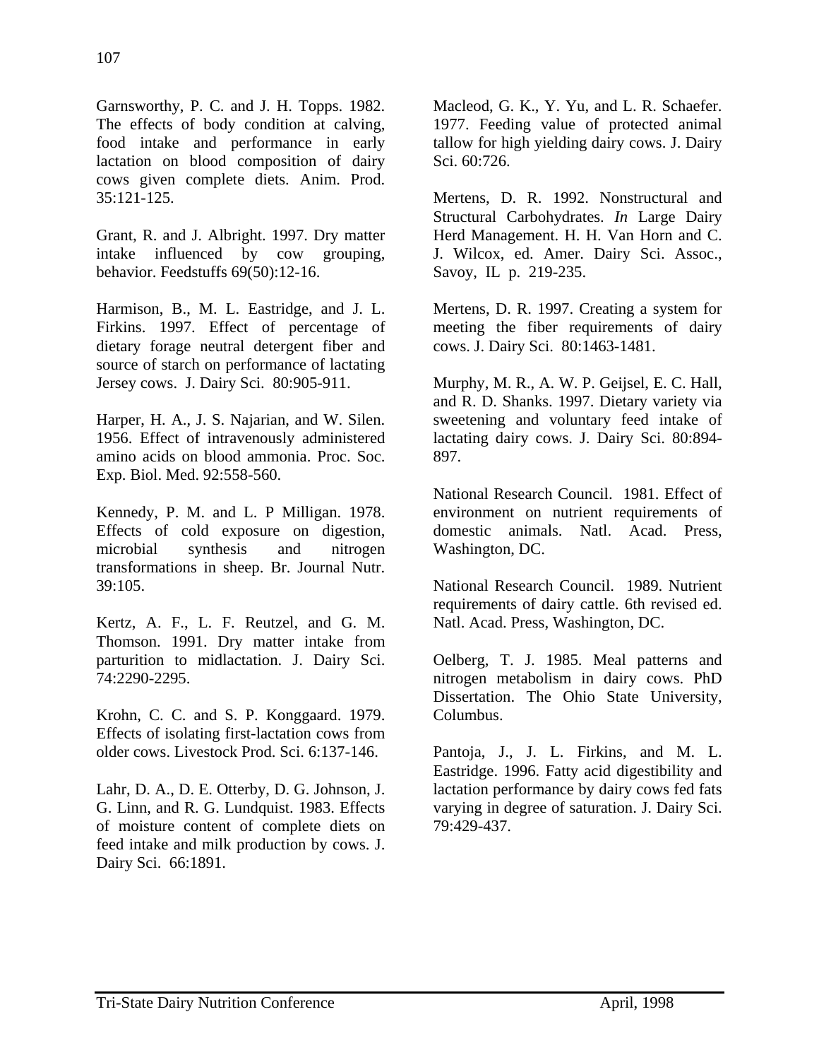Garnsworthy, P. C. and J. H. Topps. 1982. The effects of body condition at calving, food intake and performance in early lactation on blood composition of dairy cows given complete diets. Anim. Prod. 35:121-125.

Grant, R. and J. Albright. 1997. Dry matter intake influenced by cow grouping, behavior. Feedstuffs 69(50):12-16.

Harmison, B., M. L. Eastridge, and J. L. Firkins. 1997. Effect of percentage of dietary forage neutral detergent fiber and source of starch on performance of lactating Jersey cows. J. Dairy Sci. 80:905-911.

Harper, H. A., J. S. Najarian, and W. Silen. 1956. Effect of intravenously administered amino acids on blood ammonia. Proc. Soc. Exp. Biol. Med. 92:558-560.

Kennedy, P. M. and L. P Milligan. 1978. Effects of cold exposure on digestion, microbial synthesis and nitrogen transformations in sheep. Br. Journal Nutr. 39:105.

Kertz, A. F., L. F. Reutzel, and G. M. Thomson. 1991. Dry matter intake from parturition to midlactation. J. Dairy Sci. 74:2290-2295.

Krohn, C. C. and S. P. Konggaard. 1979. Effects of isolating first-lactation cows from older cows. Livestock Prod. Sci. 6:137-146.

Lahr, D. A., D. E. Otterby, D. G. Johnson, J. G. Linn, and R. G. Lundquist. 1983. Effects of moisture content of complete diets on feed intake and milk production by cows. J. Dairy Sci. 66:1891.

Macleod, G. K., Y. Yu, and L. R. Schaefer. 1977. Feeding value of protected animal tallow for high yielding dairy cows. J. Dairy Sci. 60:726.

Mertens, D. R. 1992. Nonstructural and Structural Carbohydrates. *In* Large Dairy Herd Management. H. H. Van Horn and C. J. Wilcox, ed. Amer. Dairy Sci. Assoc., Savoy, IL p. 219-235.

Mertens, D. R. 1997. Creating a system for meeting the fiber requirements of dairy cows. J. Dairy Sci. 80:1463-1481.

Murphy, M. R., A. W. P. Geijsel, E. C. Hall, and R. D. Shanks. 1997. Dietary variety via sweetening and voluntary feed intake of lactating dairy cows. J. Dairy Sci. 80:894-897.

National Research Council. 1981. Effect of environment on nutrient requirements of domestic animals. Natl. Acad. Press, Washington, DC.

National Research Council. 1989. Nutrient requirements of dairy cattle. 6th revised ed. Natl. Acad. Press, Washington, DC.

Oelberg, T. J. 1985. Meal patterns and nitrogen metabolism in dairy cows. PhD Dissertation. The Ohio State University, Columbus.

Pantoja, J., J. L. Firkins, and M. L. Eastridge. 1996. Fatty acid digestibility and lactation performance by dairy cows fed fats varying in degree of saturation. J. Dairy Sci. 79:429-437.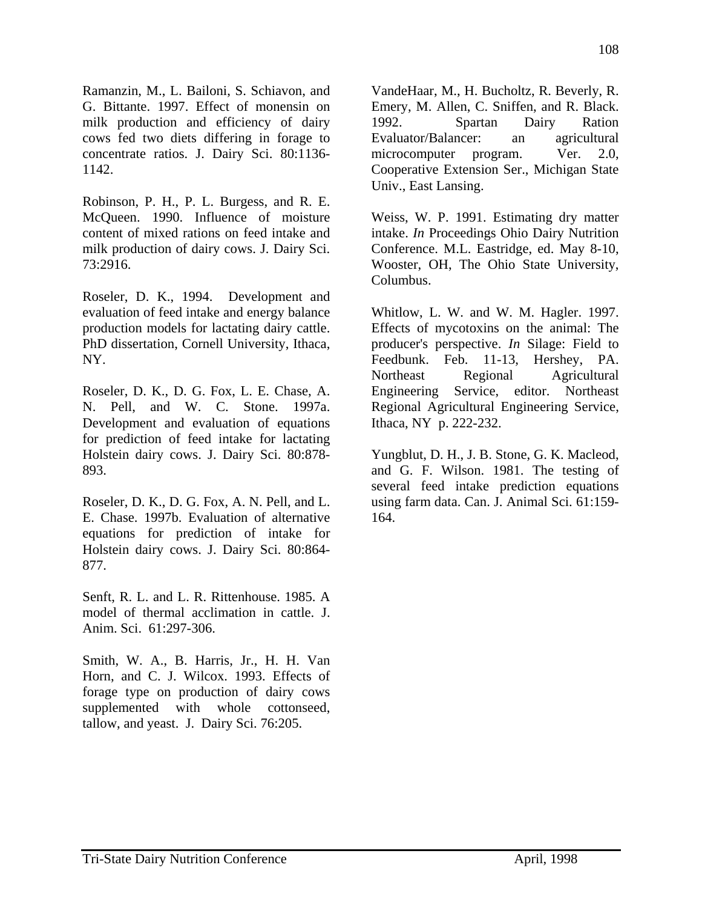Ramanzin, M., L. Bailoni, S. Schiavon, and G. Bittante. 1997. Effect of monensin on milk production and efficiency of dairy cows fed two diets differing in forage to concentrate ratios. J. Dairy Sci. 80:1136-1142.

Robinson, P. H., P. L. Burgess, and R. E. McQueen. 1990. Influence of moisture content of mixed rations on feed intake and milk production of dairy cows. J. Dairy Sci. 73:2916.

Roseler, D. K., 1994. Development and evaluation of feed intake and energy balance production models for lactating dairy cattle. PhD dissertation, Cornell University, Ithaca, NY.

Roseler, D. K., D. G. Fox, L. E. Chase, A. N. Pell, and W. C. Stone. 1997a. Development and evaluation of equations for prediction of feed intake for lactating Holstein dairy cows. J. Dairy Sci. 80:878-893.

Roseler, D. K., D. G. Fox, A. N. Pell, and L. E. Chase. 1997b. Evaluation of alternative equations for prediction of intake for Holstein dairy cows. J. Dairy Sci. 80:864-877.

Senft, R. L. and L. R. Rittenhouse. 1985. A model of thermal acclimation in cattle. J. Anim. Sci. 61:297-306.

Smith, W. A., B. Harris, Jr., H. H. Van Horn, and C. J. Wilcox. 1993. Effects of forage type on production of dairy cows supplemented with whole cottonseed, tallow, and yeast. J. Dairy Sci. 76:205.

VandeHaar, M., H. Bucholtz, R. Beverly, R. Emery, M. Allen, C. Sniffen, and R. Black. 1992. Spartan Dairy Ration Evaluator/Balancer: an agricultural microcomputer program. Ver. 2.0, Cooperative Extension Ser., Michigan State Univ., East Lansing.

Weiss, W. P. 1991. Estimating dry matter intake. *In* Proceedings Ohio Dairy Nutrition Conference. M.L. Eastridge, ed. May 8-10, Wooster, OH, The Ohio State University, Columbus.

Whitlow, L. W. and W. M. Hagler. 1997. Effects of mycotoxins on the animal: The producer's perspective. *In* Silage: Field to Feedbunk. Feb. 11-13, Hershey, PA. Northeast Regional Agricultural Engineering Service, editor. Northeast Regional Agricultural Engineering Service, Ithaca, NY p. 222-232.

Yungblut, D. H., J. B. Stone, G. K. Macleod, and G. F. Wilson. 1981. The testing of several feed intake prediction equations using farm data. Can. J. Animal Sci. 61:159-164.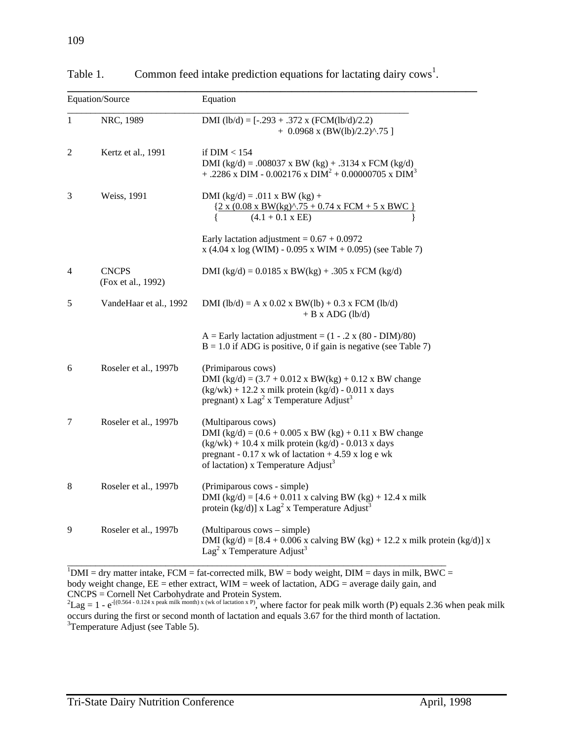Table 1. Common feed intake prediction equations for lactating dairy cows[1].

| | Equation/Source | Equation |
|---|---|---|
| 1 | NRC, 1989 | DMI (lb/d) = [-.293 + .372 x (FCM(lb/d)/2.2) + 0.0968 x (BW(lb)/2.2)^.75 ] |
| 2 | Kertz et al., 1991 | if DIM < 154<br>DMI (kg/d) = .008037 x BW (kg) + .3134 x FCM (kg/d) + .2286 x DIM - 0.002176 x $DIM^2$ + 0.00000705 x $DIM^3$ |
| 3 | Weiss, 1991 | DMI (kg/d) = .011 x BW (kg) + $\left\{\frac{2 \times (0.08 \times BW(kg)^{.75} + 0.74 \times FCM + 5 \times BWC)}{(4.1 + 0.1 \times EE)}\right\}$<br><br>Early lactation adjustment = 0.67 + 0.0972 x (4.04 x log (WIM) - 0.095 x WIM + 0.095) (see Table 7) |
| 4 | CNCPS (Fox et al., 1992) | DMI (kg/d) = 0.0185 x BW(kg) + .305 x FCM (kg/d) |
| 5 | VandeHaar et al., 1992 | DMI (lb/d) = A x 0.02 x BW(lb) + 0.3 x FCM (lb/d) + B x ADG (lb/d)<br><br>A = Early lactation adjustment = (1 - .2 x (80 - DIM)/80)<br>B = 1.0 if ADG is positive, 0 if gain is negative (see Table 7) |
| 6 | Roseler et al., 1997b | (Primiparous cows)<br>DMI (kg/d) = (3.7 + 0.012 x BW(kg) + 0.12 x BW change (kg/wk) + 12.2 x milk protein (kg/d) - 0.011 x days pregnant) x $Lag^2$ x Temperature Adjust[3] |
| 7 | Roseler et al., 1997b | (Multiparous cows)<br>DMI (kg/d) = (0.6 + 0.005 x BW (kg) + 0.11 x BW change (kg/wk) + 10.4 x milk protein (kg/d) - 0.013 x days pregnant - 0.17 x wk of lactation + 4.59 x log e wk of lactation) x Temperature Adjust[3] |
| 8 | Roseler et al., 1997b | (Primiparous cows - simple)<br>DMI (kg/d) = [4.6 + 0.011 x calving BW (kg) + 12.4 x milk protein (kg/d)] x $Lag^2$ x Temperature Adjust[3] |
| 9 | Roseler et al., 1997b | (Multiparous cows – simple)<br>DMI (kg/d) = [8.4 + 0.006 x calving BW (kg) + 12.2 x milk protein (kg/d)] x $Lag^2$ x Temperature Adjust[3] |

[1]DMI = dry matter intake, FCM = fat-corrected milk, BW = body weight, DIM = days in milk, BWC = body weight change, EE = ether extract, WIM = week of lactation, ADG = average daily gain, and CNCPS = Cornell Net Carbohydrate and Protein System.

[2]$Lag = 1 - e^{-[(0.564 - 0.124 \times \text{peak milk month}) \times (\text{wk of lactation} \times P)]}$, where factor for peak milk worth (P) equals 2.36 when peak milk occurs during the first or second month of lactation and equals 3.67 for the third month of lactation.

[3]Temperature Adjust (see Table 5).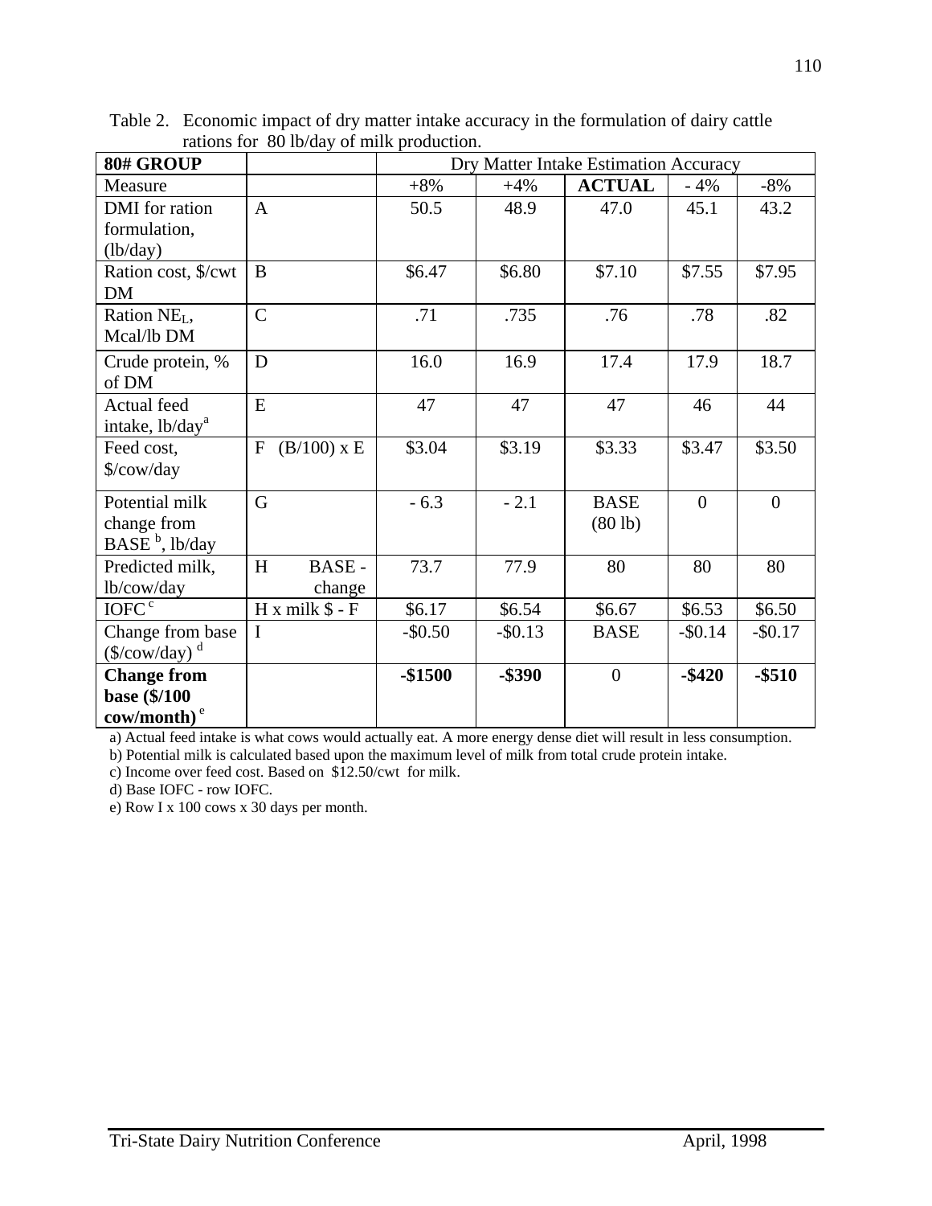Table 2. Economic impact of dry matter intake accuracy in the formulation of dairy cattle rations for 80 lb/day of milk production.

| **80# GROUP** | | Dry Matter Intake Estimation Accuracy | | | | |
|---|---|---|---|---|---|---|
| Measure | | +8% | +4% | **ACTUAL** | - 4% | -8% |
| DMI for ration formulation, (lb/day) | A | 50.5 | 48.9 | 47.0 | 45.1 | 43.2 |
| Ration cost, $/cwt DM | B | $6.47 | $6.80 | $7.10 | $7.55 | $7.95 |
| Ration $NE_L$, Mcal/lb DM | C | .71 | .735 | .76 | .78 | .82 |
| Crude protein, % of DM | D | 16.0 | 16.9 | 17.4 | 17.9 | 18.7 |
| Actual feed intake, lb/day[a] | E | 47 | 47 | 47 | 46 | 44 |
| Feed cost, $/cow/day | F (B/100) x E | $3.04 | $3.19 | $3.33 | $3.47 | $3.50 |
| Potential milk change from BASE[b], lb/day | G | - 6.3 | - 2.1 | BASE (80 lb) | 0 | 0 |
| Predicted milk, lb/cow/day | H BASE - change | 73.7 | 77.9 | 80 | 80 | 80 |
| IOFC[c] | H x milk $ - F | $6.17 | $6.54 | $6.67 | $6.53 | $6.50 |
| Change from base ($/cow/day)[d] | I | -$0.50 | -$0.13 | BASE | -$0.14 | -$0.17 |
| **Change from base ($/100 cow/month)**[e] | | **-$1500** | **-$390** | 0 | **-$420** | **-$510** |

a) Actual feed intake is what cows would actually eat. A more energy dense diet will result in less consumption.

b) Potential milk is calculated based upon the maximum level of milk from total crude protein intake.

c) Income over feed cost. Based on $12.50/cwt for milk.

d) Base IOFC - row IOFC.

e) Row I x 100 cows x 30 days per month.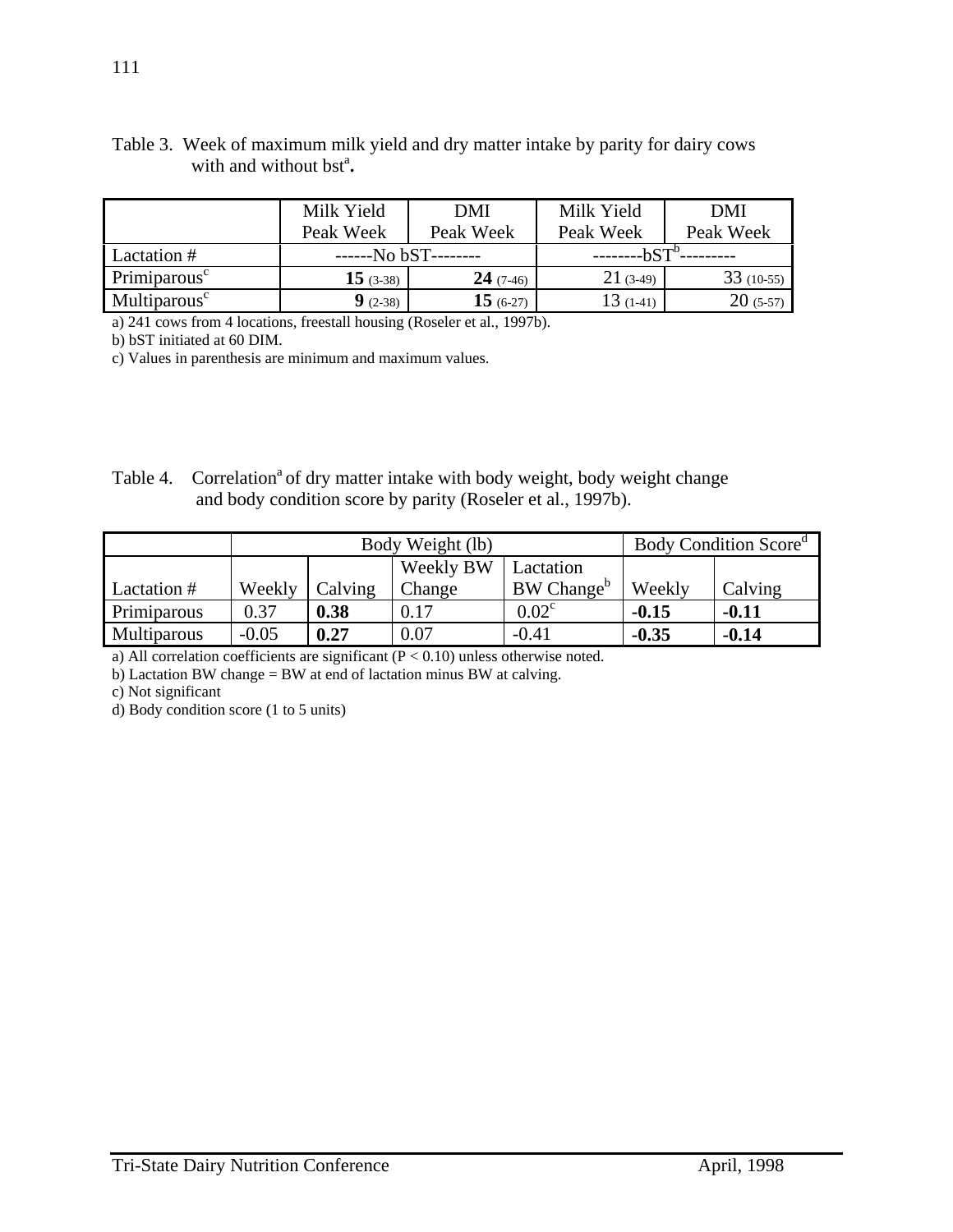Table 3. Week of maximum milk yield and dry matter intake by parity for dairy cows with and without bst[a].

| | Milk Yield Peak Week | DMI Peak Week | Milk Yield Peak Week | DMI Peak Week |
|---|---|---|---|---|
| Lactation # | ------No bST-------- | | --------bST[b]--------- | |
| Primiparous[c] | **15** (3-38) | **24** (7-46) | 21 (3-49) | 33 (10-55) |
| Multiparous[c] | **9** (2-38) | **15** (6-27) | 13 (1-41) | 20 (5-57) |

a) 241 cows from 4 locations, freestall housing (Roseler et al., 1997b).

b) bST initiated at 60 DIM.

c) Values in parenthesis are minimum and maximum values.

Table 4. Correlation[a] of dry matter intake with body weight, body weight change and body condition score by parity (Roseler et al., 1997b).

| | Body Weight (lb) | | | | Body Condition Score[d] | |
|---|---|---|---|---|---|---|
| Lactation # | Weekly | Calving | Weekly BW Change | Lactation BW Change[b] | Weekly | Calving |
| Primiparous | 0.37 | **0.38** | 0.17 | 0.02[c] | **-0.15** | **-0.11** |
| Multiparous | -0.05 | **0.27** | 0.07 | -0.41 | **-0.35** | **-0.14** |

a) All correlation coefficients are significant ($P < 0.10$) unless otherwise noted.

b) Lactation BW change = BW at end of lactation minus BW at calving.

c) Not significant

d) Body condition score (1 to 5 units)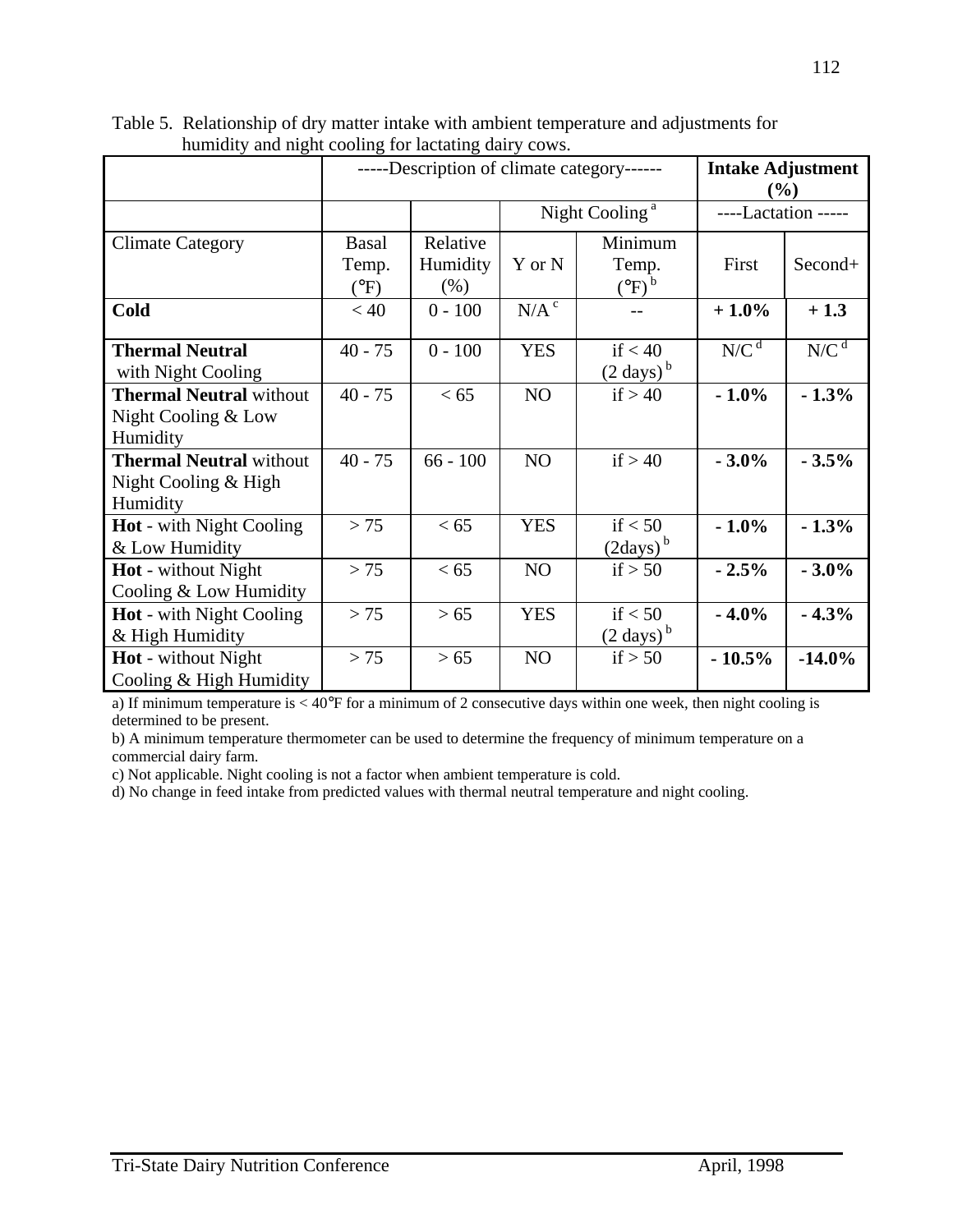Table 5. Relationship of dry matter intake with ambient temperature and adjustments for humidity and night cooling for lactating dairy cows.

| | -----Description of climate category------ | | | | **Intake Adjustment (%)** | |
|---|---|---|---|---|---|---|
| | | | Night Cooling [a] | | ----Lactation ----- | |
| Climate Category | Basal Temp. (°F) | Relative Humidity (%) | Y or N | Minimum Temp. (°F) [b] | First | Second+ |
| **Cold** | < 40 | 0 - 100 | N/A [c] | -- | **+ 1.0%** | **+ 1.3** |
| **Thermal Neutral** with Night Cooling | 40 - 75 | 0 - 100 | YES | if < 40 (2 days) [b] | N/C [d] | N/C [d] |
| **Thermal Neutral** without Night Cooling & Low Humidity | 40 - 75 | < 65 | NO | if > 40 | **- 1.0%** | **- 1.3%** |
| **Thermal Neutral** without Night Cooling & High Humidity | 40 - 75 | 66 - 100 | NO | if > 40 | **- 3.0%** | **- 3.5%** |
| **Hot** - with Night Cooling & Low Humidity | > 75 | < 65 | YES | if < 50 (2days) [b] | **- 1.0%** | **- 1.3%** |
| **Hot** - without Night Cooling & Low Humidity | > 75 | < 65 | NO | if > 50 | **- 2.5%** | **- 3.0%** |
| **Hot** - with Night Cooling & High Humidity | > 75 | > 65 | YES | if < 50 (2 days) [b] | **- 4.0%** | **- 4.3%** |
| **Hot** - without Night Cooling & High Humidity | > 75 | > 65 | NO | if > 50 | **- 10.5%** | **-14.0%** |

a) If minimum temperature is < 40°F for a minimum of 2 consecutive days within one week, then night cooling is determined to be present.

b) A minimum temperature thermometer can be used to determine the frequency of minimum temperature on a commercial dairy farm.

c) Not applicable. Night cooling is not a factor when ambient temperature is cold.

d) No change in feed intake from predicted values with thermal neutral temperature and night cooling.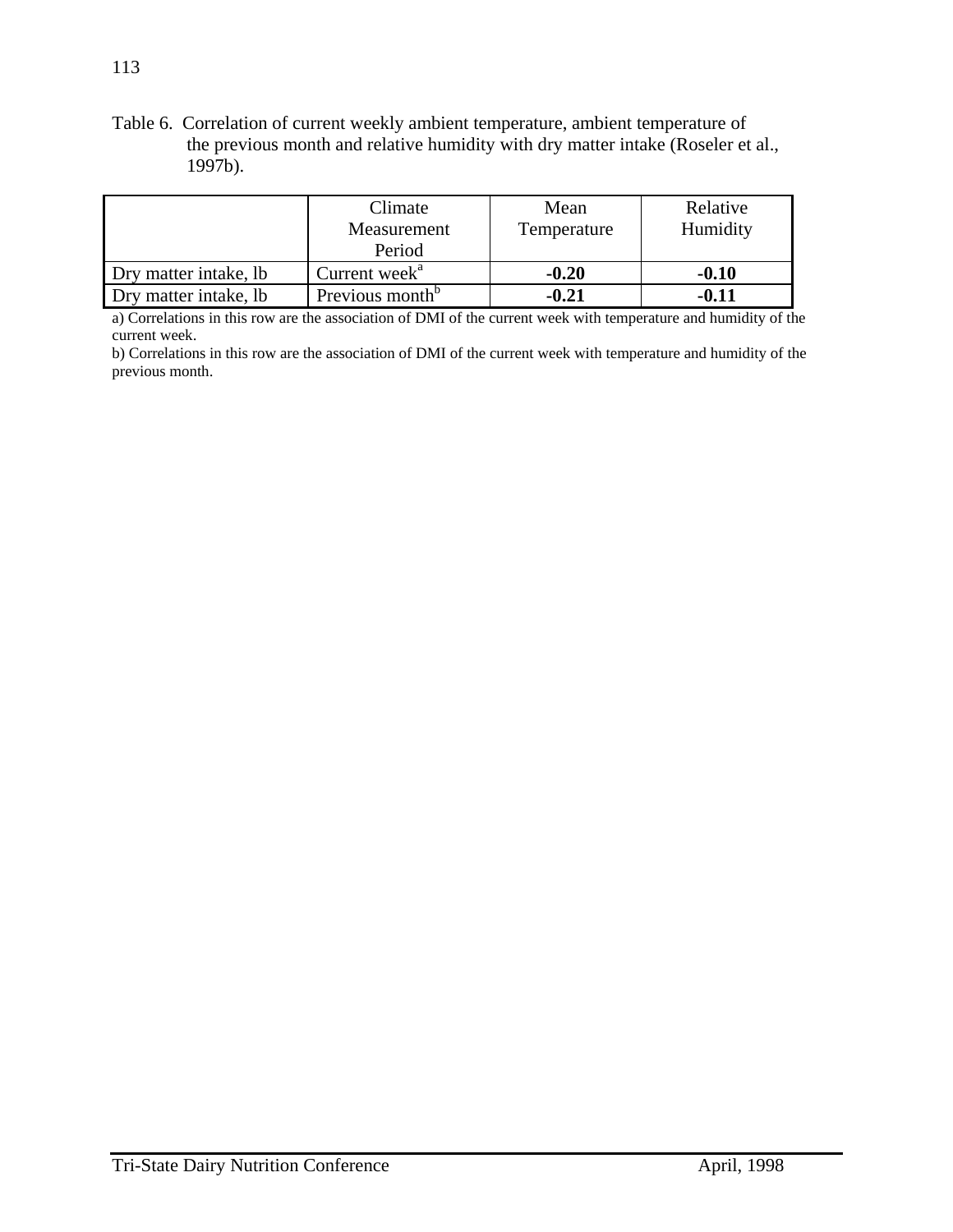Table 6. Correlation of current weekly ambient temperature, ambient temperature of the previous month and relative humidity with dry matter intake (Roseler et al., 1997b).

| | Climate Measurement Period | Mean Temperature | Relative Humidity |
|---|---|---|---|
| Dry matter intake, lb | Current week[a] | **-0.20** | **-0.10** |
| Dry matter intake, lb | Previous month[b] | **-0.21** | **-0.11** |

a) Correlations in this row are the association of DMI of the current week with temperature and humidity of the current week.

b) Correlations in this row are the association of DMI of the current week with temperature and humidity of the previous month.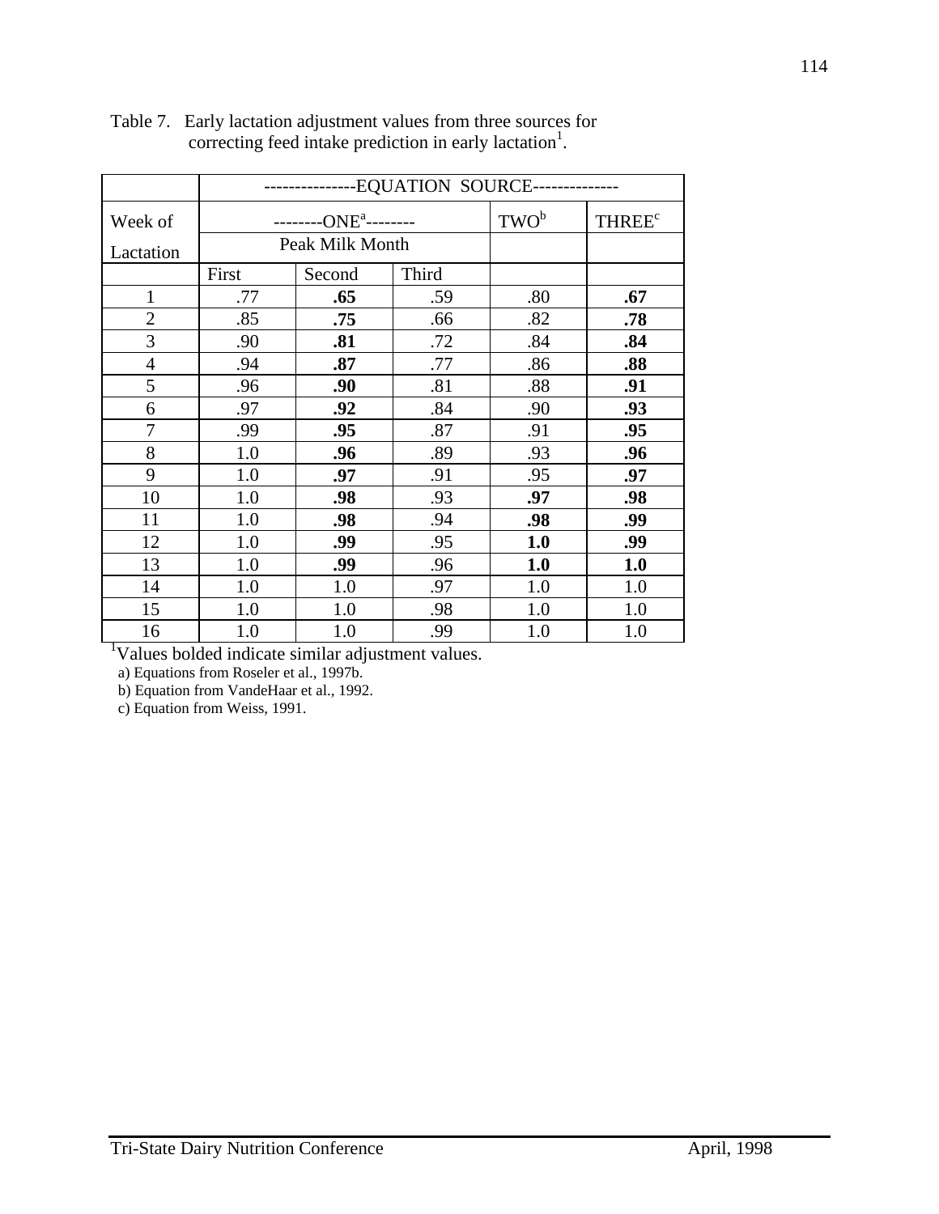Table 7. Early lactation adjustment values from three sources for correcting feed intake prediction in early lactation[1].

| Week of Lactation | EQUATION SOURCE | | | | |
|---|---|---|---|---|---|
| | ONE[a] | | | TWO[b] | THREE[c] |
| | Peak Milk Month | | | | |
| | First | Second | Third | | |
| 1 | .77 | **.65** | .59 | .80 | **.67** |
| 2 | .85 | **.75** | .66 | .82 | **.78** |
| 3 | .90 | **.81** | .72 | .84 | **.84** |
| 4 | .94 | **.87** | .77 | .86 | **.88** |
| 5 | .96 | **.90** | .81 | .88 | **.91** |
| 6 | .97 | **.92** | .84 | .90 | **.93** |
| 7 | .99 | **.95** | .87 | .91 | **.95** |
| 8 | 1.0 | **.96** | .89 | .93 | **.96** |
| 9 | 1.0 | **.97** | .91 | .95 | **.97** |
| 10 | 1.0 | **.98** | .93 | **.97** | **.98** |
| 11 | 1.0 | **.98** | .94 | **.98** | **.99** |
| 12 | 1.0 | **.99** | .95 | **1.0** | **.99** |
| 13 | 1.0 | **.99** | .96 | **1.0** | **1.0** |
| 14 | 1.0 | 1.0 | .97 | 1.0 | 1.0 |
| 15 | 1.0 | 1.0 | .98 | 1.0 | 1.0 |
| 16 | 1.0 | 1.0 | .99 | 1.0 | 1.0 |

[1]Values bolded indicate similar adjustment values.

a) Equations from Roseler et al., 1997b.

b) Equation from VandeHaar et al., 1992.

c) Equation from Weiss, 1991.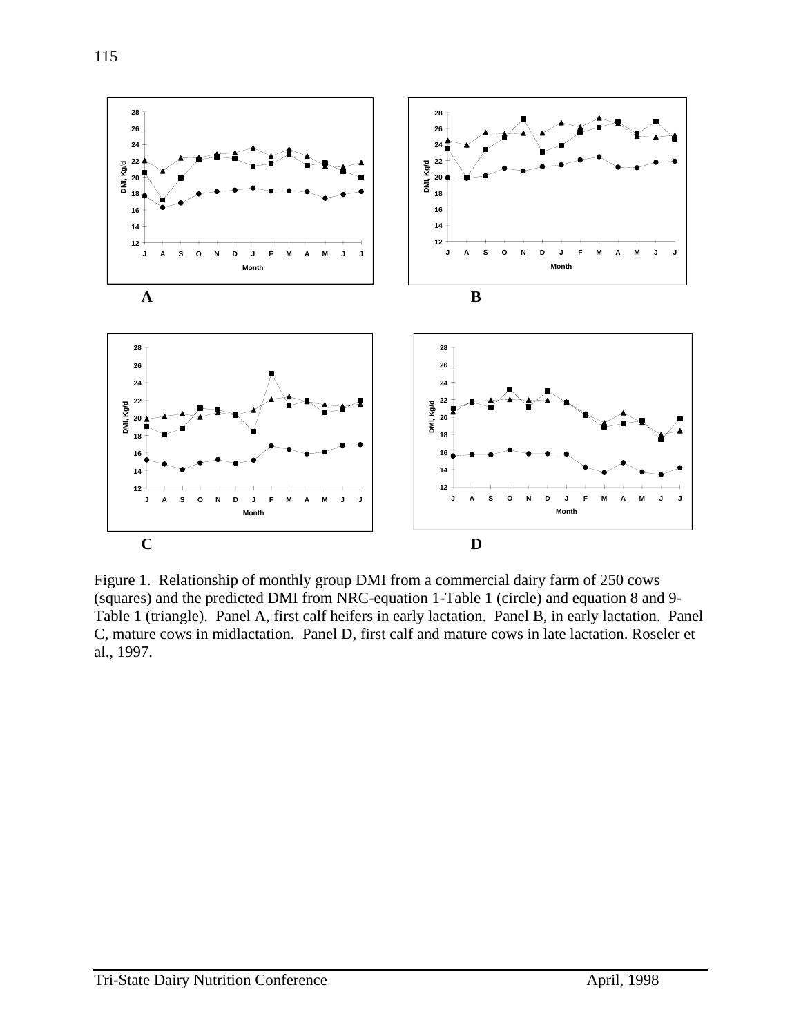Figure 1. Relationship of monthly group DMI from a commercial dairy farm of 250 cows (squares) and the predicted DMI from NRC-equation 1-Table 1 (circle) and equation 8 and 9-Table 1 (triangle). Panel A, first calf heifers in early lactation. Panel B, in early lactation. Panel C, mature cows in midlactation. Panel D, first calf and mature cows in late lactation. Roseler et al., 1997.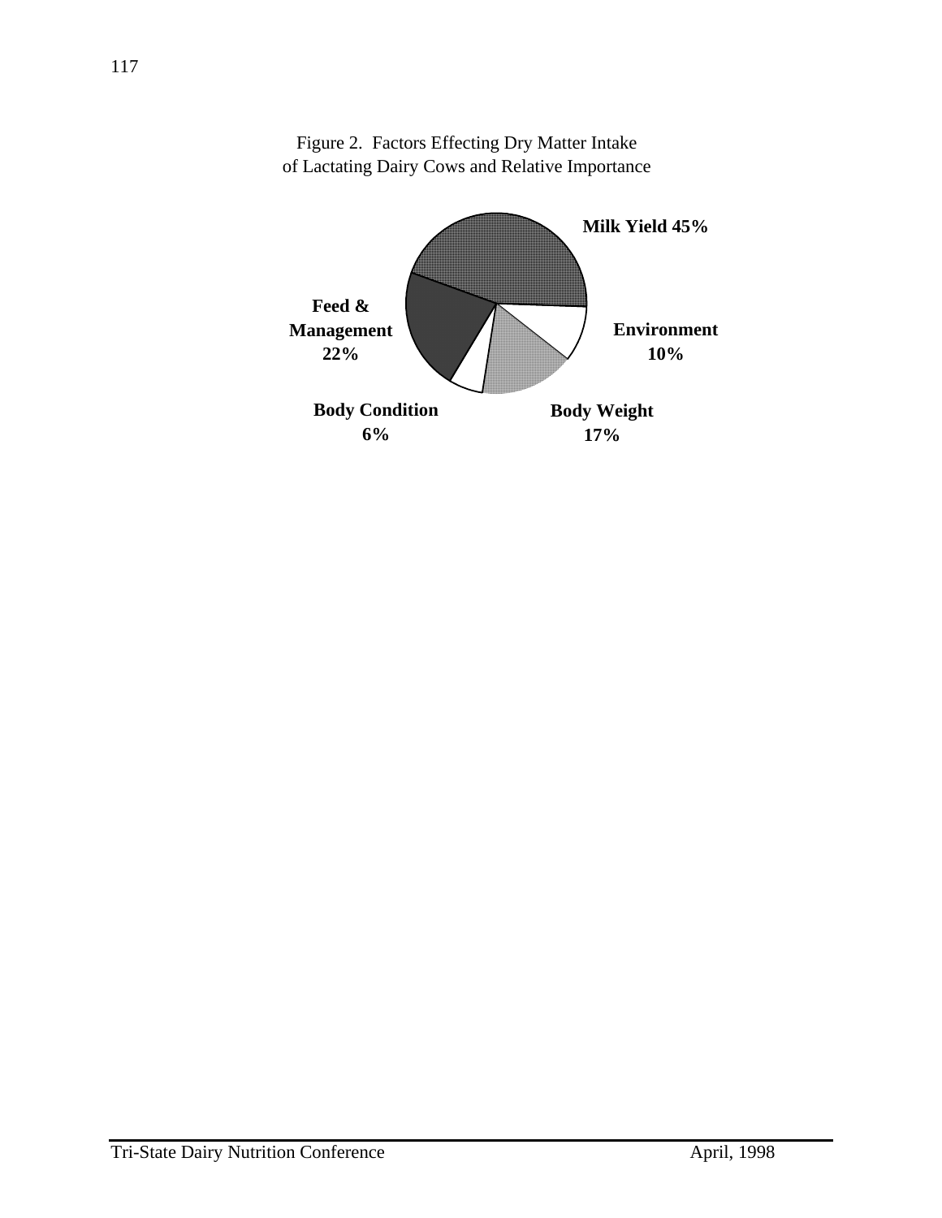Figure 2. Factors Effecting Dry Matter Intake of Lactating Dairy Cows and Relative Importance

**Milk Yield 45%**

**Feed & Management 22%**

**Environment 10%**

**Body Condition 6%**

**Body Weight 17%**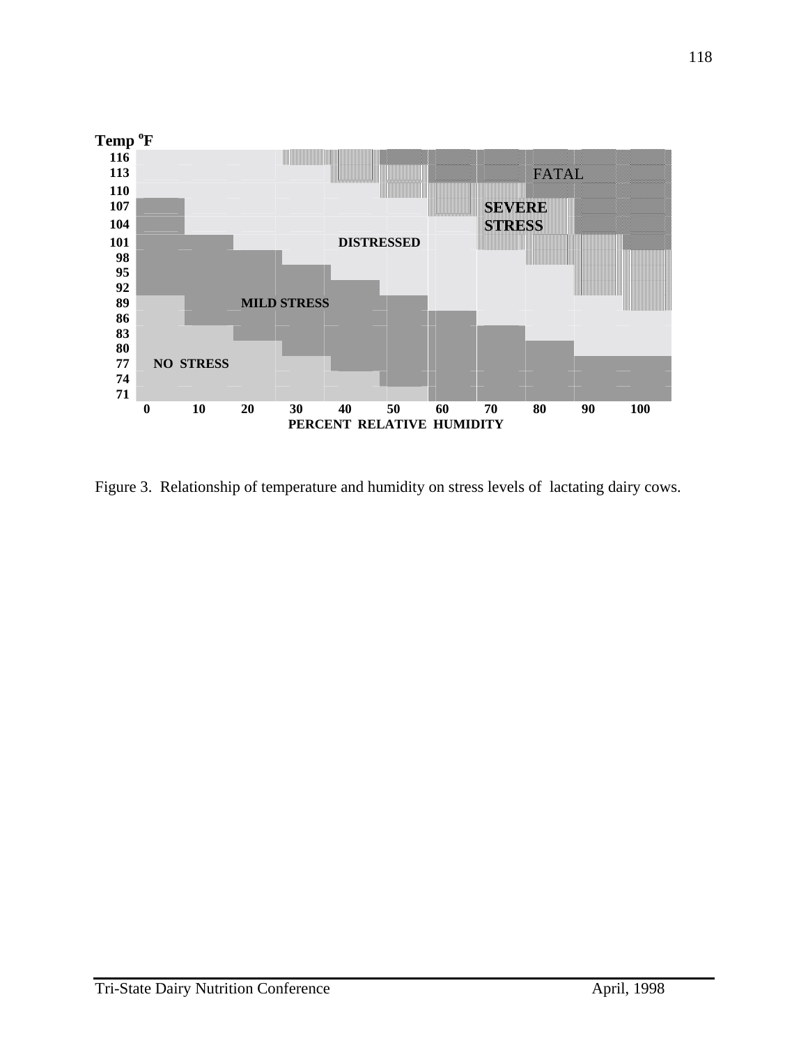Temp °F

116
113
110
107
104
101
98
95
92
89
86
83
80
77
74
71

FATAL

SEVERE STRESS

DISTRESSED

MILD STRESS

NO STRESS

0 10 20 30 40 50 60 70 80 90 100

PERCENT RELATIVE HUMIDITY

Figure 3. Relationship of temperature and humidity on stress levels of lactating dairy cows.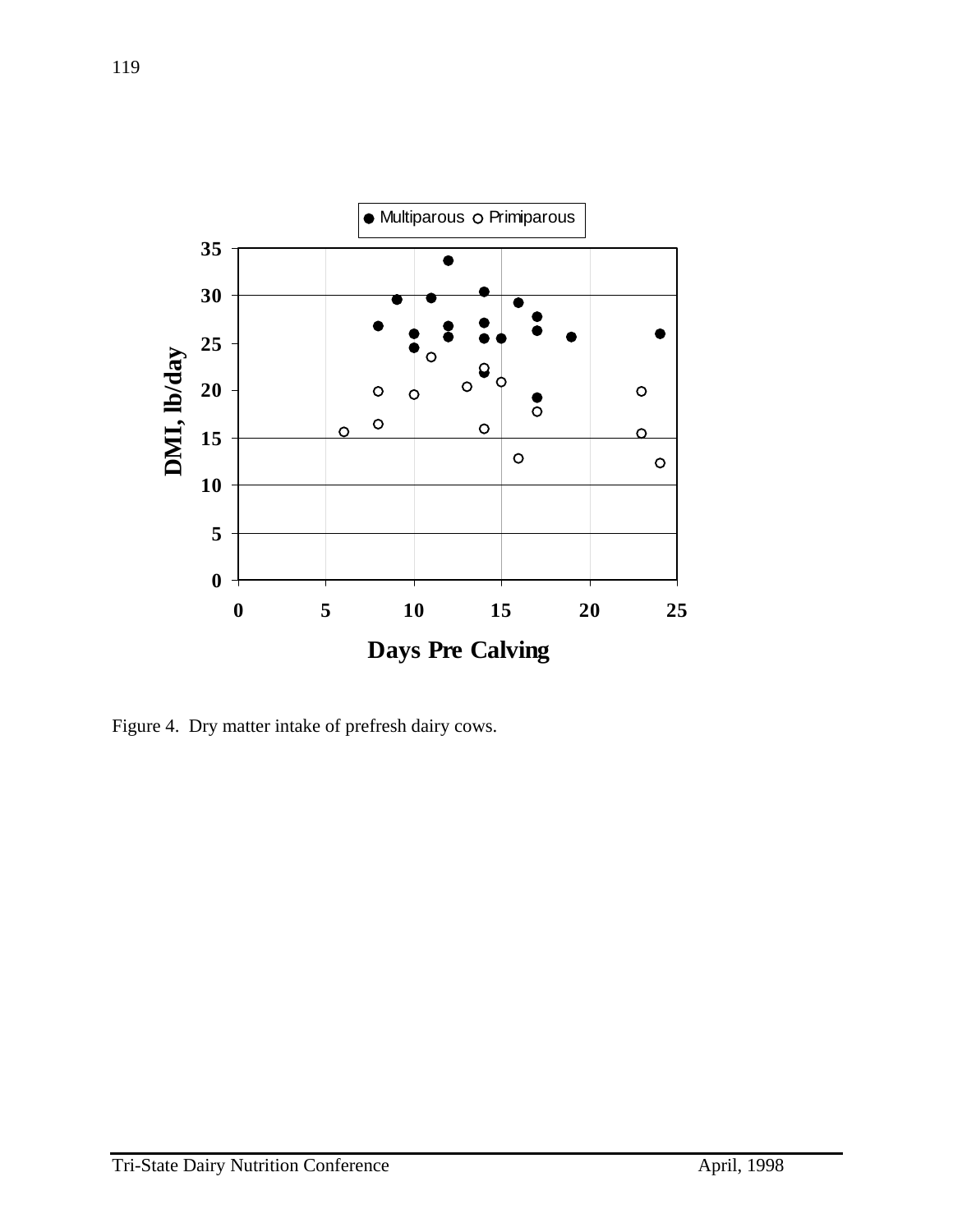Figure 4. Dry matter intake of prefresh dairy cows.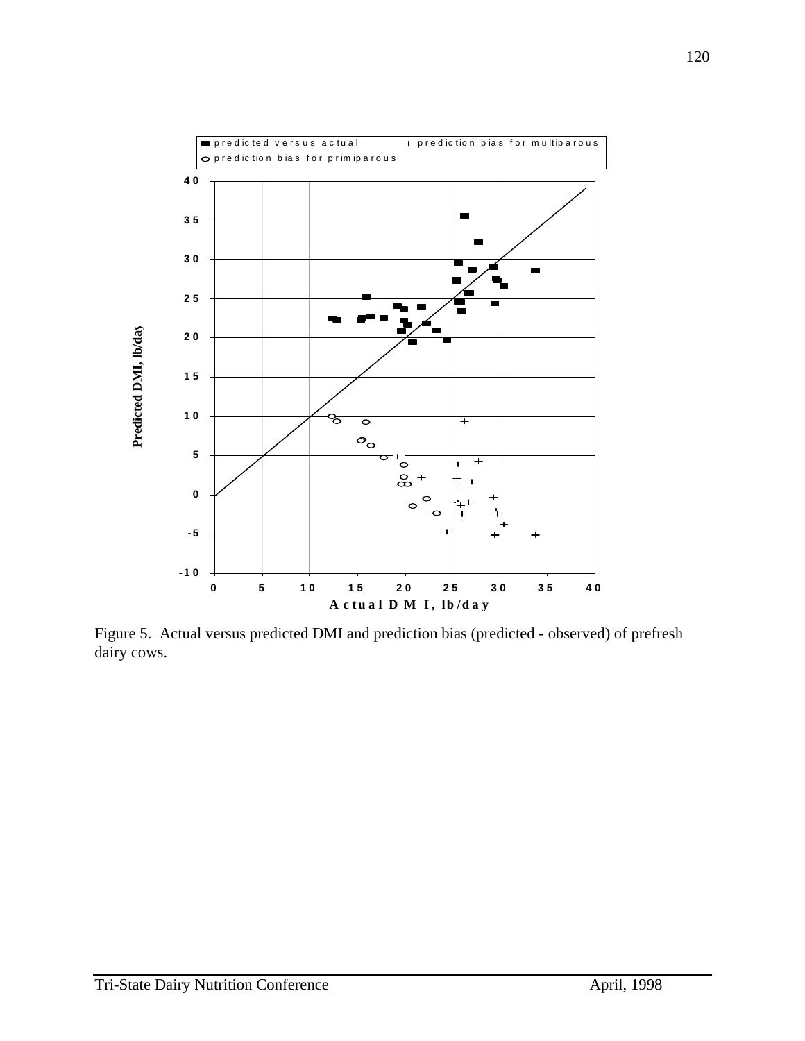Figure 5. Actual versus predicted DMI and prediction bias (predicted - observed) of prefresh dairy cows.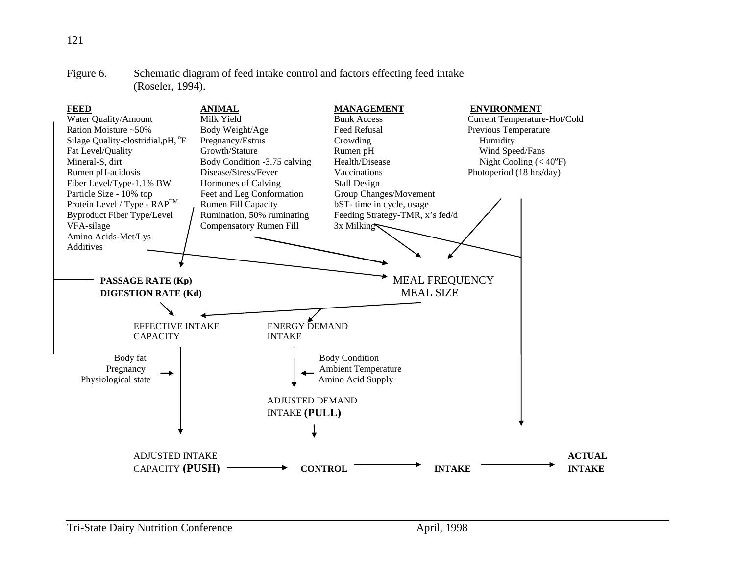Figure 6. Schematic diagram of feed intake control and factors effecting feed intake (Roseler, 1994).

**FEED**
- Water Quality/Amount
- Ration Moisture ~50%
- Silage Quality-clostridial,pH, °F
- Fat Level/Quality
- Mineral-S, dirt
- Rumen pH-acidosis
- Fiber Level/Type-1.1% BW
- Particle Size - 10% top
- Protein Level / Type - RAP™
- Byproduct Fiber Type/Level
- VFA-silage
- Amino Acids-Met/Lys
- Additives

**ANIMAL**
- Milk Yield
- Body Weight/Age
- Pregnancy/Estrus
- Growth/Stature
- Body Condition -3.75 calving
- Disease/Stress/Fever
- Hormones of Calving
- Feet and Leg Conformation
- Rumen Fill Capacity
- Rumination, 50% ruminating
- Compensatory Rumen Fill

**MANAGEMENT**
- Bunk Access
- Feed Refusal
- Crowding
- Rumen pH
- Health/Disease
- Vaccinations
- Stall Design
- Group Changes/Movement
- bST- time in cycle, usage
- Feeding Strategy-TMR, x's fed/d
- 3x Milking

**ENVIRONMENT**
- Current Temperature-Hot/Cold
- Previous Temperature
  - Humidity
  - Wind Speed/Fans
  - Night Cooling (< 40°F)
- Photoperiod (18 hrs/day)

**PASSAGE RATE (Kp)**
**DIGESTION RATE (Kd)**

MEAL FREQUENCY
MEAL SIZE

EFFECTIVE INTAKE CAPACITY

ENERGY DEMAND INTAKE

Body fat
Pregnancy
Physiological state

Body Condition
Ambient Temperature
Amino Acid Supply

ADJUSTED DEMAND INTAKE **(PULL)**

ADJUSTED INTAKE CAPACITY **(PUSH)** → **CONTROL** → **INTAKE** → **ACTUAL INTAKE**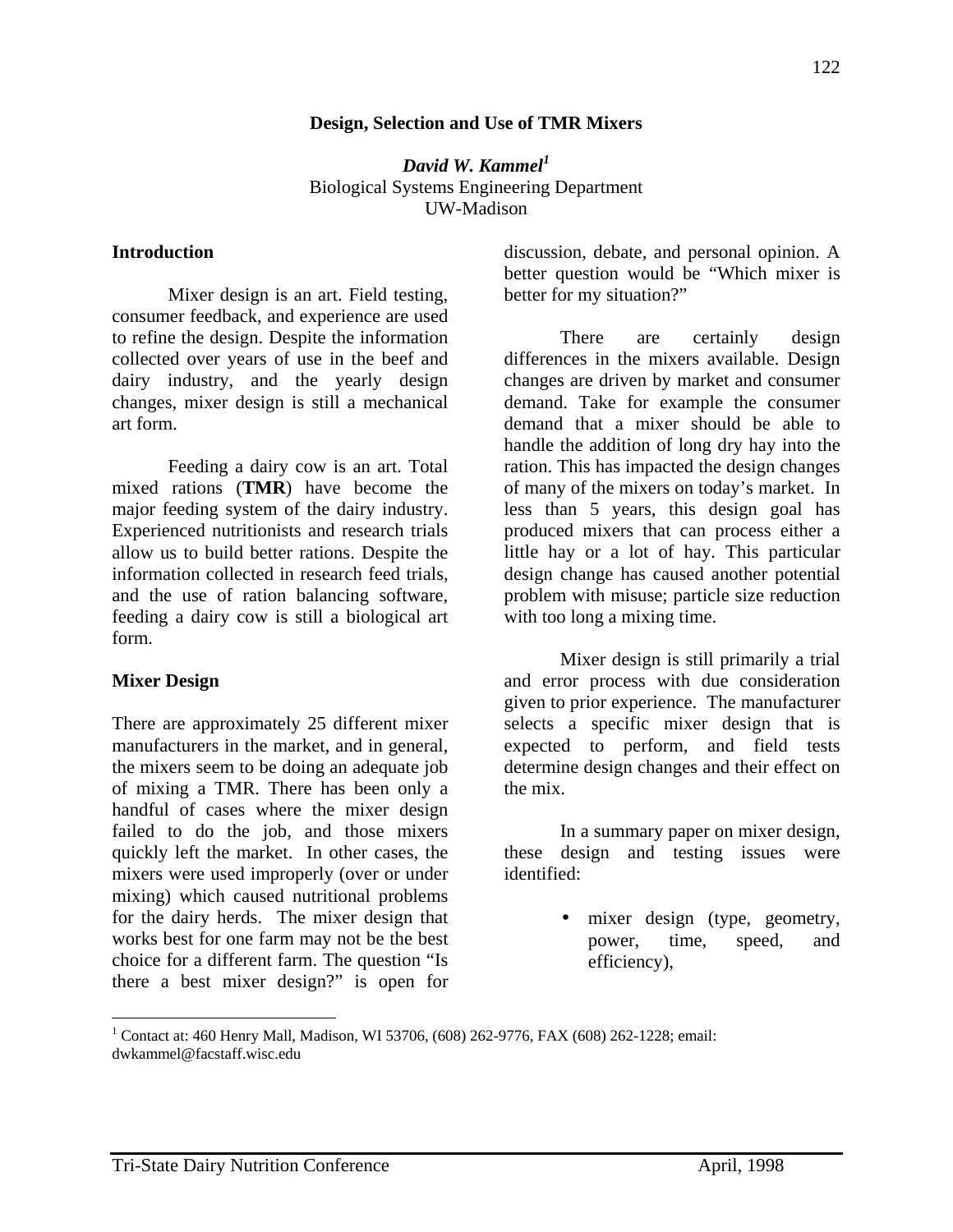# Design, Selection and Use of TMR Mixers

***David W. Kammel*[1]**
Biological Systems Engineering Department
UW-Madison

## Introduction

Mixer design is an art. Field testing, consumer feedback, and experience are used to refine the design. Despite the information collected over years of use in the beef and dairy industry, and the yearly design changes, mixer design is still a mechanical art form.

Feeding a dairy cow is an art. Total mixed rations (**TMR**) have become the major feeding system of the dairy industry. Experienced nutritionists and research trials allow us to build better rations. Despite the information collected in research feed trials, and the use of ration balancing software, feeding a dairy cow is still a biological art form.

## Mixer Design

There are approximately 25 different mixer manufacturers in the market, and in general, the mixers seem to be doing an adequate job of mixing a TMR. There has been only a handful of cases where the mixer design failed to do the job, and those mixers quickly left the market. In other cases, the mixers were used improperly (over or under mixing) which caused nutritional problems for the dairy herds. The mixer design that works best for one farm may not be the best choice for a different farm. The question "Is there a best mixer design?" is open for discussion, debate, and personal opinion. A better question would be "Which mixer is better for my situation?"

There are certainly design differences in the mixers available. Design changes are driven by market and consumer demand. Take for example the consumer demand that a mixer should be able to handle the addition of long dry hay into the ration. This has impacted the design changes of many of the mixers on today's market. In less than 5 years, this design goal has produced mixers that can process either a little hay or a lot of hay. This particular design change has caused another potential problem with misuse; particle size reduction with too long a mixing time.

Mixer design is still primarily a trial and error process with due consideration given to prior experience. The manufacturer selects a specific mixer design that is expected to perform, and field tests determine design changes and their effect on the mix.

In a summary paper on mixer design, these design and testing issues were identified:

- mixer design (type, geometry, power, time, speed, and efficiency),

---

[1] Contact at: 460 Henry Mall, Madison, WI 53706, (608) 262-9776, FAX (608) 262-1228; email: dwkammel@facstaff.wisc.edu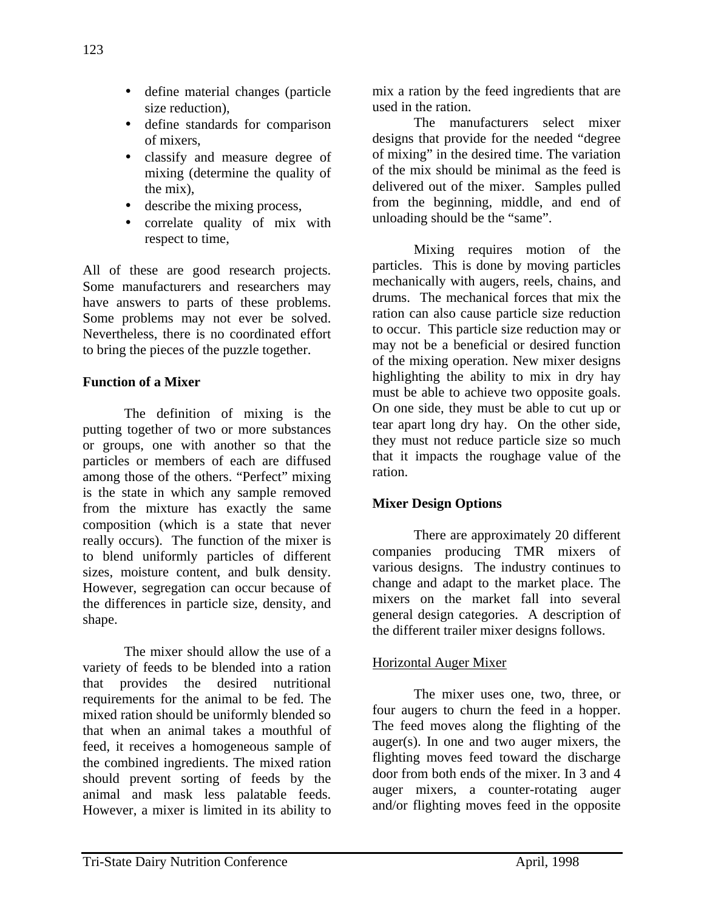- define material changes (particle size reduction),
- define standards for comparison of mixers,
- classify and measure degree of mixing (determine the quality of the mix),
- describe the mixing process,
- correlate quality of mix with respect to time,

All of these are good research projects. Some manufacturers and researchers may have answers to parts of these problems. Some problems may not ever be solved. Nevertheless, there is no coordinated effort to bring the pieces of the puzzle together.

**Function of a Mixer**

The definition of mixing is the putting together of two or more substances or groups, one with another so that the particles or members of each are diffused among those of the others. "Perfect" mixing is the state in which any sample removed from the mixture has exactly the same composition (which is a state that never really occurs). The function of the mixer is to blend uniformly particles of different sizes, moisture content, and bulk density. However, segregation can occur because of the differences in particle size, density, and shape.

The mixer should allow the use of a variety of feeds to be blended into a ration that provides the desired nutritional requirements for the animal to be fed. The mixed ration should be uniformly blended so that when an animal takes a mouthful of feed, it receives a homogeneous sample of the combined ingredients. The mixed ration should prevent sorting of feeds by the animal and mask less palatable feeds. However, a mixer is limited in its ability to mix a ration by the feed ingredients that are used in the ration.

The manufacturers select mixer designs that provide for the needed "degree of mixing" in the desired time. The variation of the mix should be minimal as the feed is delivered out of the mixer. Samples pulled from the beginning, middle, and end of unloading should be the "same".

Mixing requires motion of the particles. This is done by moving particles mechanically with augers, reels, chains, and drums. The mechanical forces that mix the ration can also cause particle size reduction to occur. This particle size reduction may or may not be a beneficial or desired function of the mixing operation. New mixer designs highlighting the ability to mix in dry hay must be able to achieve two opposite goals. On one side, they must be able to cut up or tear apart long dry hay. On the other side, they must not reduce particle size so much that it impacts the roughage value of the ration.

**Mixer Design Options**

There are approximately 20 different companies producing TMR mixers of various designs. The industry continues to change and adapt to the market place. The mixers on the market fall into several general design categories. A description of the different trailer mixer designs follows.

<u>Horizontal Auger Mixer</u>

The mixer uses one, two, three, or four augers to churn the feed in a hopper. The feed moves along the flighting of the auger(s). In one and two auger mixers, the flighting moves feed toward the discharge door from both ends of the mixer. In 3 and 4 auger mixers, a counter-rotating auger and/or flighting moves feed in the opposite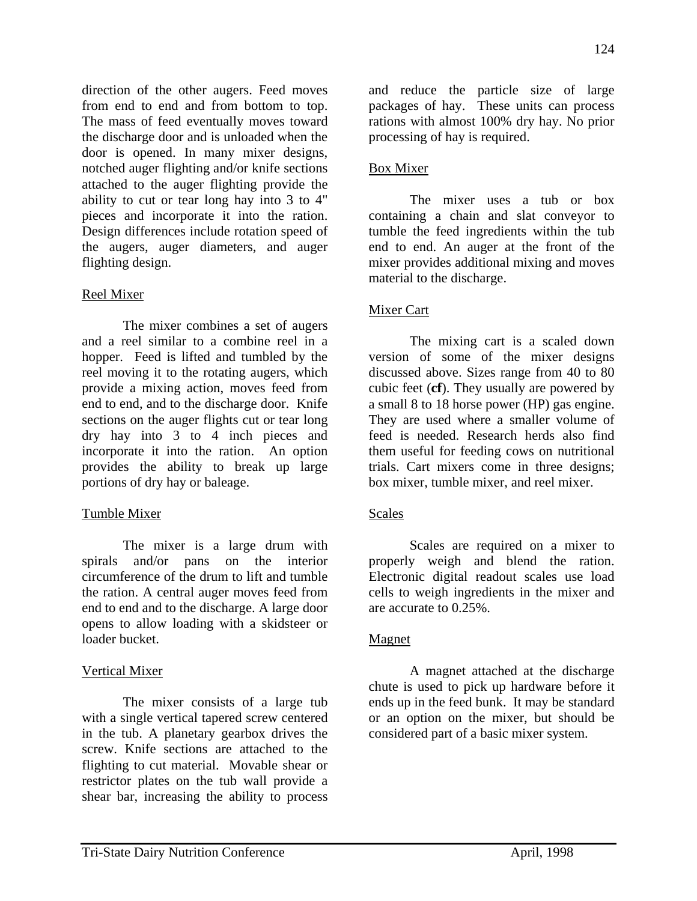direction of the other augers. Feed moves from end to end and from bottom to top. The mass of feed eventually moves toward the discharge door and is unloaded when the door is opened. In many mixer designs, notched auger flighting and/or knife sections attached to the auger flighting provide the ability to cut or tear long hay into 3 to 4" pieces and incorporate it into the ration. Design differences include rotation speed of the augers, auger diameters, and auger flighting design.

Reel Mixer

The mixer combines a set of augers and a reel similar to a combine reel in a hopper. Feed is lifted and tumbled by the reel moving it to the rotating augers, which provide a mixing action, moves feed from end to end, and to the discharge door. Knife sections on the auger flights cut or tear long dry hay into 3 to 4 inch pieces and incorporate it into the ration. An option provides the ability to break up large portions of dry hay or baleage.

Tumble Mixer

The mixer is a large drum with spirals and/or pans on the interior circumference of the drum to lift and tumble the ration. A central auger moves feed from end to end and to the discharge. A large door opens to allow loading with a skidsteer or loader bucket.

Vertical Mixer

The mixer consists of a large tub with a single vertical tapered screw centered in the tub. A planetary gearbox drives the screw. Knife sections are attached to the flighting to cut material. Movable shear or restrictor plates on the tub wall provide a shear bar, increasing the ability to process and reduce the particle size of large packages of hay. These units can process rations with almost 100% dry hay. No prior processing of hay is required.

Box Mixer

The mixer uses a tub or box containing a chain and slat conveyor to tumble the feed ingredients within the tub end to end. An auger at the front of the mixer provides additional mixing and moves material to the discharge.

Mixer Cart

The mixing cart is a scaled down version of some of the mixer designs discussed above. Sizes range from 40 to 80 cubic feet (**cf**). They usually are powered by a small 8 to 18 horse power (HP) gas engine. They are used where a smaller volume of feed is needed. Research herds also find them useful for feeding cows on nutritional trials. Cart mixers come in three designs; box mixer, tumble mixer, and reel mixer.

Scales

Scales are required on a mixer to properly weigh and blend the ration. Electronic digital readout scales use load cells to weigh ingredients in the mixer and are accurate to 0.25%.

Magnet

A magnet attached at the discharge chute is used to pick up hardware before it ends up in the feed bunk. It may be standard or an option on the mixer, but should be considered part of a basic mixer system.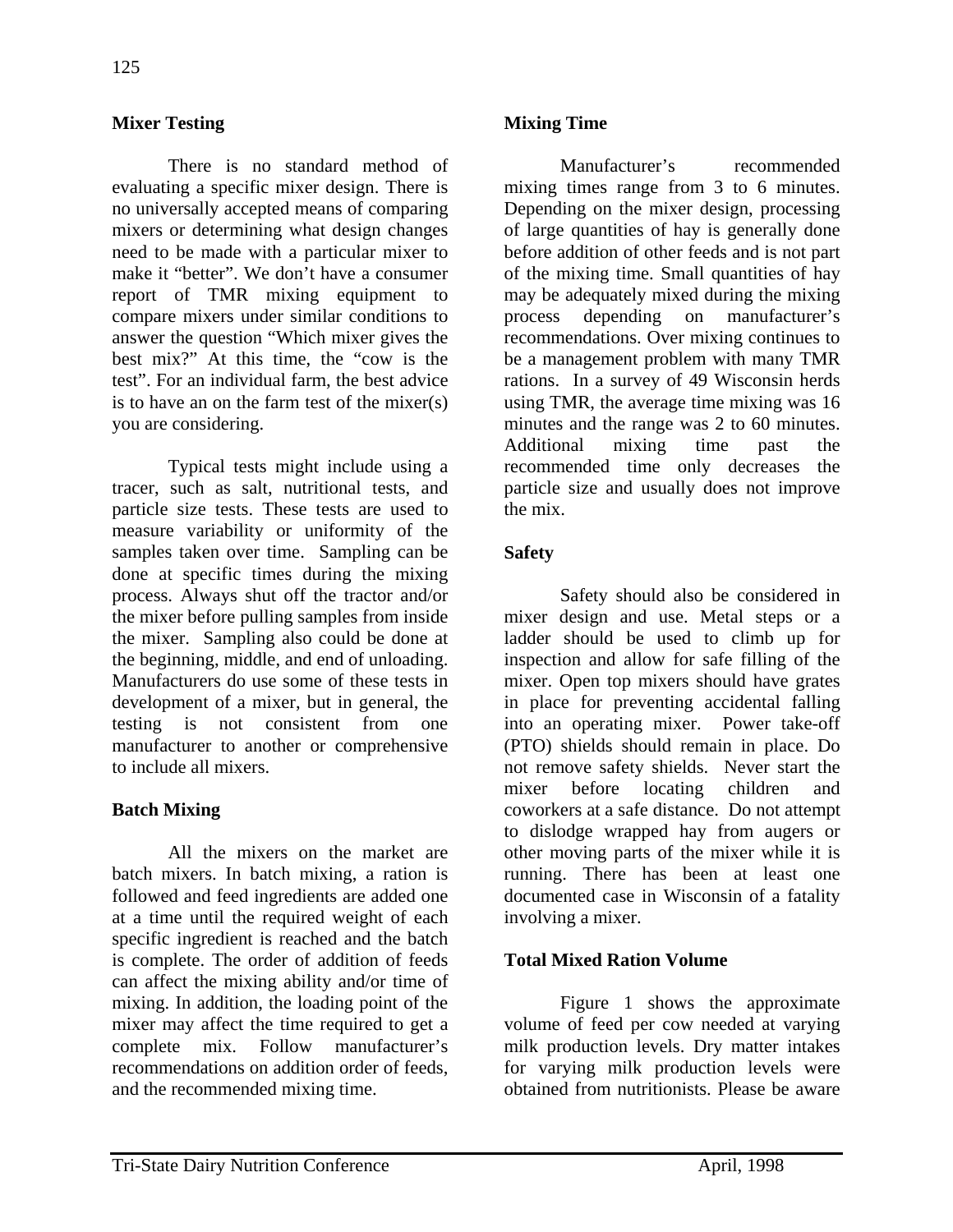## Mixer Testing

There is no standard method of evaluating a specific mixer design. There is no universally accepted means of comparing mixers or determining what design changes need to be made with a particular mixer to make it "better". We don't have a consumer report of TMR mixing equipment to compare mixers under similar conditions to answer the question "Which mixer gives the best mix?" At this time, the "cow is the test". For an individual farm, the best advice is to have an on the farm test of the mixer(s) you are considering.

Typical tests might include using a tracer, such as salt, nutritional tests, and particle size tests. These tests are used to measure variability or uniformity of the samples taken over time. Sampling can be done at specific times during the mixing process. Always shut off the tractor and/or the mixer before pulling samples from inside the mixer. Sampling also could be done at the beginning, middle, and end of unloading. Manufacturers do use some of these tests in development of a mixer, but in general, the testing is not consistent from one manufacturer to another or comprehensive to include all mixers.

## Batch Mixing

All the mixers on the market are batch mixers. In batch mixing, a ration is followed and feed ingredients are added one at a time until the required weight of each specific ingredient is reached and the batch is complete. The order of addition of feeds can affect the mixing ability and/or time of mixing. In addition, the loading point of the mixer may affect the time required to get a complete mix. Follow manufacturer's recommendations on addition order of feeds, and the recommended mixing time.

## Mixing Time

Manufacturer's recommended mixing times range from 3 to 6 minutes. Depending on the mixer design, processing of large quantities of hay is generally done before addition of other feeds and is not part of the mixing time. Small quantities of hay may be adequately mixed during the mixing process depending on manufacturer's recommendations. Over mixing continues to be a management problem with many TMR rations. In a survey of 49 Wisconsin herds using TMR, the average time mixing was 16 minutes and the range was 2 to 60 minutes. Additional mixing time past the recommended time only decreases the particle size and usually does not improve the mix.

## Safety

Safety should also be considered in mixer design and use. Metal steps or a ladder should be used to climb up for inspection and allow for safe filling of the mixer. Open top mixers should have grates in place for preventing accidental falling into an operating mixer. Power take-off (PTO) shields should remain in place. Do not remove safety shields. Never start the mixer before locating children and coworkers at a safe distance. Do not attempt to dislodge wrapped hay from augers or other moving parts of the mixer while it is running. There has been at least one documented case in Wisconsin of a fatality involving a mixer.

## Total Mixed Ration Volume

Figure 1 shows the approximate volume of feed per cow needed at varying milk production levels. Dry matter intakes for varying milk production levels were obtained from nutritionists. Please be aware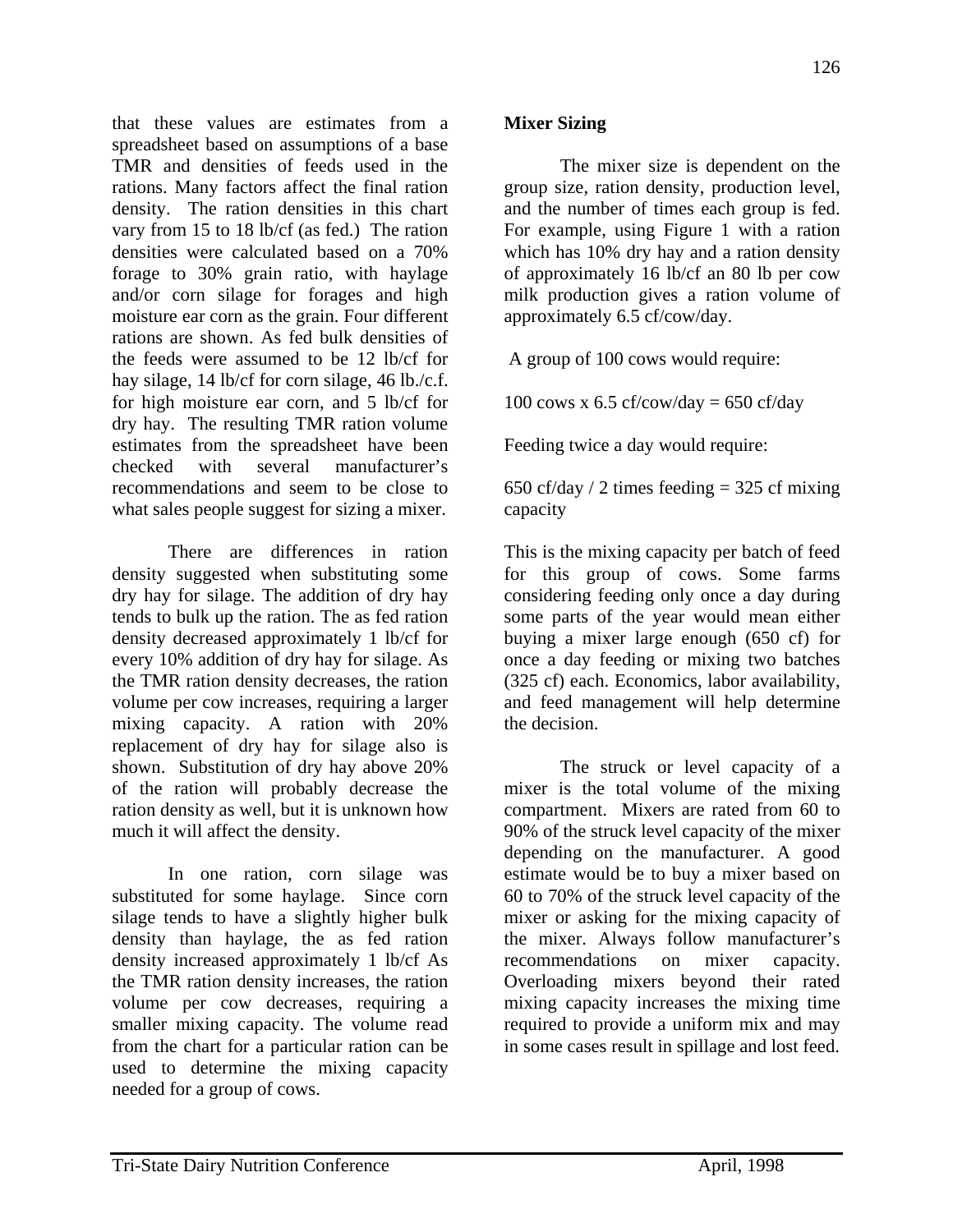that these values are estimates from a spreadsheet based on assumptions of a base TMR and densities of feeds used in the rations. Many factors affect the final ration density. The ration densities in this chart vary from 15 to 18 lb/cf (as fed.) The ration densities were calculated based on a 70% forage to 30% grain ratio, with haylage and/or corn silage for forages and high moisture ear corn as the grain. Four different rations are shown. As fed bulk densities of the feeds were assumed to be 12 lb/cf for hay silage, 14 lb/cf for corn silage, 46 lb./c.f. for high moisture ear corn, and 5 lb/cf for dry hay. The resulting TMR ration volume estimates from the spreadsheet have been checked with several manufacturer's recommendations and seem to be close to what sales people suggest for sizing a mixer.

There are differences in ration density suggested when substituting some dry hay for silage. The addition of dry hay tends to bulk up the ration. The as fed ration density decreased approximately 1 lb/cf for every 10% addition of dry hay for silage. As the TMR ration density decreases, the ration volume per cow increases, requiring a larger mixing capacity. A ration with 20% replacement of dry hay for silage also is shown. Substitution of dry hay above 20% of the ration will probably decrease the ration density as well, but it is unknown how much it will affect the density.

In one ration, corn silage was substituted for some haylage. Since corn silage tends to have a slightly higher bulk density than haylage, the as fed ration density increased approximately 1 lb/cf As the TMR ration density increases, the ration volume per cow decreases, requiring a smaller mixing capacity. The volume read from the chart for a particular ration can be used to determine the mixing capacity needed for a group of cows.

## Mixer Sizing

The mixer size is dependent on the group size, ration density, production level, and the number of times each group is fed. For example, using Figure 1 with a ration which has 10% dry hay and a ration density of approximately 16 lb/cf an 80 lb per cow milk production gives a ration volume of approximately 6.5 cf/cow/day.

A group of 100 cows would require:

100 cows x 6.5 cf/cow/day = 650 cf/day

Feeding twice a day would require:

650 cf/day / 2 times feeding = 325 cf mixing capacity

This is the mixing capacity per batch of feed for this group of cows. Some farms considering feeding only once a day during some parts of the year would mean either buying a mixer large enough (650 cf) for once a day feeding or mixing two batches (325 cf) each. Economics, labor availability, and feed management will help determine the decision.

The struck or level capacity of a mixer is the total volume of the mixing compartment. Mixers are rated from 60 to 90% of the struck level capacity of the mixer depending on the manufacturer. A good estimate would be to buy a mixer based on 60 to 70% of the struck level capacity of the mixer or asking for the mixing capacity of the mixer. Always follow manufacturer's recommendations on mixer capacity. Overloading mixers beyond their rated mixing capacity increases the mixing time required to provide a uniform mix and may in some cases result in spillage and lost feed.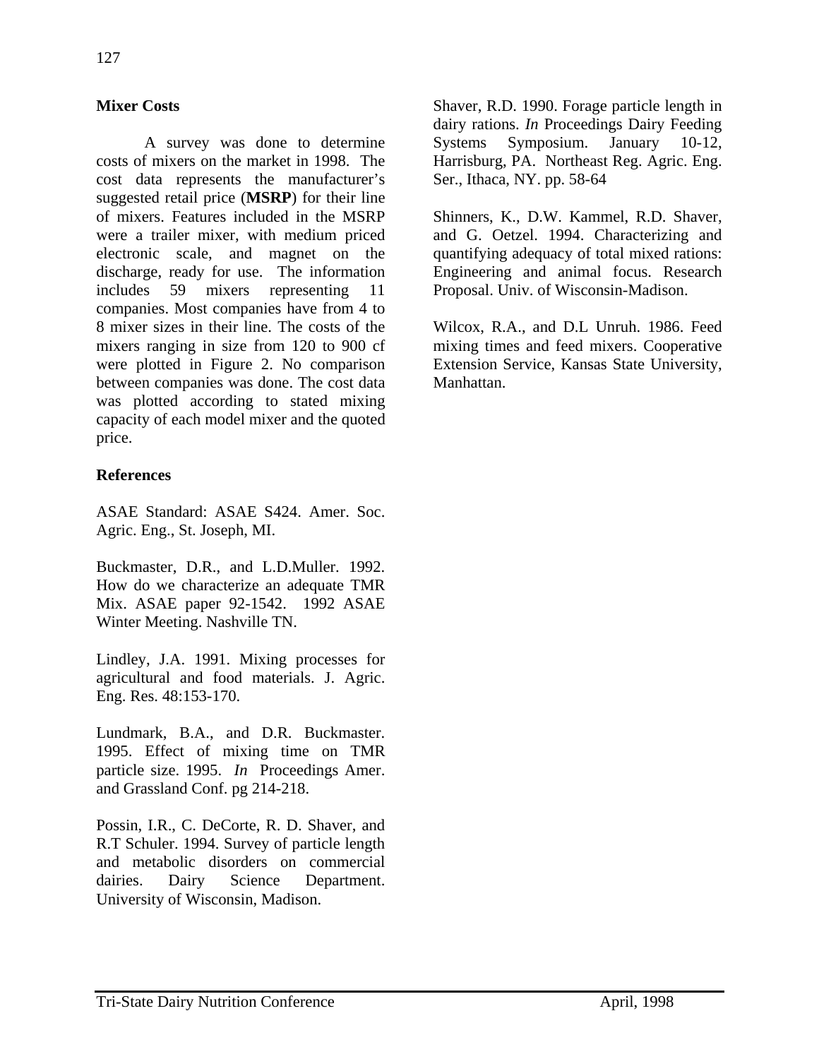## Mixer Costs

A survey was done to determine costs of mixers on the market in 1998. The cost data represents the manufacturer's suggested retail price (**MSRP**) for their line of mixers. Features included in the MSRP were a trailer mixer, with medium priced electronic scale, and magnet on the discharge, ready for use. The information includes 59 mixers representing 11 companies. Most companies have from 4 to 8 mixer sizes in their line. The costs of the mixers ranging in size from 120 to 900 cf were plotted in Figure 2. No comparison between companies was done. The cost data was plotted according to stated mixing capacity of each model mixer and the quoted price.

## References

ASAE Standard: ASAE S424. Amer. Soc. Agric. Eng., St. Joseph, MI.

Buckmaster, D.R., and L.D.Muller. 1992. How do we characterize an adequate TMR Mix. ASAE paper 92-1542. 1992 ASAE Winter Meeting. Nashville TN.

Lindley, J.A. 1991. Mixing processes for agricultural and food materials. J. Agric. Eng. Res. 48:153-170.

Lundmark, B.A., and D.R. Buckmaster. 1995. Effect of mixing time on TMR particle size. 1995. *In* Proceedings Amer. and Grassland Conf. pg 214-218.

Possin, I.R., C. DeCorte, R. D. Shaver, and R.T Schuler. 1994. Survey of particle length and metabolic disorders on commercial dairies. Dairy Science Department. University of Wisconsin, Madison.

Shaver, R.D. 1990. Forage particle length in dairy rations. *In* Proceedings Dairy Feeding Systems Symposium. January 10-12, Harrisburg, PA. Northeast Reg. Agric. Eng. Ser., Ithaca, NY. pp. 58-64

Shinners, K., D.W. Kammel, R.D. Shaver, and G. Oetzel. 1994. Characterizing and quantifying adequacy of total mixed rations: Engineering and animal focus. Research Proposal. Univ. of Wisconsin-Madison.

Wilcox, R.A., and D.L Unruh. 1986. Feed mixing times and feed mixers. Cooperative Extension Service, Kansas State University, Manhattan.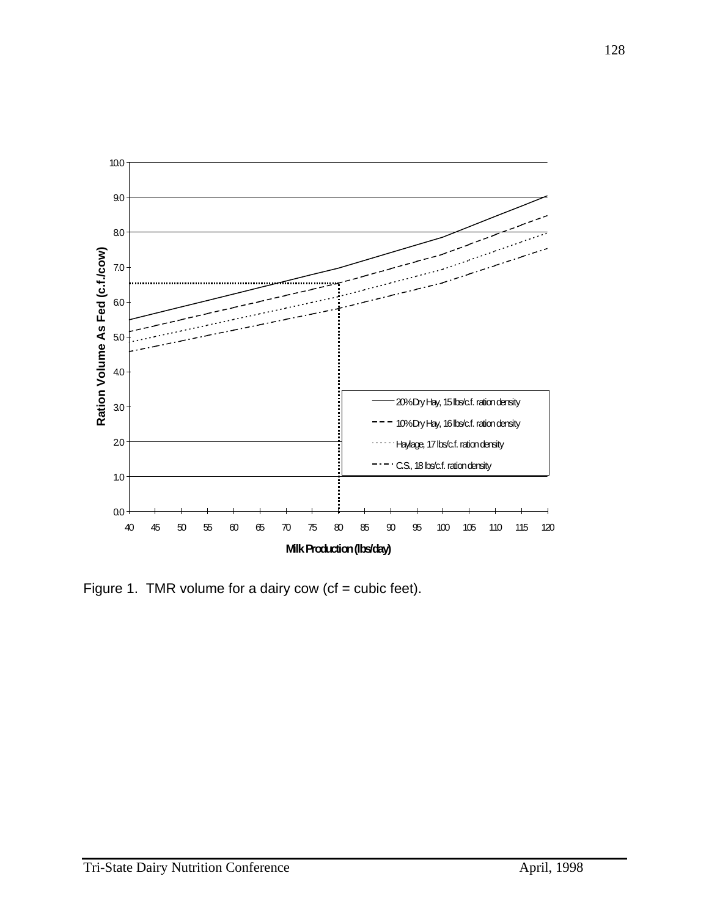Figure 1. TMR volume for a dairy cow (cf = cubic feet).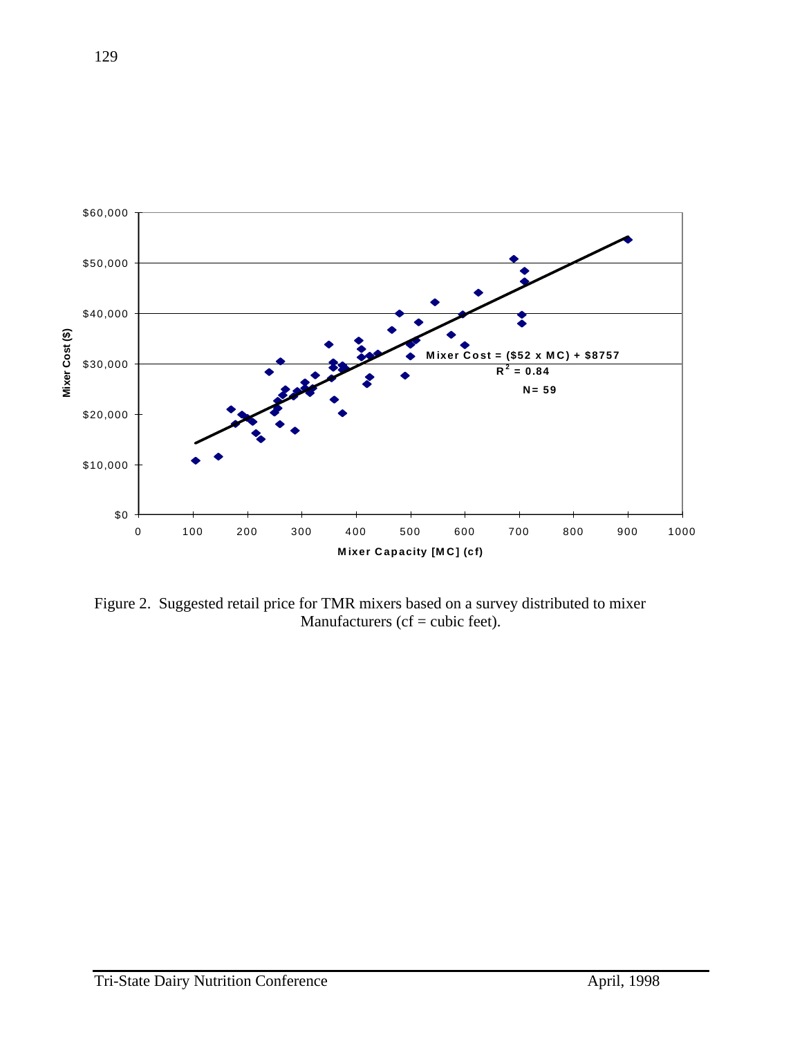Mixer Cost = ($52 x MC) + $8757

$R^2 = 0.84$

N= 59

Figure 2. Suggested retail price for TMR mixers based on a survey distributed to mixer Manufacturers (cf = cubic feet).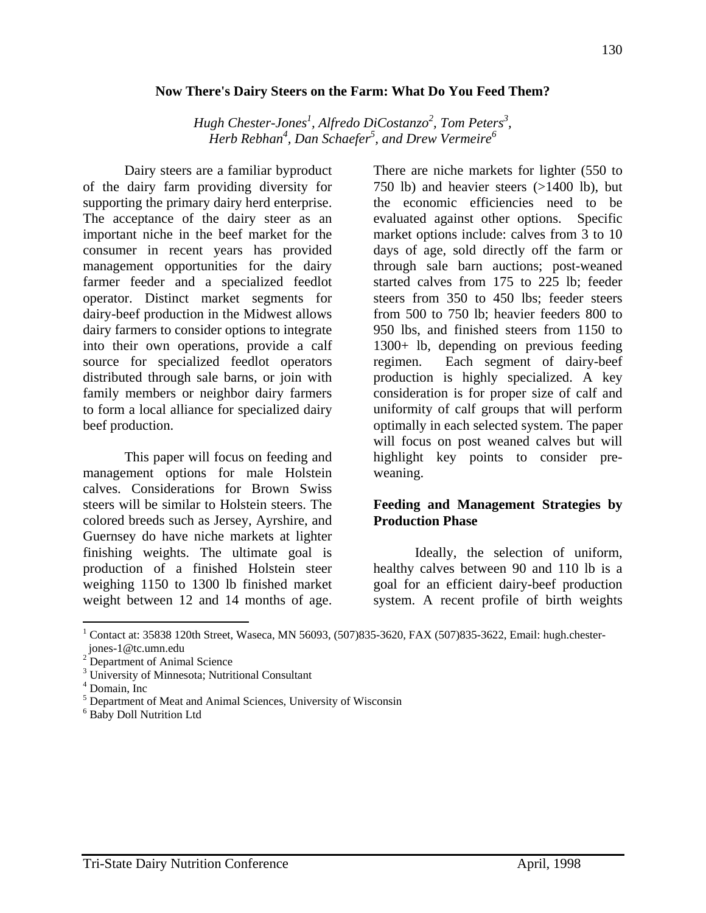## Now There's Dairy Steers on the Farm: What Do You Feed Them?

*Hugh Chester-Jones[1], Alfredo DiCostanzo[2], Tom Peters[3], Herb Rebhan[4], Dan Schaefer[5], and Drew Vermeire[6]*

Dairy steers are a familiar byproduct of the dairy farm providing diversity for supporting the primary dairy herd enterprise. The acceptance of the dairy steer as an important niche in the beef market for the consumer in recent years has provided management opportunities for the dairy farmer feeder and a specialized feedlot operator. Distinct market segments for dairy-beef production in the Midwest allows dairy farmers to consider options to integrate into their own operations, provide a calf source for specialized feedlot operators distributed through sale barns, or join with family members or neighbor dairy farmers to form a local alliance for specialized dairy beef production.

This paper will focus on feeding and management options for male Holstein calves. Considerations for Brown Swiss steers will be similar to Holstein steers. The colored breeds such as Jersey, Ayrshire, and Guernsey do have niche markets at lighter finishing weights. The ultimate goal is production of a finished Holstein steer weighing 1150 to 1300 lb finished market weight between 12 and 14 months of age. There are niche markets for lighter (550 to 750 lb) and heavier steers (>1400 lb), but the economic efficiencies need to be evaluated against other options. Specific market options include: calves from 3 to 10 days of age, sold directly off the farm or through sale barn auctions; post-weaned started calves from 175 to 225 lb; feeder steers from 350 to 450 lbs; feeder steers from 500 to 750 lb; heavier feeders 800 to 950 lbs, and finished steers from 1150 to 1300+ lb, depending on previous feeding regimen. Each segment of dairy-beef production is highly specialized. A key consideration is for proper size of calf and uniformity of calf groups that will perform optimally in each selected system. The paper will focus on post weaned calves but will highlight key points to consider pre-weaning.

### Feeding and Management Strategies by Production Phase

Ideally, the selection of uniform, healthy calves between 90 and 110 lb is a goal for an efficient dairy-beef production system. A recent profile of birth weights

---

[1] Contact at: 35838 120th Street, Waseca, MN 56093, (507)835-3620, FAX (507)835-3622, Email: hugh.chester-jones-1@tc.umn.edu
[2] Department of Animal Science
[3] University of Minnesota; Nutritional Consultant
[4] Domain, Inc
[5] Department of Meat and Animal Sciences, University of Wisconsin
[6] Baby Doll Nutrition Ltd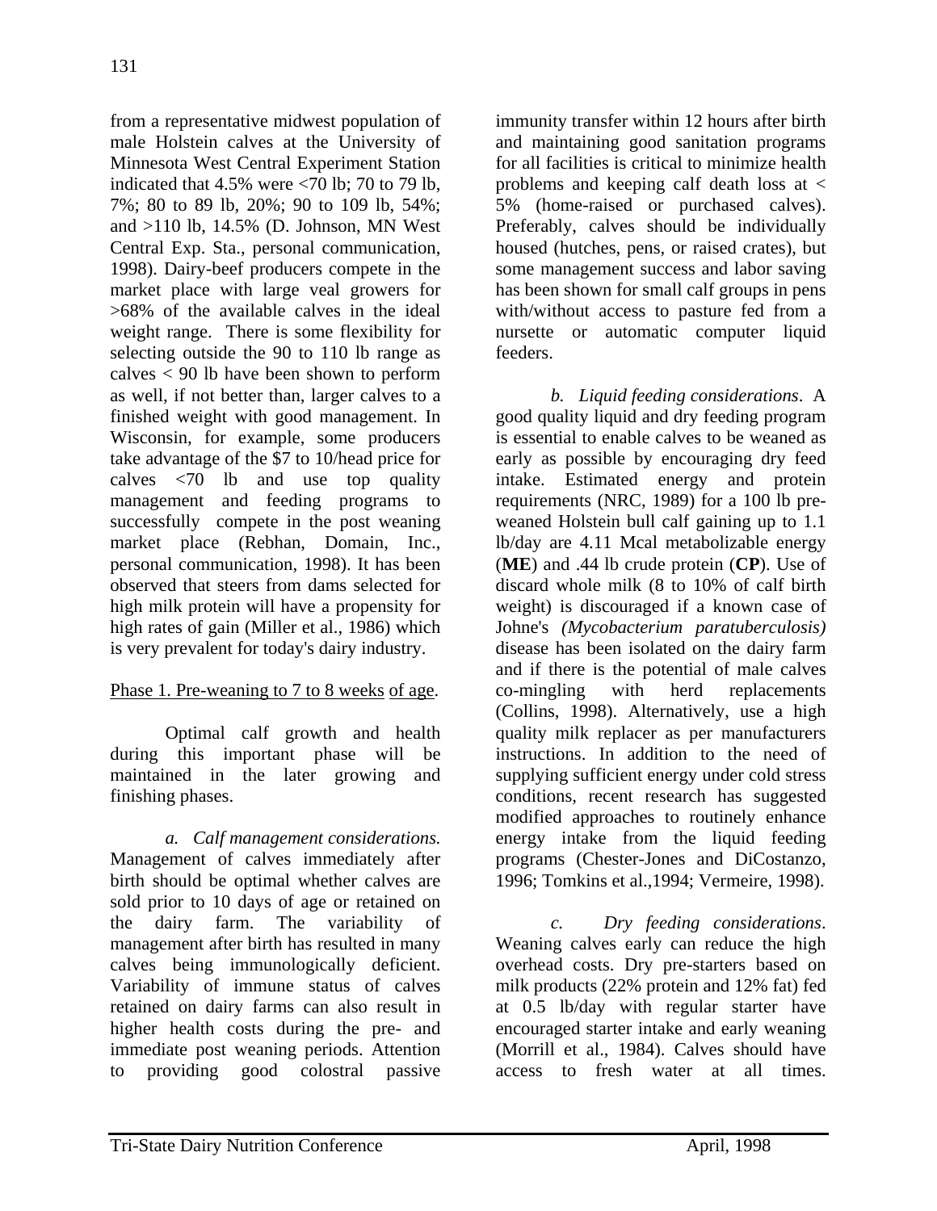from a representative midwest population of male Holstein calves at the University of Minnesota West Central Experiment Station indicated that 4.5% were <70 lb; 70 to 79 lb, 7%; 80 to 89 lb, 20%; 90 to 109 lb, 54%; and >110 lb, 14.5% (D. Johnson, MN West Central Exp. Sta., personal communication, 1998). Dairy-beef producers compete in the market place with large veal growers for >68% of the available calves in the ideal weight range. There is some flexibility for selecting outside the 90 to 110 lb range as calves < 90 lb have been shown to perform as well, if not better than, larger calves to a finished weight with good management. In Wisconsin, for example, some producers take advantage of the $7 to 10/head price for calves <70 lb and use top quality management and feeding programs to successfully compete in the post weaning market place (Rebhan, Domain, Inc., personal communication, 1998). It has been observed that steers from dams selected for high milk protein will have a propensity for high rates of gain (Miller et al., 1986) which is very prevalent for today's dairy industry.

Phase 1. Pre-weaning to 7 to 8 weeks of age.

Optimal calf growth and health during this important phase will be maintained in the later growing and finishing phases.

*a. Calf management considerations.* Management of calves immediately after birth should be optimal whether calves are sold prior to 10 days of age or retained on the dairy farm. The variability of management after birth has resulted in many calves being immunologically deficient. Variability of immune status of calves retained on dairy farms can also result in higher health costs during the pre- and immediate post weaning periods. Attention to providing good colostral passive immunity transfer within 12 hours after birth and maintaining good sanitation programs for all facilities is critical to minimize health problems and keeping calf death loss at < 5% (home-raised or purchased calves). Preferably, calves should be individually housed (hutches, pens, or raised crates), but some management success and labor saving has been shown for small calf groups in pens with/without access to pasture fed from a nursette or automatic computer liquid feeders.

*b. Liquid feeding considerations*. A good quality liquid and dry feeding program is essential to enable calves to be weaned as early as possible by encouraging dry feed intake. Estimated energy and protein requirements (NRC, 1989) for a 100 lb pre-weaned Holstein bull calf gaining up to 1.1 lb/day are 4.11 Mcal metabolizable energy (**ME**) and .44 lb crude protein (**CP**). Use of discard whole milk (8 to 10% of calf birth weight) is discouraged if a known case of Johne's *(Mycobacterium paratuberculosis)* disease has been isolated on the dairy farm and if there is the potential of male calves co-mingling with herd replacements (Collins, 1998). Alternatively, use a high quality milk replacer as per manufacturers instructions. In addition to the need of supplying sufficient energy under cold stress conditions, recent research has suggested modified approaches to routinely enhance energy intake from the liquid feeding programs (Chester-Jones and DiCostanzo, 1996; Tomkins et al.,1994; Vermeire, 1998).

*c. Dry feeding considerations*. Weaning calves early can reduce the high overhead costs. Dry pre-starters based on milk products (22% protein and 12% fat) fed at 0.5 lb/day with regular starter have encouraged starter intake and early weaning (Morrill et al., 1984). Calves should have access to fresh water at all times.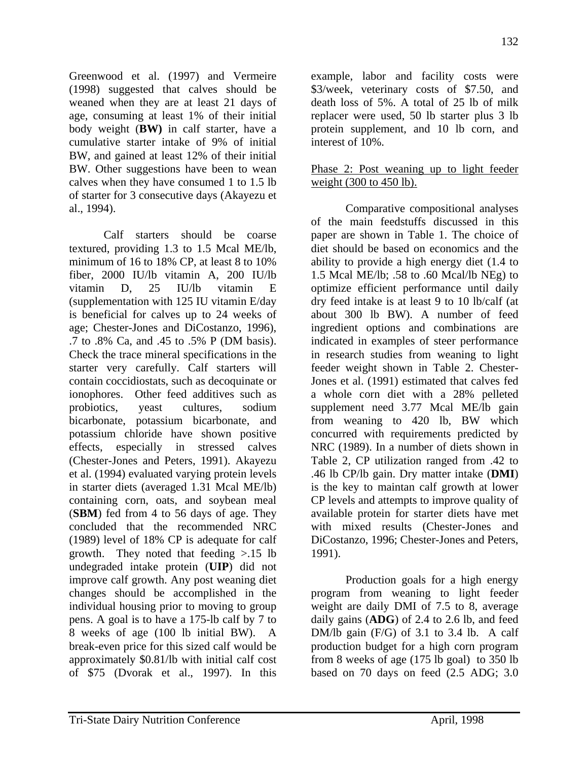Greenwood et al. (1997) and Vermeire (1998) suggested that calves should be weaned when they are at least 21 days of age, consuming at least 1% of their initial body weight (**BW**) in calf starter, have a cumulative starter intake of 9% of initial BW, and gained at least 12% of their initial BW. Other suggestions have been to wean calves when they have consumed 1 to 1.5 lb of starter for 3 consecutive days (Akayezu et al., 1994).

Calf starters should be coarse textured, providing 1.3 to 1.5 Mcal ME/lb, minimum of 16 to 18% CP, at least 8 to 10% fiber, 2000 IU/lb vitamin A, 200 IU/lb vitamin D, 25 IU/lb vitamin E (supplementation with 125 IU vitamin E/day is beneficial for calves up to 24 weeks of age; Chester-Jones and DiCostanzo, 1996), .7 to .8% Ca, and .45 to .5% P (DM basis). Check the trace mineral specifications in the starter very carefully. Calf starters will contain coccidiostats, such as decoquinate or ionophores. Other feed additives such as probiotics, yeast cultures, sodium bicarbonate, potassium bicarbonate, and potassium chloride have shown positive effects, especially in stressed calves (Chester-Jones and Peters, 1991). Akayezu et al. (1994) evaluated varying protein levels in starter diets (averaged 1.31 Mcal ME/lb) containing corn, oats, and soybean meal (**SBM**) fed from 4 to 56 days of age. They concluded that the recommended NRC (1989) level of 18% CP is adequate for calf growth. They noted that feeding >.15 lb undegraded intake protein (**UIP**) did not improve calf growth. Any post weaning diet changes should be accomplished in the individual housing prior to moving to group pens. A goal is to have a 175-lb calf by 7 to 8 weeks of age (100 lb initial BW). A break-even price for this sized calf would be approximately $0.81/lb with initial calf cost of $75 (Dvorak et al., 1997). In this example, labor and facility costs were $3/week, veterinary costs of $7.50, and death loss of 5%. A total of 25 lb of milk replacer were used, 50 lb starter plus 3 lb protein supplement, and 10 lb corn, and interest of 10%.

<u>Phase 2: Post weaning up to light feeder weight (300 to 450 lb).</u>

Comparative compositional analyses of the main feedstuffs discussed in this paper are shown in Table 1. The choice of diet should be based on economics and the ability to provide a high energy diet (1.4 to 1.5 Mcal ME/lb; .58 to .60 Mcal/lb NEg) to optimize efficient performance until daily dry feed intake is at least 9 to 10 lb/calf (at about 300 lb BW). A number of feed ingredient options and combinations are indicated in examples of steer performance in research studies from weaning to light feeder weight shown in Table 2. Chester-Jones et al. (1991) estimated that calves fed a whole corn diet with a 28% pelleted supplement need 3.77 Mcal ME/lb gain from weaning to 420 lb, BW which concurred with requirements predicted by NRC (1989). In a number of diets shown in Table 2, CP utilization ranged from .42 to .46 lb CP/lb gain. Dry matter intake (**DMI**) is the key to maintan calf growth at lower CP levels and attempts to improve quality of available protein for starter diets have met with mixed results (Chester-Jones and DiCostanzo, 1996; Chester-Jones and Peters, 1991).

Production goals for a high energy program from weaning to light feeder weight are daily DMI of 7.5 to 8, average daily gains (**ADG**) of 2.4 to 2.6 lb, and feed DM/lb gain (F/G) of 3.1 to 3.4 lb. A calf production budget for a high corn program from 8 weeks of age (175 lb goal) to 350 lb based on 70 days on feed (2.5 ADG; 3.0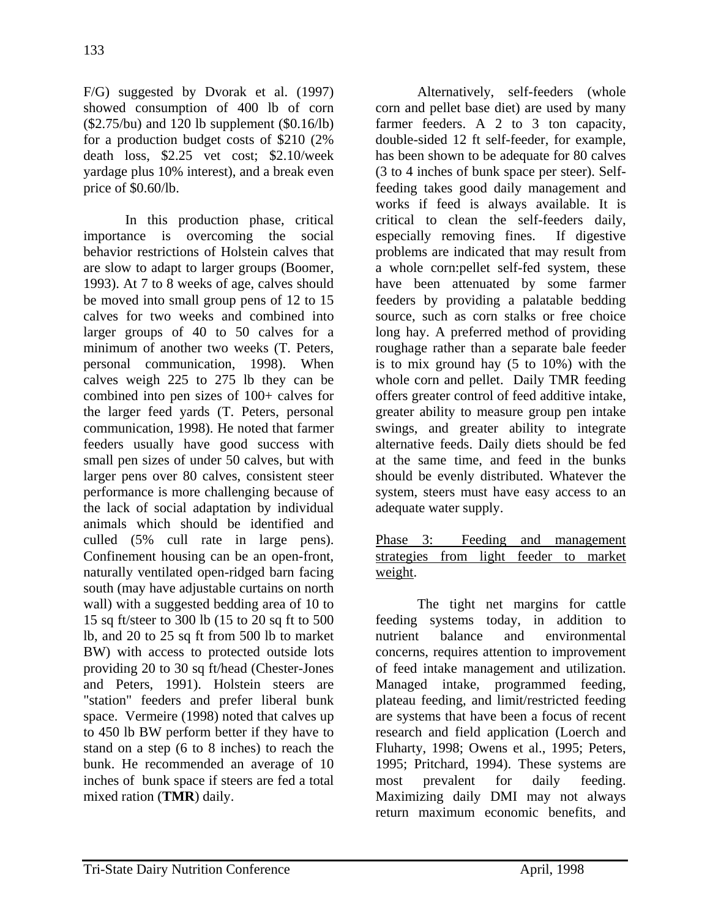F/G) suggested by Dvorak et al. (1997) showed consumption of 400 lb of corn ($2.75/bu) and 120 lb supplement ($0.16/lb) for a production budget costs of $210 (2% death loss, $2.25 vet cost; $2.10/week yardage plus 10% interest), and a break even price of $0.60/lb.

In this production phase, critical importance is overcoming the social behavior restrictions of Holstein calves that are slow to adapt to larger groups (Boomer, 1993). At 7 to 8 weeks of age, calves should be moved into small group pens of 12 to 15 calves for two weeks and combined into larger groups of 40 to 50 calves for a minimum of another two weeks (T. Peters, personal communication, 1998). When calves weigh 225 to 275 lb they can be combined into pen sizes of 100+ calves for the larger feed yards (T. Peters, personal communication, 1998). He noted that farmer feeders usually have good success with small pen sizes of under 50 calves, but with larger pens over 80 calves, consistent steer performance is more challenging because of the lack of social adaptation by individual animals which should be identified and culled (5% cull rate in large pens). Confinement housing can be an open-front, naturally ventilated open-ridged barn facing south (may have adjustable curtains on north wall) with a suggested bedding area of 10 to 15 sq ft/steer to 300 lb (15 to 20 sq ft to 500 lb, and 20 to 25 sq ft from 500 lb to market BW) with access to protected outside lots providing 20 to 30 sq ft/head (Chester-Jones and Peters, 1991). Holstein steers are "station" feeders and prefer liberal bunk space. Vermeire (1998) noted that calves up to 450 lb BW perform better if they have to stand on a step (6 to 8 inches) to reach the bunk. He recommended an average of 10 inches of bunk space if steers are fed a total mixed ration (**TMR**) daily.

Alternatively, self-feeders (whole corn and pellet base diet) are used by many farmer feeders. A 2 to 3 ton capacity, double-sided 12 ft self-feeder, for example, has been shown to be adequate for 80 calves (3 to 4 inches of bunk space per steer). Self-feeding takes good daily management and works if feed is always available. It is critical to clean the self-feeders daily, especially removing fines. If digestive problems are indicated that may result from a whole corn:pellet self-fed system, these have been attenuated by some farmer feeders by providing a palatable bedding source, such as corn stalks or free choice long hay. A preferred method of providing roughage rather than a separate bale feeder is to mix ground hay (5 to 10%) with the whole corn and pellet. Daily TMR feeding offers greater control of feed additive intake, greater ability to measure group pen intake swings, and greater ability to integrate alternative feeds. Daily diets should be fed at the same time, and feed in the bunks should be evenly distributed. Whatever the system, steers must have easy access to an adequate water supply.

Phase 3: Feeding and management strategies from light feeder to market weight.

The tight net margins for cattle feeding systems today, in addition to nutrient balance and environmental concerns, requires attention to improvement of feed intake management and utilization. Managed intake, programmed feeding, plateau feeding, and limit/restricted feeding are systems that have been a focus of recent research and field application (Loerch and Fluharty, 1998; Owens et al., 1995; Peters, 1995; Pritchard, 1994). These systems are most prevalent for daily feeding. Maximizing daily DMI may not always return maximum economic benefits, and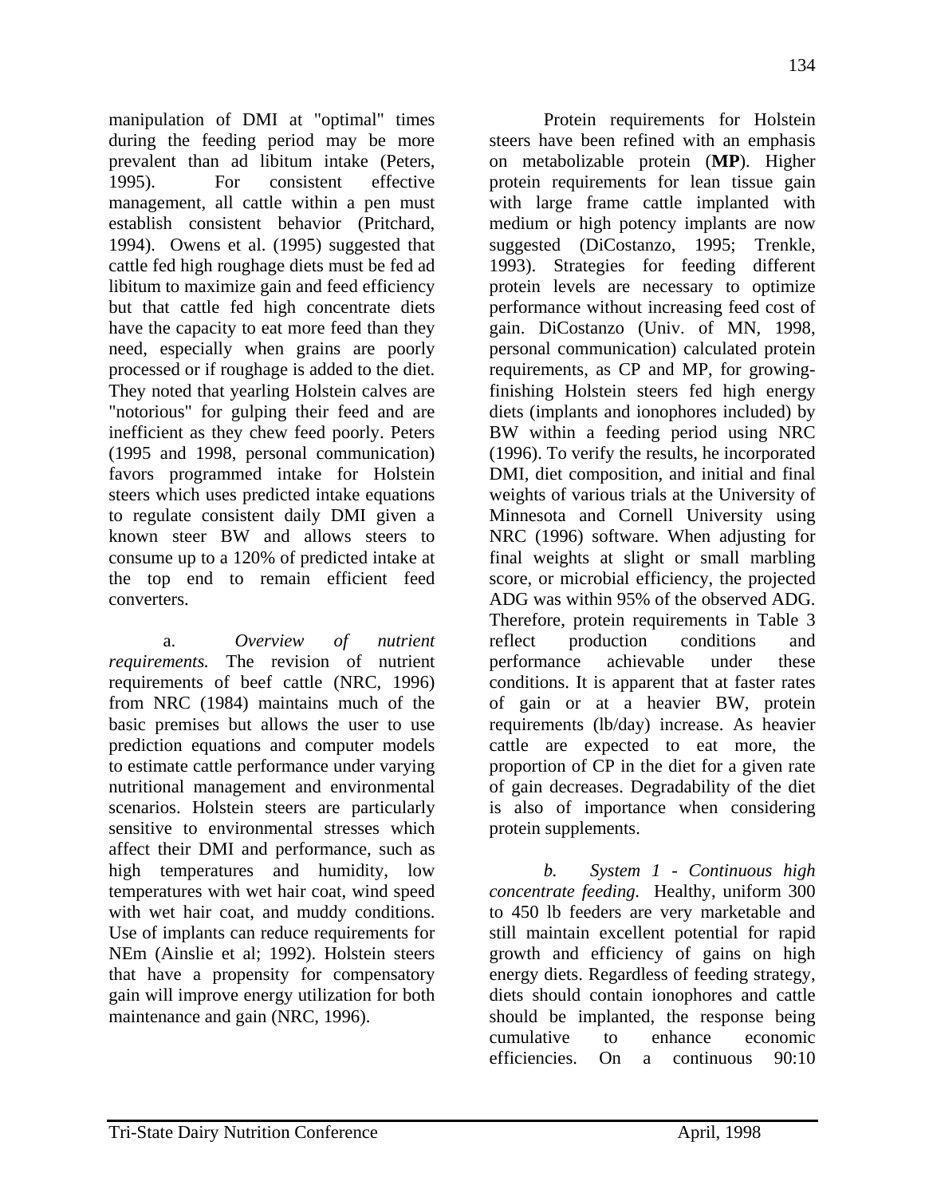manipulation of DMI at "optimal" times during the feeding period may be more prevalent than ad libitum intake (Peters, 1995). For consistent effective management, all cattle within a pen must establish consistent behavior (Pritchard, 1994). Owens et al. (1995) suggested that cattle fed high roughage diets must be fed ad libitum to maximize gain and feed efficiency but that cattle fed high concentrate diets have the capacity to eat more feed than they need, especially when grains are poorly processed or if roughage is added to the diet. They noted that yearling Holstein calves are "notorious" for gulping their feed and are inefficient as they chew feed poorly. Peters (1995 and 1998, personal communication) favors programmed intake for Holstein steers which uses predicted intake equations to regulate consistent daily DMI given a known steer BW and allows steers to consume up to a 120% of predicted intake at the top end to remain efficient feed converters.

a. *Overview of nutrient requirements.* The revision of nutrient requirements of beef cattle (NRC, 1996) from NRC (1984) maintains much of the basic premises but allows the user to use prediction equations and computer models to estimate cattle performance under varying nutritional management and environmental scenarios. Holstein steers are particularly sensitive to environmental stresses which affect their DMI and performance, such as high temperatures and humidity, low temperatures with wet hair coat, wind speed with wet hair coat, and muddy conditions. Use of implants can reduce requirements for NEm (Ainslie et al; 1992). Holstein steers that have a propensity for compensatory gain will improve energy utilization for both maintenance and gain (NRC, 1996).

Protein requirements for Holstein steers have been refined with an emphasis on metabolizable protein (**MP**). Higher protein requirements for lean tissue gain with large frame cattle implanted with medium or high potency implants are now suggested (DiCostanzo, 1995; Trenkle, 1993). Strategies for feeding different protein levels are necessary to optimize performance without increasing feed cost of gain. DiCostanzo (Univ. of MN, 1998, personal communication) calculated protein requirements, as CP and MP, for growing-finishing Holstein steers fed high energy diets (implants and ionophores included) by BW within a feeding period using NRC (1996). To verify the results, he incorporated DMI, diet composition, and initial and final weights of various trials at the University of Minnesota and Cornell University using NRC (1996) software. When adjusting for final weights at slight or small marbling score, or microbial efficiency, the projected ADG was within 95% of the observed ADG. Therefore, protein requirements in Table 3 reflect production conditions and performance achievable under these conditions. It is apparent that at faster rates of gain or at a heavier BW, protein requirements (lb/day) increase. As heavier cattle are expected to eat more, the proportion of CP in the diet for a given rate of gain decreases. Degradability of the diet is also of importance when considering protein supplements.

*b. System 1 - Continuous high concentrate feeding.* Healthy, uniform 300 to 450 lb feeders are very marketable and still maintain excellent potential for rapid growth and efficiency of gains on high energy diets. Regardless of feeding strategy, diets should contain ionophores and cattle should be implanted, the response being cumulative to enhance economic efficiencies. On a continuous 90:10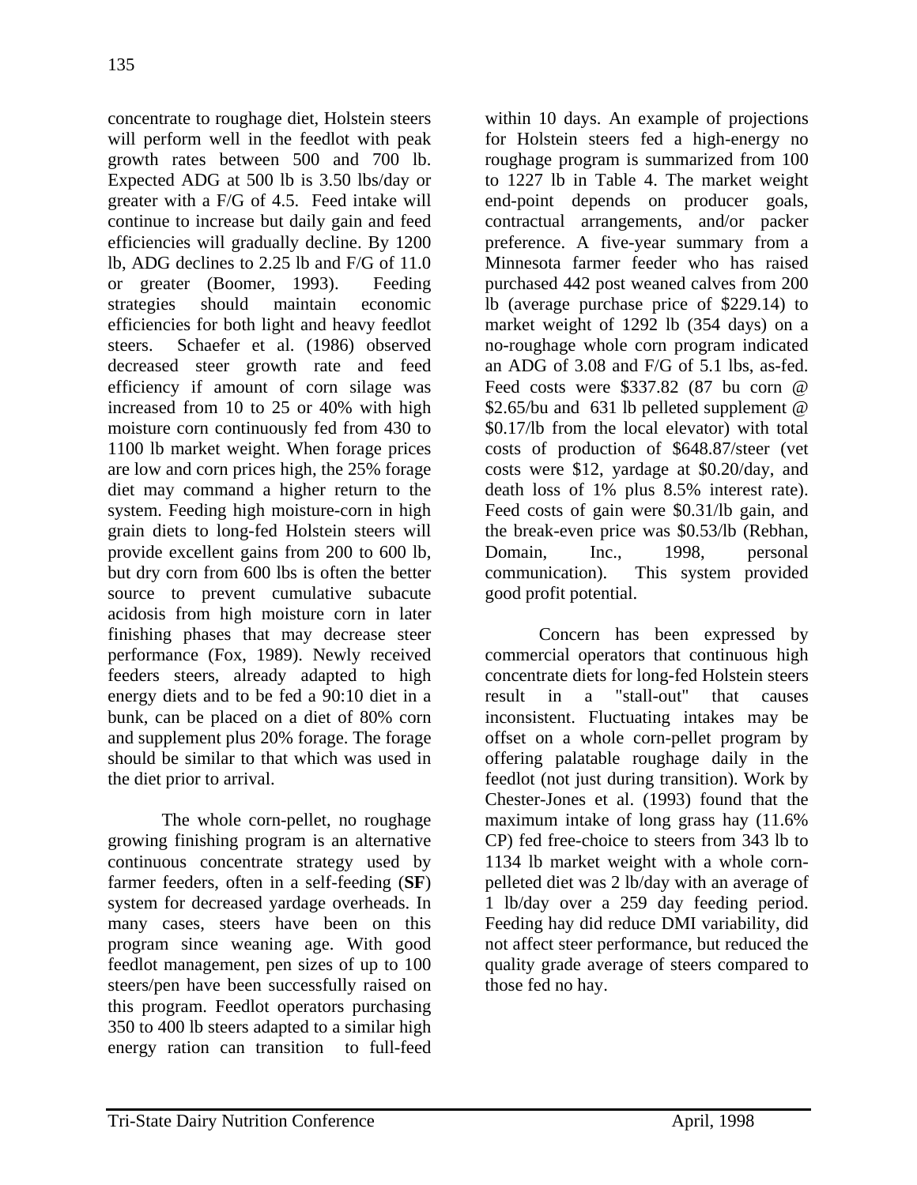concentrate to roughage diet, Holstein steers will perform well in the feedlot with peak growth rates between 500 and 700 lb. Expected ADG at 500 lb is 3.50 lbs/day or greater with a F/G of 4.5. Feed intake will continue to increase but daily gain and feed efficiencies will gradually decline. By 1200 lb, ADG declines to 2.25 lb and F/G of 11.0 or greater (Boomer, 1993). Feeding strategies should maintain economic efficiencies for both light and heavy feedlot steers. Schaefer et al. (1986) observed decreased steer growth rate and feed efficiency if amount of corn silage was increased from 10 to 25 or 40% with high moisture corn continuously fed from 430 to 1100 lb market weight. When forage prices are low and corn prices high, the 25% forage diet may command a higher return to the system. Feeding high moisture-corn in high grain diets to long-fed Holstein steers will provide excellent gains from 200 to 600 lb, but dry corn from 600 lbs is often the better source to prevent cumulative subacute acidosis from high moisture corn in later finishing phases that may decrease steer performance (Fox, 1989). Newly received feeders steers, already adapted to high energy diets and to be fed a 90:10 diet in a bunk, can be placed on a diet of 80% corn and supplement plus 20% forage. The forage should be similar to that which was used in the diet prior to arrival.

The whole corn-pellet, no roughage growing finishing program is an alternative continuous concentrate strategy used by farmer feeders, often in a self-feeding (**SF**) system for decreased yardage overheads. In many cases, steers have been on this program since weaning age. With good feedlot management, pen sizes of up to 100 steers/pen have been successfully raised on this program. Feedlot operators purchasing 350 to 400 lb steers adapted to a similar high energy ration can transition to full-feed within 10 days. An example of projections for Holstein steers fed a high-energy no roughage program is summarized from 100 to 1227 lb in Table 4. The market weight end-point depends on producer goals, contractual arrangements, and/or packer preference. A five-year summary from a Minnesota farmer feeder who has raised purchased 442 post weaned calves from 200 lb (average purchase price of $229.14) to market weight of 1292 lb (354 days) on a no-roughage whole corn program indicated an ADG of 3.08 and F/G of 5.1 lbs, as-fed. Feed costs were $337.82 (87 bu corn @ $2.65/bu and 631 lb pelleted supplement @ $0.17/lb from the local elevator) with total costs of production of $648.87/steer (vet costs were $12, yardage at $0.20/day, and death loss of 1% plus 8.5% interest rate). Feed costs of gain were $0.31/lb gain, and the break-even price was $0.53/lb (Rebhan, Domain, Inc., 1998, personal communication). This system provided good profit potential.

Concern has been expressed by commercial operators that continuous high concentrate diets for long-fed Holstein steers result in a "stall-out" that causes inconsistent. Fluctuating intakes may be offset on a whole corn-pellet program by offering palatable roughage daily in the feedlot (not just during transition). Work by Chester-Jones et al. (1993) found that the maximum intake of long grass hay (11.6% CP) fed free-choice to steers from 343 lb to 1134 lb market weight with a whole corn-pelleted diet was 2 lb/day with an average of 1 lb/day over a 259 day feeding period. Feeding hay did reduce DMI variability, did not affect steer performance, but reduced the quality grade average of steers compared to those fed no hay.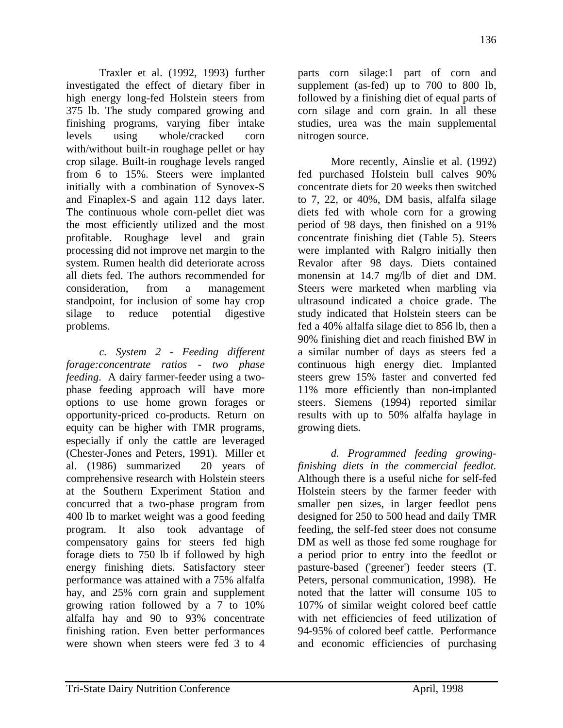Traxler et al. (1992, 1993) further investigated the effect of dietary fiber in high energy long-fed Holstein steers from 375 lb. The study compared growing and finishing programs, varying fiber intake levels using whole/cracked corn with/without built-in roughage pellet or hay crop silage. Built-in roughage levels ranged from 6 to 15%. Steers were implanted initially with a combination of Synovex-S and Finaplex-S and again 112 days later. The continuous whole corn-pellet diet was the most efficiently utilized and the most profitable. Roughage level and grain processing did not improve net margin to the system. Rumen health did deteriorate across all diets fed. The authors recommended for consideration, from a management standpoint, for inclusion of some hay crop silage to reduce potential digestive problems.

*c. System 2 - Feeding different forage:concentrate ratios - two phase feeding*. A dairy farmer-feeder using a two-phase feeding approach will have more options to use home grown forages or opportunity-priced co-products. Return on equity can be higher with TMR programs, especially if only the cattle are leveraged (Chester-Jones and Peters, 1991). Miller et al. (1986) summarized 20 years of comprehensive research with Holstein steers at the Southern Experiment Station and concurred that a two-phase program from 400 lb to market weight was a good feeding program. It also took advantage of compensatory gains for steers fed high forage diets to 750 lb if followed by high energy finishing diets. Satisfactory steer performance was attained with a 75% alfalfa hay, and 25% corn grain and supplement growing ration followed by a 7 to 10% alfalfa hay and 90 to 93% concentrate finishing ration. Even better performances were shown when steers were fed 3 to 4 parts corn silage:1 part of corn and supplement (as-fed) up to 700 to 800 lb, followed by a finishing diet of equal parts of corn silage and corn grain. In all these studies, urea was the main supplemental nitrogen source.

More recently, Ainslie et al. (1992) fed purchased Holstein bull calves 90% concentrate diets for 20 weeks then switched to 7, 22, or 40%, DM basis, alfalfa silage diets fed with whole corn for a growing period of 98 days, then finished on a 91% concentrate finishing diet (Table 5). Steers were implanted with Ralgro initially then Revalor after 98 days. Diets contained monensin at 14.7 mg/lb of diet and DM. Steers were marketed when marbling via ultrasound indicated a choice grade. The study indicated that Holstein steers can be fed a 40% alfalfa silage diet to 856 lb, then a 90% finishing diet and reach finished BW in a similar number of days as steers fed a continuous high energy diet. Implanted steers grew 15% faster and converted fed 11% more efficiently than non-implanted steers. Siemens (1994) reported similar results with up to 50% alfalfa haylage in growing diets.

*d. Programmed feeding growing-finishing diets in the commercial feedlot.* Although there is a useful niche for self-fed Holstein steers by the farmer feeder with smaller pen sizes, in larger feedlot pens designed for 250 to 500 head and daily TMR feeding, the self-fed steer does not consume DM as well as those fed some roughage for a period prior to entry into the feedlot or pasture-based ('greener') feeder steers (T. Peters, personal communication, 1998). He noted that the latter will consume 105 to 107% of similar weight colored beef cattle with net efficiencies of feed utilization of 94-95% of colored beef cattle. Performance and economic efficiencies of purchasing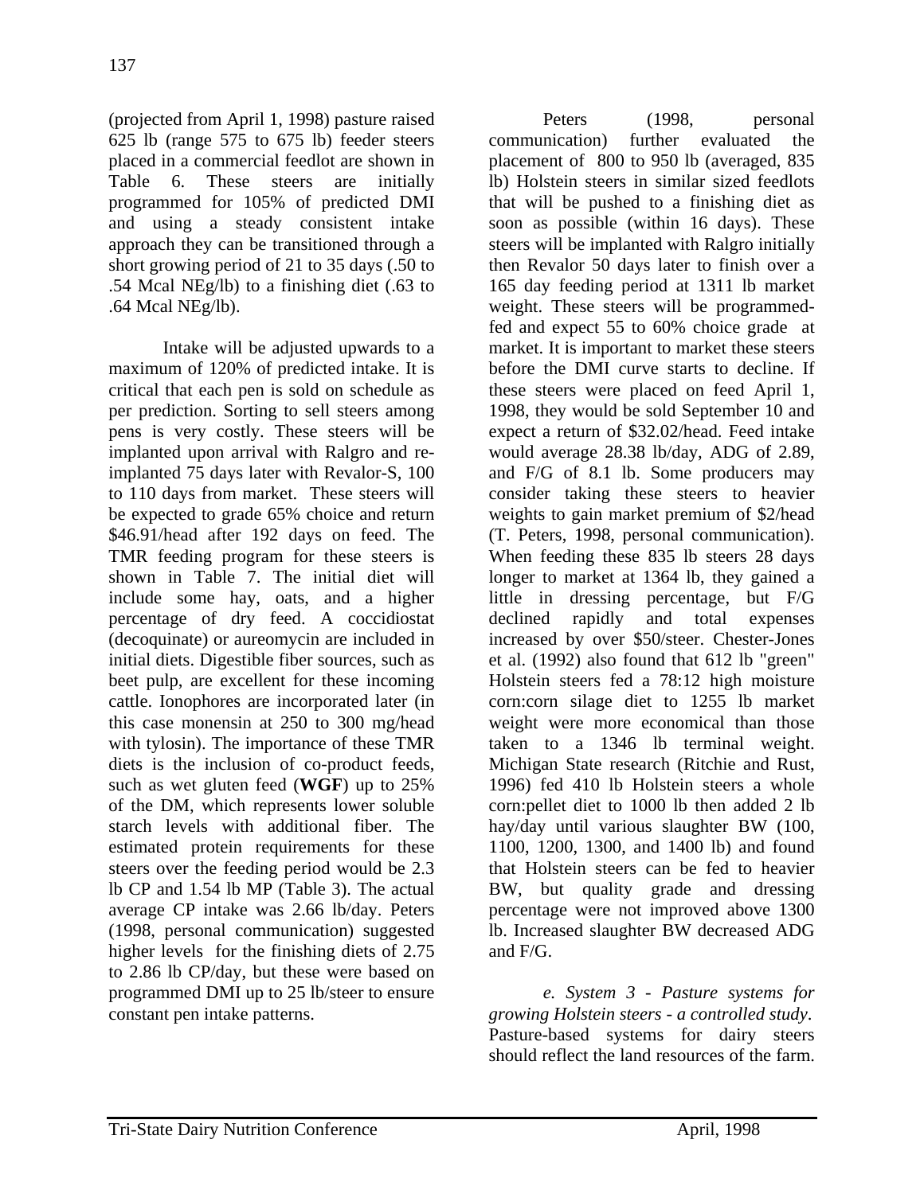(projected from April 1, 1998) pasture raised 625 lb (range 575 to 675 lb) feeder steers placed in a commercial feedlot are shown in Table 6. These steers are initially programmed for 105% of predicted DMI and using a steady consistent intake approach they can be transitioned through a short growing period of 21 to 35 days (.50 to .54 Mcal NEg/lb) to a finishing diet (.63 to .64 Mcal NEg/lb).

Intake will be adjusted upwards to a maximum of 120% of predicted intake. It is critical that each pen is sold on schedule as per prediction. Sorting to sell steers among pens is very costly. These steers will be implanted upon arrival with Ralgro and re-implanted 75 days later with Revalor-S, 100 to 110 days from market. These steers will be expected to grade 65% choice and return $46.91/head after 192 days on feed. The TMR feeding program for these steers is shown in Table 7. The initial diet will include some hay, oats, and a higher percentage of dry feed. A coccidiostat (decoquinate) or aureomycin are included in initial diets. Digestible fiber sources, such as beet pulp, are excellent for these incoming cattle. Ionophores are incorporated later (in this case monensin at 250 to 300 mg/head with tylosin). The importance of these TMR diets is the inclusion of co-product feeds, such as wet gluten feed (**WGF**) up to 25% of the DM, which represents lower soluble starch levels with additional fiber. The estimated protein requirements for these steers over the feeding period would be 2.3 lb CP and 1.54 lb MP (Table 3). The actual average CP intake was 2.66 lb/day. Peters (1998, personal communication) suggested higher levels for the finishing diets of 2.75 to 2.86 lb CP/day, but these were based on programmed DMI up to 25 lb/steer to ensure constant pen intake patterns.

Peters (1998, personal communication) further evaluated the placement of 800 to 950 lb (averaged, 835 lb) Holstein steers in similar sized feedlots that will be pushed to a finishing diet as soon as possible (within 16 days). These steers will be implanted with Ralgro initially then Revalor 50 days later to finish over a 165 day feeding period at 1311 lb market weight. These steers will be programmed-fed and expect 55 to 60% choice grade at market. It is important to market these steers before the DMI curve starts to decline. If these steers were placed on feed April 1, 1998, they would be sold September 10 and expect a return of $32.02/head. Feed intake would average 28.38 lb/day, ADG of 2.89, and F/G of 8.1 lb. Some producers may consider taking these steers to heavier weights to gain market premium of $2/head (T. Peters, 1998, personal communication). When feeding these 835 lb steers 28 days longer to market at 1364 lb, they gained a little in dressing percentage, but F/G declined rapidly and total expenses increased by over $50/steer. Chester-Jones et al. (1992) also found that 612 lb "green" Holstein steers fed a 78:12 high moisture corn:corn silage diet to 1255 lb market weight were more economical than those taken to a 1346 lb terminal weight. Michigan State research (Ritchie and Rust, 1996) fed 410 lb Holstein steers a whole corn:pellet diet to 1000 lb then added 2 lb hay/day until various slaughter BW (100, 1100, 1200, 1300, and 1400 lb) and found that Holstein steers can be fed to heavier BW, but quality grade and dressing percentage were not improved above 1300 lb. Increased slaughter BW decreased ADG and F/G.

*e. System 3 - Pasture systems for growing Holstein steers - a controlled study*. Pasture-based systems for dairy steers should reflect the land resources of the farm.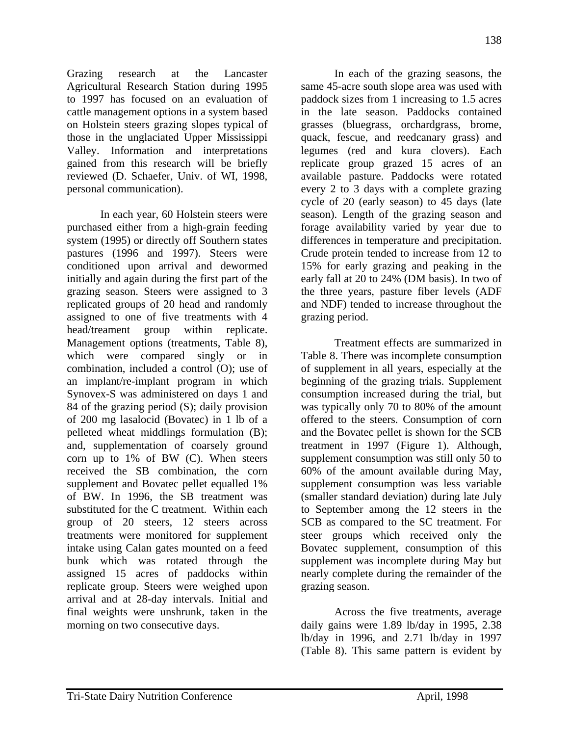Grazing research at the Lancaster Agricultural Research Station during 1995 to 1997 has focused on an evaluation of cattle management options in a system based on Holstein steers grazing slopes typical of those in the unglaciated Upper Mississippi Valley. Information and interpretations gained from this research will be briefly reviewed (D. Schaefer, Univ. of WI, 1998, personal communication).

In each year, 60 Holstein steers were purchased either from a high-grain feeding system (1995) or directly off Southern states pastures (1996 and 1997). Steers were conditioned upon arrival and dewormed initially and again during the first part of the grazing season. Steers were assigned to 3 replicated groups of 20 head and randomly assigned to one of five treatments with 4 head/treament group within replicate. Management options (treatments, Table 8), which were compared singly or in combination, included a control (O); use of an implant/re-implant program in which Synovex-S was administered on days 1 and 84 of the grazing period (S); daily provision of 200 mg lasalocid (Bovatec) in 1 lb of a pelleted wheat middlings formulation (B); and, supplementation of coarsely ground corn up to 1% of BW (C). When steers received the SB combination, the corn supplement and Bovatec pellet equalled 1% of BW. In 1996, the SB treatment was substituted for the C treatment. Within each group of 20 steers, 12 steers across treatments were monitored for supplement intake using Calan gates mounted on a feed bunk which was rotated through the assigned 15 acres of paddocks within replicate group. Steers were weighed upon arrival and at 28-day intervals. Initial and final weights were unshrunk, taken in the morning on two consecutive days.

In each of the grazing seasons, the same 45-acre south slope area was used with paddock sizes from 1 increasing to 1.5 acres in the late season. Paddocks contained grasses (bluegrass, orchardgrass, brome, quack, fescue, and reedcanary grass) and legumes (red and kura clovers). Each replicate group grazed 15 acres of an available pasture. Paddocks were rotated every 2 to 3 days with a complete grazing cycle of 20 (early season) to 45 days (late season). Length of the grazing season and forage availability varied by year due to differences in temperature and precipitation. Crude protein tended to increase from 12 to 15% for early grazing and peaking in the early fall at 20 to 24% (DM basis). In two of the three years, pasture fiber levels (ADF and NDF) tended to increase throughout the grazing period.

Treatment effects are summarized in Table 8. There was incomplete consumption of supplement in all years, especially at the beginning of the grazing trials. Supplement consumption increased during the trial, but was typically only 70 to 80% of the amount offered to the steers. Consumption of corn and the Bovatec pellet is shown for the SCB treatment in 1997 (Figure 1). Although, supplement consumption was still only 50 to 60% of the amount available during May, supplement consumption was less variable (smaller standard deviation) during late July to September among the 12 steers in the SCB as compared to the SC treatment. For steer groups which received only the Bovatec supplement, consumption of this supplement was incomplete during May but nearly complete during the remainder of the grazing season.

Across the five treatments, average daily gains were 1.89 lb/day in 1995, 2.38 lb/day in 1996, and 2.71 lb/day in 1997 (Table 8). This same pattern is evident by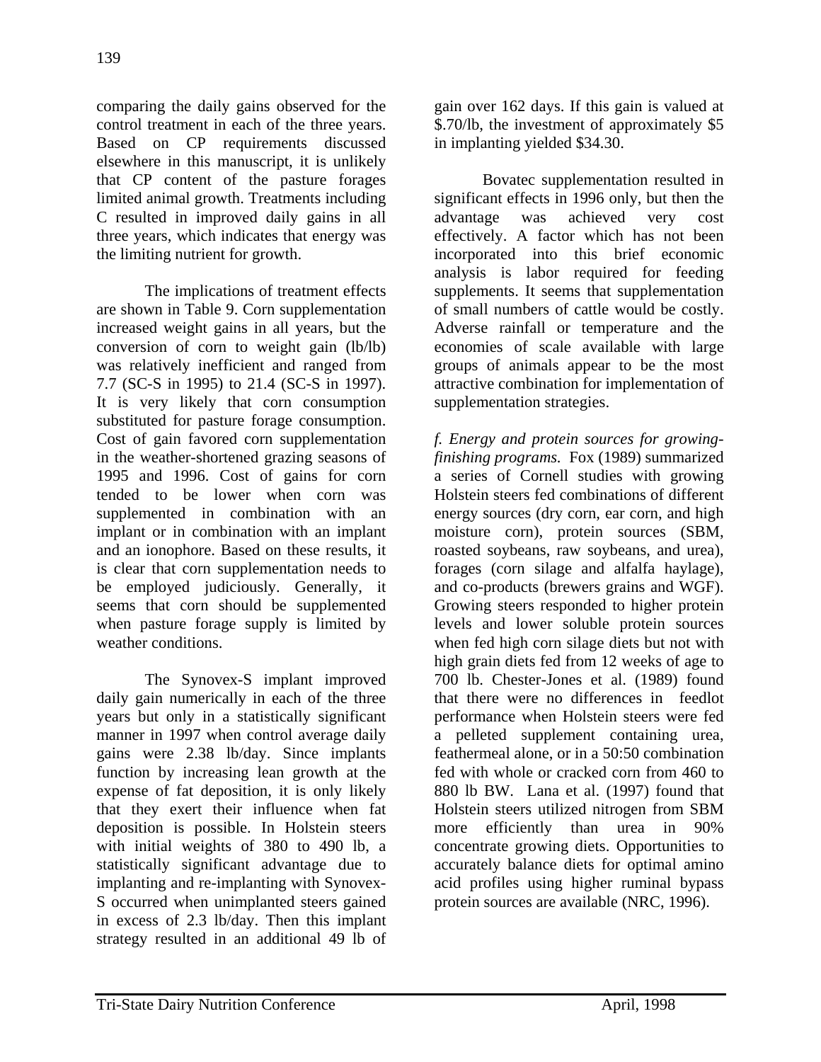comparing the daily gains observed for the control treatment in each of the three years. Based on CP requirements discussed elsewhere in this manuscript, it is unlikely that CP content of the pasture forages limited animal growth. Treatments including C resulted in improved daily gains in all three years, which indicates that energy was the limiting nutrient for growth.

The implications of treatment effects are shown in Table 9. Corn supplementation increased weight gains in all years, but the conversion of corn to weight gain (lb/lb) was relatively inefficient and ranged from 7.7 (SC-S in 1995) to 21.4 (SC-S in 1997). It is very likely that corn consumption substituted for pasture forage consumption. Cost of gain favored corn supplementation in the weather-shortened grazing seasons of 1995 and 1996. Cost of gains for corn tended to be lower when corn was supplemented in combination with an implant or in combination with an implant and an ionophore. Based on these results, it is clear that corn supplementation needs to be employed judiciously. Generally, it seems that corn should be supplemented when pasture forage supply is limited by weather conditions.

The Synovex-S implant improved daily gain numerically in each of the three years but only in a statistically significant manner in 1997 when control average daily gains were 2.38 lb/day. Since implants function by increasing lean growth at the expense of fat deposition, it is only likely that they exert their influence when fat deposition is possible. In Holstein steers with initial weights of 380 to 490 lb, a statistically significant advantage due to implanting and re-implanting with Synovex-S occurred when unimplanted steers gained in excess of 2.3 lb/day. Then this implant strategy resulted in an additional 49 lb of gain over 162 days. If this gain is valued at \$.70/lb, the investment of approximately \$5 in implanting yielded \$34.30.

Bovatec supplementation resulted in significant effects in 1996 only, but then the advantage was achieved very cost effectively. A factor which has not been incorporated into this brief economic analysis is labor required for feeding supplements. It seems that supplementation of small numbers of cattle would be costly. Adverse rainfall or temperature and the economies of scale available with large groups of animals appear to be the most attractive combination for implementation of supplementation strategies.

*f. Energy and protein sources for growing-finishing programs.* Fox (1989) summarized a series of Cornell studies with growing Holstein steers fed combinations of different energy sources (dry corn, ear corn, and high moisture corn), protein sources (SBM, roasted soybeans, raw soybeans, and urea), forages (corn silage and alfalfa haylage), and co-products (brewers grains and WGF). Growing steers responded to higher protein levels and lower soluble protein sources when fed high corn silage diets but not with high grain diets fed from 12 weeks of age to 700 lb. Chester-Jones et al. (1989) found that there were no differences in feedlot performance when Holstein steers were fed a pelleted supplement containing urea, feathermeal alone, or in a 50:50 combination fed with whole or cracked corn from 460 to 880 lb BW. Lana et al. (1997) found that Holstein steers utilized nitrogen from SBM more efficiently than urea in 90% concentrate growing diets. Opportunities to accurately balance diets for optimal amino acid profiles using higher ruminal bypass protein sources are available (NRC, 1996).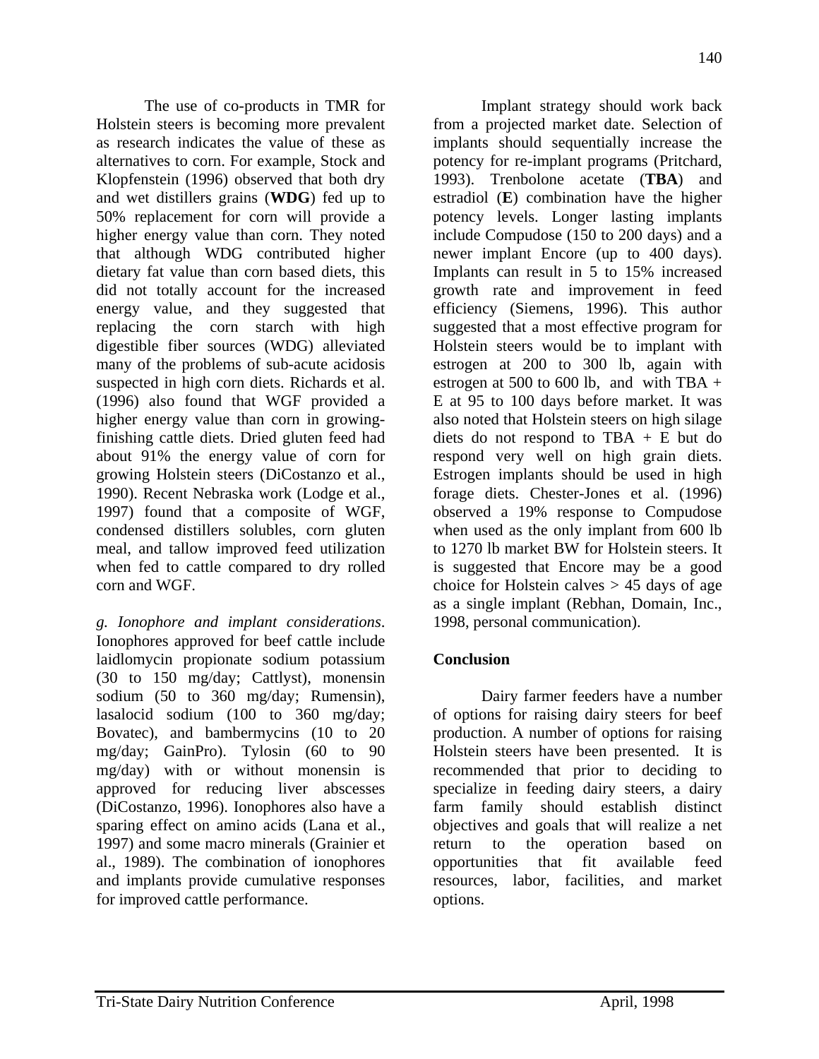The use of co-products in TMR for Holstein steers is becoming more prevalent as research indicates the value of these as alternatives to corn. For example, Stock and Klopfenstein (1996) observed that both dry and wet distillers grains (**WDG**) fed up to 50% replacement for corn will provide a higher energy value than corn. They noted that although WDG contributed higher dietary fat value than corn based diets, this did not totally account for the increased energy value, and they suggested that replacing the corn starch with high digestible fiber sources (WDG) alleviated many of the problems of sub-acute acidosis suspected in high corn diets. Richards et al. (1996) also found that WGF provided a higher energy value than corn in growing-finishing cattle diets. Dried gluten feed had about 91% the energy value of corn for growing Holstein steers (DiCostanzo et al., 1990). Recent Nebraska work (Lodge et al., 1997) found that a composite of WGF, condensed distillers solubles, corn gluten meal, and tallow improved feed utilization when fed to cattle compared to dry rolled corn and WGF.

*g. Ionophore and implant considerations*. Ionophores approved for beef cattle include laidlomycin propionate sodium potassium (30 to 150 mg/day; Cattlyst), monensin sodium (50 to 360 mg/day; Rumensin), lasalocid sodium (100 to 360 mg/day; Bovatec), and bambermycins (10 to 20 mg/day; GainPro). Tylosin (60 to 90 mg/day) with or without monensin is approved for reducing liver abscesses (DiCostanzo, 1996). Ionophores also have a sparing effect on amino acids (Lana et al., 1997) and some macro minerals (Grainier et al., 1989). The combination of ionophores and implants provide cumulative responses for improved cattle performance.

Implant strategy should work back from a projected market date. Selection of implants should sequentially increase the potency for re-implant programs (Pritchard, 1993). Trenbolone acetate (**TBA**) and estradiol (**E**) combination have the higher potency levels. Longer lasting implants include Compudose (150 to 200 days) and a newer implant Encore (up to 400 days). Implants can result in 5 to 15% increased growth rate and improvement in feed efficiency (Siemens, 1996). This author suggested that a most effective program for Holstein steers would be to implant with estrogen at 200 to 300 lb, again with estrogen at 500 to 600 lb, and with TBA + E at 95 to 100 days before market. It was also noted that Holstein steers on high silage diets do not respond to TBA + E but do respond very well on high grain diets. Estrogen implants should be used in high forage diets. Chester-Jones et al. (1996) observed a 19% response to Compudose when used as the only implant from 600 lb to 1270 lb market BW for Holstein steers. It is suggested that Encore may be a good choice for Holstein calves > 45 days of age as a single implant (Rebhan, Domain, Inc., 1998, personal communication).

## Conclusion

Dairy farmer feeders have a number of options for raising dairy steers for beef production. A number of options for raising Holstein steers have been presented. It is recommended that prior to deciding to specialize in feeding dairy steers, a dairy farm family should establish distinct objectives and goals that will realize a net return to the operation based on opportunities that fit available feed resources, labor, facilities, and market options.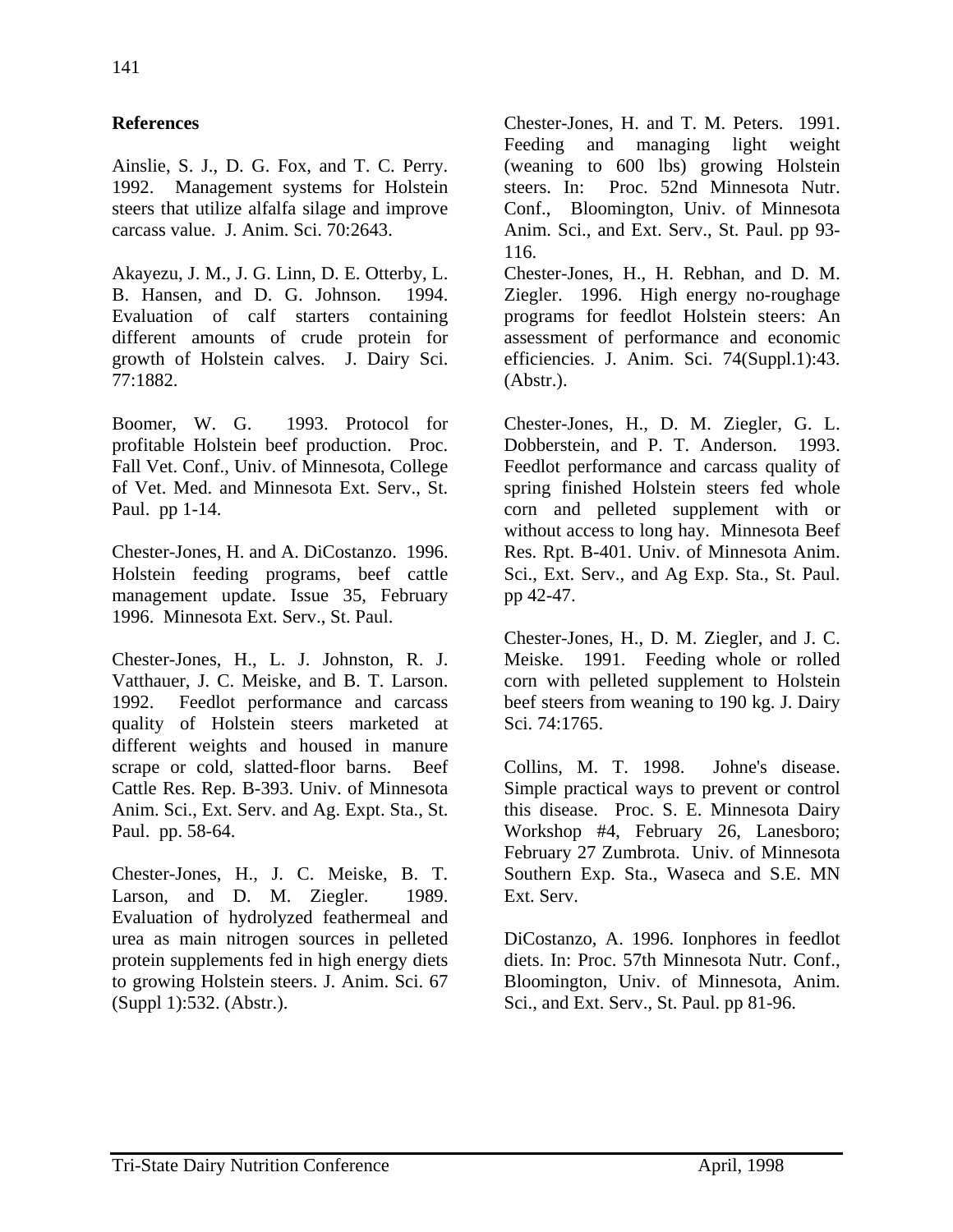## References

Ainslie, S. J., D. G. Fox, and T. C. Perry. 1992. Management systems for Holstein steers that utilize alfalfa silage and improve carcass value. J. Anim. Sci. 70:2643.

Akayezu, J. M., J. G. Linn, D. E. Otterby, L. B. Hansen, and D. G. Johnson. 1994. Evaluation of calf starters containing different amounts of crude protein for growth of Holstein calves. J. Dairy Sci. 77:1882.

Boomer, W. G. 1993. Protocol for profitable Holstein beef production. Proc. Fall Vet. Conf., Univ. of Minnesota, College of Vet. Med. and Minnesota Ext. Serv., St. Paul. pp 1-14.

Chester-Jones, H. and A. DiCostanzo. 1996. Holstein feeding programs, beef cattle management update. Issue 35, February 1996. Minnesota Ext. Serv., St. Paul.

Chester-Jones, H., L. J. Johnston, R. J. Vatthauer, J. C. Meiske, and B. T. Larson. 1992. Feedlot performance and carcass quality of Holstein steers marketed at different weights and housed in manure scrape or cold, slatted-floor barns. Beef Cattle Res. Rep. B-393. Univ. of Minnesota Anim. Sci., Ext. Serv. and Ag. Expt. Sta., St. Paul. pp. 58-64.

Chester-Jones, H., J. C. Meiske, B. T. Larson, and D. M. Ziegler. 1989. Evaluation of hydrolyzed feathermeal and urea as main nitrogen sources in pelleted protein supplements fed in high energy diets to growing Holstein steers. J. Anim. Sci. 67 (Suppl 1):532. (Abstr.).

Chester-Jones, H. and T. M. Peters. 1991. Feeding and managing light weight (weaning to 600 lbs) growing Holstein steers. In: Proc. 52nd Minnesota Nutr. Conf., Bloomington, Univ. of Minnesota Anim. Sci., and Ext. Serv., St. Paul. pp 93-116.

Chester-Jones, H., H. Rebhan, and D. M. Ziegler. 1996. High energy no-roughage programs for feedlot Holstein steers: An assessment of performance and economic efficiencies. J. Anim. Sci. 74(Suppl.1):43. (Abstr.).

Chester-Jones, H., D. M. Ziegler, G. L. Dobberstein, and P. T. Anderson. 1993. Feedlot performance and carcass quality of spring finished Holstein steers fed whole corn and pelleted supplement with or without access to long hay. Minnesota Beef Res. Rpt. B-401. Univ. of Minnesota Anim. Sci., Ext. Serv., and Ag Exp. Sta., St. Paul. pp 42-47.

Chester-Jones, H., D. M. Ziegler, and J. C. Meiske. 1991. Feeding whole or rolled corn with pelleted supplement to Holstein beef steers from weaning to 190 kg. J. Dairy Sci. 74:1765.

Collins, M. T. 1998. Johne's disease. Simple practical ways to prevent or control this disease. Proc. S. E. Minnesota Dairy Workshop #4, February 26, Lanesboro; February 27 Zumbrota. Univ. of Minnesota Southern Exp. Sta., Waseca and S.E. MN Ext. Serv.

DiCostanzo, A. 1996. Ionphores in feedlot diets. In: Proc. 57th Minnesota Nutr. Conf., Bloomington, Univ. of Minnesota, Anim. Sci., and Ext. Serv., St. Paul. pp 81-96.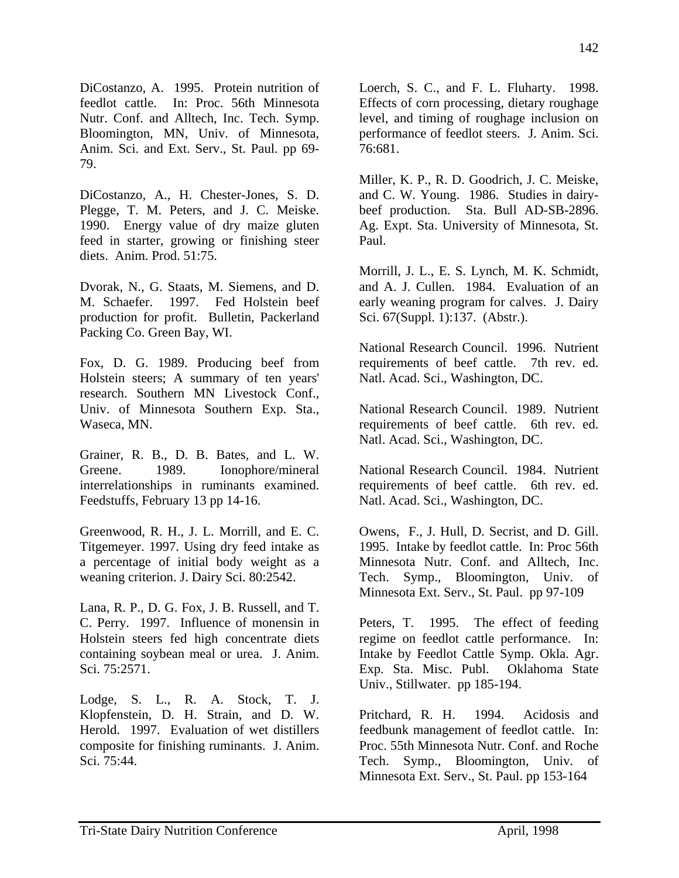DiCostanzo, A. 1995. Protein nutrition of feedlot cattle. In: Proc. 56th Minnesota Nutr. Conf. and Alltech, Inc. Tech. Symp. Bloomington, MN, Univ. of Minnesota, Anim. Sci. and Ext. Serv., St. Paul. pp 69-79.

DiCostanzo, A., H. Chester-Jones, S. D. Plegge, T. M. Peters, and J. C. Meiske. 1990. Energy value of dry maize gluten feed in starter, growing or finishing steer diets. Anim. Prod. 51:75.

Dvorak, N., G. Staats, M. Siemens, and D. M. Schaefer. 1997. Fed Holstein beef production for profit. Bulletin, Packerland Packing Co. Green Bay, WI.

Fox, D. G. 1989. Producing beef from Holstein steers; A summary of ten years' research. Southern MN Livestock Conf., Univ. of Minnesota Southern Exp. Sta., Waseca, MN.

Grainer, R. B., D. B. Bates, and L. W. Greene. 1989. Ionophore/mineral interrelationships in ruminants examined. Feedstuffs, February 13 pp 14-16.

Greenwood, R. H., J. L. Morrill, and E. C. Titgemeyer. 1997. Using dry feed intake as a percentage of initial body weight as a weaning criterion. J. Dairy Sci. 80:2542.

Lana, R. P., D. G. Fox, J. B. Russell, and T. C. Perry. 1997. Influence of monensin in Holstein steers fed high concentrate diets containing soybean meal or urea. J. Anim. Sci. 75:2571.

Lodge, S. L., R. A. Stock, T. J. Klopfenstein, D. H. Strain, and D. W. Herold. 1997. Evaluation of wet distillers composite for finishing ruminants. J. Anim. Sci. 75:44.

Loerch, S. C., and F. L. Fluharty. 1998. Effects of corn processing, dietary roughage level, and timing of roughage inclusion on performance of feedlot steers. J. Anim. Sci. 76:681.

Miller, K. P., R. D. Goodrich, J. C. Meiske, and C. W. Young. 1986. Studies in dairy-beef production. Sta. Bull AD-SB-2896. Ag. Expt. Sta. University of Minnesota, St. Paul.

Morrill, J. L., E. S. Lynch, M. K. Schmidt, and A. J. Cullen. 1984. Evaluation of an early weaning program for calves. J. Dairy Sci. 67(Suppl. 1):137. (Abstr.).

National Research Council. 1996. Nutrient requirements of beef cattle. 7th rev. ed. Natl. Acad. Sci., Washington, DC.

National Research Council. 1989. Nutrient requirements of beef cattle. 6th rev. ed. Natl. Acad. Sci., Washington, DC.

National Research Council. 1984. Nutrient requirements of beef cattle. 6th rev. ed. Natl. Acad. Sci., Washington, DC.

Owens, F., J. Hull, D. Secrist, and D. Gill. 1995. Intake by feedlot cattle. In: Proc 56th Minnesota Nutr. Conf. and Alltech, Inc. Tech. Symp., Bloomington, Univ. of Minnesota Ext. Serv., St. Paul. pp 97-109

Peters, T. 1995. The effect of feeding regime on feedlot cattle performance. In: Intake by Feedlot Cattle Symp. Okla. Agr. Exp. Sta. Misc. Publ. Oklahoma State Univ., Stillwater. pp 185-194.

Pritchard, R. H. 1994. Acidosis and feedbunk management of feedlot cattle. In: Proc. 55th Minnesota Nutr. Conf. and Roche Tech. Symp., Bloomington, Univ. of Minnesota Ext. Serv., St. Paul. pp 153-164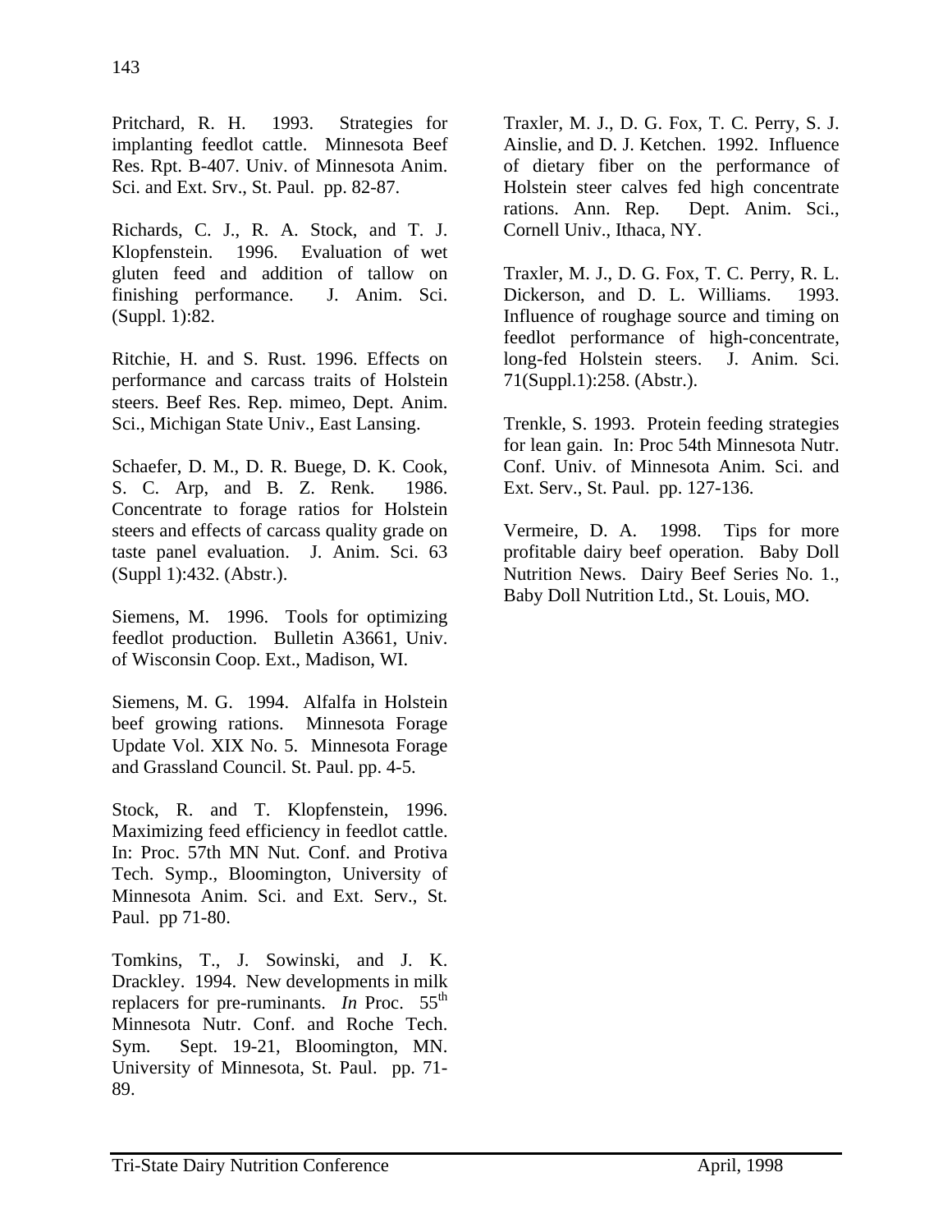Pritchard, R. H. 1993. Strategies for implanting feedlot cattle. Minnesota Beef Res. Rpt. B-407. Univ. of Minnesota Anim. Sci. and Ext. Srv., St. Paul. pp. 82-87.

Richards, C. J., R. A. Stock, and T. J. Klopfenstein. 1996. Evaluation of wet gluten feed and addition of tallow on finishing performance. J. Anim. Sci. (Suppl. 1):82.

Ritchie, H. and S. Rust. 1996. Effects on performance and carcass traits of Holstein steers. Beef Res. Rep. mimeo, Dept. Anim. Sci., Michigan State Univ., East Lansing.

Schaefer, D. M., D. R. Buege, D. K. Cook, S. C. Arp, and B. Z. Renk. 1986. Concentrate to forage ratios for Holstein steers and effects of carcass quality grade on taste panel evaluation. J. Anim. Sci. 63 (Suppl 1):432. (Abstr.).

Siemens, M. 1996. Tools for optimizing feedlot production. Bulletin A3661, Univ. of Wisconsin Coop. Ext., Madison, WI.

Siemens, M. G. 1994. Alfalfa in Holstein beef growing rations. Minnesota Forage Update Vol. XIX No. 5. Minnesota Forage and Grassland Council. St. Paul. pp. 4-5.

Stock, R. and T. Klopfenstein, 1996. Maximizing feed efficiency in feedlot cattle. In: Proc. 57th MN Nut. Conf. and Protiva Tech. Symp., Bloomington, University of Minnesota Anim. Sci. and Ext. Serv., St. Paul. pp 71-80.

Tomkins, T., J. Sowinski, and J. K. Drackley. 1994. New developments in milk replacers for pre-ruminants. *In* Proc. 55th Minnesota Nutr. Conf. and Roche Tech. Sym. Sept. 19-21, Bloomington, MN. University of Minnesota, St. Paul. pp. 71-89.

Traxler, M. J., D. G. Fox, T. C. Perry, S. J. Ainslie, and D. J. Ketchen. 1992. Influence of dietary fiber on the performance of Holstein steer calves fed high concentrate rations. Ann. Rep. Dept. Anim. Sci., Cornell Univ., Ithaca, NY.

Traxler, M. J., D. G. Fox, T. C. Perry, R. L. Dickerson, and D. L. Williams. 1993. Influence of roughage source and timing on feedlot performance of high-concentrate, long-fed Holstein steers. J. Anim. Sci. 71(Suppl.1):258. (Abstr.).

Trenkle, S. 1993. Protein feeding strategies for lean gain. In: Proc 54th Minnesota Nutr. Conf. Univ. of Minnesota Anim. Sci. and Ext. Serv., St. Paul. pp. 127-136.

Vermeire, D. A. 1998. Tips for more profitable dairy beef operation. Baby Doll Nutrition News. Dairy Beef Series No. 1., Baby Doll Nutrition Ltd., St. Louis, MO.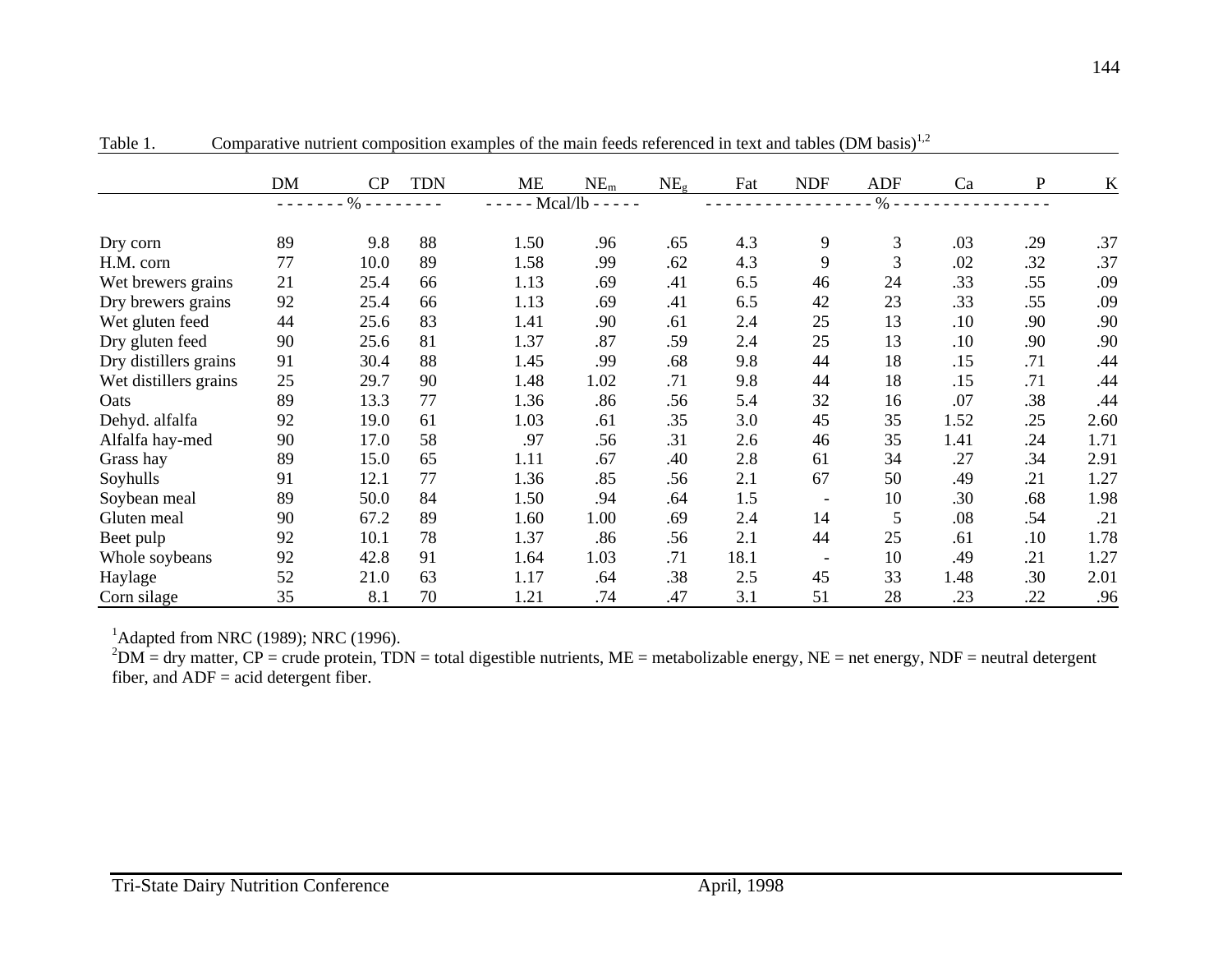Table 1. Comparative nutrient composition examples of the main feeds referenced in text and tables (DM basis)[1,2]

| | DM | CP | TDN | ME | $NE_m$ | $NE_g$ | Fat | NDF | ADF | Ca | P | K |
|---|---|---|---|---|---|---|---|---|---|---|---|---|
| | - - - - - - - % - - - - - - - - | | | - - - - - Mcal/lb - - - - - | | | - - - - - - - - - - - - - - - - - % - - - - - - - - - - - - - - - - | | | | | |
| Dry corn | 89 | 9.8 | 88 | 1.50 | .96 | .65 | 4.3 | 9 | 3 | .03 | .29 | .37 |
| H.M. corn | 77 | 10.0 | 89 | 1.58 | .99 | .62 | 4.3 | 9 | 3 | .02 | .32 | .37 |
| Wet brewers grains | 21 | 25.4 | 66 | 1.13 | .69 | .41 | 6.5 | 46 | 24 | .33 | .55 | .09 |
| Dry brewers grains | 92 | 25.4 | 66 | 1.13 | .69 | .41 | 6.5 | 42 | 23 | .33 | .55 | .09 |
| Wet gluten feed | 44 | 25.6 | 83 | 1.41 | .90 | .61 | 2.4 | 25 | 13 | .10 | .90 | .90 |
| Dry gluten feed | 90 | 25.6 | 81 | 1.37 | .87 | .59 | 2.4 | 25 | 13 | .10 | .90 | .90 |
| Dry distillers grains | 91 | 30.4 | 88 | 1.45 | .99 | .68 | 9.8 | 44 | 18 | .15 | .71 | .44 |
| Wet distillers grains | 25 | 29.7 | 90 | 1.48 | 1.02 | .71 | 9.8 | 44 | 18 | .15 | .71 | .44 |
| Oats | 89 | 13.3 | 77 | 1.36 | .86 | .56 | 5.4 | 32 | 16 | .07 | .38 | .44 |
| Dehyd. alfalfa | 92 | 19.0 | 61 | 1.03 | .61 | .35 | 3.0 | 45 | 35 | 1.52 | .25 | 2.60 |
| Alfalfa hay-med | 90 | 17.0 | 58 | .97 | .56 | .31 | 2.6 | 46 | 35 | 1.41 | .24 | 1.71 |
| Grass hay | 89 | 15.0 | 65 | 1.11 | .67 | .40 | 2.8 | 61 | 34 | .27 | .34 | 2.91 |
| Soyhulls | 91 | 12.1 | 77 | 1.36 | .85 | .56 | 2.1 | 67 | 50 | .49 | .21 | 1.27 |
| Soybean meal | 89 | 50.0 | 84 | 1.50 | .94 | .64 | 1.5 | - | 10 | .30 | .68 | 1.98 |
| Gluten meal | 90 | 67.2 | 89 | 1.60 | 1.00 | .69 | 2.4 | 14 | 5 | .08 | .54 | .21 |
| Beet pulp | 92 | 10.1 | 78 | 1.37 | .86 | .56 | 2.1 | 44 | 25 | .61 | .10 | 1.78 |
| Whole soybeans | 92 | 42.8 | 91 | 1.64 | 1.03 | .71 | 18.1 | - | 10 | .49 | .21 | 1.27 |
| Haylage | 52 | 21.0 | 63 | 1.17 | .64 | .38 | 2.5 | 45 | 33 | 1.48 | .30 | 2.01 |
| Corn silage | 35 | 8.1 | 70 | 1.21 | .74 | .47 | 3.1 | 51 | 28 | .23 | .22 | .96 |

[1]Adapted from NRC (1989); NRC (1996).
[2]DM = dry matter, CP = crude protein, TDN = total digestible nutrients, ME = metabolizable energy, NE = net energy, NDF = neutral detergent fiber, and ADF = acid detergent fiber.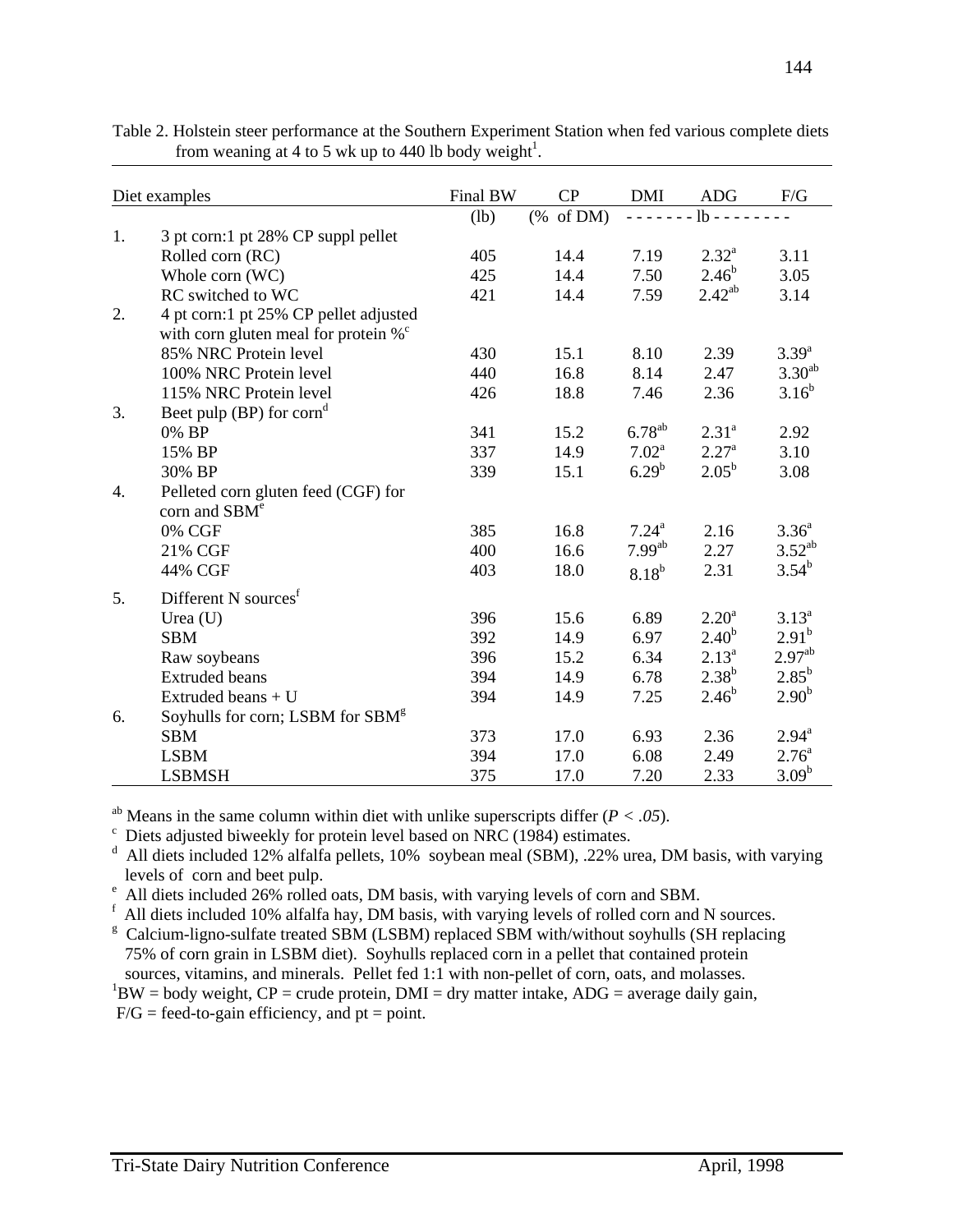Table 2. Holstein steer performance at the Southern Experiment Station when fed various complete diets from weaning at 4 to 5 wk up to 440 lb body weight[1].

| | Diet examples | Final BW | CP | DMI | ADG | F/G |
|---|---|---|---|---|---|---|
| | | (lb) | (% of DM) | - - - - - - - lb - - - - - - - - | | |
| 1. | 3 pt corn:1 pt 28% CP suppl pellet | | | | | |
| | Rolled corn (RC) | 405 | 14.4 | 7.19 | 2.32[a] | 3.11 |
| | Whole corn (WC) | 425 | 14.4 | 7.50 | 2.46[b] | 3.05 |
| | RC switched to WC | 421 | 14.4 | 7.59 | 2.42[ab] | 3.14 |
| 2. | 4 pt corn:1 pt 25% CP pellet adjusted with corn gluten meal for protein %[c] | | | | | |
| | 85% NRC Protein level | 430 | 15.1 | 8.10 | 2.39 | 3.39[a] |
| | 100% NRC Protein level | 440 | 16.8 | 8.14 | 2.47 | 3.30[ab] |
| | 115% NRC Protein level | 426 | 18.8 | 7.46 | 2.36 | 3.16[b] |
| 3. | Beet pulp (BP) for corn[d] | | | | | |
| | 0% BP | 341 | 15.2 | 6.78[ab] | 2.31[a] | 2.92 |
| | 15% BP | 337 | 14.9 | 7.02[a] | 2.27[a] | 3.10 |
| | 30% BP | 339 | 15.1 | 6.29[b] | 2.05[b] | 3.08 |
| 4. | Pelleted corn gluten feed (CGF) for corn and SBM[e] | | | | | |
| | 0% CGF | 385 | 16.8 | 7.24[a] | 2.16 | 3.36[a] |
| | 21% CGF | 400 | 16.6 | 7.99[ab] | 2.27 | 3.52[ab] |
| | 44% CGF | 403 | 18.0 | 8.18[b] | 2.31 | 3.54[b] |
| 5. | Different N sources[f] | | | | | |
| | Urea (U) | 396 | 15.6 | 6.89 | 2.20[a] | 3.13[a] |
| | SBM | 392 | 14.9 | 6.97 | 2.40[b] | 2.91[b] |
| | Raw soybeans | 396 | 15.2 | 6.34 | 2.13[a] | 2.97[ab] |
| | Extruded beans | 394 | 14.9 | 6.78 | 2.38[b] | 2.85[b] |
| | Extruded beans + U | 394 | 14.9 | 7.25 | 2.46[b] | 2.90[b] |
| 6. | Soyhulls for corn; LSBM for SBM[g] | | | | | |
| | SBM | 373 | 17.0 | 6.93 | 2.36 | 2.94[a] |
| | LSBM | 394 | 17.0 | 6.08 | 2.49 | 2.76[a] |
| | LSBMSH | 375 | 17.0 | 7.20 | 2.33 | 3.09[b] |

[ab] Means in the same column within diet with unlike superscripts differ ($P < .05$).
[c] Diets adjusted biweekly for protein level based on NRC (1984) estimates.
[d] All diets included 12% alfalfa pellets, 10% soybean meal (SBM), .22% urea, DM basis, with varying levels of corn and beet pulp.
[e] All diets included 26% rolled oats, DM basis, with varying levels of corn and SBM.
[f] All diets included 10% alfalfa hay, DM basis, with varying levels of rolled corn and N sources.
[g] Calcium-ligno-sulfate treated SBM (LSBM) replaced SBM with/without soyhulls (SH replacing 75% of corn grain in LSBM diet). Soyhulls replaced corn in a pellet that contained protein sources, vitamins, and minerals. Pellet fed 1:1 with non-pellet of corn, oats, and molasses.
[1]BW = body weight, CP = crude protein, DMI = dry matter intake, ADG = average daily gain, F/G = feed-to-gain efficiency, and pt = point.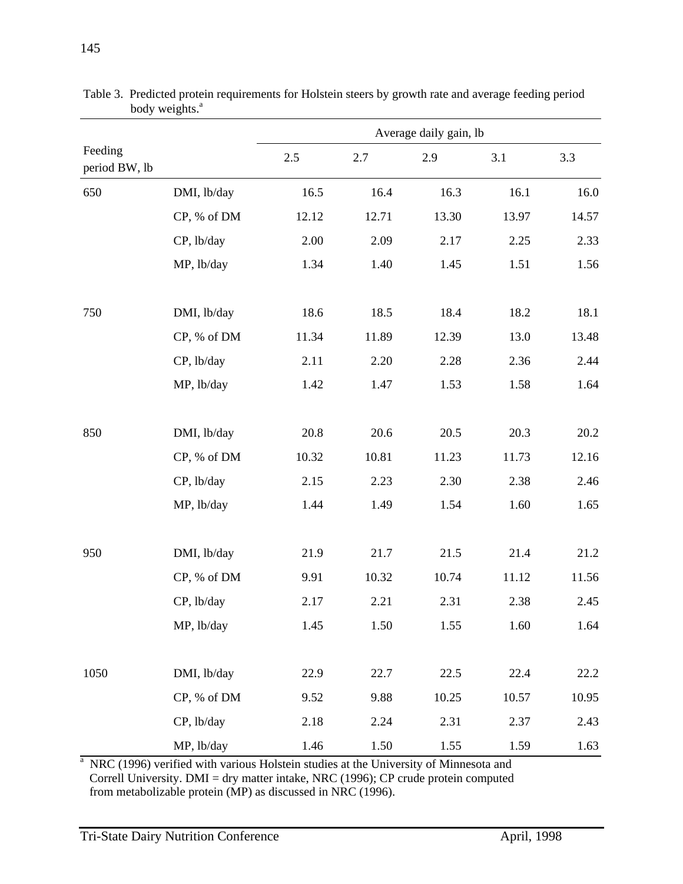Table 3. Predicted protein requirements for Holstein steers by growth rate and average feeding period body weights.[a]

| Feeding period BW, lb | | Average daily gain, lb | | | | |
|---|---|---|---|---|---|---|
| | | 2.5 | 2.7 | 2.9 | 3.1 | 3.3 |
| 650 | DMI, lb/day | 16.5 | 16.4 | 16.3 | 16.1 | 16.0 |
| | CP, % of DM | 12.12 | 12.71 | 13.30 | 13.97 | 14.57 |
| | CP, lb/day | 2.00 | 2.09 | 2.17 | 2.25 | 2.33 |
| | MP, lb/day | 1.34 | 1.40 | 1.45 | 1.51 | 1.56 |
| 750 | DMI, lb/day | 18.6 | 18.5 | 18.4 | 18.2 | 18.1 |
| | CP, % of DM | 11.34 | 11.89 | 12.39 | 13.0 | 13.48 |
| | CP, lb/day | 2.11 | 2.20 | 2.28 | 2.36 | 2.44 |
| | MP, lb/day | 1.42 | 1.47 | 1.53 | 1.58 | 1.64 |
| 850 | DMI, lb/day | 20.8 | 20.6 | 20.5 | 20.3 | 20.2 |
| | CP, % of DM | 10.32 | 10.81 | 11.23 | 11.73 | 12.16 |
| | CP, lb/day | 2.15 | 2.23 | 2.30 | 2.38 | 2.46 |
| | MP, lb/day | 1.44 | 1.49 | 1.54 | 1.60 | 1.65 |
| 950 | DMI, lb/day | 21.9 | 21.7 | 21.5 | 21.4 | 21.2 |
| | CP, % of DM | 9.91 | 10.32 | 10.74 | 11.12 | 11.56 |
| | CP, lb/day | 2.17 | 2.21 | 2.31 | 2.38 | 2.45 |
| | MP, lb/day | 1.45 | 1.50 | 1.55 | 1.60 | 1.64 |
| 1050 | DMI, lb/day | 22.9 | 22.7 | 22.5 | 22.4 | 22.2 |
| | CP, % of DM | 9.52 | 9.88 | 10.25 | 10.57 | 10.95 |
| | CP, lb/day | 2.18 | 2.24 | 2.31 | 2.37 | 2.43 |
| | MP, lb/day | 1.46 | 1.50 | 1.55 | 1.59 | 1.63 |

[a] NRC (1996) verified with various Holstein studies at the University of Minnesota and Correll University. DMI = dry matter intake, NRC (1996); CP crude protein computed from metabolizable protein (MP) as discussed in NRC (1996).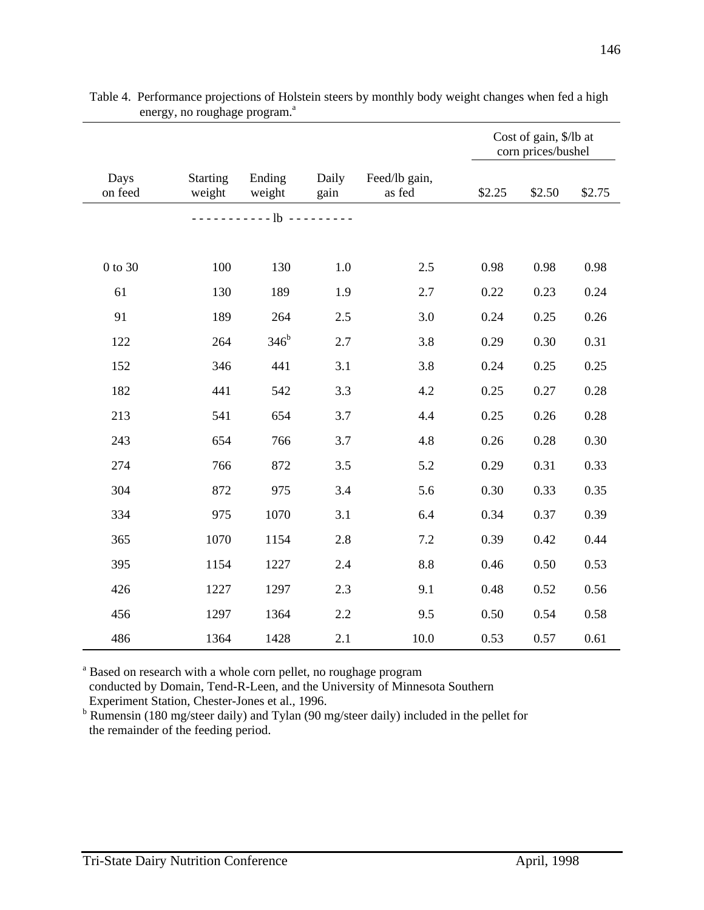Table 4. Performance projections of Holstein steers by monthly body weight changes when fed a high energy, no roughage program.[a]

| | | | | | Cost of gain, $/lb at corn prices/bushel | | |
|---|---|---|---|---|---|---|---|
| Days on feed | Starting weight | Ending weight | Daily gain | Feed/lb gain, as fed | $2.25 | $2.50 | $2.75 |
| | ----------- lb | --------- | | | | | |
| 0 to 30 | 100 | 130 | 1.0 | 2.5 | 0.98 | 0.98 | 0.98 |
| 61 | 130 | 189 | 1.9 | 2.7 | 0.22 | 0.23 | 0.24 |
| 91 | 189 | 264 | 2.5 | 3.0 | 0.24 | 0.25 | 0.26 |
| 122 | 264 | 346[b] | 2.7 | 3.8 | 0.29 | 0.30 | 0.31 |
| 152 | 346 | 441 | 3.1 | 3.8 | 0.24 | 0.25 | 0.25 |
| 182 | 441 | 542 | 3.3 | 4.2 | 0.25 | 0.27 | 0.28 |
| 213 | 541 | 654 | 3.7 | 4.4 | 0.25 | 0.26 | 0.28 |
| 243 | 654 | 766 | 3.7 | 4.8 | 0.26 | 0.28 | 0.30 |
| 274 | 766 | 872 | 3.5 | 5.2 | 0.29 | 0.31 | 0.33 |
| 304 | 872 | 975 | 3.4 | 5.6 | 0.30 | 0.33 | 0.35 |
| 334 | 975 | 1070 | 3.1 | 6.4 | 0.34 | 0.37 | 0.39 |
| 365 | 1070 | 1154 | 2.8 | 7.2 | 0.39 | 0.42 | 0.44 |
| 395 | 1154 | 1227 | 2.4 | 8.8 | 0.46 | 0.50 | 0.53 |
| 426 | 1227 | 1297 | 2.3 | 9.1 | 0.48 | 0.52 | 0.56 |
| 456 | 1297 | 1364 | 2.2 | 9.5 | 0.50 | 0.54 | 0.58 |
| 486 | 1364 | 1428 | 2.1 | 10.0 | 0.53 | 0.57 | 0.61 |

[a] Based on research with a whole corn pellet, no roughage program conducted by Domain, Tend-R-Leen, and the University of Minnesota Southern Experiment Station, Chester-Jones et al., 1996.

[b] Rumensin (180 mg/steer daily) and Tylan (90 mg/steer daily) included in the pellet for the remainder of the feeding period.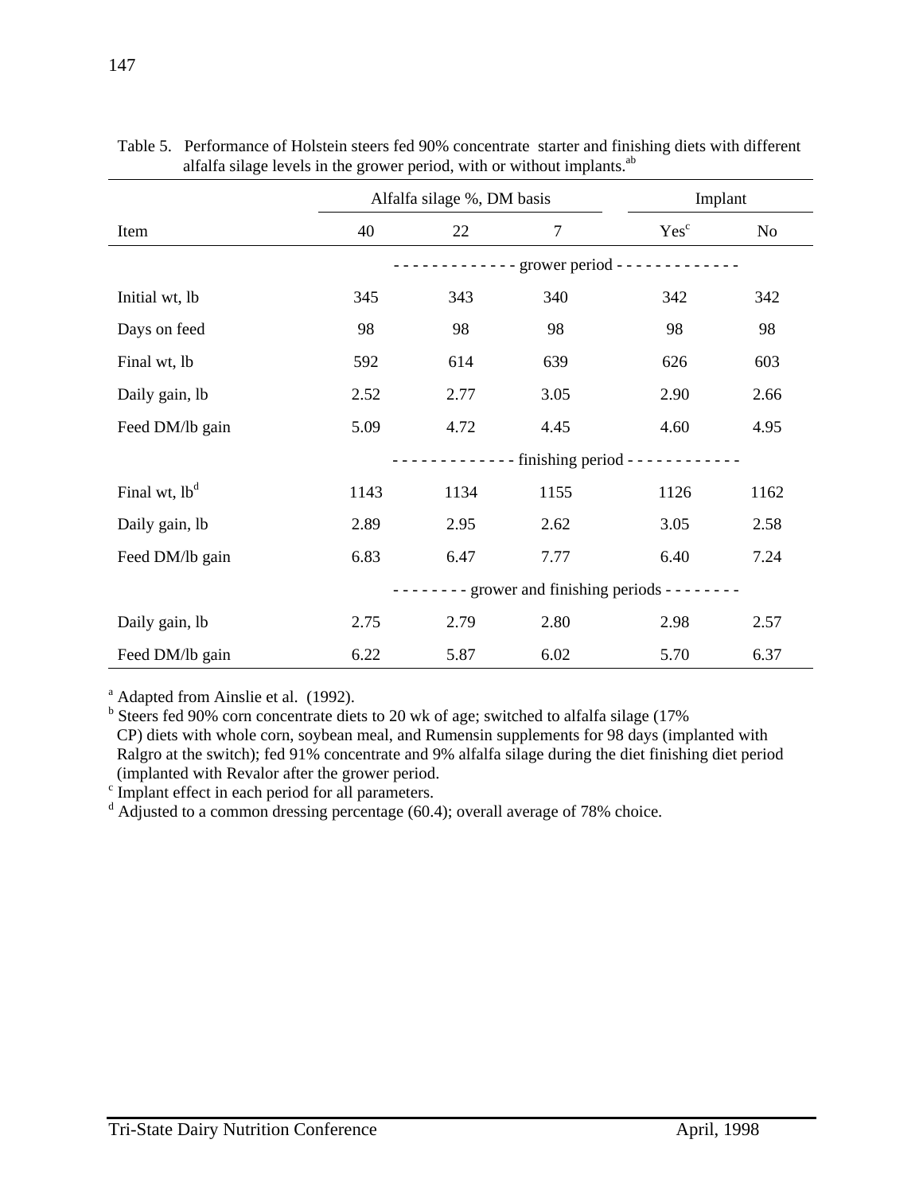Table 5. Performance of Holstein steers fed 90% concentrate starter and finishing diets with different alfalfa silage levels in the grower period, with or without implants.[ab]

| | Alfalfa silage %, DM basis | | | Implant | |
|---|---|---|---|---|---|
| Item | 40 | 22 | 7 | Yes[c] | No |
| | - - - - - - - - - - - - - grower period - - - - - - - - - - - - - | | | | |
| Initial wt, lb | 345 | 343 | 340 | 342 | 342 |
| Days on feed | 98 | 98 | 98 | 98 | 98 |
| Final wt, lb | 592 | 614 | 639 | 626 | 603 |
| Daily gain, lb | 2.52 | 2.77 | 3.05 | 2.90 | 2.66 |
| Feed DM/lb gain | 5.09 | 4.72 | 4.45 | 4.60 | 4.95 |
| | - - - - - - - - - - - - - finishing period - - - - - - - - - - - - | | | | |
| Final wt, lb[d] | 1143 | 1134 | 1155 | 1126 | 1162 |
| Daily gain, lb | 2.89 | 2.95 | 2.62 | 3.05 | 2.58 |
| Feed DM/lb gain | 6.83 | 6.47 | 7.77 | 6.40 | 7.24 |
| | - - - - - - - - grower and finishing periods - - - - - - - - | | | | |
| Daily gain, lb | 2.75 | 2.79 | 2.80 | 2.98 | 2.57 |
| Feed DM/lb gain | 6.22 | 5.87 | 6.02 | 5.70 | 6.37 |

[a] Adapted from Ainslie et al. (1992).
[b] Steers fed 90% corn concentrate diets to 20 wk of age; switched to alfalfa silage (17% CP) diets with whole corn, soybean meal, and Rumensin supplements for 98 days (implanted with Ralgro at the switch); fed 91% concentrate and 9% alfalfa silage during the diet finishing diet period (implanted with Revalor after the grower period.
[c] Implant effect in each period for all parameters.
[d] Adjusted to a common dressing percentage (60.4); overall average of 78% choice.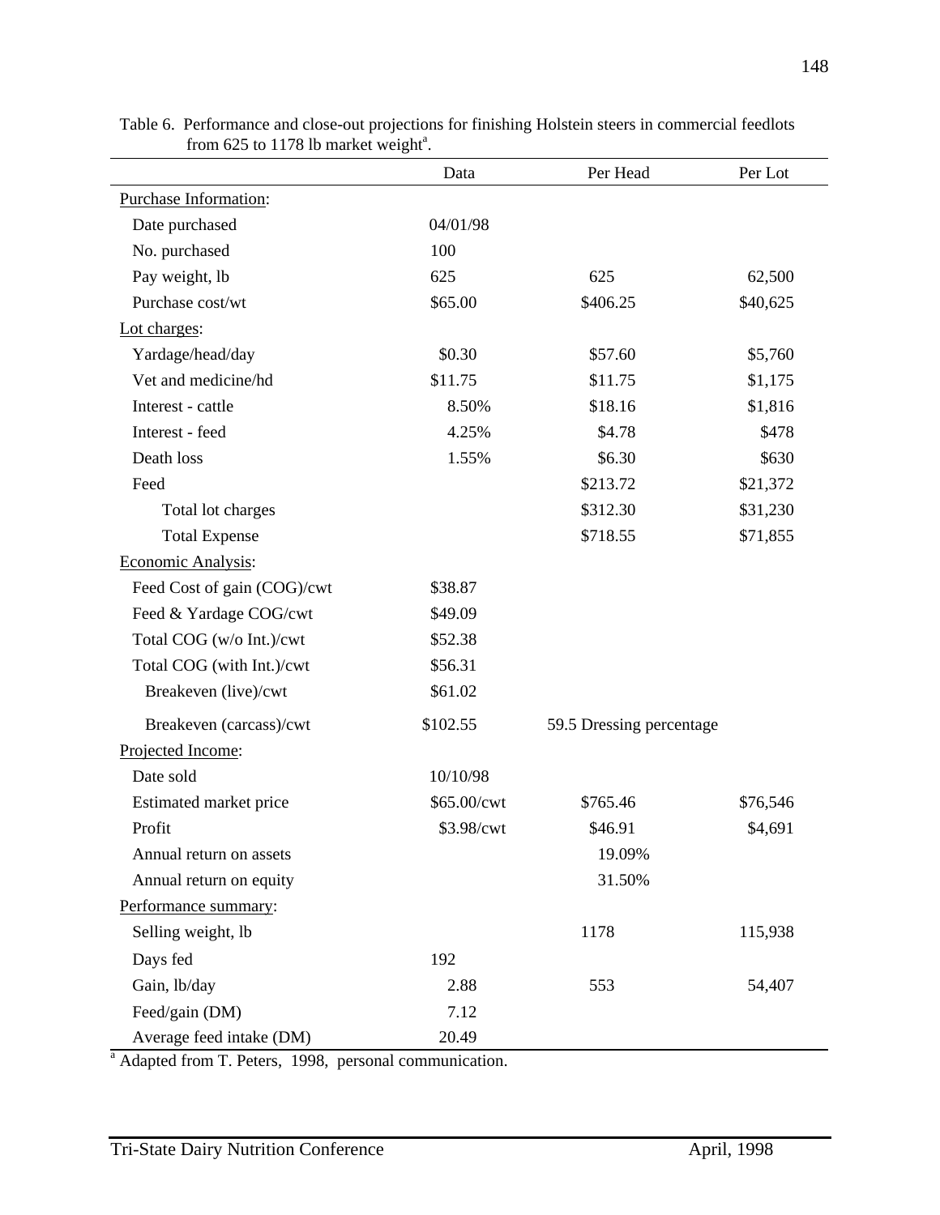Table 6. Performance and close-out projections for finishing Holstein steers in commercial feedlots from 625 to 1178 lb market weight[a].

| | Data | Per Head | Per Lot |
|---|---|---|---|
| Purchase Information: | | | |
| Date purchased | 04/01/98 | | |
| No. purchased | 100 | | |
| Pay weight, lb | 625 | 625 | 62,500 |
| Purchase cost/wt | $65.00 | $406.25 | $40,625 |
| Lot charges: | | | |
| Yardage/head/day | $0.30 | $57.60 | $5,760 |
| Vet and medicine/hd | $11.75 | $11.75 | $1,175 |
| Interest - cattle | 8.50% | $18.16 | $1,816 |
| Interest - feed | 4.25% | $4.78 | $478 |
| Death loss | 1.55% | $6.30 | $630 |
| Feed | | $213.72 | $21,372 |
| Total lot charges | | $312.30 | $31,230 |
| Total Expense | | $718.55 | $71,855 |
| Economic Analysis: | | | |
| Feed Cost of gain (COG)/cwt | $38.87 | | |
| Feed & Yardage COG/cwt | $49.09 | | |
| Total COG (w/o Int.)/cwt | $52.38 | | |
| Total COG (with Int.)/cwt | $56.31 | | |
| Breakeven (live)/cwt | $61.02 | | |
| Breakeven (carcass)/cwt | $102.55 | 59.5 Dressing percentage | |
| Projected Income: | | | |
| Date sold | 10/10/98 | | |
| Estimated market price | $65.00/cwt | $765.46 | $76,546 |
| Profit | $3.98/cwt | $46.91 | $4,691 |
| Annual return on assets | | 19.09% | |
| Annual return on equity | | 31.50% | |
| Performance summary: | | | |
| Selling weight, lb | | 1178 | 115,938 |
| Days fed | 192 | | |
| Gain, lb/day | 2.88 | 553 | 54,407 |
| Feed/gain (DM) | 7.12 | | |
| Average feed intake (DM) | 20.49 | | |

[a] Adapted from T. Peters, 1998, personal communication.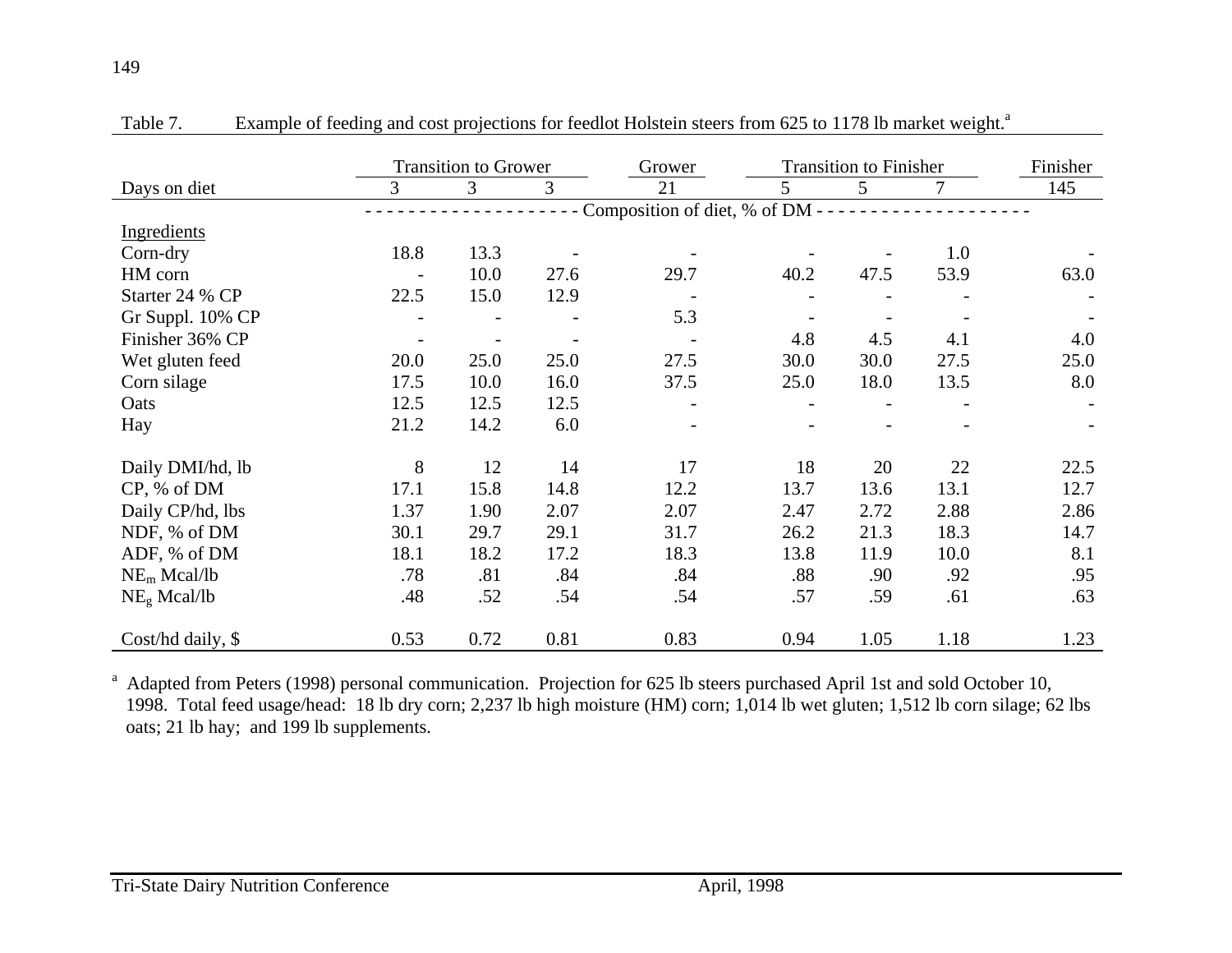Table 7. Example of feeding and cost projections for feedlot Holstein steers from 625 to 1178 lb market weight.[a]

| | Transition to Grower | | | Grower | Transition to Finisher | | | Finisher |
|---|---|---|---|---|---|---|---|---|
| Days on diet | 3 | 3 | 3 | 21 | 5 | 5 | 7 | 145 |
| | Composition of diet, % of DM | | | | | | | |
| Ingredients | | | | | | | | |
| Corn-dry | 18.8 | 13.3 | - | - | - | - | 1.0 | - |
| HM corn | - | 10.0 | 27.6 | 29.7 | 40.2 | 47.5 | 53.9 | 63.0 |
| Starter 24 % CP | 22.5 | 15.0 | 12.9 | - | - | - | - | - |
| Gr Suppl. 10% CP | - | - | - | 5.3 | - | - | - | - |
| Finisher 36% CP | - | - | - | - | 4.8 | 4.5 | 4.1 | 4.0 |
| Wet gluten feed | 20.0 | 25.0 | 25.0 | 27.5 | 30.0 | 30.0 | 27.5 | 25.0 |
| Corn silage | 17.5 | 10.0 | 16.0 | 37.5 | 25.0 | 18.0 | 13.5 | 8.0 |
| Oats | 12.5 | 12.5 | 12.5 | - | - | - | - | - |
| Hay | 21.2 | 14.2 | 6.0 | - | - | - | - | - |
| Daily DMI/hd, lb | 8 | 12 | 14 | 17 | 18 | 20 | 22 | 22.5 |
| CP, % of DM | 17.1 | 15.8 | 14.8 | 12.2 | 13.7 | 13.6 | 13.1 | 12.7 |
| Daily CP/hd, lbs | 1.37 | 1.90 | 2.07 | 2.07 | 2.47 | 2.72 | 2.88 | 2.86 |
| NDF, % of DM | 30.1 | 29.7 | 29.1 | 31.7 | 26.2 | 21.3 | 18.3 | 14.7 |
| ADF, % of DM | 18.1 | 18.2 | 17.2 | 18.3 | 13.8 | 11.9 | 10.0 | 8.1 |
| $NE_m$ Mcal/lb | .78 | .81 | .84 | .84 | .88 | .90 | .92 | .95 |
| $NE_g$ Mcal/lb | .48 | .52 | .54 | .54 | .57 | .59 | .61 | .63 |
| Cost/hd daily, $ | 0.53 | 0.72 | 0.81 | 0.83 | 0.94 | 1.05 | 1.18 | 1.23 |

[a] Adapted from Peters (1998) personal communication. Projection for 625 lb steers purchased April 1st and sold October 10, 1998. Total feed usage/head: 18 lb dry corn; 2,237 lb high moisture (HM) corn; 1,014 lb wet gluten; 1,512 lb corn silage; 62 lbs oats; 21 lb hay; and 199 lb supplements.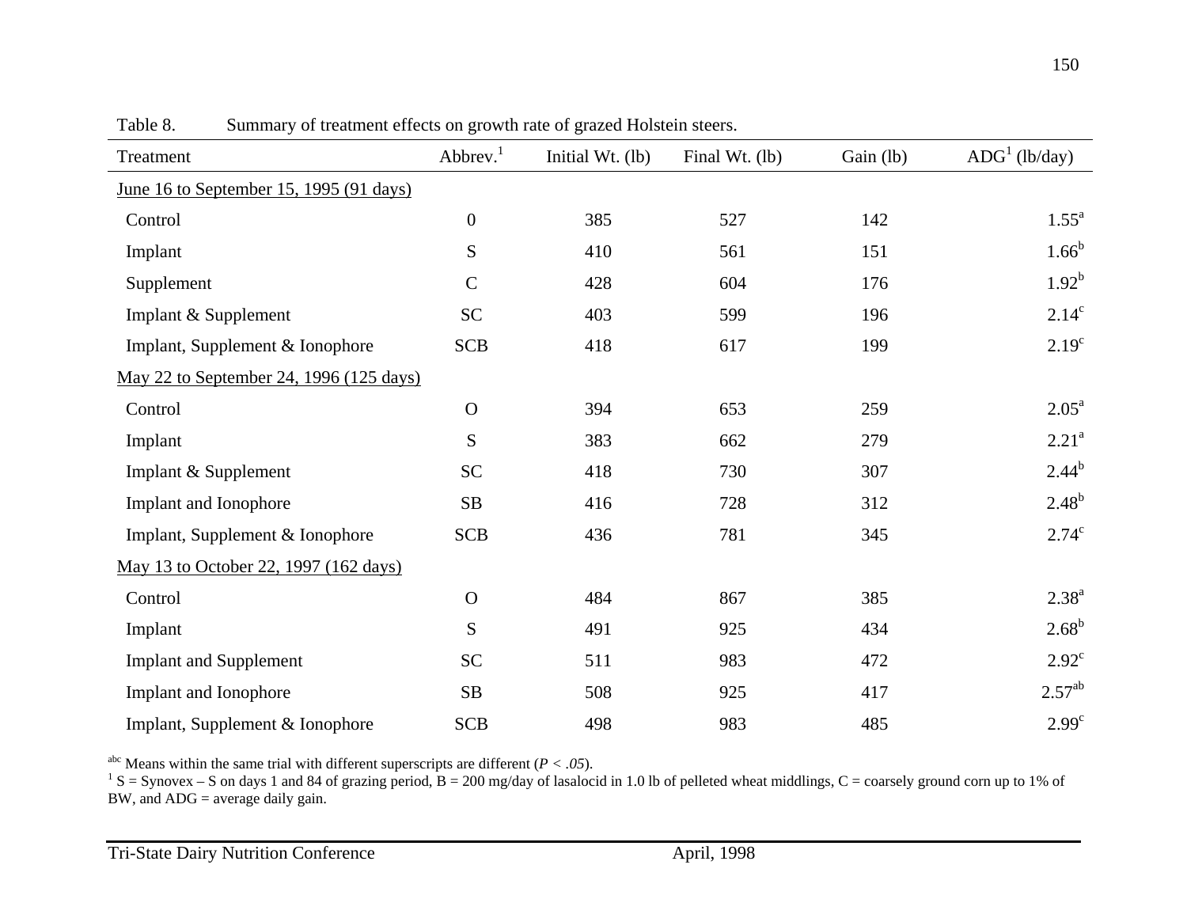Table 8. Summary of treatment effects on growth rate of grazed Holstein steers.

| Treatment | Abbrev.[1] | Initial Wt. (lb) | Final Wt. (lb) | Gain (lb) | ADG[1] (lb/day) |
|---|---|---|---|---|---|
| June 16 to September 15, 1995 (91 days) | | | | | |
| Control | 0 | 385 | 527 | 142 | 1.55[a] |
| Implant | S | 410 | 561 | 151 | 1.66[b] |
| Supplement | C | 428 | 604 | 176 | 1.92[b] |
| Implant & Supplement | SC | 403 | 599 | 196 | 2.14[c] |
| Implant, Supplement & Ionophore | SCB | 418 | 617 | 199 | 2.19[c] |
| May 22 to September 24, 1996 (125 days) | | | | | |
| Control | O | 394 | 653 | 259 | 2.05[a] |
| Implant | S | 383 | 662 | 279 | 2.21[a] |
| Implant & Supplement | SC | 418 | 730 | 307 | 2.44[b] |
| Implant and Ionophore | SB | 416 | 728 | 312 | 2.48[b] |
| Implant, Supplement & Ionophore | SCB | 436 | 781 | 345 | 2.74[c] |
| May 13 to October 22, 1997 (162 days) | | | | | |
| Control | O | 484 | 867 | 385 | 2.38[a] |
| Implant | S | 491 | 925 | 434 | 2.68[b] |
| Implant and Supplement | SC | 511 | 983 | 472 | 2.92[c] |
| Implant and Ionophore | SB | 508 | 925 | 417 | 2.57[ab] |
| Implant, Supplement & Ionophore | SCB | 498 | 983 | 485 | 2.99[c] |

[abc] Means within the same trial with different superscripts are different ($P < .05$).
[1] S = Synovex – S on days 1 and 84 of grazing period, B = 200 mg/day of lasalocid in 1.0 lb of pelleted wheat middlings, C = coarsely ground corn up to 1% of BW, and ADG = average daily gain.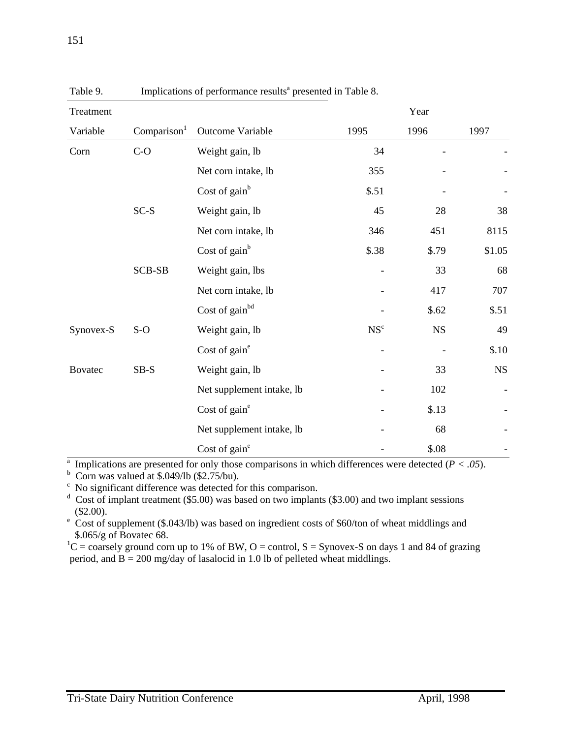Table 9. Implications of performance results[a] presented in Table 8.

| Treatment Variable | Comparison[1] | Outcome Variable | Year 1995 | 1996 | 1997 |
|---|---|---|---|---|---|
| Corn | C-O | Weight gain, lb | 34 | - | - |
| | | Net corn intake, lb | 355 | - | - |
| | | Cost of gain[b] | $.51 | - | - |
| | SC-S | Weight gain, lb | 45 | 28 | 38 |
| | | Net corn intake, lb | 346 | 451 | 8115 |
| | | Cost of gain[b] | $.38 | $.79 | $1.05 |
| | SCB-SB | Weight gain, lbs | - | 33 | 68 |
| | | Net corn intake, lb | - | 417 | 707 |
| | | Cost of gain[bd] | - | $.62 | $.51 |
| Synovex-S | S-O | Weight gain, lb | NS[c] | NS | 49 |
| | | Cost of gain[e] | - | - | $.10 |
| Bovatec | SB-S | Weight gain, lb | - | 33 | NS |
| | | Net supplement intake, lb | - | 102 | - |
| | | Cost of gain[e] | - | $.13 | - |
| | | Net supplement intake, lb | - | 68 | - |
| | | Cost of gain[e] | - | $.08 | - |

[a] Implications are presented for only those comparisons in which differences were detected ($P < .05$).
[b] Corn was valued at $.049/lb ($2.75/bu).
[c] No significant difference was detected for this comparison.
[d] Cost of implant treatment ($5.00) was based on two implants ($3.00) and two implant sessions ($2.00).
[e] Cost of supplement ($.043/lb) was based on ingredient costs of $60/ton of wheat middlings and $.065/g of Bovatec 68.
[1] C = coarsely ground corn up to 1% of BW, O = control, S = Synovex-S on days 1 and 84 of grazing period, and B = 200 mg/day of lasalocid in 1.0 lb of pelleted wheat middlings.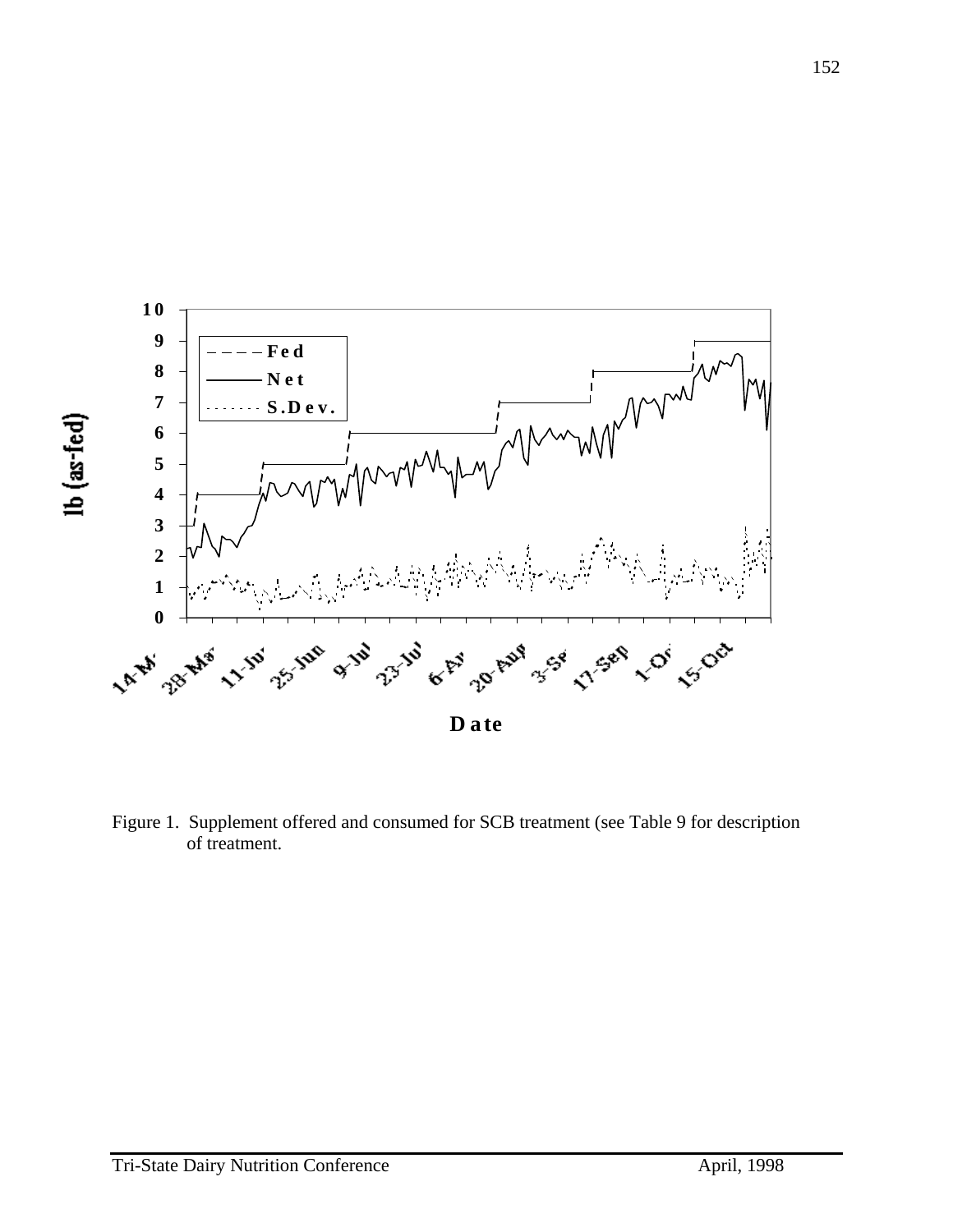Figure 1. Supplement offered and consumed for SCB treatment (see Table 9 for description of treatment.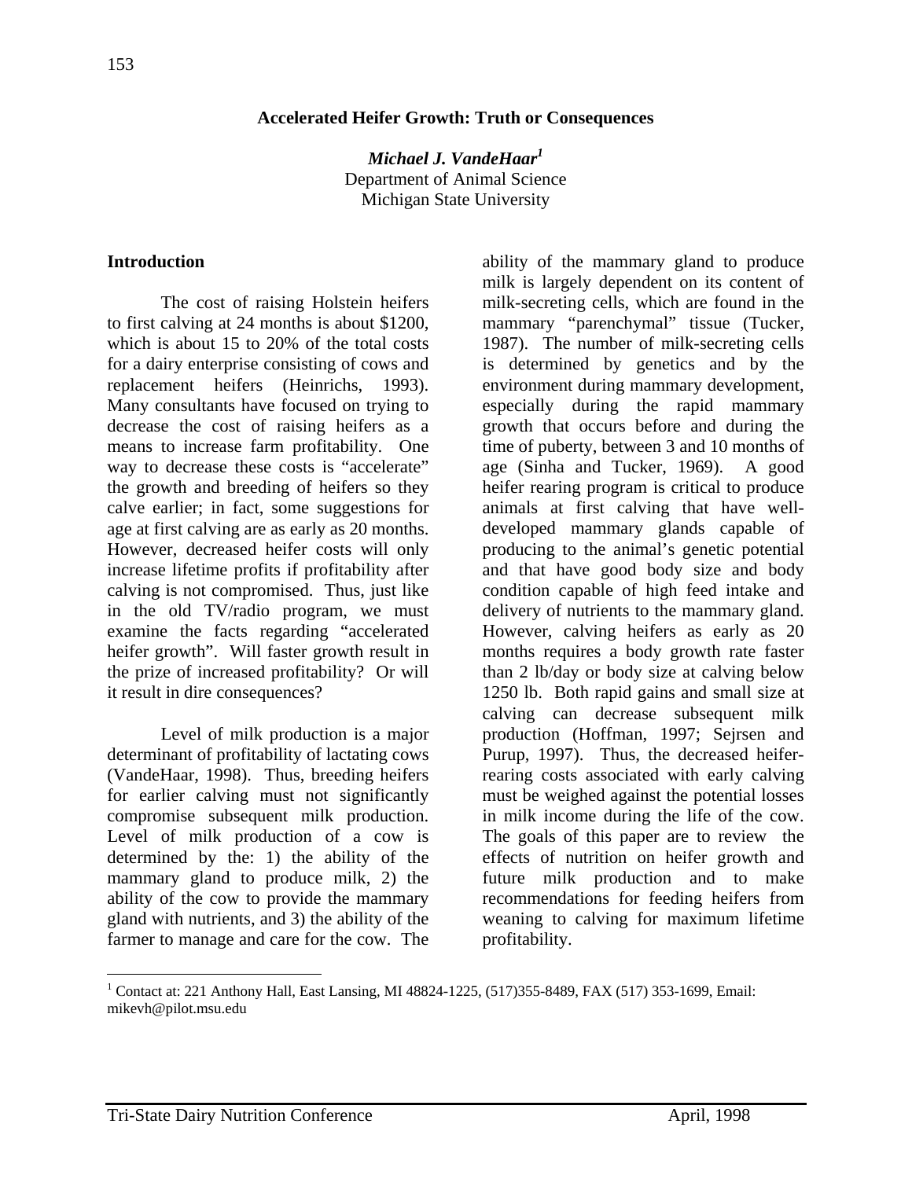# Accelerated Heifer Growth: Truth or Consequences

***Michael J. VandeHaar*[1]**
Department of Animal Science
Michigan State University

## Introduction

The cost of raising Holstein heifers to first calving at 24 months is about $1200, which is about 15 to 20% of the total costs for a dairy enterprise consisting of cows and replacement heifers (Heinrichs, 1993). Many consultants have focused on trying to decrease the cost of raising heifers as a means to increase farm profitability. One way to decrease these costs is "accelerate" the growth and breeding of heifers so they calve earlier; in fact, some suggestions for age at first calving are as early as 20 months. However, decreased heifer costs will only increase lifetime profits if profitability after calving is not compromised. Thus, just like in the old TV/radio program, we must examine the facts regarding "accelerated heifer growth". Will faster growth result in the prize of increased profitability? Or will it result in dire consequences?

Level of milk production is a major determinant of profitability of lactating cows (VandeHaar, 1998). Thus, breeding heifers for earlier calving must not significantly compromise subsequent milk production. Level of milk production of a cow is determined by the: 1) the ability of the mammary gland to produce milk, 2) the ability of the cow to provide the mammary gland with nutrients, and 3) the ability of the farmer to manage and care for the cow. The ability of the mammary gland to produce milk is largely dependent on its content of milk-secreting cells, which are found in the mammary "parenchymal" tissue (Tucker, 1987). The number of milk-secreting cells is determined by genetics and by the environment during mammary development, especially during the rapid mammary growth that occurs before and during the time of puberty, between 3 and 10 months of age (Sinha and Tucker, 1969). A good heifer rearing program is critical to produce animals at first calving that have well-developed mammary glands capable of producing to the animal's genetic potential and that have good body size and body condition capable of high feed intake and delivery of nutrients to the mammary gland. However, calving heifers as early as 20 months requires a body growth rate faster than 2 lb/day or body size at calving below 1250 lb. Both rapid gains and small size at calving can decrease subsequent milk production (Hoffman, 1997; Sejrsen and Purup, 1997). Thus, the decreased heifer-rearing costs associated with early calving must be weighed against the potential losses in milk income during the life of the cow. The goals of this paper are to review the effects of nutrition on heifer growth and future milk production and to make recommendations for feeding heifers from weaning to calving for maximum lifetime profitability.

---

[1] Contact at: 221 Anthony Hall, East Lansing, MI 48824-1225, (517)355-8489, FAX (517) 353-1699, Email: mikevh@pilot.msu.edu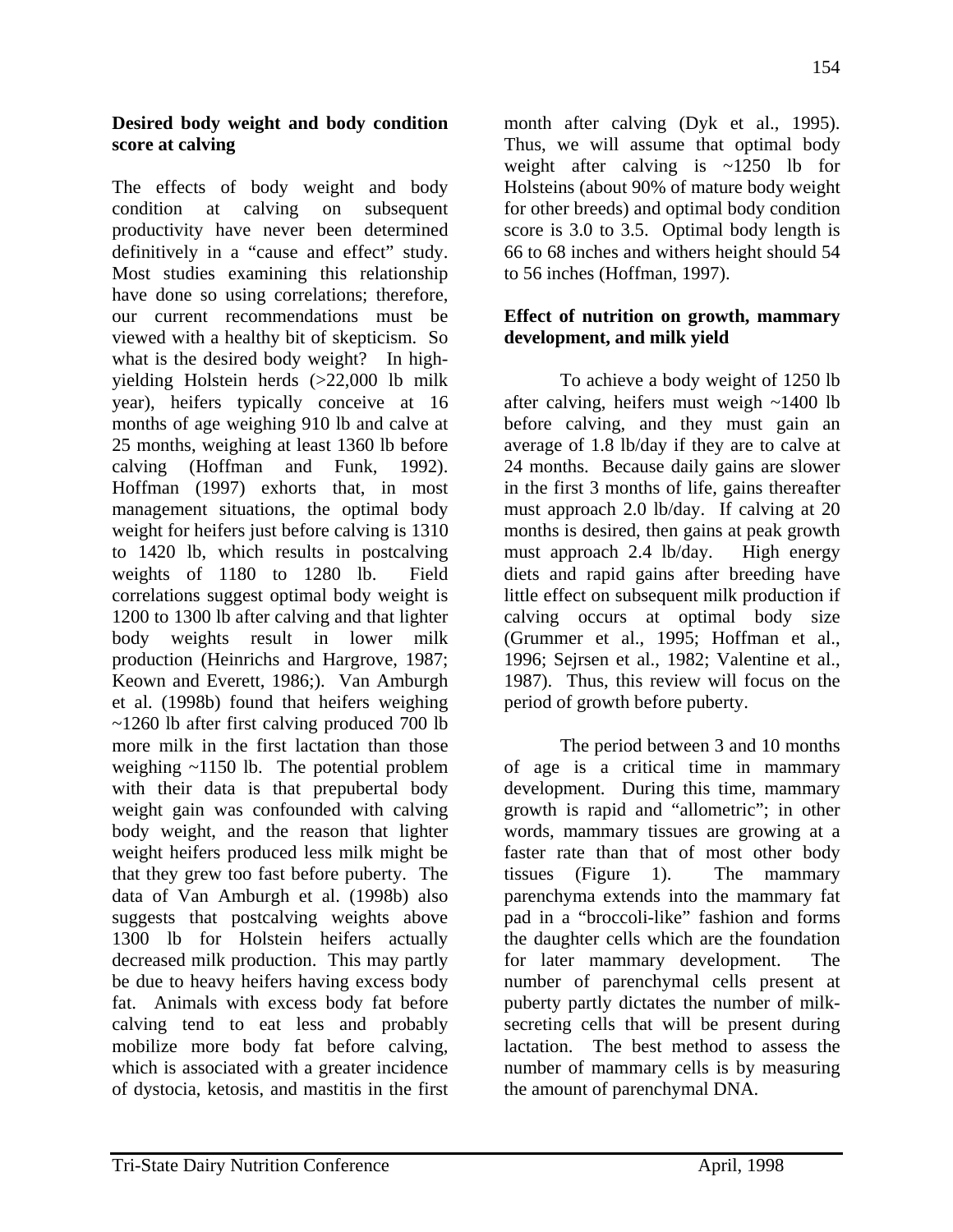### Desired body weight and body condition score at calving

The effects of body weight and body condition at calving on subsequent productivity have never been determined definitively in a "cause and effect" study. Most studies examining this relationship have done so using correlations; therefore, our current recommendations must be viewed with a healthy bit of skepticism. So what is the desired body weight? In high-yielding Holstein herds (>22,000 lb milk year), heifers typically conceive at 16 months of age weighing 910 lb and calve at 25 months, weighing at least 1360 lb before calving (Hoffman and Funk, 1992). Hoffman (1997) exhorts that, in most management situations, the optimal body weight for heifers just before calving is 1310 to 1420 lb, which results in postcalving weights of 1180 to 1280 lb. Field correlations suggest optimal body weight is 1200 to 1300 lb after calving and that lighter body weights result in lower milk production (Heinrichs and Hargrove, 1987; Keown and Everett, 1986;). Van Amburgh et al. (1998b) found that heifers weighing ~1260 lb after first calving produced 700 lb more milk in the first lactation than those weighing ~1150 lb. The potential problem with their data is that prepubertal body weight gain was confounded with calving body weight, and the reason that lighter weight heifers produced less milk might be that they grew too fast before puberty. The data of Van Amburgh et al. (1998b) also suggests that postcalving weights above 1300 lb for Holstein heifers actually decreased milk production. This may partly be due to heavy heifers having excess body fat. Animals with excess body fat before calving tend to eat less and probably mobilize more body fat before calving, which is associated with a greater incidence of dystocia, ketosis, and mastitis in the first month after calving (Dyk et al., 1995). Thus, we will assume that optimal body weight after calving is ~1250 lb for Holsteins (about 90% of mature body weight for other breeds) and optimal body condition score is 3.0 to 3.5. Optimal body length is 66 to 68 inches and withers height should 54 to 56 inches (Hoffman, 1997).

### Effect of nutrition on growth, mammary development, and milk yield

To achieve a body weight of 1250 lb after calving, heifers must weigh ~1400 lb before calving, and they must gain an average of 1.8 lb/day if they are to calve at 24 months. Because daily gains are slower in the first 3 months of life, gains thereafter must approach 2.0 lb/day. If calving at 20 months is desired, then gains at peak growth must approach 2.4 lb/day. High energy diets and rapid gains after breeding have little effect on subsequent milk production if calving occurs at optimal body size (Grummer et al., 1995; Hoffman et al., 1996; Sejrsen et al., 1982; Valentine et al., 1987). Thus, this review will focus on the period of growth before puberty.

The period between 3 and 10 months of age is a critical time in mammary development. During this time, mammary growth is rapid and "allometric"; in other words, mammary tissues are growing at a faster rate than that of most other body tissues (Figure 1). The mammary parenchyma extends into the mammary fat pad in a "broccoli-like" fashion and forms the daughter cells which are the foundation for later mammary development. The number of parenchymal cells present at puberty partly dictates the number of milk-secreting cells that will be present during lactation. The best method to assess the number of mammary cells is by measuring the amount of parenchymal DNA.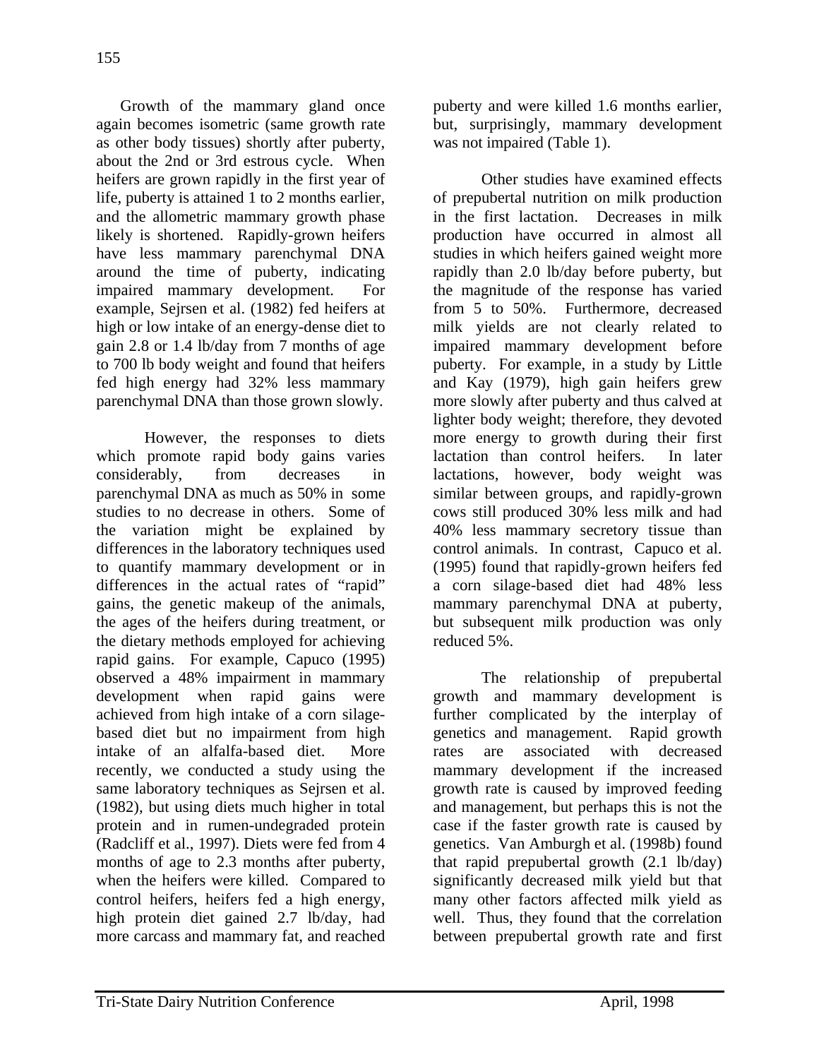Growth of the mammary gland once again becomes isometric (same growth rate as other body tissues) shortly after puberty, about the 2nd or 3rd estrous cycle. When heifers are grown rapidly in the first year of life, puberty is attained 1 to 2 months earlier, and the allometric mammary growth phase likely is shortened. Rapidly-grown heifers have less mammary parenchymal DNA around the time of puberty, indicating impaired mammary development. For example, Sejrsen et al. (1982) fed heifers at high or low intake of an energy-dense diet to gain 2.8 or 1.4 lb/day from 7 months of age to 700 lb body weight and found that heifers fed high energy had 32% less mammary parenchymal DNA than those grown slowly.

However, the responses to diets which promote rapid body gains varies considerably, from decreases in parenchymal DNA as much as 50% in some studies to no decrease in others. Some of the variation might be explained by differences in the laboratory techniques used to quantify mammary development or in differences in the actual rates of "rapid" gains, the genetic makeup of the animals, the ages of the heifers during treatment, or the dietary methods employed for achieving rapid gains. For example, Capuco (1995) observed a 48% impairment in mammary development when rapid gains were achieved from high intake of a corn silage-based diet but no impairment from high intake of an alfalfa-based diet. More recently, we conducted a study using the same laboratory techniques as Sejrsen et al. (1982), but using diets much higher in total protein and in rumen-undegraded protein (Radcliff et al., 1997). Diets were fed from 4 months of age to 2.3 months after puberty, when the heifers were killed. Compared to control heifers, heifers fed a high energy, high protein diet gained 2.7 lb/day, had more carcass and mammary fat, and reached puberty and were killed 1.6 months earlier, but, surprisingly, mammary development was not impaired (Table 1).

Other studies have examined effects of prepubertal nutrition on milk production in the first lactation. Decreases in milk production have occurred in almost all studies in which heifers gained weight more rapidly than 2.0 lb/day before puberty, but the magnitude of the response has varied from 5 to 50%. Furthermore, decreased milk yields are not clearly related to impaired mammary development before puberty. For example, in a study by Little and Kay (1979), high gain heifers grew more slowly after puberty and thus calved at lighter body weight; therefore, they devoted more energy to growth during their first lactation than control heifers. In later lactations, however, body weight was similar between groups, and rapidly-grown cows still produced 30% less milk and had 40% less mammary secretory tissue than control animals. In contrast, Capuco et al. (1995) found that rapidly-grown heifers fed a corn silage-based diet had 48% less mammary parenchymal DNA at puberty, but subsequent milk production was only reduced 5%.

The relationship of prepubertal growth and mammary development is further complicated by the interplay of genetics and management. Rapid growth rates are associated with decreased mammary development if the increased growth rate is caused by improved feeding and management, but perhaps this is not the case if the faster growth rate is caused by genetics. Van Amburgh et al. (1998b) found that rapid prepubertal growth (2.1 lb/day) significantly decreased milk yield but that many other factors affected milk yield as well. Thus, they found that the correlation between prepubertal growth rate and first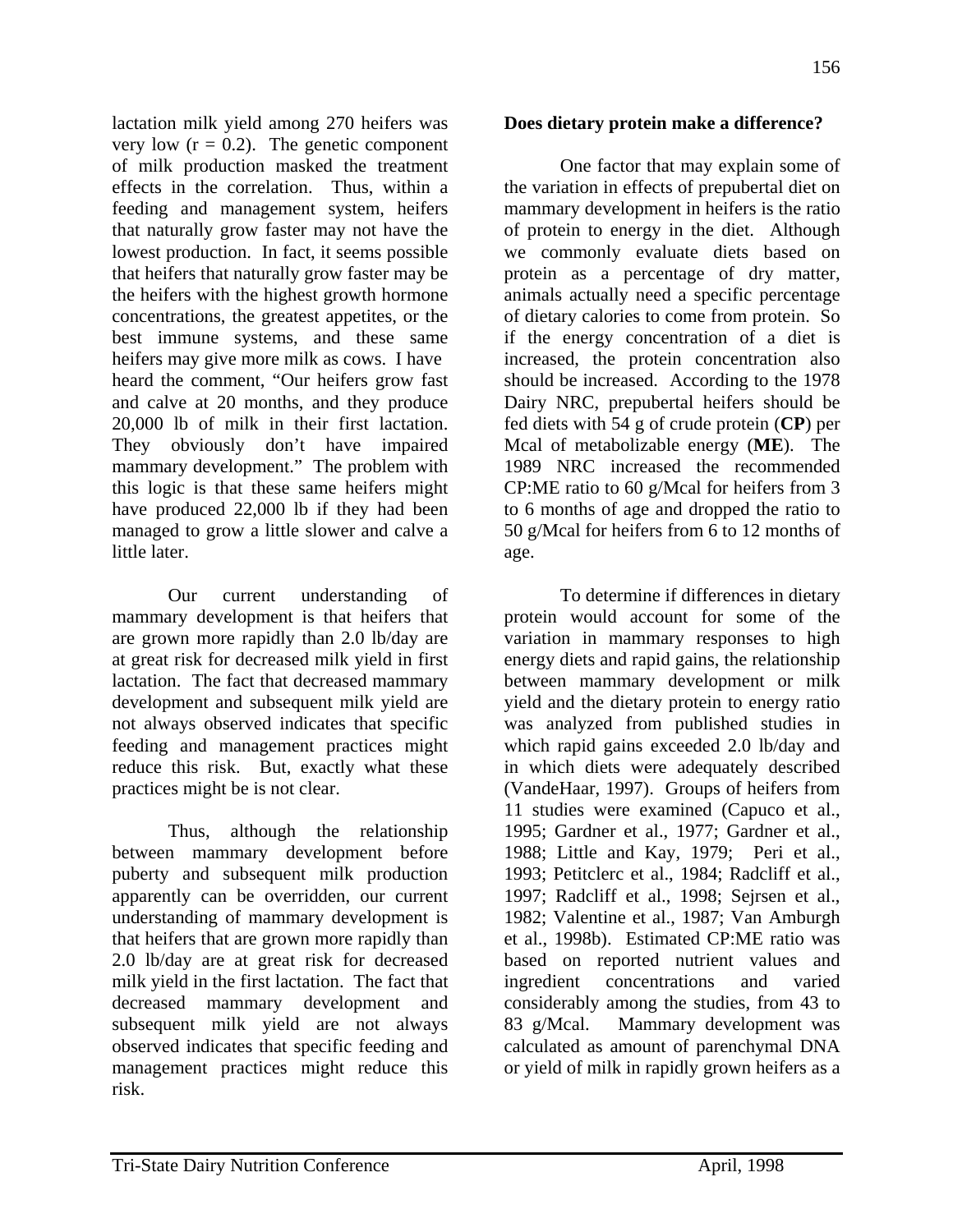lactation milk yield among 270 heifers was very low (r = 0.2). The genetic component of milk production masked the treatment effects in the correlation. Thus, within a feeding and management system, heifers that naturally grow faster may not have the lowest production. In fact, it seems possible that heifers that naturally grow faster may be the heifers with the highest growth hormone concentrations, the greatest appetites, or the best immune systems, and these same heifers may give more milk as cows. I have heard the comment, "Our heifers grow fast and calve at 20 months, and they produce 20,000 lb of milk in their first lactation. They obviously don't have impaired mammary development." The problem with this logic is that these same heifers might have produced 22,000 lb if they had been managed to grow a little slower and calve a little later.

Our current understanding of mammary development is that heifers that are grown more rapidly than 2.0 lb/day are at great risk for decreased milk yield in first lactation. The fact that decreased mammary development and subsequent milk yield are not always observed indicates that specific feeding and management practices might reduce this risk. But, exactly what these practices might be is not clear.

Thus, although the relationship between mammary development before puberty and subsequent milk production apparently can be overridden, our current understanding of mammary development is that heifers that are grown more rapidly than 2.0 lb/day are at great risk for decreased milk yield in the first lactation. The fact that decreased mammary development and subsequent milk yield are not always observed indicates that specific feeding and management practices might reduce this risk.

**Does dietary protein make a difference?**

One factor that may explain some of the variation in effects of prepubertal diet on mammary development in heifers is the ratio of protein to energy in the diet. Although we commonly evaluate diets based on protein as a percentage of dry matter, animals actually need a specific percentage of dietary calories to come from protein. So if the energy concentration of a diet is increased, the protein concentration also should be increased. According to the 1978 Dairy NRC, prepubertal heifers should be fed diets with 54 g of crude protein (**CP**) per Mcal of metabolizable energy (**ME**). The 1989 NRC increased the recommended CP:ME ratio to 60 g/Mcal for heifers from 3 to 6 months of age and dropped the ratio to 50 g/Mcal for heifers from 6 to 12 months of age.

To determine if differences in dietary protein would account for some of the variation in mammary responses to high energy diets and rapid gains, the relationship between mammary development or milk yield and the dietary protein to energy ratio was analyzed from published studies in which rapid gains exceeded 2.0 lb/day and in which diets were adequately described (VandeHaar, 1997). Groups of heifers from 11 studies were examined (Capuco et al., 1995; Gardner et al., 1977; Gardner et al., 1988; Little and Kay, 1979; Peri et al., 1993; Petitclerc et al., 1984; Radcliff et al., 1997; Radcliff et al., 1998; Sejrsen et al., 1982; Valentine et al., 1987; Van Amburgh et al., 1998b). Estimated CP:ME ratio was based on reported nutrient values and ingredient concentrations and varied considerably among the studies, from 43 to 83 g/Mcal. Mammary development was calculated as amount of parenchymal DNA or yield of milk in rapidly grown heifers as a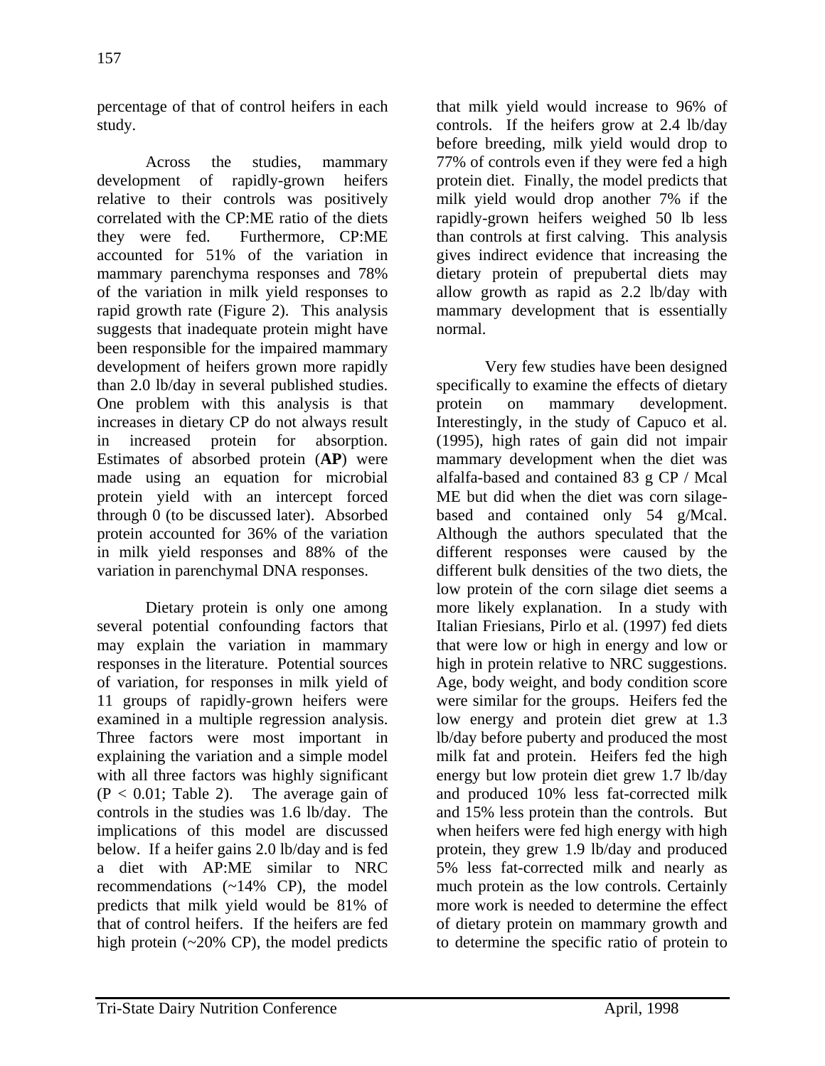percentage of that of control heifers in each study.

Across the studies, mammary development of rapidly-grown heifers relative to their controls was positively correlated with the CP:ME ratio of the diets they were fed. Furthermore, CP:ME accounted for 51% of the variation in mammary parenchyma responses and 78% of the variation in milk yield responses to rapid growth rate (Figure 2). This analysis suggests that inadequate protein might have been responsible for the impaired mammary development of heifers grown more rapidly than 2.0 lb/day in several published studies. One problem with this analysis is that increases in dietary CP do not always result in increased protein for absorption. Estimates of absorbed protein (**AP**) were made using an equation for microbial protein yield with an intercept forced through 0 (to be discussed later). Absorbed protein accounted for 36% of the variation in milk yield responses and 88% of the variation in parenchymal DNA responses.

Dietary protein is only one among several potential confounding factors that may explain the variation in mammary responses in the literature. Potential sources of variation, for responses in milk yield of 11 groups of rapidly-grown heifers were examined in a multiple regression analysis. Three factors were most important in explaining the variation and a simple model with all three factors was highly significant ($P < 0.01$; Table 2). The average gain of controls in the studies was 1.6 lb/day. The implications of this model are discussed below. If a heifer gains 2.0 lb/day and is fed a diet with AP:ME similar to NRC recommendations (~14% CP), the model predicts that milk yield would be 81% of that of control heifers. If the heifers are fed high protein (~20% CP), the model predicts that milk yield would increase to 96% of controls. If the heifers grow at 2.4 lb/day before breeding, milk yield would drop to 77% of controls even if they were fed a high protein diet. Finally, the model predicts that milk yield would drop another 7% if the rapidly-grown heifers weighed 50 lb less than controls at first calving. This analysis gives indirect evidence that increasing the dietary protein of prepubertal diets may allow growth as rapid as 2.2 lb/day with mammary development that is essentially normal.

Very few studies have been designed specifically to examine the effects of dietary protein on mammary development. Interestingly, in the study of Capuco et al. (1995), high rates of gain did not impair mammary development when the diet was alfalfa-based and contained 83 g CP / Mcal ME but did when the diet was corn silage-based and contained only 54 g/Mcal. Although the authors speculated that the different responses were caused by the different bulk densities of the two diets, the low protein of the corn silage diet seems a more likely explanation. In a study with Italian Friesians, Pirlo et al. (1997) fed diets that were low or high in energy and low or high in protein relative to NRC suggestions. Age, body weight, and body condition score were similar for the groups. Heifers fed the low energy and protein diet grew at 1.3 lb/day before puberty and produced the most milk fat and protein. Heifers fed the high energy but low protein diet grew 1.7 lb/day and produced 10% less fat-corrected milk and 15% less protein than the controls. But when heifers were fed high energy with high protein, they grew 1.9 lb/day and produced 5% less fat-corrected milk and nearly as much protein as the low controls. Certainly more work is needed to determine the effect of dietary protein on mammary growth and to determine the specific ratio of protein to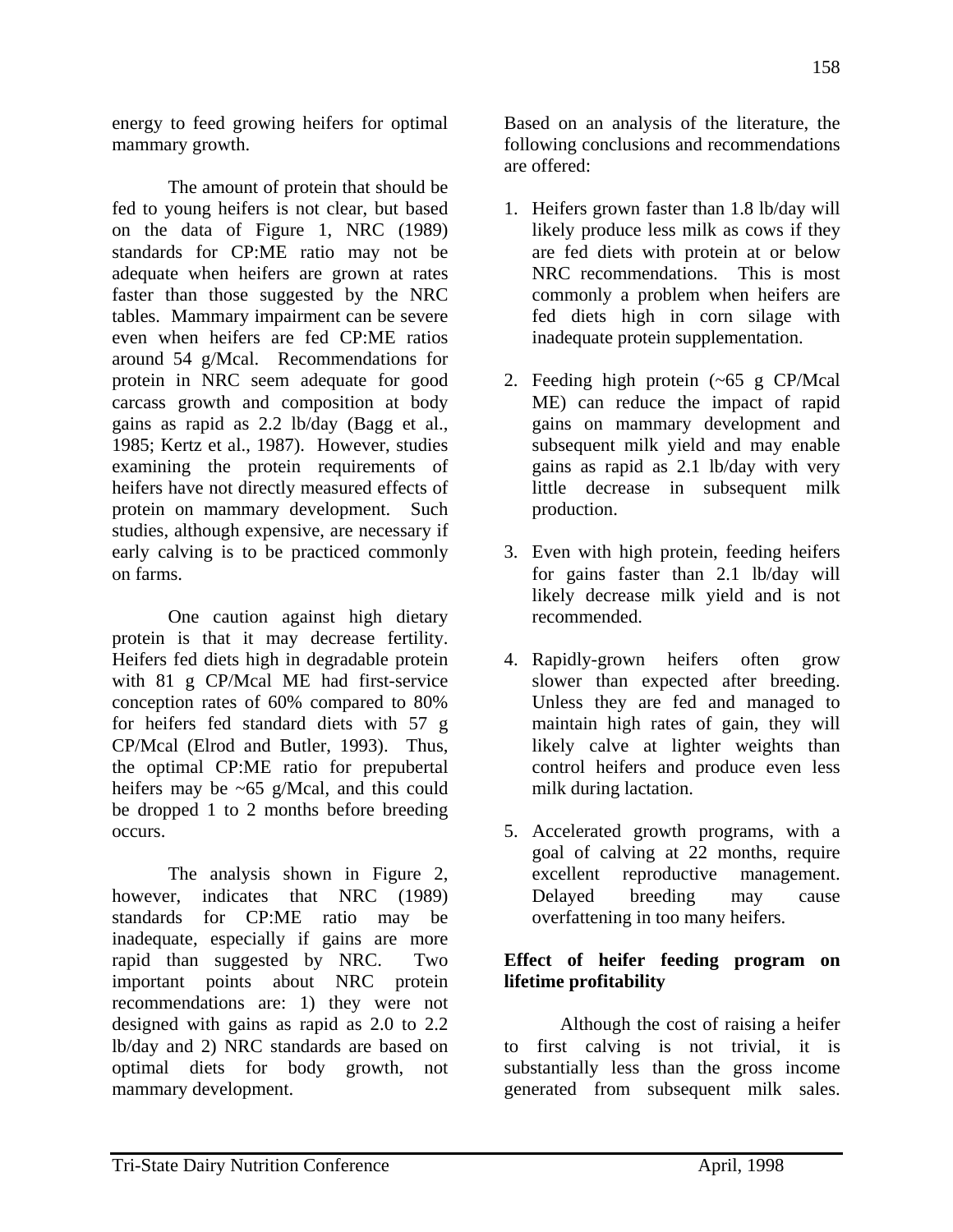energy to feed growing heifers for optimal mammary growth.

The amount of protein that should be fed to young heifers is not clear, but based on the data of Figure 1, NRC (1989) standards for CP:ME ratio may not be adequate when heifers are grown at rates faster than those suggested by the NRC tables. Mammary impairment can be severe even when heifers are fed CP:ME ratios around 54 g/Mcal. Recommendations for protein in NRC seem adequate for good carcass growth and composition at body gains as rapid as 2.2 lb/day (Bagg et al., 1985; Kertz et al., 1987). However, studies examining the protein requirements of heifers have not directly measured effects of protein on mammary development. Such studies, although expensive, are necessary if early calving is to be practiced commonly on farms.

One caution against high dietary protein is that it may decrease fertility. Heifers fed diets high in degradable protein with 81 g CP/Mcal ME had first-service conception rates of 60% compared to 80% for heifers fed standard diets with 57 g CP/Mcal (Elrod and Butler, 1993). Thus, the optimal CP:ME ratio for prepubertal heifers may be ~65 g/Mcal, and this could be dropped 1 to 2 months before breeding occurs.

The analysis shown in Figure 2, however, indicates that NRC (1989) standards for CP:ME ratio may be inadequate, especially if gains are more rapid than suggested by NRC. Two important points about NRC protein recommendations are: 1) they were not designed with gains as rapid as 2.0 to 2.2 lb/day and 2) NRC standards are based on optimal diets for body growth, not mammary development.

Based on an analysis of the literature, the following conclusions and recommendations are offered:

1. Heifers grown faster than 1.8 lb/day will likely produce less milk as cows if they are fed diets with protein at or below NRC recommendations. This is most commonly a problem when heifers are fed diets high in corn silage with inadequate protein supplementation.
2. Feeding high protein (~65 g CP/Mcal ME) can reduce the impact of rapid gains on mammary development and subsequent milk yield and may enable gains as rapid as 2.1 lb/day with very little decrease in subsequent milk production.
3. Even with high protein, feeding heifers for gains faster than 2.1 lb/day will likely decrease milk yield and is not recommended.
4. Rapidly-grown heifers often grow slower than expected after breeding. Unless they are fed and managed to maintain high rates of gain, they will likely calve at lighter weights than control heifers and produce even less milk during lactation.
5. Accelerated growth programs, with a goal of calving at 22 months, require excellent reproductive management. Delayed breeding may cause overfattening in too many heifers.

**Effect of heifer feeding program on lifetime profitability**

Although the cost of raising a heifer to first calving is not trivial, it is substantially less than the gross income generated from subsequent milk sales.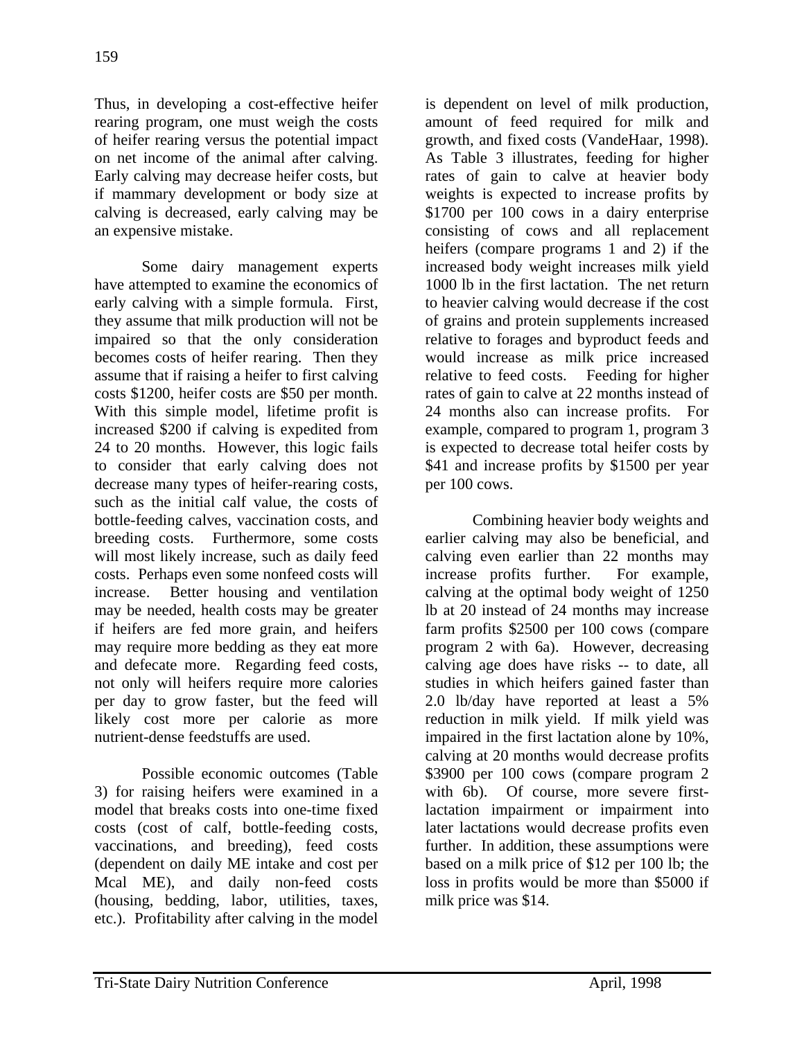Thus, in developing a cost-effective heifer rearing program, one must weigh the costs of heifer rearing versus the potential impact on net income of the animal after calving. Early calving may decrease heifer costs, but if mammary development or body size at calving is decreased, early calving may be an expensive mistake.

Some dairy management experts have attempted to examine the economics of early calving with a simple formula. First, they assume that milk production will not be impaired so that the only consideration becomes costs of heifer rearing. Then they assume that if raising a heifer to first calving costs $1200, heifer costs are $50 per month. With this simple model, lifetime profit is increased $200 if calving is expedited from 24 to 20 months. However, this logic fails to consider that early calving does not decrease many types of heifer-rearing costs, such as the initial calf value, the costs of bottle-feeding calves, vaccination costs, and breeding costs. Furthermore, some costs will most likely increase, such as daily feed costs. Perhaps even some nonfeed costs will increase. Better housing and ventilation may be needed, health costs may be greater if heifers are fed more grain, and heifers may require more bedding as they eat more and defecate more. Regarding feed costs, not only will heifers require more calories per day to grow faster, but the feed will likely cost more per calorie as more nutrient-dense feedstuffs are used.

Possible economic outcomes (Table 3) for raising heifers were examined in a model that breaks costs into one-time fixed costs (cost of calf, bottle-feeding costs, vaccinations, and breeding), feed costs (dependent on daily ME intake and cost per Mcal ME), and daily non-feed costs (housing, bedding, labor, utilities, taxes, etc.). Profitability after calving in the model is dependent on level of milk production, amount of feed required for milk and growth, and fixed costs (VandeHaar, 1998). As Table 3 illustrates, feeding for higher rates of gain to calve at heavier body weights is expected to increase profits by $1700 per 100 cows in a dairy enterprise consisting of cows and all replacement heifers (compare programs 1 and 2) if the increased body weight increases milk yield 1000 lb in the first lactation. The net return to heavier calving would decrease if the cost of grains and protein supplements increased relative to forages and byproduct feeds and would increase as milk price increased relative to feed costs. Feeding for higher rates of gain to calve at 22 months instead of 24 months also can increase profits. For example, compared to program 1, program 3 is expected to decrease total heifer costs by $41 and increase profits by $1500 per year per 100 cows.

Combining heavier body weights and earlier calving may also be beneficial, and calving even earlier than 22 months may increase profits further. For example, calving at the optimal body weight of 1250 lb at 20 instead of 24 months may increase farm profits $2500 per 100 cows (compare program 2 with 6a). However, decreasing calving age does have risks -- to date, all studies in which heifers gained faster than 2.0 lb/day have reported at least a 5% reduction in milk yield. If milk yield was impaired in the first lactation alone by 10%, calving at 20 months would decrease profits $3900 per 100 cows (compare program 2 with 6b). Of course, more severe first-lactation impairment or impairment into later lactations would decrease profits even further. In addition, these assumptions were based on a milk price of $12 per 100 lb; the loss in profits would be more than $5000 if milk price was $14.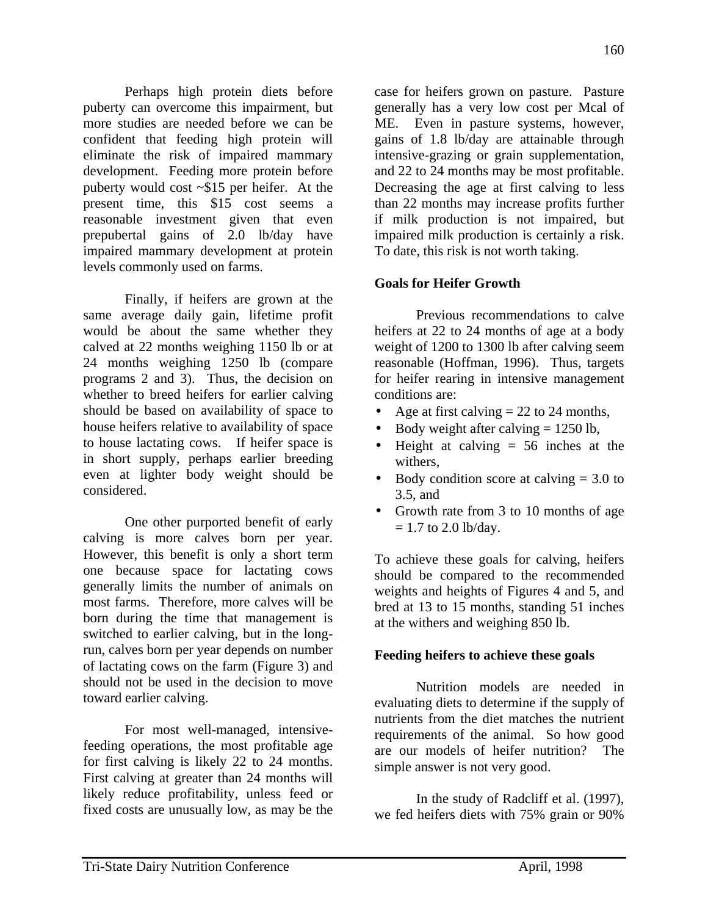Perhaps high protein diets before puberty can overcome this impairment, but more studies are needed before we can be confident that feeding high protein will eliminate the risk of impaired mammary development. Feeding more protein before puberty would cost ~$15 per heifer. At the present time, this $15 cost seems a reasonable investment given that even prepubertal gains of 2.0 lb/day have impaired mammary development at protein levels commonly used on farms.

Finally, if heifers are grown at the same average daily gain, lifetime profit would be about the same whether they calved at 22 months weighing 1150 lb or at 24 months weighing 1250 lb (compare programs 2 and 3). Thus, the decision on whether to breed heifers for earlier calving should be based on availability of space to house heifers relative to availability of space to house lactating cows. If heifer space is in short supply, perhaps earlier breeding even at lighter body weight should be considered.

One other purported benefit of early calving is more calves born per year. However, this benefit is only a short term one because space for lactating cows generally limits the number of animals on most farms. Therefore, more calves will be born during the time that management is switched to earlier calving, but in the long-run, calves born per year depends on number of lactating cows on the farm (Figure 3) and should not be used in the decision to move toward earlier calving.

For most well-managed, intensive-feeding operations, the most profitable age for first calving is likely 22 to 24 months. First calving at greater than 24 months will likely reduce profitability, unless feed or fixed costs are unusually low, as may be the case for heifers grown on pasture. Pasture generally has a very low cost per Mcal of ME. Even in pasture systems, however, gains of 1.8 lb/day are attainable through intensive-grazing or grain supplementation, and 22 to 24 months may be most profitable. Decreasing the age at first calving to less than 22 months may increase profits further if milk production is not impaired, but impaired milk production is certainly a risk. To date, this risk is not worth taking.

## Goals for Heifer Growth

Previous recommendations to calve heifers at 22 to 24 months of age at a body weight of 1200 to 1300 lb after calving seem reasonable (Hoffman, 1996). Thus, targets for heifer rearing in intensive management conditions are:

- Age at first calving = 22 to 24 months,
- Body weight after calving = 1250 lb,
- Height at calving = 56 inches at the withers,
- Body condition score at calving = 3.0 to 3.5, and
- Growth rate from 3 to 10 months of age = 1.7 to 2.0 lb/day.

To achieve these goals for calving, heifers should be compared to the recommended weights and heights of Figures 4 and 5, and bred at 13 to 15 months, standing 51 inches at the withers and weighing 850 lb.

## Feeding heifers to achieve these goals

Nutrition models are needed in evaluating diets to determine if the supply of nutrients from the diet matches the nutrient requirements of the animal. So how good are our models of heifer nutrition? The simple answer is not very good.

In the study of Radcliff et al. (1997), we fed heifers diets with 75% grain or 90%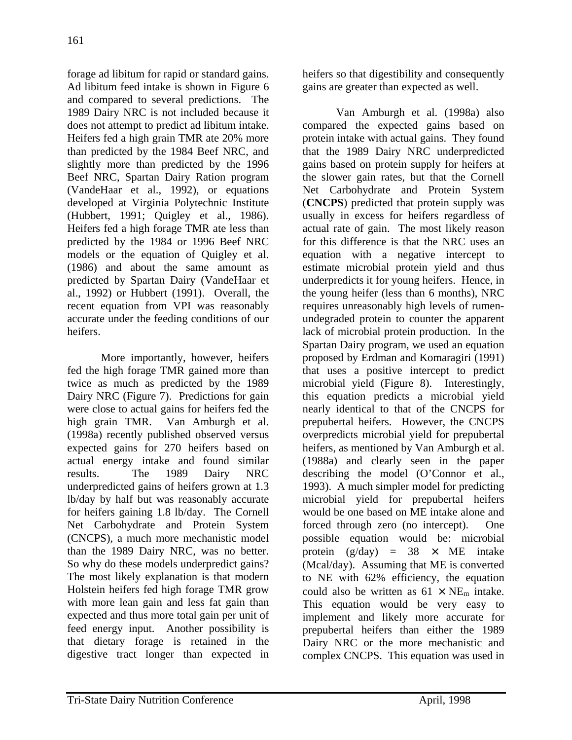forage ad libitum for rapid or standard gains. Ad libitum feed intake is shown in Figure 6 and compared to several predictions. The 1989 Dairy NRC is not included because it does not attempt to predict ad libitum intake. Heifers fed a high grain TMR ate 20% more than predicted by the 1984 Beef NRC, and slightly more than predicted by the 1996 Beef NRC, Spartan Dairy Ration program (VandeHaar et al., 1992), or equations developed at Virginia Polytechnic Institute (Hubbert, 1991; Quigley et al., 1986). Heifers fed a high forage TMR ate less than predicted by the 1984 or 1996 Beef NRC models or the equation of Quigley et al. (1986) and about the same amount as predicted by Spartan Dairy (VandeHaar et al., 1992) or Hubbert (1991). Overall, the recent equation from VPI was reasonably accurate under the feeding conditions of our heifers.

More importantly, however, heifers fed the high forage TMR gained more than twice as much as predicted by the 1989 Dairy NRC (Figure 7). Predictions for gain were close to actual gains for heifers fed the high grain TMR. Van Amburgh et al. (1998a) recently published observed versus expected gains for 270 heifers based on actual energy intake and found similar results. The 1989 Dairy NRC underpredicted gains of heifers grown at 1.3 lb/day by half but was reasonably accurate for heifers gaining 1.8 lb/day. The Cornell Net Carbohydrate and Protein System (CNCPS), a much more mechanistic model than the 1989 Dairy NRC, was no better. So why do these models underpredict gains? The most likely explanation is that modern Holstein heifers fed high forage TMR grow with more lean gain and less fat gain than expected and thus more total gain per unit of feed energy input. Another possibility is that dietary forage is retained in the digestive tract longer than expected in heifers so that digestibility and consequently gains are greater than expected as well.

Van Amburgh et al. (1998a) also compared the expected gains based on protein intake with actual gains. They found that the 1989 Dairy NRC underpredicted gains based on protein supply for heifers at the slower gain rates, but that the Cornell Net Carbohydrate and Protein System (**CNCPS**) predicted that protein supply was usually in excess for heifers regardless of actual rate of gain. The most likely reason for this difference is that the NRC uses an equation with a negative intercept to estimate microbial protein yield and thus underpredicts it for young heifers. Hence, in the young heifer (less than 6 months), NRC requires unreasonably high levels of rumen-undegraded protein to counter the apparent lack of microbial protein production. In the Spartan Dairy program, we used an equation proposed by Erdman and Komaragiri (1991) that uses a positive intercept to predict microbial yield (Figure 8). Interestingly, this equation predicts a microbial yield nearly identical to that of the CNCPS for prepubertal heifers. However, the CNCPS overpredicts microbial yield for prepubertal heifers, as mentioned by Van Amburgh et al. (1988a) and clearly seen in the paper describing the model (O'Connor et al., 1993). A much simpler model for predicting microbial yield for prepubertal heifers would be one based on ME intake alone and forced through zero (no intercept). One possible equation would be: microbial protein (g/day) = $38 \times$ ME intake (Mcal/day). Assuming that ME is converted to NE with 62% efficiency, the equation could also be written as $61 \times NE_m$ intake. This equation would be very easy to implement and likely more accurate for prepubertal heifers than either the 1989 Dairy NRC or the more mechanistic and complex CNCPS. This equation was used in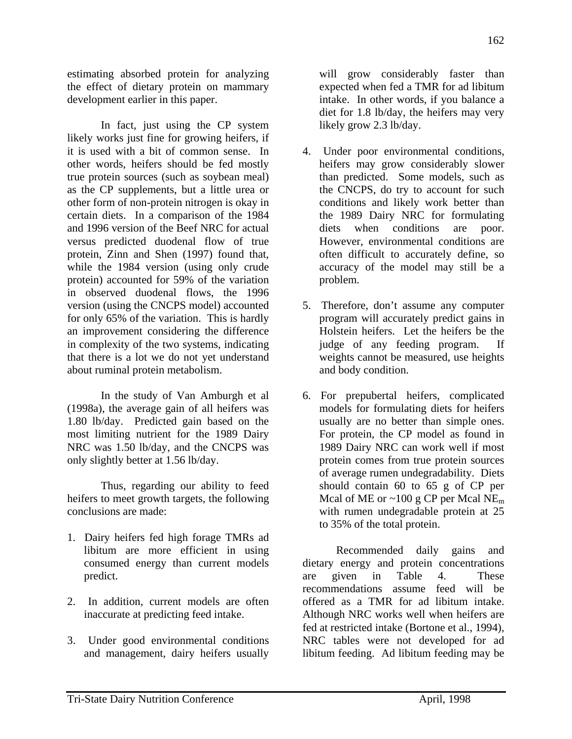estimating absorbed protein for analyzing the effect of dietary protein on mammary development earlier in this paper.

In fact, just using the CP system likely works just fine for growing heifers, if it is used with a bit of common sense. In other words, heifers should be fed mostly true protein sources (such as soybean meal) as the CP supplements, but a little urea or other form of non-protein nitrogen is okay in certain diets. In a comparison of the 1984 and 1996 version of the Beef NRC for actual versus predicted duodenal flow of true protein, Zinn and Shen (1997) found that, while the 1984 version (using only crude protein) accounted for 59% of the variation in observed duodenal flows, the 1996 version (using the CNCPS model) accounted for only 65% of the variation. This is hardly an improvement considering the difference in complexity of the two systems, indicating that there is a lot we do not yet understand about ruminal protein metabolism.

In the study of Van Amburgh et al (1998a), the average gain of all heifers was 1.80 lb/day. Predicted gain based on the most limiting nutrient for the 1989 Dairy NRC was 1.50 lb/day, and the CNCPS was only slightly better at 1.56 lb/day.

Thus, regarding our ability to feed heifers to meet growth targets, the following conclusions are made:

1. Dairy heifers fed high forage TMRs ad libitum are more efficient in using consumed energy than current models predict.
2. In addition, current models are often inaccurate at predicting feed intake.
3. Under good environmental conditions and management, dairy heifers usually will grow considerably faster than expected when fed a TMR for ad libitum intake. In other words, if you balance a diet for 1.8 lb/day, the heifers may very likely grow 2.3 lb/day.
4. Under poor environmental conditions, heifers may grow considerably slower than predicted. Some models, such as the CNCPS, do try to account for such conditions and likely work better than the 1989 Dairy NRC for formulating diets when conditions are poor. However, environmental conditions are often difficult to accurately define, so accuracy of the model may still be a problem.
5. Therefore, don't assume any computer program will accurately predict gains in Holstein heifers. Let the heifers be the judge of any feeding program. If weights cannot be measured, use heights and body condition.
6. For prepubertal heifers, complicated models for formulating diets for heifers usually are no better than simple ones. For protein, the CP model as found in 1989 Dairy NRC can work well if most protein comes from true protein sources of average rumen undegradability. Diets should contain 60 to 65 g of CP per Mcal of ME or ~100 g CP per Mcal $NE_m$ with rumen undegradable protein at 25 to 35% of the total protein.

Recommended daily gains and dietary energy and protein concentrations are given in Table 4. These recommendations assume feed will be offered as a TMR for ad libitum intake. Although NRC works well when heifers are fed at restricted intake (Bortone et al., 1994), NRC tables were not developed for ad libitum feeding. Ad libitum feeding may be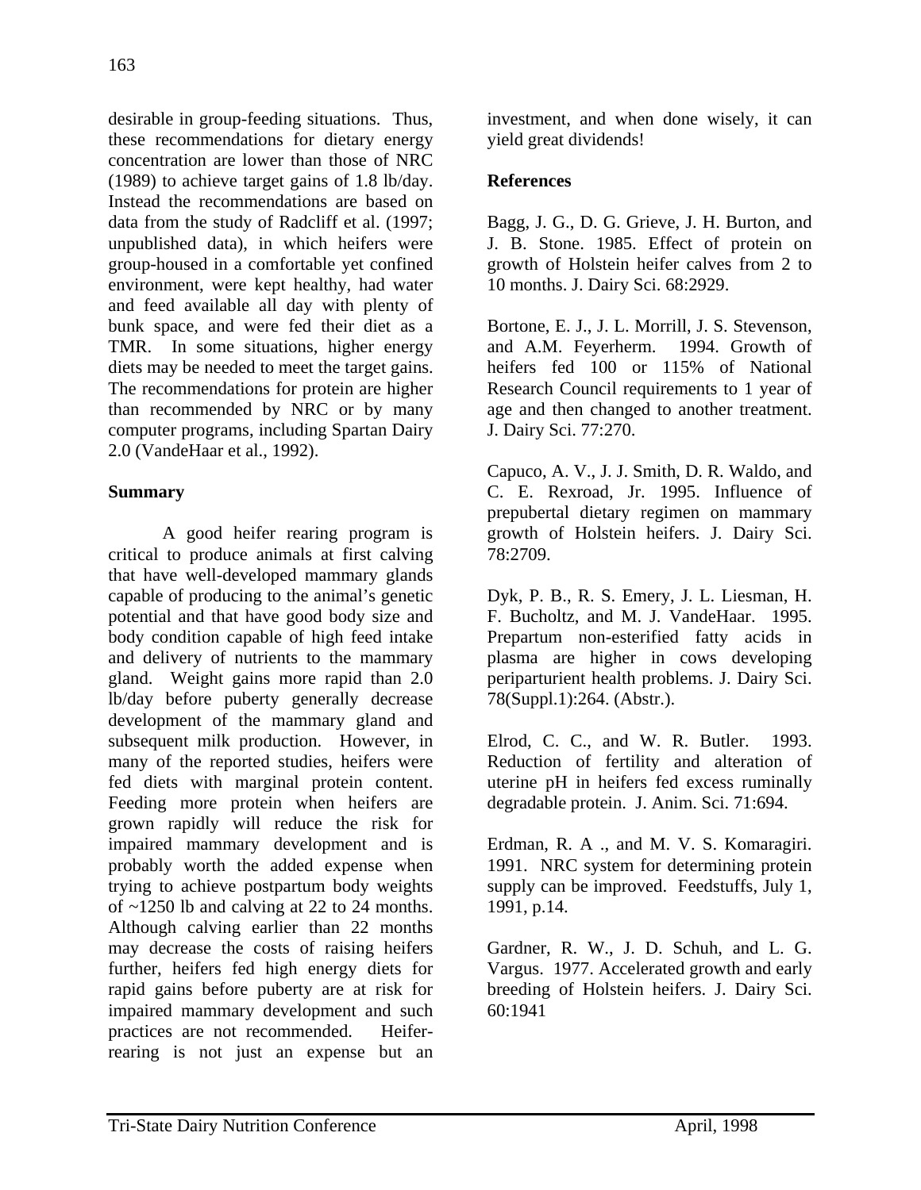desirable in group-feeding situations. Thus, these recommendations for dietary energy concentration are lower than those of NRC (1989) to achieve target gains of 1.8 lb/day. Instead the recommendations are based on data from the study of Radcliff et al. (1997; unpublished data), in which heifers were group-housed in a comfortable yet confined environment, were kept healthy, had water and feed available all day with plenty of bunk space, and were fed their diet as a TMR. In some situations, higher energy diets may be needed to meet the target gains. The recommendations for protein are higher than recommended by NRC or by many computer programs, including Spartan Dairy 2.0 (VandeHaar et al., 1992).

## Summary

A good heifer rearing program is critical to produce animals at first calving that have well-developed mammary glands capable of producing to the animal's genetic potential and that have good body size and body condition capable of high feed intake and delivery of nutrients to the mammary gland. Weight gains more rapid than 2.0 lb/day before puberty generally decrease development of the mammary gland and subsequent milk production. However, in many of the reported studies, heifers were fed diets with marginal protein content. Feeding more protein when heifers are grown rapidly will reduce the risk for impaired mammary development and is probably worth the added expense when trying to achieve postpartum body weights of ~1250 lb and calving at 22 to 24 months. Although calving earlier than 22 months may decrease the costs of raising heifers further, heifers fed high energy diets for rapid gains before puberty are at risk for impaired mammary development and such practices are not recommended. Heifer-rearing is not just an expense but an investment, and when done wisely, it can yield great dividends!

## References

Bagg, J. G., D. G. Grieve, J. H. Burton, and J. B. Stone. 1985. Effect of protein on growth of Holstein heifer calves from 2 to 10 months. J. Dairy Sci. 68:2929.

Bortone, E. J., J. L. Morrill, J. S. Stevenson, and A.M. Feyerherm. 1994. Growth of heifers fed 100 or 115% of National Research Council requirements to 1 year of age and then changed to another treatment. J. Dairy Sci. 77:270.

Capuco, A. V., J. J. Smith, D. R. Waldo, and C. E. Rexroad, Jr. 1995. Influence of prepubertal dietary regimen on mammary growth of Holstein heifers. J. Dairy Sci. 78:2709.

Dyk, P. B., R. S. Emery, J. L. Liesman, H. F. Bucholtz, and M. J. VandeHaar. 1995. Prepartum non-esterified fatty acids in plasma are higher in cows developing periparturient health problems. J. Dairy Sci. 78(Suppl.1):264. (Abstr.).

Elrod, C. C., and W. R. Butler. 1993. Reduction of fertility and alteration of uterine pH in heifers fed excess ruminally degradable protein. J. Anim. Sci. 71:694.

Erdman, R. A ., and M. V. S. Komaragiri. 1991. NRC system for determining protein supply can be improved. Feedstuffs, July 1, 1991, p.14.

Gardner, R. W., J. D. Schuh, and L. G. Vargus. 1977. Accelerated growth and early breeding of Holstein heifers. J. Dairy Sci. 60:1941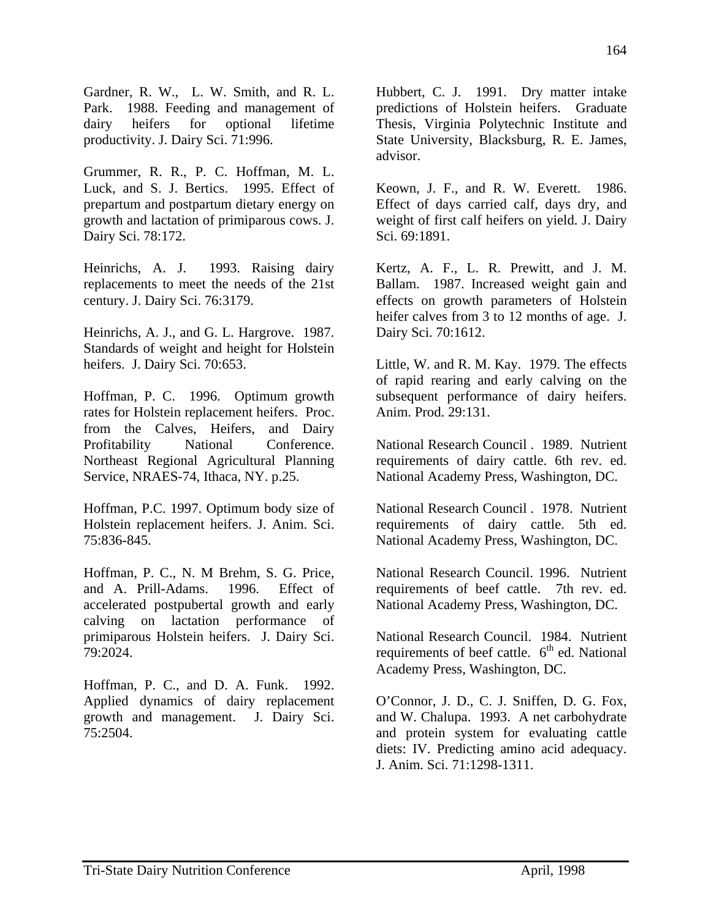Gardner, R. W., L. W. Smith, and R. L. Park. 1988. Feeding and management of dairy heifers for optional lifetime productivity. J. Dairy Sci. 71:996.

Grummer, R. R., P. C. Hoffman, M. L. Luck, and S. J. Bertics. 1995. Effect of prepartum and postpartum dietary energy on growth and lactation of primiparous cows. J. Dairy Sci. 78:172.

Heinrichs, A. J. 1993. Raising dairy replacements to meet the needs of the 21st century. J. Dairy Sci. 76:3179.

Heinrichs, A. J., and G. L. Hargrove. 1987. Standards of weight and height for Holstein heifers. J. Dairy Sci. 70:653.

Hoffman, P. C. 1996. Optimum growth rates for Holstein replacement heifers. Proc. from the Calves, Heifers, and Dairy Profitability National Conference. Northeast Regional Agricultural Planning Service, NRAES-74, Ithaca, NY. p.25.

Hoffman, P.C. 1997. Optimum body size of Holstein replacement heifers. J. Anim. Sci. 75:836-845.

Hoffman, P. C., N. M Brehm, S. G. Price, and A. Prill-Adams. 1996. Effect of accelerated postpubertal growth and early calving on lactation performance of primiparous Holstein heifers. J. Dairy Sci. 79:2024.

Hoffman, P. C., and D. A. Funk. 1992. Applied dynamics of dairy replacement growth and management. J. Dairy Sci. 75:2504.

Hubbert, C. J. 1991. Dry matter intake predictions of Holstein heifers. Graduate Thesis, Virginia Polytechnic Institute and State University, Blacksburg, R. E. James, advisor.

Keown, J. F., and R. W. Everett. 1986. Effect of days carried calf, days dry, and weight of first calf heifers on yield. J. Dairy Sci. 69:1891.

Kertz, A. F., L. R. Prewitt, and J. M. Ballam. 1987. Increased weight gain and effects on growth parameters of Holstein heifer calves from 3 to 12 months of age. J. Dairy Sci. 70:1612.

Little, W. and R. M. Kay. 1979. The effects of rapid rearing and early calving on the subsequent performance of dairy heifers. Anim. Prod. 29:131.

National Research Council . 1989. Nutrient requirements of dairy cattle. 6th rev. ed. National Academy Press, Washington, DC.

National Research Council . 1978. Nutrient requirements of dairy cattle. 5th ed. National Academy Press, Washington, DC.

National Research Council. 1996. Nutrient requirements of beef cattle. 7th rev. ed. National Academy Press, Washington, DC.

National Research Council. 1984. Nutrient requirements of beef cattle. 6th ed. National Academy Press, Washington, DC.

O'Connor, J. D., C. J. Sniffen, D. G. Fox, and W. Chalupa. 1993. A net carbohydrate and protein system for evaluating cattle diets: IV. Predicting amino acid adequacy. J. Anim. Sci. 71:1298-1311.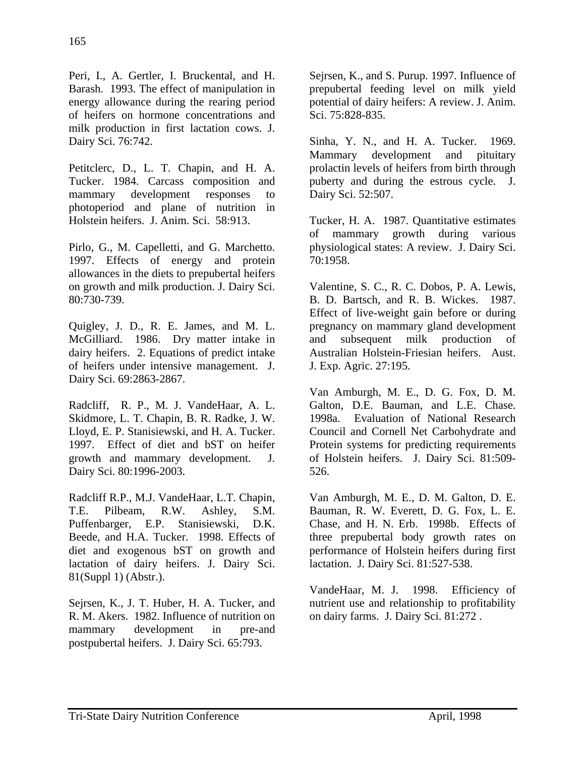Peri, I., A. Gertler, I. Bruckental, and H. Barash. 1993. The effect of manipulation in energy allowance during the rearing period of heifers on hormone concentrations and milk production in first lactation cows. J. Dairy Sci. 76:742.

Petitclerc, D., L. T. Chapin, and H. A. Tucker. 1984. Carcass composition and mammary development responses to photoperiod and plane of nutrition in Holstein heifers. J. Anim. Sci. 58:913.

Pirlo, G., M. Capelletti, and G. Marchetto. 1997. Effects of energy and protein allowances in the diets to prepubertal heifers on growth and milk production. J. Dairy Sci. 80:730-739.

Quigley, J. D., R. E. James, and M. L. McGilliard. 1986. Dry matter intake in dairy heifers. 2. Equations of predict intake of heifers under intensive management. J. Dairy Sci. 69:2863-2867.

Radcliff, R. P., M. J. VandeHaar, A. L. Skidmore, L. T. Chapin, B. R. Radke, J. W. Lloyd, E. P. Stanisiewski, and H. A. Tucker. 1997. Effect of diet and bST on heifer growth and mammary development. J. Dairy Sci. 80:1996-2003.

Radcliff R.P., M.J. VandeHaar, L.T. Chapin, T.E. Pilbeam, R.W. Ashley, S.M. Puffenbarger, E.P. Stanisiewski, D.K. Beede, and H.A. Tucker. 1998. Effects of diet and exogenous bST on growth and lactation of dairy heifers. J. Dairy Sci. 81(Suppl 1) (Abstr.).

Sejrsen, K., J. T. Huber, H. A. Tucker, and R. M. Akers. 1982. Influence of nutrition on mammary development in pre-and postpubertal heifers. J. Dairy Sci. 65:793.

Sejrsen, K., and S. Purup. 1997. Influence of prepubertal feeding level on milk yield potential of dairy heifers: A review. J. Anim. Sci. 75:828-835.

Sinha, Y. N., and H. A. Tucker. 1969. Mammary development and pituitary prolactin levels of heifers from birth through puberty and during the estrous cycle. J. Dairy Sci. 52:507.

Tucker, H. A. 1987. Quantitative estimates of mammary growth during various physiological states: A review. J. Dairy Sci. 70:1958.

Valentine, S. C., R. C. Dobos, P. A. Lewis, B. D. Bartsch, and R. B. Wickes. 1987. Effect of live-weight gain before or during pregnancy on mammary gland development and subsequent milk production of Australian Holstein-Friesian heifers. Aust. J. Exp. Agric. 27:195.

Van Amburgh, M. E., D. G. Fox, D. M. Galton, D.E. Bauman, and L.E. Chase. 1998a. Evaluation of National Research Council and Cornell Net Carbohydrate and Protein systems for predicting requirements of Holstein heifers. J. Dairy Sci. 81:509-526.

Van Amburgh, M. E., D. M. Galton, D. E. Bauman, R. W. Everett, D. G. Fox, L. E. Chase, and H. N. Erb. 1998b. Effects of three prepubertal body growth rates on performance of Holstein heifers during first lactation. J. Dairy Sci. 81:527-538.

VandeHaar, M. J. 1998. Efficiency of nutrient use and relationship to profitability on dairy farms. J. Dairy Sci. 81:272 .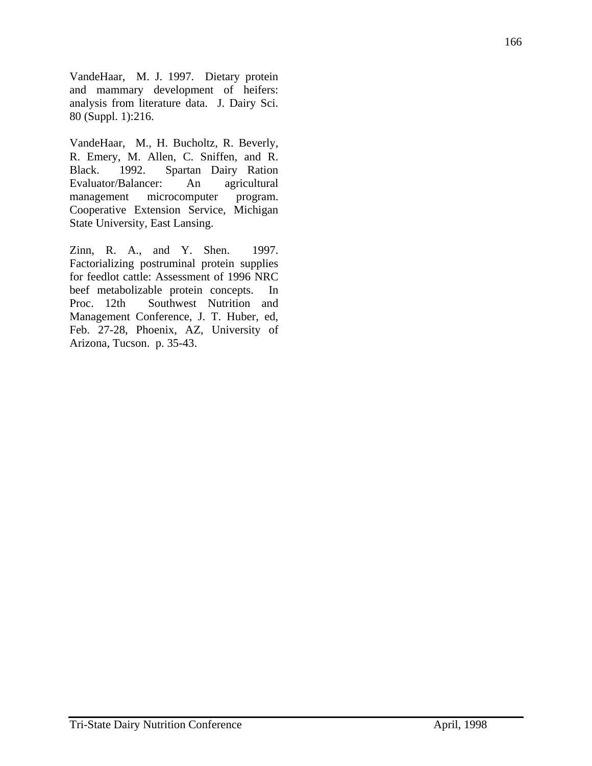VandeHaar, M. J. 1997. Dietary protein and mammary development of heifers: analysis from literature data. J. Dairy Sci. 80 (Suppl. 1):216.

VandeHaar, M., H. Bucholtz, R. Beverly, R. Emery, M. Allen, C. Sniffen, and R. Black. 1992. Spartan Dairy Ration Evaluator/Balancer: An agricultural management microcomputer program. Cooperative Extension Service, Michigan State University, East Lansing.

Zinn, R. A., and Y. Shen. 1997. Factorializing postruminal protein supplies for feedlot cattle: Assessment of 1996 NRC beef metabolizable protein concepts. In Proc. 12th Southwest Nutrition and Management Conference, J. T. Huber, ed, Feb. 27-28, Phoenix, AZ, University of Arizona, Tucson. p. 35-43.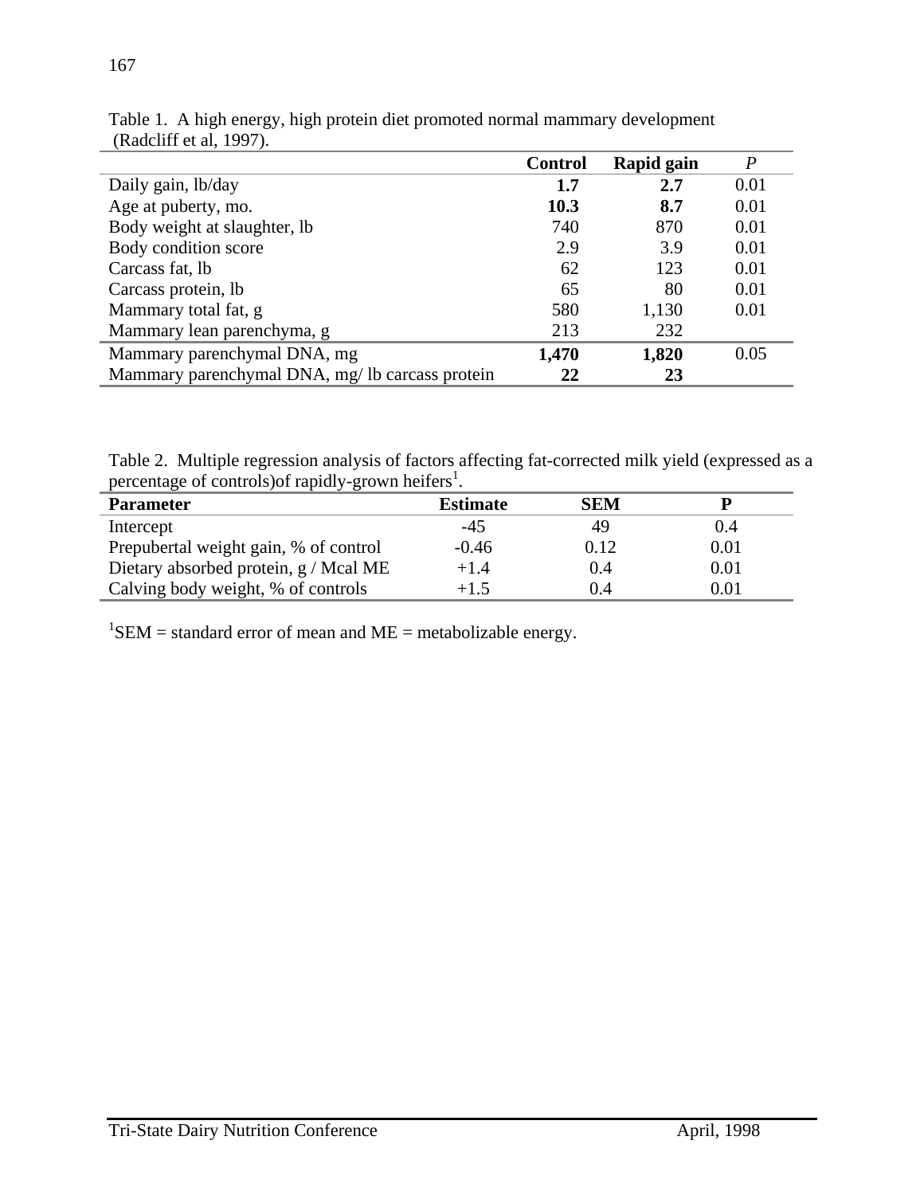Table 1. A high energy, high protein diet promoted normal mammary development (Radcliff et al, 1997).

| | Control | Rapid gain | *P* |
|---|---|---|---|
| Daily gain, lb/day | **1.7** | **2.7** | 0.01 |
| Age at puberty, mo. | **10.3** | **8.7** | 0.01 |
| Body weight at slaughter, lb | 740 | 870 | 0.01 |
| Body condition score | 2.9 | 3.9 | 0.01 |
| Carcass fat, lb | 62 | 123 | 0.01 |
| Carcass protein, lb | 65 | 80 | 0.01 |
| Mammary total fat, g | 580 | 1,130 | 0.01 |
| Mammary lean parenchyma, g | 213 | 232 | |
| Mammary parenchymal DNA, mg | **1,470** | **1,820** | 0.05 |
| Mammary parenchymal DNA, mg/ lb carcass protein | **22** | **23** | |

Table 2. Multiple regression analysis of factors affecting fat-corrected milk yield (expressed as a percentage of controls)of rapidly-grown heifers[1].

| Parameter | Estimate | SEM | P |
|---|---|---|---|
| Intercept | -45 | 49 | 0.4 |
| Prepubertal weight gain, % of control | -0.46 | 0.12 | 0.01 |
| Dietary absorbed protein, g / Mcal ME | +1.4 | 0.4 | 0.01 |
| Calving body weight, % of controls | +1.5 | 0.4 | 0.01 |

[1]SEM = standard error of mean and ME = metabolizable energy.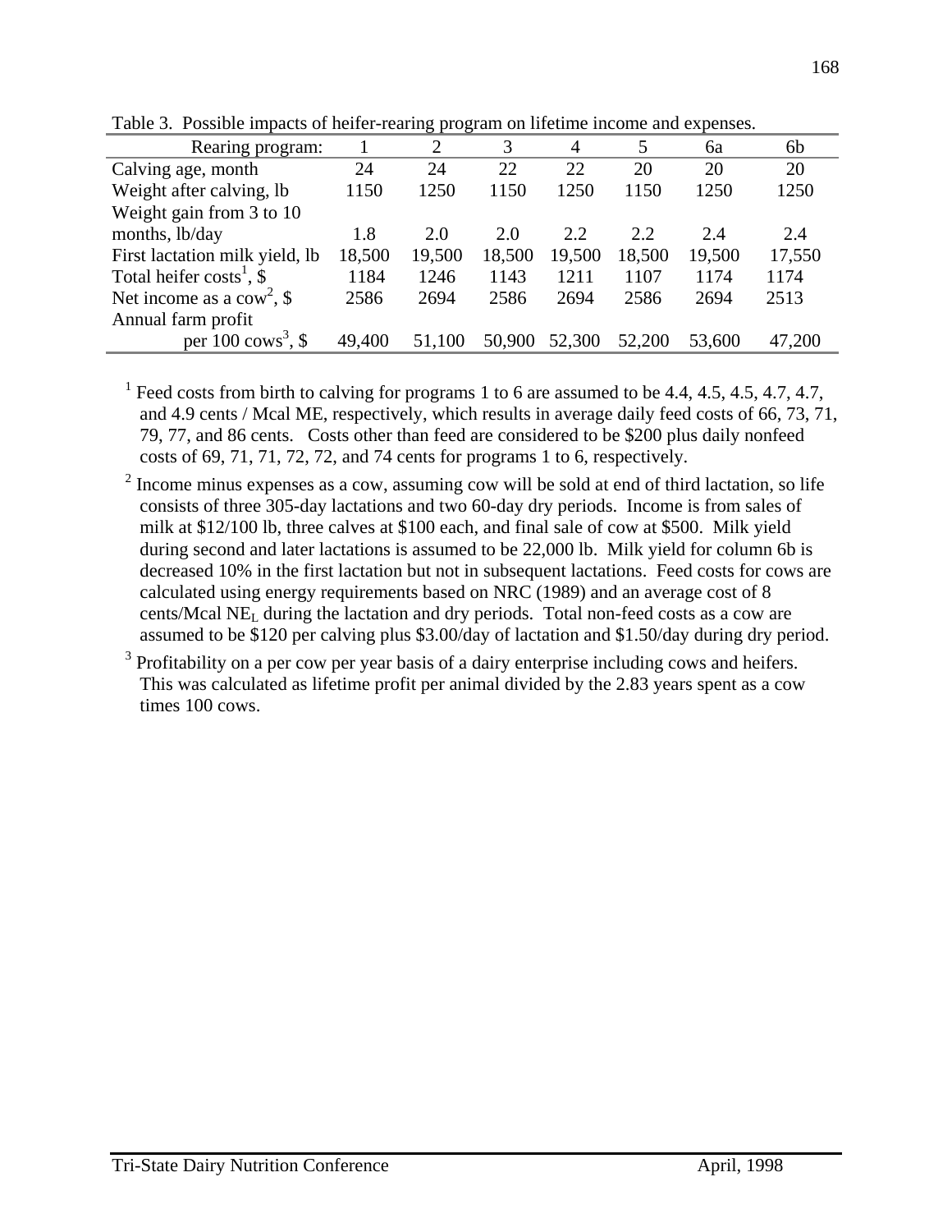Table 3. Possible impacts of heifer-rearing program on lifetime income and expenses.

| Rearing program: | 1 | 2 | 3 | 4 | 5 | 6a | 6b |
|---|---|---|---|---|---|---|---|
| Calving age, month | 24 | 24 | 22 | 22 | 20 | 20 | 20 |
| Weight after calving, lb | 1150 | 1250 | 1150 | 1250 | 1150 | 1250 | 1250 |
| Weight gain from 3 to 10 months, lb/day | 1.8 | 2.0 | 2.0 | 2.2 | 2.2 | 2.4 | 2.4 |
| First lactation milk yield, lb | 18,500 | 19,500 | 18,500 | 19,500 | 18,500 | 19,500 | 17,550 |
| Total heifer costs[1], $ | 1184 | 1246 | 1143 | 1211 | 1107 | 1174 | 1174 |
| Net income as a cow[2], $ | 2586 | 2694 | 2586 | 2694 | 2586 | 2694 | 2513 |
| Annual farm profit per 100 cows[3], $ | 49,400 | 51,100 | 50,900 | 52,300 | 52,200 | 53,600 | 47,200 |

[1] Feed costs from birth to calving for programs 1 to 6 are assumed to be 4.4, 4.5, 4.5, 4.7, 4.7, and 4.9 cents / Mcal ME, respectively, which results in average daily feed costs of 66, 73, 71, 79, 77, and 86 cents. Costs other than feed are considered to be $200 plus daily nonfeed costs of 69, 71, 71, 72, 72, and 74 cents for programs 1 to 6, respectively.

[2] Income minus expenses as a cow, assuming cow will be sold at end of third lactation, so life consists of three 305-day lactations and two 60-day dry periods. Income is from sales of milk at $12/100 lb, three calves at $100 each, and final sale of cow at $500. Milk yield during second and later lactations is assumed to be 22,000 lb. Milk yield for column 6b is decreased 10% in the first lactation but not in subsequent lactations. Feed costs for cows are calculated using energy requirements based on NRC (1989) and an average cost of 8 cents/Mcal $NE_L$ during the lactation and dry periods. Total non-feed costs as a cow are assumed to be $120 per calving plus $3.00/day of lactation and $1.50/day during dry period.

[3] Profitability on a per cow per year basis of a dairy enterprise including cows and heifers. This was calculated as lifetime profit per animal divided by the 2.83 years spent as a cow times 100 cows.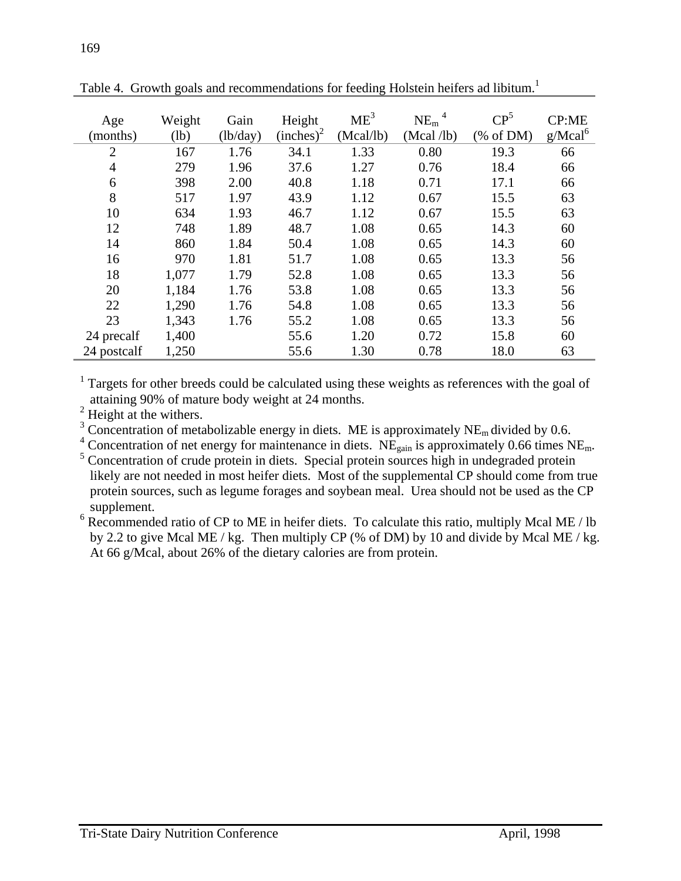Table 4. Growth goals and recommendations for feeding Holstein heifers ad libitum.[1]

| Age (months) | Weight (lb) | Gain (lb/day) | Height (inches)[2] | ME[3] (Mcal/lb) | $NE_m$ [4] (Mcal /lb) | CP[5] (% of DM) | CP:ME g/Mcal[6] |
|---|---|---|---|---|---|---|---|
| 2 | 167 | 1.76 | 34.1 | 1.33 | 0.80 | 19.3 | 66 |
| 4 | 279 | 1.96 | 37.6 | 1.27 | 0.76 | 18.4 | 66 |
| 6 | 398 | 2.00 | 40.8 | 1.18 | 0.71 | 17.1 | 66 |
| 8 | 517 | 1.97 | 43.9 | 1.12 | 0.67 | 15.5 | 63 |
| 10 | 634 | 1.93 | 46.7 | 1.12 | 0.67 | 15.5 | 63 |
| 12 | 748 | 1.89 | 48.7 | 1.08 | 0.65 | 14.3 | 60 |
| 14 | 860 | 1.84 | 50.4 | 1.08 | 0.65 | 14.3 | 60 |
| 16 | 970 | 1.81 | 51.7 | 1.08 | 0.65 | 13.3 | 56 |
| 18 | 1,077 | 1.79 | 52.8 | 1.08 | 0.65 | 13.3 | 56 |
| 20 | 1,184 | 1.76 | 53.8 | 1.08 | 0.65 | 13.3 | 56 |
| 22 | 1,290 | 1.76 | 54.8 | 1.08 | 0.65 | 13.3 | 56 |
| 23 | 1,343 | 1.76 | 55.2 | 1.08 | 0.65 | 13.3 | 56 |
| 24 precalf | 1,400 | | 55.6 | 1.20 | 0.72 | 15.8 | 60 |
| 24 postcalf | 1,250 | | 55.6 | 1.30 | 0.78 | 18.0 | 63 |

[1] Targets for other breeds could be calculated using these weights as references with the goal of attaining 90% of mature body weight at 24 months.

[2] Height at the withers.

[3] Concentration of metabolizable energy in diets. ME is approximately $NE_m$ divided by 0.6.

[4] Concentration of net energy for maintenance in diets. $NE_{gain}$ is approximately 0.66 times $NE_m$.

[5] Concentration of crude protein in diets. Special protein sources high in undegraded protein likely are not needed in most heifer diets. Most of the supplemental CP should come from true protein sources, such as legume forages and soybean meal. Urea should not be used as the CP supplement.

[6] Recommended ratio of CP to ME in heifer diets. To calculate this ratio, multiply Mcal ME / lb by 2.2 to give Mcal ME / kg. Then multiply CP (% of DM) by 10 and divide by Mcal ME / kg. At 66 g/Mcal, about 26% of the dietary calories are from protein.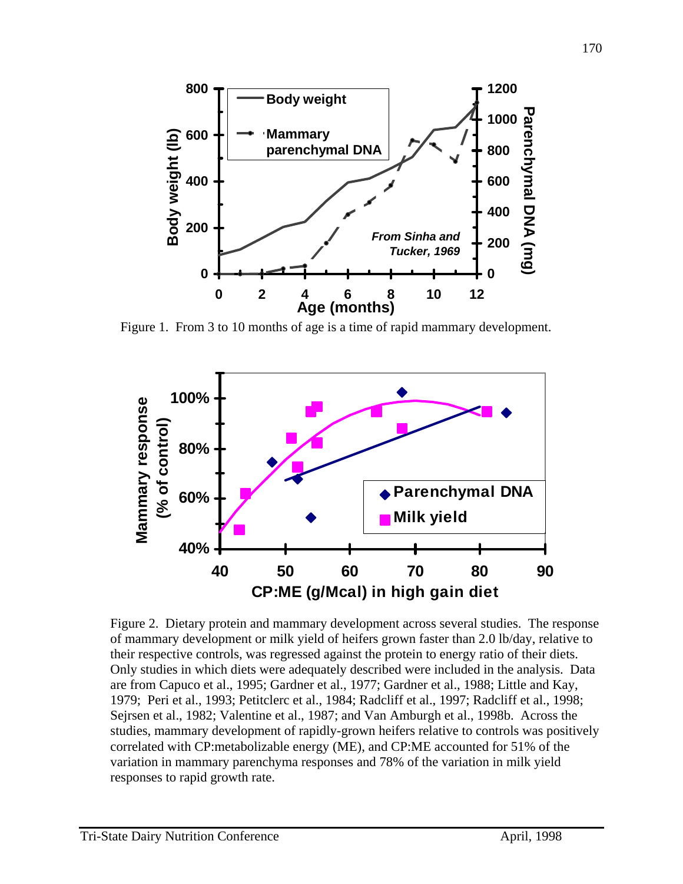Figure 1. From 3 to 10 months of age is a time of rapid mammary development.

Figure 2. Dietary protein and mammary development across several studies. The response of mammary development or milk yield of heifers grown faster than 2.0 lb/day, relative to their respective controls, was regressed against the protein to energy ratio of their diets. Only studies in which diets were adequately described were included in the analysis. Data are from Capuco et al., 1995; Gardner et al., 1977; Gardner et al., 1988; Little and Kay, 1979; Peri et al., 1993; Petitclerc et al., 1984; Radcliff et al., 1997; Radcliff et al., 1998; Sejrsen et al., 1982; Valentine et al., 1987; and Van Amburgh et al., 1998b. Across the studies, mammary development of rapidly-grown heifers relative to controls was positively correlated with CP:metabolizable energy (ME), and CP:ME accounted for 51% of the variation in mammary parenchyma responses and 78% of the variation in milk yield responses to rapid growth rate.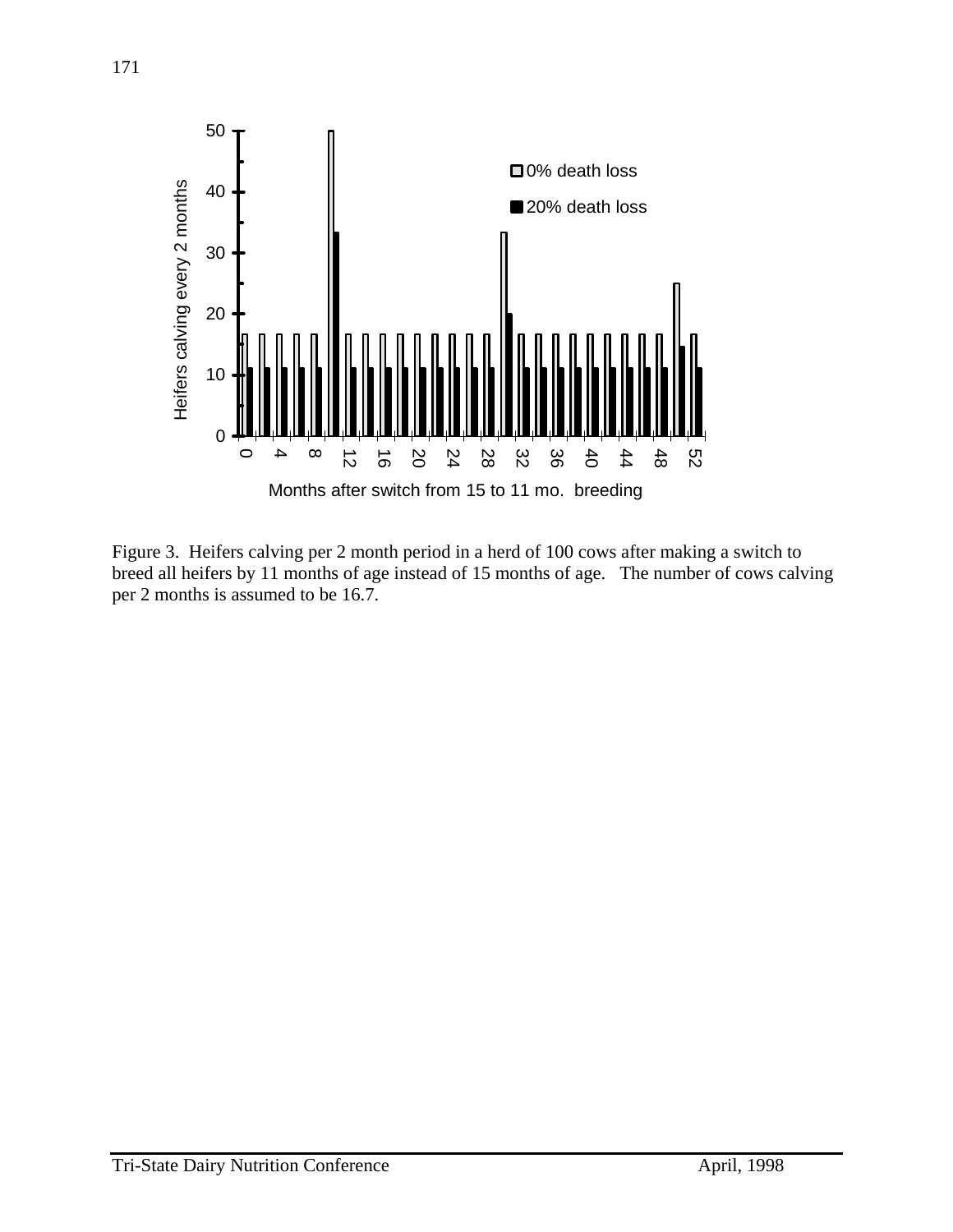Figure 3. Heifers calving per 2 month period in a herd of 100 cows after making a switch to breed all heifers by 11 months of age instead of 15 months of age. The number of cows calving per 2 months is assumed to be 16.7.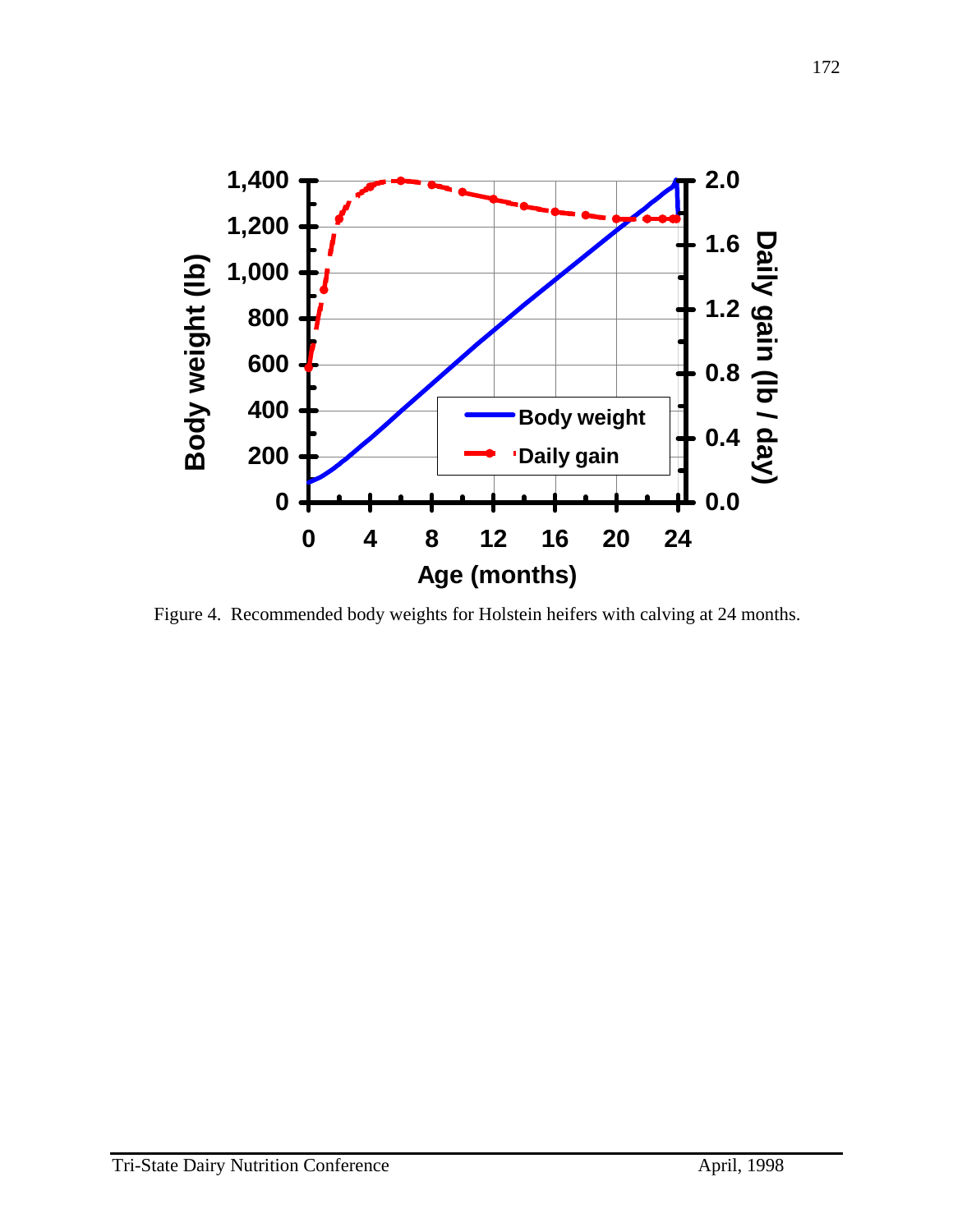Figure 4. Recommended body weights for Holstein heifers with calving at 24 months.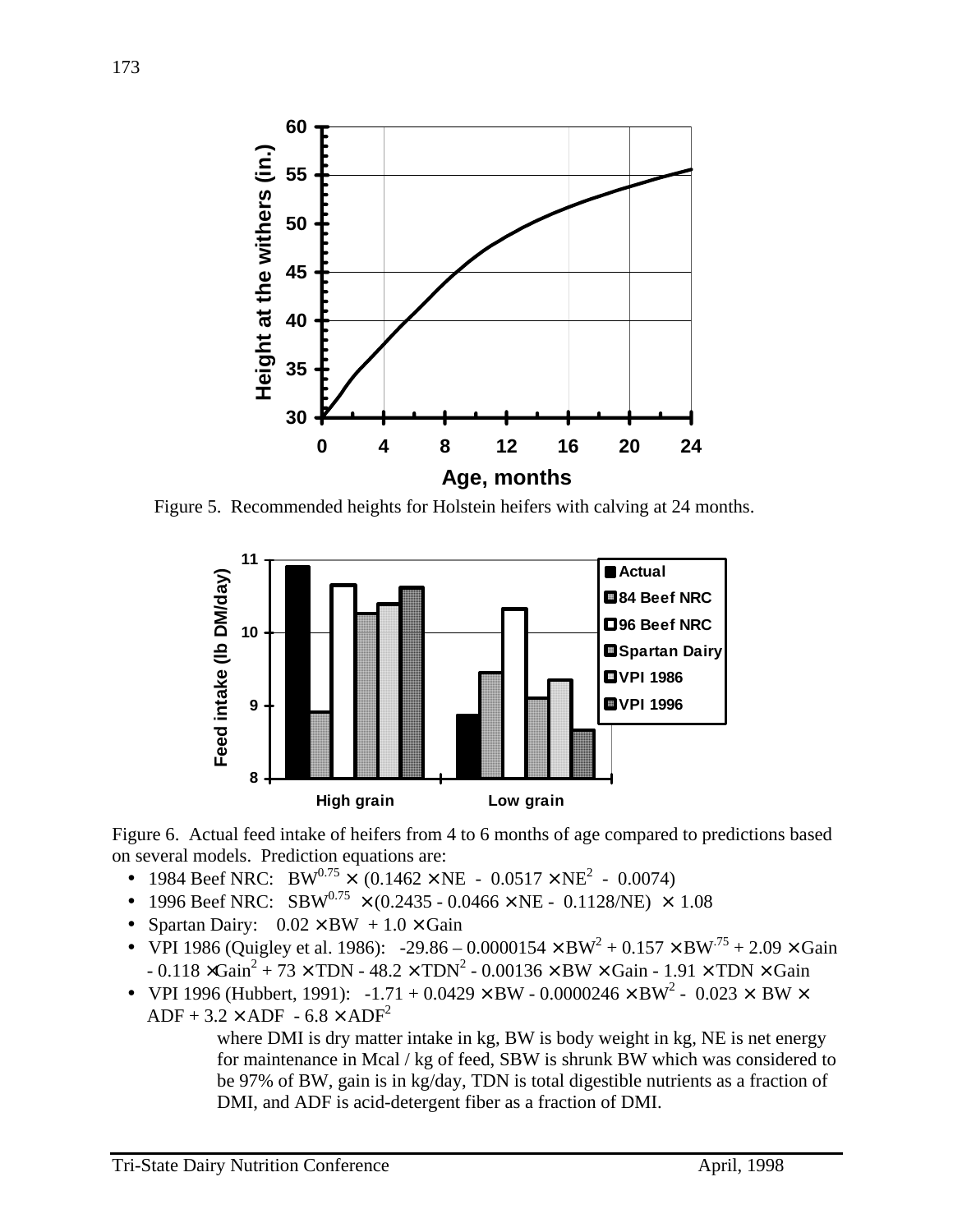Figure 5. Recommended heights for Holstein heifers with calving at 24 months.

Figure 6. Actual feed intake of heifers from 4 to 6 months of age compared to predictions based on several models. Prediction equations are:

- 1984 Beef NRC: $BW^{0.75} \times (0.1462 \times NE - 0.0517 \times NE^2 - 0.0074)$
- 1996 Beef NRC: $SBW^{0.75} \times (0.2435 - 0.0466 \times NE - 0.1128/NE) \times 1.08$
- Spartan Dairy: $0.02 \times BW + 1.0 \times Gain$
- VPI 1986 (Quigley et al. 1986): $-29.86 - 0.0000154 \times BW^2 + 0.157 \times BW^{.75} + 2.09 \times Gain - 0.118 \times Gain^2 + 73 \times TDN - 48.2 \times TDN^2 - 0.00136 \times BW \times Gain - 1.91 \times TDN \times Gain$
- VPI 1996 (Hubbert, 1991): $-1.71 + 0.0429 \times BW - 0.0000246 \times BW^2 - 0.023 \times BW \times ADF + 3.2 \times ADF - 6.8 \times ADF^2$

  where DMI is dry matter intake in kg, BW is body weight in kg, NE is net energy for maintenance in Mcal / kg of feed, SBW is shrunk BW which was considered to be 97% of BW, gain is in kg/day, TDN is total digestible nutrients as a fraction of DMI, and ADF is acid-detergent fiber as a fraction of DMI.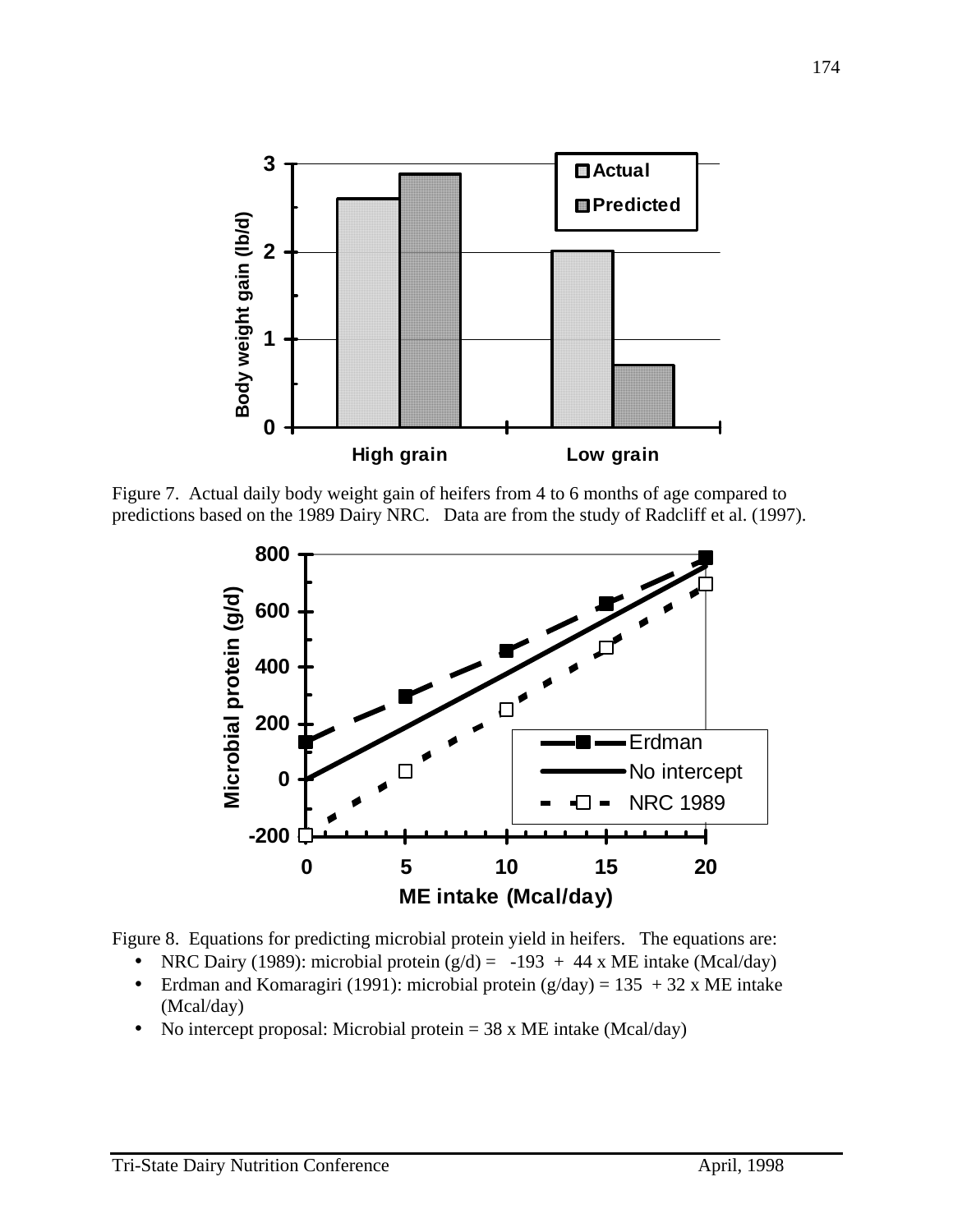Figure 7. Actual daily body weight gain of heifers from 4 to 6 months of age compared to predictions based on the 1989 Dairy NRC. Data are from the study of Radcliff et al. (1997).

Figure 8. Equations for predicting microbial protein yield in heifers. The equations are:

- NRC Dairy (1989): microbial protein (g/d) = -193 + 44 x ME intake (Mcal/day)
- Erdman and Komaragiri (1991): microbial protein (g/day) = 135 + 32 x ME intake (Mcal/day)
- No intercept proposal: Microbial protein = 38 x ME intake (Mcal/day)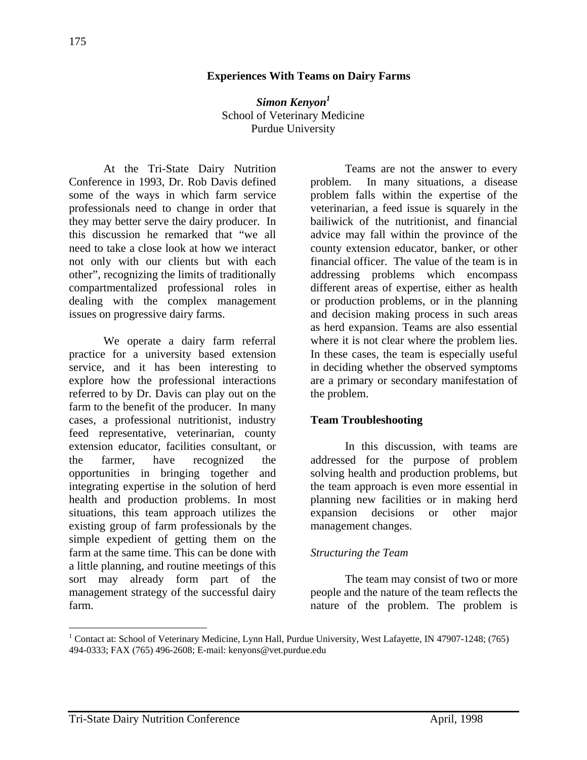# Experiences With Teams on Dairy Farms

***Simon Kenyon*[1]**
School of Veterinary Medicine
Purdue University

At the Tri-State Dairy Nutrition Conference in 1993, Dr. Rob Davis defined some of the ways in which farm service professionals need to change in order that they may better serve the dairy producer. In this discussion he remarked that "we all need to take a close look at how we interact not only with our clients but with each other", recognizing the limits of traditionally compartmentalized professional roles in dealing with the complex management issues on progressive dairy farms.

We operate a dairy farm referral practice for a university based extension service, and it has been interesting to explore how the professional interactions referred to by Dr. Davis can play out on the farm to the benefit of the producer. In many cases, a professional nutritionist, industry feed representative, veterinarian, county extension educator, facilities consultant, or the farmer, have recognized the opportunities in bringing together and integrating expertise in the solution of herd health and production problems. In most situations, this team approach utilizes the existing group of farm professionals by the simple expedient of getting them on the farm at the same time. This can be done with a little planning, and routine meetings of this sort may already form part of the management strategy of the successful dairy farm.

Teams are not the answer to every problem. In many situations, a disease problem falls within the expertise of the veterinarian, a feed issue is squarely in the bailiwick of the nutritionist, and financial advice may fall within the province of the county extension educator, banker, or other financial officer. The value of the team is in addressing problems which encompass different areas of expertise, either as health or production problems, or in the planning and decision making process in such areas as herd expansion. Teams are also essential where it is not clear where the problem lies. In these cases, the team is especially useful in deciding whether the observed symptoms are a primary or secondary manifestation of the problem.

## Team Troubleshooting

In this discussion, with teams are addressed for the purpose of problem solving health and production problems, but the team approach is even more essential in planning new facilities or in making herd expansion decisions or other major management changes.

### *Structuring the Team*

The team may consist of two or more people and the nature of the team reflects the nature of the problem. The problem is

[1] Contact at: School of Veterinary Medicine, Lynn Hall, Purdue University, West Lafayette, IN 47907-1248; (765) 494-0333; FAX (765) 496-2608; E-mail: kenyons@vet.purdue.edu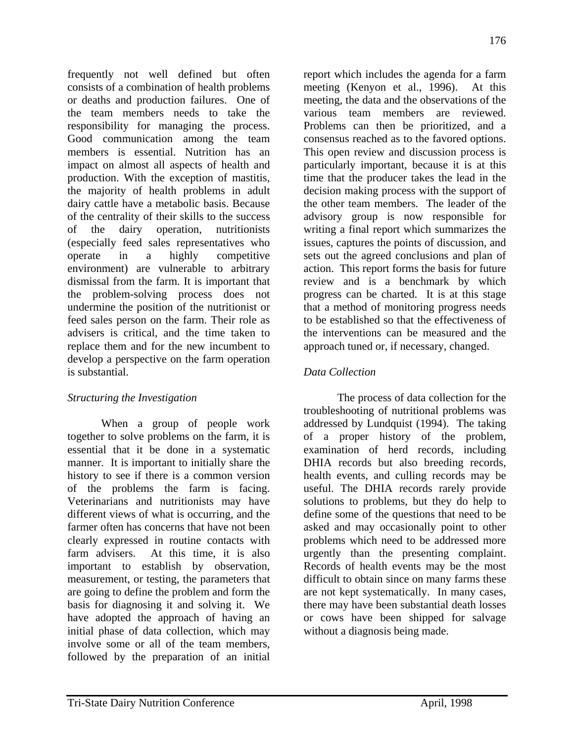frequently not well defined but often consists of a combination of health problems or deaths and production failures. One of the team members needs to take the responsibility for managing the process. Good communication among the team members is essential. Nutrition has an impact on almost all aspects of health and production. With the exception of mastitis, the majority of health problems in adult dairy cattle have a metabolic basis. Because of the centrality of their skills to the success of the dairy operation, nutritionists (especially feed sales representatives who operate in a highly competitive environment) are vulnerable to arbitrary dismissal from the farm. It is important that the problem-solving process does not undermine the position of the nutritionist or feed sales person on the farm. Their role as advisers is critical, and the time taken to replace them and for the new incumbent to develop a perspective on the farm operation is substantial.

### *Structuring the Investigation*

When a group of people work together to solve problems on the farm, it is essential that it be done in a systematic manner. It is important to initially share the history to see if there is a common version of the problems the farm is facing. Veterinarians and nutritionists may have different views of what is occurring, and the farmer often has concerns that have not been clearly expressed in routine contacts with farm advisers. At this time, it is also important to establish by observation, measurement, or testing, the parameters that are going to define the problem and form the basis for diagnosing it and solving it. We have adopted the approach of having an initial phase of data collection, which may involve some or all of the team members, followed by the preparation of an initial report which includes the agenda for a farm meeting (Kenyon et al., 1996). At this meeting, the data and the observations of the various team members are reviewed. Problems can then be prioritized, and a consensus reached as to the favored options. This open review and discussion process is particularly important, because it is at this time that the producer takes the lead in the decision making process with the support of the other team members. The leader of the advisory group is now responsible for writing a final report which summarizes the issues, captures the points of discussion, and sets out the agreed conclusions and plan of action. This report forms the basis for future review and is a benchmark by which progress can be charted. It is at this stage that a method of monitoring progress needs to be established so that the effectiveness of the interventions can be measured and the approach tuned or, if necessary, changed.

### *Data Collection*

The process of data collection for the troubleshooting of nutritional problems was addressed by Lundquist (1994). The taking of a proper history of the problem, examination of herd records, including DHIA records but also breeding records, health events, and culling records may be useful. The DHIA records rarely provide solutions to problems, but they do help to define some of the questions that need to be asked and may occasionally point to other problems which need to be addressed more urgently than the presenting complaint. Records of health events may be the most difficult to obtain since on many farms these are not kept systematically. In many cases, there may have been substantial death losses or cows have been shipped for salvage without a diagnosis being made.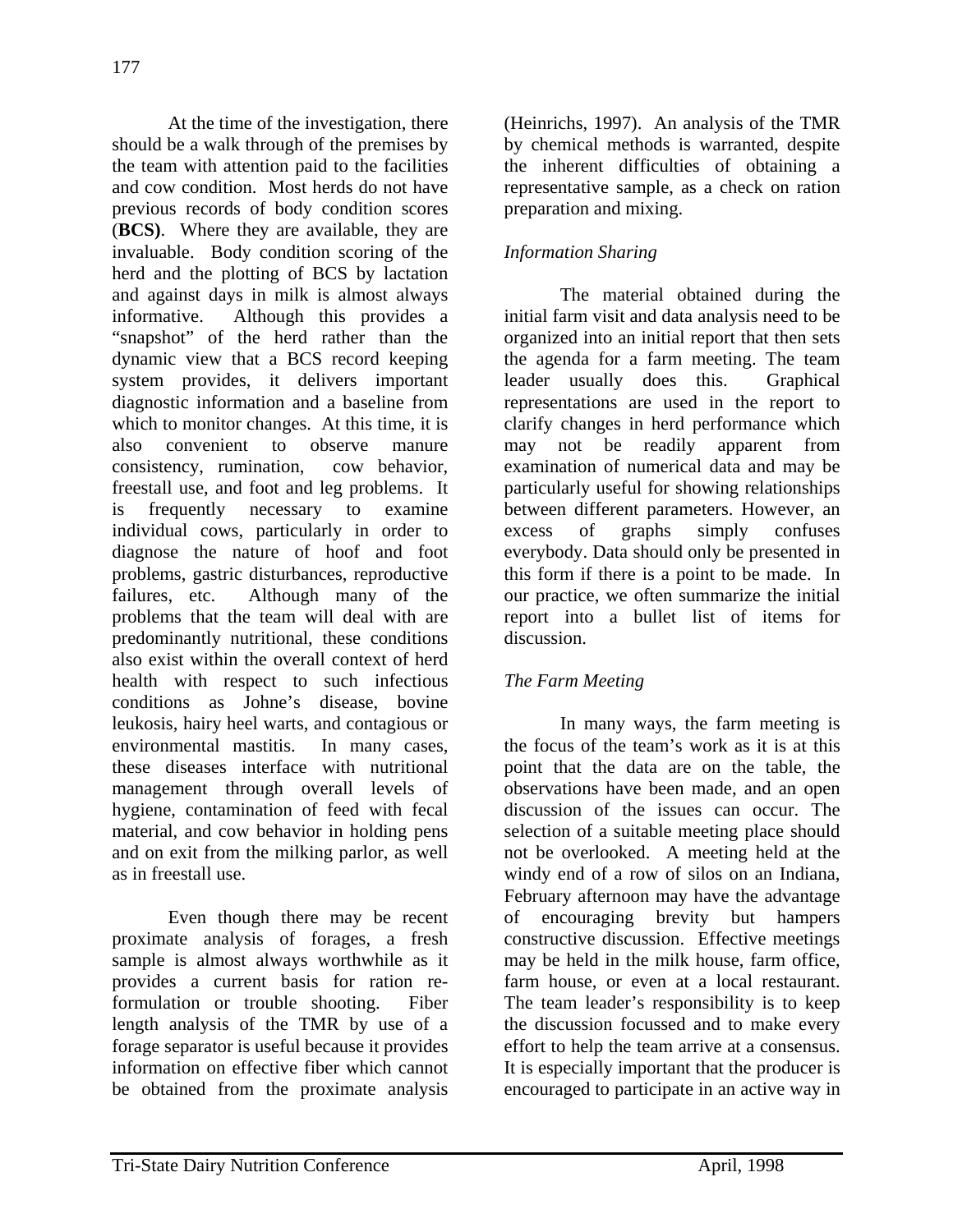At the time of the investigation, there should be a walk through of the premises by the team with attention paid to the facilities and cow condition. Most herds do not have previous records of body condition scores (**BCS)**. Where they are available, they are invaluable. Body condition scoring of the herd and the plotting of BCS by lactation and against days in milk is almost always informative. Although this provides a "snapshot" of the herd rather than the dynamic view that a BCS record keeping system provides, it delivers important diagnostic information and a baseline from which to monitor changes. At this time, it is also convenient to observe manure consistency, rumination, cow behavior, freestall use, and foot and leg problems. It is frequently necessary to examine individual cows, particularly in order to diagnose the nature of hoof and foot problems, gastric disturbances, reproductive failures, etc. Although many of the problems that the team will deal with are predominantly nutritional, these conditions also exist within the overall context of herd health with respect to such infectious conditions as Johne's disease, bovine leukosis, hairy heel warts, and contagious or environmental mastitis. In many cases, these diseases interface with nutritional management through overall levels of hygiene, contamination of feed with fecal material, and cow behavior in holding pens and on exit from the milking parlor, as well as in freestall use.

Even though there may be recent proximate analysis of forages, a fresh sample is almost always worthwhile as it provides a current basis for ration re-formulation or trouble shooting. Fiber length analysis of the TMR by use of a forage separator is useful because it provides information on effective fiber which cannot be obtained from the proximate analysis (Heinrichs, 1997). An analysis of the TMR by chemical methods is warranted, despite the inherent difficulties of obtaining a representative sample, as a check on ration preparation and mixing.

*Information Sharing*

The material obtained during the initial farm visit and data analysis need to be organized into an initial report that then sets the agenda for a farm meeting. The team leader usually does this. Graphical representations are used in the report to clarify changes in herd performance which may not be readily apparent from examination of numerical data and may be particularly useful for showing relationships between different parameters. However, an excess of graphs simply confuses everybody. Data should only be presented in this form if there is a point to be made. In our practice, we often summarize the initial report into a bullet list of items for discussion.

*The Farm Meeting*

In many ways, the farm meeting is the focus of the team's work as it is at this point that the data are on the table, the observations have been made, and an open discussion of the issues can occur. The selection of a suitable meeting place should not be overlooked. A meeting held at the windy end of a row of silos on an Indiana, February afternoon may have the advantage of encouraging brevity but hampers constructive discussion. Effective meetings may be held in the milk house, farm office, farm house, or even at a local restaurant. The team leader's responsibility is to keep the discussion focussed and to make every effort to help the team arrive at a consensus. It is especially important that the producer is encouraged to participate in an active way in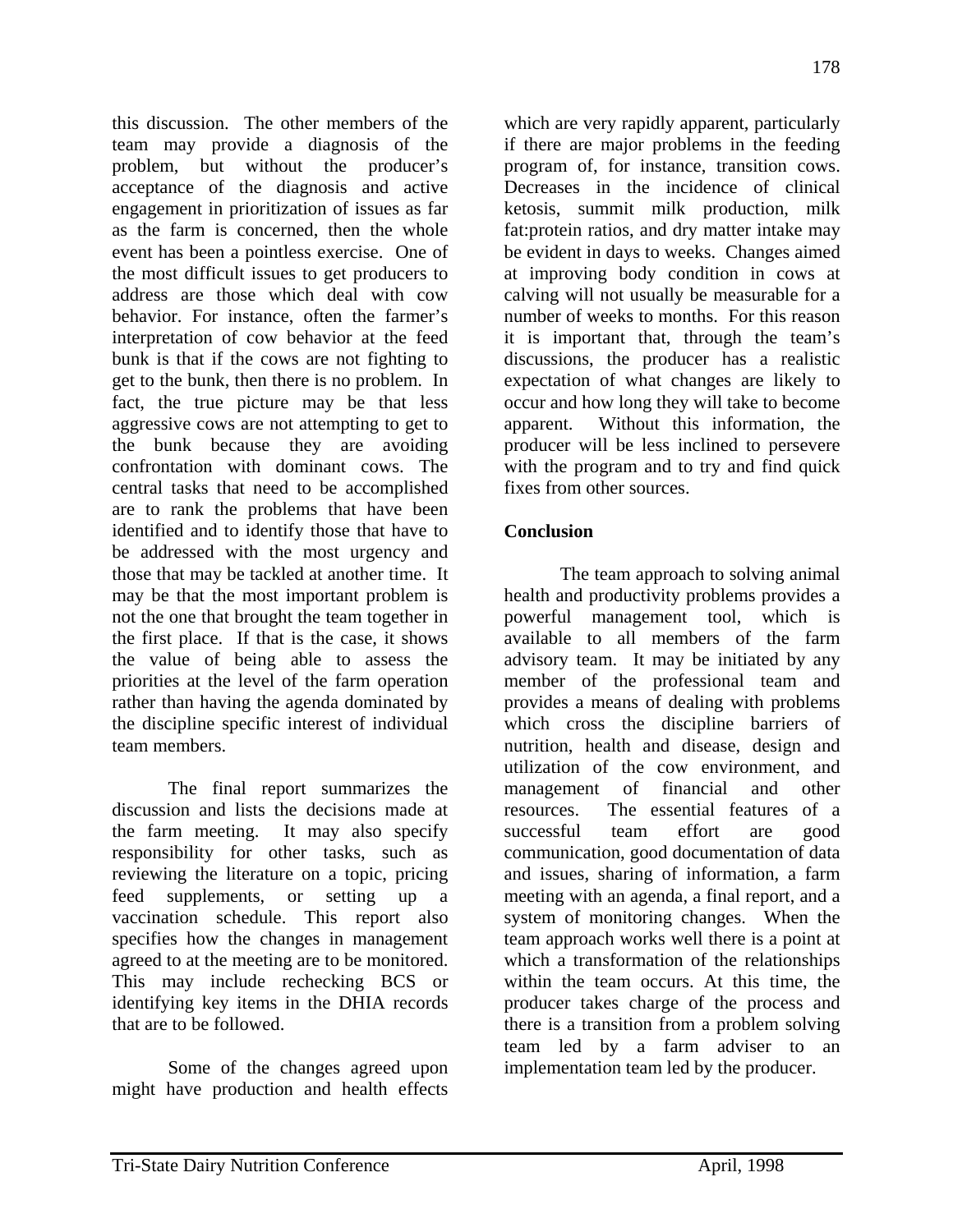this discussion. The other members of the team may provide a diagnosis of the problem, but without the producer's acceptance of the diagnosis and active engagement in prioritization of issues as far as the farm is concerned, then the whole event has been a pointless exercise. One of the most difficult issues to get producers to address are those which deal with cow behavior. For instance, often the farmer's interpretation of cow behavior at the feed bunk is that if the cows are not fighting to get to the bunk, then there is no problem. In fact, the true picture may be that less aggressive cows are not attempting to get to the bunk because they are avoiding confrontation with dominant cows. The central tasks that need to be accomplished are to rank the problems that have been identified and to identify those that have to be addressed with the most urgency and those that may be tackled at another time. It may be that the most important problem is not the one that brought the team together in the first place. If that is the case, it shows the value of being able to assess the priorities at the level of the farm operation rather than having the agenda dominated by the discipline specific interest of individual team members.

The final report summarizes the discussion and lists the decisions made at the farm meeting. It may also specify responsibility for other tasks, such as reviewing the literature on a topic, pricing feed supplements, or setting up a vaccination schedule. This report also specifies how the changes in management agreed to at the meeting are to be monitored. This may include rechecking BCS or identifying key items in the DHIA records that are to be followed.

Some of the changes agreed upon might have production and health effects which are very rapidly apparent, particularly if there are major problems in the feeding program of, for instance, transition cows. Decreases in the incidence of clinical ketosis, summit milk production, milk fat:protein ratios, and dry matter intake may be evident in days to weeks. Changes aimed at improving body condition in cows at calving will not usually be measurable for a number of weeks to months. For this reason it is important that, through the team's discussions, the producer has a realistic expectation of what changes are likely to occur and how long they will take to become apparent. Without this information, the producer will be less inclined to persevere with the program and to try and find quick fixes from other sources.

## Conclusion

The team approach to solving animal health and productivity problems provides a powerful management tool, which is available to all members of the farm advisory team. It may be initiated by any member of the professional team and provides a means of dealing with problems which cross the discipline barriers of nutrition, health and disease, design and utilization of the cow environment, and management of financial and other resources. The essential features of a successful team effort are good communication, good documentation of data and issues, sharing of information, a farm meeting with an agenda, a final report, and a system of monitoring changes. When the team approach works well there is a point at which a transformation of the relationships within the team occurs. At this time, the producer takes charge of the process and there is a transition from a problem solving team led by a farm adviser to an implementation team led by the producer.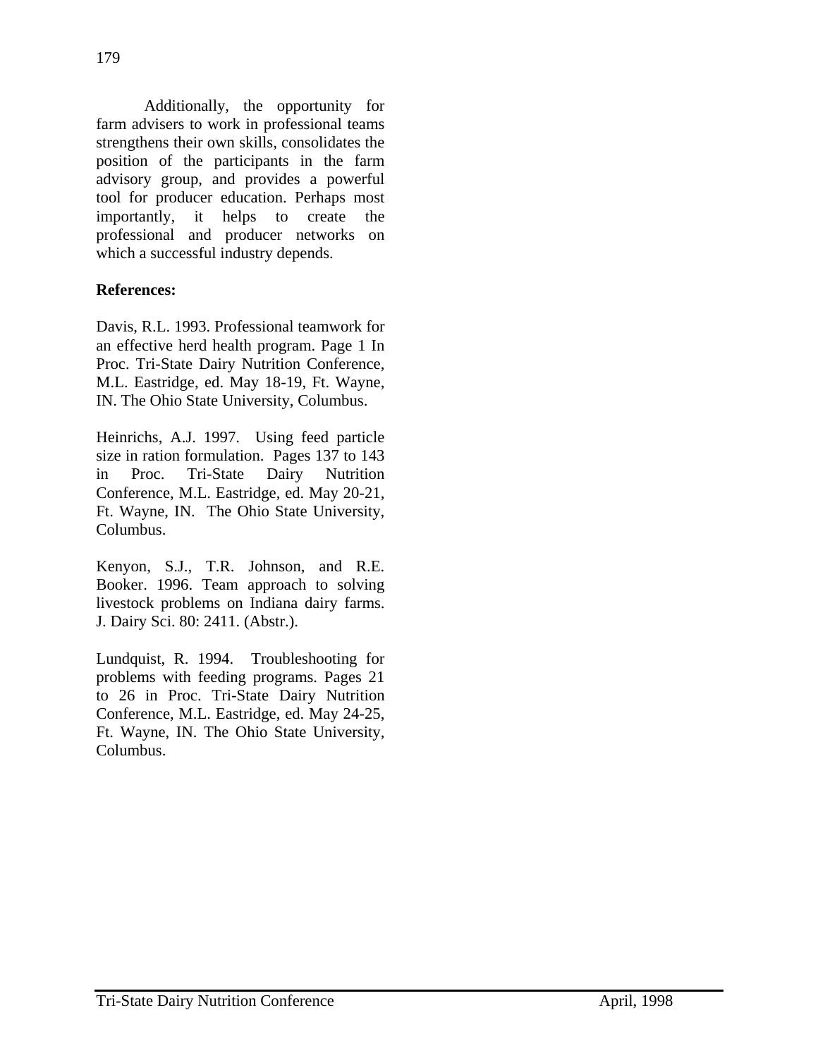Additionally, the opportunity for farm advisers to work in professional teams strengthens their own skills, consolidates the position of the participants in the farm advisory group, and provides a powerful tool for producer education. Perhaps most importantly, it helps to create the professional and producer networks on which a successful industry depends.

**References:**

Davis, R.L. 1993. Professional teamwork for an effective herd health program. Page 1 In Proc. Tri-State Dairy Nutrition Conference, M.L. Eastridge, ed. May 18-19, Ft. Wayne, IN. The Ohio State University, Columbus.

Heinrichs, A.J. 1997. Using feed particle size in ration formulation. Pages 137 to 143 in Proc. Tri-State Dairy Nutrition Conference, M.L. Eastridge, ed. May 20-21, Ft. Wayne, IN. The Ohio State University, Columbus.

Kenyon, S.J., T.R. Johnson, and R.E. Booker. 1996. Team approach to solving livestock problems on Indiana dairy farms. J. Dairy Sci. 80: 2411. (Abstr.).

Lundquist, R. 1994. Troubleshooting for problems with feeding programs. Pages 21 to 26 in Proc. Tri-State Dairy Nutrition Conference, M.L. Eastridge, ed. May 24-25, Ft. Wayne, IN. The Ohio State University, Columbus.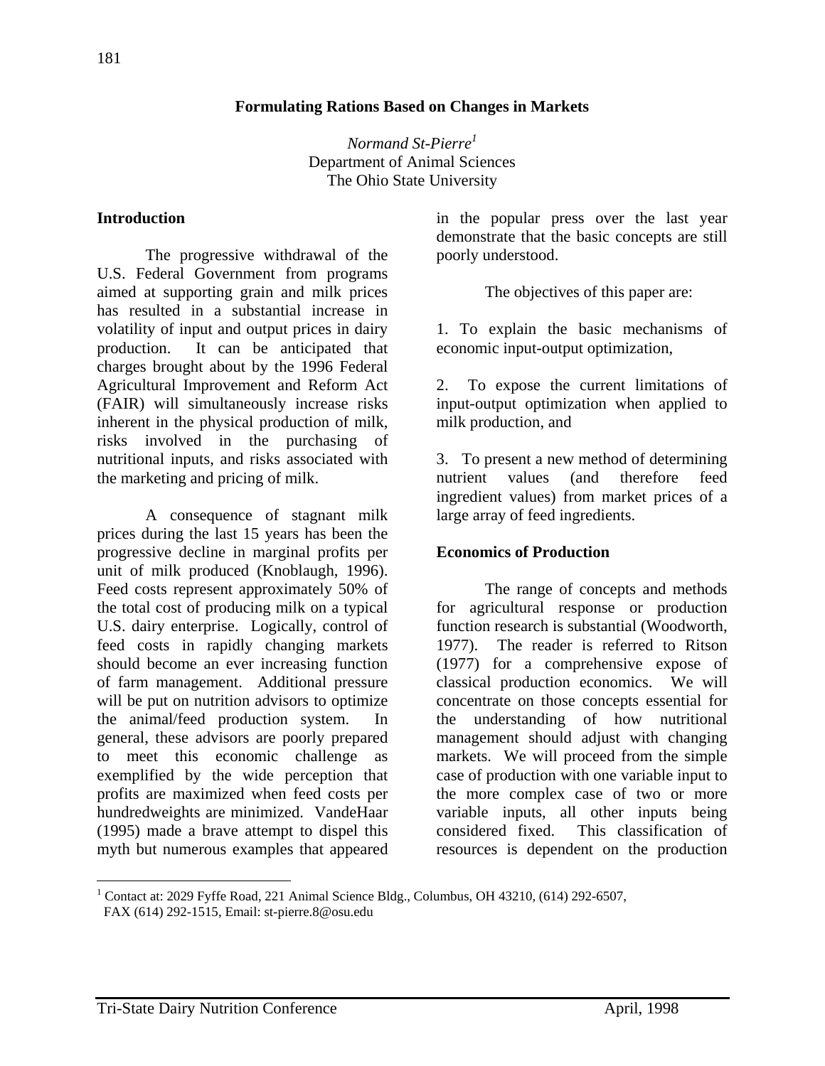# Formulating Rations Based on Changes in Markets

*Normand St-Pierre*[1]
Department of Animal Sciences
The Ohio State University

## Introduction

The progressive withdrawal of the U.S. Federal Government from programs aimed at supporting grain and milk prices has resulted in a substantial increase in volatility of input and output prices in dairy production. It can be anticipated that charges brought about by the 1996 Federal Agricultural Improvement and Reform Act (FAIR) will simultaneously increase risks inherent in the physical production of milk, risks involved in the purchasing of nutritional inputs, and risks associated with the marketing and pricing of milk.

A consequence of stagnant milk prices during the last 15 years has been the progressive decline in marginal profits per unit of milk produced (Knoblaugh, 1996). Feed costs represent approximately 50% of the total cost of producing milk on a typical U.S. dairy enterprise. Logically, control of feed costs in rapidly changing markets should become an ever increasing function of farm management. Additional pressure will be put on nutrition advisors to optimize the animal/feed production system. In general, these advisors are poorly prepared to meet this economic challenge as exemplified by the wide perception that profits are maximized when feed costs per hundredweights are minimized. VandeHaar (1995) made a brave attempt to dispel this myth but numerous examples that appeared in the popular press over the last year demonstrate that the basic concepts are still poorly understood.

The objectives of this paper are:

1. To explain the basic mechanisms of economic input-output optimization,

2. To expose the current limitations of input-output optimization when applied to milk production, and

3. To present a new method of determining nutrient values (and therefore feed ingredient values) from market prices of a large array of feed ingredients.

## Economics of Production

The range of concepts and methods for agricultural response or production function research is substantial (Woodworth, 1977). The reader is referred to Ritson (1977) for a comprehensive expose of classical production economics. We will concentrate on those concepts essential for the understanding of how nutritional management should adjust with changing markets. We will proceed from the simple case of production with one variable input to the more complex case of two or more variable inputs, all other inputs being considered fixed. This classification of resources is dependent on the production

[1] Contact at: 2029 Fyffe Road, 221 Animal Science Bldg., Columbus, OH 43210, (614) 292-6507, FAX (614) 292-1515, Email: st-pierre.8@osu.edu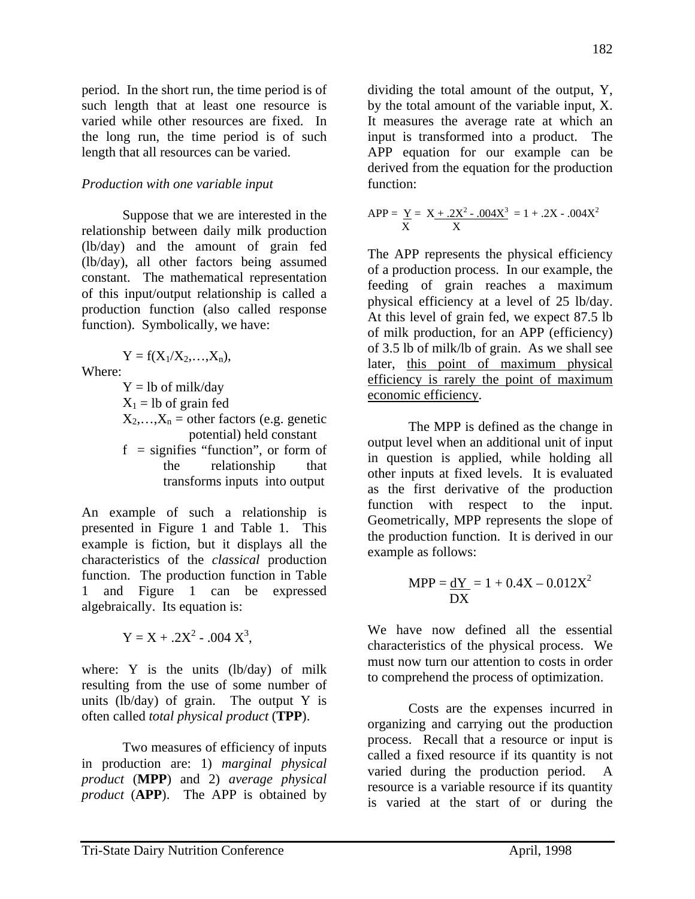period. In the short run, the time period is of such length that at least one resource is varied while other resources are fixed. In the long run, the time period is of such length that all resources can be varied.

*Production with one variable input*

Suppose that we are interested in the relationship between daily milk production (lb/day) and the amount of grain fed (lb/day), all other factors being assumed constant. The mathematical representation of this input/output relationship is called a production function (also called response function). Symbolically, we have:

$$Y = f(X_1/X_2,\ldots,X_n),$$

Where:

- $Y$ = lb of milk/day
- $X_1$ = lb of grain fed
- $X_2,\ldots,X_n$ = other factors (e.g. genetic potential) held constant
- $f$ = signifies "function", or form of the relationship that transforms inputs into output

An example of such a relationship is presented in Figure 1 and Table 1. This example is fiction, but it displays all the characteristics of the *classical* production function. The production function in Table 1 and Figure 1 can be expressed algebraically. Its equation is:

$$Y = X + .2X^2 - .004\,X^3,$$

where: Y is the units (lb/day) of milk resulting from the use of some number of units (lb/day) of grain. The output Y is often called *total physical product* (**TPP**).

Two measures of efficiency of inputs in production are: 1) *marginal physical product* (**MPP**) and 2) *average physical product* (**APP**). The APP is obtained by dividing the total amount of the output, Y, by the total amount of the variable input, X. It measures the average rate at which an input is transformed into a product. The APP equation for our example can be derived from the equation for the production function:

$$APP = \frac{Y}{X} = \frac{X + .2X^2 - .004X^3}{X} = 1 + .2X - .004X^2$$

The APP represents the physical efficiency of a production process. In our example, the feeding of grain reaches a maximum physical efficiency at a level of 25 lb/day. At this level of grain fed, we expect 87.5 lb of milk production, for an APP (efficiency) of 3.5 lb of milk/lb of grain. As we shall see later, this point of maximum physical efficiency is rarely the point of maximum economic efficiency.

The MPP is defined as the change in output level when an additional unit of input in question is applied, while holding all other inputs at fixed levels. It is evaluated as the first derivative of the production function with respect to the input. Geometrically, MPP represents the slope of the production function. It is derived in our example as follows:

$$MPP = \frac{dY}{DX} = 1 + 0.4X - 0.012X^2$$

We have now defined all the essential characteristics of the physical process. We must now turn our attention to costs in order to comprehend the process of optimization.

Costs are the expenses incurred in organizing and carrying out the production process. Recall that a resource or input is called a fixed resource if its quantity is not varied during the production period. A resource is a variable resource if its quantity is varied at the start of or during the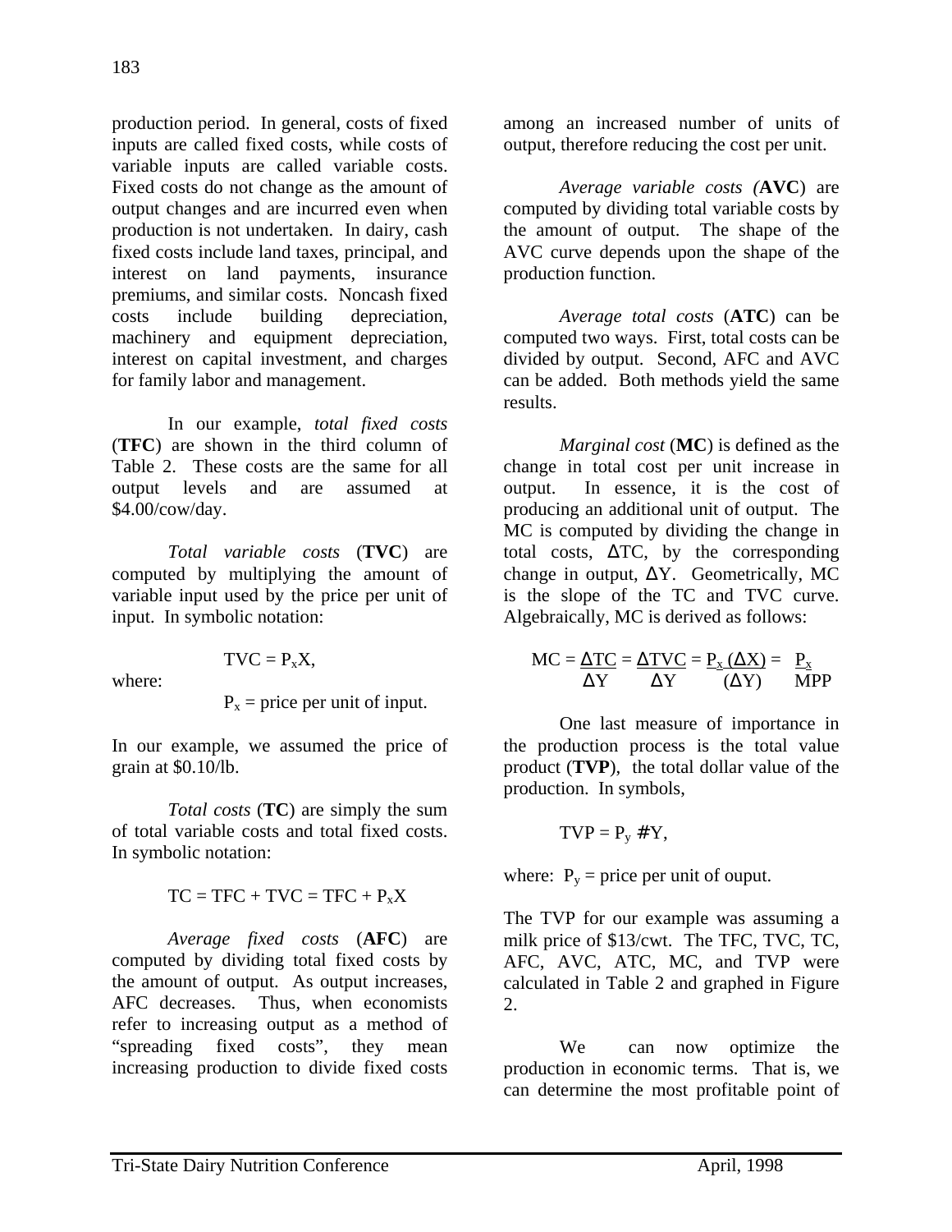production period. In general, costs of fixed inputs are called fixed costs, while costs of variable inputs are called variable costs. Fixed costs do not change as the amount of output changes and are incurred even when production is not undertaken. In dairy, cash fixed costs include land taxes, principal, and interest on land payments, insurance premiums, and similar costs. Noncash fixed costs include building depreciation, machinery and equipment depreciation, interest on capital investment, and charges for family labor and management.

In our example, *total fixed costs* (**TFC**) are shown in the third column of Table 2. These costs are the same for all output levels and are assumed at \$4.00/cow/day.

*Total variable costs* (**TVC**) are computed by multiplying the amount of variable input used by the price per unit of input. In symbolic notation:

$$TVC = P_x X,$$

where:

$$P_x = \text{price per unit of input.}$$

In our example, we assumed the price of grain at \$0.10/lb.

*Total costs* (**TC**) are simply the sum of total variable costs and total fixed costs. In symbolic notation:

$$TC = TFC + TVC = TFC + P_x X$$

*Average fixed costs* (**AFC**) are computed by dividing total fixed costs by the amount of output. As output increases, AFC decreases. Thus, when economists refer to increasing output as a method of "spreading fixed costs", they mean increasing production to divide fixed costs among an increased number of units of output, therefore reducing the cost per unit.

*Average variable costs (***AVC**) are computed by dividing total variable costs by the amount of output. The shape of the AVC curve depends upon the shape of the production function.

*Average total costs* (**ATC**) can be computed two ways. First, total costs can be divided by output. Second, AFC and AVC can be added. Both methods yield the same results.

*Marginal cost* (**MC**) is defined as the change in total cost per unit increase in output. In essence, it is the cost of producing an additional unit of output. The MC is computed by dividing the change in total costs, $\Delta TC$, by the corresponding change in output, $\Delta Y$. Geometrically, MC is the slope of the TC and TVC curve. Algebraically, MC is derived as follows:

$$MC = \frac{\Delta TC}{\Delta Y} = \frac{\Delta TVC}{\Delta Y} = \frac{P_x (\Delta X)}{(\Delta Y)} = \frac{P_x}{MPP}$$

One last measure of importance in the production process is the total value product (**TVP**), the total dollar value of the production. In symbols,

$$TVP = P_y \# Y,$$

where: $P_y$ = price per unit of ouput.

The TVP for our example was assuming a milk price of \$13/cwt. The TFC, TVC, TC, AFC, AVC, ATC, MC, and TVP were calculated in Table 2 and graphed in Figure 2.

We can now optimize the production in economic terms. That is, we can determine the most profitable point of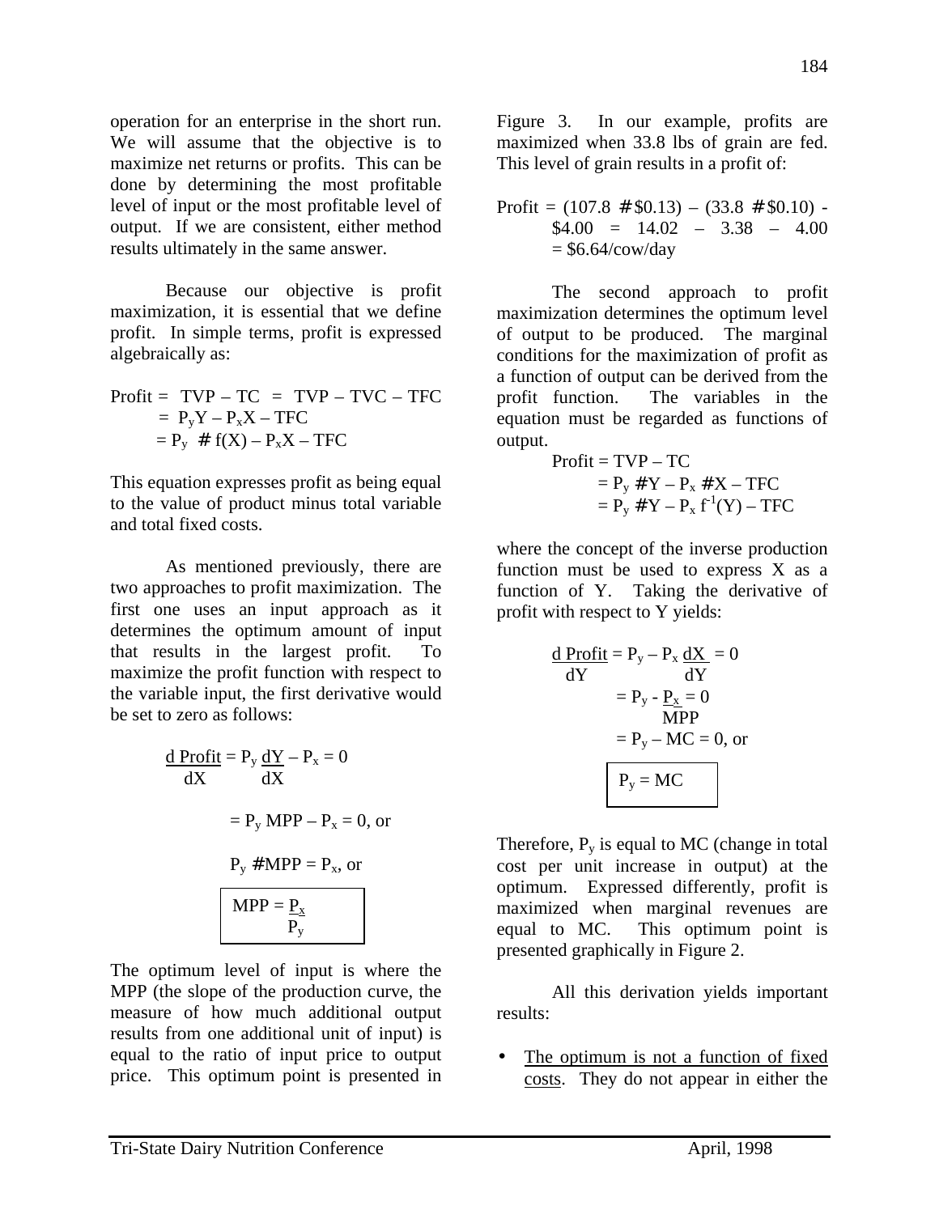operation for an enterprise in the short run. We will assume that the objective is to maximize net returns or profits. This can be done by determining the most profitable level of input or the most profitable level of output. If we are consistent, either method results ultimately in the same answer.

Because our objective is profit maximization, it is essential that we define profit. In simple terms, profit is expressed algebraically as:

$$\begin{aligned}\text{Profit} &= TVP - TC = TVP - TVC - TFC \\ &= P_y Y - P_x X - TFC \\ &= P_y \times f(X) - P_x X - TFC\end{aligned}$$

This equation expresses profit as being equal to the value of product minus total variable and total fixed costs.

As mentioned previously, there are two approaches to profit maximization. The first one uses an input approach as it determines the optimum amount of input that results in the largest profit. To maximize the profit function with respect to the variable input, the first derivative would be set to zero as follows:

$$\begin{aligned}\frac{d\,\text{Profit}}{dX} &= P_y \frac{dY}{dX} - P_x = 0 \\ &= P_y\,MPP - P_x = 0, \text{ or} \\ P_y &\times MPP = P_x, \text{ or}\end{aligned}$$

$$\boxed{MPP = \frac{P_x}{P_y}}$$

The optimum level of input is where the MPP (the slope of the production curve, the measure of how much additional output results from one additional unit of input) is equal to the ratio of input price to output price. This optimum point is presented in Figure 3. In our example, profits are maximized when 33.8 lbs of grain are fed. This level of grain results in a profit of:

$$\begin{aligned}\text{Profit} &= (107.8 \times \$0.13) - (33.8 \times \$0.10) - \$4.00 = 14.02 - 3.38 - 4.00 \\ &= \$6.64/\text{cow/day}\end{aligned}$$

The second approach to profit maximization determines the optimum level of output to be produced. The marginal conditions for the maximization of profit as a function of output can be derived from the profit function. The variables in the equation must be regarded as functions of output.

$$\begin{aligned}\text{Profit} &= TVP - TC \\ &= P_y \times Y - P_x \times X - TFC \\ &= P_y \times Y - P_x\, f^{-1}(Y) - TFC\end{aligned}$$

where the concept of the inverse production function must be used to express X as a function of Y. Taking the derivative of profit with respect to Y yields:

$$\begin{aligned}\frac{d\,\text{Profit}}{dY} &= P_y - P_x \frac{dX}{dY} = 0 \\ &= P_y - \frac{P_x}{MPP} = 0 \\ &= P_y - MC = 0, \text{ or}\end{aligned}$$

$$\boxed{P_y = MC}$$

Therefore, $P_y$ is equal to MC (change in total cost per unit increase in output) at the optimum. Expressed differently, profit is maximized when marginal revenues are equal to MC. This optimum point is presented graphically in Figure 2.

All this derivation yields important results:

- The optimum is not a function of fixed costs. They do not appear in either the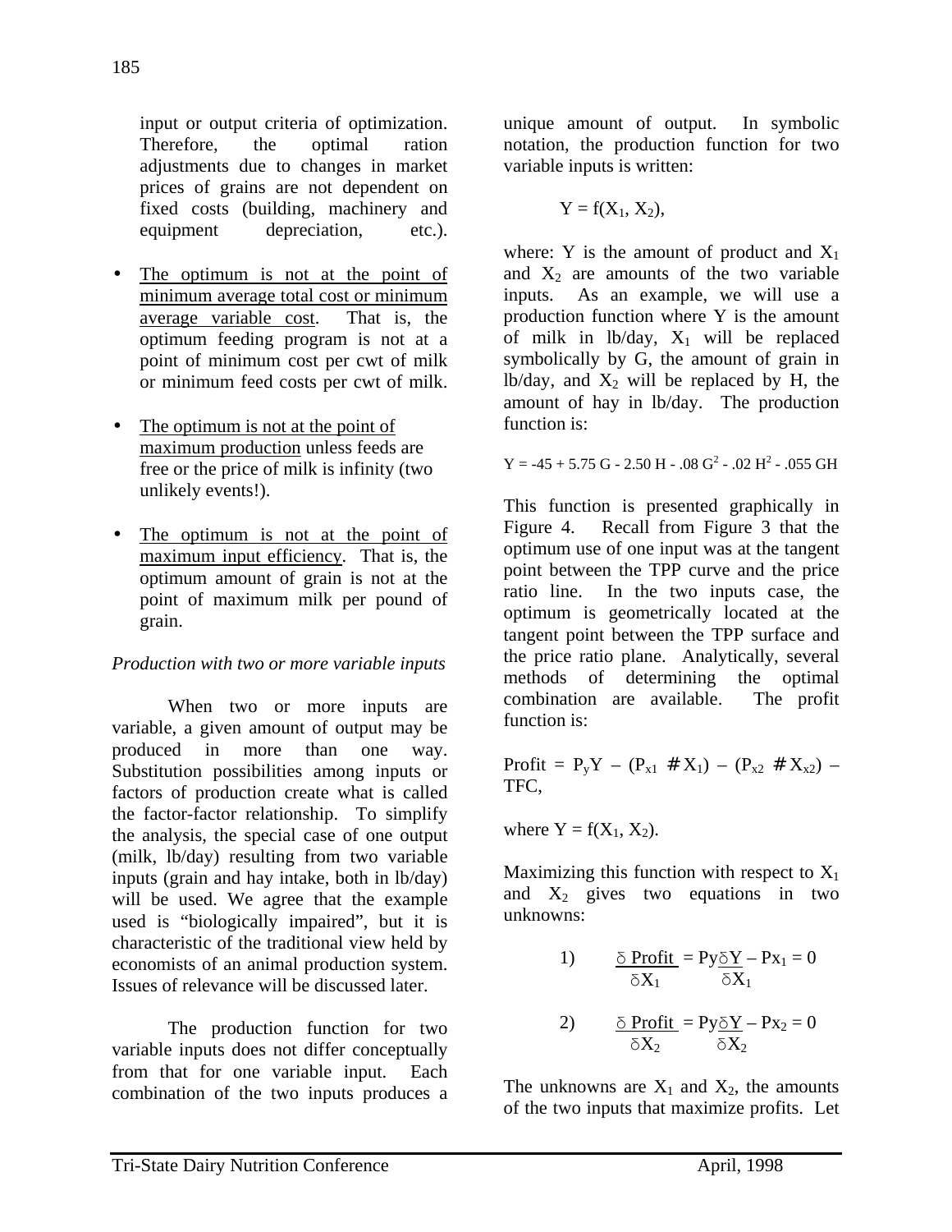input or output criteria of optimization. Therefore, the optimal ration adjustments due to changes in market prices of grains are not dependent on fixed costs (building, machinery and equipment depreciation, etc.).

- The optimum is not at the point of minimum average total cost or minimum average variable cost. That is, the optimum feeding program is not at a point of minimum cost per cwt of milk or minimum feed costs per cwt of milk.

- The optimum is not at the point of maximum production unless feeds are free or the price of milk is infinity (two unlikely events!).

- The optimum is not at the point of maximum input efficiency. That is, the optimum amount of grain is not at the point of maximum milk per pound of grain.

*Production with two or more variable inputs*

When two or more inputs are variable, a given amount of output may be produced in more than one way. Substitution possibilities among inputs or factors of production create what is called the factor-factor relationship. To simplify the analysis, the special case of one output (milk, lb/day) resulting from two variable inputs (grain and hay intake, both in lb/day) will be used. We agree that the example used is "biologically impaired", but it is characteristic of the traditional view held by economists of an animal production system. Issues of relevance will be discussed later.

The production function for two variable inputs does not differ conceptually from that for one variable input. Each combination of the two inputs produces a unique amount of output. In symbolic notation, the production function for two variable inputs is written:

$$Y = f(X_1, X_2),$$

where: Y is the amount of product and $X_1$ and $X_2$ are amounts of the two variable inputs. As an example, we will use a production function where Y is the amount of milk in lb/day, $X_1$ will be replaced symbolically by G, the amount of grain in lb/day, and $X_2$ will be replaced by H, the amount of hay in lb/day. The production function is:

$$Y = -45 + 5.75\,G - 2.50\,H - .08\,G^2 - .02\,H^2 - .055\,GH$$

This function is presented graphically in Figure 4. Recall from Figure 3 that the optimum use of one input was at the tangent point between the TPP curve and the price ratio line. In the two inputs case, the optimum is geometrically located at the tangent point between the TPP surface and the price ratio plane. Analytically, several methods of determining the optimal combination are available. The profit function is:

$$\text{Profit} = P_y Y - (P_{x1} \cdot X_1) - (P_{x2} \cdot X_{x2}) - \text{TFC},$$

where $Y = f(X_1, X_2)$.

Maximizing this function with respect to $X_1$ and $X_2$ gives two equations in two unknowns:

$$1) \qquad \frac{\delta\ \text{Profit}}{\delta X_1} = Py\frac{\delta Y}{\delta X_1} - Px_1 = 0$$

$$2) \qquad \frac{\delta\ \text{Profit}}{\delta X_2} = Py\frac{\delta Y}{\delta X_2} - Px_2 = 0$$

The unknowns are $X_1$ and $X_2$, the amounts of the two inputs that maximize profits. Let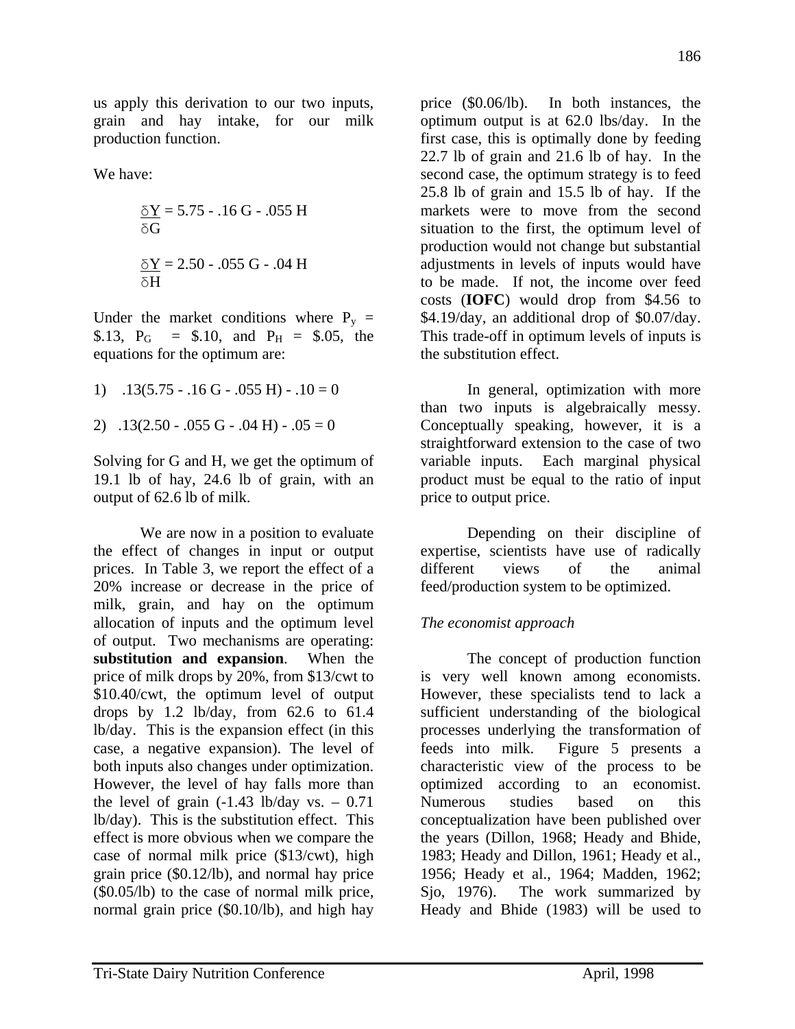us apply this derivation to our two inputs, grain and hay intake, for our milk production function.

We have:

$$\frac{\delta Y}{\delta G} = 5.75 - .16\,G - .055\,H$$

$$\frac{\delta Y}{\delta H} = 2.50 - .055\,G - .04\,H$$

Under the market conditions where $P_y$ = \$.13, $P_G$ = \$.10, and $P_H$ = \$.05, the equations for the optimum are:

1) $.13(5.75 - .16\,G - .055\,H) - .10 = 0$

2) $.13(2.50 - .055\,G - .04\,H) - .05 = 0$

Solving for G and H, we get the optimum of 19.1 lb of hay, 24.6 lb of grain, with an output of 62.6 lb of milk.

We are now in a position to evaluate the effect of changes in input or output prices. In Table 3, we report the effect of a 20% increase or decrease in the price of milk, grain, and hay on the optimum allocation of inputs and the optimum level of output. Two mechanisms are operating: **substitution and expansion**. When the price of milk drops by 20%, from \$13/cwt to \$10.40/cwt, the optimum level of output drops by 1.2 lb/day, from 62.6 to 61.4 lb/day. This is the expansion effect (in this case, a negative expansion). The level of both inputs also changes under optimization. However, the level of hay falls more than the level of grain (-1.43 lb/day vs. – 0.71 lb/day). This is the substitution effect. This effect is more obvious when we compare the case of normal milk price (\$13/cwt), high grain price (\$0.12/lb), and normal hay price (\$0.05/lb) to the case of normal milk price, normal grain price (\$0.10/lb), and high hay price (\$0.06/lb). In both instances, the optimum output is at 62.0 lbs/day. In the first case, this is optimally done by feeding 22.7 lb of grain and 21.6 lb of hay. In the second case, the optimum strategy is to feed 25.8 lb of grain and 15.5 lb of hay. If the markets were to move from the second situation to the first, the optimum level of production would not change but substantial adjustments in levels of inputs would have to be made. If not, the income over feed costs (**IOFC**) would drop from \$4.56 to \$4.19/day, an additional drop of \$0.07/day. This trade-off in optimum levels of inputs is the substitution effect.

In general, optimization with more than two inputs is algebraically messy. Conceptually speaking, however, it is a straightforward extension to the case of two variable inputs. Each marginal physical product must be equal to the ratio of input price to output price.

Depending on their discipline of expertise, scientists have use of radically different views of the animal feed/production system to be optimized.

*The economist approach*

The concept of production function is very well known among economists. However, these specialists tend to lack a sufficient understanding of the biological processes underlying the transformation of feeds into milk. Figure 5 presents a characteristic view of the process to be optimized according to an economist. Numerous studies based on this conceptualization have been published over the years (Dillon, 1968; Heady and Bhide, 1983; Heady and Dillon, 1961; Heady et al., 1956; Heady et al., 1964; Madden, 1962; Sjo, 1976). The work summarized by Heady and Bhide (1983) will be used to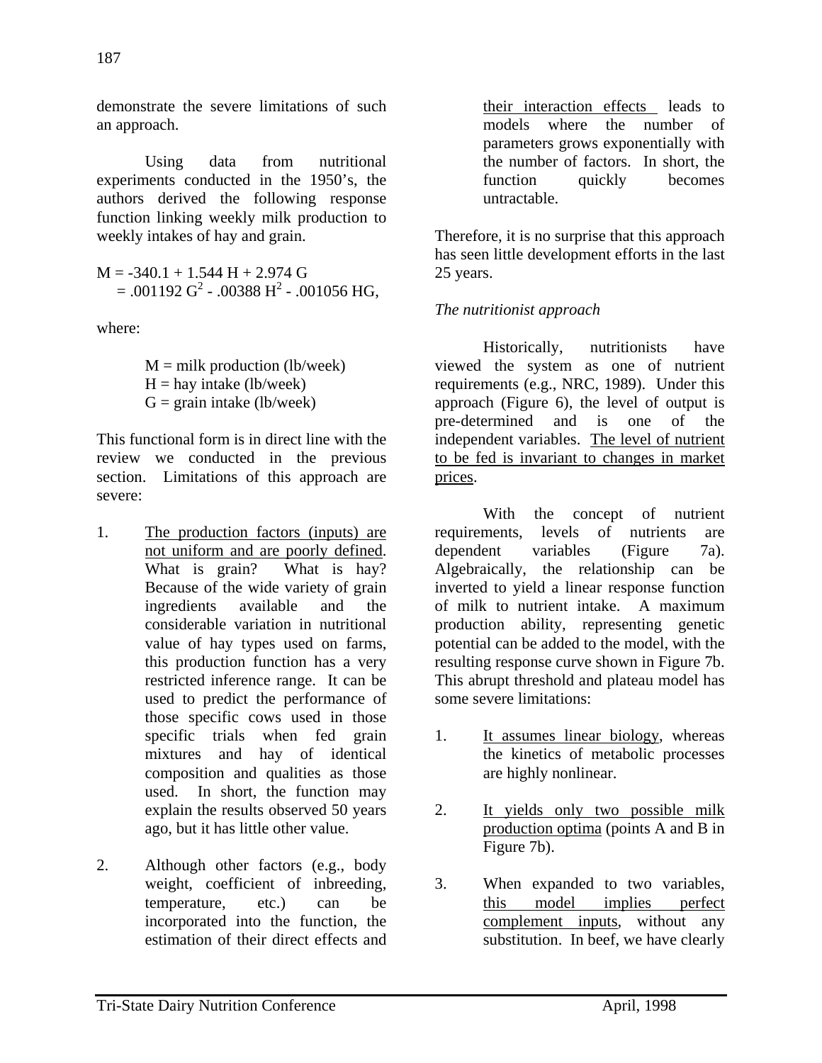demonstrate the severe limitations of such an approach.

Using data from nutritional experiments conducted in the 1950's, the authors derived the following response function linking weekly milk production to weekly intakes of hay and grain.

$$M = -340.1 + 1.544\,H + 2.974\,G$$
$$= .001192\,G^2 - .00388\,H^2 - .001056\,HG,$$

where:

M = milk production (lb/week)
H = hay intake (lb/week)
G = grain intake (lb/week)

This functional form is in direct line with the review we conducted in the previous section. Limitations of this approach are severe:

1. The production factors (inputs) are not uniform and are poorly defined. What is grain? What is hay? Because of the wide variety of grain ingredients available and the considerable variation in nutritional value of hay types used on farms, this production function has a very restricted inference range. It can be used to predict the performance of those specific cows used in those specific trials when fed grain mixtures and hay of identical composition and qualities as those used. In short, the function may explain the results observed 50 years ago, but it has little other value.

2. Although other factors (e.g., body weight, coefficient of inbreeding, temperature, etc.) can be incorporated into the function, the estimation of their direct effects and their interaction effects leads to models where the number of parameters grows exponentially with the number of factors. In short, the function quickly becomes untractable.

Therefore, it is no surprise that this approach has seen little development efforts in the last 25 years.

*The nutritionist approach*

Historically, nutritionists have viewed the system as one of nutrient requirements (e.g., NRC, 1989). Under this approach (Figure 6), the level of output is pre-determined and is one of the independent variables. The level of nutrient to be fed is invariant to changes in market prices.

With the concept of nutrient requirements, levels of nutrients are dependent variables (Figure 7a). Algebraically, the relationship can be inverted to yield a linear response function of milk to nutrient intake. A maximum production ability, representing genetic potential can be added to the model, with the resulting response curve shown in Figure 7b. This abrupt threshold and plateau model has some severe limitations:

1. It assumes linear biology, whereas the kinetics of metabolic processes are highly nonlinear.

2. It yields only two possible milk production optima (points A and B in Figure 7b).

3. When expanded to two variables, this model implies perfect complement inputs, without any substitution. In beef, we have clearly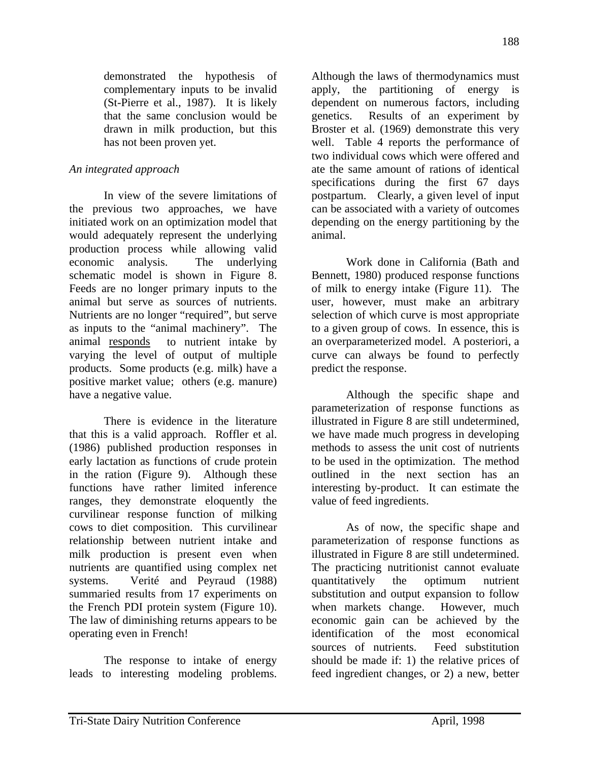demonstrated the hypothesis of complementary inputs to be invalid (St-Pierre et al., 1987). It is likely that the same conclusion would be drawn in milk production, but this has not been proven yet.

*An integrated approach*

In view of the severe limitations of the previous two approaches, we have initiated work on an optimization model that would adequately represent the underlying production process while allowing valid economic analysis. The underlying schematic model is shown in Figure 8. Feeds are no longer primary inputs to the animal but serve as sources of nutrients. Nutrients are no longer "required", but serve as inputs to the "animal machinery". The animal responds to nutrient intake by varying the level of output of multiple products. Some products (e.g. milk) have a positive market value; others (e.g. manure) have a negative value.

There is evidence in the literature that this is a valid approach. Roffler et al. (1986) published production responses in early lactation as functions of crude protein in the ration (Figure 9). Although these functions have rather limited inference ranges, they demonstrate eloquently the curvilinear response function of milking cows to diet composition. This curvilinear relationship between nutrient intake and milk production is present even when nutrients are quantified using complex net systems. Verité and Peyraud (1988) summaried results from 17 experiments on the French PDI protein system (Figure 10). The law of diminishing returns appears to be operating even in French!

The response to intake of energy leads to interesting modeling problems. Although the laws of thermodynamics must apply, the partitioning of energy is dependent on numerous factors, including genetics. Results of an experiment by Broster et al. (1969) demonstrate this very well. Table 4 reports the performance of two individual cows which were offered and ate the same amount of rations of identical specifications during the first 67 days postpartum. Clearly, a given level of input can be associated with a variety of outcomes depending on the energy partitioning by the animal.

Work done in California (Bath and Bennett, 1980) produced response functions of milk to energy intake (Figure 11). The user, however, must make an arbitrary selection of which curve is most appropriate to a given group of cows. In essence, this is an overparameterized model. A posteriori, a curve can always be found to perfectly predict the response.

Although the specific shape and parameterization of response functions as illustrated in Figure 8 are still undetermined, we have made much progress in developing methods to assess the unit cost of nutrients to be used in the optimization. The method outlined in the next section has an interesting by-product. It can estimate the value of feed ingredients.

As of now, the specific shape and parameterization of response functions as illustrated in Figure 8 are still undetermined. The practicing nutritionist cannot evaluate quantitatively the optimum nutrient substitution and output expansion to follow when markets change. However, much economic gain can be achieved by the identification of the most economical sources of nutrients. Feed substitution should be made if: 1) the relative prices of feed ingredient changes, or 2) a new, better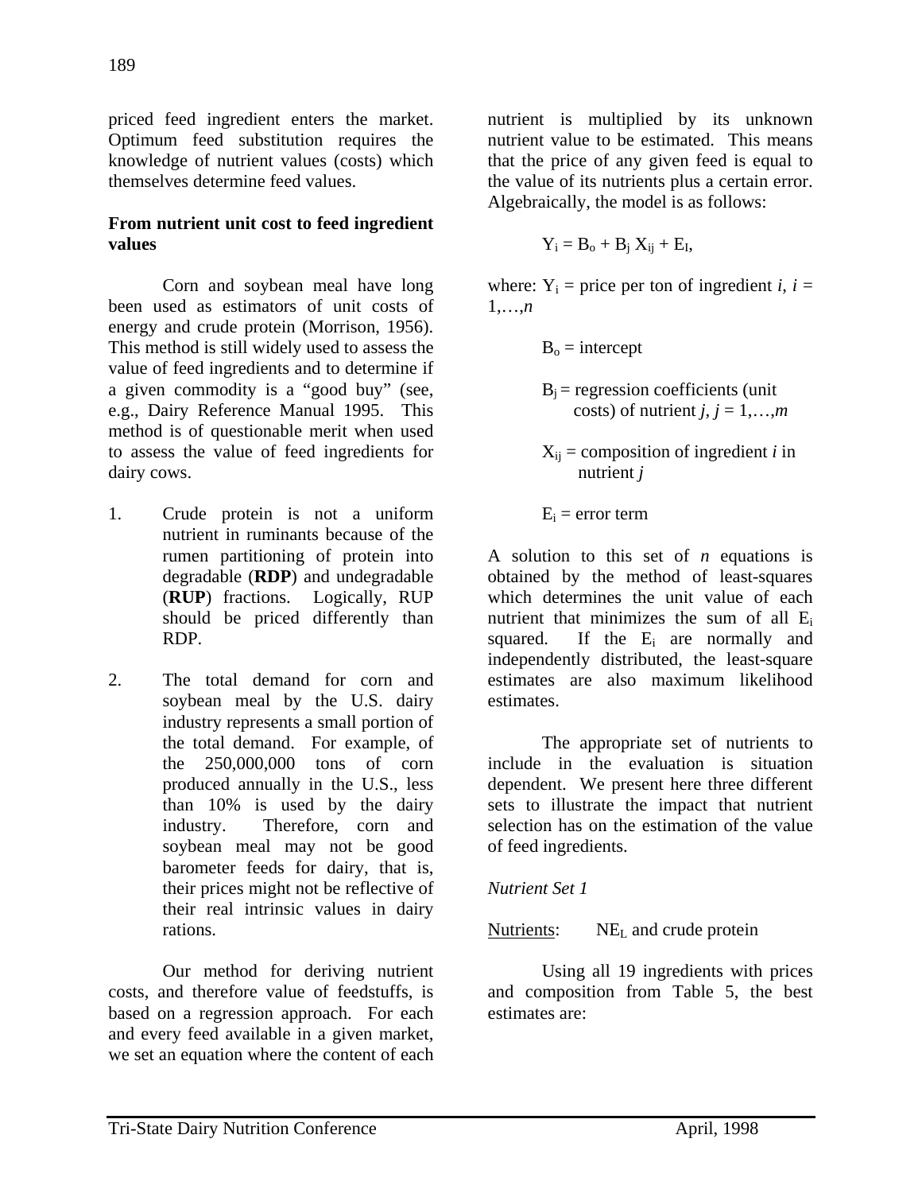priced feed ingredient enters the market. Optimum feed substitution requires the knowledge of nutrient values (costs) which themselves determine feed values.

**From nutrient unit cost to feed ingredient values**

Corn and soybean meal have long been used as estimators of unit costs of energy and crude protein (Morrison, 1956). This method is still widely used to assess the value of feed ingredients and to determine if a given commodity is a "good buy" (see, e.g., Dairy Reference Manual 1995. This method is of questionable merit when used to assess the value of feed ingredients for dairy cows.

1. Crude protein is not a uniform nutrient in ruminants because of the rumen partitioning of protein into degradable (**RDP**) and undegradable (**RUP**) fractions. Logically, RUP should be priced differently than RDP.

2. The total demand for corn and soybean meal by the U.S. dairy industry represents a small portion of the total demand. For example, of the 250,000,000 tons of corn produced annually in the U.S., less than 10% is used by the dairy industry. Therefore, corn and soybean meal may not be good barometer feeds for dairy, that is, their prices might not be reflective of their real intrinsic values in dairy rations.

Our method for deriving nutrient costs, and therefore value of feedstuffs, is based on a regression approach. For each and every feed available in a given market, we set an equation where the content of each nutrient is multiplied by its unknown nutrient value to be estimated. This means that the price of any given feed is equal to the value of its nutrients plus a certain error. Algebraically, the model is as follows:

$$Y_i = B_o + B_j X_{ij} + E_I,$$

where: $Y_i$ = price per ton of ingredient $i$, $i = 1,\ldots,n$

$B_o$ = intercept

$B_j$ = regression coefficients (unit costs) of nutrient $j$, $j = 1,\ldots,m$

$X_{ij}$ = composition of ingredient $i$ in nutrient $j$

$E_i$ = error term

A solution to this set of $n$ equations is obtained by the method of least-squares which determines the unit value of each nutrient that minimizes the sum of all $E_i$ squared. If the $E_i$ are normally and independently distributed, the least-square estimates are also maximum likelihood estimates.

The appropriate set of nutrients to include in the evaluation is situation dependent. We present here three different sets to illustrate the impact that nutrient selection has on the estimation of the value of feed ingredients.

*Nutrient Set 1*

Nutrients: $NE_L$ and crude protein

Using all 19 ingredients with prices and composition from Table 5, the best estimates are: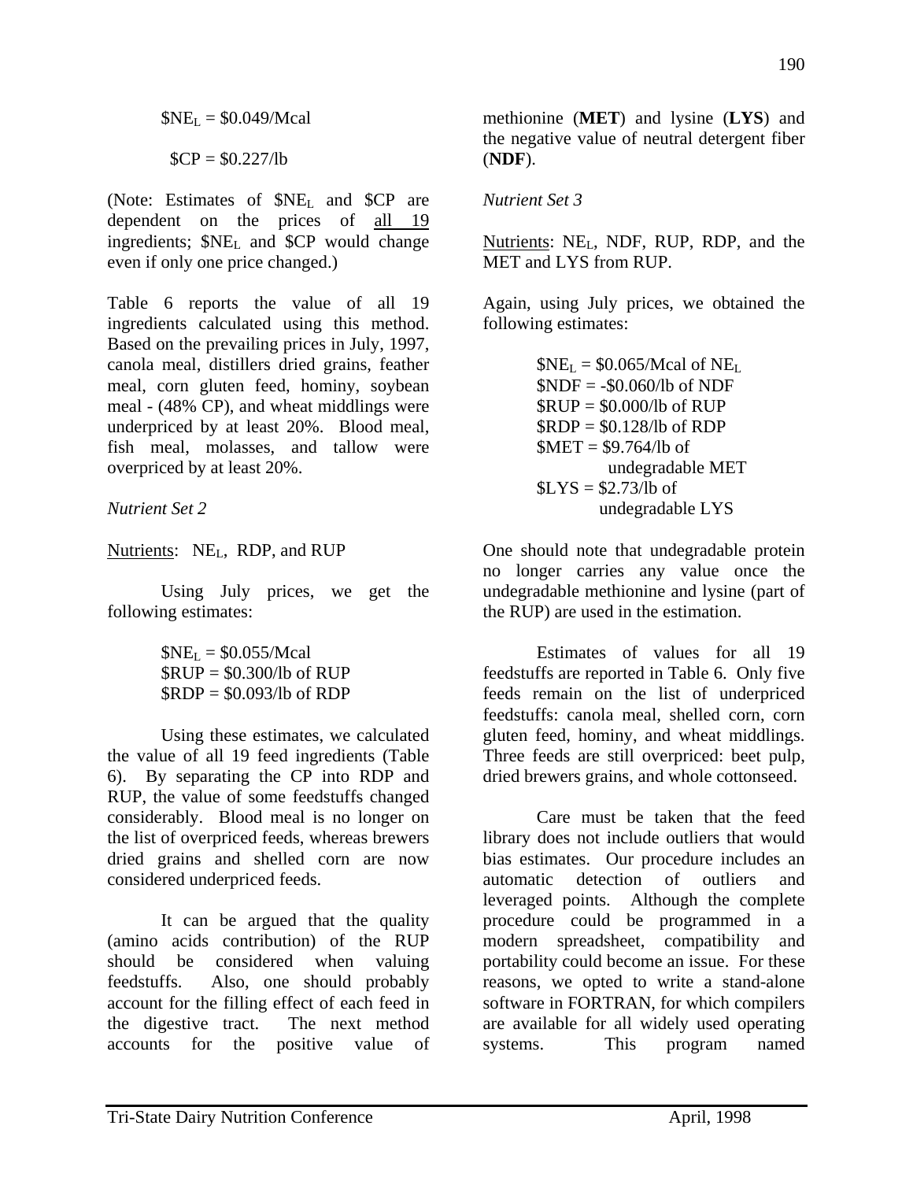$\$NE_L = \$0.049/\text{Mcal}$

$\$CP = \$0.227/\text{lb}$

(Note: Estimates of $\$NE_L$ and $\$CP$ are dependent on the prices of all 19 ingredients; $\$NE_L$ and $\$CP$ would change even if only one price changed.)

Table 6 reports the value of all 19 ingredients calculated using this method. Based on the prevailing prices in July, 1997, canola meal, distillers dried grains, feather meal, corn gluten feed, hominy, soybean meal - (48% CP), and wheat middlings were underpriced by at least 20%. Blood meal, fish meal, molasses, and tallow were overpriced by at least 20%.

*Nutrient Set 2*

Nutrients: $NE_L$, RDP, and RUP

Using July prices, we get the following estimates:

$\$NE_L = \$0.055/\text{Mcal}$
$\$RUP = \$0.300/\text{lb of RUP}$
$\$RDP = \$0.093/\text{lb of RDP}$

Using these estimates, we calculated the value of all 19 feed ingredients (Table 6). By separating the CP into RDP and RUP, the value of some feedstuffs changed considerably. Blood meal is no longer on the list of overpriced feeds, whereas brewers dried grains and shelled corn are now considered underpriced feeds.

It can be argued that the quality (amino acids contribution) of the RUP should be considered when valuing feedstuffs. Also, one should probably account for the filling effect of each feed in the digestive tract. The next method accounts for the positive value of methionine (**MET**) and lysine (**LYS**) and the negative value of neutral detergent fiber (**NDF**).

*Nutrient Set 3*

Nutrients: $NE_L$, NDF, RUP, RDP, and the MET and LYS from RUP.

Again, using July prices, we obtained the following estimates:

$\$NE_L = \$0.065/\text{Mcal of } NE_L$
$\$NDF = -\$0.060/\text{lb of NDF}$
$\$RUP = \$0.000/\text{lb of RUP}$
$\$RDP = \$0.128/\text{lb of RDP}$
$\$MET = \$9.764/\text{lb of undegradable MET}$
$\$LYS = \$2.73/\text{lb of undegradable LYS}$

One should note that undegradable protein no longer carries any value once the undegradable methionine and lysine (part of the RUP) are used in the estimation.

Estimates of values for all 19 feedstuffs are reported in Table 6. Only five feeds remain on the list of underpriced feedstuffs: canola meal, shelled corn, corn gluten feed, hominy, and wheat middlings. Three feeds are still overpriced: beet pulp, dried brewers grains, and whole cottonseed.

Care must be taken that the feed library does not include outliers that would bias estimates. Our procedure includes an automatic detection of outliers and leveraged points. Although the complete procedure could be programmed in a modern spreadsheet, compatibility and portability could become an issue. For these reasons, we opted to write a stand-alone software in FORTRAN, for which compilers are available for all widely used operating systems. This program named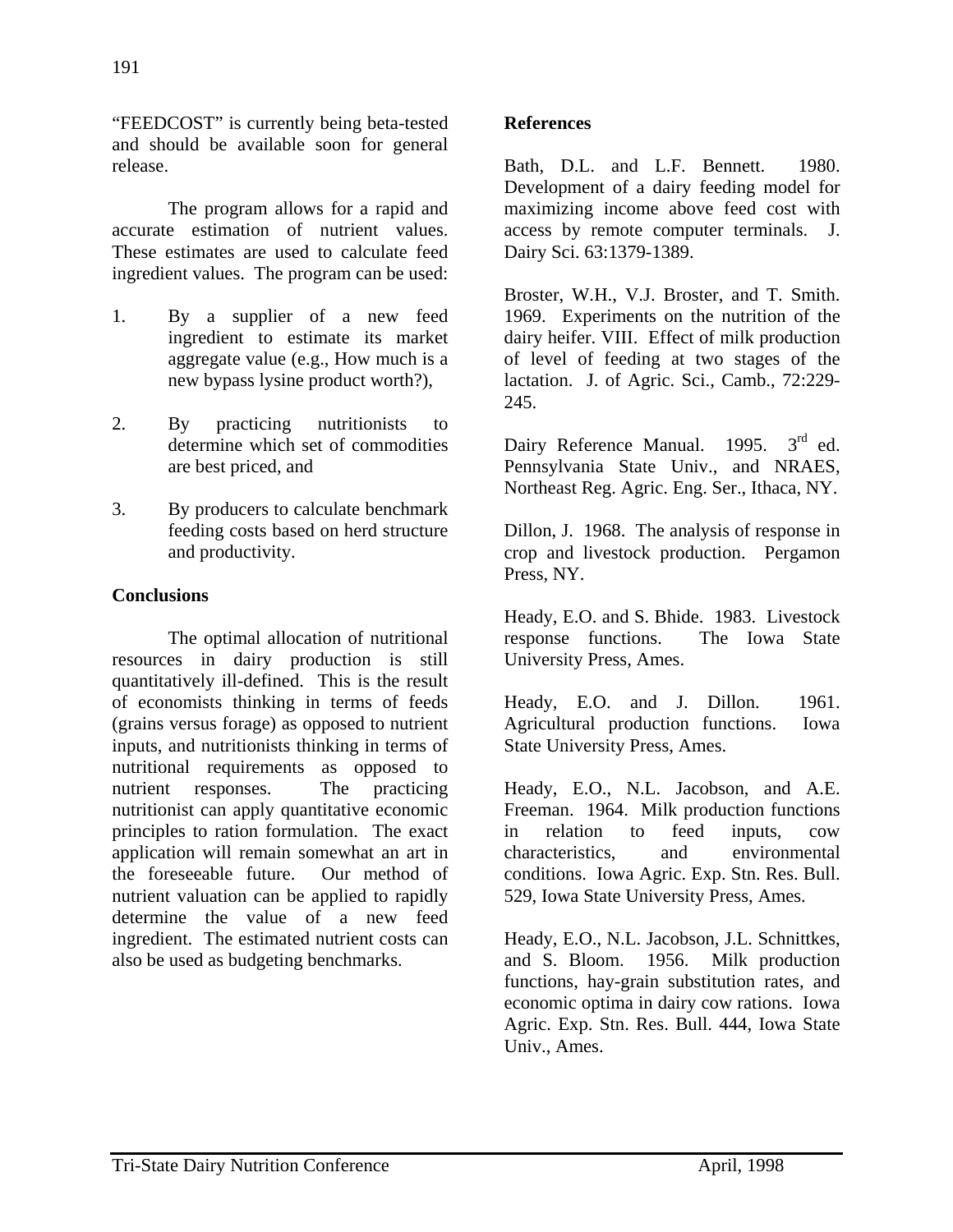"FEEDCOST" is currently being beta-tested and should be available soon for general release.

The program allows for a rapid and accurate estimation of nutrient values. These estimates are used to calculate feed ingredient values. The program can be used:

1. By a supplier of a new feed ingredient to estimate its market aggregate value (e.g., How much is a new bypass lysine product worth?),

2. By practicing nutritionists to determine which set of commodities are best priced, and

3. By producers to calculate benchmark feeding costs based on herd structure and productivity.

## Conclusions

The optimal allocation of nutritional resources in dairy production is still quantitatively ill-defined. This is the result of economists thinking in terms of feeds (grains versus forage) as opposed to nutrient inputs, and nutritionists thinking in terms of nutritional requirements as opposed to nutrient responses. The practicing nutritionist can apply quantitative economic principles to ration formulation. The exact application will remain somewhat an art in the foreseeable future. Our method of nutrient valuation can be applied to rapidly determine the value of a new feed ingredient. The estimated nutrient costs can also be used as budgeting benchmarks.

## References

Bath, D.L. and L.F. Bennett. 1980. Development of a dairy feeding model for maximizing income above feed cost with access by remote computer terminals. J. Dairy Sci. 63:1379-1389.

Broster, W.H., V.J. Broster, and T. Smith. 1969. Experiments on the nutrition of the dairy heifer. VIII. Effect of milk production of level of feeding at two stages of the lactation. J. of Agric. Sci., Camb., 72:229-245.

Dairy Reference Manual. 1995. 3rd ed. Pennsylvania State Univ., and NRAES, Northeast Reg. Agric. Eng. Ser., Ithaca, NY.

Dillon, J. 1968. The analysis of response in crop and livestock production. Pergamon Press, NY.

Heady, E.O. and S. Bhide. 1983. Livestock response functions. The Iowa State University Press, Ames.

Heady, E.O. and J. Dillon. 1961. Agricultural production functions. Iowa State University Press, Ames.

Heady, E.O., N.L. Jacobson, and A.E. Freeman. 1964. Milk production functions in relation to feed inputs, cow characteristics, and environmental conditions. Iowa Agric. Exp. Stn. Res. Bull. 529, Iowa State University Press, Ames.

Heady, E.O., N.L. Jacobson, J.L. Schnittkes, and S. Bloom. 1956. Milk production functions, hay-grain substitution rates, and economic optima in dairy cow rations. Iowa Agric. Exp. Stn. Res. Bull. 444, Iowa State Univ., Ames.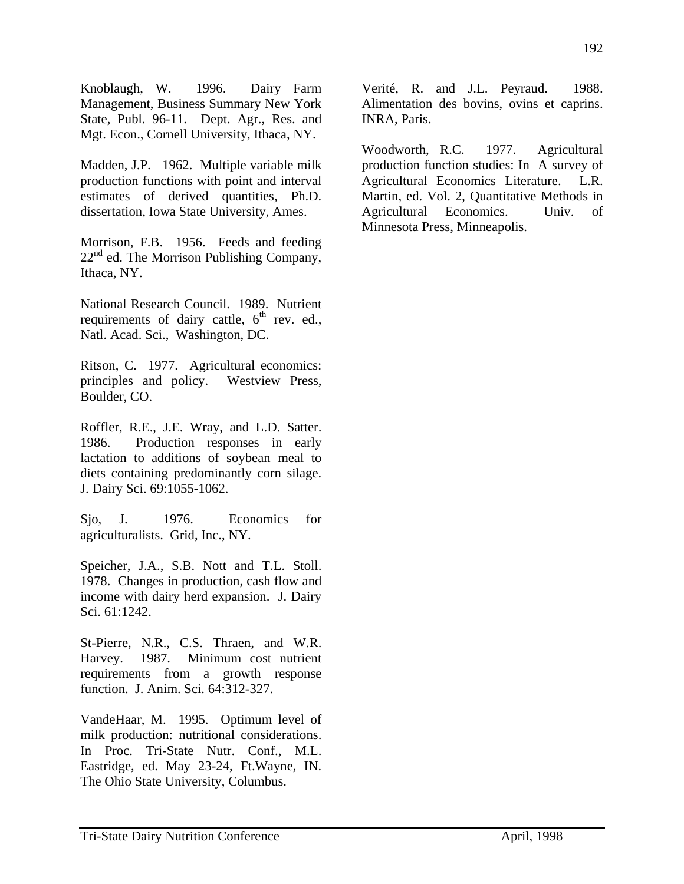Knoblaugh, W. 1996. Dairy Farm Management, Business Summary New York State, Publ. 96-11. Dept. Agr., Res. and Mgt. Econ., Cornell University, Ithaca, NY.

Madden, J.P. 1962. Multiple variable milk production functions with point and interval estimates of derived quantities, Ph.D. dissertation, Iowa State University, Ames.

Morrison, F.B. 1956. Feeds and feeding 22nd ed. The Morrison Publishing Company, Ithaca, NY.

National Research Council. 1989. Nutrient requirements of dairy cattle, 6th rev. ed., Natl. Acad. Sci., Washington, DC.

Ritson, C. 1977. Agricultural economics: principles and policy. Westview Press, Boulder, CO.

Roffler, R.E., J.E. Wray, and L.D. Satter. 1986. Production responses in early lactation to additions of soybean meal to diets containing predominantly corn silage. J. Dairy Sci. 69:1055-1062.

Sjo, J. 1976. Economics for agriculturalists. Grid, Inc., NY.

Speicher, J.A., S.B. Nott and T.L. Stoll. 1978. Changes in production, cash flow and income with dairy herd expansion. J. Dairy Sci. 61:1242.

St-Pierre, N.R., C.S. Thraen, and W.R. Harvey. 1987. Minimum cost nutrient requirements from a growth response function. J. Anim. Sci. 64:312-327.

VandeHaar, M. 1995. Optimum level of milk production: nutritional considerations. In Proc. Tri-State Nutr. Conf., M.L. Eastridge, ed. May 23-24, Ft.Wayne, IN. The Ohio State University, Columbus.

Verité, R. and J.L. Peyraud. 1988. Alimentation des bovins, ovins et caprins. INRA, Paris.

Woodworth, R.C. 1977. Agricultural production function studies: In A survey of Agricultural Economics Literature. L.R. Martin, ed. Vol. 2, Quantitative Methods in Agricultural Economics. Univ. of Minnesota Press, Minneapolis.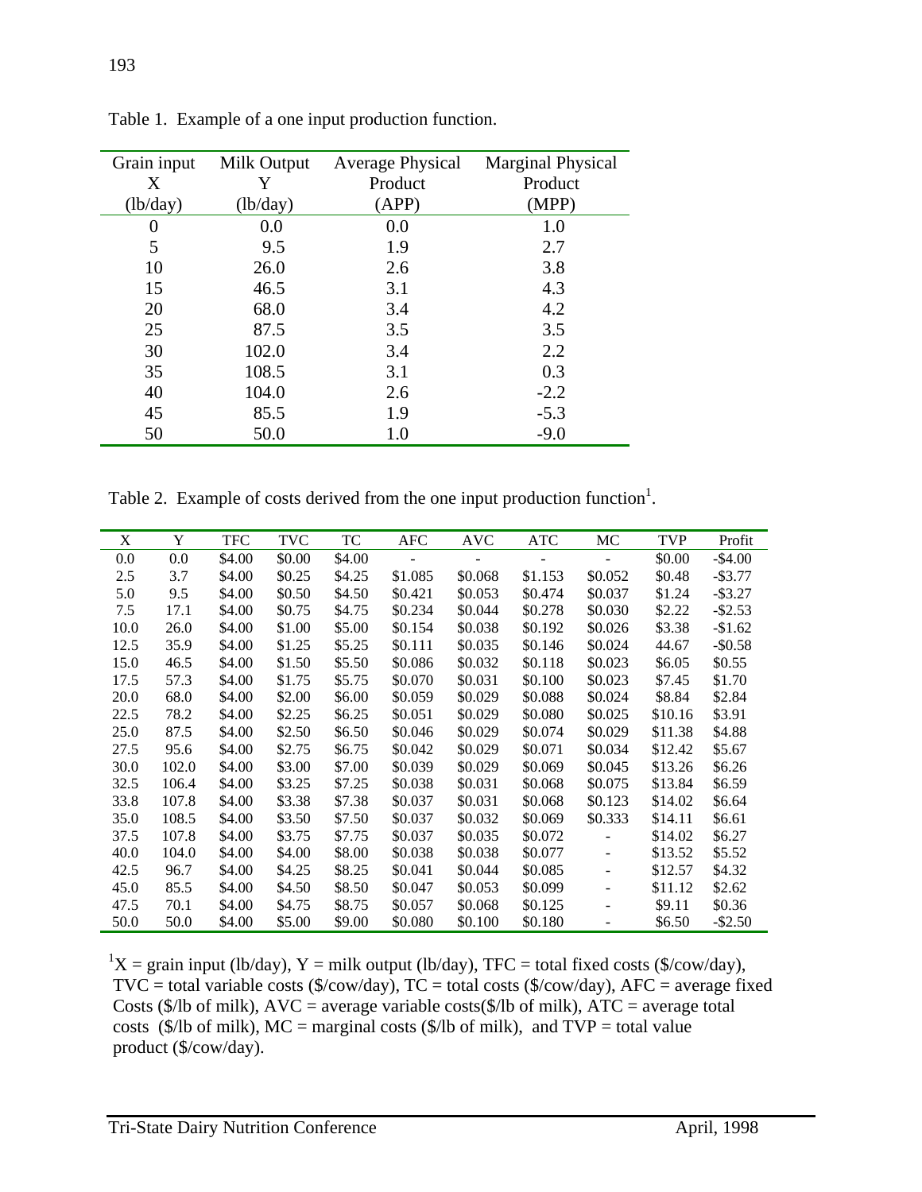Table 1. Example of a one input production function.

| Grain input X (lb/day) | Milk Output Y (lb/day) | Average Physical Product (APP) | Marginal Physical Product (MPP) |
|---|---|---|---|
| 0 | 0.0 | 0.0 | 1.0 |
| 5 | 9.5 | 1.9 | 2.7 |
| 10 | 26.0 | 2.6 | 3.8 |
| 15 | 46.5 | 3.1 | 4.3 |
| 20 | 68.0 | 3.4 | 4.2 |
| 25 | 87.5 | 3.5 | 3.5 |
| 30 | 102.0 | 3.4 | 2.2 |
| 35 | 108.5 | 3.1 | 0.3 |
| 40 | 104.0 | 2.6 | -2.2 |
| 45 | 85.5 | 1.9 | -5.3 |
| 50 | 50.0 | 1.0 | -9.0 |

Table 2. Example of costs derived from the one input production function[1].

| X | Y | TFC | TVC | TC | AFC | AVC | ATC | MC | TVP | Profit |
|---|---|---|---|---|---|---|---|---|---|---|
| 0.0 | 0.0 | $4.00 | $0.00 | $4.00 | - | - | - | - | $0.00 | -$4.00 |
| 2.5 | 3.7 | $4.00 | $0.25 | $4.25 | $1.085 | $0.068 | $1.153 | $0.052 | $0.48 | -$3.77 |
| 5.0 | 9.5 | $4.00 | $0.50 | $4.50 | $0.421 | $0.053 | $0.474 | $0.037 | $1.24 | -$3.27 |
| 7.5 | 17.1 | $4.00 | $0.75 | $4.75 | $0.234 | $0.044 | $0.278 | $0.030 | $2.22 | -$2.53 |
| 10.0 | 26.0 | $4.00 | $1.00 | $5.00 | $0.154 | $0.038 | $0.192 | $0.026 | $3.38 | -$1.62 |
| 12.5 | 35.9 | $4.00 | $1.25 | $5.25 | $0.111 | $0.035 | $0.146 | $0.024 | 44.67 | -$0.58 |
| 15.0 | 46.5 | $4.00 | $1.50 | $5.50 | $0.086 | $0.032 | $0.118 | $0.023 | $6.05 | $0.55 |
| 17.5 | 57.3 | $4.00 | $1.75 | $5.75 | $0.070 | $0.031 | $0.100 | $0.023 | $7.45 | $1.70 |
| 20.0 | 68.0 | $4.00 | $2.00 | $6.00 | $0.059 | $0.029 | $0.088 | $0.024 | $8.84 | $2.84 |
| 22.5 | 78.2 | $4.00 | $2.25 | $6.25 | $0.051 | $0.029 | $0.080 | $0.025 | $10.16 | $3.91 |
| 25.0 | 87.5 | $4.00 | $2.50 | $6.50 | $0.046 | $0.029 | $0.074 | $0.029 | $11.38 | $4.88 |
| 27.5 | 95.6 | $4.00 | $2.75 | $6.75 | $0.042 | $0.029 | $0.071 | $0.034 | $12.42 | $5.67 |
| 30.0 | 102.0 | $4.00 | $3.00 | $7.00 | $0.039 | $0.029 | $0.069 | $0.045 | $13.26 | $6.26 |
| 32.5 | 106.4 | $4.00 | $3.25 | $7.25 | $0.038 | $0.031 | $0.068 | $0.075 | $13.84 | $6.59 |
| 33.8 | 107.8 | $4.00 | $3.38 | $7.38 | $0.037 | $0.031 | $0.068 | $0.123 | $14.02 | $6.64 |
| 35.0 | 108.5 | $4.00 | $3.50 | $7.50 | $0.037 | $0.032 | $0.069 | $0.333 | $14.11 | $6.61 |
| 37.5 | 107.8 | $4.00 | $3.75 | $7.75 | $0.037 | $0.035 | $0.072 | - | $14.02 | $6.27 |
| 40.0 | 104.0 | $4.00 | $4.00 | $8.00 | $0.038 | $0.038 | $0.077 | - | $13.52 | $5.52 |
| 42.5 | 96.7 | $4.00 | $4.25 | $8.25 | $0.041 | $0.044 | $0.085 | - | $12.57 | $4.32 |
| 45.0 | 85.5 | $4.00 | $4.50 | $8.50 | $0.047 | $0.053 | $0.099 | - | $11.12 | $2.62 |
| 47.5 | 70.1 | $4.00 | $4.75 | $8.75 | $0.057 | $0.068 | $0.125 | - | $9.11 | $0.36 |
| 50.0 | 50.0 | $4.00 | $5.00 | $9.00 | $0.080 | $0.100 | $0.180 | - | $6.50 | -$2.50 |

[1]X = grain input (lb/day), Y = milk output (lb/day), TFC = total fixed costs ($/cow/day), TVC = total variable costs ($/cow/day), TC = total costs ($/cow/day), AFC = average fixed Costs ($/lb of milk), AVC = average variable costs($/lb of milk), ATC = average total costs ($/lb of milk), MC = marginal costs ($/lb of milk), and TVP = total value product ($/cow/day).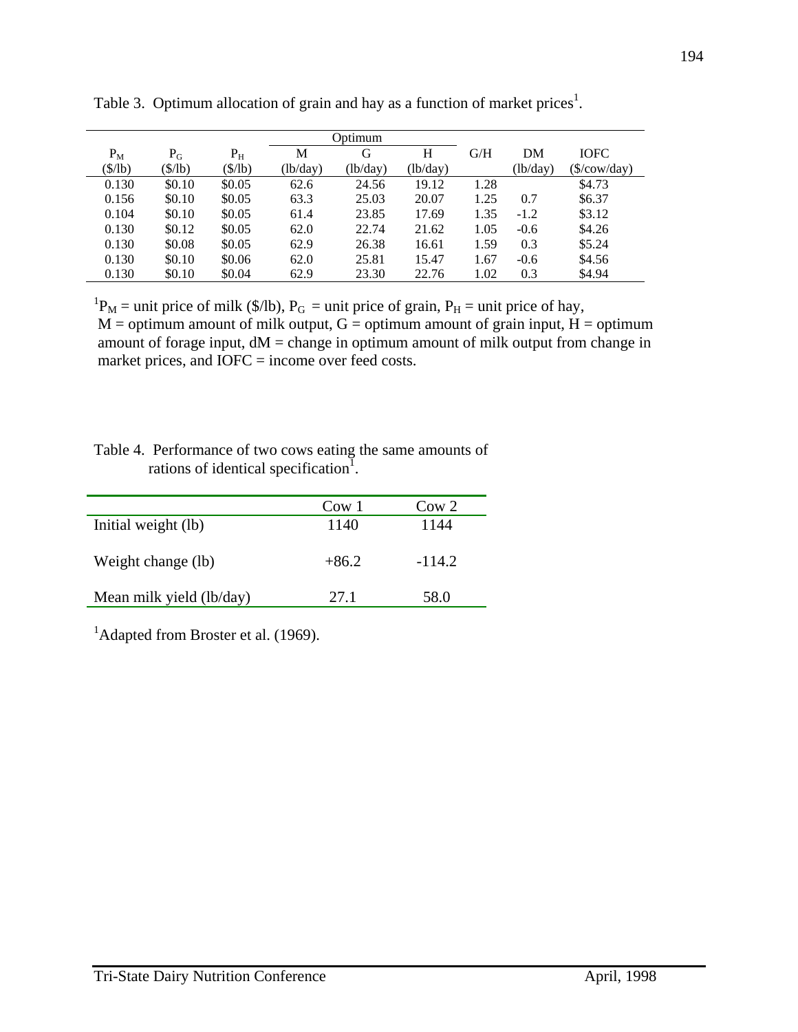Table 3. Optimum allocation of grain and hay as a function of market prices[1].

| $P_M$ | $P_G$ | $P_H$ | Optimum M | Optimum G | Optimum H | G/H | DM | IOFC |
|---|---|---|---|---|---|---|---|---|
| ($/lb) | ($/lb) | ($/lb) | (lb/day) | (lb/day) | (lb/day) | | (lb/day) | ($/cow/day) |
| 0.130 | $0.10 | $0.05 | 62.6 | 24.56 | 19.12 | 1.28 | | $4.73 |
| 0.156 | $0.10 | $0.05 | 63.3 | 25.03 | 20.07 | 1.25 | 0.7 | $6.37 |
| 0.104 | $0.10 | $0.05 | 61.4 | 23.85 | 17.69 | 1.35 | -1.2 | $3.12 |
| 0.130 | $0.12 | $0.05 | 62.0 | 22.74 | 21.62 | 1.05 | -0.6 | $4.26 |
| 0.130 | $0.08 | $0.05 | 62.9 | 26.38 | 16.61 | 1.59 | 0.3 | $5.24 |
| 0.130 | $0.10 | $0.06 | 62.0 | 25.81 | 15.47 | 1.67 | -0.6 | $4.56 |
| 0.130 | $0.10 | $0.04 | 62.9 | 23.30 | 22.76 | 1.02 | 0.3 | $4.94 |

[1] $P_M$ = unit price of milk ($/lb), $P_G$ = unit price of grain, $P_H$ = unit price of hay, M = optimum amount of milk output, G = optimum amount of grain input, H = optimum amount of forage input, dM = change in optimum amount of milk output from change in market prices, and IOFC = income over feed costs.

Table 4. Performance of two cows eating the same amounts of rations of identical specification[1].

| | Cow 1 | Cow 2 |
|---|---|---|
| Initial weight (lb) | 1140 | 1144 |
| Weight change (lb) | +86.2 | -114.2 |
| Mean milk yield (lb/day) | 27.1 | 58.0 |

[1] Adapted from Broster et al. (1969).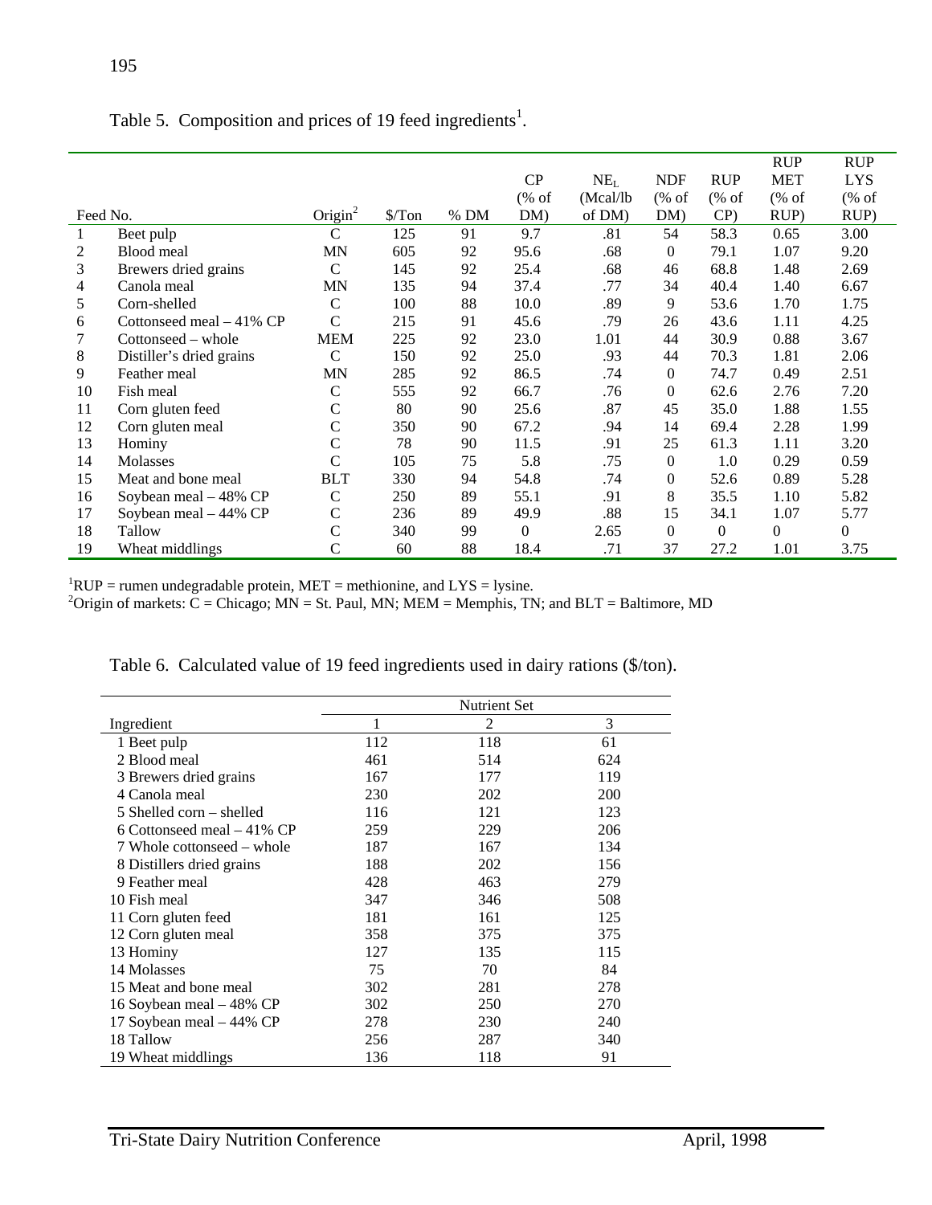Table 5. Composition and prices of 19 feed ingredients[1].

| Feed No. | | Origin[2] | $/Ton | % DM | CP (% of DM) | $NE_L$ (Mcal/lb of DM) | NDF (% of DM) | RUP (% of CP) | RUP MET (% of RUP) | RUP LYS (% of RUP) |
|---|---|---|---|---|---|---|---|---|---|---|
| 1 | Beet pulp | C | 125 | 91 | 9.7 | .81 | 54 | 58.3 | 0.65 | 3.00 |
| 2 | Blood meal | MN | 605 | 92 | 95.6 | .68 | 0 | 79.1 | 1.07 | 9.20 |
| 3 | Brewers dried grains | C | 145 | 92 | 25.4 | .68 | 46 | 68.8 | 1.48 | 2.69 |
| 4 | Canola meal | MN | 135 | 94 | 37.4 | .77 | 34 | 40.4 | 1.40 | 6.67 |
| 5 | Corn-shelled | C | 100 | 88 | 10.0 | .89 | 9 | 53.6 | 1.70 | 1.75 |
| 6 | Cottonseed meal – 41% CP | C | 215 | 91 | 45.6 | .79 | 26 | 43.6 | 1.11 | 4.25 |
| 7 | Cottonseed – whole | MEM | 225 | 92 | 23.0 | 1.01 | 44 | 30.9 | 0.88 | 3.67 |
| 8 | Distiller's dried grains | C | 150 | 92 | 25.0 | .93 | 44 | 70.3 | 1.81 | 2.06 |
| 9 | Feather meal | MN | 285 | 92 | 86.5 | .74 | 0 | 74.7 | 0.49 | 2.51 |
| 10 | Fish meal | C | 555 | 92 | 66.7 | .76 | 0 | 62.6 | 2.76 | 7.20 |
| 11 | Corn gluten feed | C | 80 | 90 | 25.6 | .87 | 45 | 35.0 | 1.88 | 1.55 |
| 12 | Corn gluten meal | C | 350 | 90 | 67.2 | .94 | 14 | 69.4 | 2.28 | 1.99 |
| 13 | Hominy | C | 78 | 90 | 11.5 | .91 | 25 | 61.3 | 1.11 | 3.20 |
| 14 | Molasses | C | 105 | 75 | 5.8 | .75 | 0 | 1.0 | 0.29 | 0.59 |
| 15 | Meat and bone meal | BLT | 330 | 94 | 54.8 | .74 | 0 | 52.6 | 0.89 | 5.28 |
| 16 | Soybean meal – 48% CP | C | 250 | 89 | 55.1 | .91 | 8 | 35.5 | 1.10 | 5.82 |
| 17 | Soybean meal – 44% CP | C | 236 | 89 | 49.9 | .88 | 15 | 34.1 | 1.07 | 5.77 |
| 18 | Tallow | C | 340 | 99 | 0 | 2.65 | 0 | 0 | 0 | 0 |
| 19 | Wheat middlings | C | 60 | 88 | 18.4 | .71 | 37 | 27.2 | 1.01 | 3.75 |

[1]RUP = rumen undegradable protein, MET = methionine, and LYS = lysine.
[2]Origin of markets: C = Chicago; MN = St. Paul, MN; MEM = Memphis, TN; and BLT = Baltimore, MD

Table 6. Calculated value of 19 feed ingredients used in dairy rations ($/ton).

| | Nutrient Set | | |
|---|---|---|---|
| Ingredient | 1 | 2 | 3 |
| 1 Beet pulp | 112 | 118 | 61 |
| 2 Blood meal | 461 | 514 | 624 |
| 3 Brewers dried grains | 167 | 177 | 119 |
| 4 Canola meal | 230 | 202 | 200 |
| 5 Shelled corn – shelled | 116 | 121 | 123 |
| 6 Cottonseed meal – 41% CP | 259 | 229 | 206 |
| 7 Whole cottonseed – whole | 187 | 167 | 134 |
| 8 Distillers dried grains | 188 | 202 | 156 |
| 9 Feather meal | 428 | 463 | 279 |
| 10 Fish meal | 347 | 346 | 508 |
| 11 Corn gluten feed | 181 | 161 | 125 |
| 12 Corn gluten meal | 358 | 375 | 375 |
| 13 Hominy | 127 | 135 | 115 |
| 14 Molasses | 75 | 70 | 84 |
| 15 Meat and bone meal | 302 | 281 | 278 |
| 16 Soybean meal – 48% CP | 302 | 250 | 270 |
| 17 Soybean meal – 44% CP | 278 | 230 | 240 |
| 18 Tallow | 256 | 287 | 340 |
| 19 Wheat middlings | 136 | 118 | 91 |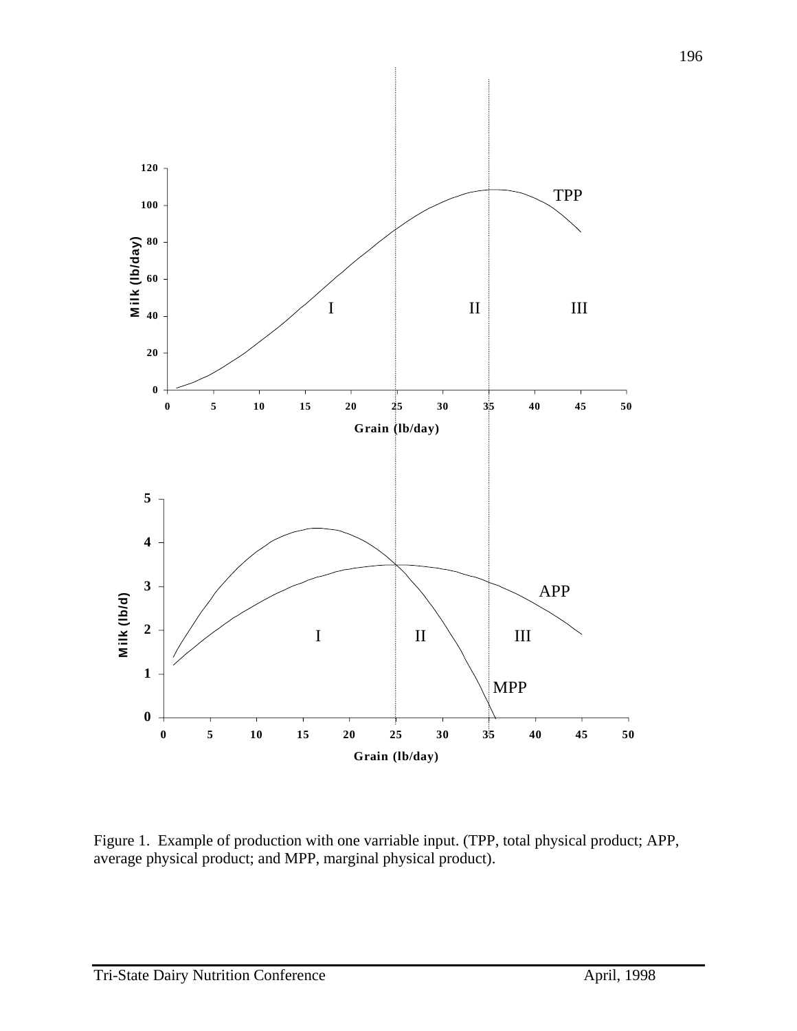Figure 1. Example of production with one varriable input. (TPP, total physical product; APP, average physical product; and MPP, marginal physical product).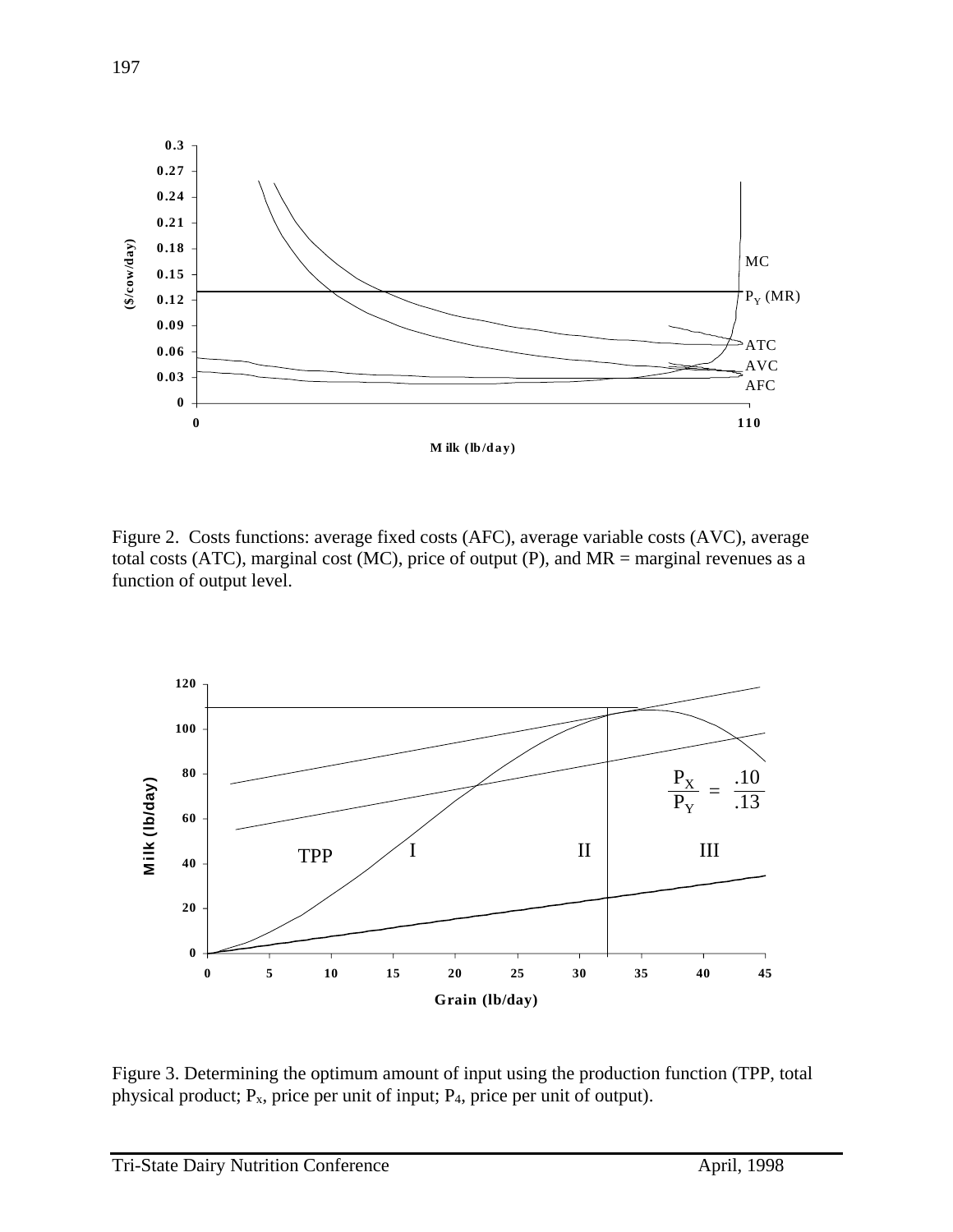Figure 2. Costs functions: average fixed costs (AFC), average variable costs (AVC), average total costs (ATC), marginal cost (MC), price of output (P), and MR = marginal revenues as a function of output level.

Figure 3. Determining the optimum amount of input using the production function (TPP, total physical product; $P_x$, price per unit of input; $P_4$, price per unit of output).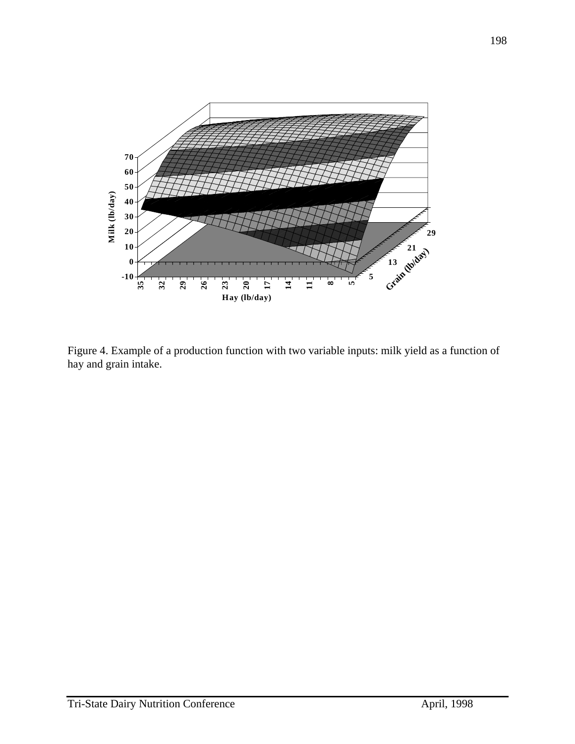Figure 4. Example of a production function with two variable inputs: milk yield as a function of hay and grain intake.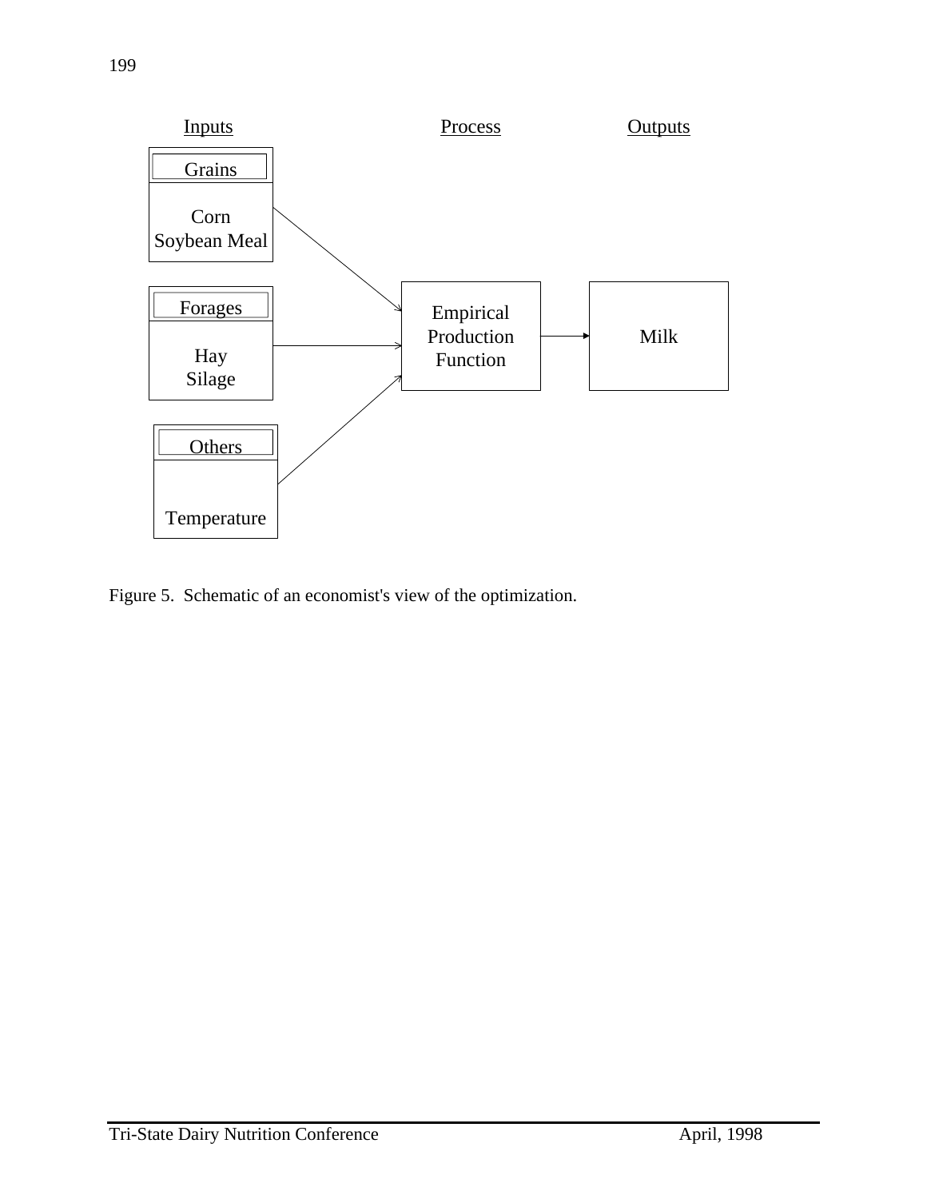Inputs Process Outputs

Grains: Corn, Soybean Meal

Forages: Hay, Silage

Others: Temperature

Empirical Production Function → Milk

Figure 5. Schematic of an economist's view of the optimization.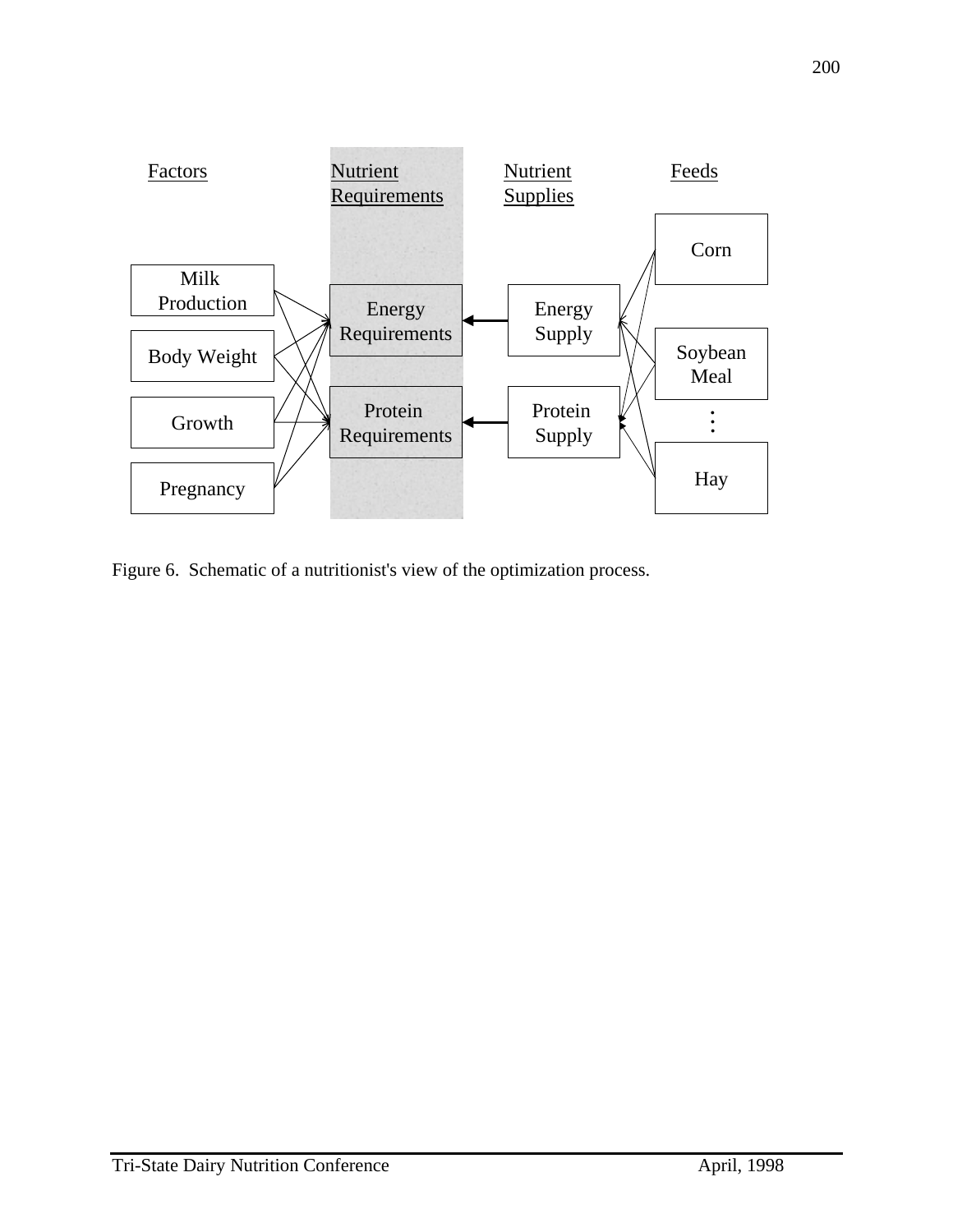Factors | Nutrient Requirements | Nutrient Supplies | Feeds

Milk Production

Body Weight

Growth

Pregnancy

Energy Requirements

Protein Requirements

Energy Supply

Protein Supply

Corn

Soybean Meal

Hay

Figure 6. Schematic of a nutritionist's view of the optimization process.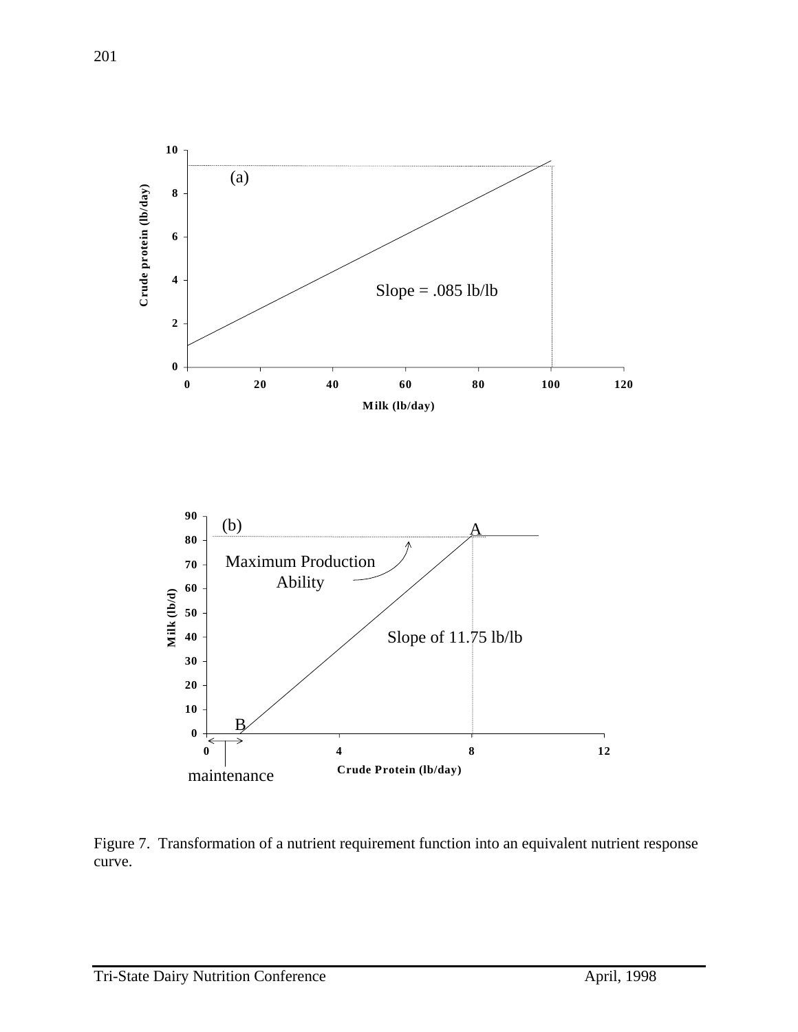Figure 7. Transformation of a nutrient requirement function into an equivalent nutrient response curve.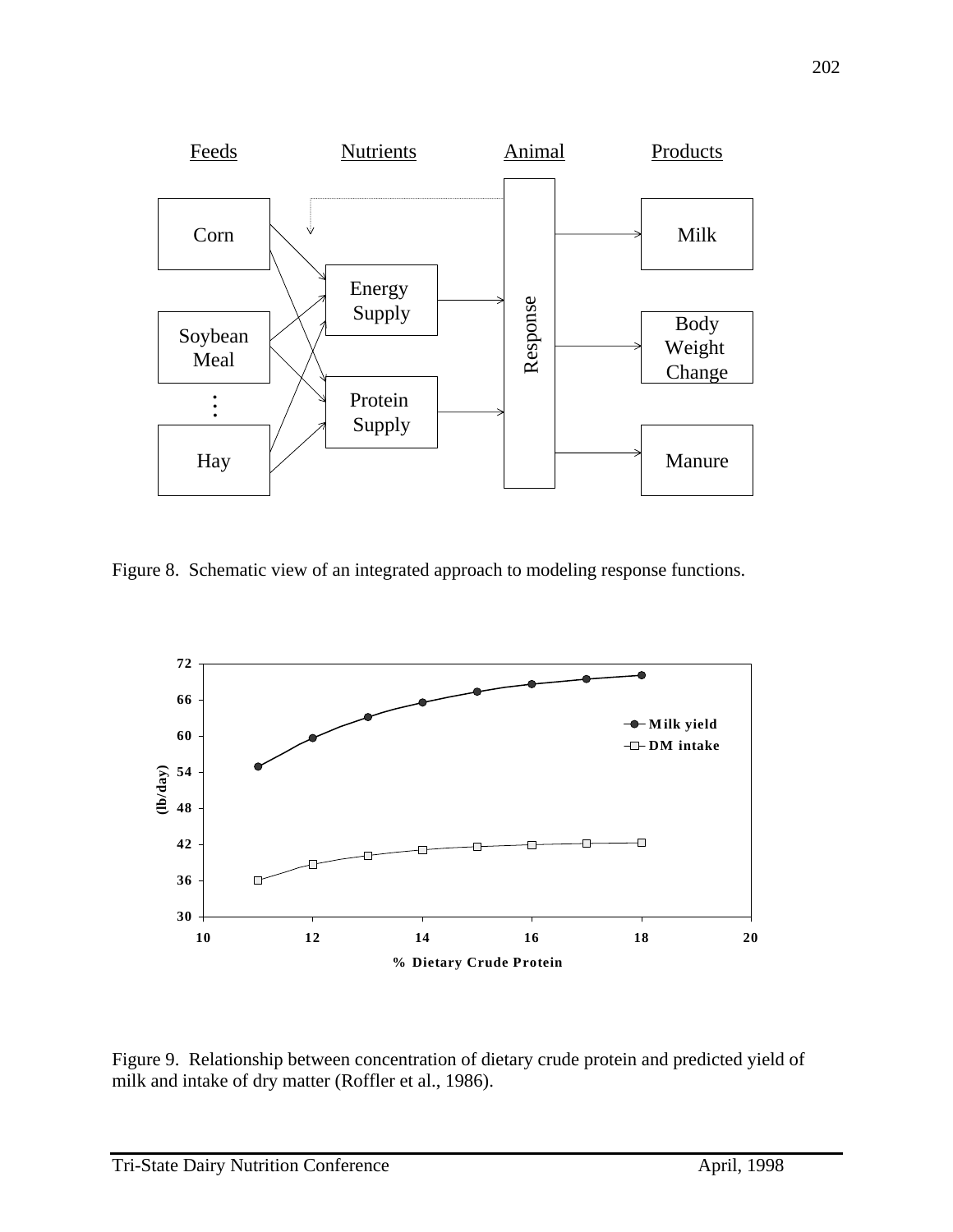Figure 8. Schematic view of an integrated approach to modeling response functions.

Figure 9. Relationship between concentration of dietary crude protein and predicted yield of milk and intake of dry matter (Roffler et al., 1986).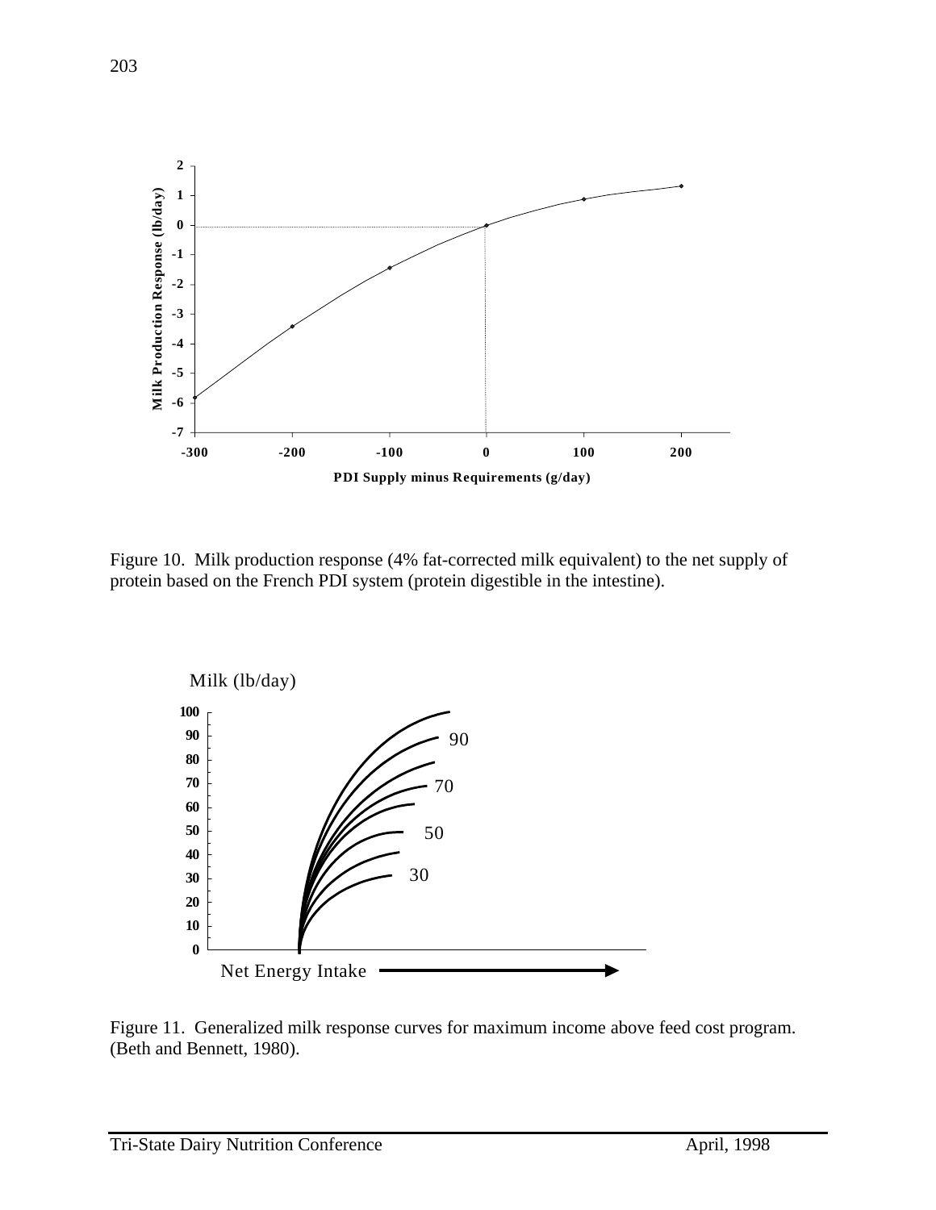Figure 10. Milk production response (4% fat-corrected milk equivalent) to the net supply of protein based on the French PDI system (protein digestible in the intestine).

Figure 11. Generalized milk response curves for maximum income above feed cost program. (Beth and Bennett, 1980).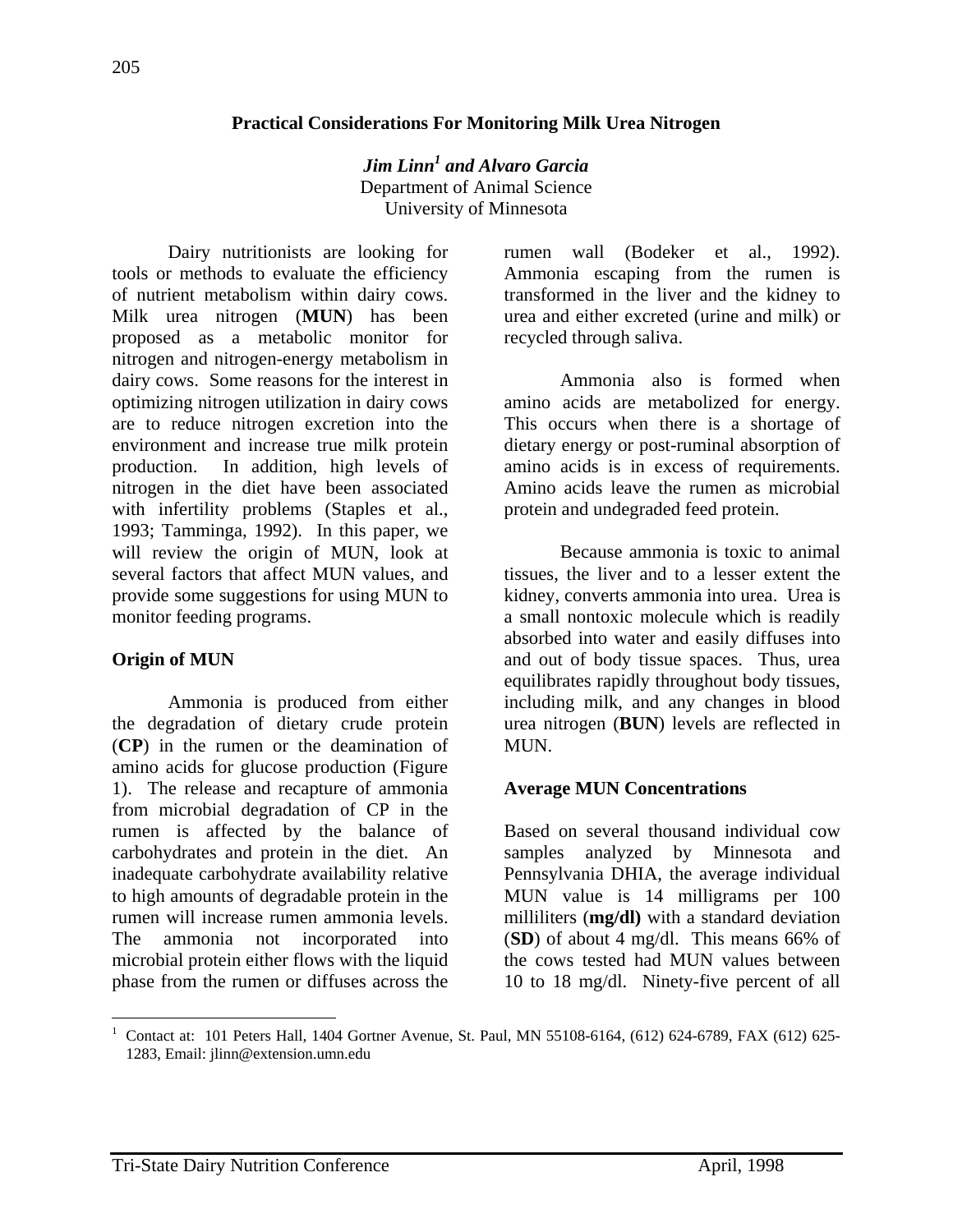### Practical Considerations For Monitoring Milk Urea Nitrogen

***Jim Linn[1] and Alvaro Garcia***
Department of Animal Science
University of Minnesota

Dairy nutritionists are looking for tools or methods to evaluate the efficiency of nutrient metabolism within dairy cows. Milk urea nitrogen (**MUN**) has been proposed as a metabolic monitor for nitrogen and nitrogen-energy metabolism in dairy cows. Some reasons for the interest in optimizing nitrogen utilization in dairy cows are to reduce nitrogen excretion into the environment and increase true milk protein production. In addition, high levels of nitrogen in the diet have been associated with infertility problems (Staples et al., 1993; Tamminga, 1992). In this paper, we will review the origin of MUN, look at several factors that affect MUN values, and provide some suggestions for using MUN to monitor feeding programs.

**Origin of MUN**

Ammonia is produced from either the degradation of dietary crude protein (**CP**) in the rumen or the deamination of amino acids for glucose production (Figure 1). The release and recapture of ammonia from microbial degradation of CP in the rumen is affected by the balance of carbohydrates and protein in the diet. An inadequate carbohydrate availability relative to high amounts of degradable protein in the rumen will increase rumen ammonia levels. The ammonia not incorporated into microbial protein either flows with the liquid phase from the rumen or diffuses across the rumen wall (Bodeker et al., 1992). Ammonia escaping from the rumen is transformed in the liver and the kidney to urea and either excreted (urine and milk) or recycled through saliva.

Ammonia also is formed when amino acids are metabolized for energy. This occurs when there is a shortage of dietary energy or post-ruminal absorption of amino acids is in excess of requirements. Amino acids leave the rumen as microbial protein and undegraded feed protein.

Because ammonia is toxic to animal tissues, the liver and to a lesser extent the kidney, converts ammonia into urea. Urea is a small nontoxic molecule which is readily absorbed into water and easily diffuses into and out of body tissue spaces. Thus, urea equilibrates rapidly throughout body tissues, including milk, and any changes in blood urea nitrogen (**BUN**) levels are reflected in MUN.

**Average MUN Concentrations**

Based on several thousand individual cow samples analyzed by Minnesota and Pennsylvania DHIA, the average individual MUN value is 14 milligrams per 100 milliliters (**mg/dl)** with a standard deviation (**SD**) of about 4 mg/dl. This means 66% of the cows tested had MUN values between 10 to 18 mg/dl. Ninety-five percent of all

[1] Contact at: 101 Peters Hall, 1404 Gortner Avenue, St. Paul, MN 55108-6164, (612) 624-6789, FAX (612) 625-1283, Email: jlinn@extension.umn.edu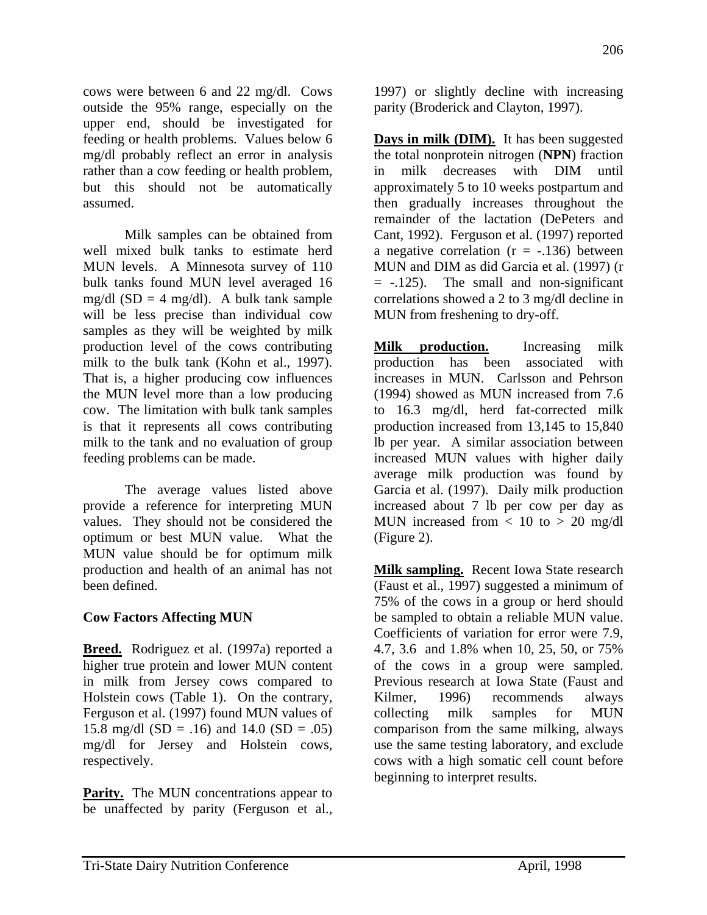cows were between 6 and 22 mg/dl. Cows outside the 95% range, especially on the upper end, should be investigated for feeding or health problems. Values below 6 mg/dl probably reflect an error in analysis rather than a cow feeding or health problem, but this should not be automatically assumed.

Milk samples can be obtained from well mixed bulk tanks to estimate herd MUN levels. A Minnesota survey of 110 bulk tanks found MUN level averaged 16 mg/dl (SD = 4 mg/dl). A bulk tank sample will be less precise than individual cow samples as they will be weighted by milk production level of the cows contributing milk to the bulk tank (Kohn et al., 1997). That is, a higher producing cow influences the MUN level more than a low producing cow. The limitation with bulk tank samples is that it represents all cows contributing milk to the tank and no evaluation of group feeding problems can be made.

The average values listed above provide a reference for interpreting MUN values. They should not be considered the optimum or best MUN value. What the MUN value should be for optimum milk production and health of an animal has not been defined.

### Cow Factors Affecting MUN

**Breed.** Rodriguez et al. (1997a) reported a higher true protein and lower MUN content in milk from Jersey cows compared to Holstein cows (Table 1). On the contrary, Ferguson et al. (1997) found MUN values of 15.8 mg/dl (SD = .16) and 14.0 (SD = .05) mg/dl for Jersey and Holstein cows, respectively.

**Parity.** The MUN concentrations appear to be unaffected by parity (Ferguson et al., 1997) or slightly decline with increasing parity (Broderick and Clayton, 1997).

**Days in milk (DIM).** It has been suggested the total nonprotein nitrogen (**NPN**) fraction in milk decreases with DIM until approximately 5 to 10 weeks postpartum and then gradually increases throughout the remainder of the lactation (DePeters and Cant, 1992). Ferguson et al. (1997) reported a negative correlation ($r = -.136$) between MUN and DIM as did Garcia et al. (1997) ($r = -.125$). The small and non-significant correlations showed a 2 to 3 mg/dl decline in MUN from freshening to dry-off.

**Milk production.** Increasing milk production has been associated with increases in MUN. Carlsson and Pehrson (1994) showed as MUN increased from 7.6 to 16.3 mg/dl, herd fat-corrected milk production increased from 13,145 to 15,840 lb per year. A similar association between increased MUN values with higher daily average milk production was found by Garcia et al. (1997). Daily milk production increased about 7 lb per cow per day as MUN increased from $< 10$ to $> 20$ mg/dl (Figure 2).

**Milk sampling.** Recent Iowa State research (Faust et al., 1997) suggested a minimum of 75% of the cows in a group or herd should be sampled to obtain a reliable MUN value. Coefficients of variation for error were 7.9, 4.7, 3.6 and 1.8% when 10, 25, 50, or 75% of the cows in a group were sampled. Previous research at Iowa State (Faust and Kilmer, 1996) recommends always collecting milk samples for MUN comparison from the same milking, always use the same testing laboratory, and exclude cows with a high somatic cell count before beginning to interpret results.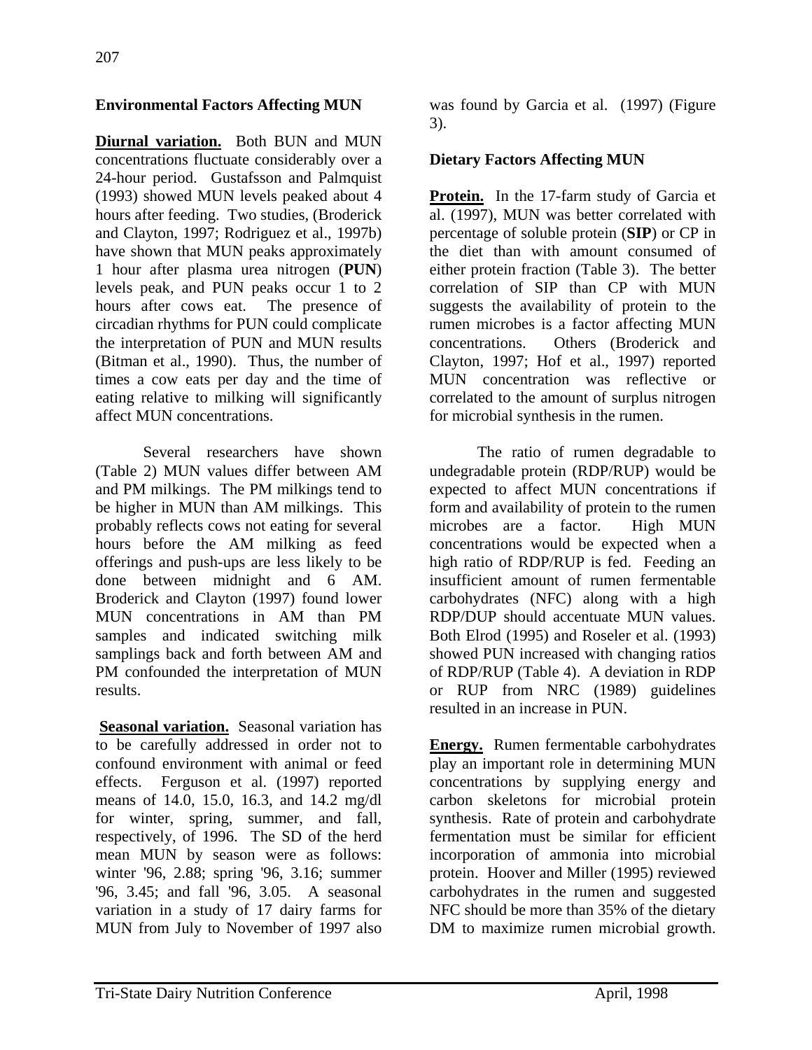### Environmental Factors Affecting MUN

**Diurnal variation.** Both BUN and MUN concentrations fluctuate considerably over a 24-hour period. Gustafsson and Palmquist (1993) showed MUN levels peaked about 4 hours after feeding. Two studies, (Broderick and Clayton, 1997; Rodriguez et al., 1997b) have shown that MUN peaks approximately 1 hour after plasma urea nitrogen (**PUN**) levels peak, and PUN peaks occur 1 to 2 hours after cows eat. The presence of circadian rhythms for PUN could complicate the interpretation of PUN and MUN results (Bitman et al., 1990). Thus, the number of times a cow eats per day and the time of eating relative to milking will significantly affect MUN concentrations.

Several researchers have shown (Table 2) MUN values differ between AM and PM milkings. The PM milkings tend to be higher in MUN than AM milkings. This probably reflects cows not eating for several hours before the AM milking as feed offerings and push-ups are less likely to be done between midnight and 6 AM. Broderick and Clayton (1997) found lower MUN concentrations in AM than PM samples and indicated switching milk samplings back and forth between AM and PM confounded the interpretation of MUN results.

**Seasonal variation.** Seasonal variation has to be carefully addressed in order not to confound environment with animal or feed effects. Ferguson et al. (1997) reported means of 14.0, 15.0, 16.3, and 14.2 mg/dl for winter, spring, summer, and fall, respectively, of 1996. The SD of the herd mean MUN by season were as follows: winter '96, 2.88; spring '96, 3.16; summer '96, 3.45; and fall '96, 3.05. A seasonal variation in a study of 17 dairy farms for MUN from July to November of 1997 also was found by Garcia et al. (1997) (Figure 3).

### Dietary Factors Affecting MUN

**Protein.** In the 17-farm study of Garcia et al. (1997), MUN was better correlated with percentage of soluble protein (**SIP**) or CP in the diet than with amount consumed of either protein fraction (Table 3). The better correlation of SIP than CP with MUN suggests the availability of protein to the rumen microbes is a factor affecting MUN concentrations. Others (Broderick and Clayton, 1997; Hof et al., 1997) reported MUN concentration was reflective or correlated to the amount of surplus nitrogen for microbial synthesis in the rumen.

The ratio of rumen degradable to undegradable protein (RDP/RUP) would be expected to affect MUN concentrations if form and availability of protein to the rumen microbes are a factor. High MUN concentrations would be expected when a high ratio of RDP/RUP is fed. Feeding an insufficient amount of rumen fermentable carbohydrates (NFC) along with a high RDP/DUP should accentuate MUN values. Both Elrod (1995) and Roseler et al. (1993) showed PUN increased with changing ratios of RDP/RUP (Table 4). A deviation in RDP or RUP from NRC (1989) guidelines resulted in an increase in PUN.

**Energy.** Rumen fermentable carbohydrates play an important role in determining MUN concentrations by supplying energy and carbon skeletons for microbial protein synthesis. Rate of protein and carbohydrate fermentation must be similar for efficient incorporation of ammonia into microbial protein. Hoover and Miller (1995) reviewed carbohydrates in the rumen and suggested NFC should be more than 35% of the dietary DM to maximize rumen microbial growth.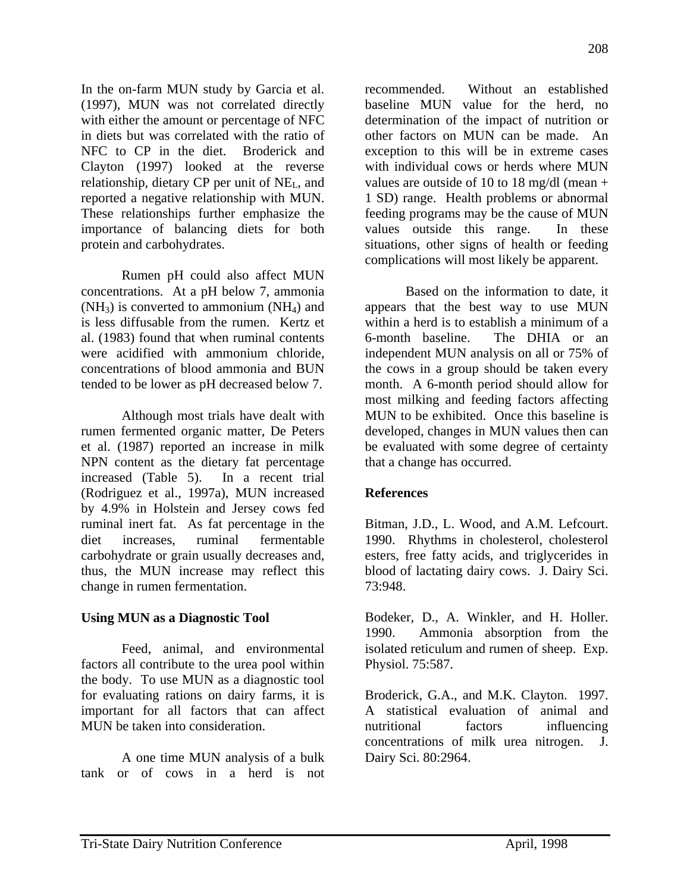In the on-farm MUN study by Garcia et al. (1997), MUN was not correlated directly with either the amount or percentage of NFC in diets but was correlated with the ratio of NFC to CP in the diet. Broderick and Clayton (1997) looked at the reverse relationship, dietary CP per unit of $NE_L$, and reported a negative relationship with MUN. These relationships further emphasize the importance of balancing diets for both protein and carbohydrates.

Rumen pH could also affect MUN concentrations. At a pH below 7, ammonia ($NH_3$) is converted to ammonium ($NH_4$) and is less diffusable from the rumen. Kertz et al. (1983) found that when ruminal contents were acidified with ammonium chloride, concentrations of blood ammonia and BUN tended to be lower as pH decreased below 7.

Although most trials have dealt with rumen fermented organic matter, De Peters et al. (1987) reported an increase in milk NPN content as the dietary fat percentage increased (Table 5). In a recent trial (Rodriguez et al., 1997a), MUN increased by 4.9% in Holstein and Jersey cows fed ruminal inert fat. As fat percentage in the diet increases, ruminal fermentable carbohydrate or grain usually decreases and, thus, the MUN increase may reflect this change in rumen fermentation.

## Using MUN as a Diagnostic Tool

Feed, animal, and environmental factors all contribute to the urea pool within the body. To use MUN as a diagnostic tool for evaluating rations on dairy farms, it is important for all factors that can affect MUN be taken into consideration.

A one time MUN analysis of a bulk tank or of cows in a herd is not recommended. Without an established baseline MUN value for the herd, no determination of the impact of nutrition or other factors on MUN can be made. An exception to this will be in extreme cases with individual cows or herds where MUN values are outside of 10 to 18 mg/dl (mean + 1 SD) range. Health problems or abnormal feeding programs may be the cause of MUN values outside this range. In these situations, other signs of health or feeding complications will most likely be apparent.

Based on the information to date, it appears that the best way to use MUN within a herd is to establish a minimum of a 6-month baseline. The DHIA or an independent MUN analysis on all or 75% of the cows in a group should be taken every month. A 6-month period should allow for most milking and feeding factors affecting MUN to be exhibited. Once this baseline is developed, changes in MUN values then can be evaluated with some degree of certainty that a change has occurred.

## References

Bitman, J.D., L. Wood, and A.M. Lefcourt. 1990. Rhythms in cholesterol, cholesterol esters, free fatty acids, and triglycerides in blood of lactating dairy cows. J. Dairy Sci. 73:948.

Bodeker, D., A. Winkler, and H. Holler. 1990. Ammonia absorption from the isolated reticulum and rumen of sheep. Exp. Physiol. 75:587.

Broderick, G.A., and M.K. Clayton. 1997. A statistical evaluation of animal and nutritional factors influencing concentrations of milk urea nitrogen. J. Dairy Sci. 80:2964.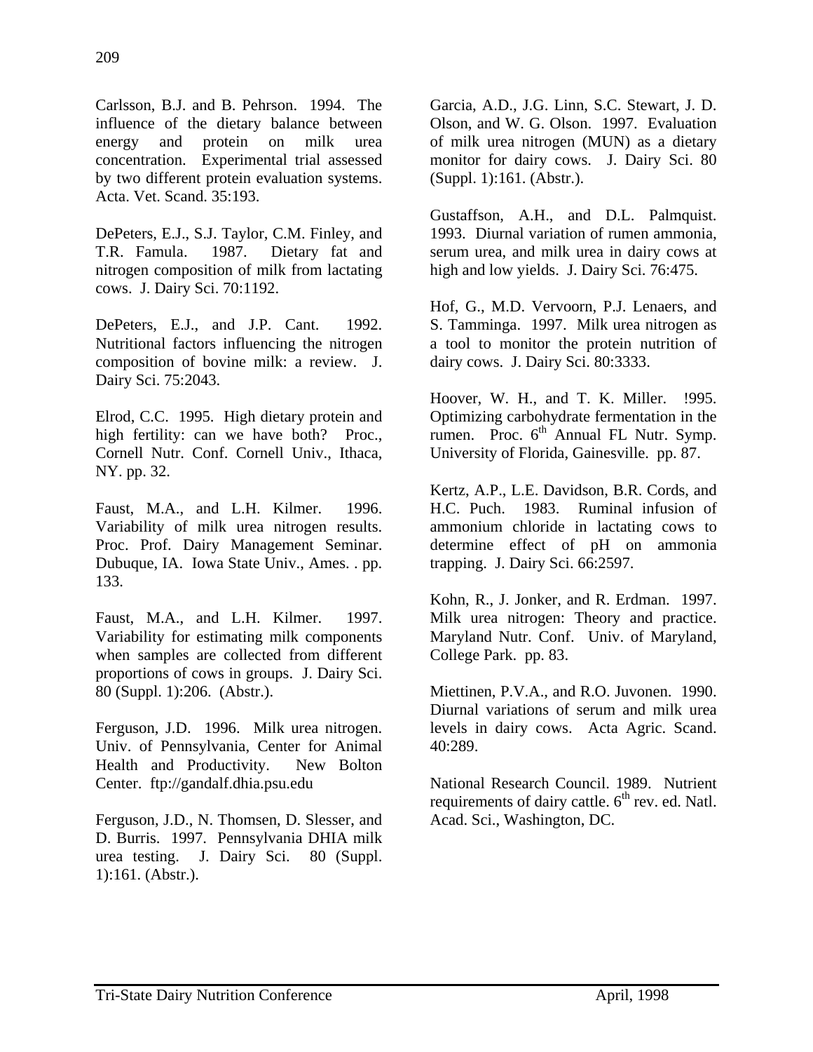Carlsson, B.J. and B. Pehrson. 1994. The influence of the dietary balance between energy and protein on milk urea concentration. Experimental trial assessed by two different protein evaluation systems. Acta. Vet. Scand. 35:193.

DePeters, E.J., S.J. Taylor, C.M. Finley, and T.R. Famula. 1987. Dietary fat and nitrogen composition of milk from lactating cows. J. Dairy Sci. 70:1192.

DePeters, E.J., and J.P. Cant. 1992. Nutritional factors influencing the nitrogen composition of bovine milk: a review. J. Dairy Sci. 75:2043.

Elrod, C.C. 1995. High dietary protein and high fertility: can we have both? Proc., Cornell Nutr. Conf. Cornell Univ., Ithaca, NY. pp. 32.

Faust, M.A., and L.H. Kilmer. 1996. Variability of milk urea nitrogen results. Proc. Prof. Dairy Management Seminar. Dubuque, IA. Iowa State Univ., Ames. . pp. 133.

Faust, M.A., and L.H. Kilmer. 1997. Variability for estimating milk components when samples are collected from different proportions of cows in groups. J. Dairy Sci. 80 (Suppl. 1):206. (Abstr.).

Ferguson, J.D. 1996. Milk urea nitrogen. Univ. of Pennsylvania, Center for Animal Health and Productivity. New Bolton Center. ftp://gandalf.dhia.psu.edu

Ferguson, J.D., N. Thomsen, D. Slesser, and D. Burris. 1997. Pennsylvania DHIA milk urea testing. J. Dairy Sci. 80 (Suppl. 1):161. (Abstr.).

Garcia, A.D., J.G. Linn, S.C. Stewart, J. D. Olson, and W. G. Olson. 1997. Evaluation of milk urea nitrogen (MUN) as a dietary monitor for dairy cows. J. Dairy Sci. 80 (Suppl. 1):161. (Abstr.).

Gustaffson, A.H., and D.L. Palmquist. 1993. Diurnal variation of rumen ammonia, serum urea, and milk urea in dairy cows at high and low yields. J. Dairy Sci. 76:475.

Hof, G., M.D. Vervoorn, P.J. Lenaers, and S. Tamminga. 1997. Milk urea nitrogen as a tool to monitor the protein nutrition of dairy cows. J. Dairy Sci. 80:3333.

Hoover, W. H., and T. K. Miller. !995. Optimizing carbohydrate fermentation in the rumen. Proc. 6th Annual FL Nutr. Symp. University of Florida, Gainesville. pp. 87.

Kertz, A.P., L.E. Davidson, B.R. Cords, and H.C. Puch. 1983. Ruminal infusion of ammonium chloride in lactating cows to determine effect of pH on ammonia trapping. J. Dairy Sci. 66:2597.

Kohn, R., J. Jonker, and R. Erdman. 1997. Milk urea nitrogen: Theory and practice. Maryland Nutr. Conf. Univ. of Maryland, College Park. pp. 83.

Miettinen, P.V.A., and R.O. Juvonen. 1990. Diurnal variations of serum and milk urea levels in dairy cows. Acta Agric. Scand. 40:289.

National Research Council. 1989. Nutrient requirements of dairy cattle. 6th rev. ed. Natl. Acad. Sci., Washington, DC.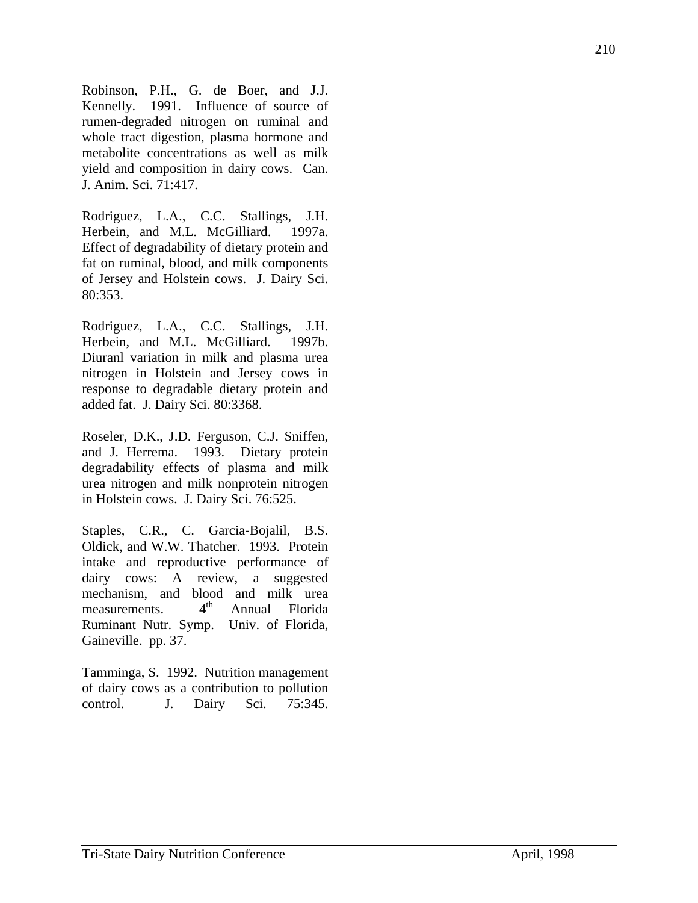Robinson, P.H., G. de Boer, and J.J. Kennelly. 1991. Influence of source of rumen-degraded nitrogen on ruminal and whole tract digestion, plasma hormone and metabolite concentrations as well as milk yield and composition in dairy cows. Can. J. Anim. Sci. 71:417.

Rodriguez, L.A., C.C. Stallings, J.H. Herbein, and M.L. McGilliard. 1997a. Effect of degradability of dietary protein and fat on ruminal, blood, and milk components of Jersey and Holstein cows. J. Dairy Sci. 80:353.

Rodriguez, L.A., C.C. Stallings, J.H. Herbein, and M.L. McGilliard. 1997b. Diuranl variation in milk and plasma urea nitrogen in Holstein and Jersey cows in response to degradable dietary protein and added fat. J. Dairy Sci. 80:3368.

Roseler, D.K., J.D. Ferguson, C.J. Sniffen, and J. Herrema. 1993. Dietary protein degradability effects of plasma and milk urea nitrogen and milk nonprotein nitrogen in Holstein cows. J. Dairy Sci. 76:525.

Staples, C.R., C. Garcia-Bojalil, B.S. Oldick, and W.W. Thatcher. 1993. Protein intake and reproductive performance of dairy cows: A review, a suggested mechanism, and blood and milk urea measurements. 4th Annual Florida Ruminant Nutr. Symp. Univ. of Florida, Gaineville. pp. 37.

Tamminga, S. 1992. Nutrition management of dairy cows as a contribution to pollution control. J. Dairy Sci. 75:345.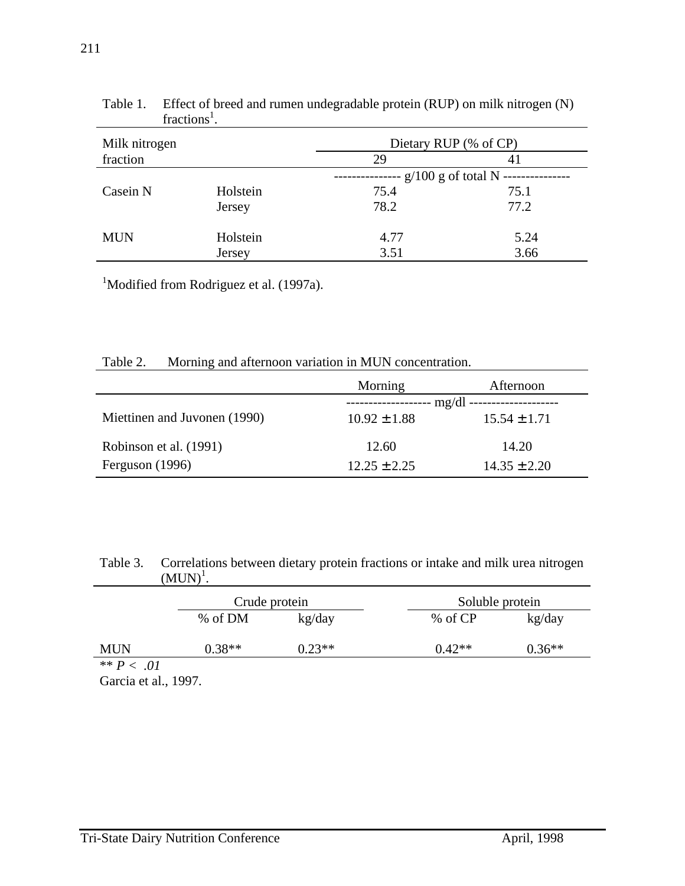Table 1. Effect of breed and rumen undegradable protein (RUP) on milk nitrogen (N) fractions[1].

| Milk nitrogen fraction | | Dietary RUP (% of CP) | |
|---|---|---|---|
| | | 29 | 41 |
| | | g/100 g of total N | |
| Casein N | Holstein | 75.4 | 75.1 |
| | Jersey | 78.2 | 77.2 |
| MUN | Holstein | 4.77 | 5.24 |
| | Jersey | 3.51 | 3.66 |

[1]Modified from Rodriguez et al. (1997a).

Table 2. Morning and afternoon variation in MUN concentration.

| | Morning | Afternoon |
|---|---|---|
| | mg/dl | |
| Miettinen and Juvonen (1990) | 10.92 ± 1.88 | 15.54 ± 1.71 |
| Robinson et al. (1991) | 12.60 | 14.20 |
| Ferguson (1996) | 12.25 ± 2.25 | 14.35 ± 2.20 |

Table 3. Correlations between dietary protein fractions or intake and milk urea nitrogen (MUN)[1].

| | Crude protein | | Soluble protein | |
|---|---|---|---|---|
| | % of DM | kg/day | % of CP | kg/day |
| MUN | 0.38** | 0.23** | 0.42** | 0.36** |

** $P < .01$

Garcia et al., 1997.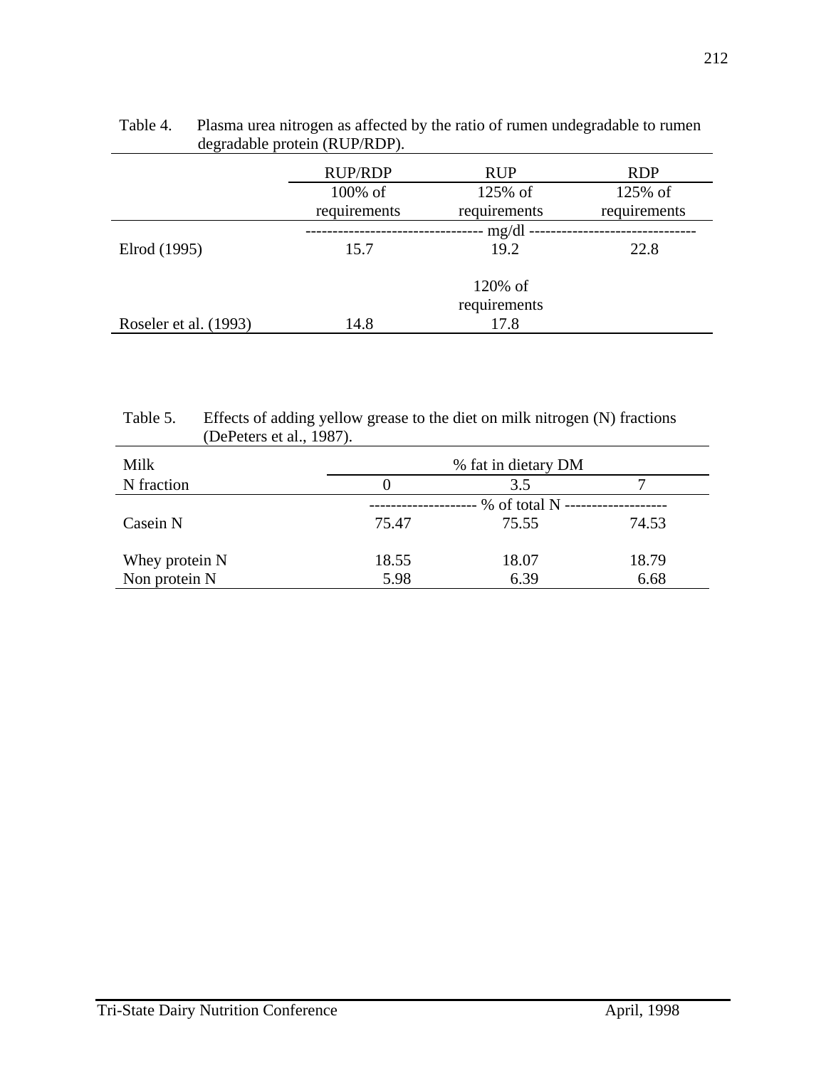Table 4. Plasma urea nitrogen as affected by the ratio of rumen undegradable to rumen degradable protein (RUP/RDP).

| | RUP/RDP | RUP | RDP |
|---|---|---|---|
| | 100% of requirements | 125% of requirements | 125% of requirements |
| | ---------- mg/dl ---------- | | |
| Elrod (1995) | 15.7 | 19.2 | 22.8 |
| | | 120% of requirements | |
| Roseler et al. (1993) | 14.8 | 17.8 | |

Table 5. Effects of adding yellow grease to the diet on milk nitrogen (N) fractions (DePeters et al., 1987).

| Milk N fraction | % fat in dietary DM | | |
|---|---|---|---|
| | 0 | 3.5 | 7 |
| | ---------- % of total N ---------- | | |
| Casein N | 75.47 | 75.55 | 74.53 |
| Whey protein N | 18.55 | 18.07 | 18.79 |
| Non protein N | 5.98 | 6.39 | 6.68 |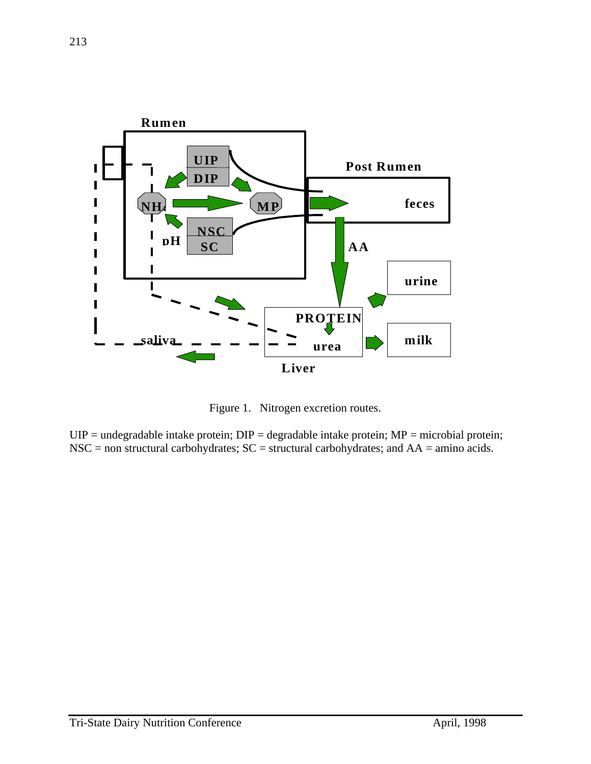Figure 1. Nitrogen excretion routes.

UIP = undegradable intake protein; DIP = degradable intake protein; MP = microbial protein; NSC = non structural carbohydrates; SC = structural carbohydrates; and AA = amino acids.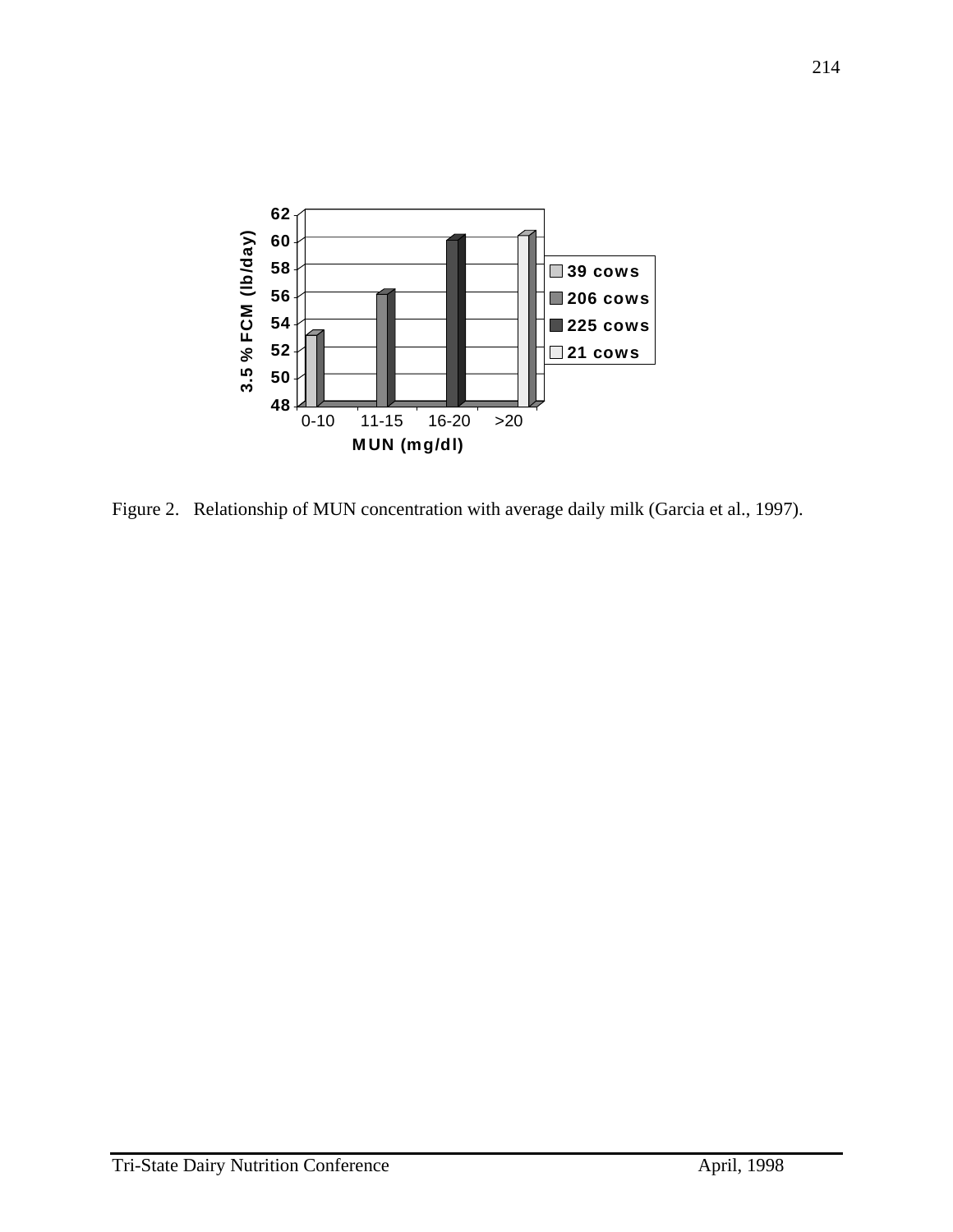Figure 2. Relationship of MUN concentration with average daily milk (Garcia et al., 1997).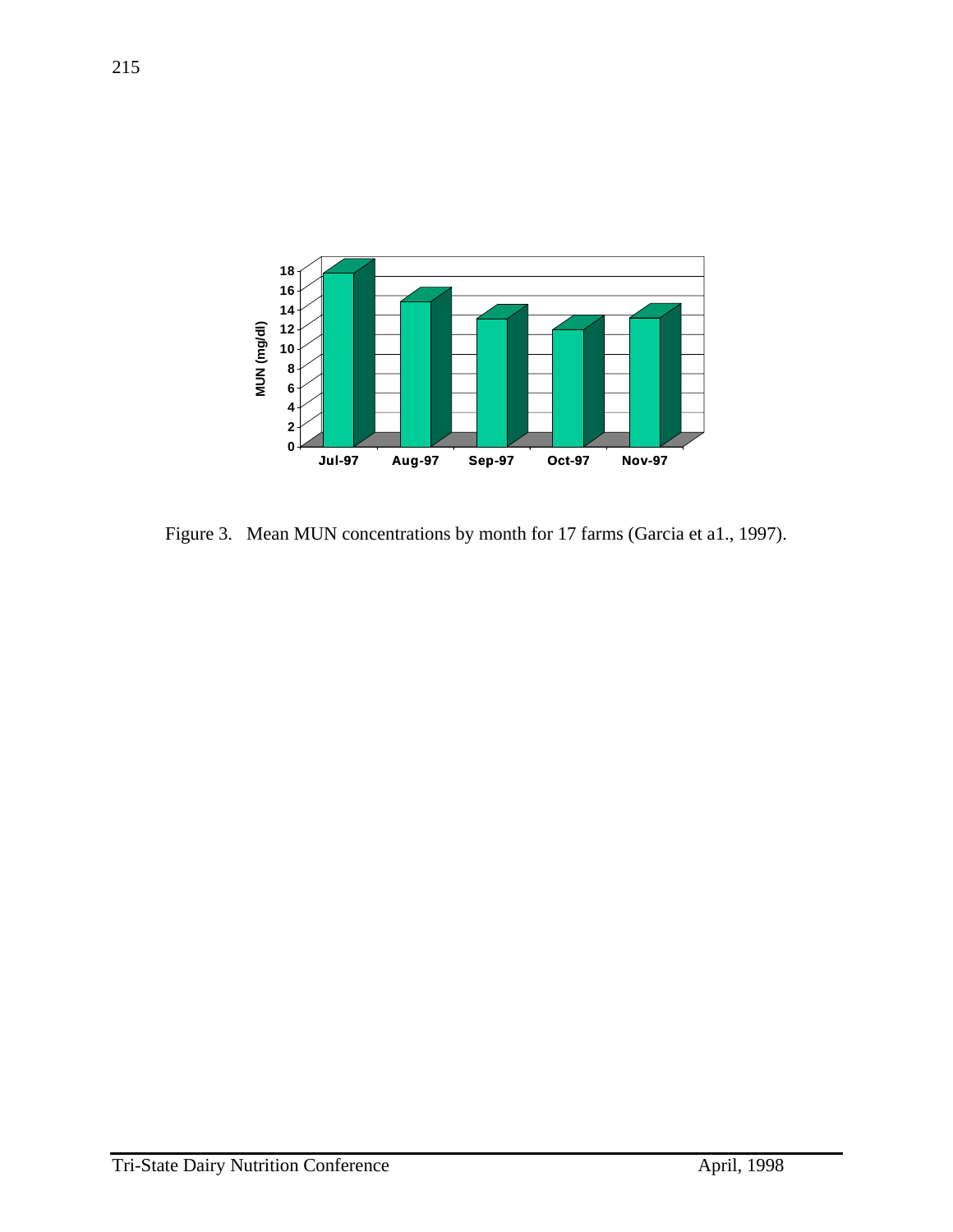Figure 3. Mean MUN concentrations by month for 17 farms (Garcia et a1., 1997).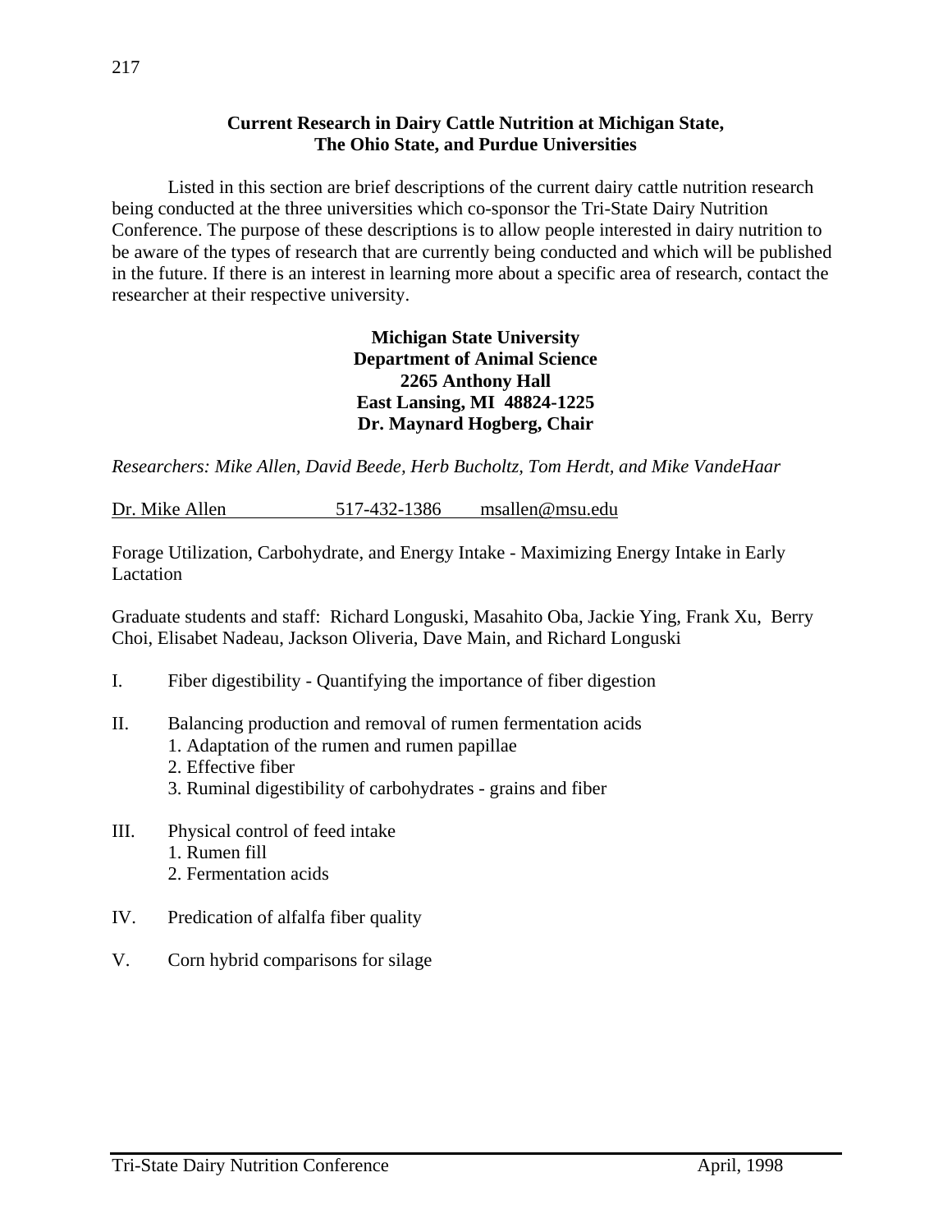## Current Research in Dairy Cattle Nutrition at Michigan State, The Ohio State, and Purdue Universities

Listed in this section are brief descriptions of the current dairy cattle nutrition research being conducted at the three universities which co-sponsor the Tri-State Dairy Nutrition Conference. The purpose of these descriptions is to allow people interested in dairy nutrition to be aware of the types of research that are currently being conducted and which will be published in the future. If there is an interest in learning more about a specific area of research, contact the researcher at their respective university.

### Michigan State University
**Department of Animal Science**
**2265 Anthony Hall**
**East Lansing, MI 48824-1225**
**Dr. Maynard Hogberg, Chair**

*Researchers: Mike Allen, David Beede, Herb Bucholtz, Tom Herdt, and Mike VandeHaar*

Dr. Mike Allen 517-432-1386 msallen@msu.edu

Forage Utilization, Carbohydrate, and Energy Intake - Maximizing Energy Intake in Early Lactation

Graduate students and staff: Richard Longuski, Masahito Oba, Jackie Ying, Frank Xu, Berry Choi, Elisabet Nadeau, Jackson Oliveria, Dave Main, and Richard Longuski

I. Fiber digestibility - Quantifying the importance of fiber digestion

II. Balancing production and removal of rumen fermentation acids
   1. Adaptation of the rumen and rumen papillae
   2. Effective fiber
   3. Ruminal digestibility of carbohydrates - grains and fiber

III. Physical control of feed intake
   1. Rumen fill
   2. Fermentation acids

IV. Predication of alfalfa fiber quality

V. Corn hybrid comparisons for silage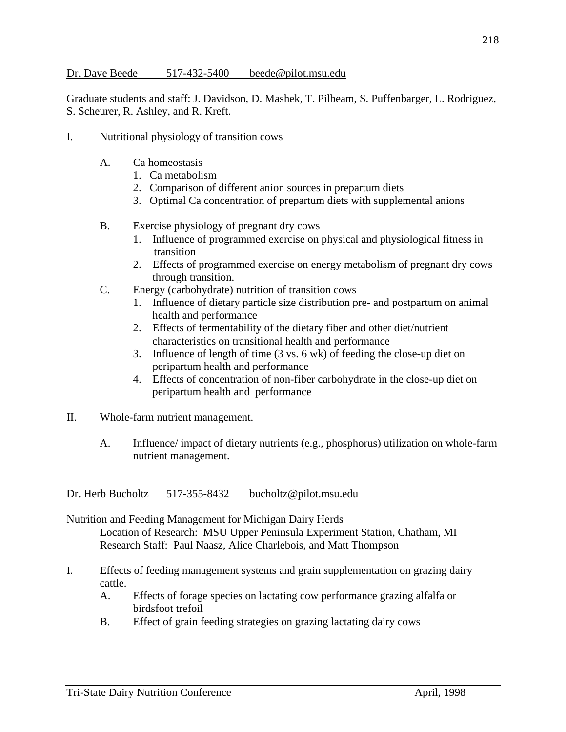Dr. Dave Beede 517-432-5400 beede@pilot.msu.edu

Graduate students and staff: J. Davidson, D. Mashek, T. Pilbeam, S. Puffenbarger, L. Rodriguez, S. Scheurer, R. Ashley, and R. Kreft.

I. Nutritional physiology of transition cows

   A. Ca homeostasis
      1. Ca metabolism
      2. Comparison of different anion sources in prepartum diets
      3. Optimal Ca concentration of prepartum diets with supplemental anions

   B. Exercise physiology of pregnant dry cows
      1. Influence of programmed exercise on physical and physiological fitness in transition
      2. Effects of programmed exercise on energy metabolism of pregnant dry cows through transition.

   C. Energy (carbohydrate) nutrition of transition cows
      1. Influence of dietary particle size distribution pre- and postpartum on animal health and performance
      2. Effects of fermentability of the dietary fiber and other diet/nutrient characteristics on transitional health and performance
      3. Influence of length of time (3 vs. 6 wk) of feeding the close-up diet on peripartum health and performance
      4. Effects of concentration of non-fiber carbohydrate in the close-up diet on peripartum health and performance

II. Whole-farm nutrient management.

   A. Influence/ impact of dietary nutrients (e.g., phosphorus) utilization on whole-farm nutrient management.

Dr. Herb Bucholtz 517-355-8432 bucholtz@pilot.msu.edu

Nutrition and Feeding Management for Michigan Dairy Herds
   Location of Research: MSU Upper Peninsula Experiment Station, Chatham, MI
   Research Staff: Paul Naasz, Alice Charlebois, and Matt Thompson

I. Effects of feeding management systems and grain supplementation on grazing dairy cattle.
   A. Effects of forage species on lactating cow performance grazing alfalfa or birdsfoot trefoil
   B. Effect of grain feeding strategies on grazing lactating dairy cows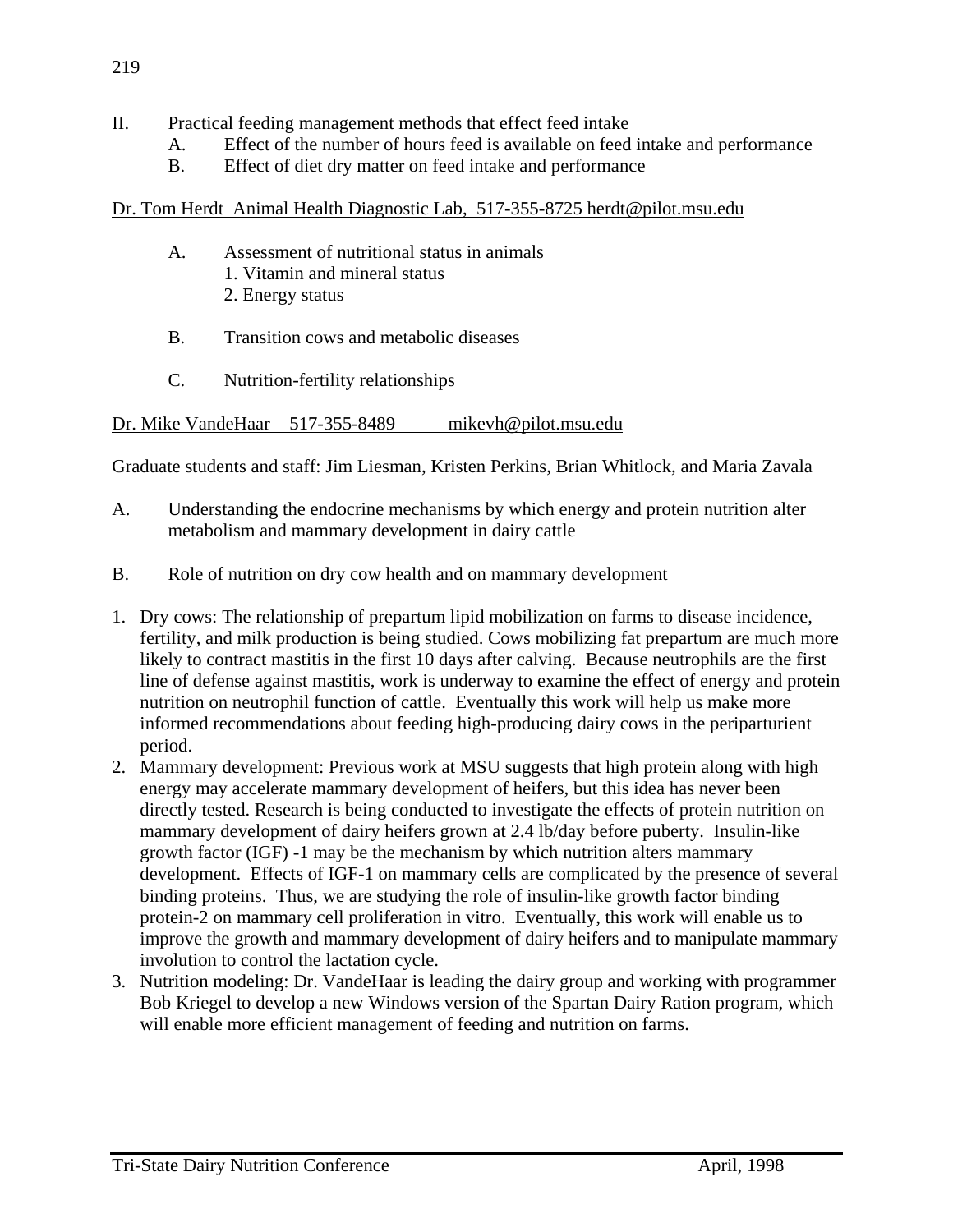II. Practical feeding management methods that effect feed intake
    A. Effect of the number of hours feed is available on feed intake and performance
    B. Effect of diet dry matter on feed intake and performance

Dr. Tom Herdt  Animal Health Diagnostic Lab,  517-355-8725 herdt@pilot.msu.edu

A. Assessment of nutritional status in animals
    1. Vitamin and mineral status
    2. Energy status

B. Transition cows and metabolic diseases

C. Nutrition-fertility relationships

Dr. Mike VandeHaar    517-355-8489          mikevh@pilot.msu.edu

Graduate students and staff: Jim Liesman, Kristen Perkins, Brian Whitlock, and Maria Zavala

A. Understanding the endocrine mechanisms by which energy and protein nutrition alter metabolism and mammary development in dairy cattle

B. Role of nutrition on dry cow health and on mammary development

1. Dry cows: The relationship of prepartum lipid mobilization on farms to disease incidence, fertility, and milk production is being studied. Cows mobilizing fat prepartum are much more likely to contract mastitis in the first 10 days after calving. Because neutrophils are the first line of defense against mastitis, work is underway to examine the effect of energy and protein nutrition on neutrophil function of cattle. Eventually this work will help us make more informed recommendations about feeding high-producing dairy cows in the periparturient period.
2. Mammary development: Previous work at MSU suggests that high protein along with high energy may accelerate mammary development of heifers, but this idea has never been directly tested. Research is being conducted to investigate the effects of protein nutrition on mammary development of dairy heifers grown at 2.4 lb/day before puberty. Insulin-like growth factor (IGF) -1 may be the mechanism by which nutrition alters mammary development. Effects of IGF-1 on mammary cells are complicated by the presence of several binding proteins. Thus, we are studying the role of insulin-like growth factor binding protein-2 on mammary cell proliferation in vitro. Eventually, this work will enable us to improve the growth and mammary development of dairy heifers and to manipulate mammary involution to control the lactation cycle.
3. Nutrition modeling: Dr. VandeHaar is leading the dairy group and working with programmer Bob Kriegel to develop a new Windows version of the Spartan Dairy Ration program, which will enable more efficient management of feeding and nutrition on farms.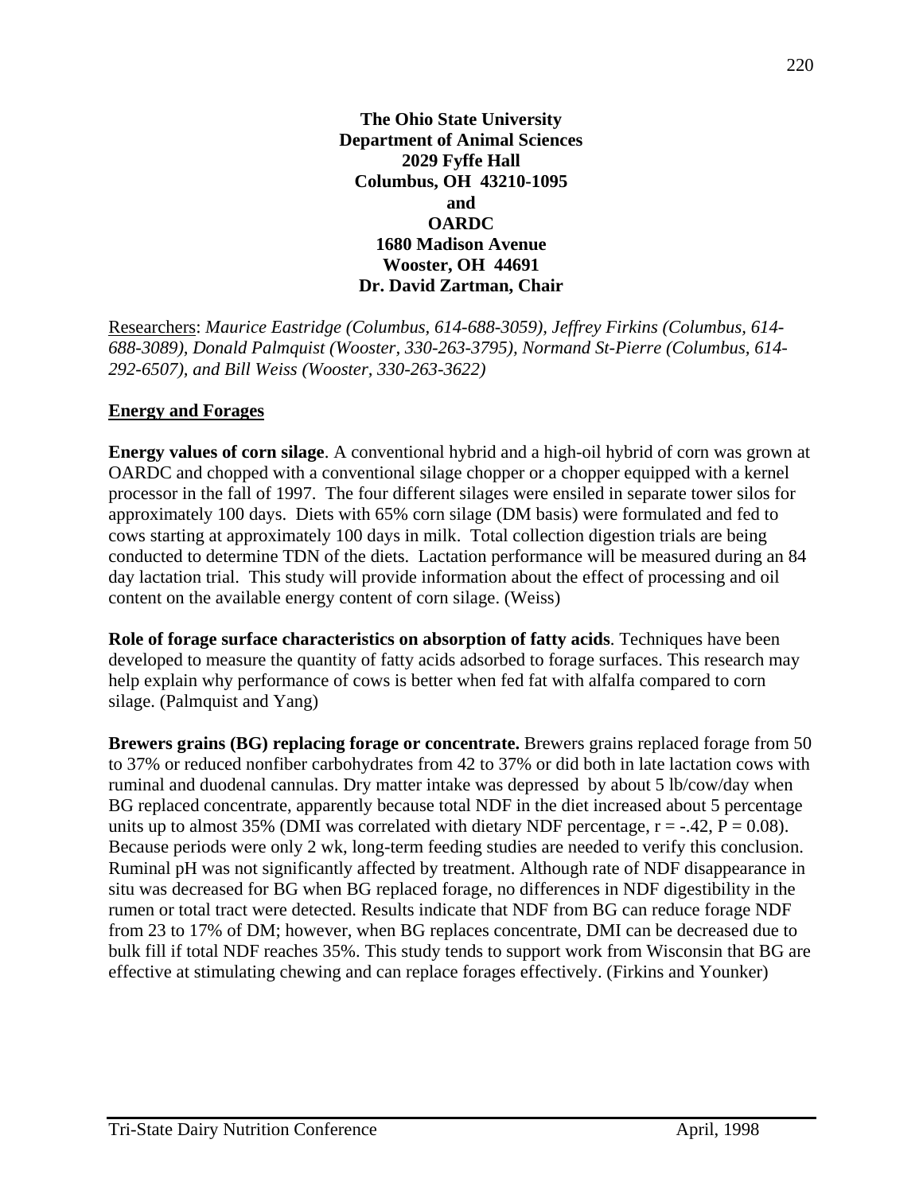**The Ohio State University**
**Department of Animal Sciences**
**2029 Fyffe Hall**
**Columbus, OH 43210-1095**
**and**
**OARDC**
**1680 Madison Avenue**
**Wooster, OH 44691**
**Dr. David Zartman, Chair**

Researchers: *Maurice Eastridge (Columbus, 614-688-3059), Jeffrey Firkins (Columbus, 614-688-3089), Donald Palmquist (Wooster, 330-263-3795), Normand St-Pierre (Columbus, 614-292-6507), and Bill Weiss (Wooster, 330-263-3622)*

## Energy and Forages

**Energy values of corn silage**. A conventional hybrid and a high-oil hybrid of corn was grown at OARDC and chopped with a conventional silage chopper or a chopper equipped with a kernel processor in the fall of 1997. The four different silages were ensiled in separate tower silos for approximately 100 days. Diets with 65% corn silage (DM basis) were formulated and fed to cows starting at approximately 100 days in milk. Total collection digestion trials are being conducted to determine TDN of the diets. Lactation performance will be measured during an 84 day lactation trial. This study will provide information about the effect of processing and oil content on the available energy content of corn silage. (Weiss)

**Role of forage surface characteristics on absorption of fatty acids**. Techniques have been developed to measure the quantity of fatty acids adsorbed to forage surfaces. This research may help explain why performance of cows is better when fed fat with alfalfa compared to corn silage. (Palmquist and Yang)

**Brewers grains (BG) replacing forage or concentrate.** Brewers grains replaced forage from 50 to 37% or reduced nonfiber carbohydrates from 42 to 37% or did both in late lactation cows with ruminal and duodenal cannulas. Dry matter intake was depressed by about 5 lb/cow/day when BG replaced concentrate, apparently because total NDF in the diet increased about 5 percentage units up to almost 35% (DMI was correlated with dietary NDF percentage, $r = -.42$, $P = 0.08$). Because periods were only 2 wk, long-term feeding studies are needed to verify this conclusion. Ruminal pH was not significantly affected by treatment. Although rate of NDF disappearance in situ was decreased for BG when BG replaced forage, no differences in NDF digestibility in the rumen or total tract were detected. Results indicate that NDF from BG can reduce forage NDF from 23 to 17% of DM; however, when BG replaces concentrate, DMI can be decreased due to bulk fill if total NDF reaches 35%. This study tends to support work from Wisconsin that BG are effective at stimulating chewing and can replace forages effectively. (Firkins and Younker)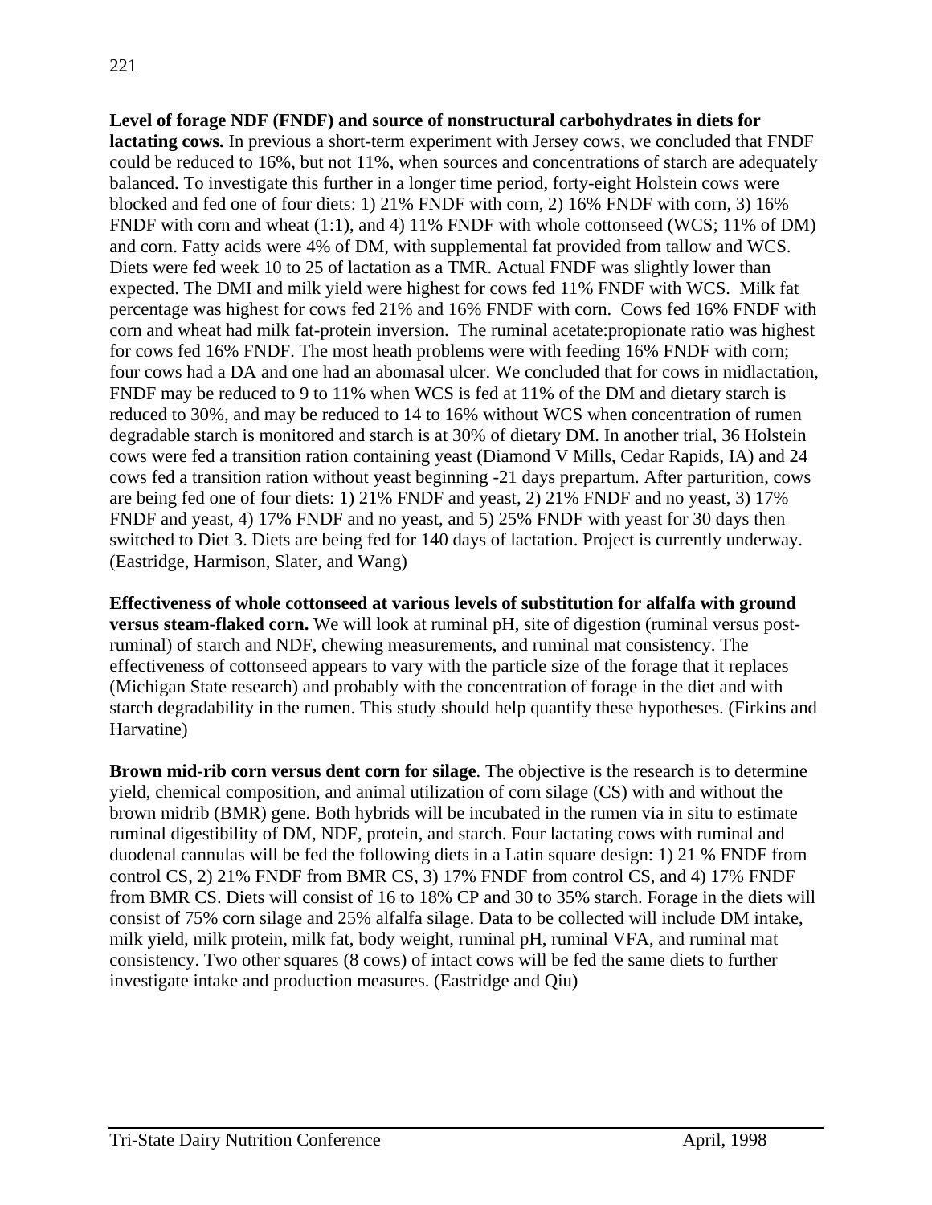**Level of forage NDF (FNDF) and source of nonstructural carbohydrates in diets for lactating cows.** In previous a short-term experiment with Jersey cows, we concluded that FNDF could be reduced to 16%, but not 11%, when sources and concentrations of starch are adequately balanced. To investigate this further in a longer time period, forty-eight Holstein cows were blocked and fed one of four diets: 1) 21% FNDF with corn, 2) 16% FNDF with corn, 3) 16% FNDF with corn and wheat (1:1), and 4) 11% FNDF with whole cottonseed (WCS; 11% of DM) and corn. Fatty acids were 4% of DM, with supplemental fat provided from tallow and WCS. Diets were fed week 10 to 25 of lactation as a TMR. Actual FNDF was slightly lower than expected. The DMI and milk yield were highest for cows fed 11% FNDF with WCS. Milk fat percentage was highest for cows fed 21% and 16% FNDF with corn. Cows fed 16% FNDF with corn and wheat had milk fat-protein inversion. The ruminal acetate:propionate ratio was highest for cows fed 16% FNDF. The most heath problems were with feeding 16% FNDF with corn; four cows had a DA and one had an abomasal ulcer. We concluded that for cows in midlactation, FNDF may be reduced to 9 to 11% when WCS is fed at 11% of the DM and dietary starch is reduced to 30%, and may be reduced to 14 to 16% without WCS when concentration of rumen degradable starch is monitored and starch is at 30% of dietary DM. In another trial, 36 Holstein cows were fed a transition ration containing yeast (Diamond V Mills, Cedar Rapids, IA) and 24 cows fed a transition ration without yeast beginning -21 days prepartum. After parturition, cows are being fed one of four diets: 1) 21% FNDF and yeast, 2) 21% FNDF and no yeast, 3) 17% FNDF and yeast, 4) 17% FNDF and no yeast, and 5) 25% FNDF with yeast for 30 days then switched to Diet 3. Diets are being fed for 140 days of lactation. Project is currently underway. (Eastridge, Harmison, Slater, and Wang)

**Effectiveness of whole cottonseed at various levels of substitution for alfalfa with ground versus steam-flaked corn.** We will look at ruminal pH, site of digestion (ruminal versus post-ruminal) of starch and NDF, chewing measurements, and ruminal mat consistency. The effectiveness of cottonseed appears to vary with the particle size of the forage that it replaces (Michigan State research) and probably with the concentration of forage in the diet and with starch degradability in the rumen. This study should help quantify these hypotheses. (Firkins and Harvatine)

**Brown mid-rib corn versus dent corn for silage**. The objective is the research is to determine yield, chemical composition, and animal utilization of corn silage (CS) with and without the brown midrib (BMR) gene. Both hybrids will be incubated in the rumen via in situ to estimate ruminal digestibility of DM, NDF, protein, and starch. Four lactating cows with ruminal and duodenal cannulas will be fed the following diets in a Latin square design: 1) 21 % FNDF from control CS, 2) 21% FNDF from BMR CS, 3) 17% FNDF from control CS, and 4) 17% FNDF from BMR CS. Diets will consist of 16 to 18% CP and 30 to 35% starch. Forage in the diets will consist of 75% corn silage and 25% alfalfa silage. Data to be collected will include DM intake, milk yield, milk protein, milk fat, body weight, ruminal pH, ruminal VFA, and ruminal mat consistency. Two other squares (8 cows) of intact cows will be fed the same diets to further investigate intake and production measures. (Eastridge and Qiu)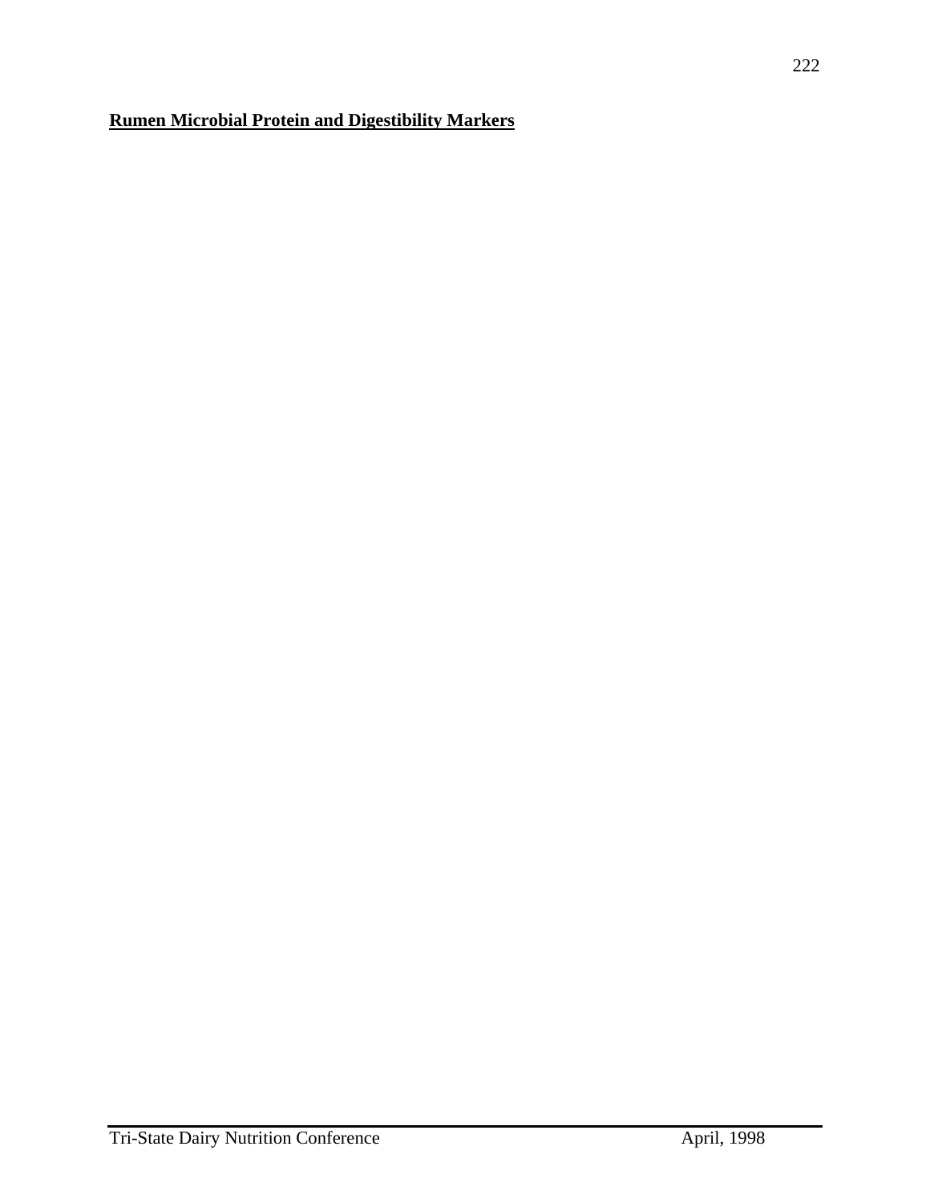**Rumen Microbial Protein and Digestibility Markers**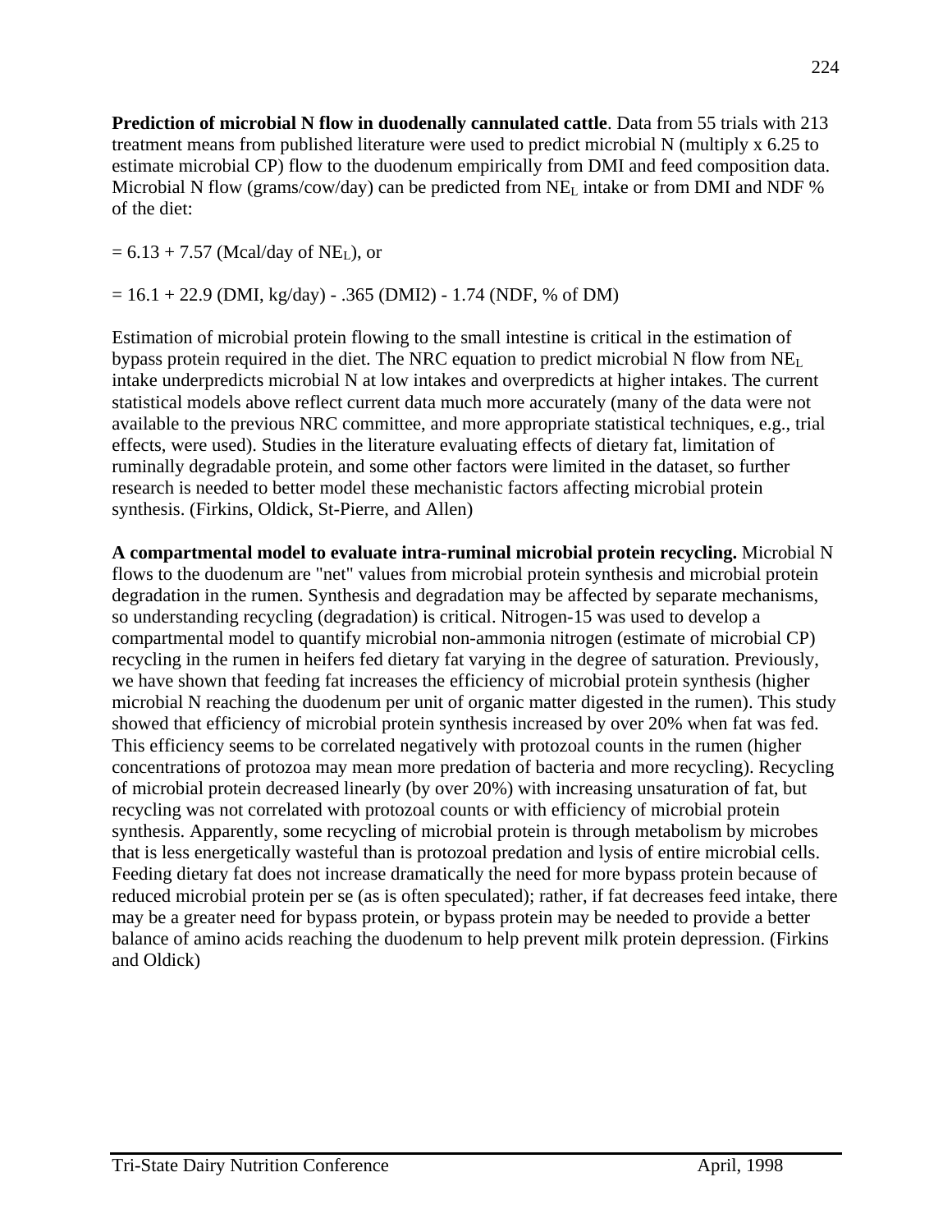**Prediction of microbial N flow in duodenally cannulated cattle**. Data from 55 trials with 213 treatment means from published literature were used to predict microbial N (multiply x 6.25 to estimate microbial CP) flow to the duodenum empirically from DMI and feed composition data. Microbial N flow (grams/cow/day) can be predicted from $NE_L$ intake or from DMI and NDF % of the diet:

$= 6.13 + 7.57$ (Mcal/day of $NE_L$), or

$= 16.1 + 22.9$ (DMI, kg/day) - .365 (DMI2) - 1.74 (NDF, % of DM)

Estimation of microbial protein flowing to the small intestine is critical in the estimation of bypass protein required in the diet. The NRC equation to predict microbial N flow from $NE_L$ intake underpredicts microbial N at low intakes and overpredicts at higher intakes. The current statistical models above reflect current data much more accurately (many of the data were not available to the previous NRC committee, and more appropriate statistical techniques, e.g., trial effects, were used). Studies in the literature evaluating effects of dietary fat, limitation of ruminally degradable protein, and some other factors were limited in the dataset, so further research is needed to better model these mechanistic factors affecting microbial protein synthesis. (Firkins, Oldick, St-Pierre, and Allen)

**A compartmental model to evaluate intra-ruminal microbial protein recycling.** Microbial N flows to the duodenum are "net" values from microbial protein synthesis and microbial protein degradation in the rumen. Synthesis and degradation may be affected by separate mechanisms, so understanding recycling (degradation) is critical. Nitrogen-15 was used to develop a compartmental model to quantify microbial non-ammonia nitrogen (estimate of microbial CP) recycling in the rumen in heifers fed dietary fat varying in the degree of saturation. Previously, we have shown that feeding fat increases the efficiency of microbial protein synthesis (higher microbial N reaching the duodenum per unit of organic matter digested in the rumen). This study showed that efficiency of microbial protein synthesis increased by over 20% when fat was fed. This efficiency seems to be correlated negatively with protozoal counts in the rumen (higher concentrations of protozoa may mean more predation of bacteria and more recycling). Recycling of microbial protein decreased linearly (by over 20%) with increasing unsaturation of fat, but recycling was not correlated with protozoal counts or with efficiency of microbial protein synthesis. Apparently, some recycling of microbial protein is through metabolism by microbes that is less energetically wasteful than is protozoal predation and lysis of entire microbial cells. Feeding dietary fat does not increase dramatically the need for more bypass protein because of reduced microbial protein per se (as is often speculated); rather, if fat decreases feed intake, there may be a greater need for bypass protein, or bypass protein may be needed to provide a better balance of amino acids reaching the duodenum to help prevent milk protein depression. (Firkins and Oldick)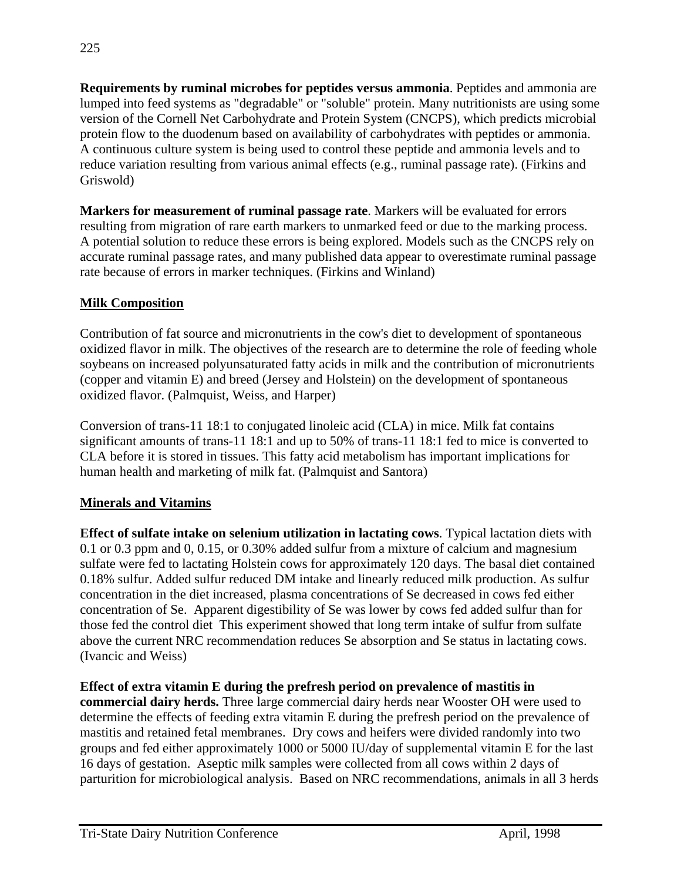**Requirements by ruminal microbes for peptides versus ammonia**. Peptides and ammonia are lumped into feed systems as "degradable" or "soluble" protein. Many nutritionists are using some version of the Cornell Net Carbohydrate and Protein System (CNCPS), which predicts microbial protein flow to the duodenum based on availability of carbohydrates with peptides or ammonia. A continuous culture system is being used to control these peptide and ammonia levels and to reduce variation resulting from various animal effects (e.g., ruminal passage rate). (Firkins and Griswold)

**Markers for measurement of ruminal passage rate**. Markers will be evaluated for errors resulting from migration of rare earth markers to unmarked feed or due to the marking process. A potential solution to reduce these errors is being explored. Models such as the CNCPS rely on accurate ruminal passage rates, and many published data appear to overestimate ruminal passage rate because of errors in marker techniques. (Firkins and Winland)

## Milk Composition

Contribution of fat source and micronutrients in the cow's diet to development of spontaneous oxidized flavor in milk. The objectives of the research are to determine the role of feeding whole soybeans on increased polyunsaturated fatty acids in milk and the contribution of micronutrients (copper and vitamin E) and breed (Jersey and Holstein) on the development of spontaneous oxidized flavor. (Palmquist, Weiss, and Harper)

Conversion of trans-11 18:1 to conjugated linoleic acid (CLA) in mice. Milk fat contains significant amounts of trans-11 18:1 and up to 50% of trans-11 18:1 fed to mice is converted to CLA before it is stored in tissues. This fatty acid metabolism has important implications for human health and marketing of milk fat. (Palmquist and Santora)

## Minerals and Vitamins

**Effect of sulfate intake on selenium utilization in lactating cows**. Typical lactation diets with 0.1 or 0.3 ppm and 0, 0.15, or 0.30% added sulfur from a mixture of calcium and magnesium sulfate were fed to lactating Holstein cows for approximately 120 days. The basal diet contained 0.18% sulfur. Added sulfur reduced DM intake and linearly reduced milk production. As sulfur concentration in the diet increased, plasma concentrations of Se decreased in cows fed either concentration of Se. Apparent digestibility of Se was lower by cows fed added sulfur than for those fed the control diet This experiment showed that long term intake of sulfur from sulfate above the current NRC recommendation reduces Se absorption and Se status in lactating cows. (Ivancic and Weiss)

**Effect of extra vitamin E during the prefresh period on prevalence of mastitis in commercial dairy herds.** Three large commercial dairy herds near Wooster OH were used to determine the effects of feeding extra vitamin E during the prefresh period on the prevalence of mastitis and retained fetal membranes. Dry cows and heifers were divided randomly into two groups and fed either approximately 1000 or 5000 IU/day of supplemental vitamin E for the last 16 days of gestation. Aseptic milk samples were collected from all cows within 2 days of parturition for microbiological analysis. Based on NRC recommendations, animals in all 3 herds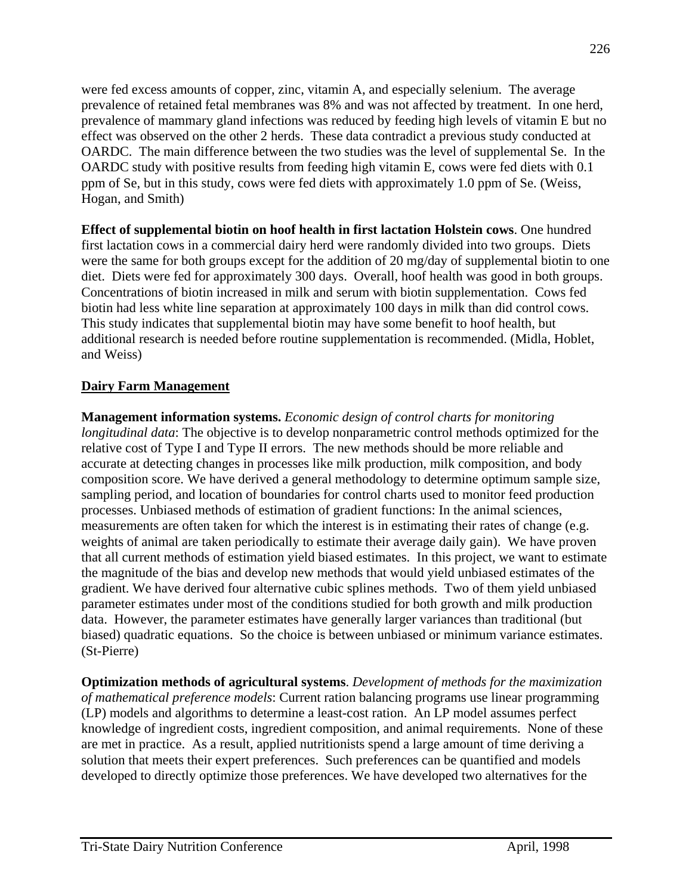were fed excess amounts of copper, zinc, vitamin A, and especially selenium. The average prevalence of retained fetal membranes was 8% and was not affected by treatment. In one herd, prevalence of mammary gland infections was reduced by feeding high levels of vitamin E but no effect was observed on the other 2 herds. These data contradict a previous study conducted at OARDC. The main difference between the two studies was the level of supplemental Se. In the OARDC study with positive results from feeding high vitamin E, cows were fed diets with 0.1 ppm of Se, but in this study, cows were fed diets with approximately 1.0 ppm of Se. (Weiss, Hogan, and Smith)

**Effect of supplemental biotin on hoof health in first lactation Holstein cows**. One hundred first lactation cows in a commercial dairy herd were randomly divided into two groups. Diets were the same for both groups except for the addition of 20 mg/day of supplemental biotin to one diet. Diets were fed for approximately 300 days. Overall, hoof health was good in both groups. Concentrations of biotin increased in milk and serum with biotin supplementation. Cows fed biotin had less white line separation at approximately 100 days in milk than did control cows. This study indicates that supplemental biotin may have some benefit to hoof health, but additional research is needed before routine supplementation is recommended. (Midla, Hoblet, and Weiss)

## Dairy Farm Management

**Management information systems.** *Economic design of control charts for monitoring longitudinal data*: The objective is to develop nonparametric control methods optimized for the relative cost of Type I and Type II errors. The new methods should be more reliable and accurate at detecting changes in processes like milk production, milk composition, and body composition score. We have derived a general methodology to determine optimum sample size, sampling period, and location of boundaries for control charts used to monitor feed production processes. Unbiased methods of estimation of gradient functions: In the animal sciences, measurements are often taken for which the interest is in estimating their rates of change (e.g. weights of animal are taken periodically to estimate their average daily gain). We have proven that all current methods of estimation yield biased estimates. In this project, we want to estimate the magnitude of the bias and develop new methods that would yield unbiased estimates of the gradient. We have derived four alternative cubic splines methods. Two of them yield unbiased parameter estimates under most of the conditions studied for both growth and milk production data. However, the parameter estimates have generally larger variances than traditional (but biased) quadratic equations. So the choice is between unbiased or minimum variance estimates. (St-Pierre)

**Optimization methods of agricultural systems**. *Development of methods for the maximization of mathematical preference models*: Current ration balancing programs use linear programming (LP) models and algorithms to determine a least-cost ration. An LP model assumes perfect knowledge of ingredient costs, ingredient composition, and animal requirements. None of these are met in practice. As a result, applied nutritionists spend a large amount of time deriving a solution that meets their expert preferences. Such preferences can be quantified and models developed to directly optimize those preferences. We have developed two alternatives for the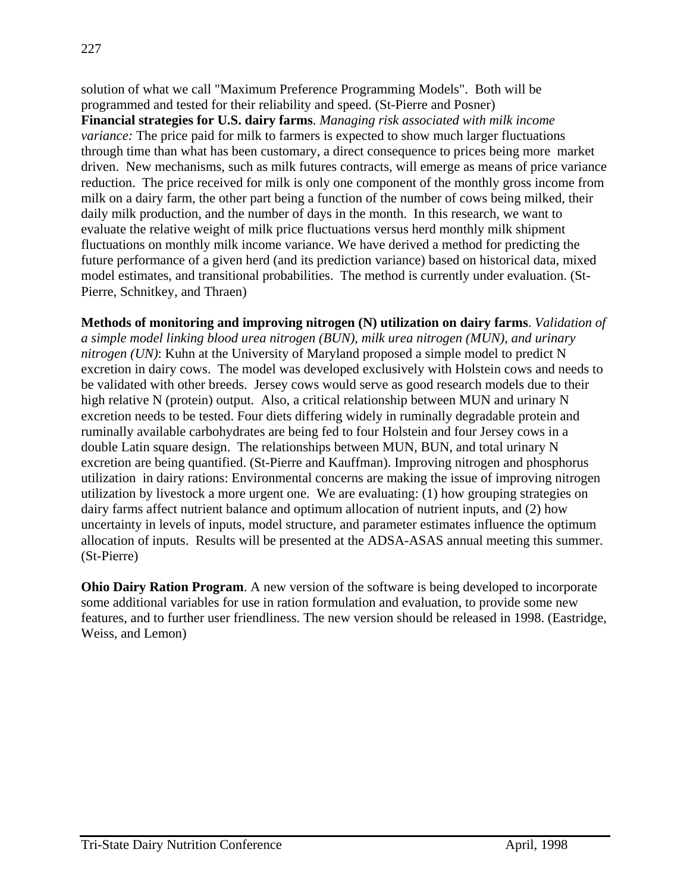solution of what we call "Maximum Preference Programming Models". Both will be programmed and tested for their reliability and speed. (St-Pierre and Posner)

**Financial strategies for U.S. dairy farms**. *Managing risk associated with milk income variance:* The price paid for milk to farmers is expected to show much larger fluctuations through time than what has been customary, a direct consequence to prices being more market driven. New mechanisms, such as milk futures contracts, will emerge as means of price variance reduction. The price received for milk is only one component of the monthly gross income from milk on a dairy farm, the other part being a function of the number of cows being milked, their daily milk production, and the number of days in the month. In this research, we want to evaluate the relative weight of milk price fluctuations versus herd monthly milk shipment fluctuations on monthly milk income variance. We have derived a method for predicting the future performance of a given herd (and its prediction variance) based on historical data, mixed model estimates, and transitional probabilities. The method is currently under evaluation. (St-Pierre, Schnitkey, and Thraen)

**Methods of monitoring and improving nitrogen (N) utilization on dairy farms**. *Validation of a simple model linking blood urea nitrogen (BUN), milk urea nitrogen (MUN), and urinary nitrogen (UN)*: Kuhn at the University of Maryland proposed a simple model to predict N excretion in dairy cows. The model was developed exclusively with Holstein cows and needs to be validated with other breeds. Jersey cows would serve as good research models due to their high relative N (protein) output. Also, a critical relationship between MUN and urinary N excretion needs to be tested. Four diets differing widely in ruminally degradable protein and ruminally available carbohydrates are being fed to four Holstein and four Jersey cows in a double Latin square design. The relationships between MUN, BUN, and total urinary N excretion are being quantified. (St-Pierre and Kauffman). Improving nitrogen and phosphorus utilization in dairy rations: Environmental concerns are making the issue of improving nitrogen utilization by livestock a more urgent one. We are evaluating: (1) how grouping strategies on dairy farms affect nutrient balance and optimum allocation of nutrient inputs, and (2) how uncertainty in levels of inputs, model structure, and parameter estimates influence the optimum allocation of inputs. Results will be presented at the ADSA-ASAS annual meeting this summer. (St-Pierre)

**Ohio Dairy Ration Program**. A new version of the software is being developed to incorporate some additional variables for use in ration formulation and evaluation, to provide some new features, and to further user friendliness. The new version should be released in 1998. (Eastridge, Weiss, and Lemon)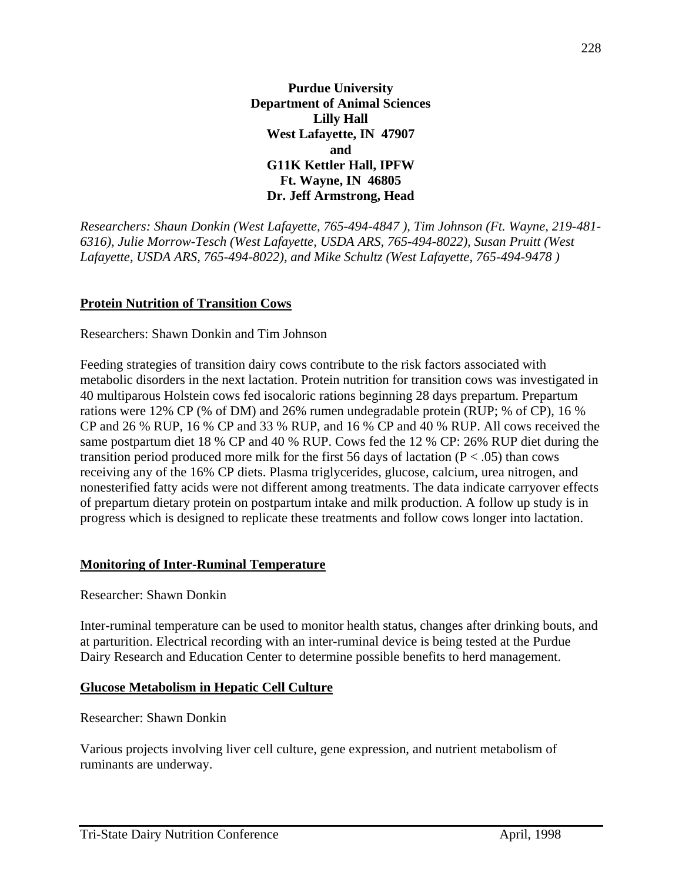**Purdue University**
**Department of Animal Sciences**
**Lilly Hall**
**West Lafayette, IN 47907**
**and**
**G11K Kettler Hall, IPFW**
**Ft. Wayne, IN 46805**
**Dr. Jeff Armstrong, Head**

*Researchers: Shaun Donkin (West Lafayette, 765-494-4847 ), Tim Johnson (Ft. Wayne, 219-481-6316), Julie Morrow-Tesch (West Lafayette, USDA ARS, 765-494-8022), Susan Pruitt (West Lafayette, USDA ARS, 765-494-8022), and Mike Schultz (West Lafayette, 765-494-9478 )*

## Protein Nutrition of Transition Cows

Researchers: Shawn Donkin and Tim Johnson

Feeding strategies of transition dairy cows contribute to the risk factors associated with metabolic disorders in the next lactation. Protein nutrition for transition cows was investigated in 40 multiparous Holstein cows fed isocaloric rations beginning 28 days prepartum. Prepartum rations were 12% CP (% of DM) and 26% rumen undegradable protein (RUP; % of CP), 16 % CP and 26 % RUP, 16 % CP and 33 % RUP, and 16 % CP and 40 % RUP. All cows received the same postpartum diet 18 % CP and 40 % RUP. Cows fed the 12 % CP: 26% RUP diet during the transition period produced more milk for the first 56 days of lactation ($P < .05$) than cows receiving any of the 16% CP diets. Plasma triglycerides, glucose, calcium, urea nitrogen, and nonesterified fatty acids were not different among treatments. The data indicate carryover effects of prepartum dietary protein on postpartum intake and milk production. A follow up study is in progress which is designed to replicate these treatments and follow cows longer into lactation.

## Monitoring of Inter-Ruminal Temperature

Researcher: Shawn Donkin

Inter-ruminal temperature can be used to monitor health status, changes after drinking bouts, and at parturition. Electrical recording with an inter-ruminal device is being tested at the Purdue Dairy Research and Education Center to determine possible benefits to herd management.

## Glucose Metabolism in Hepatic Cell Culture

Researcher: Shawn Donkin

Various projects involving liver cell culture, gene expression, and nutrient metabolism of ruminants are underway.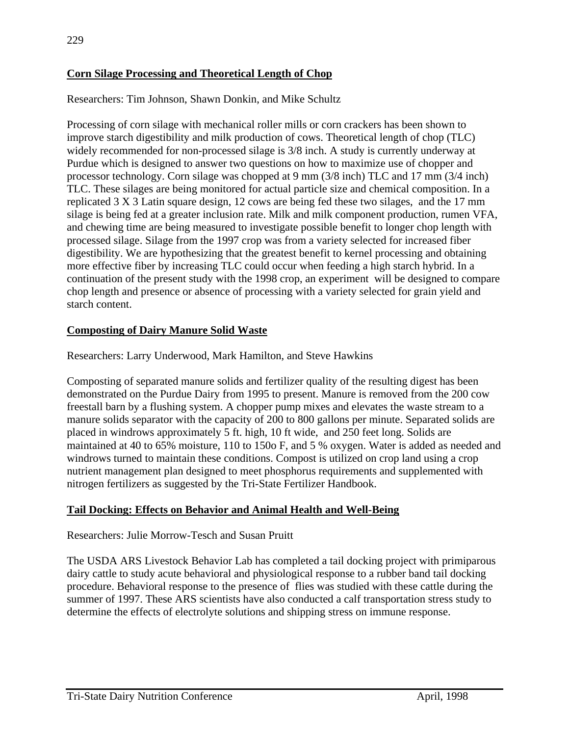## Corn Silage Processing and Theoretical Length of Chop

Researchers: Tim Johnson, Shawn Donkin, and Mike Schultz

Processing of corn silage with mechanical roller mills or corn crackers has been shown to improve starch digestibility and milk production of cows. Theoretical length of chop (TLC) widely recommended for non-processed silage is 3/8 inch. A study is currently underway at Purdue which is designed to answer two questions on how to maximize use of chopper and processor technology. Corn silage was chopped at 9 mm (3/8 inch) TLC and 17 mm (3/4 inch) TLC. These silages are being monitored for actual particle size and chemical composition. In a replicated 3 X 3 Latin square design, 12 cows are being fed these two silages, and the 17 mm silage is being fed at a greater inclusion rate. Milk and milk component production, rumen VFA, and chewing time are being measured to investigate possible benefit to longer chop length with processed silage. Silage from the 1997 crop was from a variety selected for increased fiber digestibility. We are hypothesizing that the greatest benefit to kernel processing and obtaining more effective fiber by increasing TLC could occur when feeding a high starch hybrid. In a continuation of the present study with the 1998 crop, an experiment will be designed to compare chop length and presence or absence of processing with a variety selected for grain yield and starch content.

## Composting of Dairy Manure Solid Waste

Researchers: Larry Underwood, Mark Hamilton, and Steve Hawkins

Composting of separated manure solids and fertilizer quality of the resulting digest has been demonstrated on the Purdue Dairy from 1995 to present. Manure is removed from the 200 cow freestall barn by a flushing system. A chopper pump mixes and elevates the waste stream to a manure solids separator with the capacity of 200 to 800 gallons per minute. Separated solids are placed in windrows approximately 5 ft. high, 10 ft wide, and 250 feet long. Solids are maintained at 40 to 65% moisture, 110 to 150o F, and 5 % oxygen. Water is added as needed and windrows turned to maintain these conditions. Compost is utilized on crop land using a crop nutrient management plan designed to meet phosphorus requirements and supplemented with nitrogen fertilizers as suggested by the Tri-State Fertilizer Handbook.

## Tail Docking: Effects on Behavior and Animal Health and Well-Being

Researchers: Julie Morrow-Tesch and Susan Pruitt

The USDA ARS Livestock Behavior Lab has completed a tail docking project with primiparous dairy cattle to study acute behavioral and physiological response to a rubber band tail docking procedure. Behavioral response to the presence of flies was studied with these cattle during the summer of 1997. These ARS scientists have also conducted a calf transportation stress study to determine the effects of electrolyte solutions and shipping stress on immune response.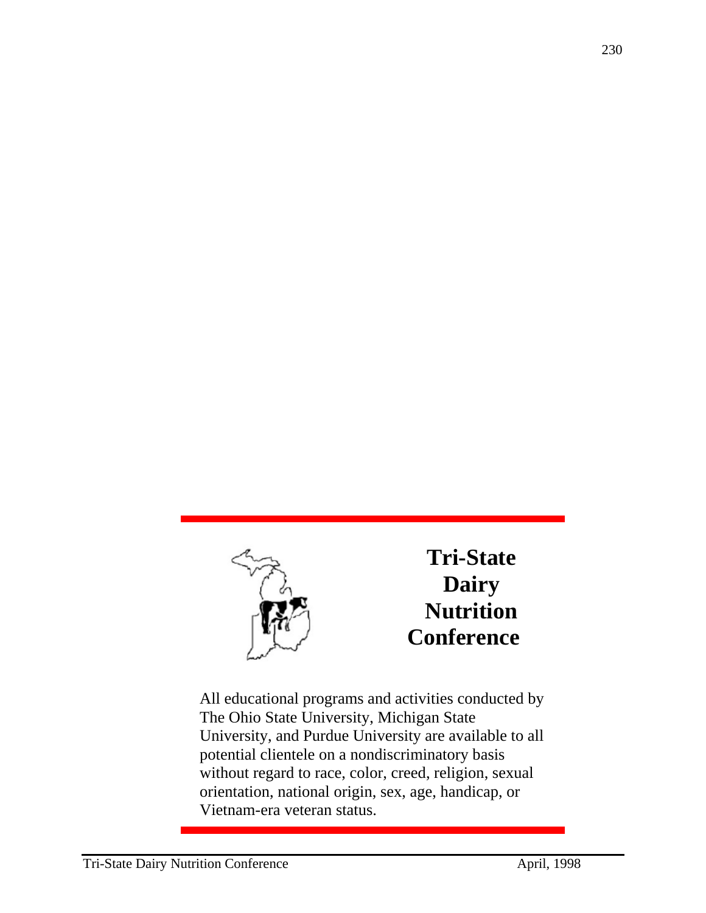**Tri-State Dairy Nutrition Conference**

All educational programs and activities conducted by The Ohio State University, Michigan State University, and Purdue University are available to all potential clientele on a nondiscriminatory basis without regard to race, color, creed, religion, sexual orientation, national origin, sex, age, handicap, or Vietnam-era veteran status.